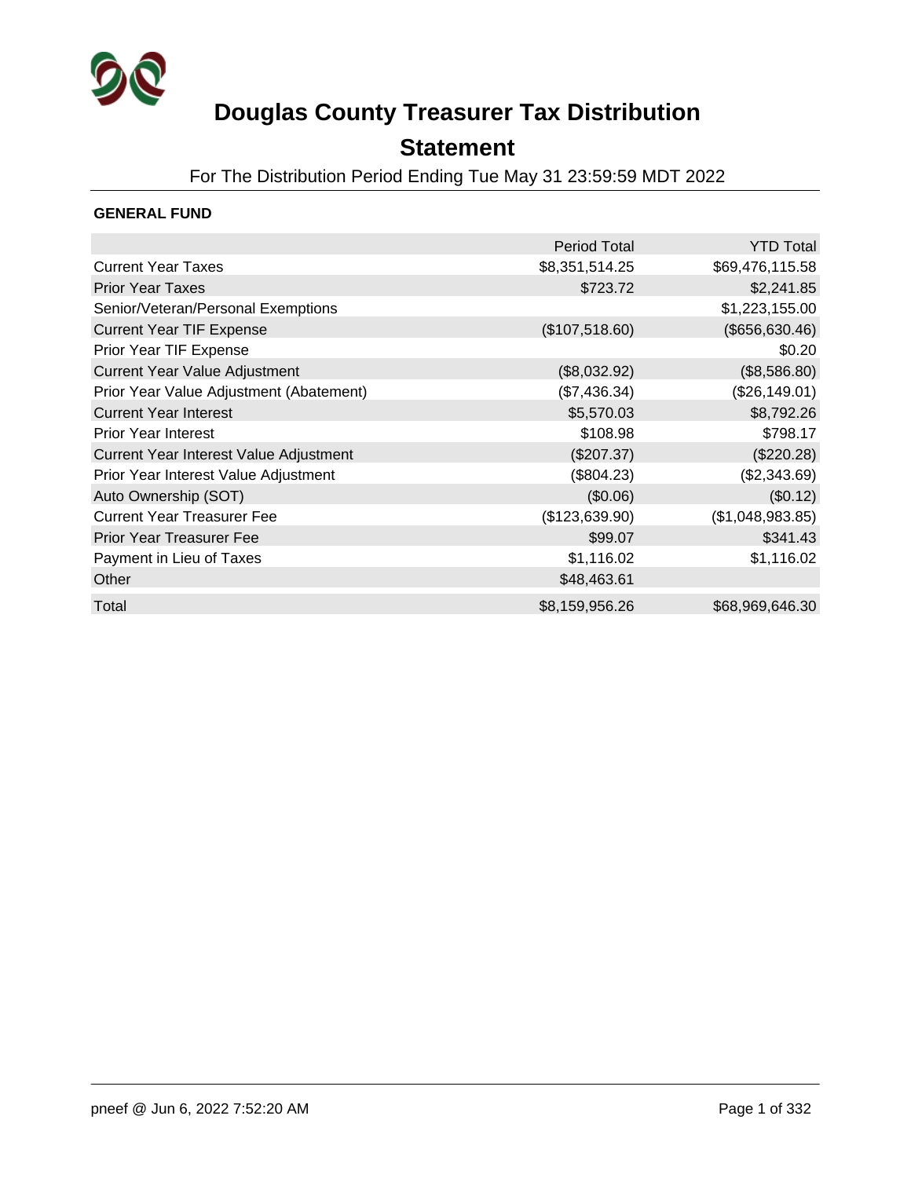# Douglas County Treasurer Tax Distribution Statement

For The Distribution Period Ending Tue May 31 23:59:59 MDT 2022

**GENERAL FUND**

| | Period Total | YTD Total |
|---|---|---|
| Current Year Taxes | $8,351,514.25 | $69,476,115.58 |
| Prior Year Taxes | $723.72 | $2,241.85 |
| Senior/Veteran/Personal Exemptions | | $1,223,155.00 |
| Current Year TIF Expense | ($107,518.60) | ($656,630.46) |
| Prior Year TIF Expense | | $0.20 |
| Current Year Value Adjustment | ($8,032.92) | ($8,586.80) |
| Prior Year Value Adjustment (Abatement) | ($7,436.34) | ($26,149.01) |
| Current Year Interest | $5,570.03 | $8,792.26 |
| Prior Year Interest | $108.98 | $798.17 |
| Current Year Interest Value Adjustment | ($207.37) | ($220.28) |
| Prior Year Interest Value Adjustment | ($804.23) | ($2,343.69) |
| Auto Ownership (SOT) | ($0.06) | ($0.12) |
| Current Year Treasurer Fee | ($123,639.90) | ($1,048,983.85) |
| Prior Year Treasurer Fee | $99.07 | $341.43 |
| Payment in Lieu of Taxes | $1,116.02 | $1,116.02 |
| Other | $48,463.61 | |
| Total | $8,159,956.26 | $68,969,646.30 |

pneef @ Jun 6, 2022 7:52:20 AM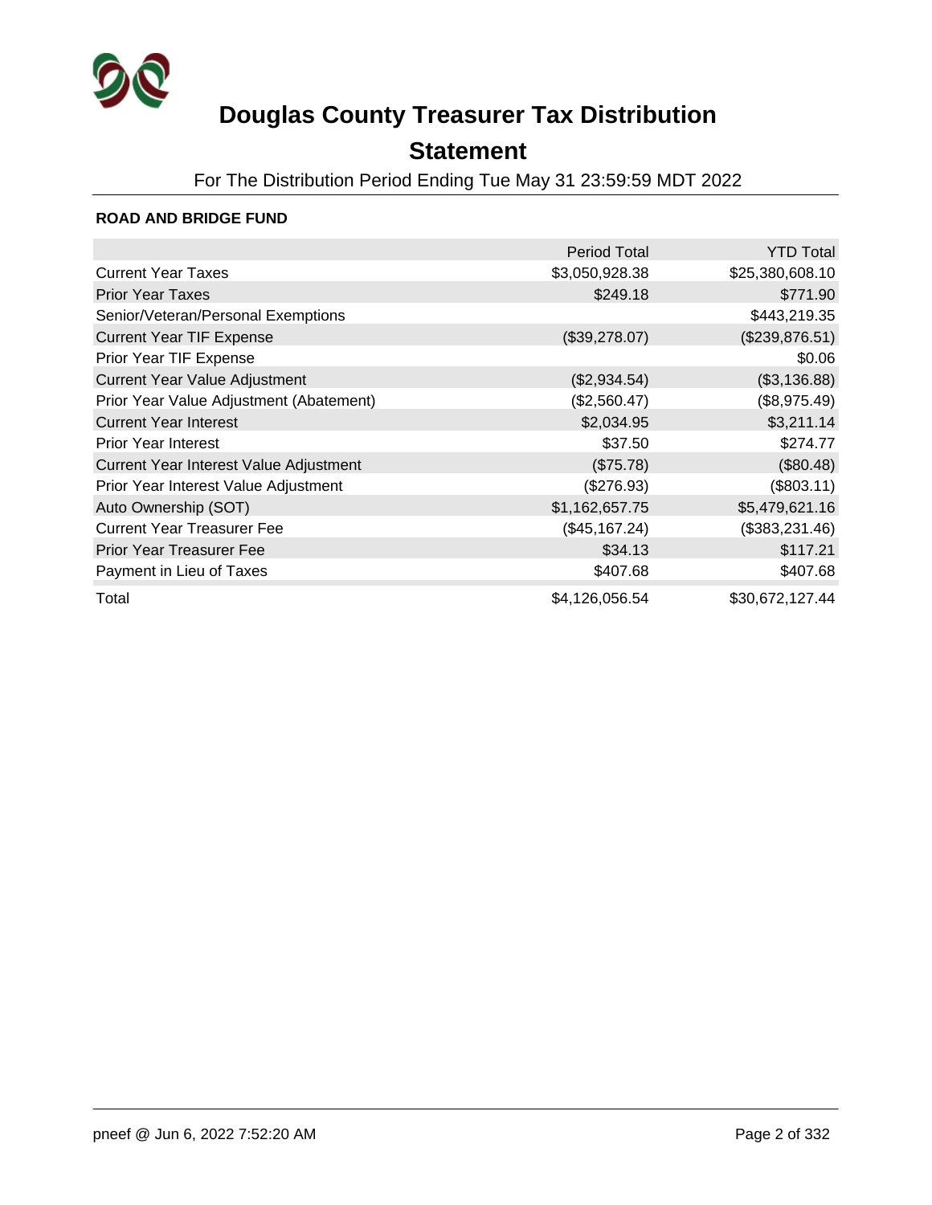# Douglas County Treasurer Tax Distribution

## Statement

For The Distribution Period Ending Tue May 31 23:59:59 MDT 2022

**ROAD AND BRIDGE FUND**

| | Period Total | YTD Total |
|---|---|---|
| Current Year Taxes | $3,050,928.38 | $25,380,608.10 |
| Prior Year Taxes | $249.18 | $771.90 |
| Senior/Veteran/Personal Exemptions | | $443,219.35 |
| Current Year TIF Expense | ($39,278.07) | ($239,876.51) |
| Prior Year TIF Expense | | $0.06 |
| Current Year Value Adjustment | ($2,934.54) | ($3,136.88) |
| Prior Year Value Adjustment (Abatement) | ($2,560.47) | ($8,975.49) |
| Current Year Interest | $2,034.95 | $3,211.14 |
| Prior Year Interest | $37.50 | $274.77 |
| Current Year Interest Value Adjustment | ($75.78) | ($80.48) |
| Prior Year Interest Value Adjustment | ($276.93) | ($803.11) |
| Auto Ownership (SOT) | $1,162,657.75 | $5,479,621.16 |
| Current Year Treasurer Fee | ($45,167.24) | ($383,231.46) |
| Prior Year Treasurer Fee | $34.13 | $117.21 |
| Payment in Lieu of Taxes | $407.68 | $407.68 |
| Total | $4,126,056.54 | $30,672,127.44 |

pneef @ Jun 6, 2022 7:52:20 AM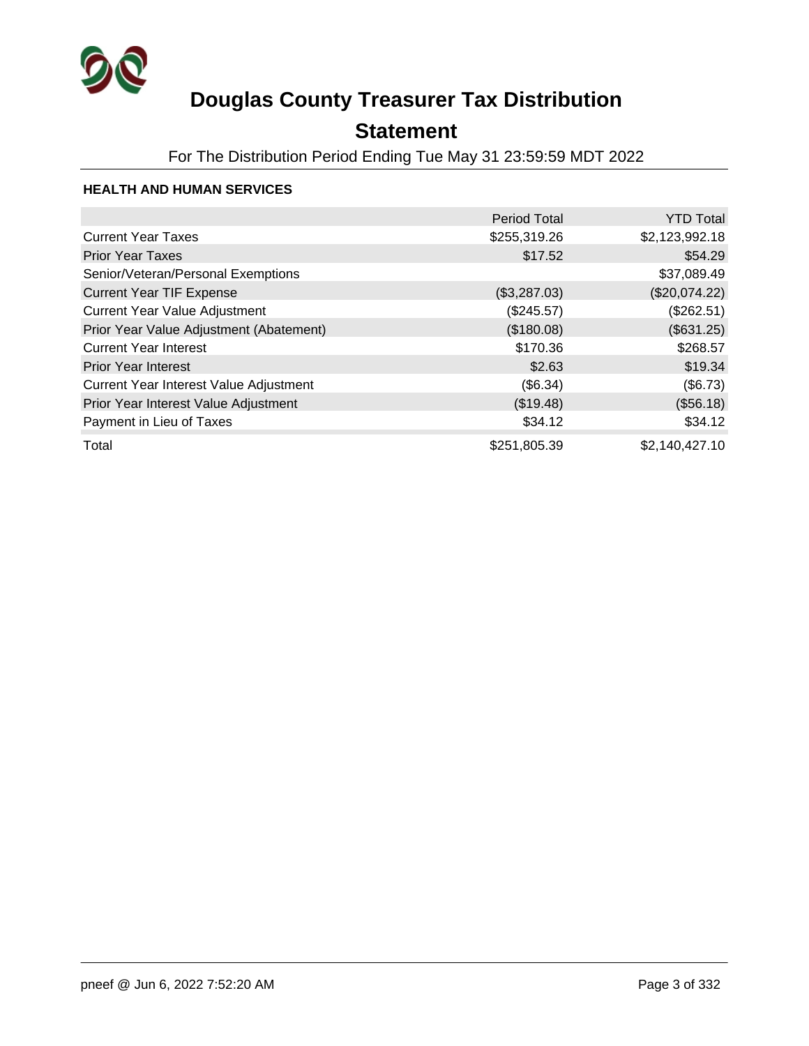# Douglas County Treasurer Tax Distribution

## Statement

For The Distribution Period Ending Tue May 31 23:59:59 MDT 2022

### HEALTH AND HUMAN SERVICES

| | Period Total | YTD Total |
|---|---:|---:|
| Current Year Taxes | $255,319.26 | $2,123,992.18 |
| Prior Year Taxes | $17.52 | $54.29 |
| Senior/Veteran/Personal Exemptions | | $37,089.49 |
| Current Year TIF Expense | ($3,287.03) | ($20,074.22) |
| Current Year Value Adjustment | ($245.57) | ($262.51) |
| Prior Year Value Adjustment (Abatement) | ($180.08) | ($631.25) |
| Current Year Interest | $170.36 | $268.57 |
| Prior Year Interest | $2.63 | $19.34 |
| Current Year Interest Value Adjustment | ($6.34) | ($6.73) |
| Prior Year Interest Value Adjustment | ($19.48) | ($56.18) |
| Payment in Lieu of Taxes | $34.12 | $34.12 |
| Total | $251,805.39 | $2,140,427.10 |

pneef @ Jun 6, 2022 7:52:20 AM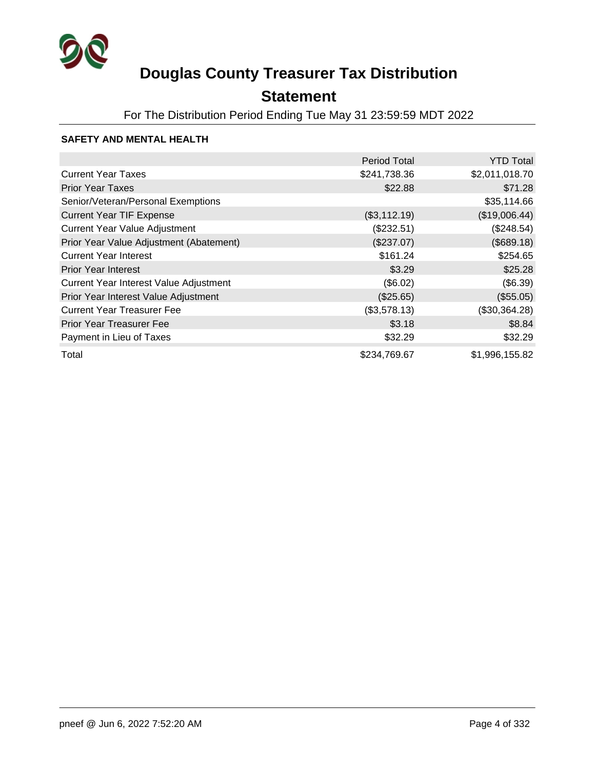# Douglas County Treasurer Tax Distribution

## Statement

For The Distribution Period Ending Tue May 31 23:59:59 MDT 2022

### SAFETY AND MENTAL HEALTH

| | Period Total | YTD Total |
|---|---|---|
| Current Year Taxes | $241,738.36 | $2,011,018.70 |
| Prior Year Taxes | $22.88 | $71.28 |
| Senior/Veteran/Personal Exemptions | | $35,114.66 |
| Current Year TIF Expense | ($3,112.19) | ($19,006.44) |
| Current Year Value Adjustment | ($232.51) | ($248.54) |
| Prior Year Value Adjustment (Abatement) | ($237.07) | ($689.18) |
| Current Year Interest | $161.24 | $254.65 |
| Prior Year Interest | $3.29 | $25.28 |
| Current Year Interest Value Adjustment | ($6.02) | ($6.39) |
| Prior Year Interest Value Adjustment | ($25.65) | ($55.05) |
| Current Year Treasurer Fee | ($3,578.13) | ($30,364.28) |
| Prior Year Treasurer Fee | $3.18 | $8.84 |
| Payment in Lieu of Taxes | $32.29 | $32.29 |
| Total | $234,769.67 | $1,996,155.82 |

pneef @ Jun 6, 2022 7:52:20 AM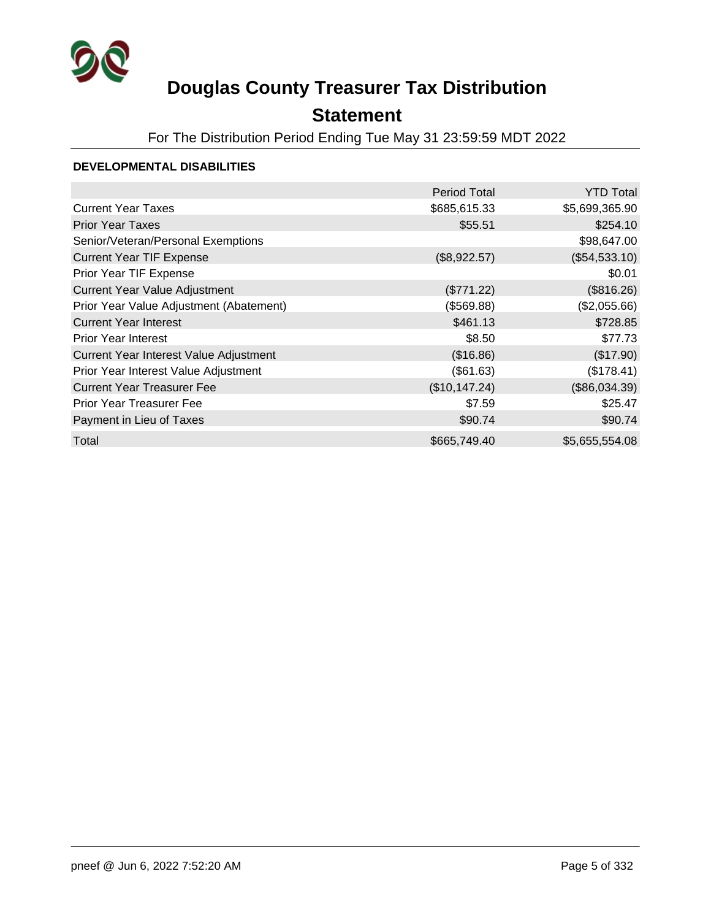# Douglas County Treasurer Tax Distribution

## Statement

For The Distribution Period Ending Tue May 31 23:59:59 MDT 2022

### DEVELOPMENTAL DISABILITIES

| | Period Total | YTD Total |
|---|---:|---:|
| Current Year Taxes | $685,615.33 | $5,699,365.90 |
| Prior Year Taxes | $55.51 | $254.10 |
| Senior/Veteran/Personal Exemptions | | $98,647.00 |
| Current Year TIF Expense | ($8,922.57) | ($54,533.10) |
| Prior Year TIF Expense | | $0.01 |
| Current Year Value Adjustment | ($771.22) | ($816.26) |
| Prior Year Value Adjustment (Abatement) | ($569.88) | ($2,055.66) |
| Current Year Interest | $461.13 | $728.85 |
| Prior Year Interest | $8.50 | $77.73 |
| Current Year Interest Value Adjustment | ($16.86) | ($17.90) |
| Prior Year Interest Value Adjustment | ($61.63) | ($178.41) |
| Current Year Treasurer Fee | ($10,147.24) | ($86,034.39) |
| Prior Year Treasurer Fee | $7.59 | $25.47 |
| Payment in Lieu of Taxes | $90.74 | $90.74 |
| Total | $665,749.40 | $5,655,554.08 |

pneef @ Jun 6, 2022 7:52:20 AM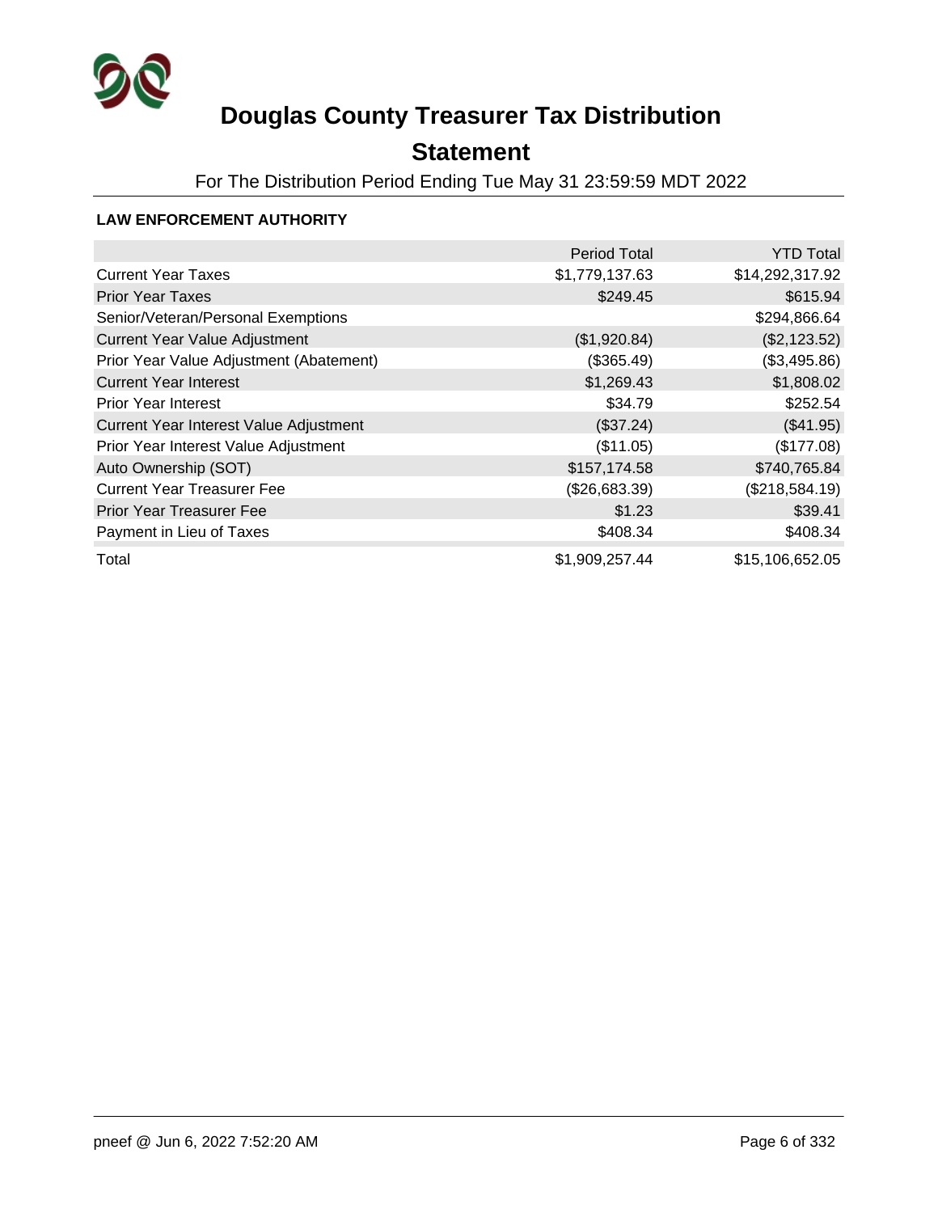# Douglas County Treasurer Tax Distribution

## Statement

For The Distribution Period Ending Tue May 31 23:59:59 MDT 2022

### LAW ENFORCEMENT AUTHORITY

| | Period Total | YTD Total |
|---|---|---|
| Current Year Taxes | $1,779,137.63 | $14,292,317.92 |
| Prior Year Taxes | $249.45 | $615.94 |
| Senior/Veteran/Personal Exemptions | | $294,866.64 |
| Current Year Value Adjustment | ($1,920.84) | ($2,123.52) |
| Prior Year Value Adjustment (Abatement) | ($365.49) | ($3,495.86) |
| Current Year Interest | $1,269.43 | $1,808.02 |
| Prior Year Interest | $34.79 | $252.54 |
| Current Year Interest Value Adjustment | ($37.24) | ($41.95) |
| Prior Year Interest Value Adjustment | ($11.05) | ($177.08) |
| Auto Ownership (SOT) | $157,174.58 | $740,765.84 |
| Current Year Treasurer Fee | ($26,683.39) | ($218,584.19) |
| Prior Year Treasurer Fee | $1.23 | $39.41 |
| Payment in Lieu of Taxes | $408.34 | $408.34 |
| Total | $1,909,257.44 | $15,106,652.05 |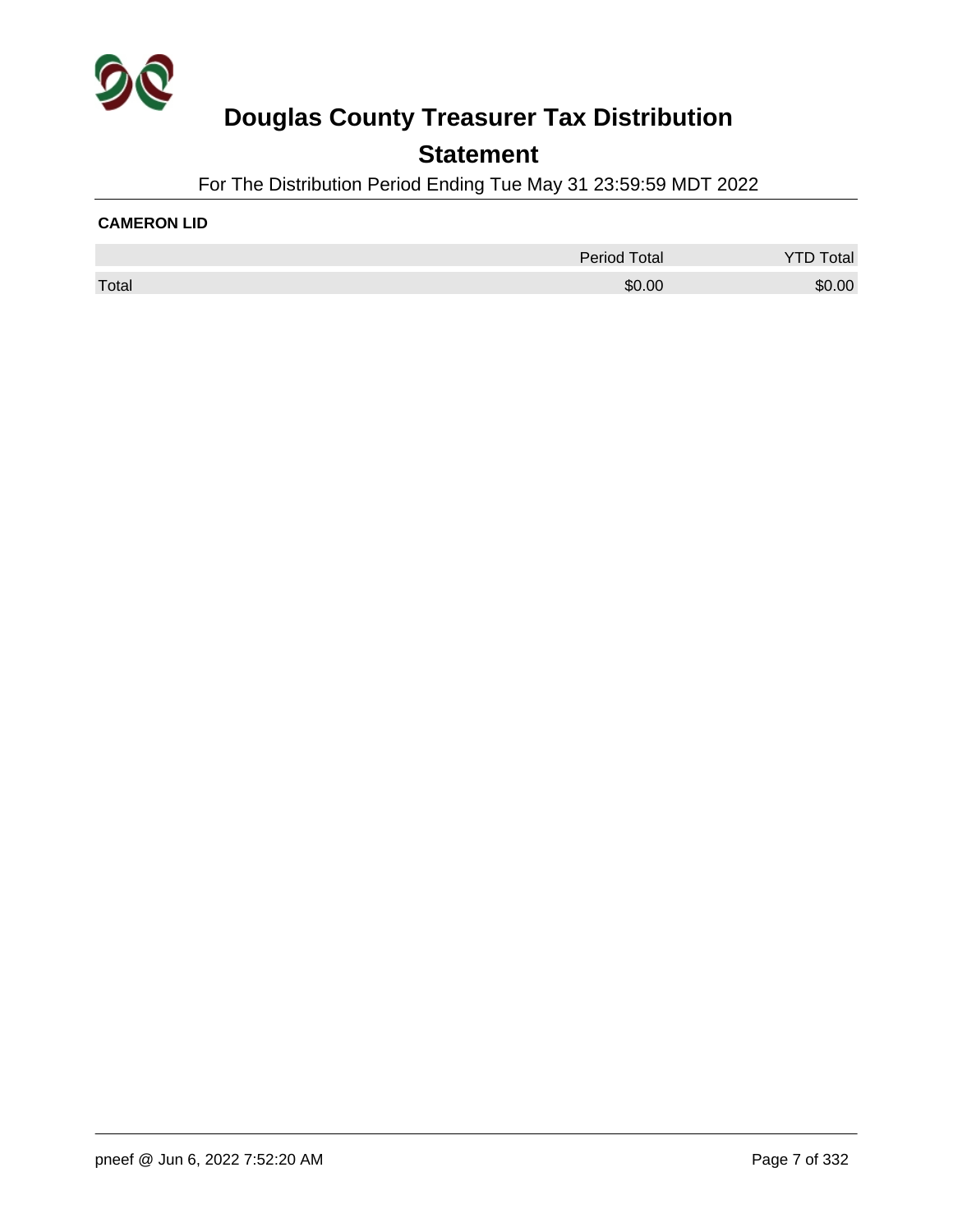# Douglas County Treasurer Tax Distribution

## Statement

For The Distribution Period Ending Tue May 31 23:59:59 MDT 2022

**CAMERON LID**

| | Period Total | YTD Total |
|---|---|---|
| Total | $0.00 | $0.00 |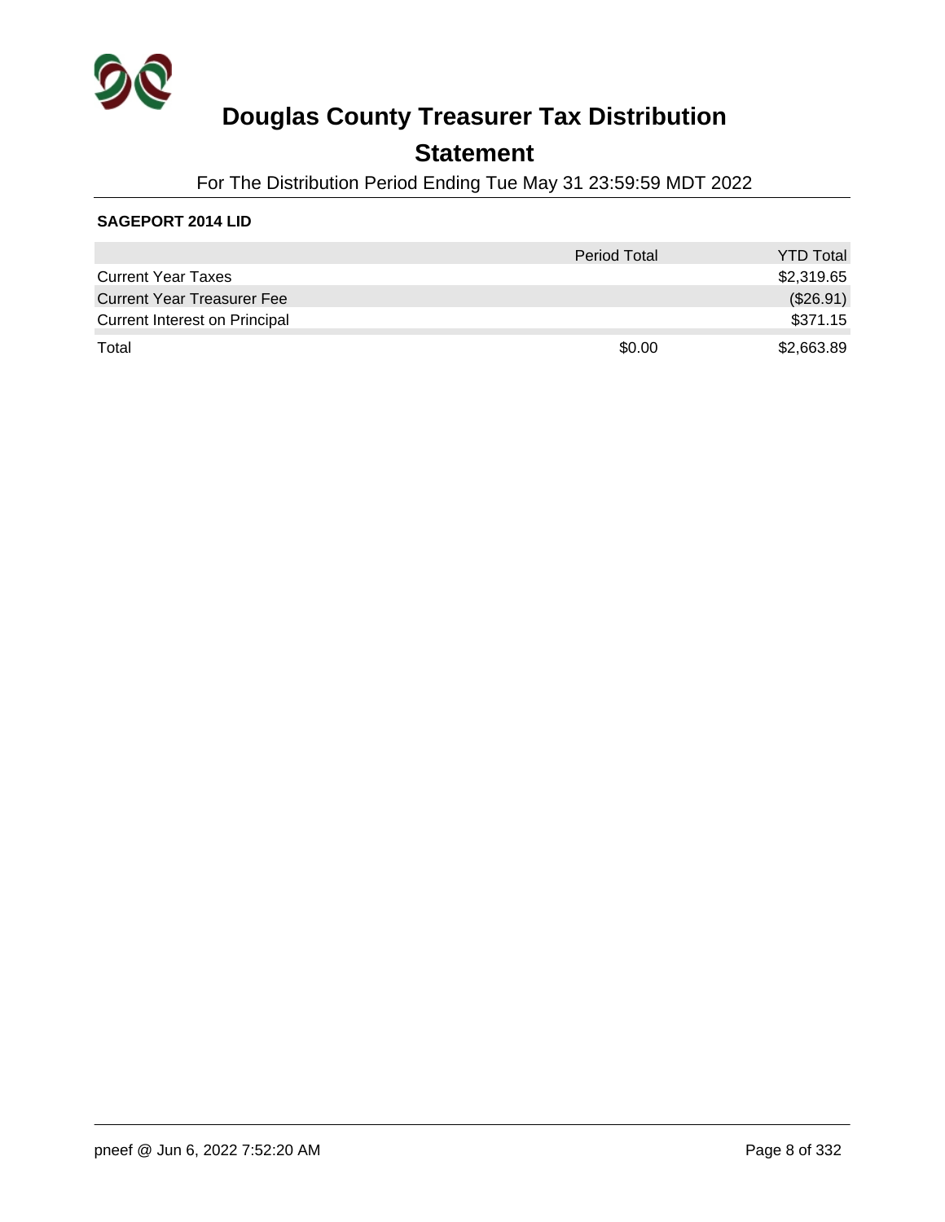# Douglas County Treasurer Tax Distribution

## Statement

For The Distribution Period Ending Tue May 31 23:59:59 MDT 2022

**SAGEPORT 2014 LID**

| | Period Total | YTD Total |
|---|---|---|
| Current Year Taxes | | $2,319.65 |
| Current Year Treasurer Fee | | ($26.91) |
| Current Interest on Principal | | $371.15 |
| Total | $0.00 | $2,663.89 |

pneef @ Jun 6, 2022 7:52:20 AM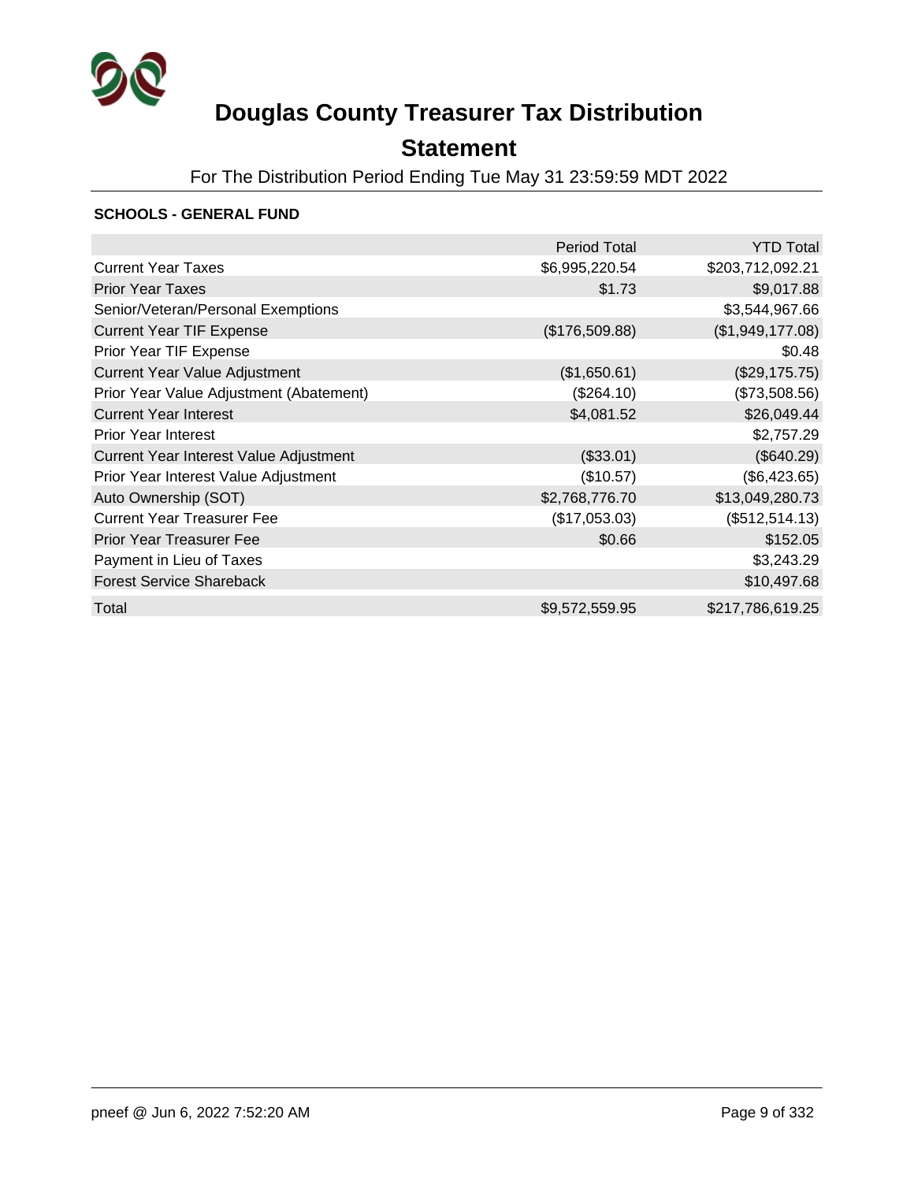# Douglas County Treasurer Tax Distribution

## Statement

For The Distribution Period Ending Tue May 31 23:59:59 MDT 2022

### SCHOOLS - GENERAL FUND

| | Period Total | YTD Total |
|---|---|---|
| Current Year Taxes | $6,995,220.54 | $203,712,092.21 |
| Prior Year Taxes | $1.73 | $9,017.88 |
| Senior/Veteran/Personal Exemptions | | $3,544,967.66 |
| Current Year TIF Expense | ($176,509.88) | ($1,949,177.08) |
| Prior Year TIF Expense | | $0.48 |
| Current Year Value Adjustment | ($1,650.61) | ($29,175.75) |
| Prior Year Value Adjustment (Abatement) | ($264.10) | ($73,508.56) |
| Current Year Interest | $4,081.52 | $26,049.44 |
| Prior Year Interest | | $2,757.29 |
| Current Year Interest Value Adjustment | ($33.01) | ($640.29) |
| Prior Year Interest Value Adjustment | ($10.57) | ($6,423.65) |
| Auto Ownership (SOT) | $2,768,776.70 | $13,049,280.73 |
| Current Year Treasurer Fee | ($17,053.03) | ($512,514.13) |
| Prior Year Treasurer Fee | $0.66 | $152.05 |
| Payment in Lieu of Taxes | | $3,243.29 |
| Forest Service Shareback | | $10,497.68 |
| Total | $9,572,559.95 | $217,786,619.25 |

pneef @ Jun 6, 2022 7:52:20 AM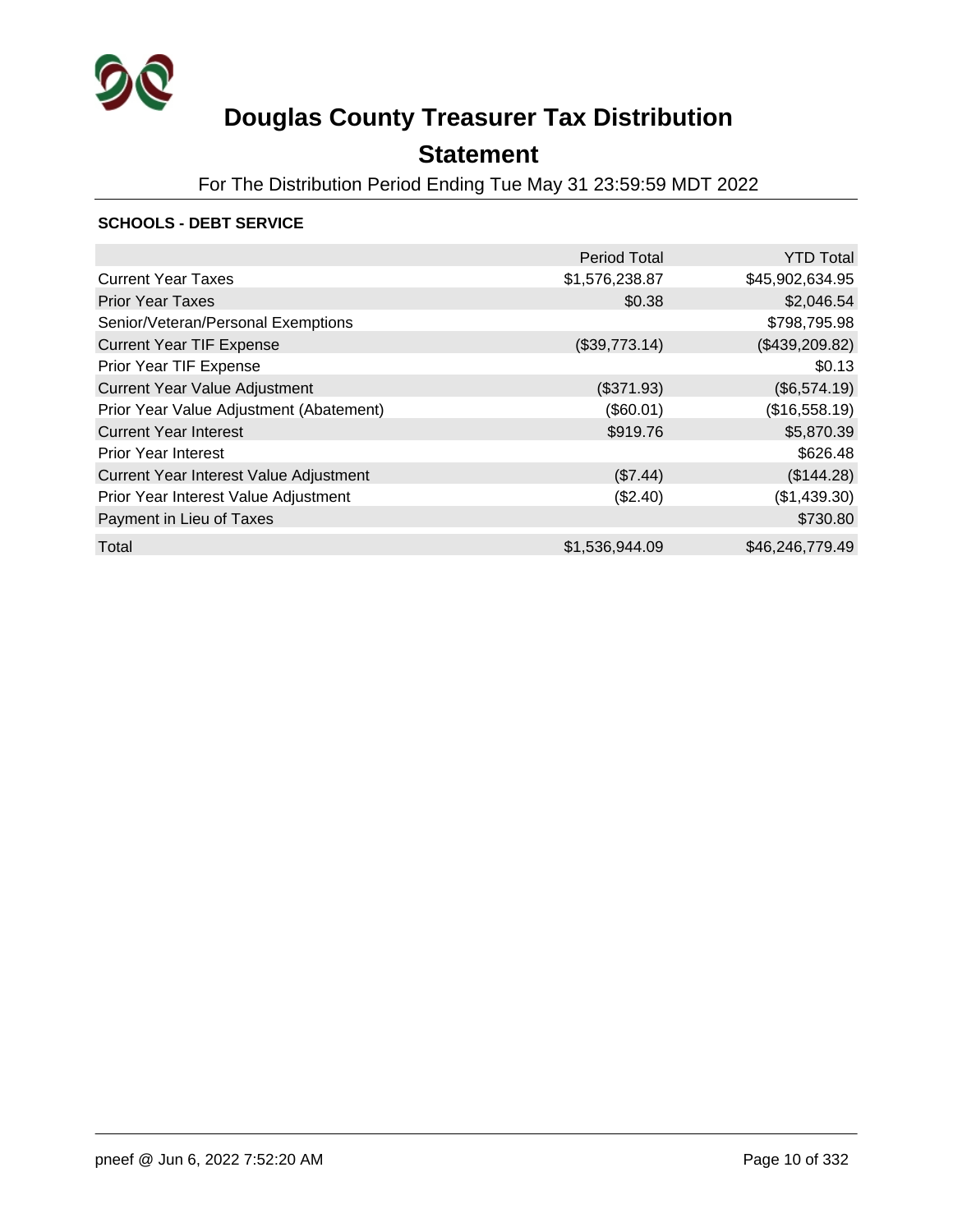# Douglas County Treasurer Tax Distribution

## Statement

For The Distribution Period Ending Tue May 31 23:59:59 MDT 2022

### SCHOOLS - DEBT SERVICE

| | Period Total | YTD Total |
|---|---|---|
| Current Year Taxes | $1,576,238.87 | $45,902,634.95 |
| Prior Year Taxes | $0.38 | $2,046.54 |
| Senior/Veteran/Personal Exemptions | | $798,795.98 |
| Current Year TIF Expense | ($39,773.14) | ($439,209.82) |
| Prior Year TIF Expense | | $0.13 |
| Current Year Value Adjustment | ($371.93) | ($6,574.19) |
| Prior Year Value Adjustment (Abatement) | ($60.01) | ($16,558.19) |
| Current Year Interest | $919.76 | $5,870.39 |
| Prior Year Interest | | $626.48 |
| Current Year Interest Value Adjustment | ($7.44) | ($144.28) |
| Prior Year Interest Value Adjustment | ($2.40) | ($1,439.30) |
| Payment in Lieu of Taxes | | $730.80 |
| Total | $1,536,944.09 | $46,246,779.49 |

pneef @ Jun 6, 2022 7:52:20 AM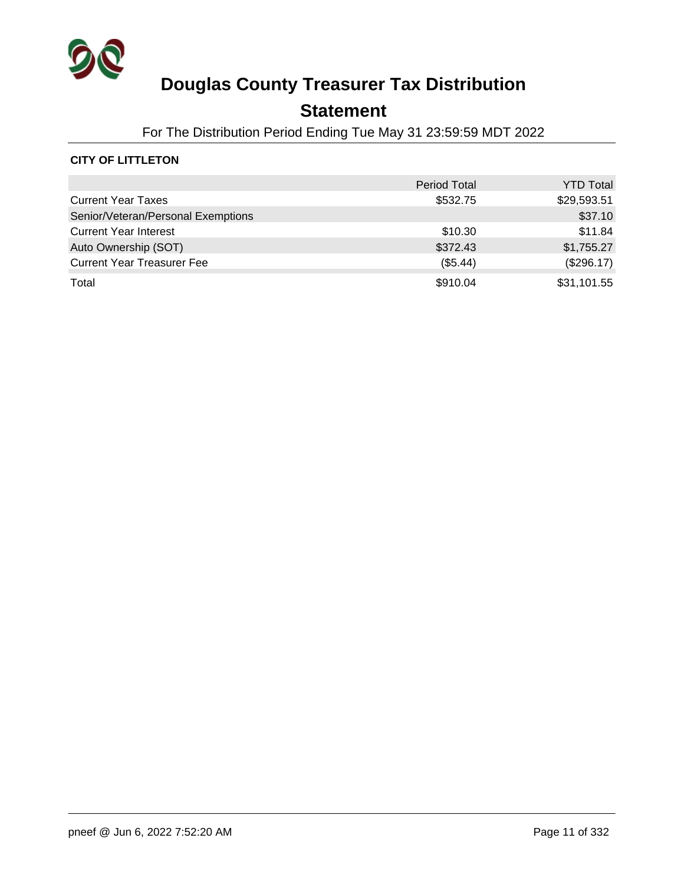# Douglas County Treasurer Tax Distribution

## Statement

For The Distribution Period Ending Tue May 31 23:59:59 MDT 2022

**CITY OF LITTLETON**

| | Period Total | YTD Total |
|---|---|---|
| Current Year Taxes | $532.75 | $29,593.51 |
| Senior/Veteran/Personal Exemptions | | $37.10 |
| Current Year Interest | $10.30 | $11.84 |
| Auto Ownership (SOT) | $372.43 | $1,755.27 |
| Current Year Treasurer Fee | ($5.44) | ($296.17) |
| Total | $910.04 | $31,101.55 |

pneef @ Jun 6, 2022 7:52:20 AM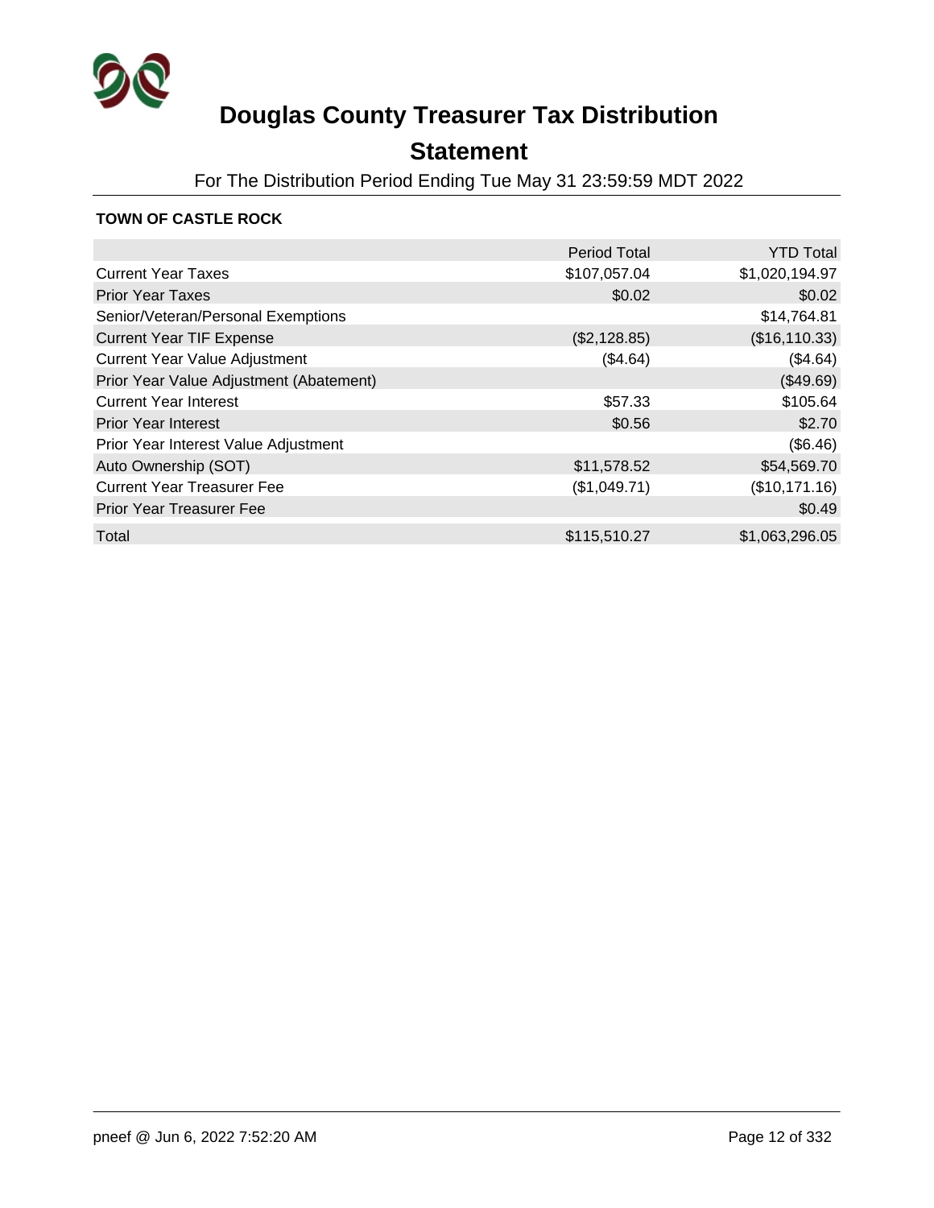# Douglas County Treasurer Tax Distribution

## Statement

For The Distribution Period Ending Tue May 31 23:59:59 MDT 2022

**TOWN OF CASTLE ROCK**

| | Period Total | YTD Total |
|---|---:|---:|
| Current Year Taxes | $107,057.04 | $1,020,194.97 |
| Prior Year Taxes | $0.02 | $0.02 |
| Senior/Veteran/Personal Exemptions | | $14,764.81 |
| Current Year TIF Expense | ($2,128.85) | ($16,110.33) |
| Current Year Value Adjustment | ($4.64) | ($4.64) |
| Prior Year Value Adjustment (Abatement) | | ($49.69) |
| Current Year Interest | $57.33 | $105.64 |
| Prior Year Interest | $0.56 | $2.70 |
| Prior Year Interest Value Adjustment | | ($6.46) |
| Auto Ownership (SOT) | $11,578.52 | $54,569.70 |
| Current Year Treasurer Fee | ($1,049.71) | ($10,171.16) |
| Prior Year Treasurer Fee | | $0.49 |
| Total | $115,510.27 | $1,063,296.05 |

pneef @ Jun 6, 2022 7:52:20 AM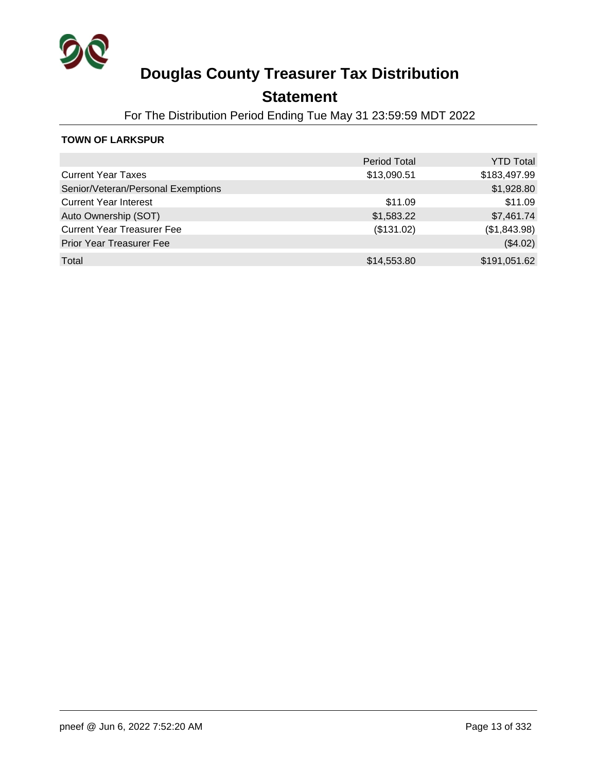# Douglas County Treasurer Tax Distribution

## Statement

For The Distribution Period Ending Tue May 31 23:59:59 MDT 2022

**TOWN OF LARKSPUR**

| | Period Total | YTD Total |
|---|---|---|
| Current Year Taxes | $13,090.51 | $183,497.99 |
| Senior/Veteran/Personal Exemptions | | $1,928.80 |
| Current Year Interest | $11.09 | $11.09 |
| Auto Ownership (SOT) | $1,583.22 | $7,461.74 |
| Current Year Treasurer Fee | ($131.02) | ($1,843.98) |
| Prior Year Treasurer Fee | | ($4.02) |
| Total | $14,553.80 | $191,051.62 |

pneef @ Jun 6, 2022 7:52:20 AM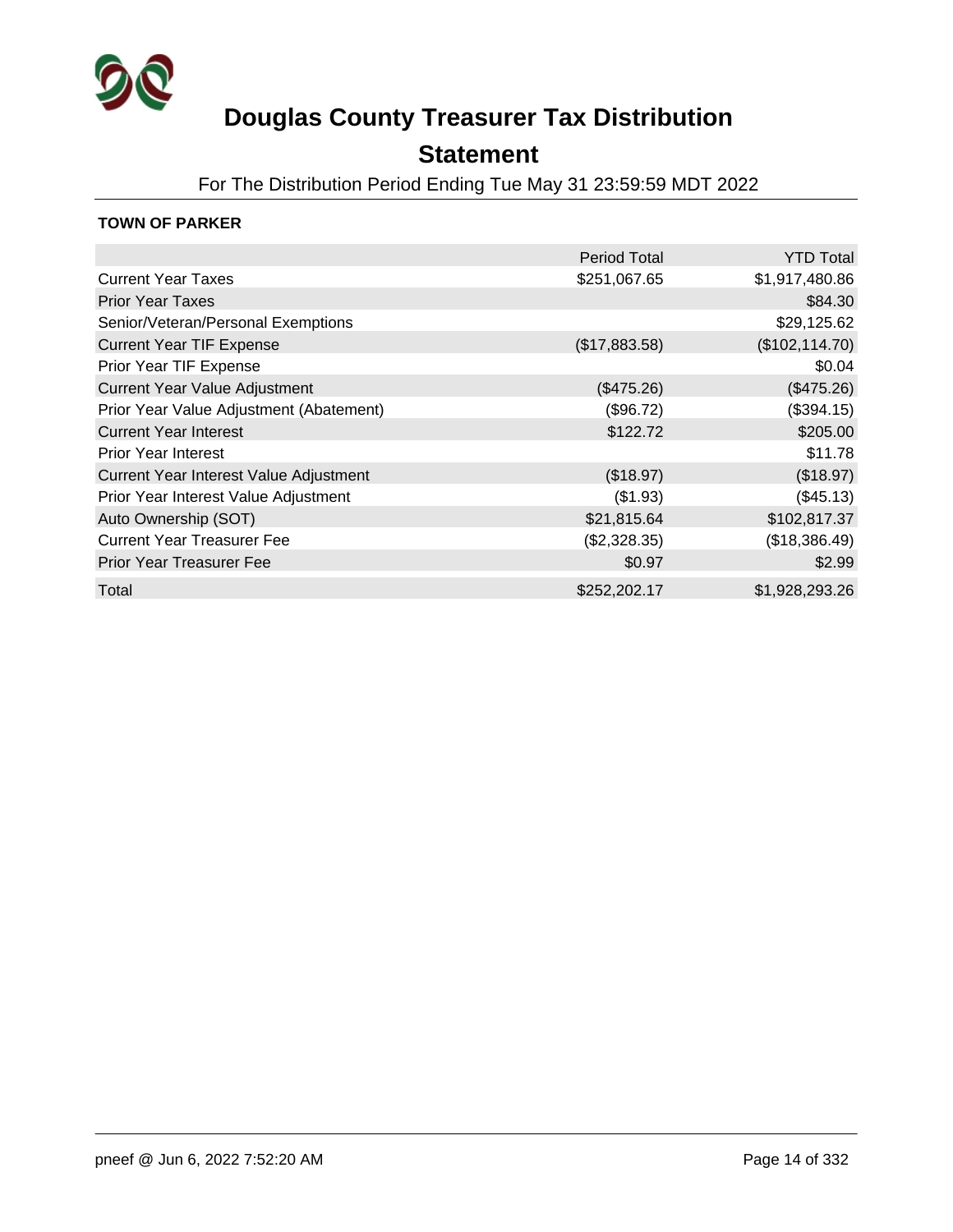# Douglas County Treasurer Tax Distribution

## Statement

For The Distribution Period Ending Tue May 31 23:59:59 MDT 2022

**TOWN OF PARKER**

| | Period Total | YTD Total |
|---|---|---|
| Current Year Taxes | $251,067.65 | $1,917,480.86 |
| Prior Year Taxes | | $84.30 |
| Senior/Veteran/Personal Exemptions | | $29,125.62 |
| Current Year TIF Expense | ($17,883.58) | ($102,114.70) |
| Prior Year TIF Expense | | $0.04 |
| Current Year Value Adjustment | ($475.26) | ($475.26) |
| Prior Year Value Adjustment (Abatement) | ($96.72) | ($394.15) |
| Current Year Interest | $122.72 | $205.00 |
| Prior Year Interest | | $11.78 |
| Current Year Interest Value Adjustment | ($18.97) | ($18.97) |
| Prior Year Interest Value Adjustment | ($1.93) | ($45.13) |
| Auto Ownership (SOT) | $21,815.64 | $102,817.37 |
| Current Year Treasurer Fee | ($2,328.35) | ($18,386.49) |
| Prior Year Treasurer Fee | $0.97 | $2.99 |
| Total | $252,202.17 | $1,928,293.26 |

pneef @ Jun 6, 2022 7:52:20 AM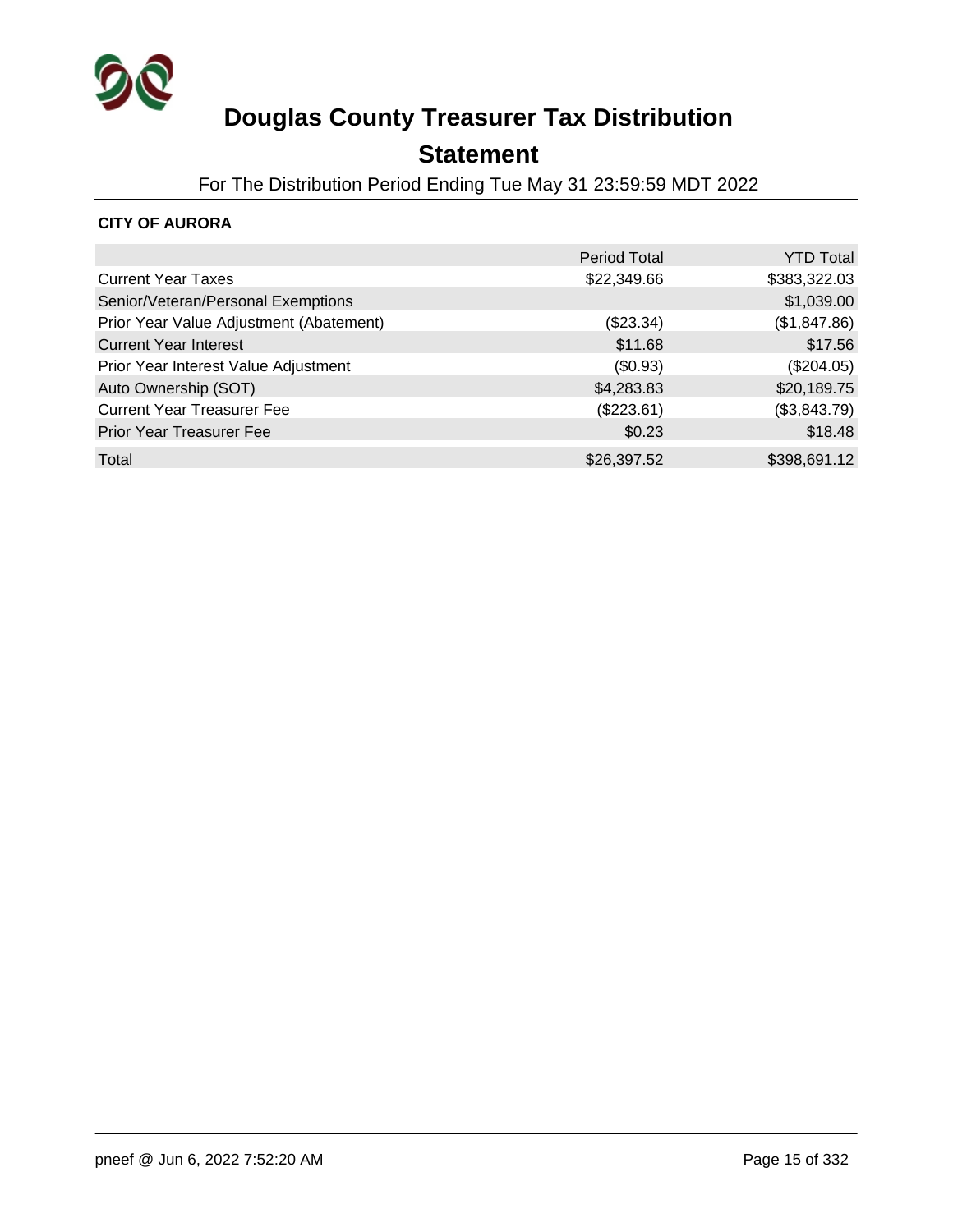# Douglas County Treasurer Tax Distribution

## Statement

For The Distribution Period Ending Tue May 31 23:59:59 MDT 2022

**CITY OF AURORA**

| | Period Total | YTD Total |
|---|---|---|
| Current Year Taxes | $22,349.66 | $383,322.03 |
| Senior/Veteran/Personal Exemptions | | $1,039.00 |
| Prior Year Value Adjustment (Abatement) | ($23.34) | ($1,847.86) |
| Current Year Interest | $11.68 | $17.56 |
| Prior Year Interest Value Adjustment | ($0.93) | ($204.05) |
| Auto Ownership (SOT) | $4,283.83 | $20,189.75 |
| Current Year Treasurer Fee | ($223.61) | ($3,843.79) |
| Prior Year Treasurer Fee | $0.23 | $18.48 |
| Total | $26,397.52 | $398,691.12 |

pneef @ Jun 6, 2022 7:52:20 AM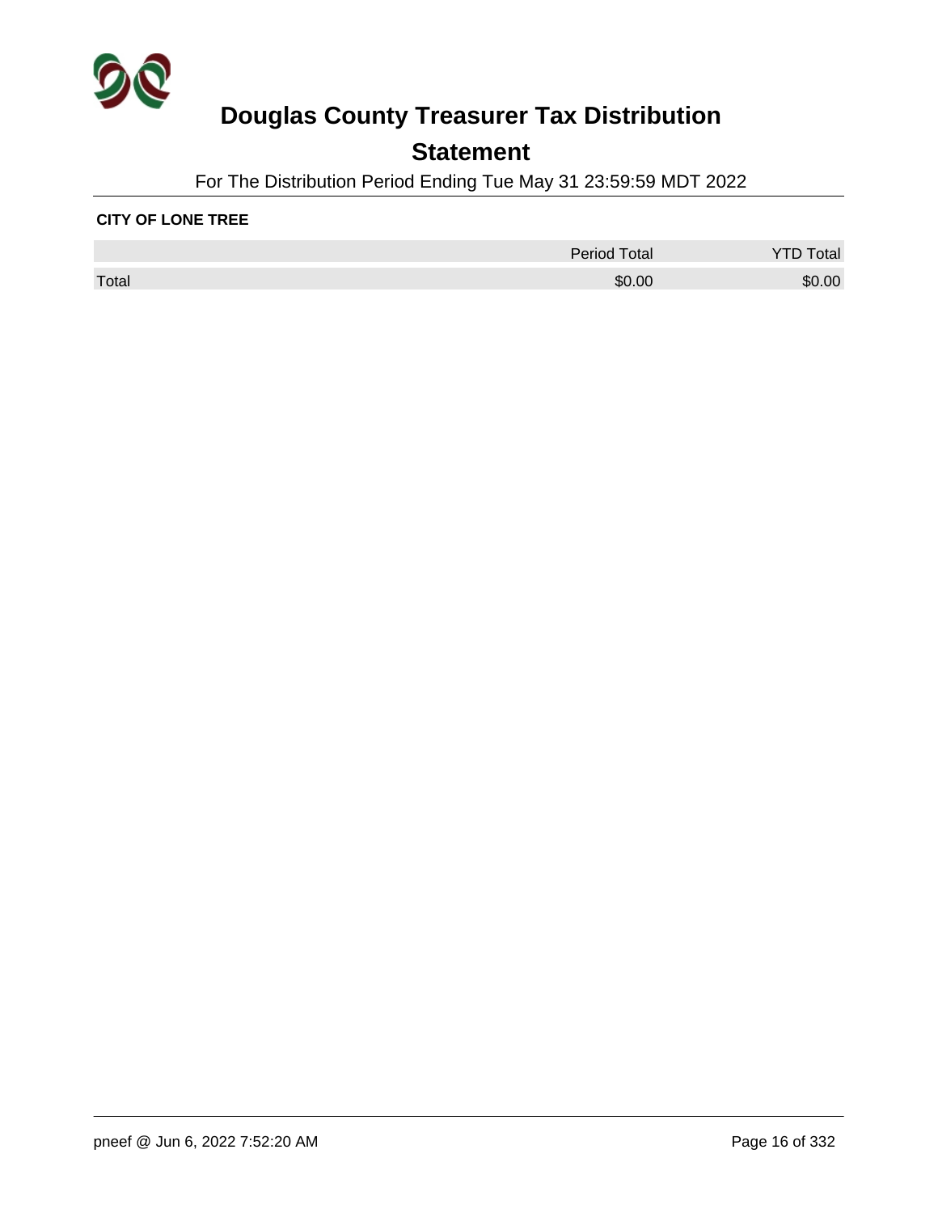# Douglas County Treasurer Tax Distribution

## Statement

For The Distribution Period Ending Tue May 31 23:59:59 MDT 2022

**CITY OF LONE TREE**

| | Period Total | YTD Total |
|---|---|---|
| Total | $0.00 | $0.00 |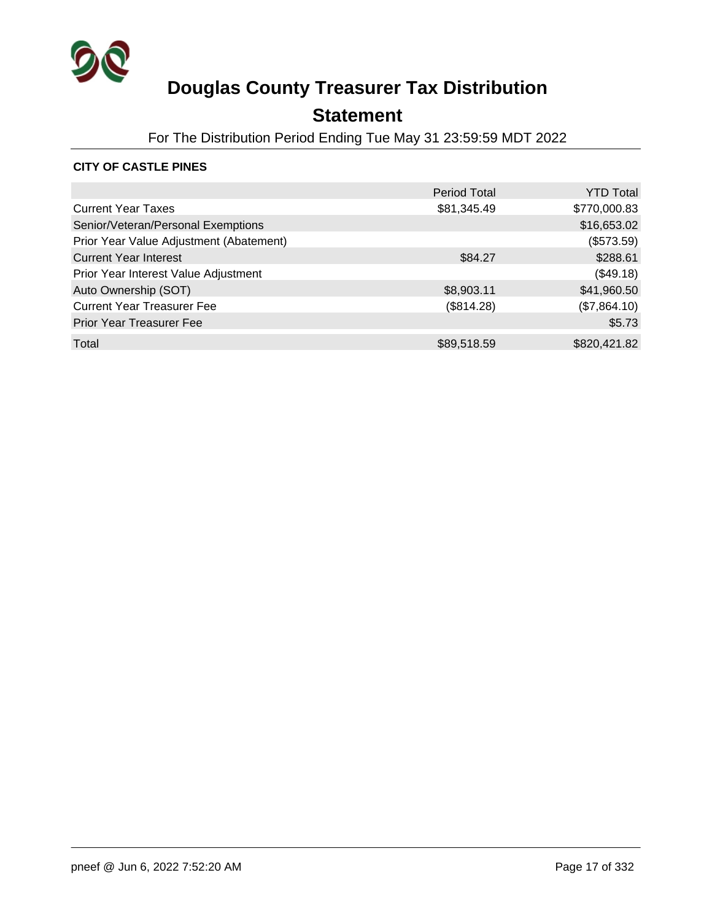# Douglas County Treasurer Tax Distribution

## Statement

For The Distribution Period Ending Tue May 31 23:59:59 MDT 2022

**CITY OF CASTLE PINES**

| | Period Total | YTD Total |
|---|---|---|
| Current Year Taxes | $81,345.49 | $770,000.83 |
| Senior/Veteran/Personal Exemptions | | $16,653.02 |
| Prior Year Value Adjustment (Abatement) | | ($573.59) |
| Current Year Interest | $84.27 | $288.61 |
| Prior Year Interest Value Adjustment | | ($49.18) |
| Auto Ownership (SOT) | $8,903.11 | $41,960.50 |
| Current Year Treasurer Fee | ($814.28) | ($7,864.10) |
| Prior Year Treasurer Fee | | $5.73 |
| Total | $89,518.59 | $820,421.82 |

pneef @ Jun 6, 2022 7:52:20 AM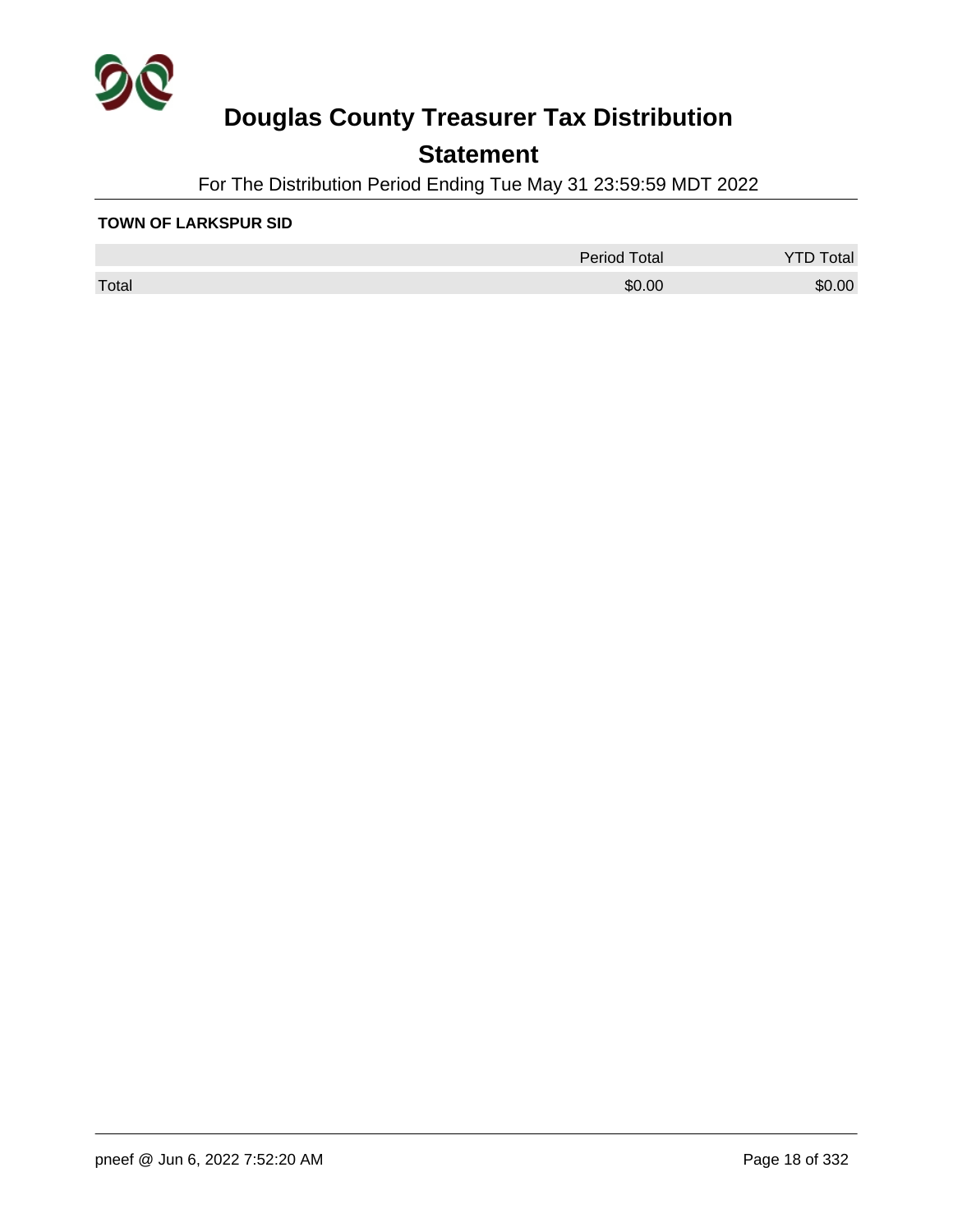# Douglas County Treasurer Tax Distribution

## Statement

For The Distribution Period Ending Tue May 31 23:59:59 MDT 2022

**TOWN OF LARKSPUR SID**

| | Period Total | YTD Total |
|---|---|---|
| Total | $0.00 | $0.00 |

pneef @ Jun 6, 2022 7:52:20 AM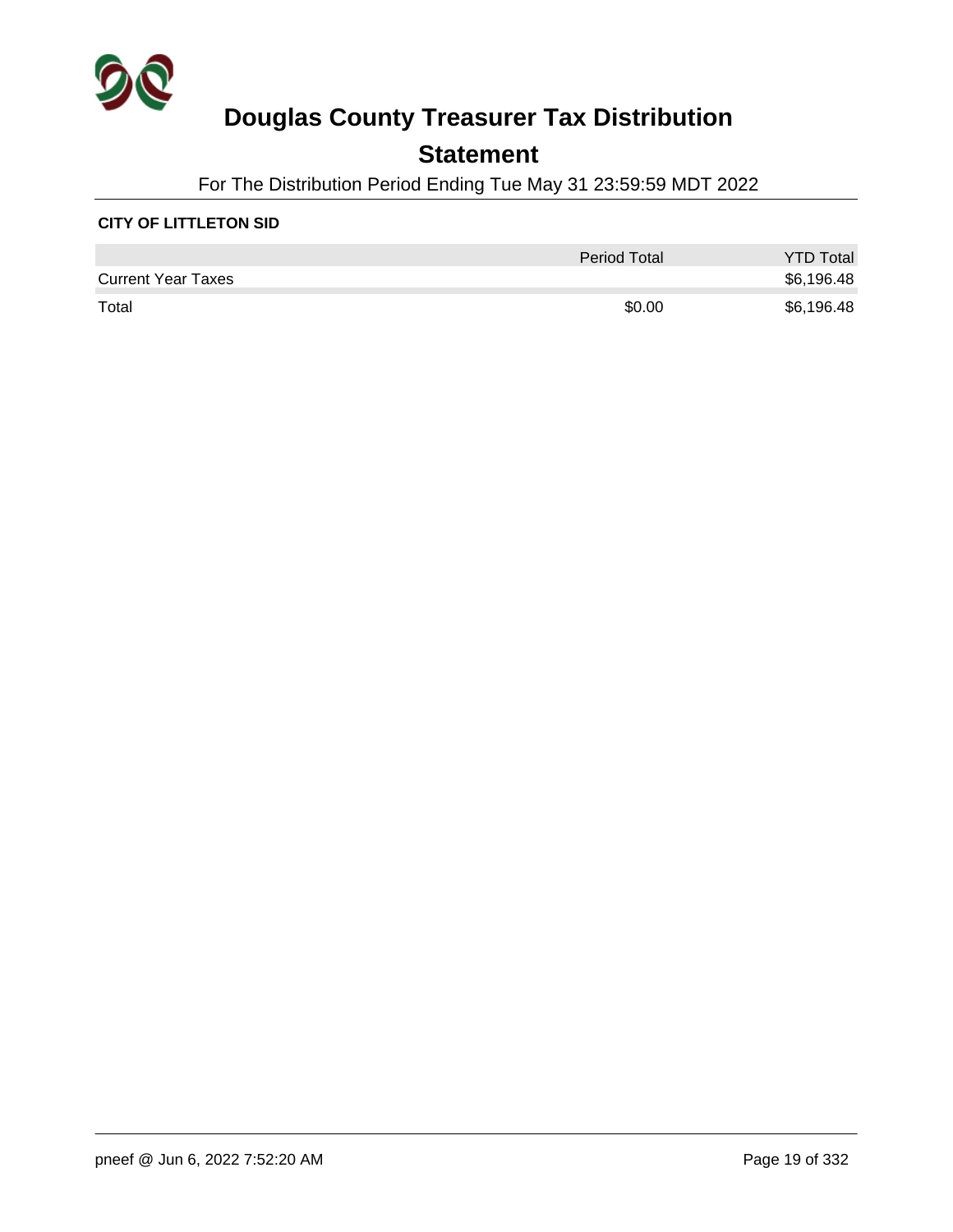# Douglas County Treasurer Tax Distribution

## Statement

For The Distribution Period Ending Tue May 31 23:59:59 MDT 2022

**CITY OF LITTLETON SID**

| | Period Total | YTD Total |
|---|---|---|
| Current Year Taxes | | $6,196.48 |
| Total | $0.00 | $6,196.48 |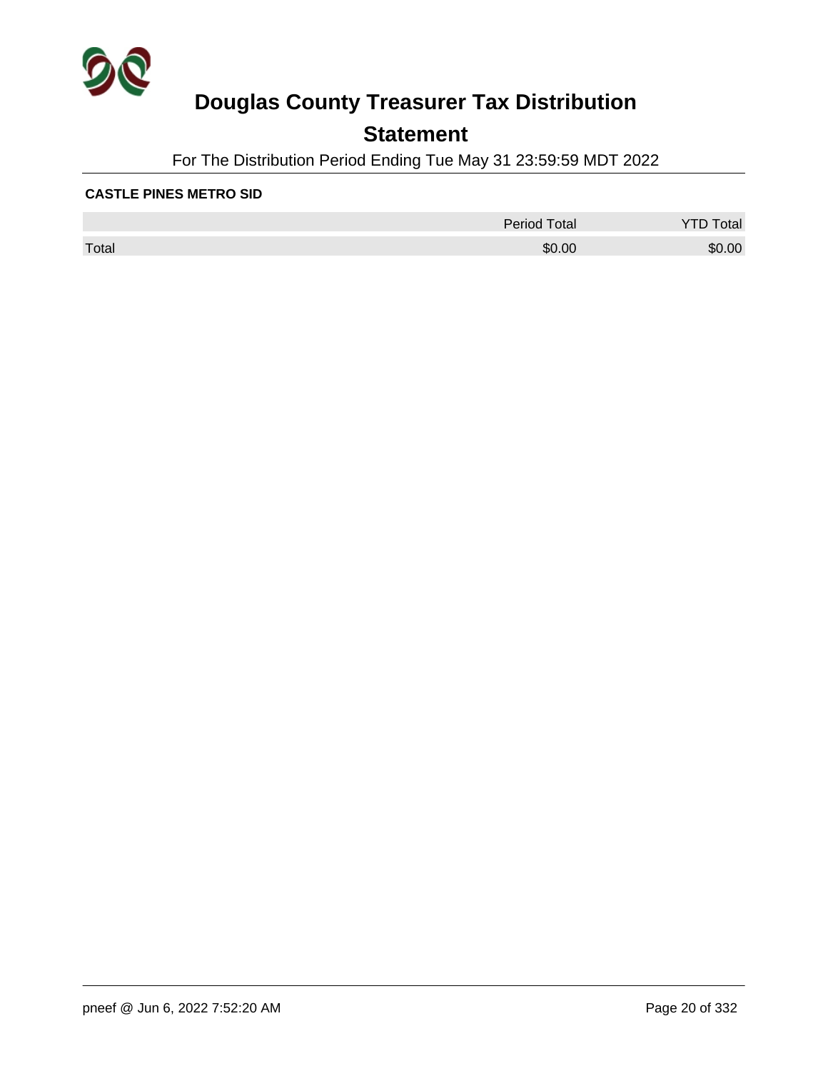# Douglas County Treasurer Tax Distribution

## Statement

For The Distribution Period Ending Tue May 31 23:59:59 MDT 2022

**CASTLE PINES METRO SID**

| | Period Total | YTD Total |
|---|---|---|
| Total | $0.00 | $0.00 |

pneef @ Jun 6, 2022 7:52:20 AM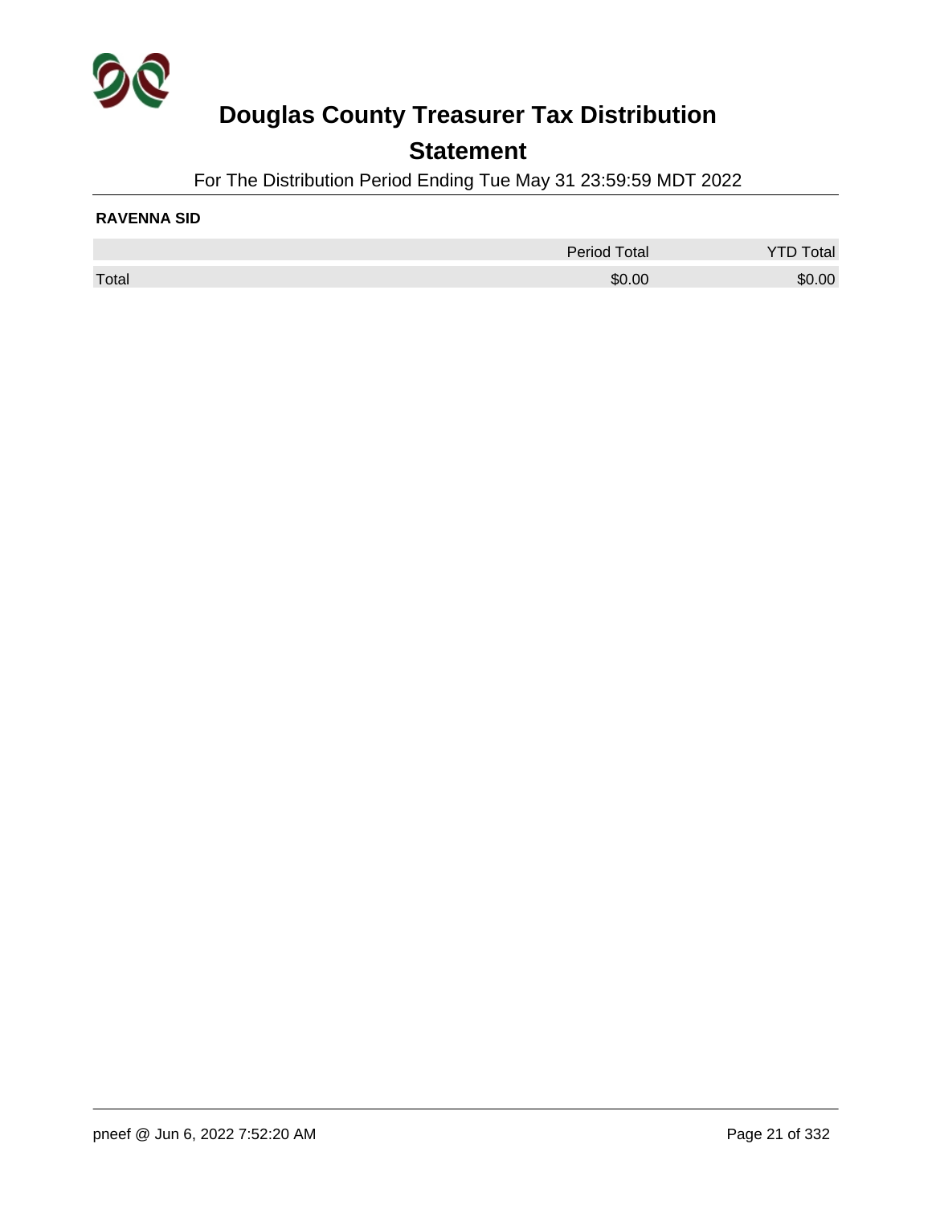# Douglas County Treasurer Tax Distribution

## Statement

For The Distribution Period Ending Tue May 31 23:59:59 MDT 2022

**RAVENNA SID**

| | Period Total | YTD Total |
|---|---|---|
| Total | $0.00 | $0.00 |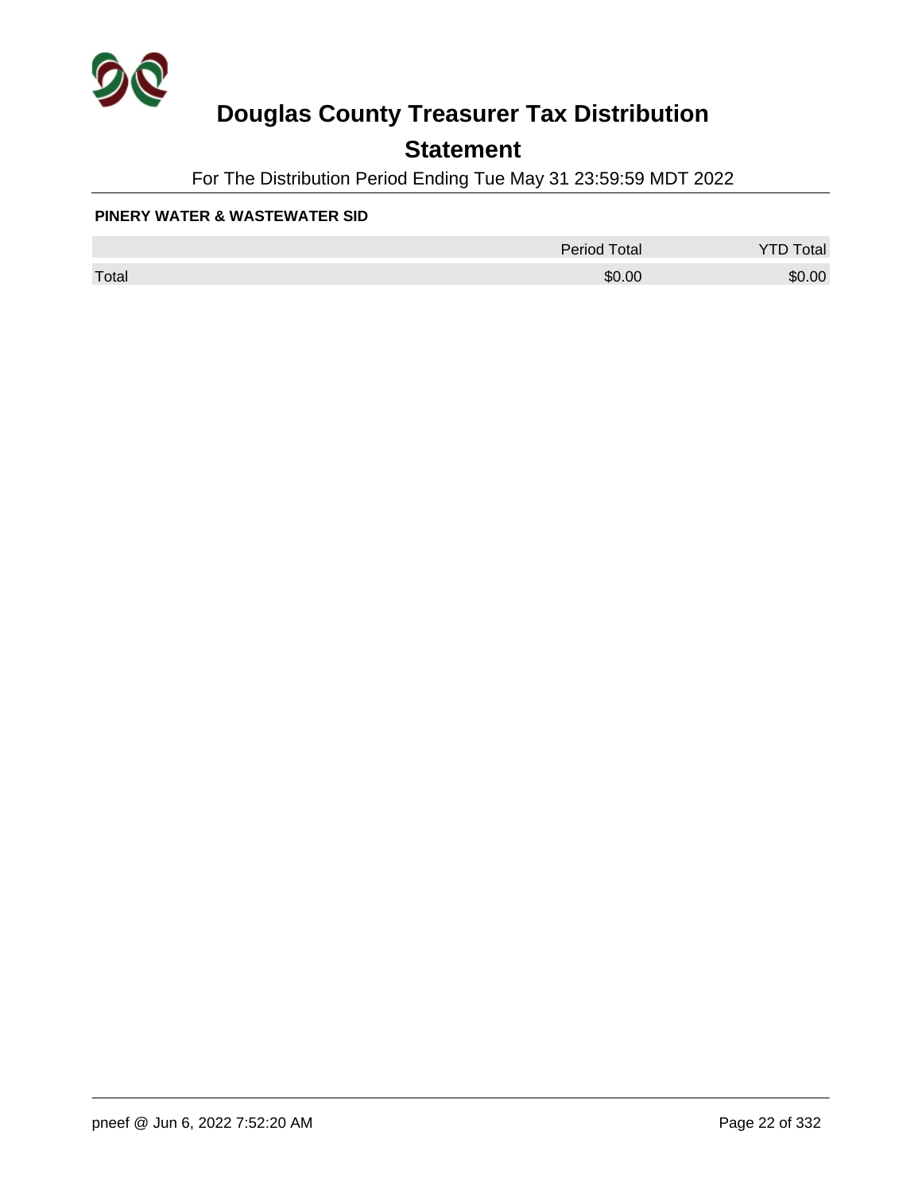# Douglas County Treasurer Tax Distribution

## Statement

For The Distribution Period Ending Tue May 31 23:59:59 MDT 2022

**PINERY WATER & WASTEWATER SID**

| | Period Total | YTD Total |
|---|---|---|
| Total | $0.00 | $0.00 |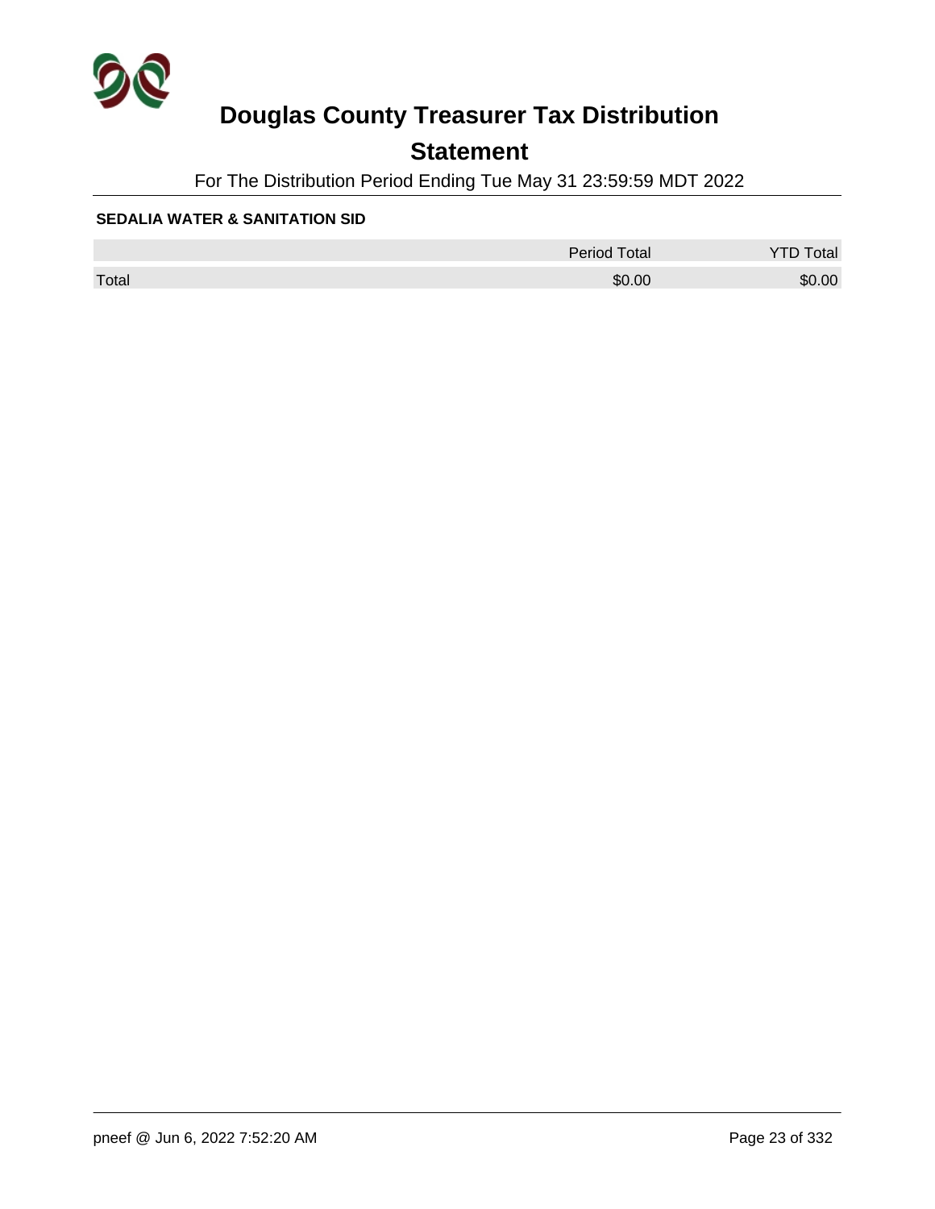# Douglas County Treasurer Tax Distribution

## Statement

For The Distribution Period Ending Tue May 31 23:59:59 MDT 2022

**SEDALIA WATER & SANITATION SID**

| | Period Total | YTD Total |
|---|---|---|
| Total | $0.00 | $0.00 |

pneef @ Jun 6, 2022 7:52:20 AM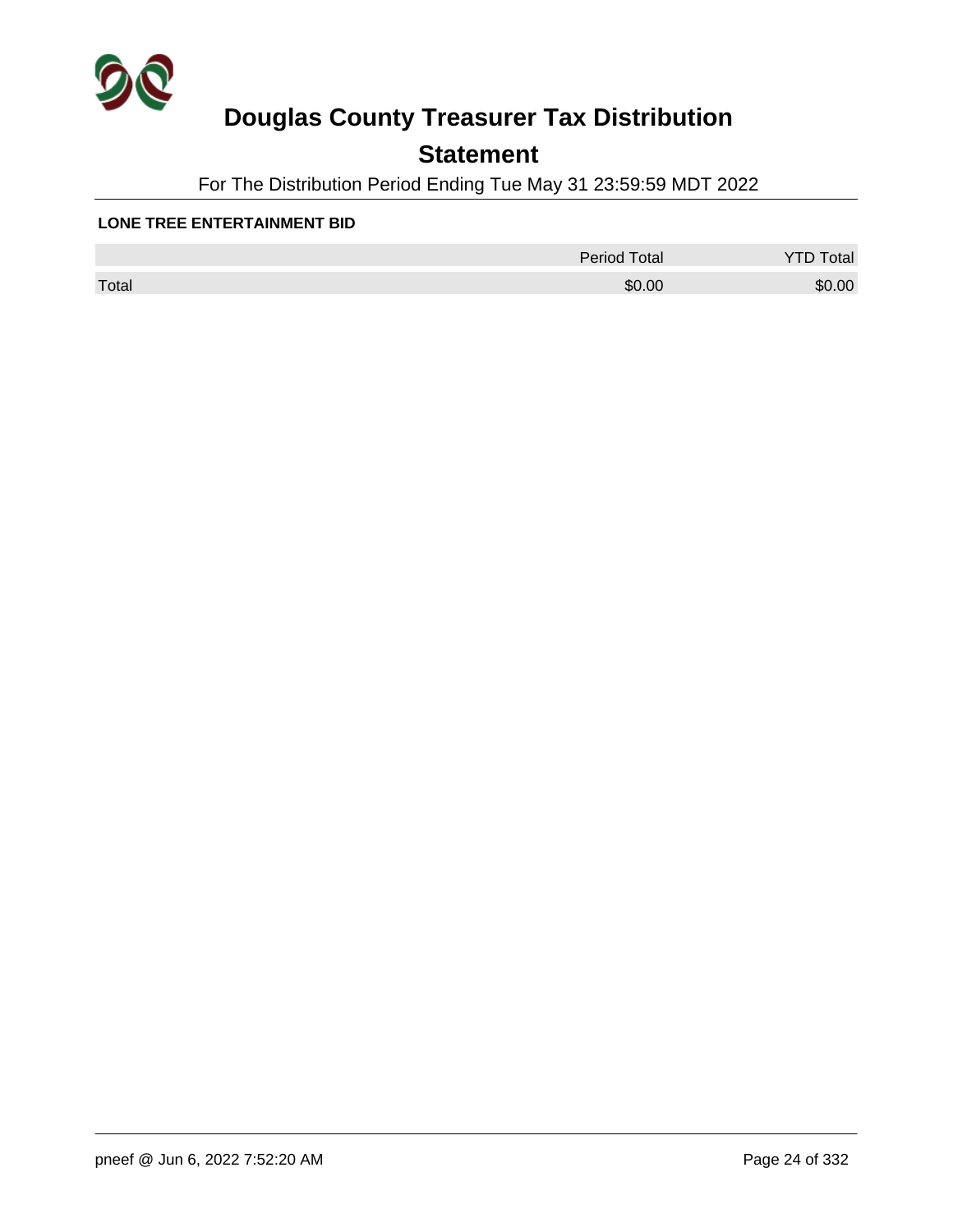# Douglas County Treasurer Tax Distribution

## Statement

For The Distribution Period Ending Tue May 31 23:59:59 MDT 2022

**LONE TREE ENTERTAINMENT BID**

| | Period Total | YTD Total |
|---|---|---|
| Total | $0.00 | $0.00 |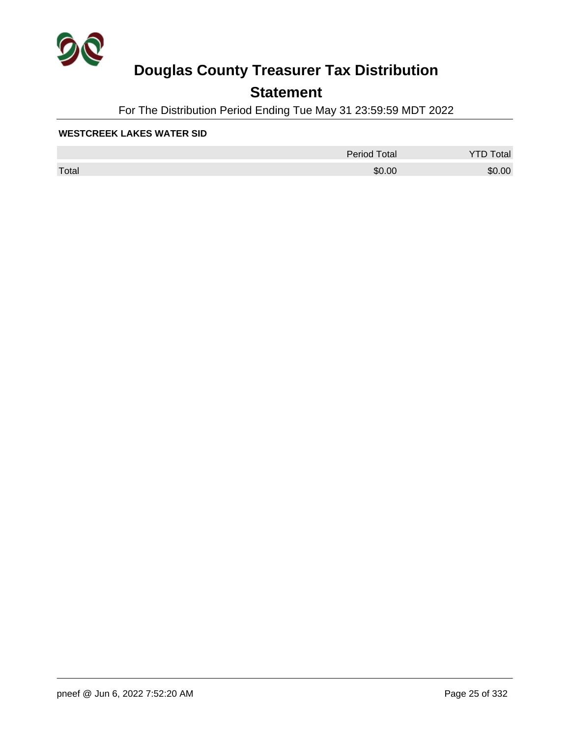# Douglas County Treasurer Tax Distribution

## Statement

For The Distribution Period Ending Tue May 31 23:59:59 MDT 2022

**WESTCREEK LAKES WATER SID**

| | Period Total | YTD Total |
|---|---|---|
| Total | $0.00 | $0.00 |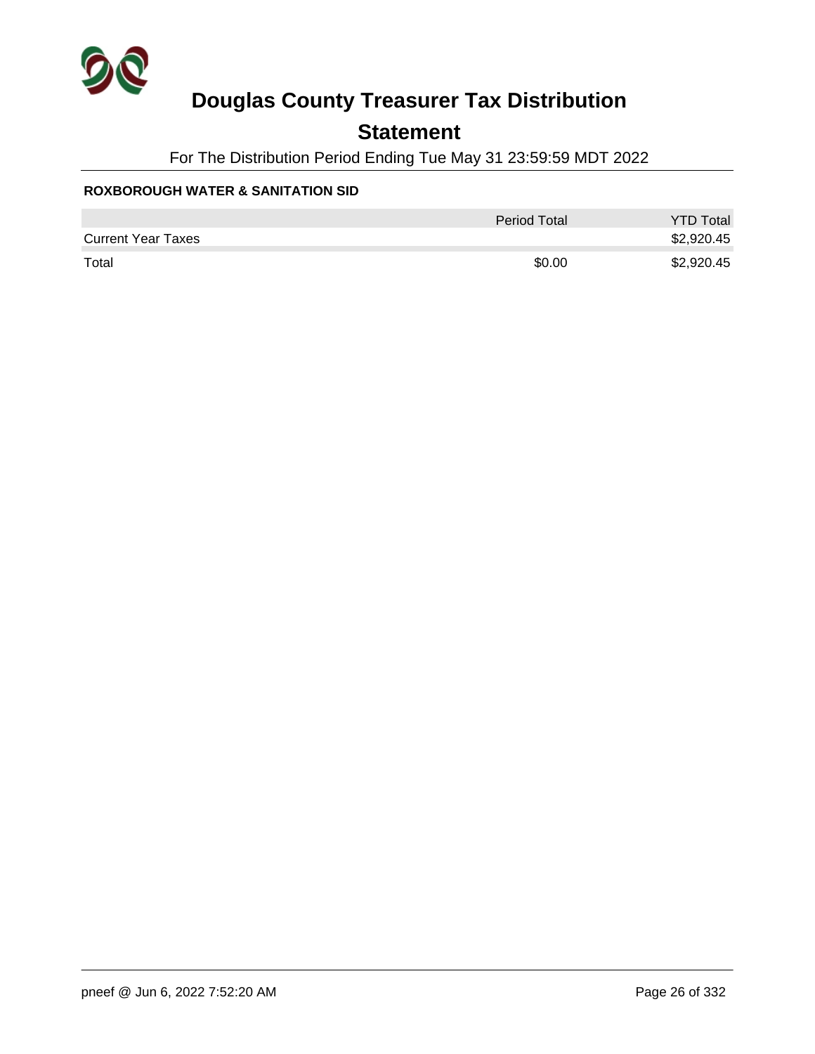# Douglas County Treasurer Tax Distribution

## Statement

For The Distribution Period Ending Tue May 31 23:59:59 MDT 2022

**ROXBOROUGH WATER & SANITATION SID**

| | Period Total | YTD Total |
|---|---|---|
| Current Year Taxes | | $2,920.45 |
| Total | $0.00 | $2,920.45 |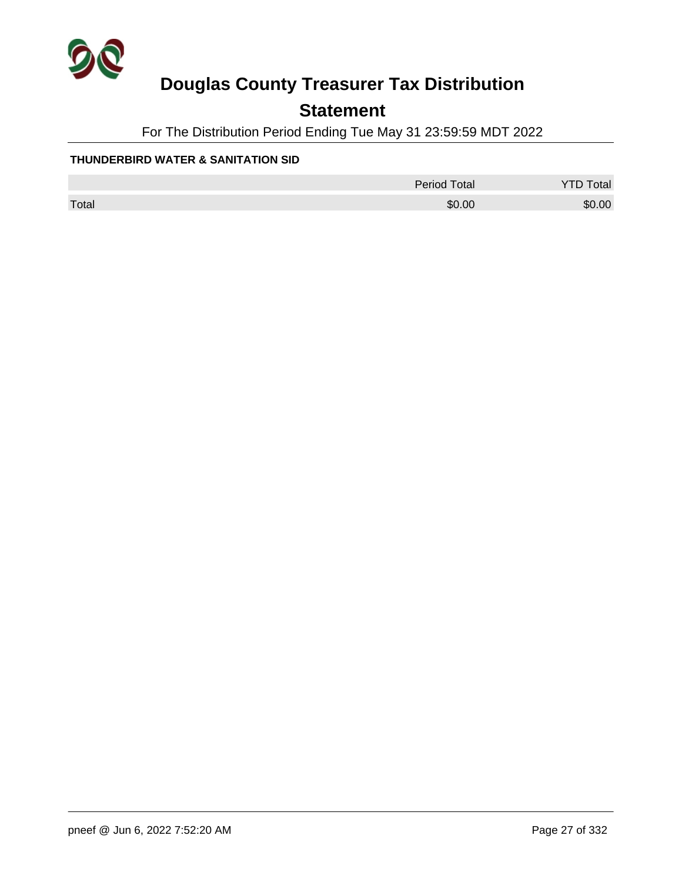# Douglas County Treasurer Tax Distribution

## Statement

For The Distribution Period Ending Tue May 31 23:59:59 MDT 2022

**THUNDERBIRD WATER & SANITATION SID**

| | Period Total | YTD Total |
|---|---|---|
| Total | $0.00 | $0.00 |

pneef @ Jun 6, 2022 7:52:20 AM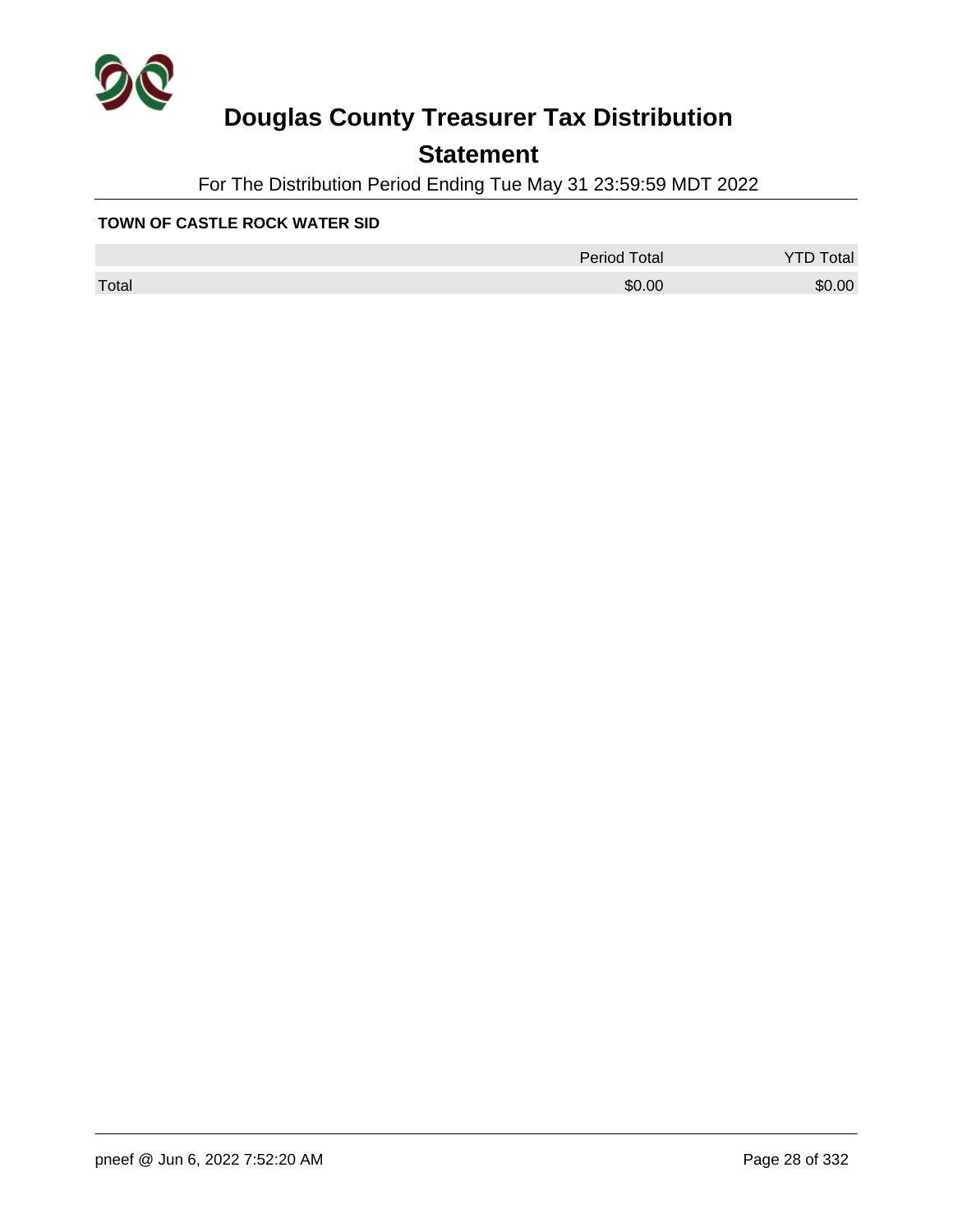# Douglas County Treasurer Tax Distribution

## Statement

For The Distribution Period Ending Tue May 31 23:59:59 MDT 2022

**TOWN OF CASTLE ROCK WATER SID**

| | Period Total | YTD Total |
|---|---|---|
| Total | $0.00 | $0.00 |

pneef @ Jun 6, 2022 7:52:20 AM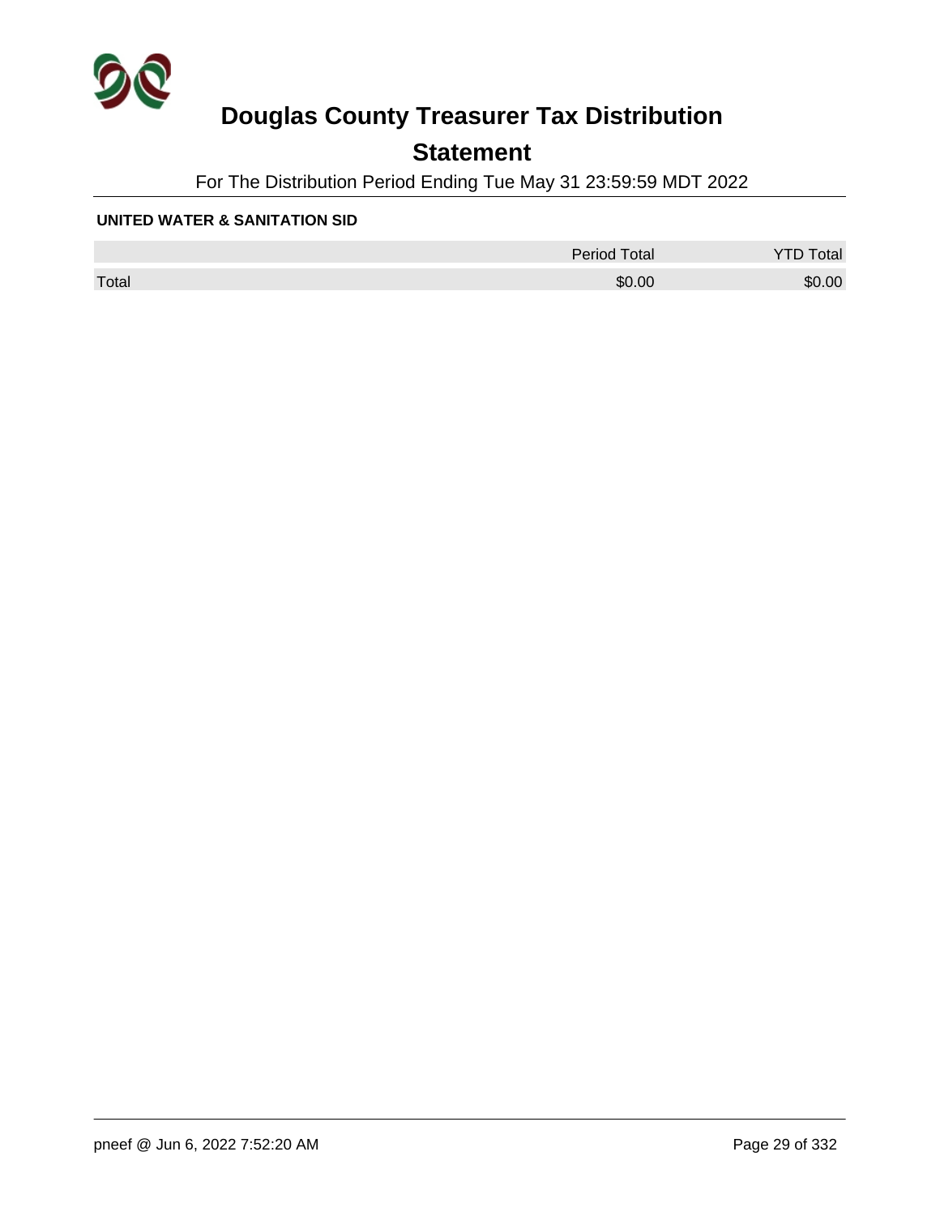# Douglas County Treasurer Tax Distribution

## Statement

For The Distribution Period Ending Tue May 31 23:59:59 MDT 2022

### UNITED WATER & SANITATION SID

| | Period Total | YTD Total |
|---|---|---|
| Total | $0.00 | $0.00 |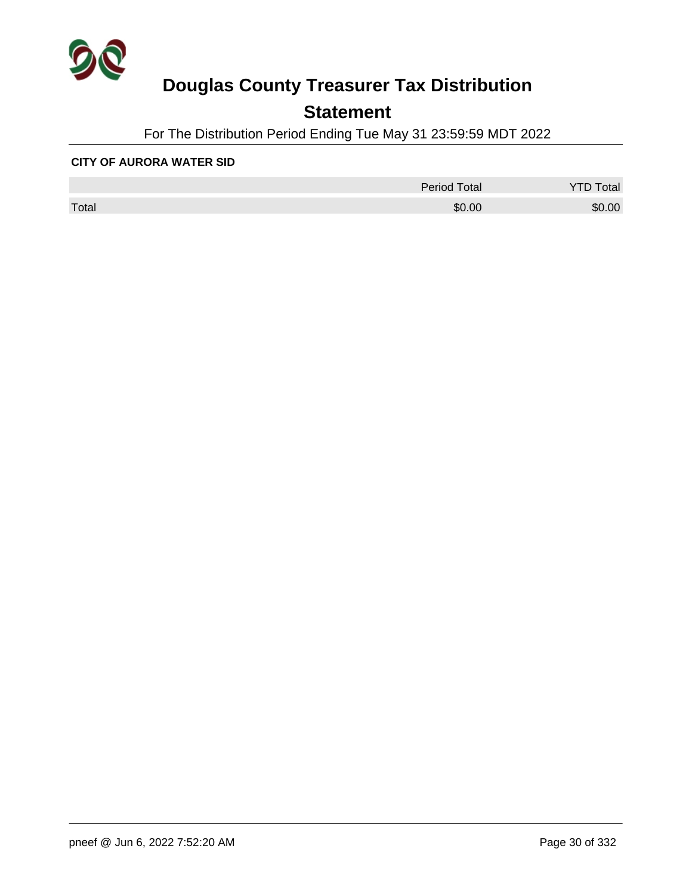# Douglas County Treasurer Tax Distribution

## Statement

For The Distribution Period Ending Tue May 31 23:59:59 MDT 2022

**CITY OF AURORA WATER SID**

| | Period Total | YTD Total |
|---|---|---|
| Total | $0.00 | $0.00 |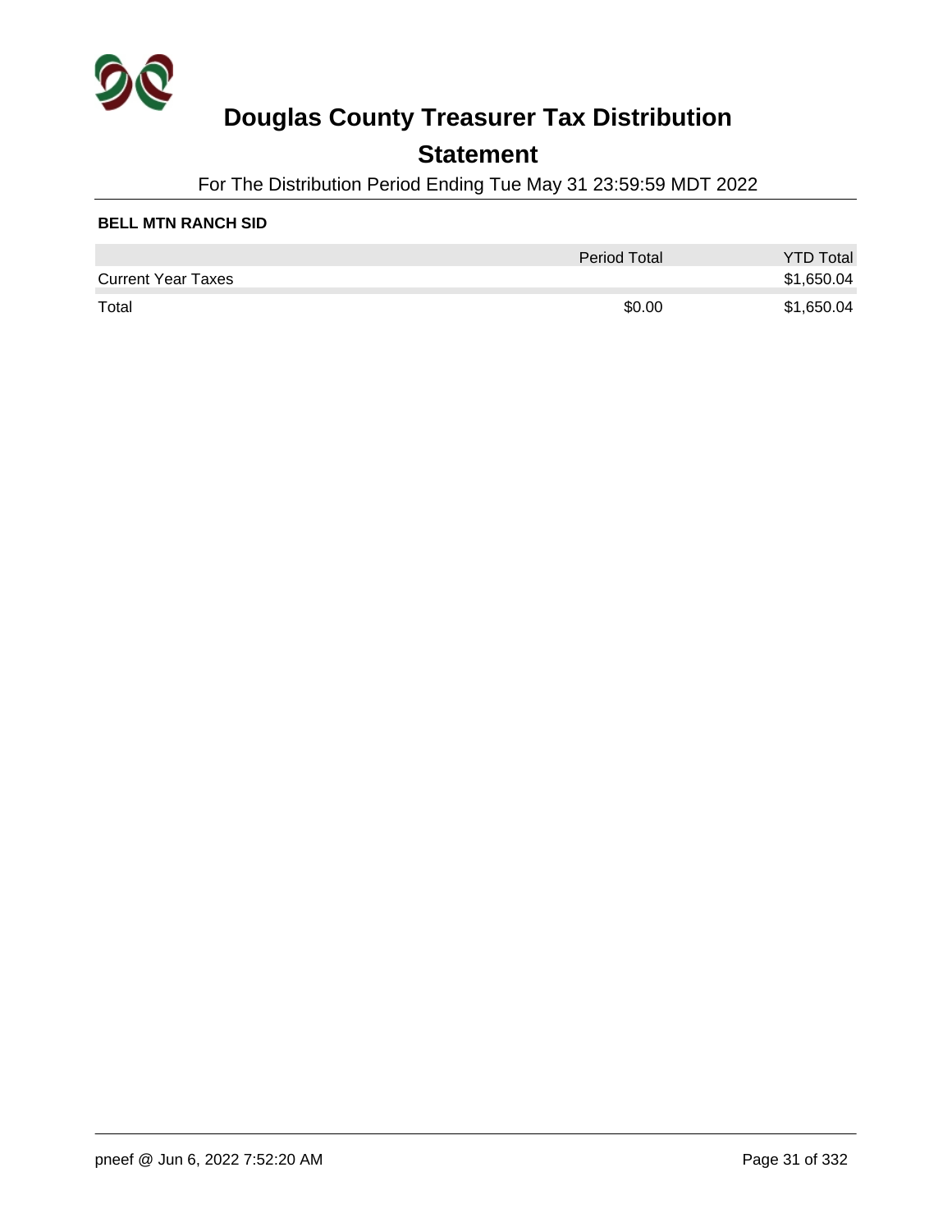# Douglas County Treasurer Tax Distribution

## Statement

For The Distribution Period Ending Tue May 31 23:59:59 MDT 2022

**BELL MTN RANCH SID**

| | Period Total | YTD Total |
|---|---|---|
| Current Year Taxes | | $1,650.04 |
| Total | $0.00 | $1,650.04 |

pneef @ Jun 6, 2022 7:52:20 AM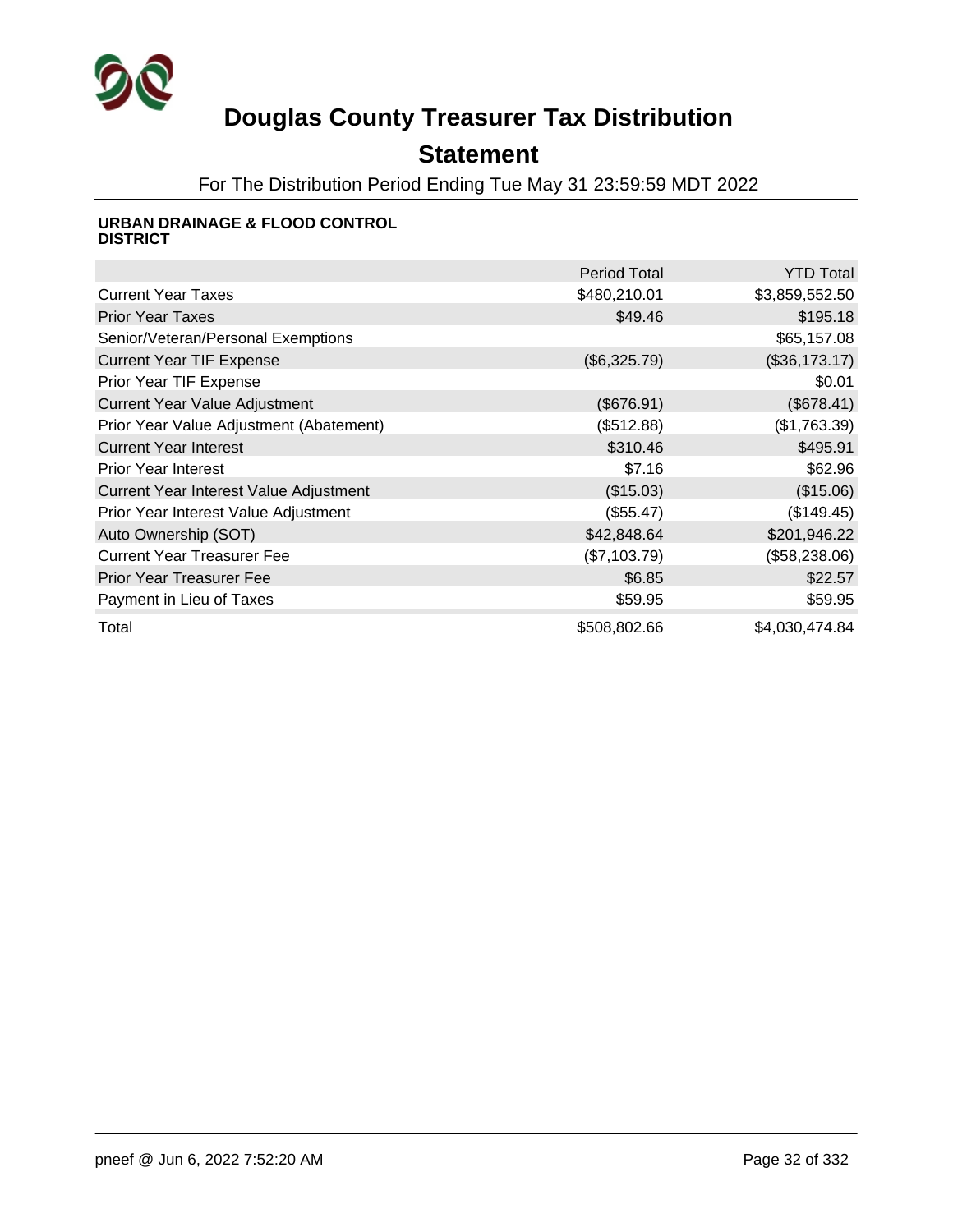# Douglas County Treasurer Tax Distribution

## Statement

For The Distribution Period Ending Tue May 31 23:59:59 MDT 2022

**URBAN DRAINAGE & FLOOD CONTROL DISTRICT**

| | Period Total | YTD Total |
|---|---|---|
| Current Year Taxes | $480,210.01 | $3,859,552.50 |
| Prior Year Taxes | $49.46 | $195.18 |
| Senior/Veteran/Personal Exemptions | | $65,157.08 |
| Current Year TIF Expense | ($6,325.79) | ($36,173.17) |
| Prior Year TIF Expense | | $0.01 |
| Current Year Value Adjustment | ($676.91) | ($678.41) |
| Prior Year Value Adjustment (Abatement) | ($512.88) | ($1,763.39) |
| Current Year Interest | $310.46 | $495.91 |
| Prior Year Interest | $7.16 | $62.96 |
| Current Year Interest Value Adjustment | ($15.03) | ($15.06) |
| Prior Year Interest Value Adjustment | ($55.47) | ($149.45) |
| Auto Ownership (SOT) | $42,848.64 | $201,946.22 |
| Current Year Treasurer Fee | ($7,103.79) | ($58,238.06) |
| Prior Year Treasurer Fee | $6.85 | $22.57 |
| Payment in Lieu of Taxes | $59.95 | $59.95 |
| Total | $508,802.66 | $4,030,474.84 |

pneef @ Jun 6, 2022 7:52:20 AM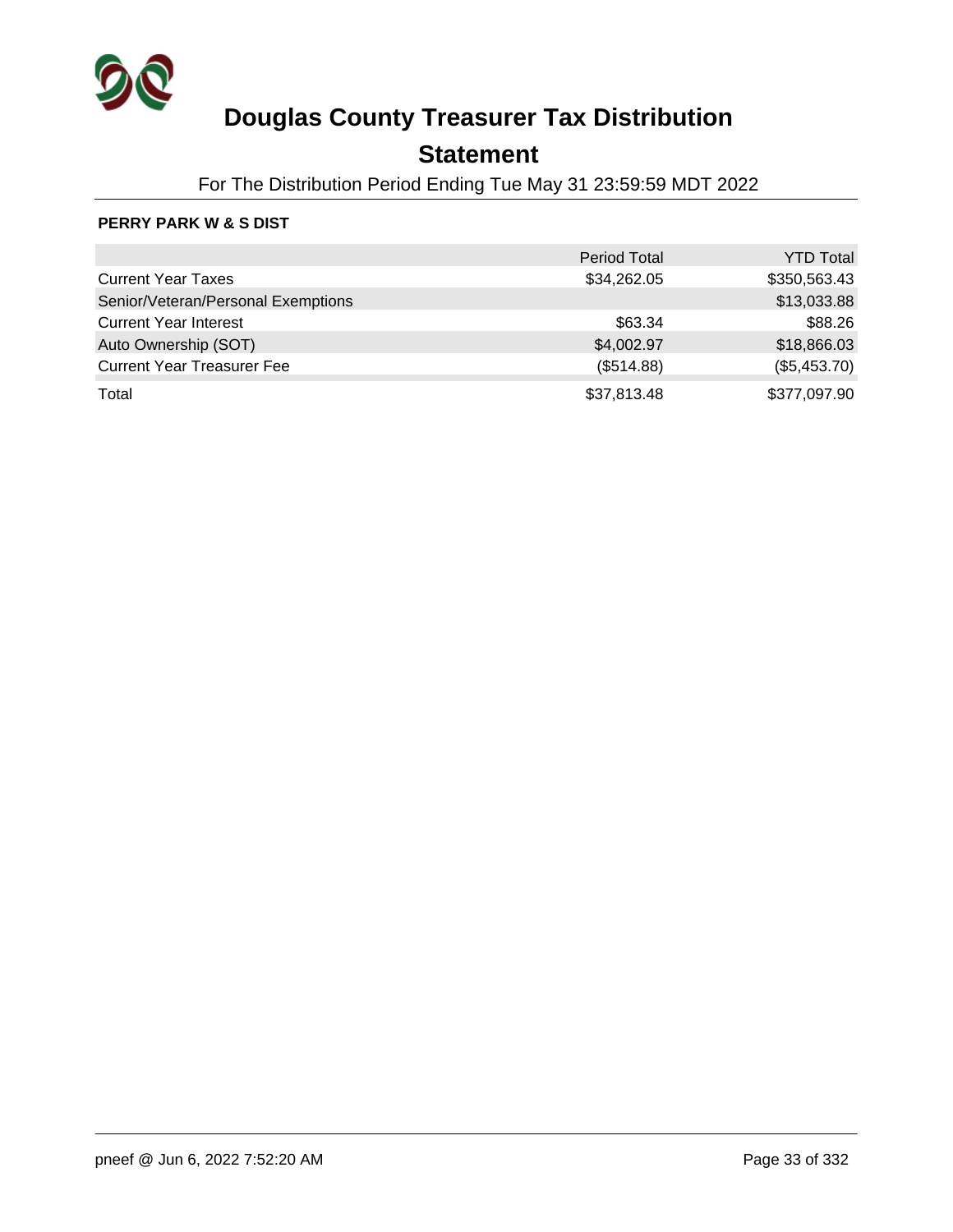# Douglas County Treasurer Tax Distribution

## Statement

For The Distribution Period Ending Tue May 31 23:59:59 MDT 2022

**PERRY PARK W & S DIST**

| | Period Total | YTD Total |
|---|---|---|
| Current Year Taxes | $34,262.05 | $350,563.43 |
| Senior/Veteran/Personal Exemptions | | $13,033.88 |
| Current Year Interest | $63.34 | $88.26 |
| Auto Ownership (SOT) | $4,002.97 | $18,866.03 |
| Current Year Treasurer Fee | ($514.88) | ($5,453.70) |
| Total | $37,813.48 | $377,097.90 |

pneef @ Jun 6, 2022 7:52:20 AM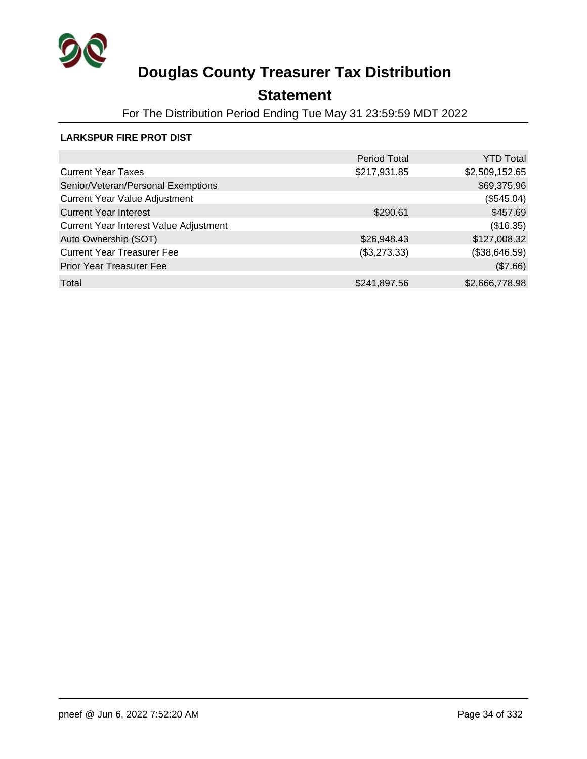# Douglas County Treasurer Tax Distribution

## Statement

For The Distribution Period Ending Tue May 31 23:59:59 MDT 2022

**LARKSPUR FIRE PROT DIST**

| | Period Total | YTD Total |
|---|---|---|
| Current Year Taxes | $217,931.85 | $2,509,152.65 |
| Senior/Veteran/Personal Exemptions | | $69,375.96 |
| Current Year Value Adjustment | | ($545.04) |
| Current Year Interest | $290.61 | $457.69 |
| Current Year Interest Value Adjustment | | ($16.35) |
| Auto Ownership (SOT) | $26,948.43 | $127,008.32 |
| Current Year Treasurer Fee | ($3,273.33) | ($38,646.59) |
| Prior Year Treasurer Fee | | ($7.66) |
| Total | $241,897.56 | $2,666,778.98 |

pneef @ Jun 6, 2022 7:52:20 AM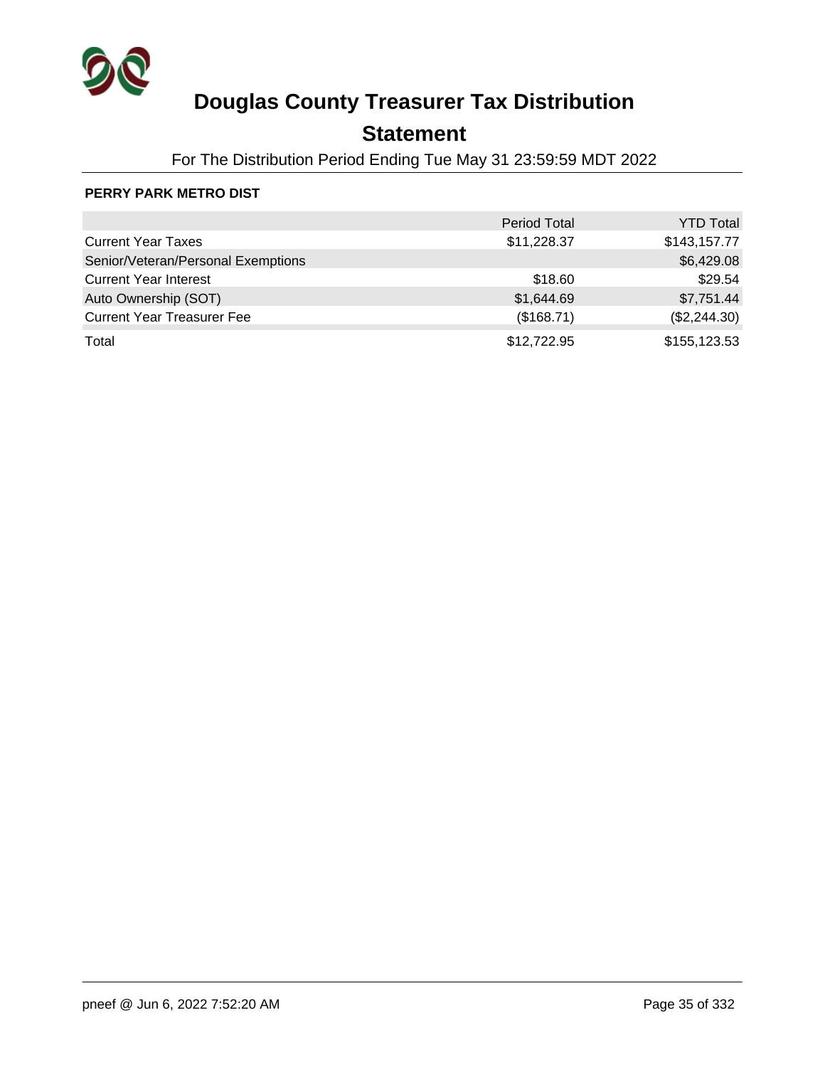# Douglas County Treasurer Tax Distribution

## Statement

For The Distribution Period Ending Tue May 31 23:59:59 MDT 2022

**PERRY PARK METRO DIST**

| | Period Total | YTD Total |
|---|---|---|
| Current Year Taxes | $11,228.37 | $143,157.77 |
| Senior/Veteran/Personal Exemptions | | $6,429.08 |
| Current Year Interest | $18.60 | $29.54 |
| Auto Ownership (SOT) | $1,644.69 | $7,751.44 |
| Current Year Treasurer Fee | ($168.71) | ($2,244.30) |
| Total | $12,722.95 | $155,123.53 |

pneef @ Jun 6, 2022 7:52:20 AM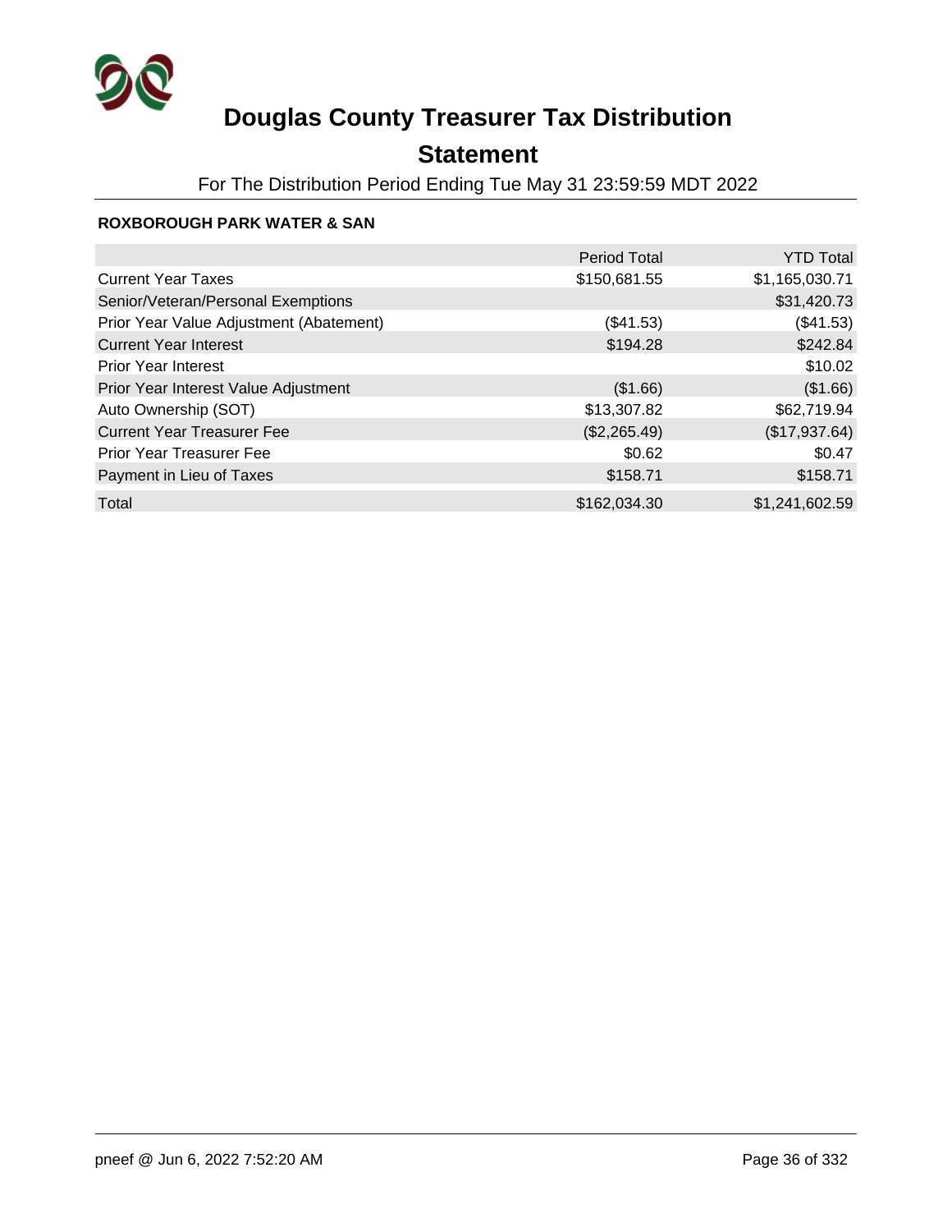# Douglas County Treasurer Tax Distribution

## Statement

For The Distribution Period Ending Tue May 31 23:59:59 MDT 2022

**ROXBOROUGH PARK WATER & SAN**

| | Period Total | YTD Total |
|---|---|---|
| Current Year Taxes | $150,681.55 | $1,165,030.71 |
| Senior/Veteran/Personal Exemptions | | $31,420.73 |
| Prior Year Value Adjustment (Abatement) | ($41.53) | ($41.53) |
| Current Year Interest | $194.28 | $242.84 |
| Prior Year Interest | | $10.02 |
| Prior Year Interest Value Adjustment | ($1.66) | ($1.66) |
| Auto Ownership (SOT) | $13,307.82 | $62,719.94 |
| Current Year Treasurer Fee | ($2,265.49) | ($17,937.64) |
| Prior Year Treasurer Fee | $0.62 | $0.47 |
| Payment in Lieu of Taxes | $158.71 | $158.71 |
| Total | $162,034.30 | $1,241,602.59 |

pneef @ Jun 6, 2022 7:52:20 AM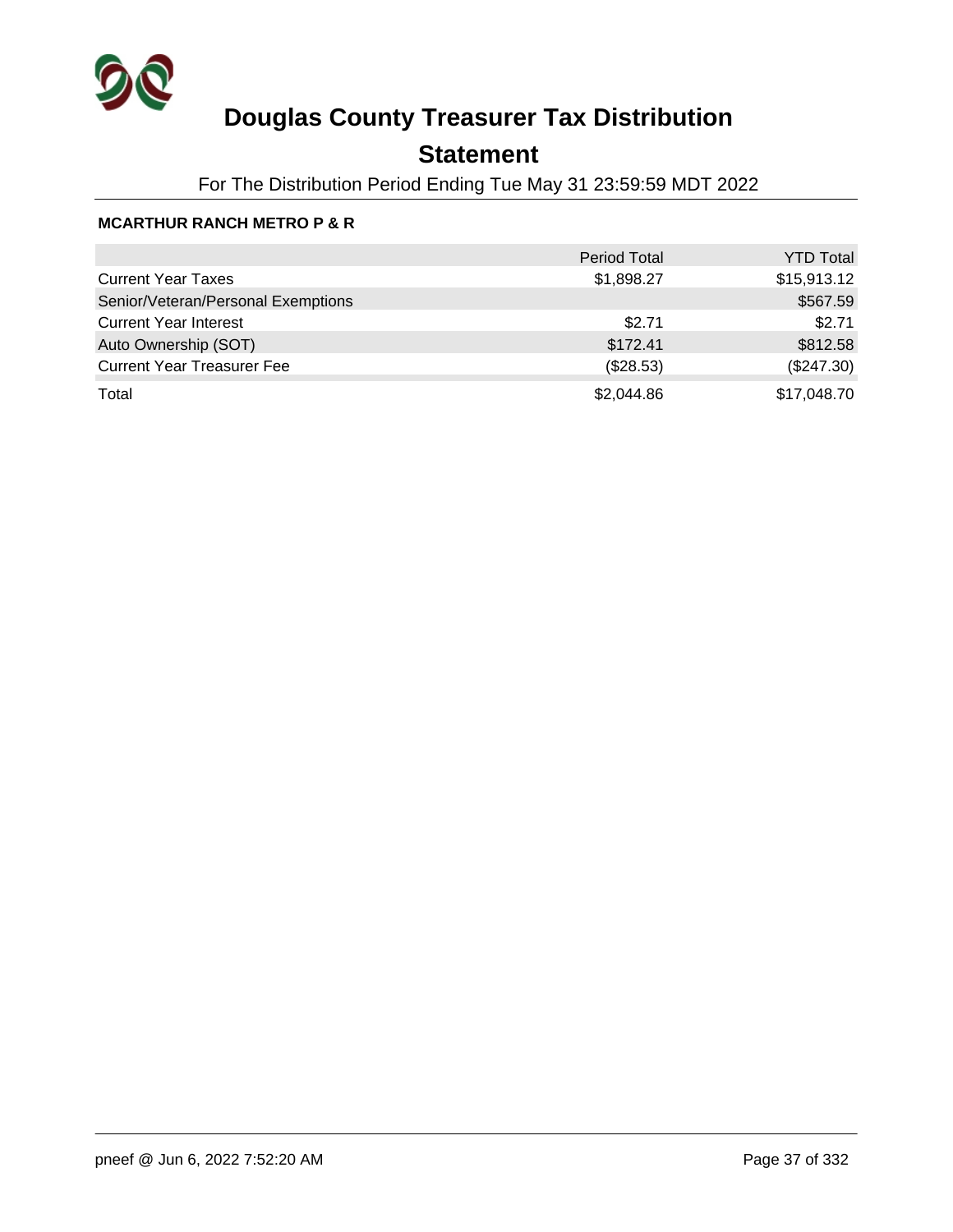# Douglas County Treasurer Tax Distribution

## Statement

For The Distribution Period Ending Tue May 31 23:59:59 MDT 2022

**MCARTHUR RANCH METRO P & R**

| | Period Total | YTD Total |
|---|---|---|
| Current Year Taxes | $1,898.27 | $15,913.12 |
| Senior/Veteran/Personal Exemptions | | $567.59 |
| Current Year Interest | $2.71 | $2.71 |
| Auto Ownership (SOT) | $172.41 | $812.58 |
| Current Year Treasurer Fee | ($28.53) | ($247.30) |
| Total | $2,044.86 | $17,048.70 |

pneef @ Jun 6, 2022 7:52:20 AM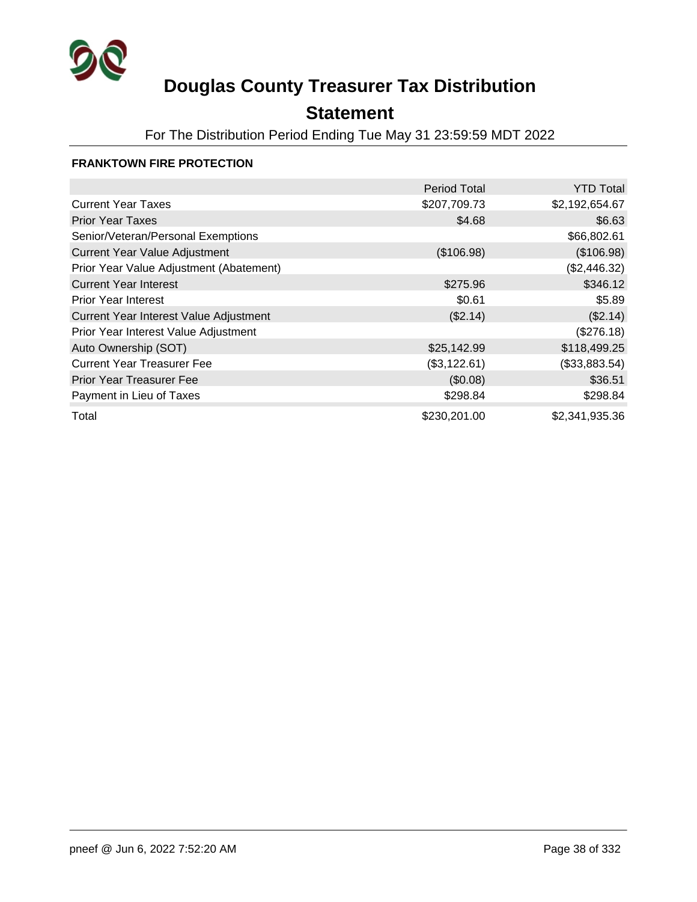# Douglas County Treasurer Tax Distribution

## Statement

For The Distribution Period Ending Tue May 31 23:59:59 MDT 2022

**FRANKTOWN FIRE PROTECTION**

| | Period Total | YTD Total |
|---|---|---|
| Current Year Taxes | $207,709.73 | $2,192,654.67 |
| Prior Year Taxes | $4.68 | $6.63 |
| Senior/Veteran/Personal Exemptions | | $66,802.61 |
| Current Year Value Adjustment | ($106.98) | ($106.98) |
| Prior Year Value Adjustment (Abatement) | | ($2,446.32) |
| Current Year Interest | $275.96 | $346.12 |
| Prior Year Interest | $0.61 | $5.89 |
| Current Year Interest Value Adjustment | ($2.14) | ($2.14) |
| Prior Year Interest Value Adjustment | | ($276.18) |
| Auto Ownership (SOT) | $25,142.99 | $118,499.25 |
| Current Year Treasurer Fee | ($3,122.61) | ($33,883.54) |
| Prior Year Treasurer Fee | ($0.08) | $36.51 |
| Payment in Lieu of Taxes | $298.84 | $298.84 |
| Total | $230,201.00 | $2,341,935.36 |

pneef @ Jun 6, 2022 7:52:20 AM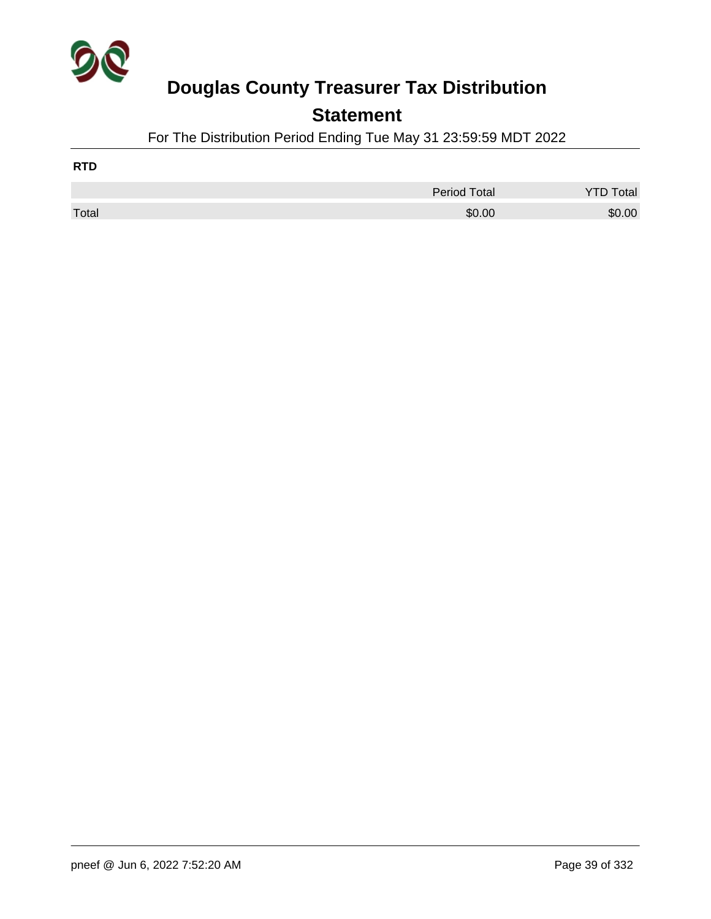# Douglas County Treasurer Tax Distribution

## Statement

For The Distribution Period Ending Tue May 31 23:59:59 MDT 2022

**RTD**

| | Period Total | YTD Total |
|---|---|---|
| Total | $0.00 | $0.00 |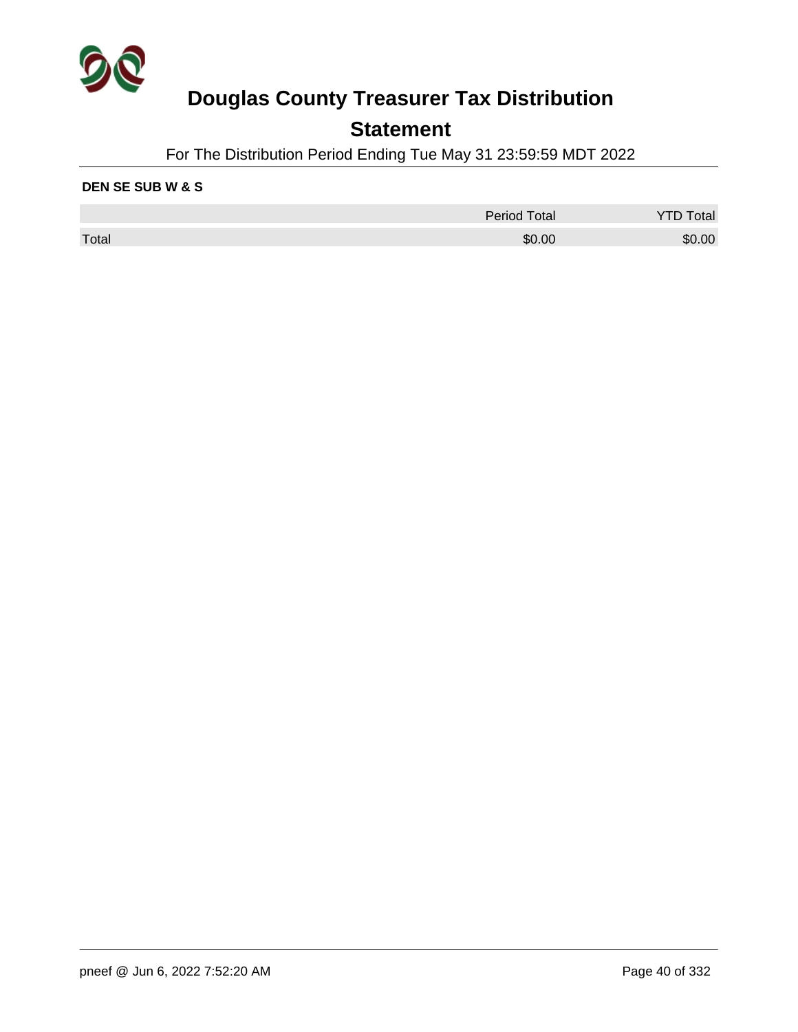# Douglas County Treasurer Tax Distribution

## Statement

For The Distribution Period Ending Tue May 31 23:59:59 MDT 2022

**DEN SE SUB W & S**

| | Period Total | YTD Total |
|---|---|---|
| Total | $0.00 | $0.00 |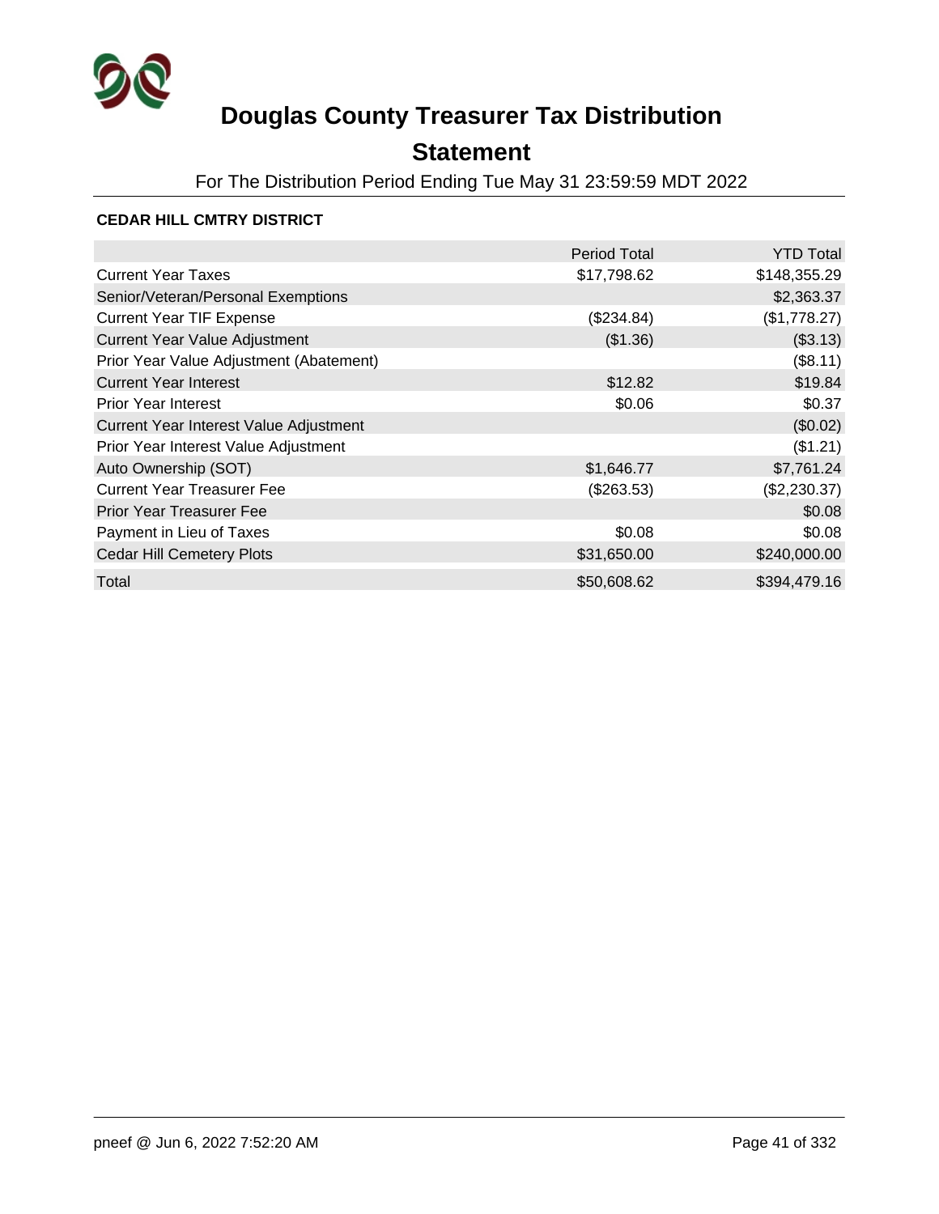# Douglas County Treasurer Tax Distribution

## Statement

For The Distribution Period Ending Tue May 31 23:59:59 MDT 2022

**CEDAR HILL CMTRY DISTRICT**

| | Period Total | YTD Total |
|---|---|---|
| Current Year Taxes | $17,798.62 | $148,355.29 |
| Senior/Veteran/Personal Exemptions | | $2,363.37 |
| Current Year TIF Expense | ($234.84) | ($1,778.27) |
| Current Year Value Adjustment | ($1.36) | ($3.13) |
| Prior Year Value Adjustment (Abatement) | | ($8.11) |
| Current Year Interest | $12.82 | $19.84 |
| Prior Year Interest | $0.06 | $0.37 |
| Current Year Interest Value Adjustment | | ($0.02) |
| Prior Year Interest Value Adjustment | | ($1.21) |
| Auto Ownership (SOT) | $1,646.77 | $7,761.24 |
| Current Year Treasurer Fee | ($263.53) | ($2,230.37) |
| Prior Year Treasurer Fee | | $0.08 |
| Payment in Lieu of Taxes | $0.08 | $0.08 |
| Cedar Hill Cemetery Plots | $31,650.00 | $240,000.00 |
| Total | $50,608.62 | $394,479.16 |

pneef @ Jun 6, 2022 7:52:20 AM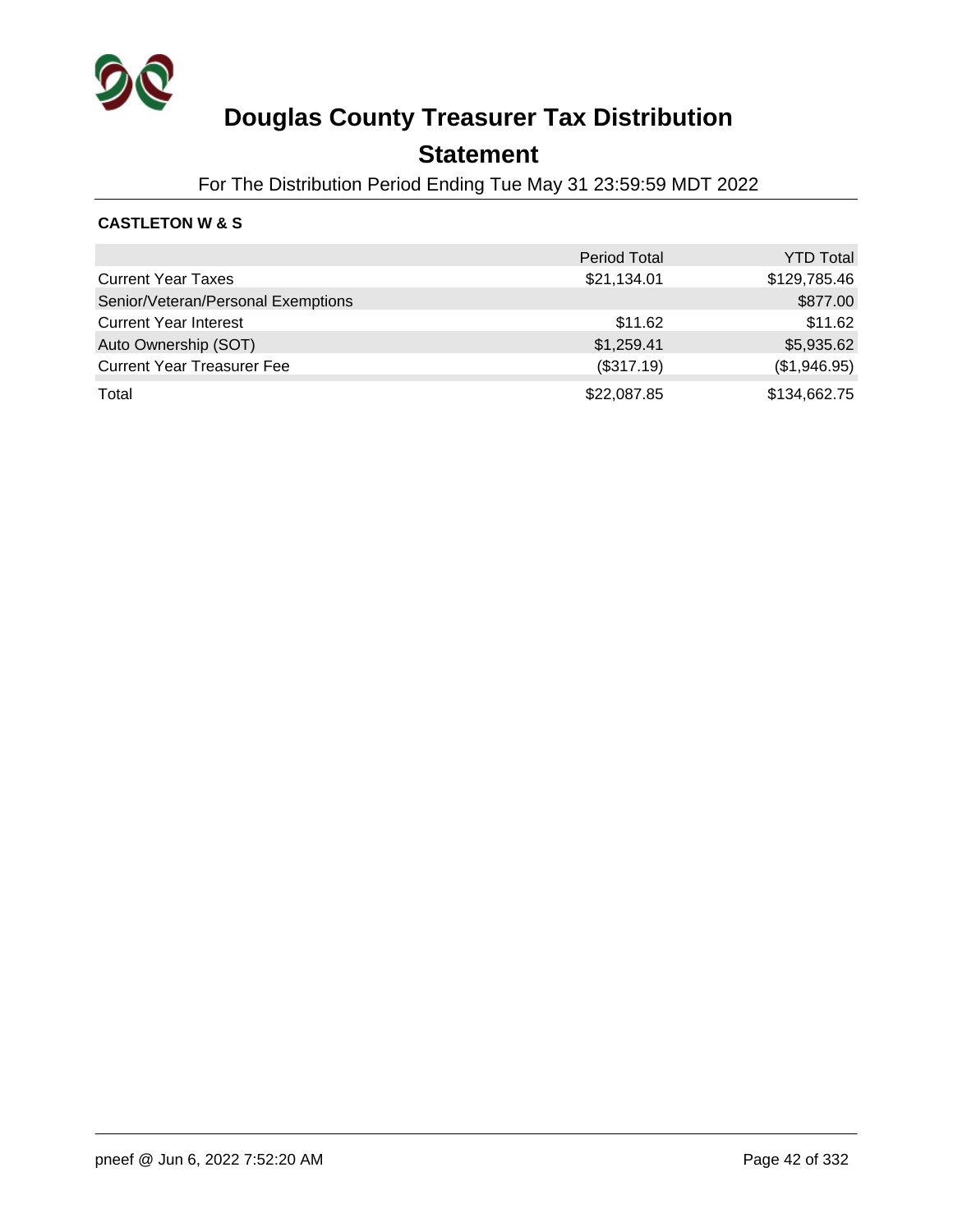# Douglas County Treasurer Tax Distribution

## Statement

For The Distribution Period Ending Tue May 31 23:59:59 MDT 2022

**CASTLETON W & S**

| | Period Total | YTD Total |
|---|---|---|
| Current Year Taxes | $21,134.01 | $129,785.46 |
| Senior/Veteran/Personal Exemptions | | $877.00 |
| Current Year Interest | $11.62 | $11.62 |
| Auto Ownership (SOT) | $1,259.41 | $5,935.62 |
| Current Year Treasurer Fee | ($317.19) | ($1,946.95) |
| Total | $22,087.85 | $134,662.75 |

pneef @ Jun 6, 2022 7:52:20 AM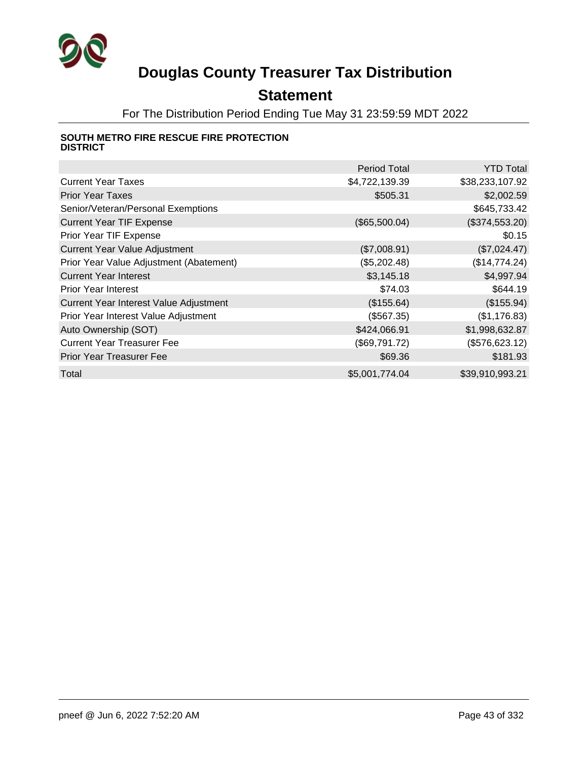# Douglas County Treasurer Tax Distribution

## Statement

For The Distribution Period Ending Tue May 31 23:59:59 MDT 2022

**SOUTH METRO FIRE RESCUE FIRE PROTECTION DISTRICT**

| | Period Total | YTD Total |
|---|---|---|
| Current Year Taxes | $4,722,139.39 | $38,233,107.92 |
| Prior Year Taxes | $505.31 | $2,002.59 |
| Senior/Veteran/Personal Exemptions | | $645,733.42 |
| Current Year TIF Expense | ($65,500.04) | ($374,553.20) |
| Prior Year TIF Expense | | $0.15 |
| Current Year Value Adjustment | ($7,008.91) | ($7,024.47) |
| Prior Year Value Adjustment (Abatement) | ($5,202.48) | ($14,774.24) |
| Current Year Interest | $3,145.18 | $4,997.94 |
| Prior Year Interest | $74.03 | $644.19 |
| Current Year Interest Value Adjustment | ($155.64) | ($155.94) |
| Prior Year Interest Value Adjustment | ($567.35) | ($1,176.83) |
| Auto Ownership (SOT) | $424,066.91 | $1,998,632.87 |
| Current Year Treasurer Fee | ($69,791.72) | ($576,623.12) |
| Prior Year Treasurer Fee | $69.36 | $181.93 |
| Total | $5,001,774.04 | $39,910,993.21 |

pneef @ Jun 6, 2022 7:52:20 AM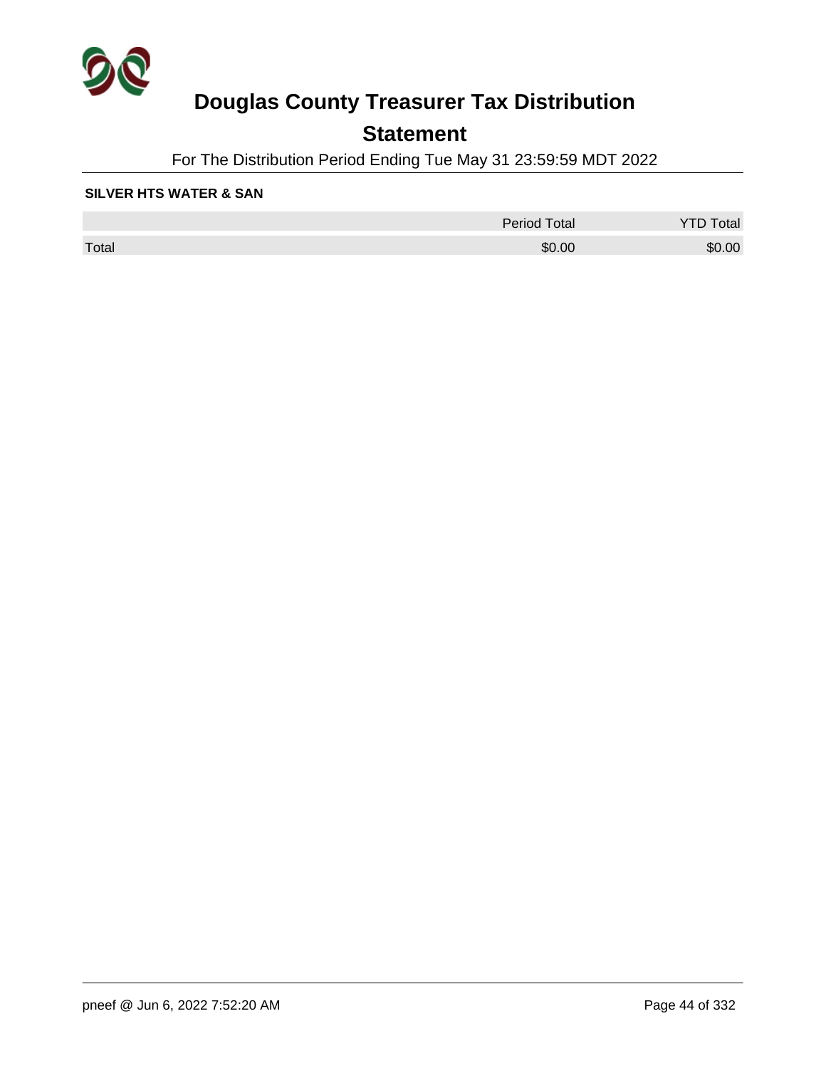# Douglas County Treasurer Tax Distribution

## Statement

For The Distribution Period Ending Tue May 31 23:59:59 MDT 2022

**SILVER HTS WATER & SAN**

| | Period Total | YTD Total |
|---|---|---|
| Total | $0.00 | $0.00 |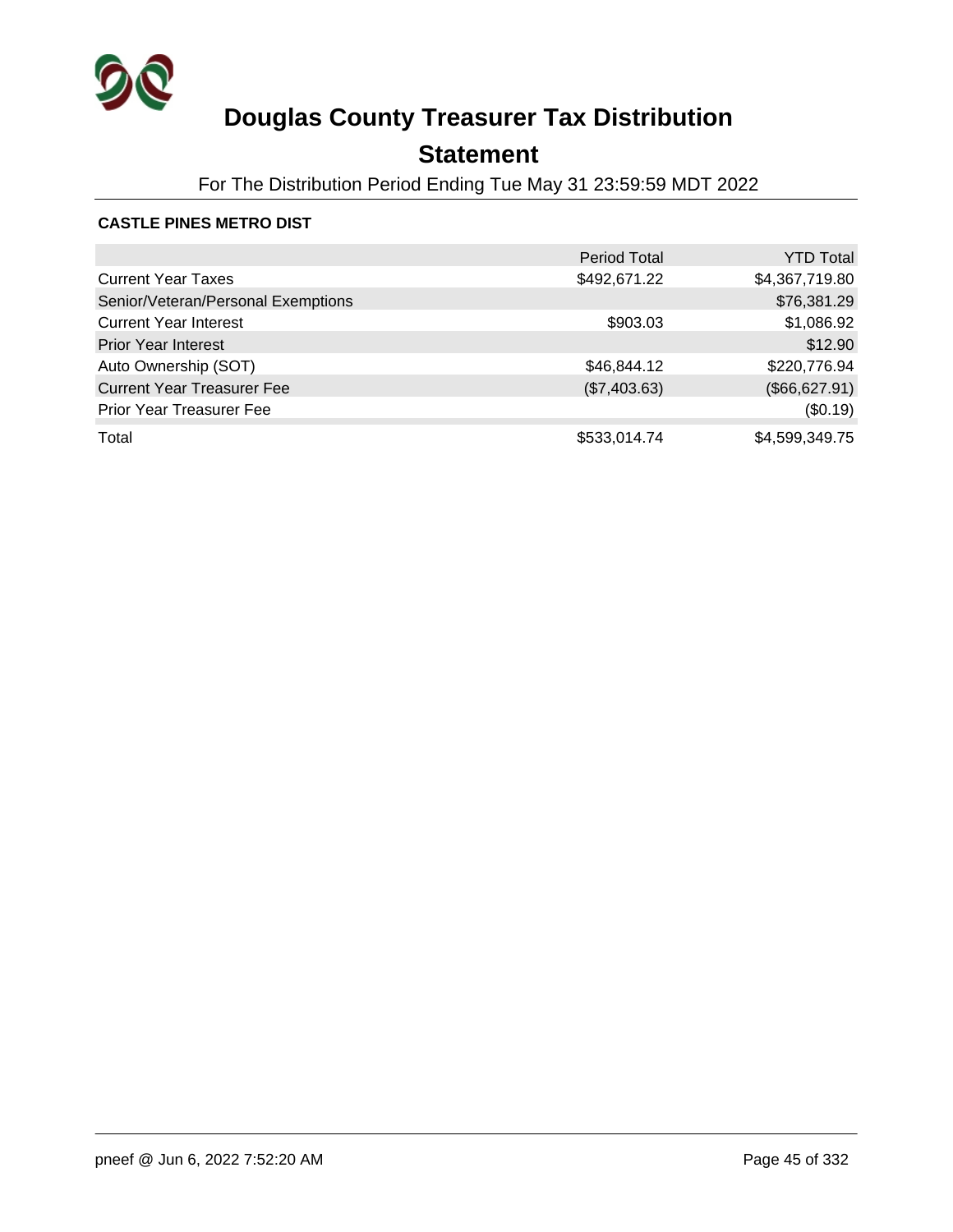# Douglas County Treasurer Tax Distribution

## Statement

For The Distribution Period Ending Tue May 31 23:59:59 MDT 2022

**CASTLE PINES METRO DIST**

| | Period Total | YTD Total |
|---|---|---|
| Current Year Taxes | $492,671.22 | $4,367,719.80 |
| Senior/Veteran/Personal Exemptions | | $76,381.29 |
| Current Year Interest | $903.03 | $1,086.92 |
| Prior Year Interest | | $12.90 |
| Auto Ownership (SOT) | $46,844.12 | $220,776.94 |
| Current Year Treasurer Fee | ($7,403.63) | ($66,627.91) |
| Prior Year Treasurer Fee | | ($0.19) |
| Total | $533,014.74 | $4,599,349.75 |

pneef @ Jun 6, 2022 7:52:20 AM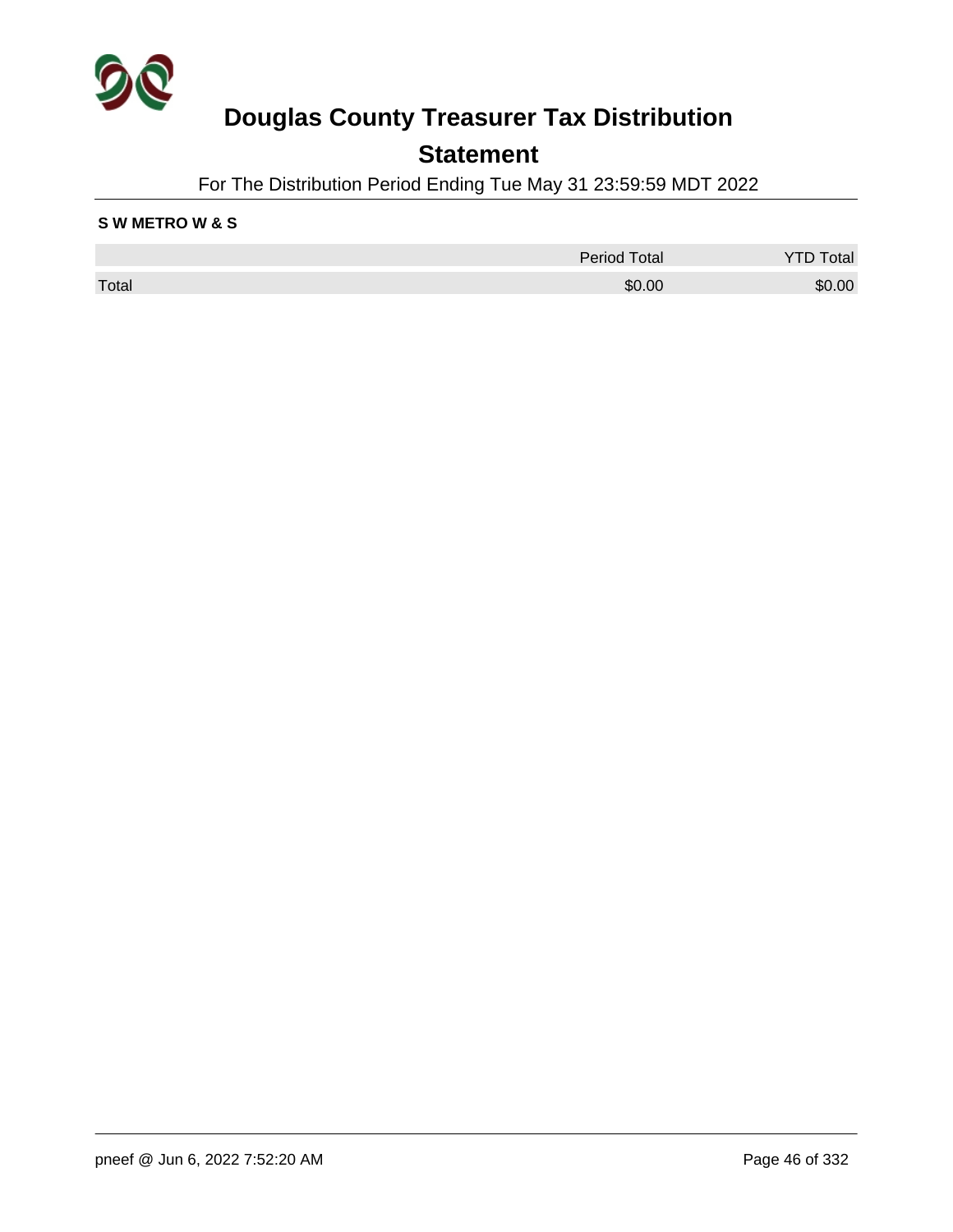# Douglas County Treasurer Tax Distribution

## Statement

For The Distribution Period Ending Tue May 31 23:59:59 MDT 2022

**S W METRO W & S**

| | Period Total | YTD Total |
|---|---|---|
| Total | $0.00 | $0.00 |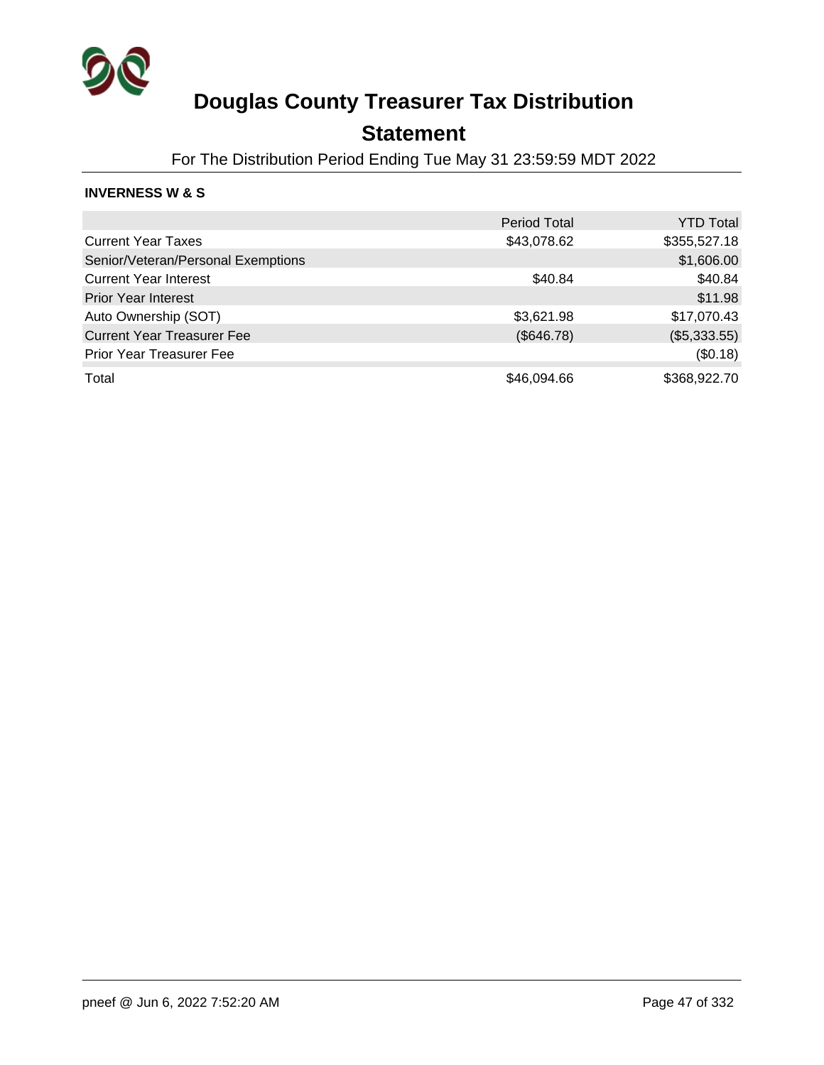# Douglas County Treasurer Tax Distribution

## Statement

For The Distribution Period Ending Tue May 31 23:59:59 MDT 2022

**INVERNESS W & S**

| | Period Total | YTD Total |
|---|---|---|
| Current Year Taxes | $43,078.62 | $355,527.18 |
| Senior/Veteran/Personal Exemptions | | $1,606.00 |
| Current Year Interest | $40.84 | $40.84 |
| Prior Year Interest | | $11.98 |
| Auto Ownership (SOT) | $3,621.98 | $17,070.43 |
| Current Year Treasurer Fee | ($646.78) | ($5,333.55) |
| Prior Year Treasurer Fee | | ($0.18) |
| Total | $46,094.66 | $368,922.70 |

pneef @ Jun 6, 2022 7:52:20 AM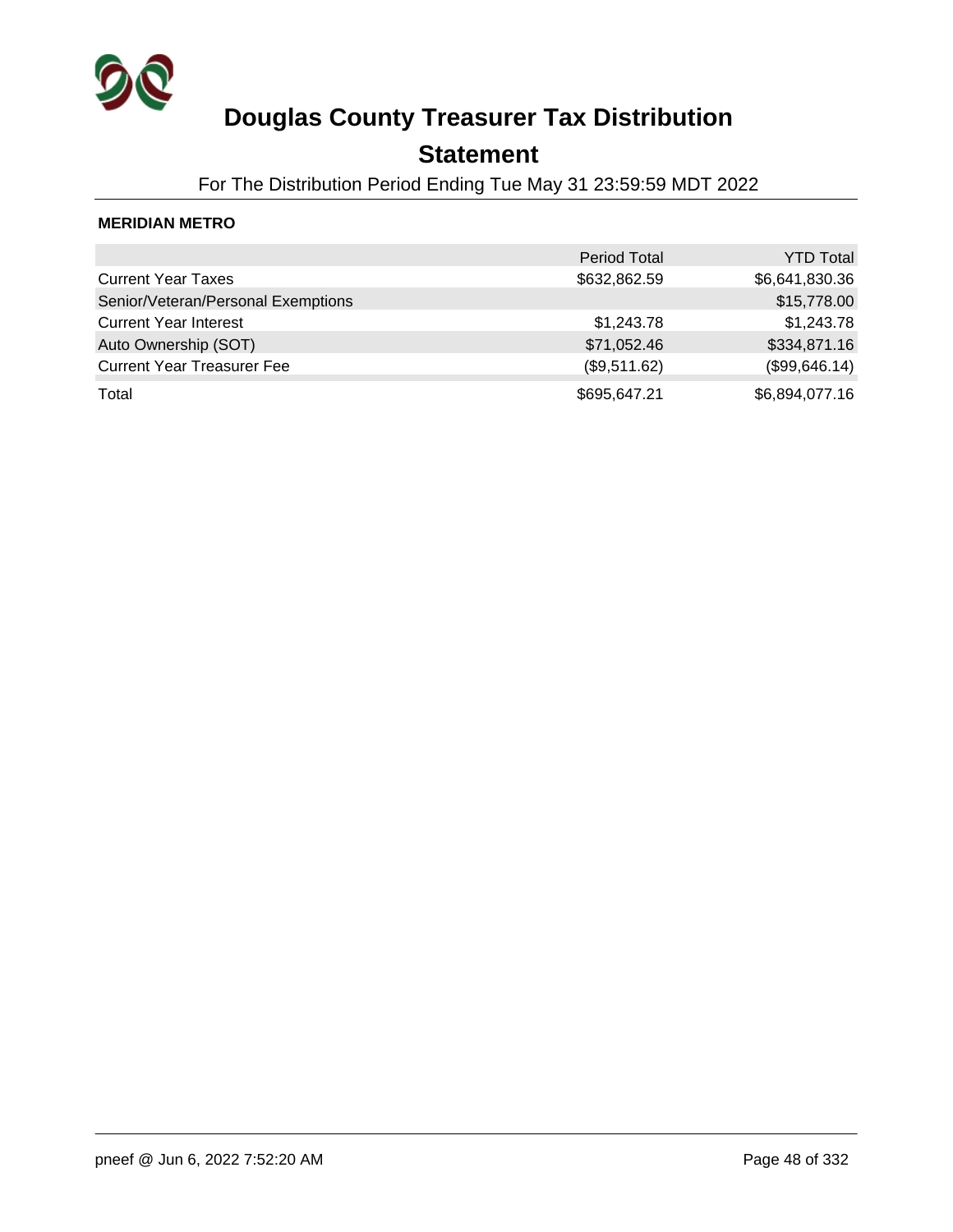# Douglas County Treasurer Tax Distribution

## Statement

For The Distribution Period Ending Tue May 31 23:59:59 MDT 2022

**MERIDIAN METRO**

| | Period Total | YTD Total |
|---|---|---|
| Current Year Taxes | $632,862.59 | $6,641,830.36 |
| Senior/Veteran/Personal Exemptions | | $15,778.00 |
| Current Year Interest | $1,243.78 | $1,243.78 |
| Auto Ownership (SOT) | $71,052.46 | $334,871.16 |
| Current Year Treasurer Fee | ($9,511.62) | ($99,646.14) |
| Total | $695,647.21 | $6,894,077.16 |

pneef @ Jun 6, 2022 7:52:20 AM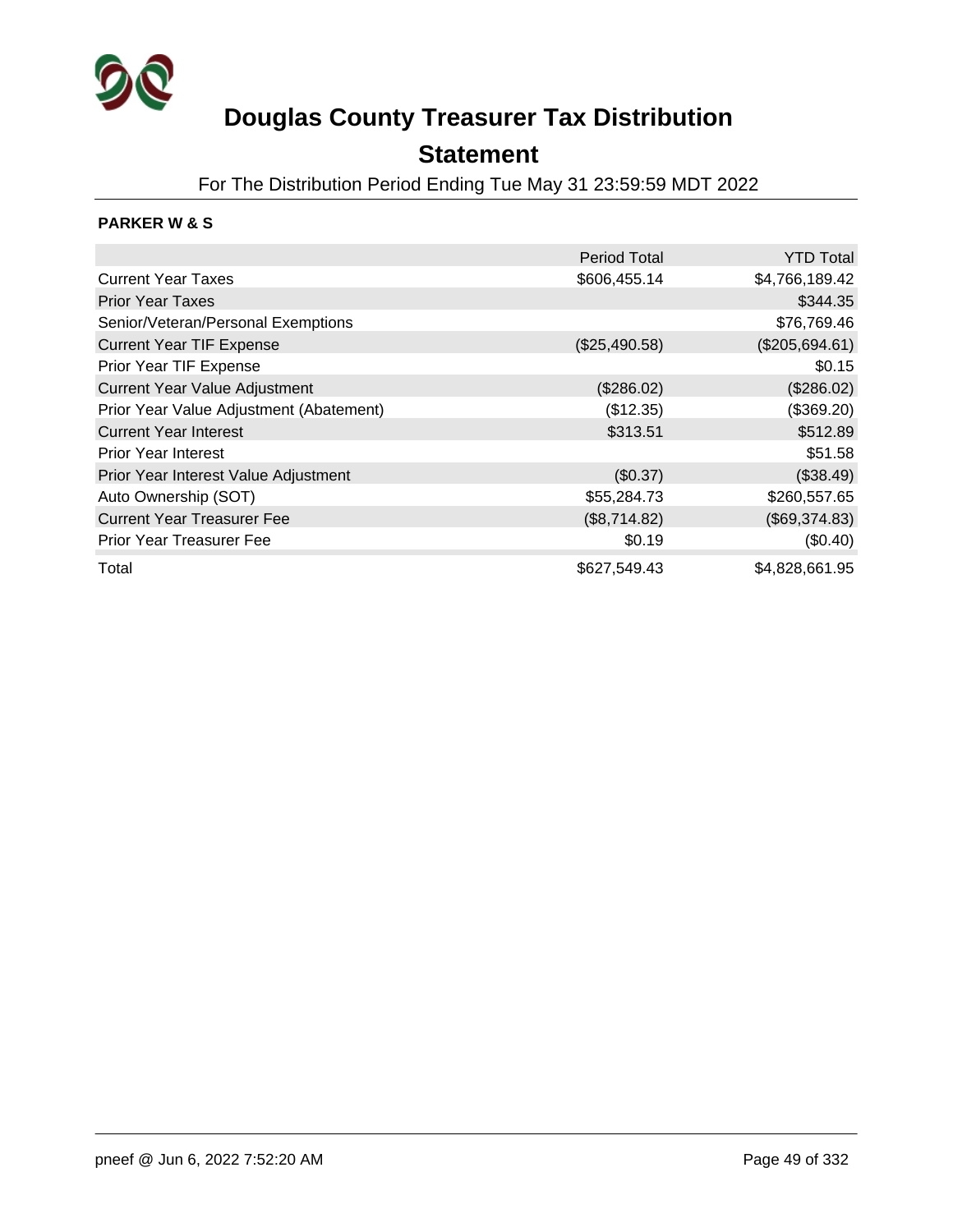# Douglas County Treasurer Tax Distribution

## Statement

For The Distribution Period Ending Tue May 31 23:59:59 MDT 2022

**PARKER W & S**

| | Period Total | YTD Total |
|---|---|---|
| Current Year Taxes | $606,455.14 | $4,766,189.42 |
| Prior Year Taxes | | $344.35 |
| Senior/Veteran/Personal Exemptions | | $76,769.46 |
| Current Year TIF Expense | ($25,490.58) | ($205,694.61) |
| Prior Year TIF Expense | | $0.15 |
| Current Year Value Adjustment | ($286.02) | ($286.02) |
| Prior Year Value Adjustment (Abatement) | ($12.35) | ($369.20) |
| Current Year Interest | $313.51 | $512.89 |
| Prior Year Interest | | $51.58 |
| Prior Year Interest Value Adjustment | ($0.37) | ($38.49) |
| Auto Ownership (SOT) | $55,284.73 | $260,557.65 |
| Current Year Treasurer Fee | ($8,714.82) | ($69,374.83) |
| Prior Year Treasurer Fee | $0.19 | ($0.40) |
| Total | $627,549.43 | $4,828,661.95 |

pneef @ Jun 6, 2022 7:52:20 AM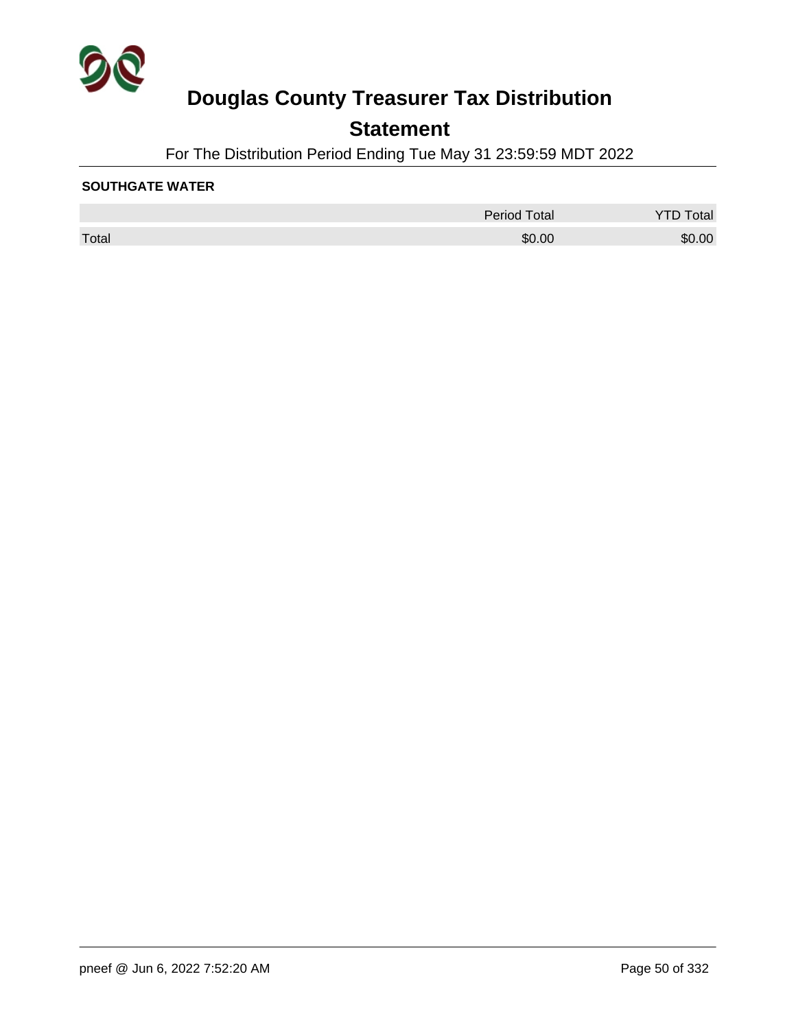# Douglas County Treasurer Tax Distribution

## Statement

For The Distribution Period Ending Tue May 31 23:59:59 MDT 2022

**SOUTHGATE WATER**

| | Period Total | YTD Total |
|---|---|---|
| Total | $0.00 | $0.00 |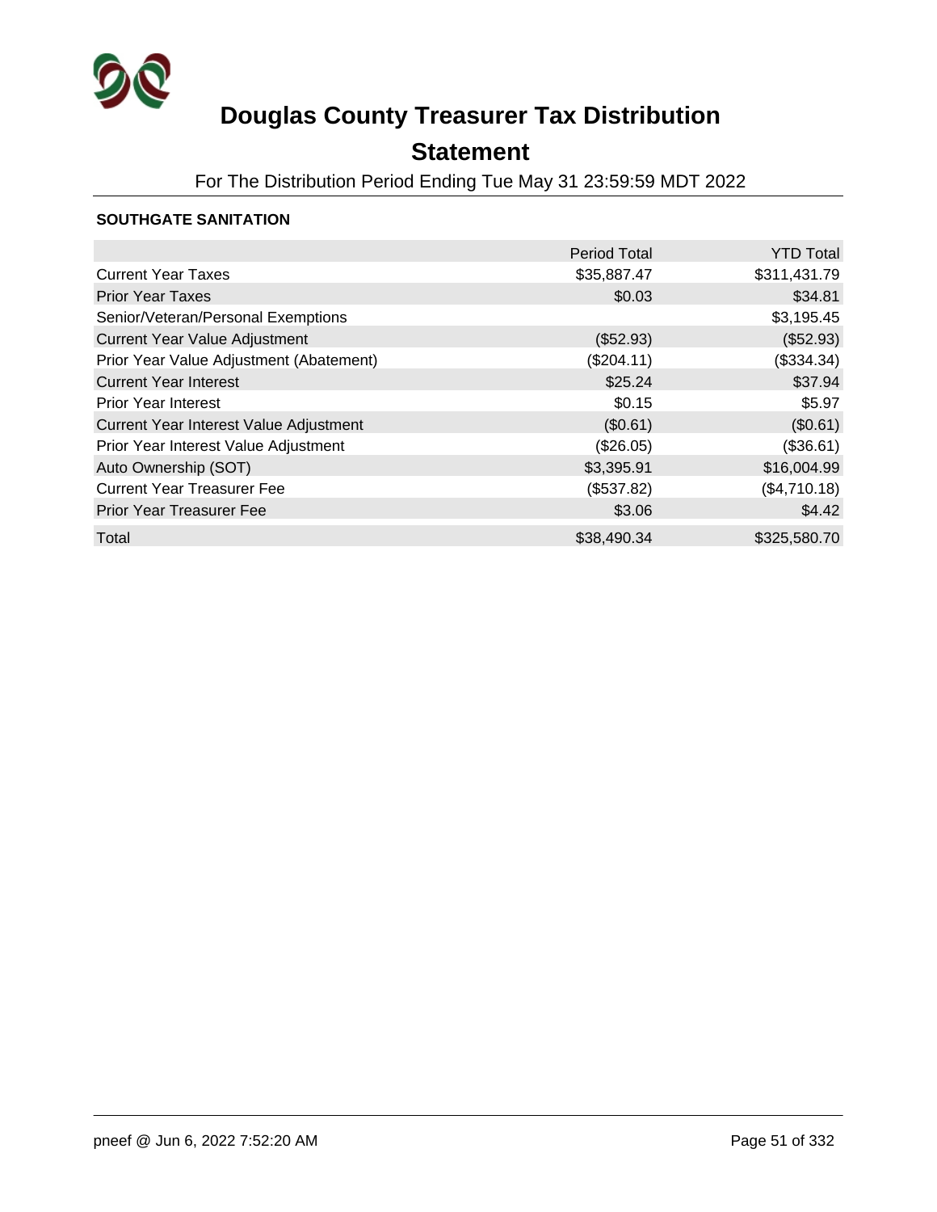# Douglas County Treasurer Tax Distribution

## Statement

For The Distribution Period Ending Tue May 31 23:59:59 MDT 2022

**SOUTHGATE SANITATION**

| | Period Total | YTD Total |
|---|---|---|
| Current Year Taxes | $35,887.47 | $311,431.79 |
| Prior Year Taxes | $0.03 | $34.81 |
| Senior/Veteran/Personal Exemptions | | $3,195.45 |
| Current Year Value Adjustment | ($52.93) | ($52.93) |
| Prior Year Value Adjustment (Abatement) | ($204.11) | ($334.34) |
| Current Year Interest | $25.24 | $37.94 |
| Prior Year Interest | $0.15 | $5.97 |
| Current Year Interest Value Adjustment | ($0.61) | ($0.61) |
| Prior Year Interest Value Adjustment | ($26.05) | ($36.61) |
| Auto Ownership (SOT) | $3,395.91 | $16,004.99 |
| Current Year Treasurer Fee | ($537.82) | ($4,710.18) |
| Prior Year Treasurer Fee | $3.06 | $4.42 |
| Total | $38,490.34 | $325,580.70 |

pneef @ Jun 6, 2022 7:52:20 AM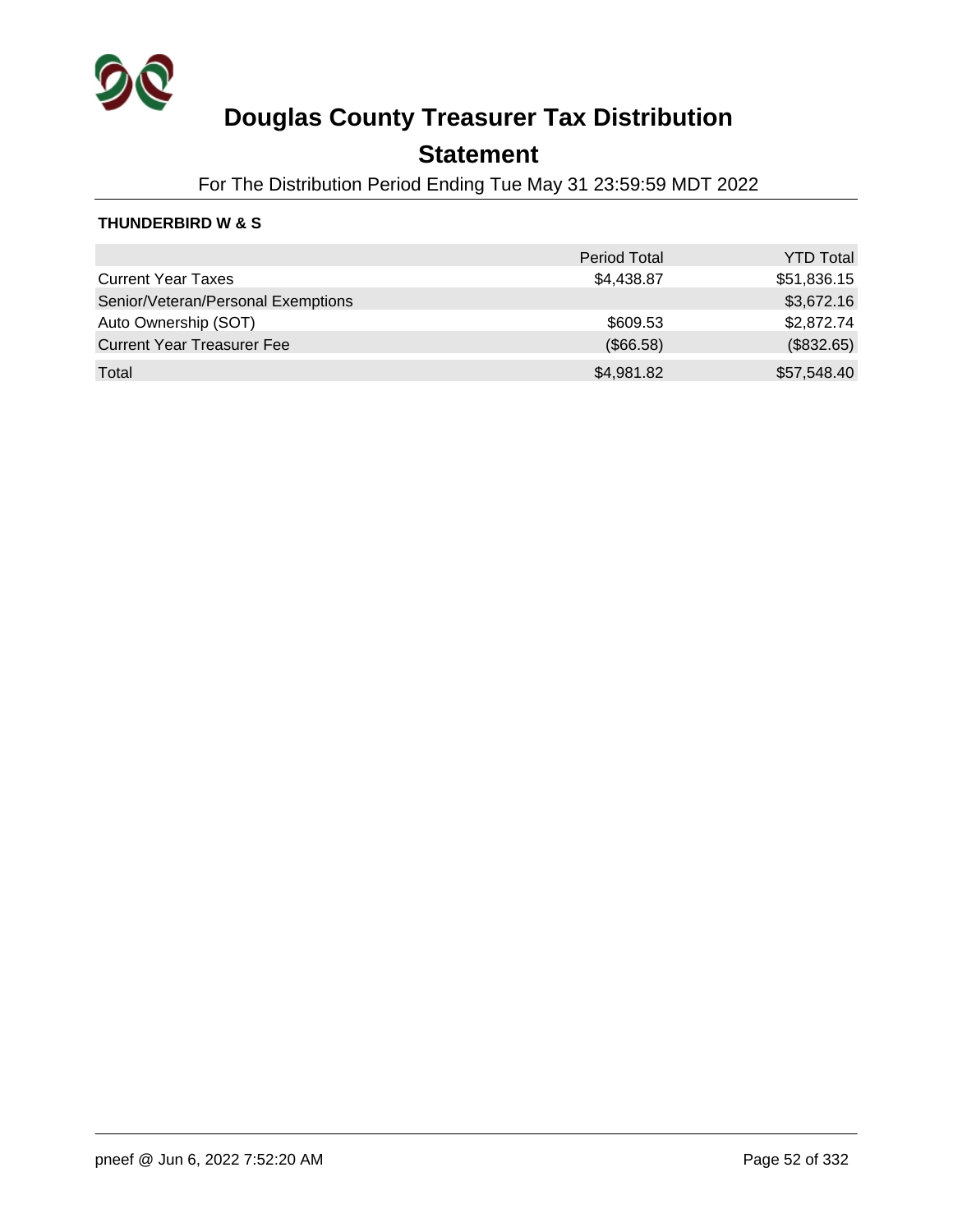# Douglas County Treasurer Tax Distribution

## Statement

For The Distribution Period Ending Tue May 31 23:59:59 MDT 2022

**THUNDERBIRD W & S**

| | Period Total | YTD Total |
|---|---|---|
| Current Year Taxes | $4,438.87 | $51,836.15 |
| Senior/Veteran/Personal Exemptions | | $3,672.16 |
| Auto Ownership (SOT) | $609.53 | $2,872.74 |
| Current Year Treasurer Fee | ($66.58) | ($832.65) |
| Total | $4,981.82 | $57,548.40 |

pneef @ Jun 6, 2022 7:52:20 AM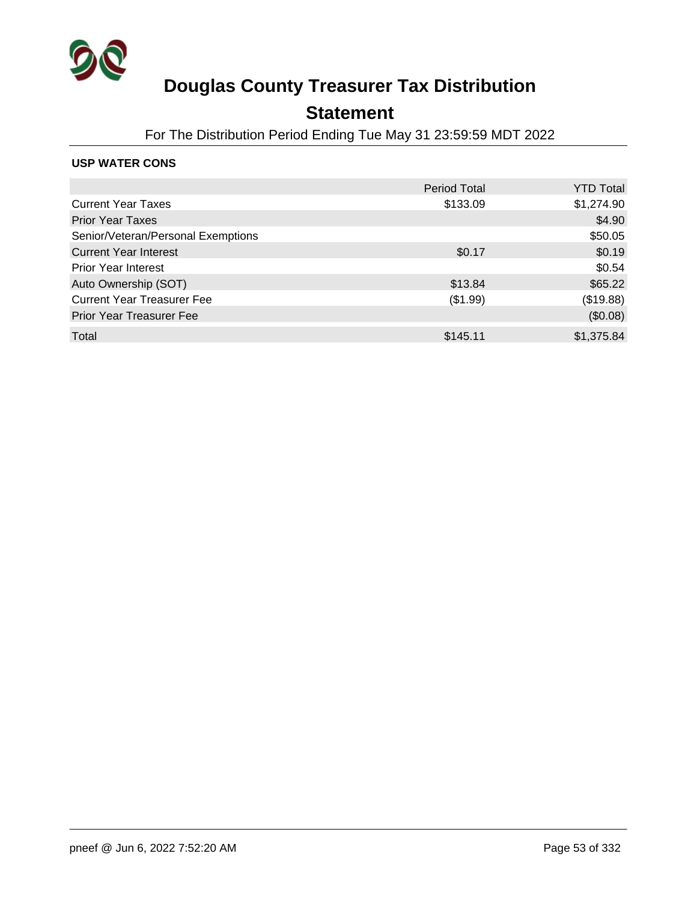# Douglas County Treasurer Tax Distribution

## Statement

For The Distribution Period Ending Tue May 31 23:59:59 MDT 2022

### USP WATER CONS

| | Period Total | YTD Total |
|---|---|---|
| Current Year Taxes | $133.09 | $1,274.90 |
| Prior Year Taxes | | $4.90 |
| Senior/Veteran/Personal Exemptions | | $50.05 |
| Current Year Interest | $0.17 | $0.19 |
| Prior Year Interest | | $0.54 |
| Auto Ownership (SOT) | $13.84 | $65.22 |
| Current Year Treasurer Fee | ($1.99) | ($19.88) |
| Prior Year Treasurer Fee | | ($0.08) |
| Total | $145.11 | $1,375.84 |

pneef @ Jun 6, 2022 7:52:20 AM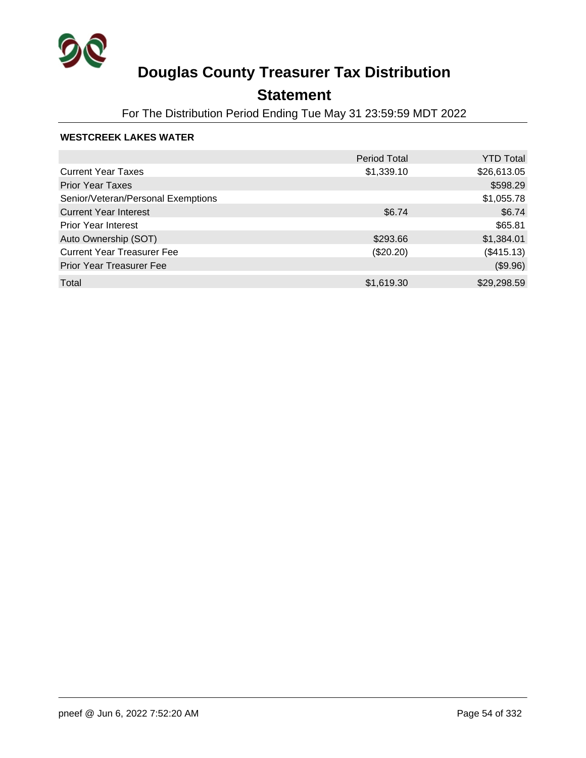# Douglas County Treasurer Tax Distribution

## Statement

For The Distribution Period Ending Tue May 31 23:59:59 MDT 2022

### WESTCREEK LAKES WATER

| | Period Total | YTD Total |
|---|---|---|
| Current Year Taxes | $1,339.10 | $26,613.05 |
| Prior Year Taxes | | $598.29 |
| Senior/Veteran/Personal Exemptions | | $1,055.78 |
| Current Year Interest | $6.74 | $6.74 |
| Prior Year Interest | | $65.81 |
| Auto Ownership (SOT) | $293.66 | $1,384.01 |
| Current Year Treasurer Fee | ($20.20) | ($415.13) |
| Prior Year Treasurer Fee | | ($9.96) |
| Total | $1,619.30 | $29,298.59 |

pneef @ Jun 6, 2022 7:52:20 AM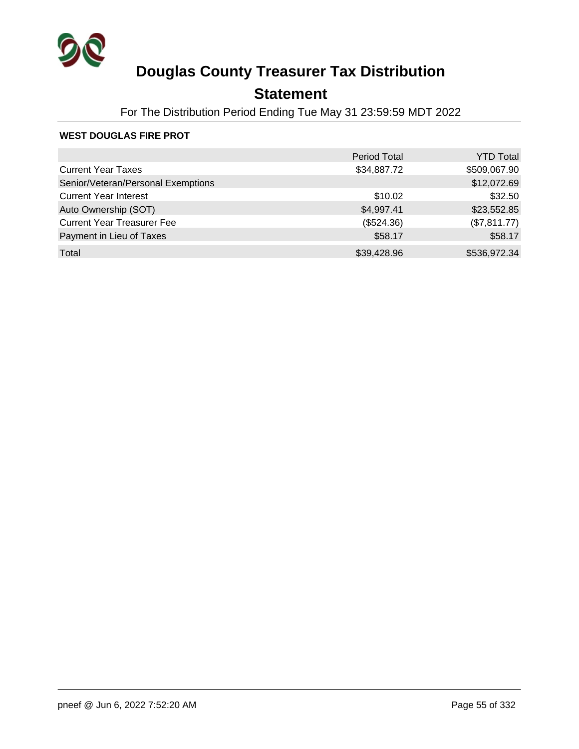# Douglas County Treasurer Tax Distribution

## Statement

For The Distribution Period Ending Tue May 31 23:59:59 MDT 2022

### WEST DOUGLAS FIRE PROT

| | Period Total | YTD Total |
| --- | --- | --- |
| Current Year Taxes | $34,887.72 | $509,067.90 |
| Senior/Veteran/Personal Exemptions | | $12,072.69 |
| Current Year Interest | $10.02 | $32.50 |
| Auto Ownership (SOT) | $4,997.41 | $23,552.85 |
| Current Year Treasurer Fee | ($524.36) | ($7,811.77) |
| Payment in Lieu of Taxes | $58.17 | $58.17 |
| Total | $39,428.96 | $536,972.34 |

pneef @ Jun 6, 2022 7:52:20 AM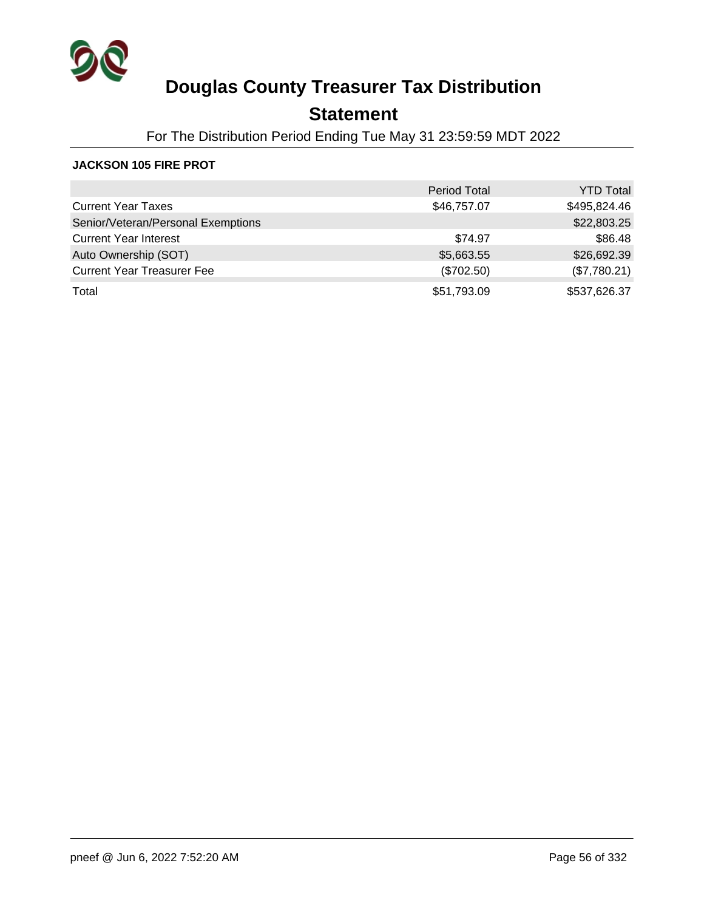# Douglas County Treasurer Tax Distribution

## Statement

For The Distribution Period Ending Tue May 31 23:59:59 MDT 2022

### JACKSON 105 FIRE PROT

| | Period Total | YTD Total |
|---|---:|---:|
| Current Year Taxes | $46,757.07 | $495,824.46 |
| Senior/Veteran/Personal Exemptions | | $22,803.25 |
| Current Year Interest | $74.97 | $86.48 |
| Auto Ownership (SOT) | $5,663.55 | $26,692.39 |
| Current Year Treasurer Fee | ($702.50) | ($7,780.21) |
| Total | $51,793.09 | $537,626.37 |

pneef @ Jun 6, 2022 7:52:20 AM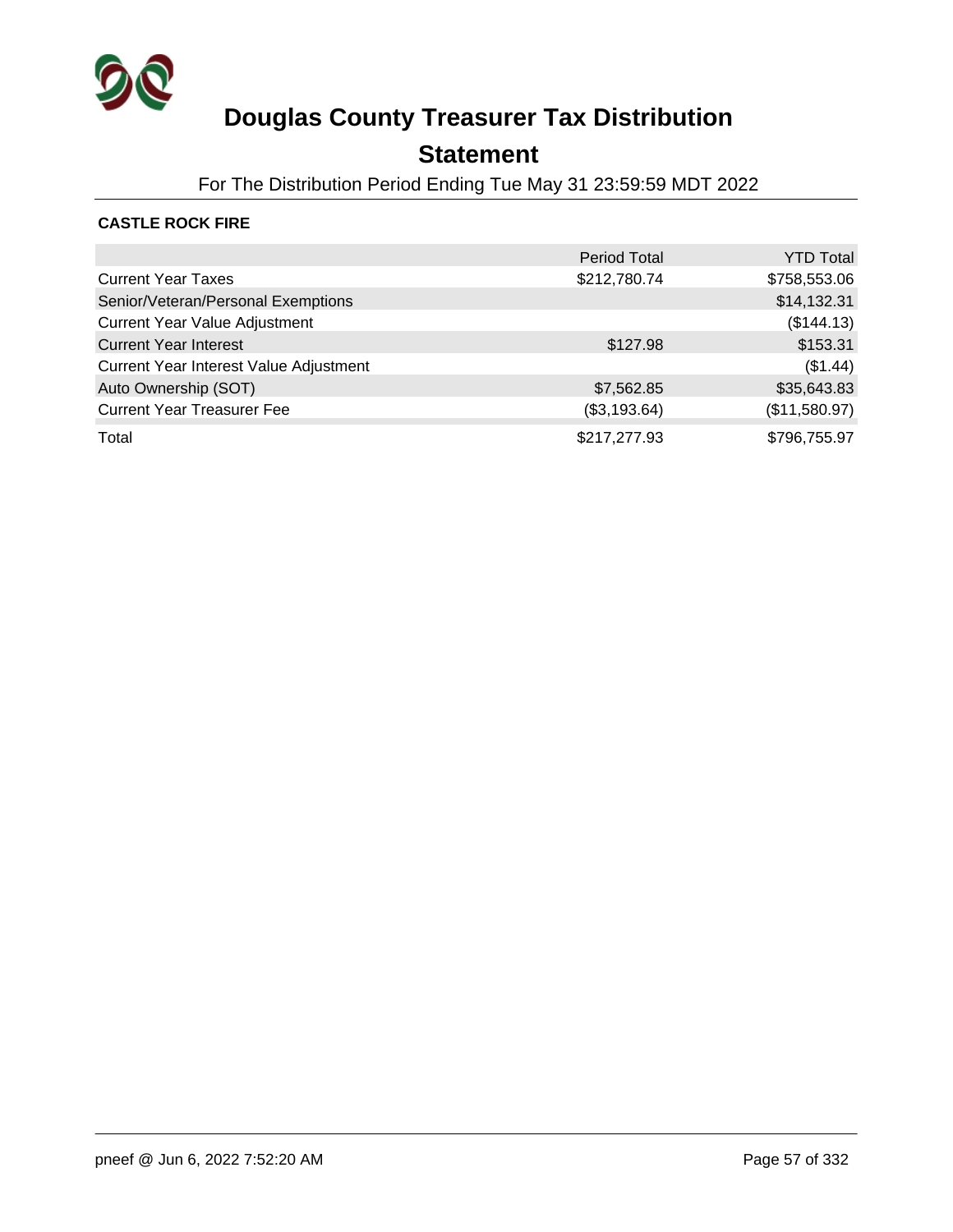# Douglas County Treasurer Tax Distribution

## Statement

For The Distribution Period Ending Tue May 31 23:59:59 MDT 2022

**CASTLE ROCK FIRE**

| | Period Total | YTD Total |
|---|---|---|
| Current Year Taxes | $212,780.74 | $758,553.06 |
| Senior/Veteran/Personal Exemptions | | $14,132.31 |
| Current Year Value Adjustment | | ($144.13) |
| Current Year Interest | $127.98 | $153.31 |
| Current Year Interest Value Adjustment | | ($1.44) |
| Auto Ownership (SOT) | $7,562.85 | $35,643.83 |
| Current Year Treasurer Fee | ($3,193.64) | ($11,580.97) |
| Total | $217,277.93 | $796,755.97 |

pneef @ Jun 6, 2022 7:52:20 AM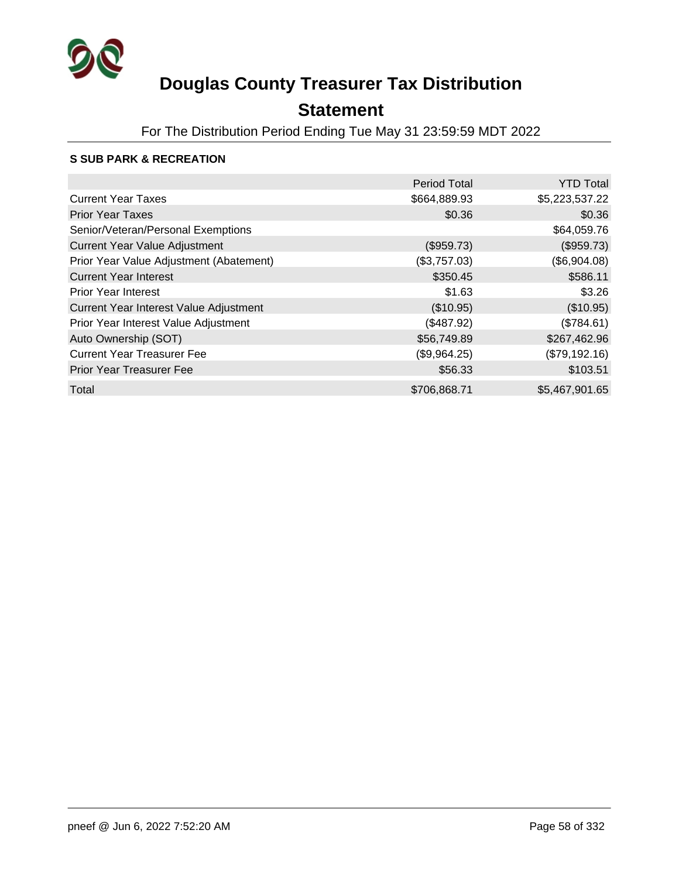# Douglas County Treasurer Tax Distribution

## Statement

For The Distribution Period Ending Tue May 31 23:59:59 MDT 2022

### S SUB PARK & RECREATION

| | Period Total | YTD Total |
|---|---:|---:|
| Current Year Taxes | $664,889.93 | $5,223,537.22 |
| Prior Year Taxes | $0.36 | $0.36 |
| Senior/Veteran/Personal Exemptions | | $64,059.76 |
| Current Year Value Adjustment | ($959.73) | ($959.73) |
| Prior Year Value Adjustment (Abatement) | ($3,757.03) | ($6,904.08) |
| Current Year Interest | $350.45 | $586.11 |
| Prior Year Interest | $1.63 | $3.26 |
| Current Year Interest Value Adjustment | ($10.95) | ($10.95) |
| Prior Year Interest Value Adjustment | ($487.92) | ($784.61) |
| Auto Ownership (SOT) | $56,749.89 | $267,462.96 |
| Current Year Treasurer Fee | ($9,964.25) | ($79,192.16) |
| Prior Year Treasurer Fee | $56.33 | $103.51 |
| Total | $706,868.71 | $5,467,901.65 |

pneef @ Jun 6, 2022 7:52:20 AM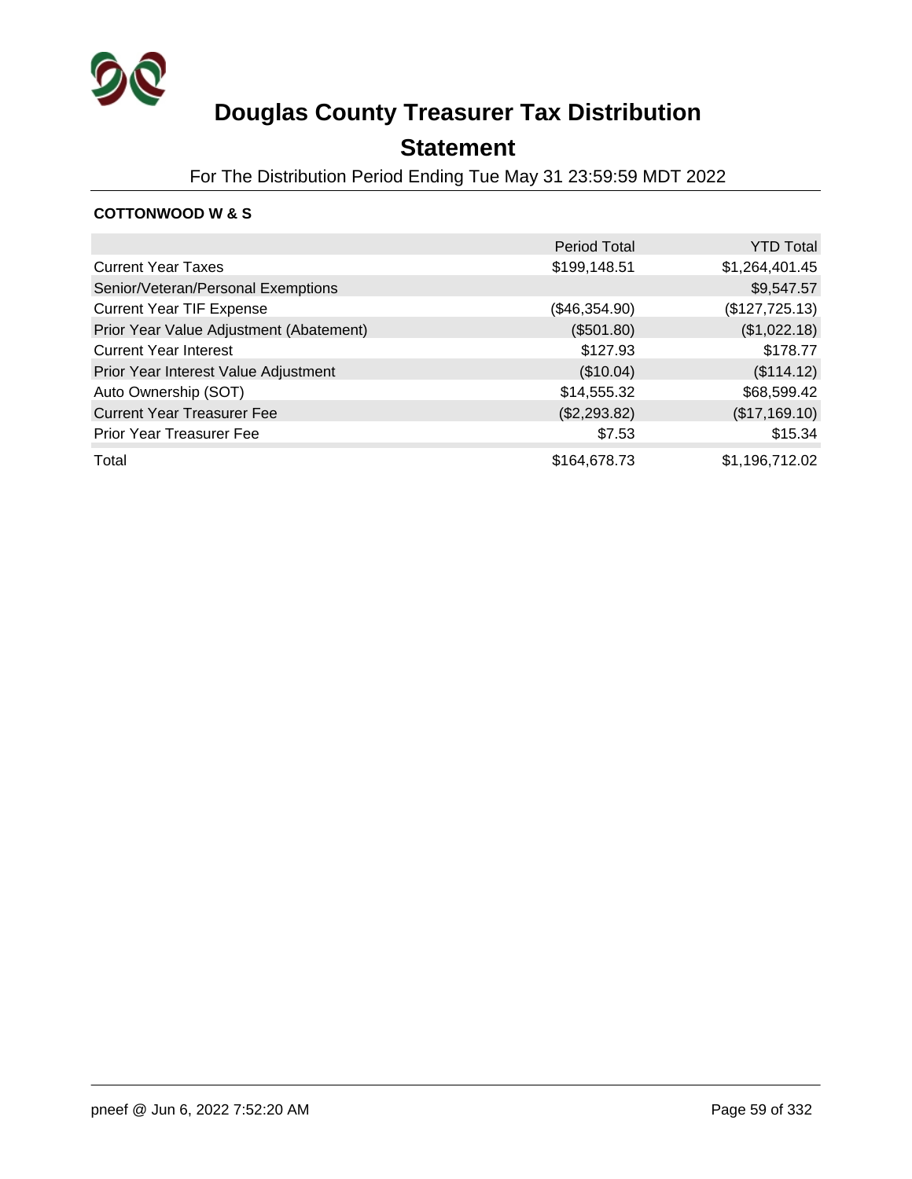# Douglas County Treasurer Tax Distribution

## Statement

For The Distribution Period Ending Tue May 31 23:59:59 MDT 2022

**COTTONWOOD W & S**

| | Period Total | YTD Total |
|---|---|---|
| Current Year Taxes | $199,148.51 | $1,264,401.45 |
| Senior/Veteran/Personal Exemptions | | $9,547.57 |
| Current Year TIF Expense | ($46,354.90) | ($127,725.13) |
| Prior Year Value Adjustment (Abatement) | ($501.80) | ($1,022.18) |
| Current Year Interest | $127.93 | $178.77 |
| Prior Year Interest Value Adjustment | ($10.04) | ($114.12) |
| Auto Ownership (SOT) | $14,555.32 | $68,599.42 |
| Current Year Treasurer Fee | ($2,293.82) | ($17,169.10) |
| Prior Year Treasurer Fee | $7.53 | $15.34 |
| Total | $164,678.73 | $1,196,712.02 |

pneef @ Jun 6, 2022 7:52:20 AM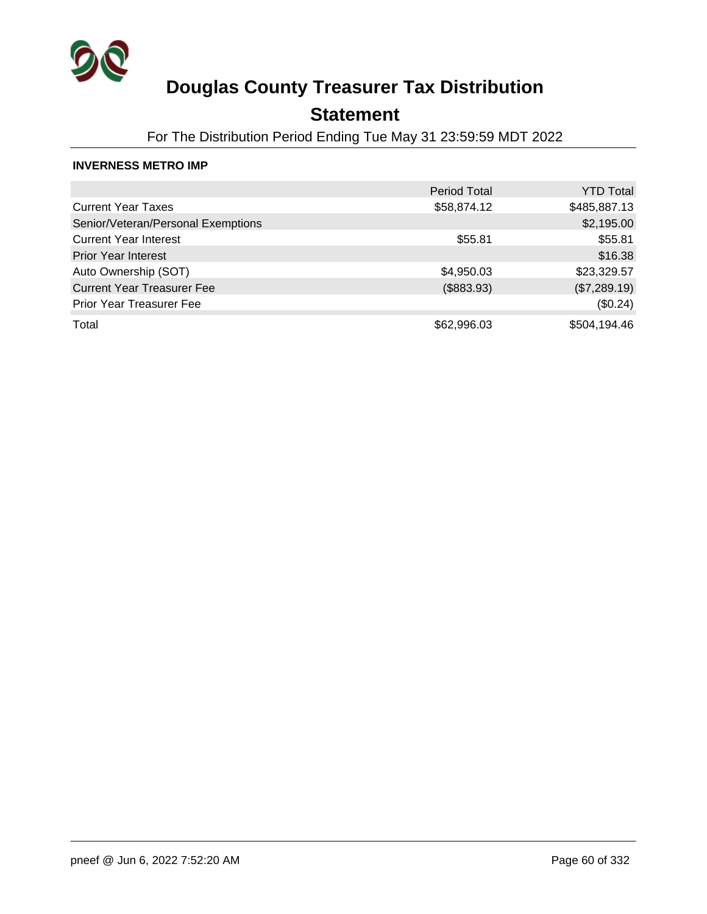# Douglas County Treasurer Tax Distribution

## Statement

For The Distribution Period Ending Tue May 31 23:59:59 MDT 2022

**INVERNESS METRO IMP**

| | Period Total | YTD Total |
|---|---|---|
| Current Year Taxes | $58,874.12 | $485,887.13 |
| Senior/Veteran/Personal Exemptions | | $2,195.00 |
| Current Year Interest | $55.81 | $55.81 |
| Prior Year Interest | | $16.38 |
| Auto Ownership (SOT) | $4,950.03 | $23,329.57 |
| Current Year Treasurer Fee | ($883.93) | ($7,289.19) |
| Prior Year Treasurer Fee | | ($0.24) |
| Total | $62,996.03 | $504,194.46 |

pneef @ Jun 6, 2022 7:52:20 AM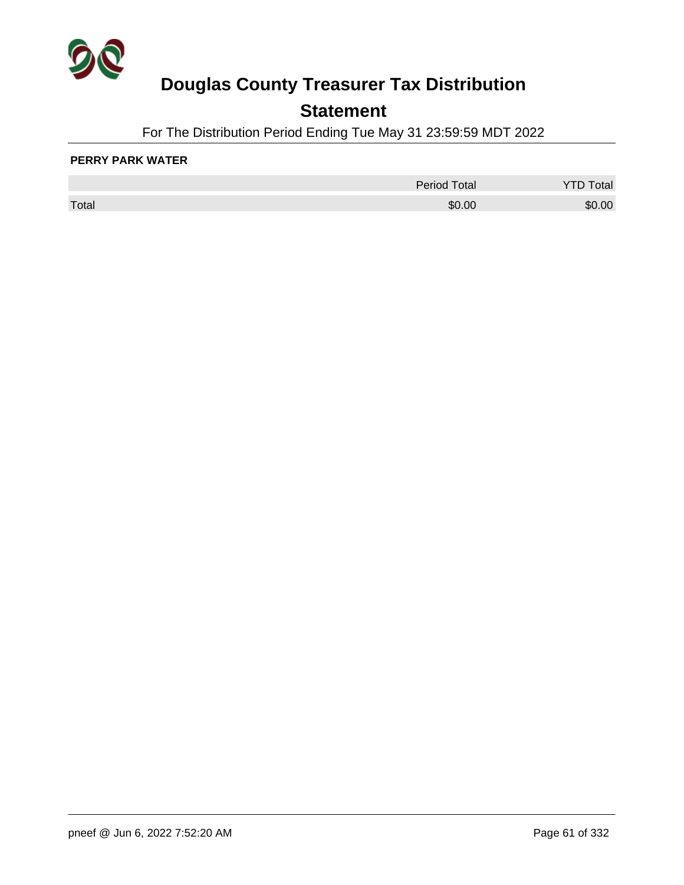# Douglas County Treasurer Tax Distribution

## Statement

For The Distribution Period Ending Tue May 31 23:59:59 MDT 2022

**PERRY PARK WATER**

| | Period Total | YTD Total |
|---|---|---|
| Total | $0.00 | $0.00 |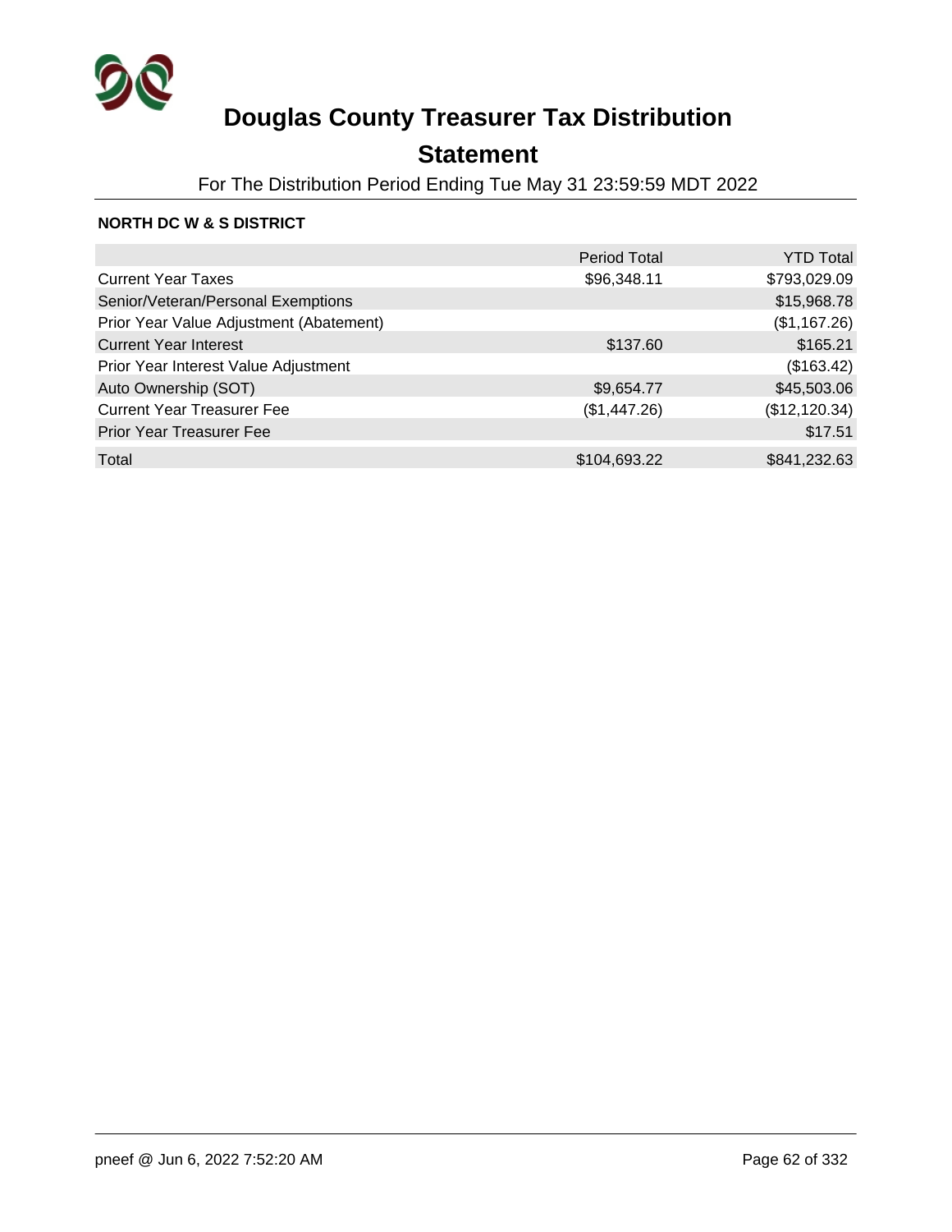# Douglas County Treasurer Tax Distribution

## Statement

For The Distribution Period Ending Tue May 31 23:59:59 MDT 2022

**NORTH DC W & S DISTRICT**

| | Period Total | YTD Total |
|---|---|---|
| Current Year Taxes | $96,348.11 | $793,029.09 |
| Senior/Veteran/Personal Exemptions | | $15,968.78 |
| Prior Year Value Adjustment (Abatement) | | ($1,167.26) |
| Current Year Interest | $137.60 | $165.21 |
| Prior Year Interest Value Adjustment | | ($163.42) |
| Auto Ownership (SOT) | $9,654.77 | $45,503.06 |
| Current Year Treasurer Fee | ($1,447.26) | ($12,120.34) |
| Prior Year Treasurer Fee | | $17.51 |
| Total | $104,693.22 | $841,232.63 |

pneef @ Jun 6, 2022 7:52:20 AM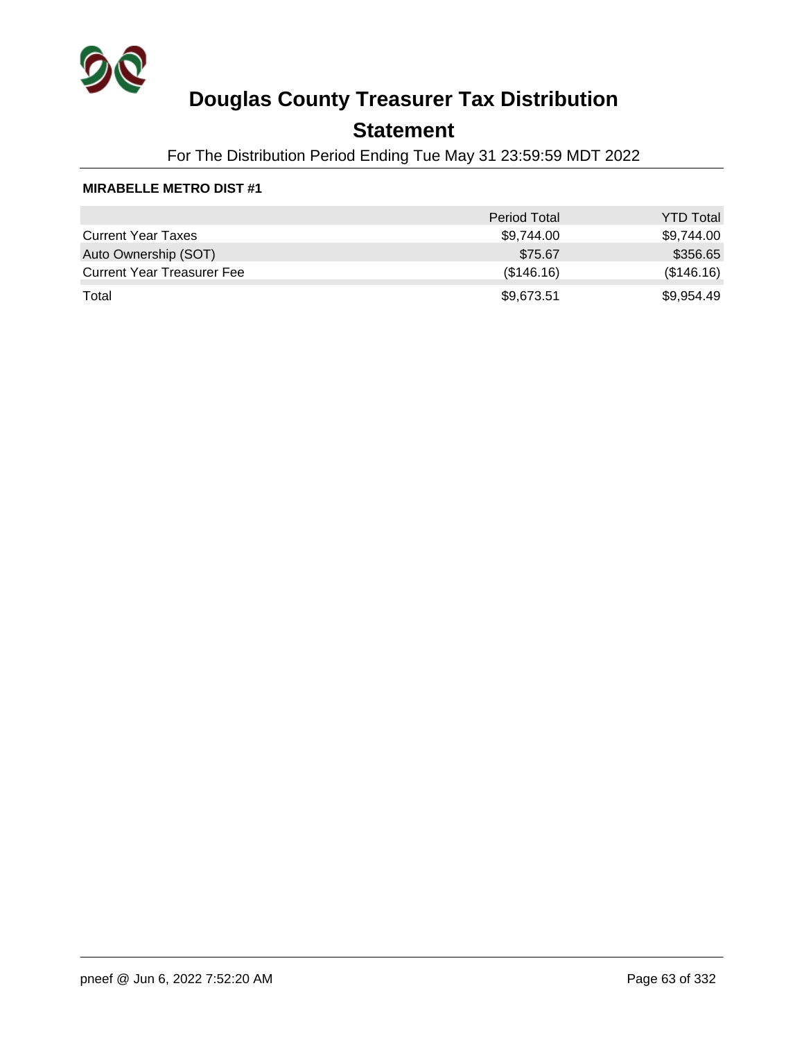# Douglas County Treasurer Tax Distribution

## Statement

For The Distribution Period Ending Tue May 31 23:59:59 MDT 2022

**MIRABELLE METRO DIST #1**

| | Period Total | YTD Total |
|---|---|---|
| Current Year Taxes | $9,744.00 | $9,744.00 |
| Auto Ownership (SOT) | $75.67 | $356.65 |
| Current Year Treasurer Fee | ($146.16) | ($146.16) |
| Total | $9,673.51 | $9,954.49 |

pneef @ Jun 6, 2022 7:52:20 AM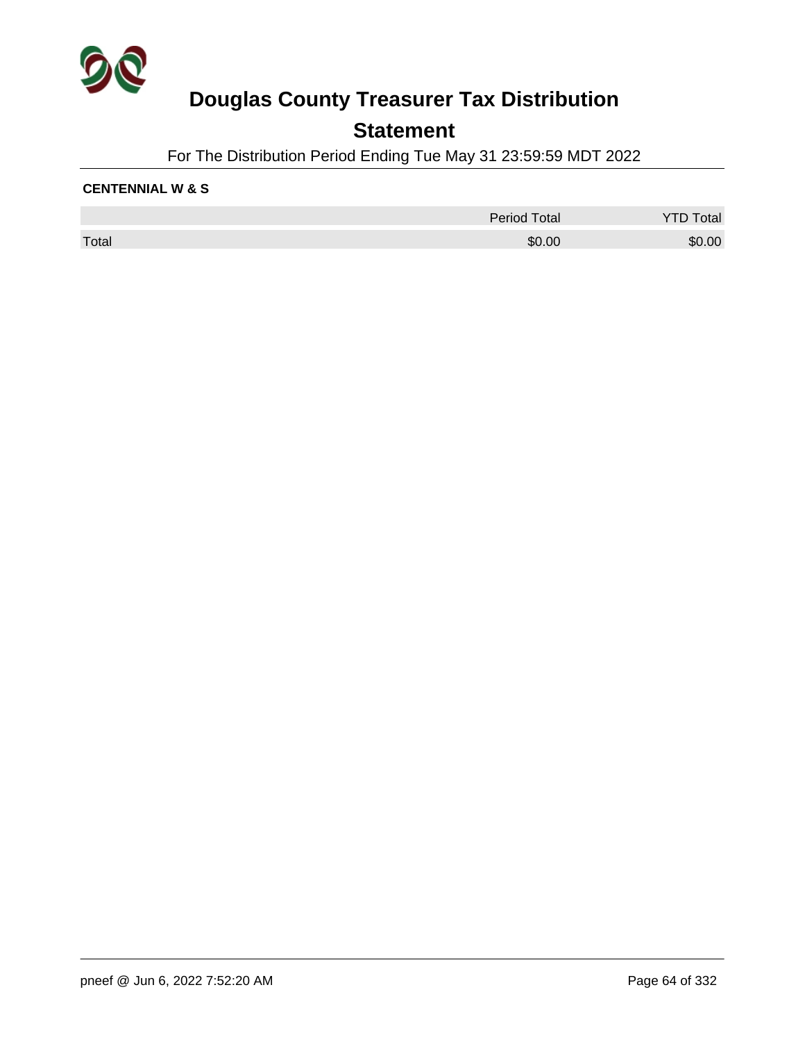# Douglas County Treasurer Tax Distribution

## Statement

For The Distribution Period Ending Tue May 31 23:59:59 MDT 2022

**CENTENNIAL W & S**

| | Period Total | YTD Total |
|---|---|---|
| Total | $0.00 | $0.00 |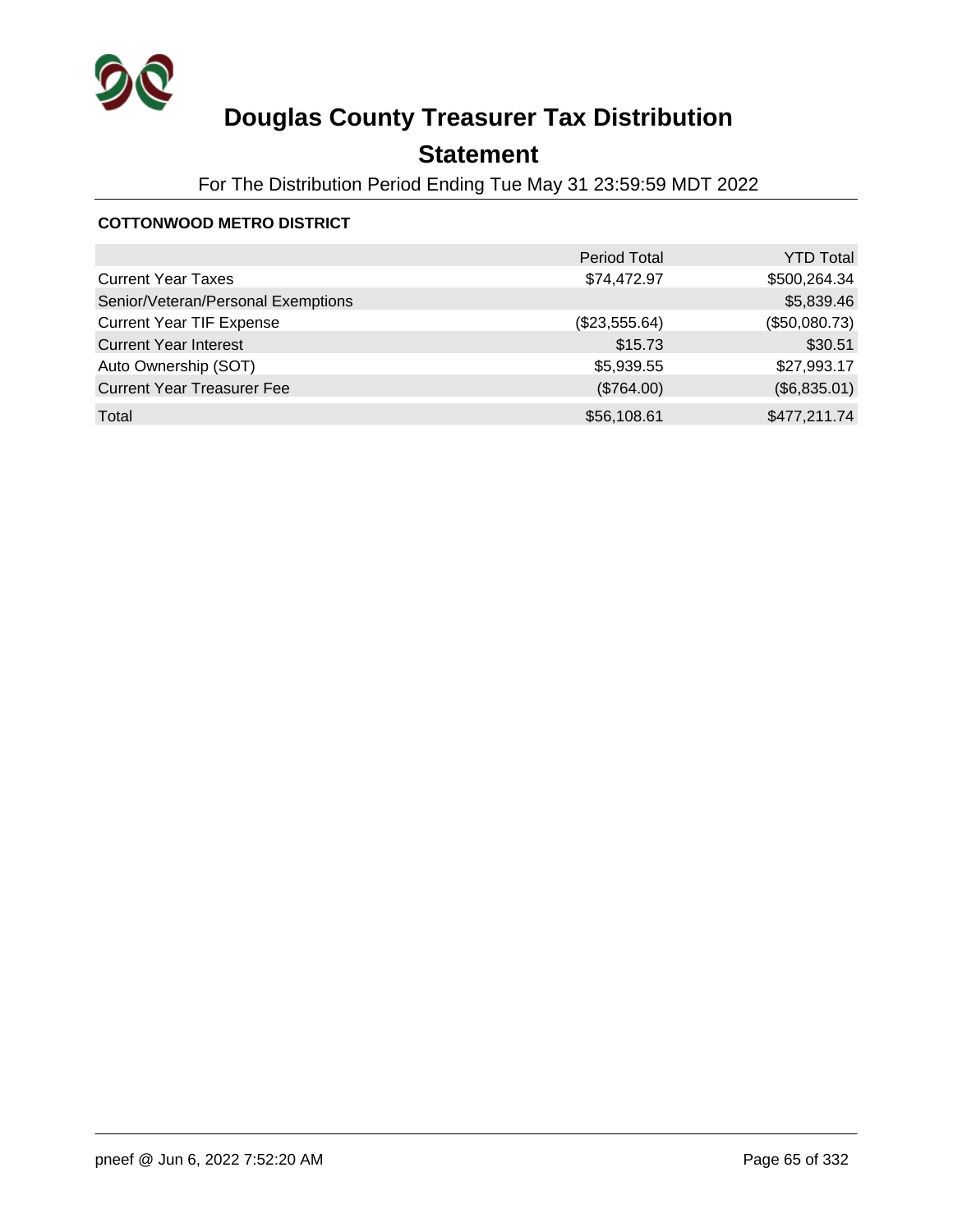# Douglas County Treasurer Tax Distribution

## Statement

For The Distribution Period Ending Tue May 31 23:59:59 MDT 2022

**COTTONWOOD METRO DISTRICT**

| | Period Total | YTD Total |
|---|---|---|
| Current Year Taxes | $74,472.97 | $500,264.34 |
| Senior/Veteran/Personal Exemptions | | $5,839.46 |
| Current Year TIF Expense | ($23,555.64) | ($50,080.73) |
| Current Year Interest | $15.73 | $30.51 |
| Auto Ownership (SOT) | $5,939.55 | $27,993.17 |
| Current Year Treasurer Fee | ($764.00) | ($6,835.01) |
| Total | $56,108.61 | $477,211.74 |

pneef @ Jun 6, 2022 7:52:20 AM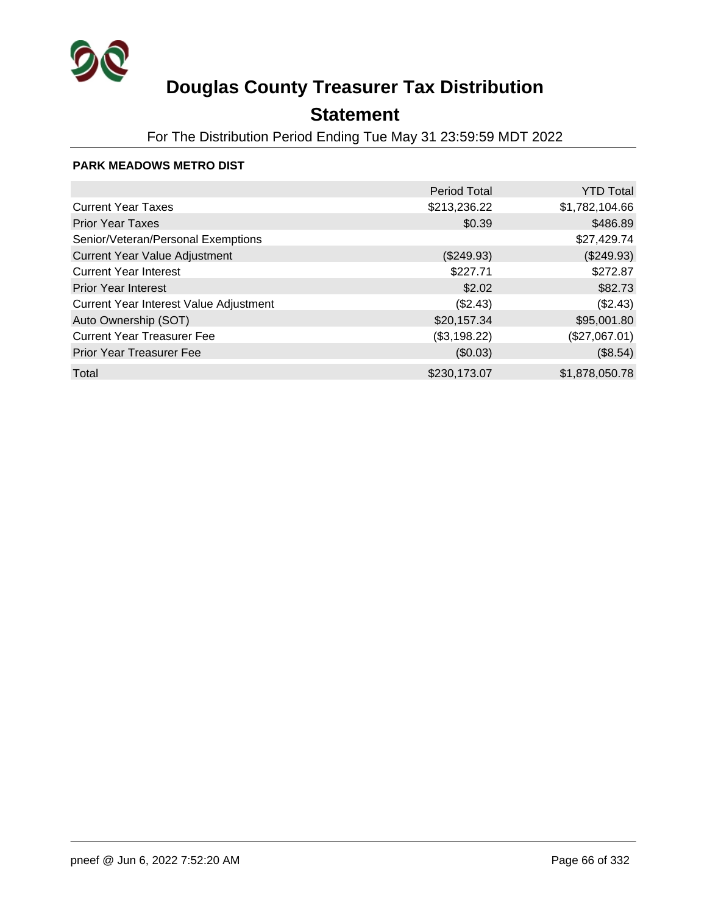# Douglas County Treasurer Tax Distribution

## Statement

For The Distribution Period Ending Tue May 31 23:59:59 MDT 2022

**PARK MEADOWS METRO DIST**

| | Period Total | YTD Total |
|---|---:|---:|
| Current Year Taxes | $213,236.22 | $1,782,104.66 |
| Prior Year Taxes | $0.39 | $486.89 |
| Senior/Veteran/Personal Exemptions | | $27,429.74 |
| Current Year Value Adjustment | ($249.93) | ($249.93) |
| Current Year Interest | $227.71 | $272.87 |
| Prior Year Interest | $2.02 | $82.73 |
| Current Year Interest Value Adjustment | ($2.43) | ($2.43) |
| Auto Ownership (SOT) | $20,157.34 | $95,001.80 |
| Current Year Treasurer Fee | ($3,198.22) | ($27,067.01) |
| Prior Year Treasurer Fee | ($0.03) | ($8.54) |
| Total | $230,173.07 | $1,878,050.78 |

pneef @ Jun 6, 2022 7:52:20 AM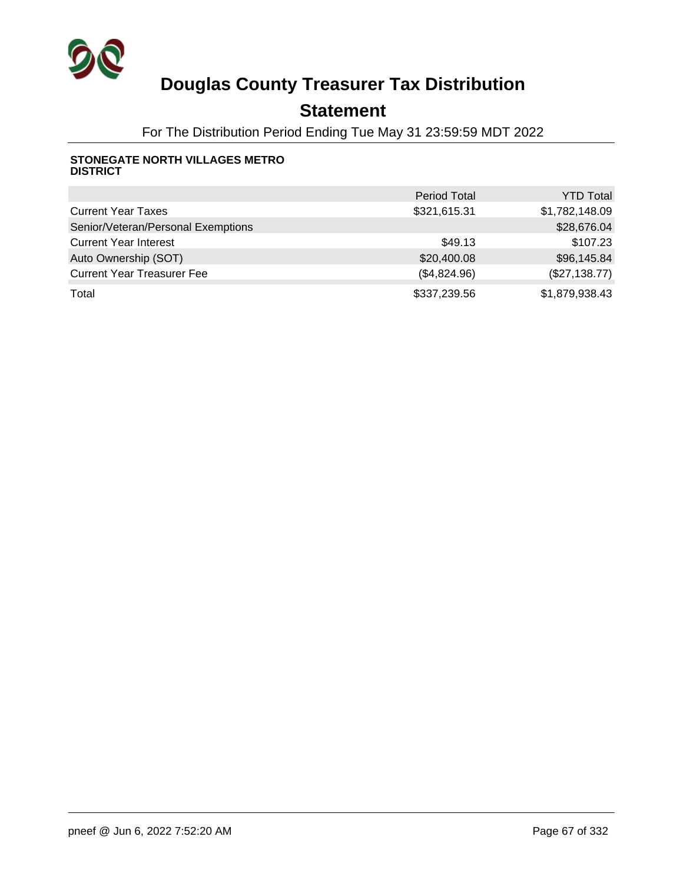# Douglas County Treasurer Tax Distribution

## Statement

For The Distribution Period Ending Tue May 31 23:59:59 MDT 2022

**STONEGATE NORTH VILLAGES METRO DISTRICT**

| | Period Total | YTD Total |
|---|---|---|
| Current Year Taxes | $321,615.31 | $1,782,148.09 |
| Senior/Veteran/Personal Exemptions | | $28,676.04 |
| Current Year Interest | $49.13 | $107.23 |
| Auto Ownership (SOT) | $20,400.08 | $96,145.84 |
| Current Year Treasurer Fee | ($4,824.96) | ($27,138.77) |
| Total | $337,239.56 | $1,879,938.43 |

pneef @ Jun 6, 2022 7:52:20 AM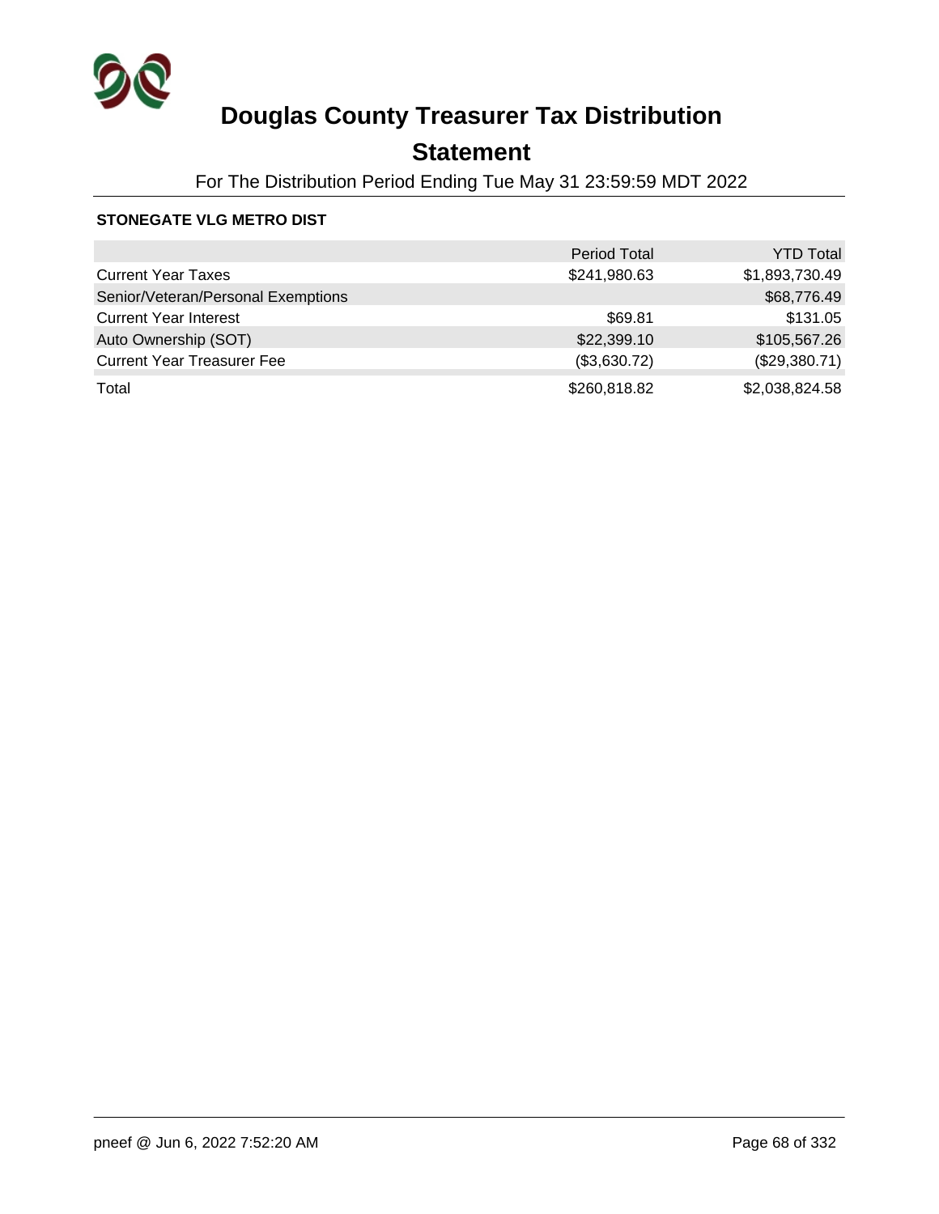# Douglas County Treasurer Tax Distribution

## Statement

For The Distribution Period Ending Tue May 31 23:59:59 MDT 2022

**STONEGATE VLG METRO DIST**

| | Period Total | YTD Total |
|---|---:|---:|
| Current Year Taxes | $241,980.63 | $1,893,730.49 |
| Senior/Veteran/Personal Exemptions | | $68,776.49 |
| Current Year Interest | $69.81 | $131.05 |
| Auto Ownership (SOT) | $22,399.10 | $105,567.26 |
| Current Year Treasurer Fee | ($3,630.72) | ($29,380.71) |
| Total | $260,818.82 | $2,038,824.58 |

pneef @ Jun 6, 2022 7:52:20 AM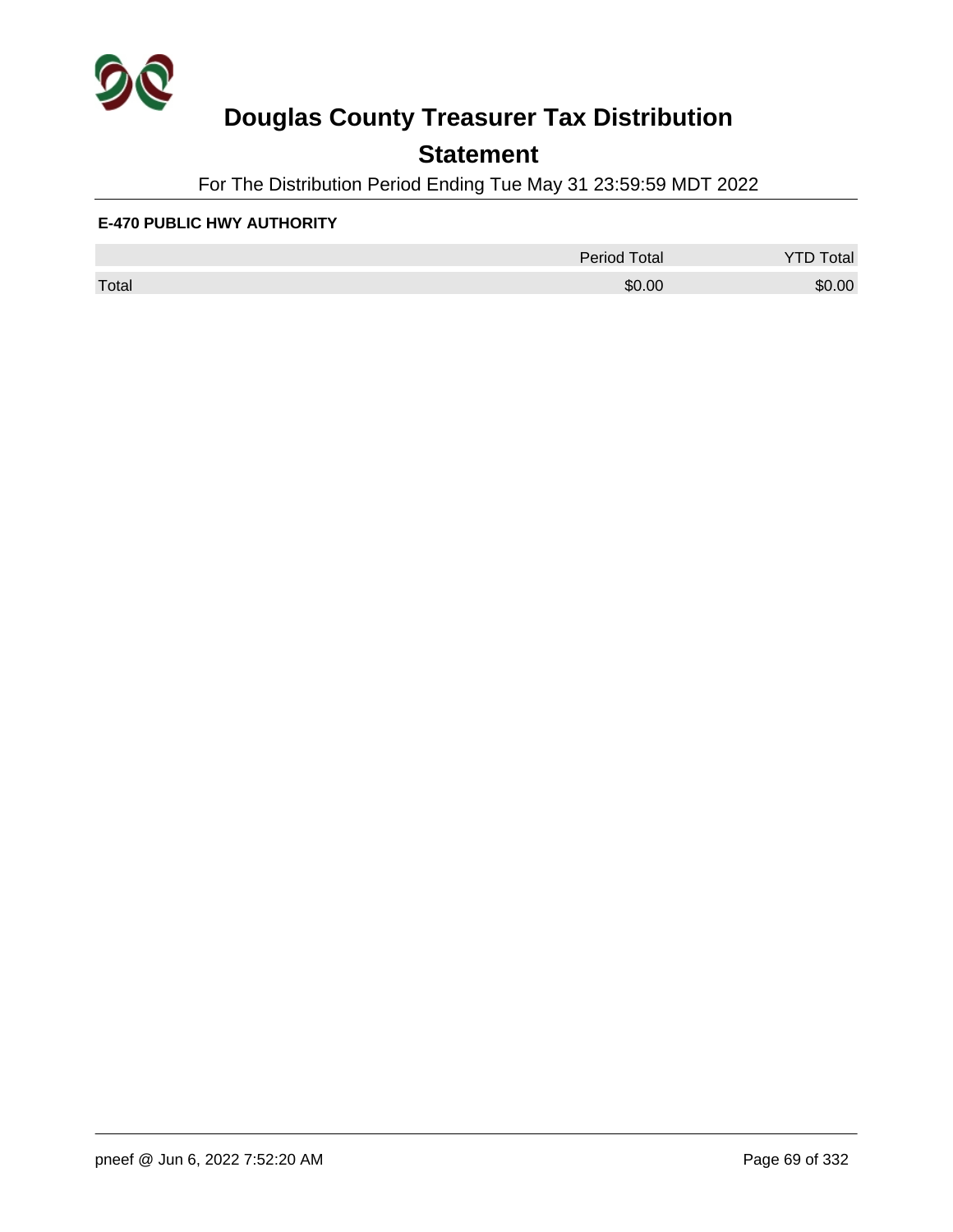# Douglas County Treasurer Tax Distribution

## Statement

For The Distribution Period Ending Tue May 31 23:59:59 MDT 2022

**E-470 PUBLIC HWY AUTHORITY**

| | Period Total | YTD Total |
|---|---|---|
| Total | $0.00 | $0.00 |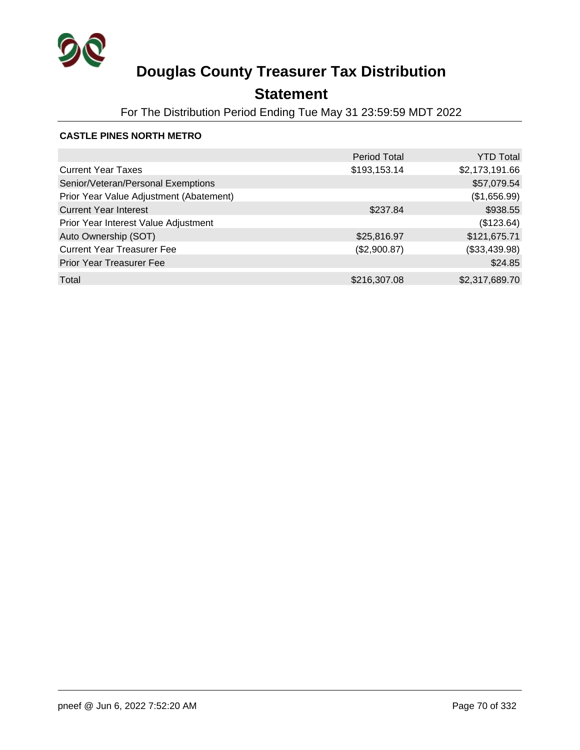# Douglas County Treasurer Tax Distribution

## Statement

For The Distribution Period Ending Tue May 31 23:59:59 MDT 2022

**CASTLE PINES NORTH METRO**

| | Period Total | YTD Total |
|---|---|---|
| Current Year Taxes | $193,153.14 | $2,173,191.66 |
| Senior/Veteran/Personal Exemptions | | $57,079.54 |
| Prior Year Value Adjustment (Abatement) | | ($1,656.99) |
| Current Year Interest | $237.84 | $938.55 |
| Prior Year Interest Value Adjustment | | ($123.64) |
| Auto Ownership (SOT) | $25,816.97 | $121,675.71 |
| Current Year Treasurer Fee | ($2,900.87) | ($33,439.98) |
| Prior Year Treasurer Fee | | $24.85 |
| Total | $216,307.08 | $2,317,689.70 |

pneef @ Jun 6, 2022 7:52:20 AM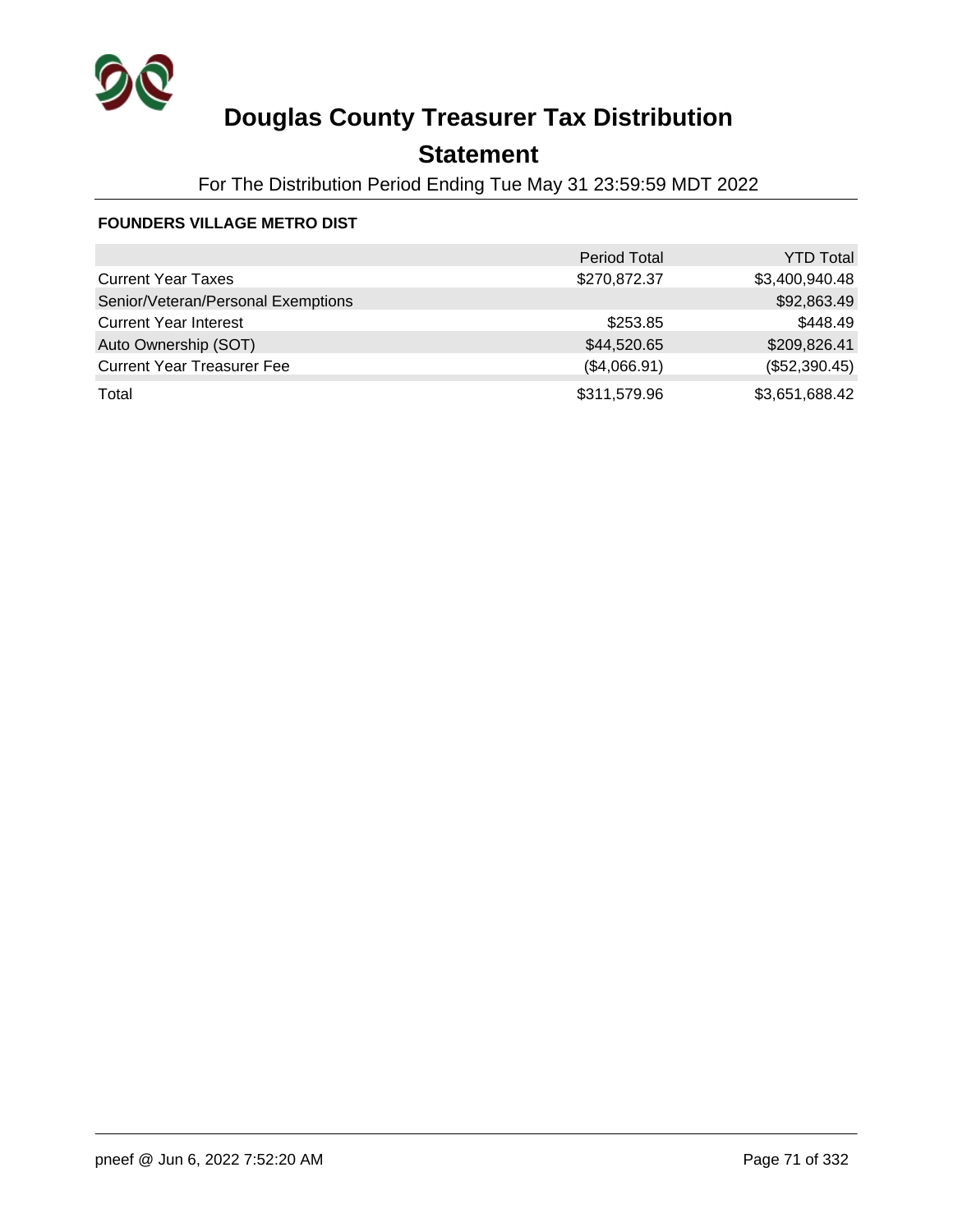# Douglas County Treasurer Tax Distribution

## Statement

For The Distribution Period Ending Tue May 31 23:59:59 MDT 2022

**FOUNDERS VILLAGE METRO DIST**

| | Period Total | YTD Total |
|---|---|---|
| Current Year Taxes | $270,872.37 | $3,400,940.48 |
| Senior/Veteran/Personal Exemptions | | $92,863.49 |
| Current Year Interest | $253.85 | $448.49 |
| Auto Ownership (SOT) | $44,520.65 | $209,826.41 |
| Current Year Treasurer Fee | ($4,066.91) | ($52,390.45) |
| Total | $311,579.96 | $3,651,688.42 |

pneef @ Jun 6, 2022 7:52:20 AM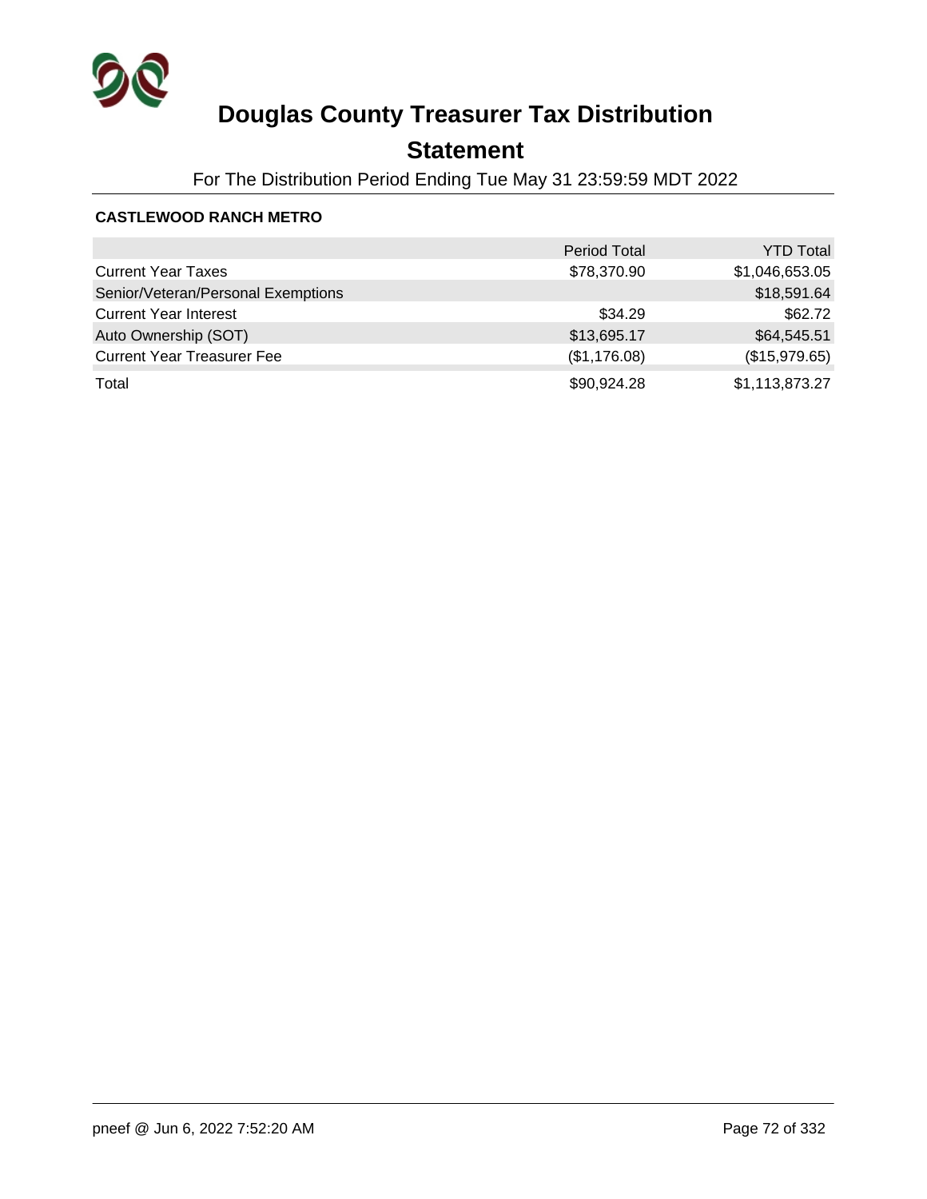# Douglas County Treasurer Tax Distribution

## Statement

For The Distribution Period Ending Tue May 31 23:59:59 MDT 2022

**CASTLEWOOD RANCH METRO**

| | Period Total | YTD Total |
|---|---|---|
| Current Year Taxes | $78,370.90 | $1,046,653.05 |
| Senior/Veteran/Personal Exemptions | | $18,591.64 |
| Current Year Interest | $34.29 | $62.72 |
| Auto Ownership (SOT) | $13,695.17 | $64,545.51 |
| Current Year Treasurer Fee | ($1,176.08) | ($15,979.65) |
| Total | $90,924.28 | $1,113,873.27 |

pneef @ Jun 6, 2022 7:52:20 AM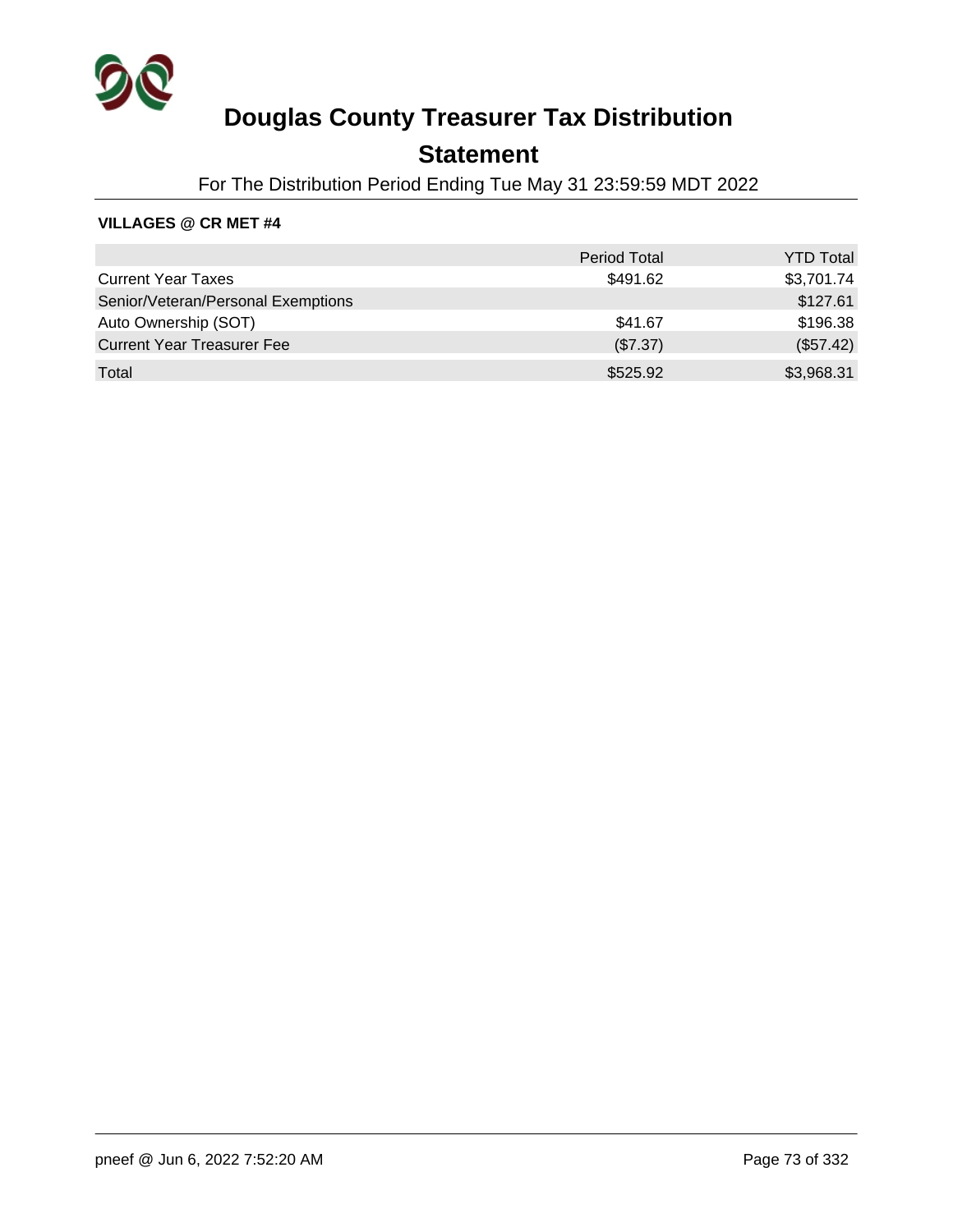# Douglas County Treasurer Tax Distribution

## Statement

For The Distribution Period Ending Tue May 31 23:59:59 MDT 2022

**VILLAGES @ CR MET #4**

| | Period Total | YTD Total |
|---|---|---|
| Current Year Taxes | $491.62 | $3,701.74 |
| Senior/Veteran/Personal Exemptions | | $127.61 |
| Auto Ownership (SOT) | $41.67 | $196.38 |
| Current Year Treasurer Fee | ($7.37) | ($57.42) |
| Total | $525.92 | $3,968.31 |

pneef @ Jun 6, 2022 7:52:20 AM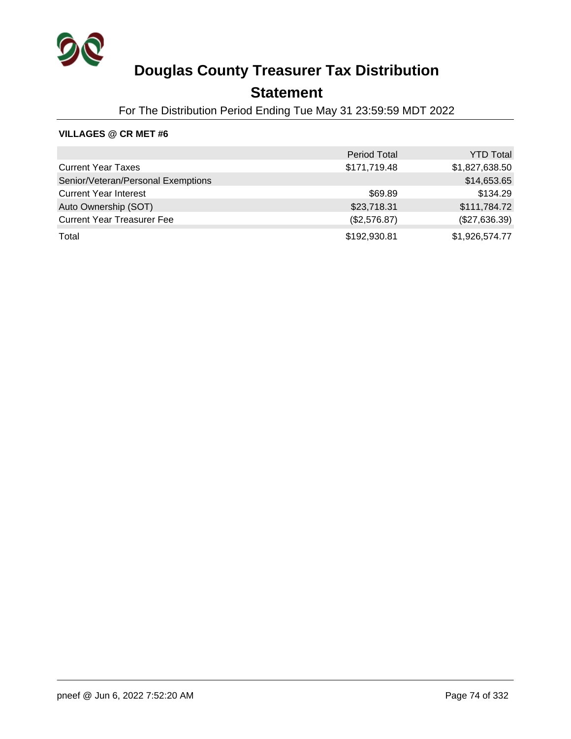# Douglas County Treasurer Tax Distribution

## Statement

For The Distribution Period Ending Tue May 31 23:59:59 MDT 2022

**VILLAGES @ CR MET #6**

| | Period Total | YTD Total |
|---|---:|---:|
| Current Year Taxes | $171,719.48 | $1,827,638.50 |
| Senior/Veteran/Personal Exemptions | | $14,653.65 |
| Current Year Interest | $69.89 | $134.29 |
| Auto Ownership (SOT) | $23,718.31 | $111,784.72 |
| Current Year Treasurer Fee | ($2,576.87) | ($27,636.39) |
| Total | $192,930.81 | $1,926,574.77 |

pneef @ Jun 6, 2022 7:52:20 AM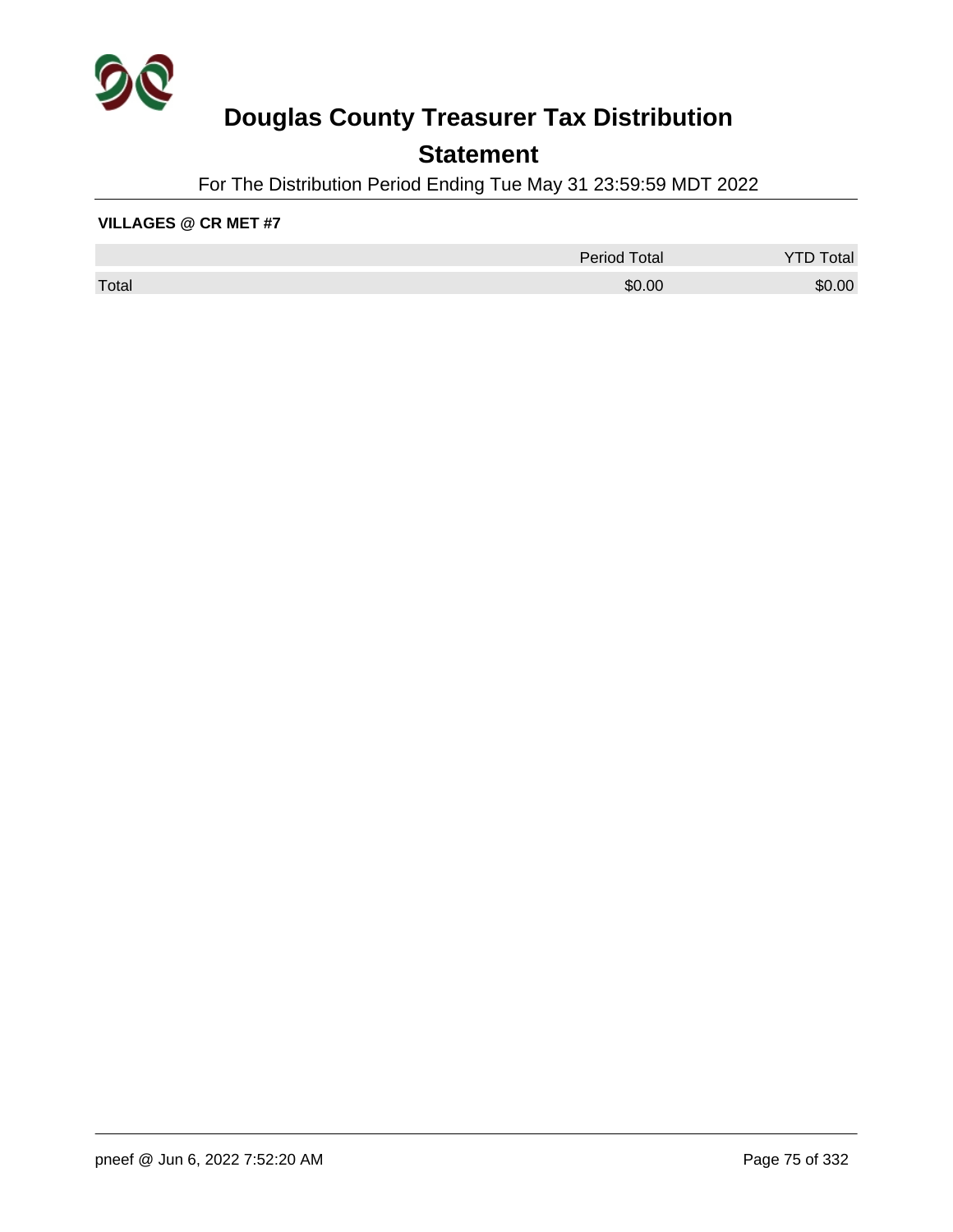# Douglas County Treasurer Tax Distribution

## Statement

For The Distribution Period Ending Tue May 31 23:59:59 MDT 2022

**VILLAGES @ CR MET #7**

| | Period Total | YTD Total |
|---|---|---|
| Total | $0.00 | $0.00 |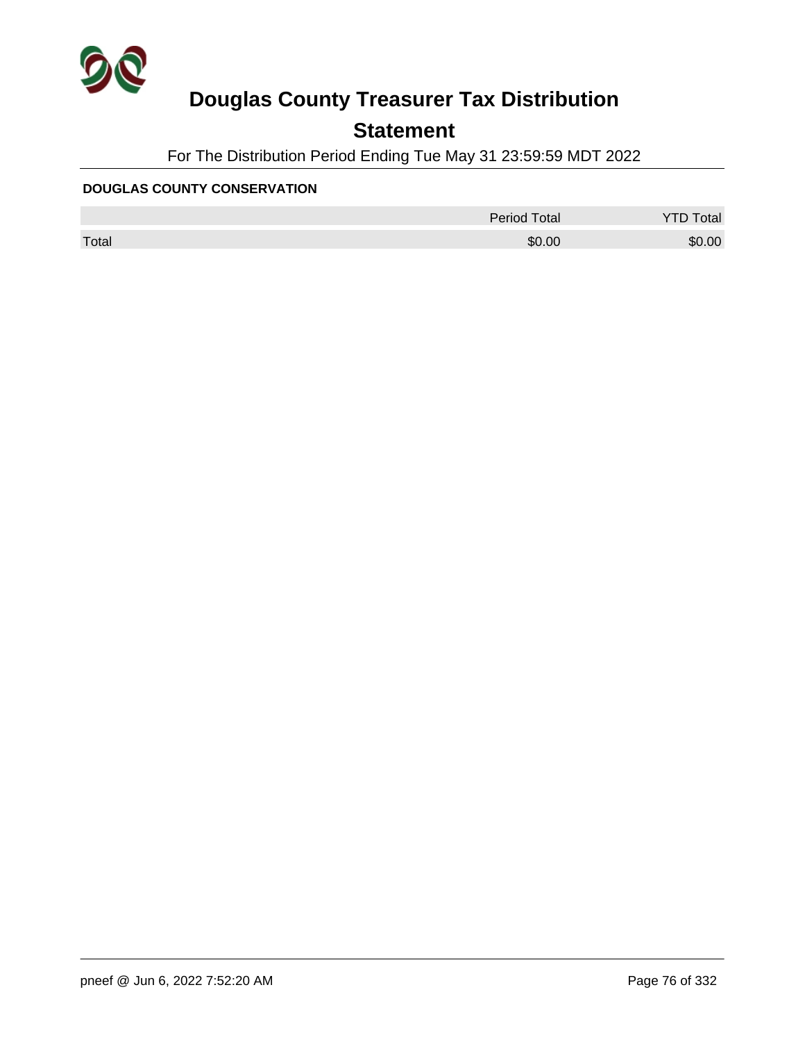# Douglas County Treasurer Tax Distribution

## Statement

For The Distribution Period Ending Tue May 31 23:59:59 MDT 2022

**DOUGLAS COUNTY CONSERVATION**

| | Period Total | YTD Total |
|---|---|---|
| Total | $0.00 | $0.00 |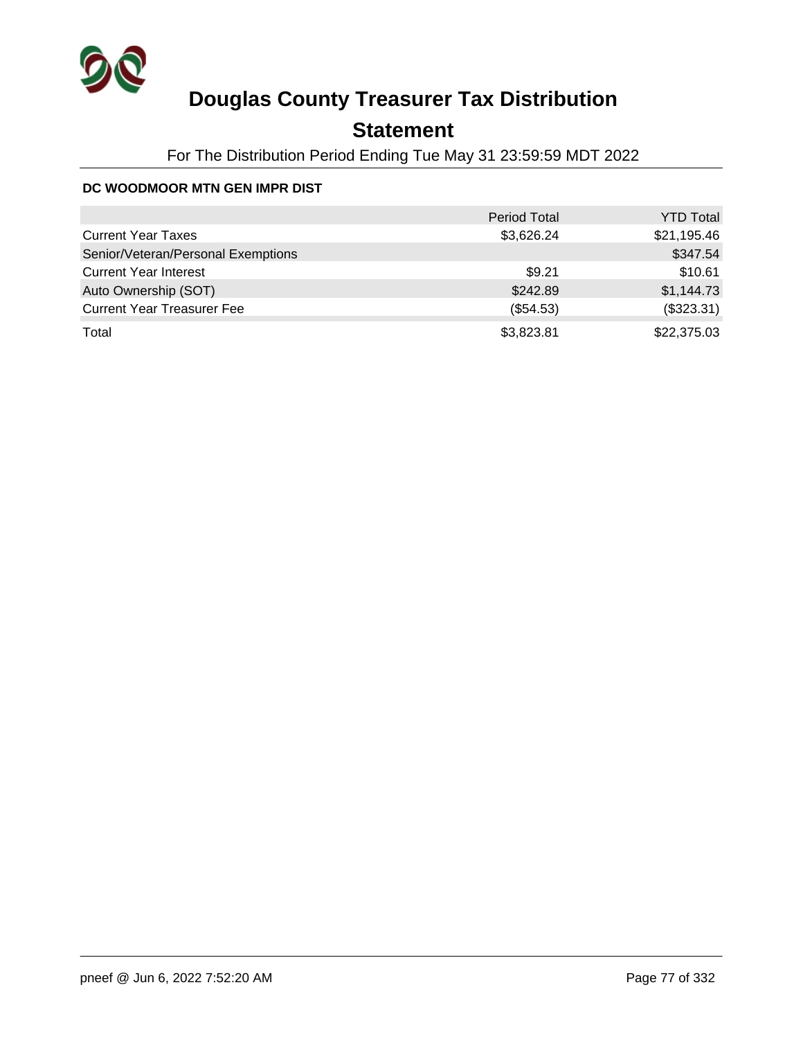# Douglas County Treasurer Tax Distribution

## Statement

For The Distribution Period Ending Tue May 31 23:59:59 MDT 2022

**DC WOODMOOR MTN GEN IMPR DIST**

| | Period Total | YTD Total |
|---|---|---|
| Current Year Taxes | $3,626.24 | $21,195.46 |
| Senior/Veteran/Personal Exemptions | | $347.54 |
| Current Year Interest | $9.21 | $10.61 |
| Auto Ownership (SOT) | $242.89 | $1,144.73 |
| Current Year Treasurer Fee | ($54.53) | ($323.31) |
| Total | $3,823.81 | $22,375.03 |

pneef @ Jun 6, 2022 7:52:20 AM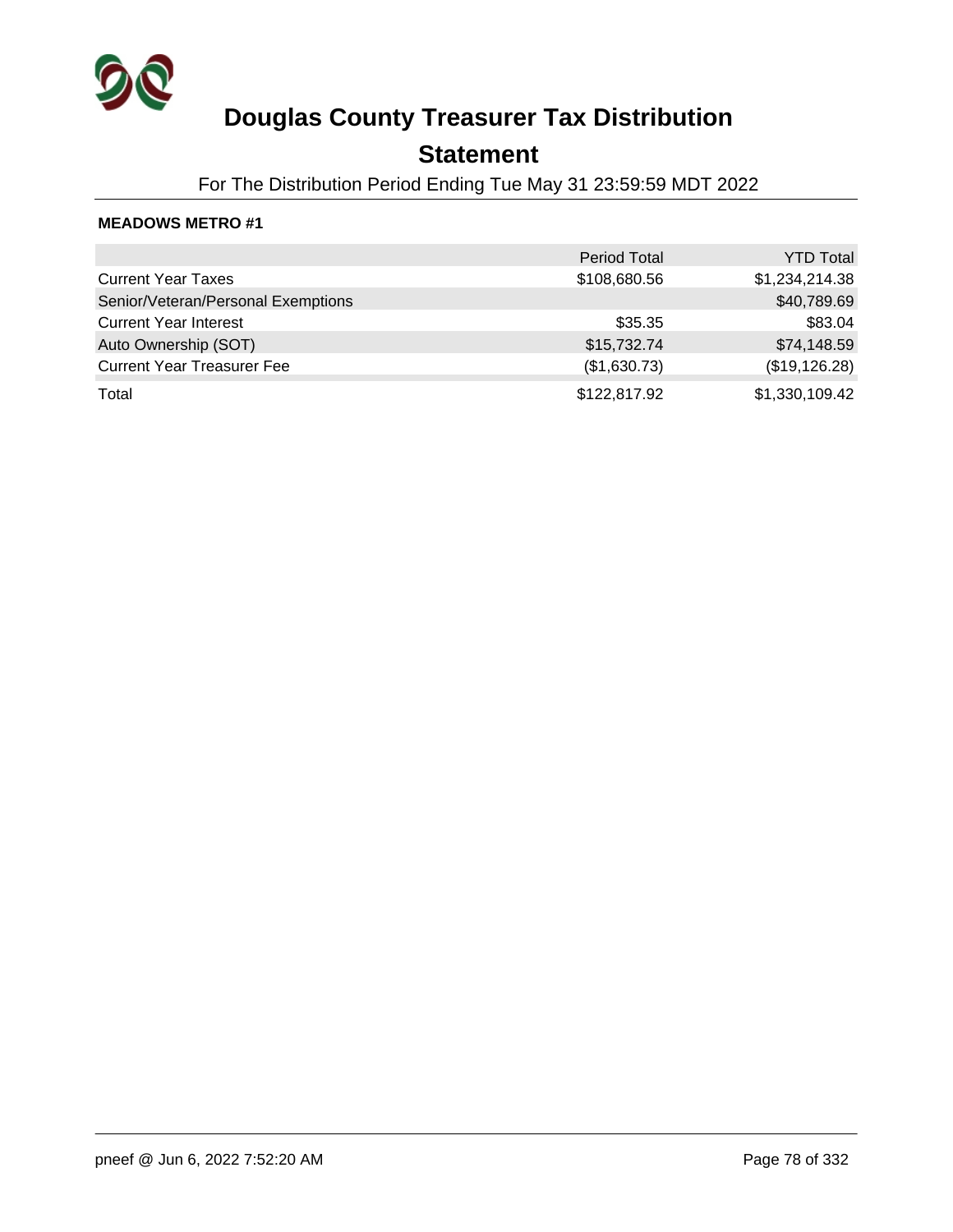# Douglas County Treasurer Tax Distribution

## Statement

For The Distribution Period Ending Tue May 31 23:59:59 MDT 2022

**MEADOWS METRO #1**

| | Period Total | YTD Total |
|---|---|---|
| Current Year Taxes | $108,680.56 | $1,234,214.38 |
| Senior/Veteran/Personal Exemptions | | $40,789.69 |
| Current Year Interest | $35.35 | $83.04 |
| Auto Ownership (SOT) | $15,732.74 | $74,148.59 |
| Current Year Treasurer Fee | ($1,630.73) | ($19,126.28) |
| Total | $122,817.92 | $1,330,109.42 |

pneef @ Jun 6, 2022 7:52:20 AM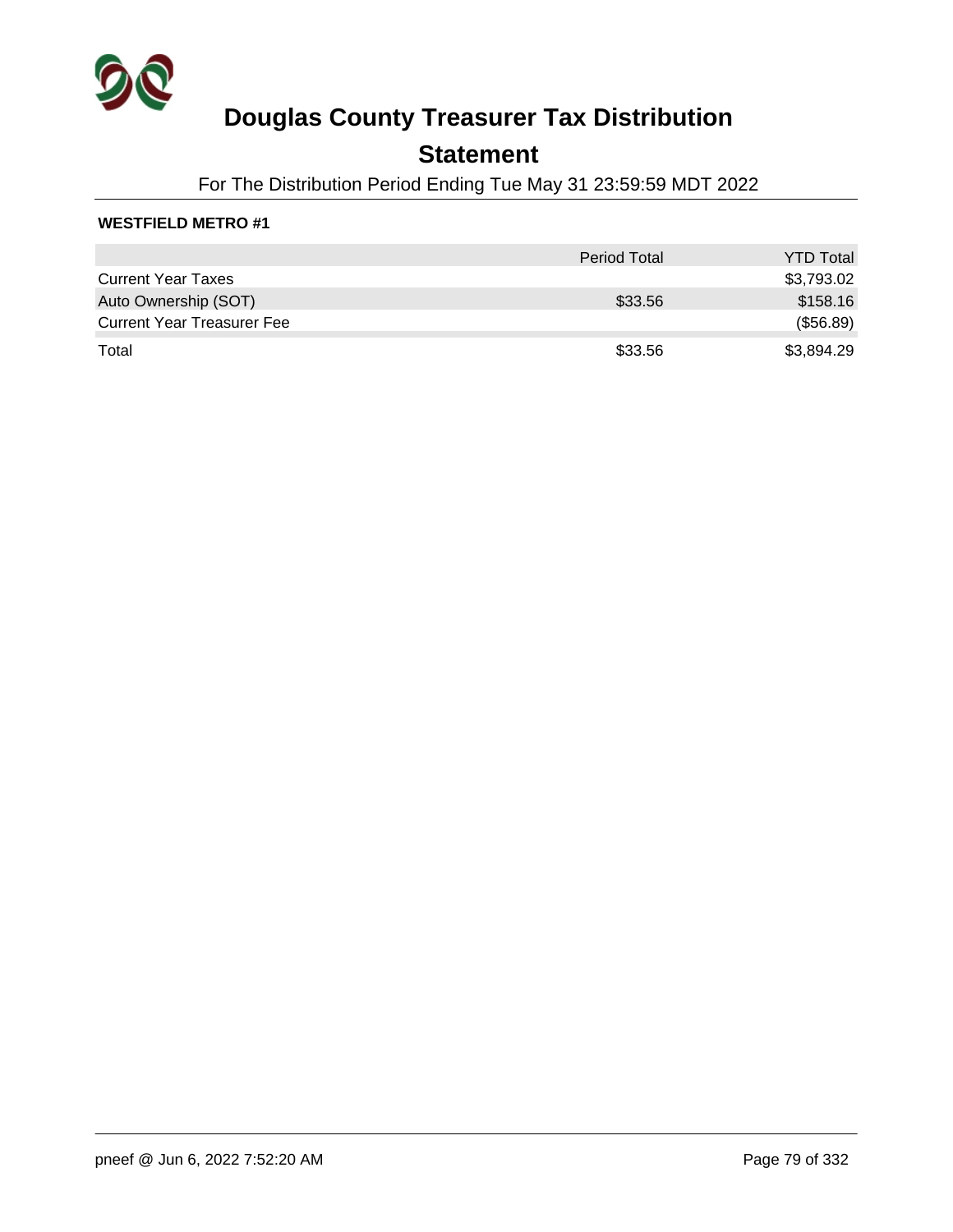# Douglas County Treasurer Tax Distribution

## Statement

For The Distribution Period Ending Tue May 31 23:59:59 MDT 2022

**WESTFIELD METRO #1**

| | Period Total | YTD Total |
|---|---|---|
| Current Year Taxes | | $3,793.02 |
| Auto Ownership (SOT) | $33.56 | $158.16 |
| Current Year Treasurer Fee | | ($56.89) |
| Total | $33.56 | $3,894.29 |

pneef @ Jun 6, 2022 7:52:20 AM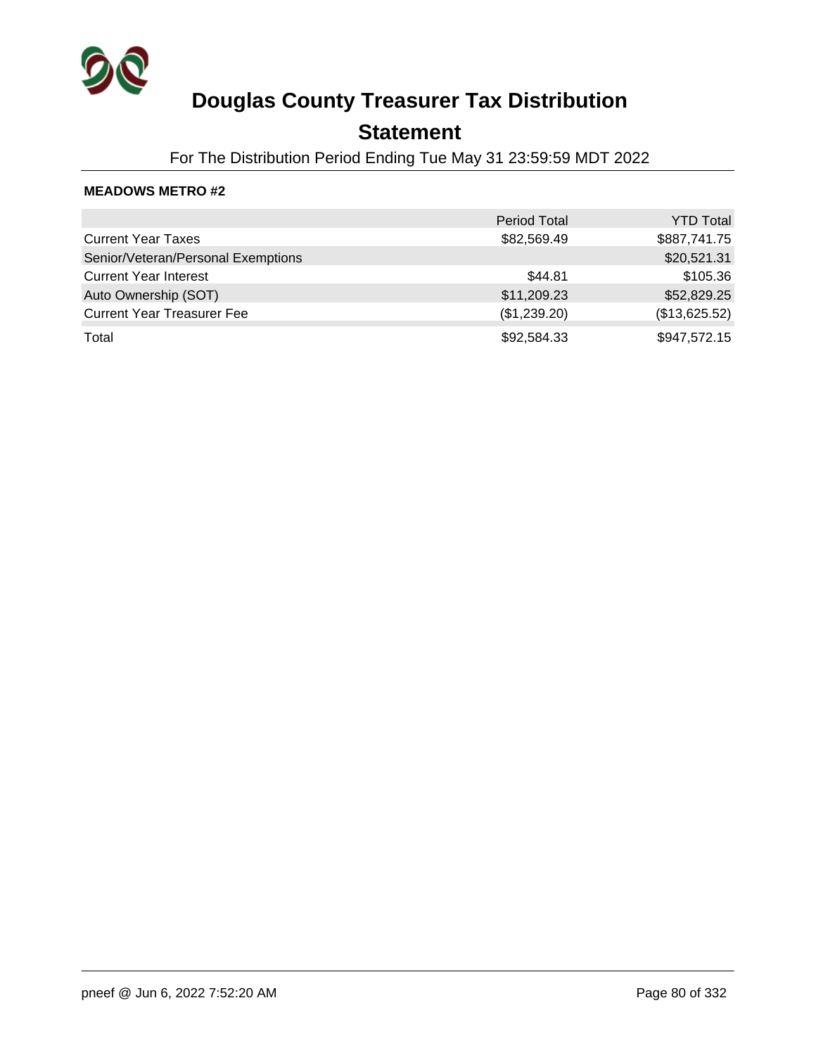# Douglas County Treasurer Tax Distribution

## Statement

For The Distribution Period Ending Tue May 31 23:59:59 MDT 2022

**MEADOWS METRO #2**

| | Period Total | YTD Total |
|---|---|---|
| Current Year Taxes | $82,569.49 | $887,741.75 |
| Senior/Veteran/Personal Exemptions | | $20,521.31 |
| Current Year Interest | $44.81 | $105.36 |
| Auto Ownership (SOT) | $11,209.23 | $52,829.25 |
| Current Year Treasurer Fee | ($1,239.20) | ($13,625.52) |
| Total | $92,584.33 | $947,572.15 |

pneef @ Jun 6, 2022 7:52:20 AM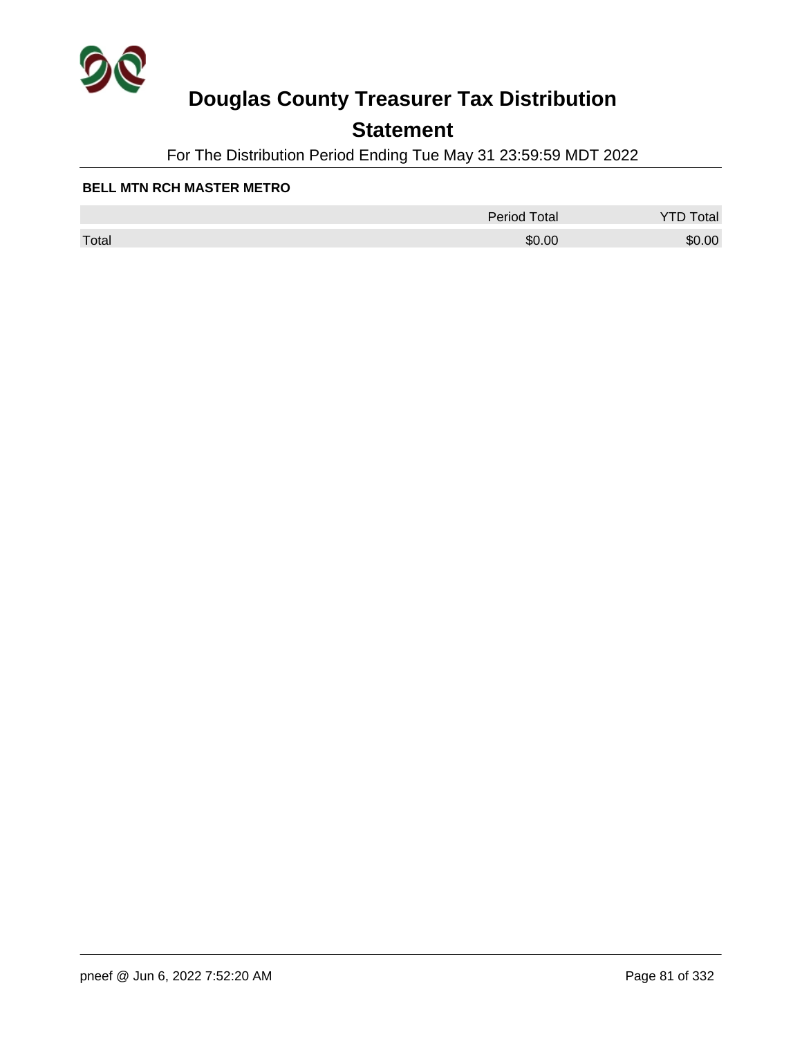# Douglas County Treasurer Tax Distribution

## Statement

For The Distribution Period Ending Tue May 31 23:59:59 MDT 2022

**BELL MTN RCH MASTER METRO**

| | Period Total | YTD Total |
|---|---|---|
| Total | $0.00 | $0.00 |

pneef @ Jun 6, 2022 7:52:20 AM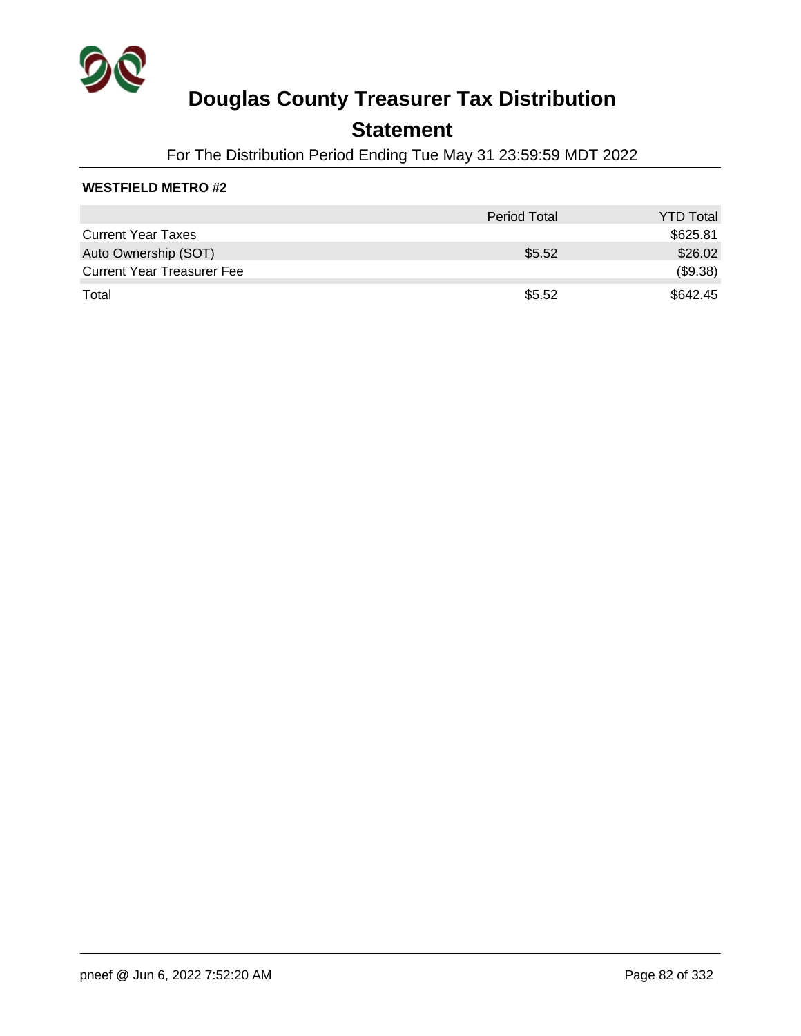# Douglas County Treasurer Tax Distribution

## Statement

For The Distribution Period Ending Tue May 31 23:59:59 MDT 2022

**WESTFIELD METRO #2**

| | Period Total | YTD Total |
|---|---|---|
| Current Year Taxes | | $625.81 |
| Auto Ownership (SOT) | $5.52 | $26.02 |
| Current Year Treasurer Fee | | ($9.38) |
| Total | $5.52 | $642.45 |

pneef @ Jun 6, 2022 7:52:20 AM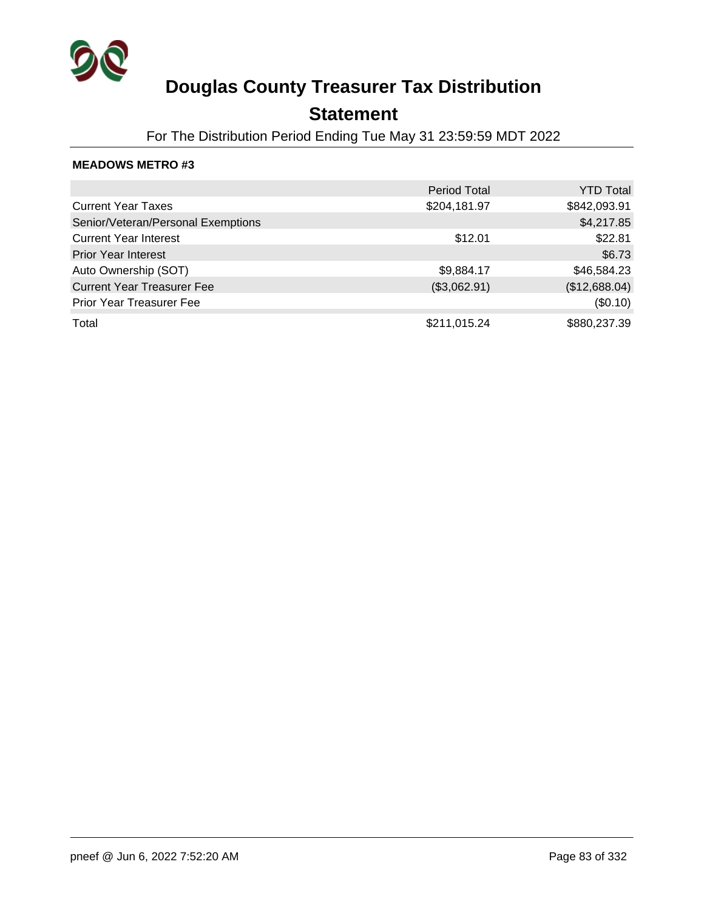# Douglas County Treasurer Tax Distribution

## Statement

For The Distribution Period Ending Tue May 31 23:59:59 MDT 2022

**MEADOWS METRO #3**

| | Period Total | YTD Total |
|---|---|---|
| Current Year Taxes | $204,181.97 | $842,093.91 |
| Senior/Veteran/Personal Exemptions | | $4,217.85 |
| Current Year Interest | $12.01 | $22.81 |
| Prior Year Interest | | $6.73 |
| Auto Ownership (SOT) | $9,884.17 | $46,584.23 |
| Current Year Treasurer Fee | ($3,062.91) | ($12,688.04) |
| Prior Year Treasurer Fee | | ($0.10) |
| Total | $211,015.24 | $880,237.39 |

pneef @ Jun 6, 2022 7:52:20 AM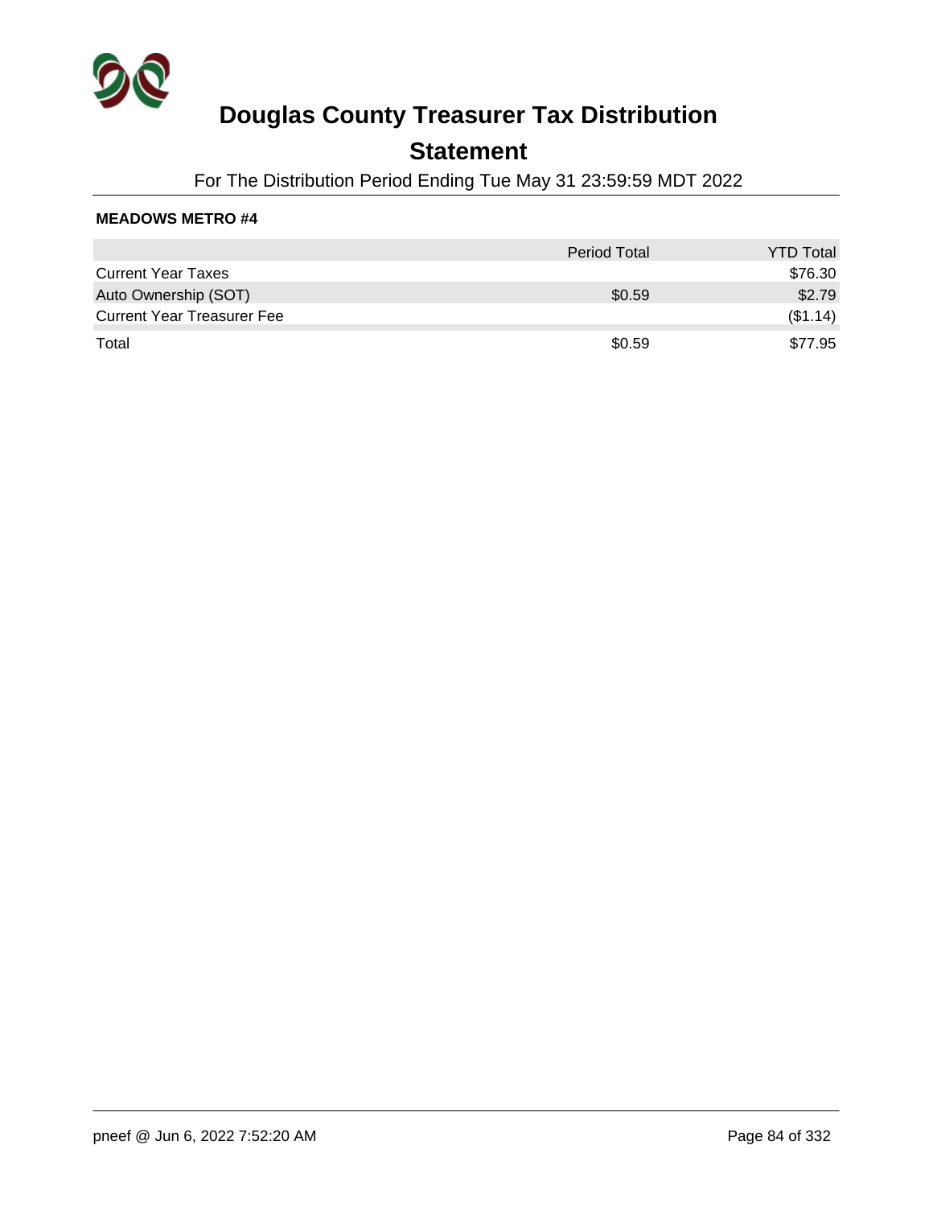# Douglas County Treasurer Tax Distribution

## Statement

For The Distribution Period Ending Tue May 31 23:59:59 MDT 2022

**MEADOWS METRO #4**

| | Period Total | YTD Total |
|---|---|---|
| Current Year Taxes | | $76.30 |
| Auto Ownership (SOT) | $0.59 | $2.79 |
| Current Year Treasurer Fee | | ($1.14) |
| Total | $0.59 | $77.95 |

pneef @ Jun 6, 2022 7:52:20 AM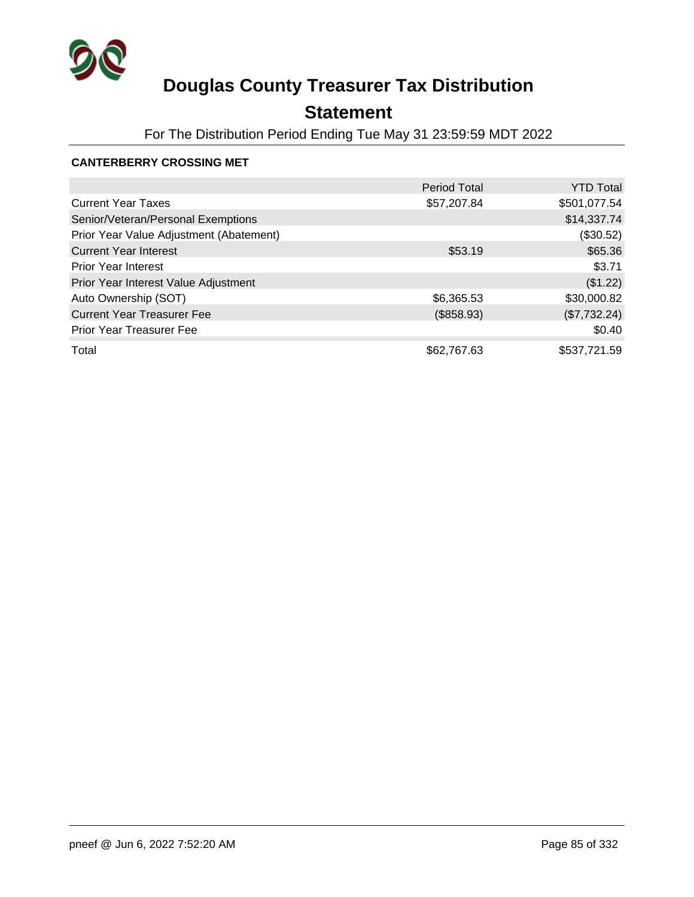# Douglas County Treasurer Tax Distribution

## Statement

For The Distribution Period Ending Tue May 31 23:59:59 MDT 2022

**CANTERBERRY CROSSING MET**

| | Period Total | YTD Total |
|---|---|---|
| Current Year Taxes | $57,207.84 | $501,077.54 |
| Senior/Veteran/Personal Exemptions | | $14,337.74 |
| Prior Year Value Adjustment (Abatement) | | ($30.52) |
| Current Year Interest | $53.19 | $65.36 |
| Prior Year Interest | | $3.71 |
| Prior Year Interest Value Adjustment | | ($1.22) |
| Auto Ownership (SOT) | $6,365.53 | $30,000.82 |
| Current Year Treasurer Fee | ($858.93) | ($7,732.24) |
| Prior Year Treasurer Fee | | $0.40 |
| Total | $62,767.63 | $537,721.59 |

pneef @ Jun 6, 2022 7:52:20 AM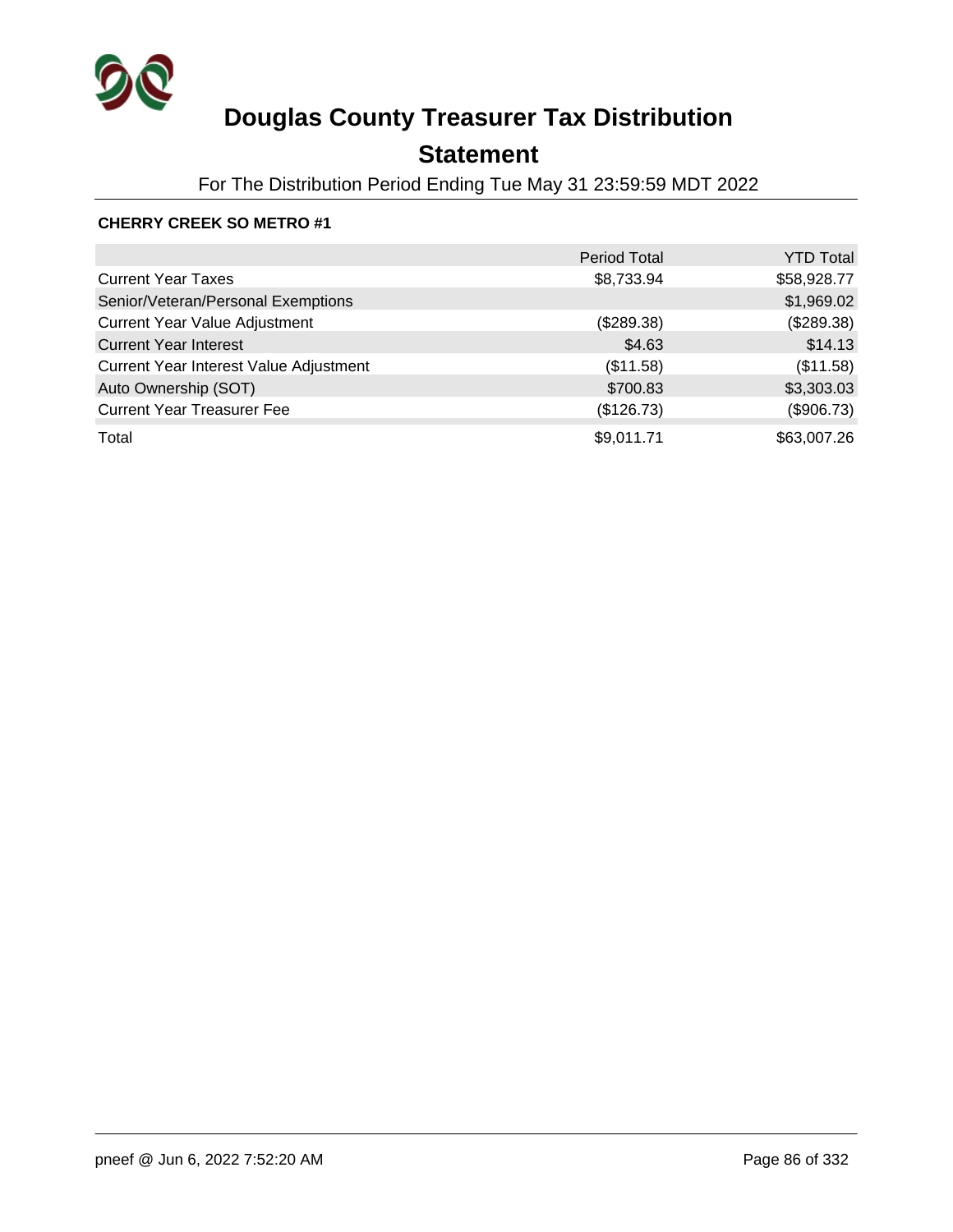# Douglas County Treasurer Tax Distribution

## Statement

For The Distribution Period Ending Tue May 31 23:59:59 MDT 2022

**CHERRY CREEK SO METRO #1**

| | Period Total | YTD Total |
|---|---:|---:|
| Current Year Taxes | $8,733.94 | $58,928.77 |
| Senior/Veteran/Personal Exemptions | | $1,969.02 |
| Current Year Value Adjustment | ($289.38) | ($289.38) |
| Current Year Interest | $4.63 | $14.13 |
| Current Year Interest Value Adjustment | ($11.58) | ($11.58) |
| Auto Ownership (SOT) | $700.83 | $3,303.03 |
| Current Year Treasurer Fee | ($126.73) | ($906.73) |
| Total | $9,011.71 | $63,007.26 |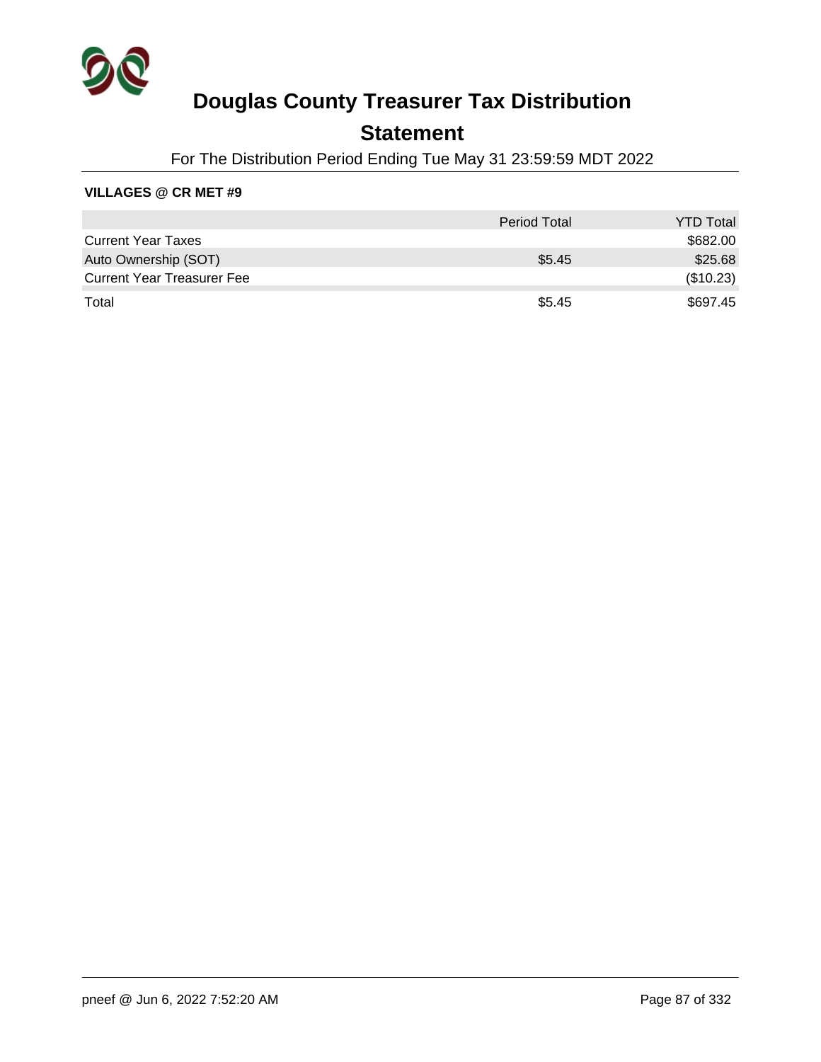# Douglas County Treasurer Tax Distribution

## Statement

For The Distribution Period Ending Tue May 31 23:59:59 MDT 2022

**VILLAGES @ CR MET #9**

| | Period Total | YTD Total |
|---|---|---|
| Current Year Taxes | | $682.00 |
| Auto Ownership (SOT) | $5.45 | $25.68 |
| Current Year Treasurer Fee | | ($10.23) |
| Total | $5.45 | $697.45 |

pneef @ Jun 6, 2022 7:52:20 AM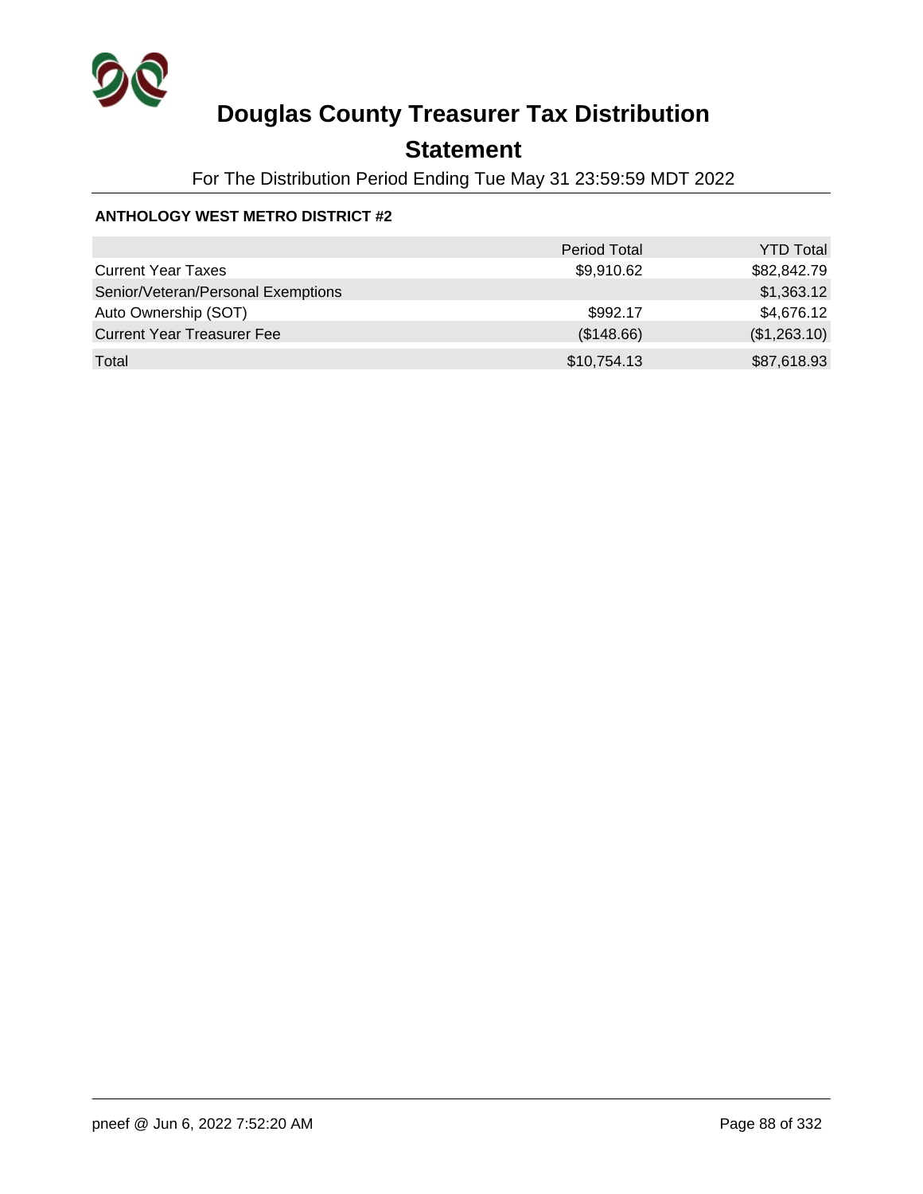# Douglas County Treasurer Tax Distribution

## Statement

For The Distribution Period Ending Tue May 31 23:59:59 MDT 2022

**ANTHOLOGY WEST METRO DISTRICT #2**

| | Period Total | YTD Total |
|---|---:|---:|
| Current Year Taxes | $9,910.62 | $82,842.79 |
| Senior/Veteran/Personal Exemptions | | $1,363.12 |
| Auto Ownership (SOT) | $992.17 | $4,676.12 |
| Current Year Treasurer Fee | ($148.66) | ($1,263.10) |
| Total | $10,754.13 | $87,618.93 |

pneef @ Jun 6, 2022 7:52:20 AM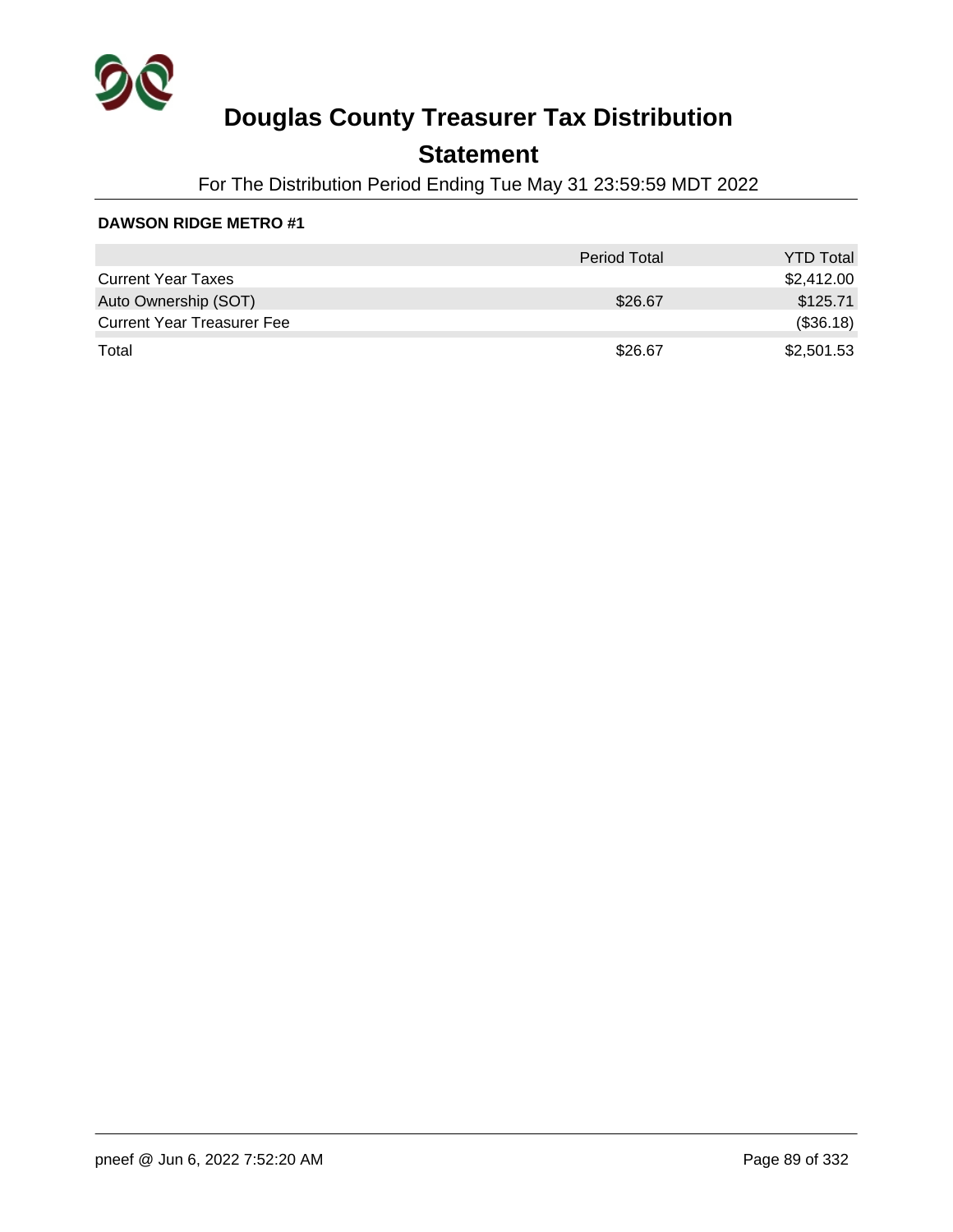# Douglas County Treasurer Tax Distribution

## Statement

For The Distribution Period Ending Tue May 31 23:59:59 MDT 2022

**DAWSON RIDGE METRO #1**

| | Period Total | YTD Total |
|---|---|---|
| Current Year Taxes | | $2,412.00 |
| Auto Ownership (SOT) | $26.67 | $125.71 |
| Current Year Treasurer Fee | | ($36.18) |
| Total | $26.67 | $2,501.53 |

pneef @ Jun 6, 2022 7:52:20 AM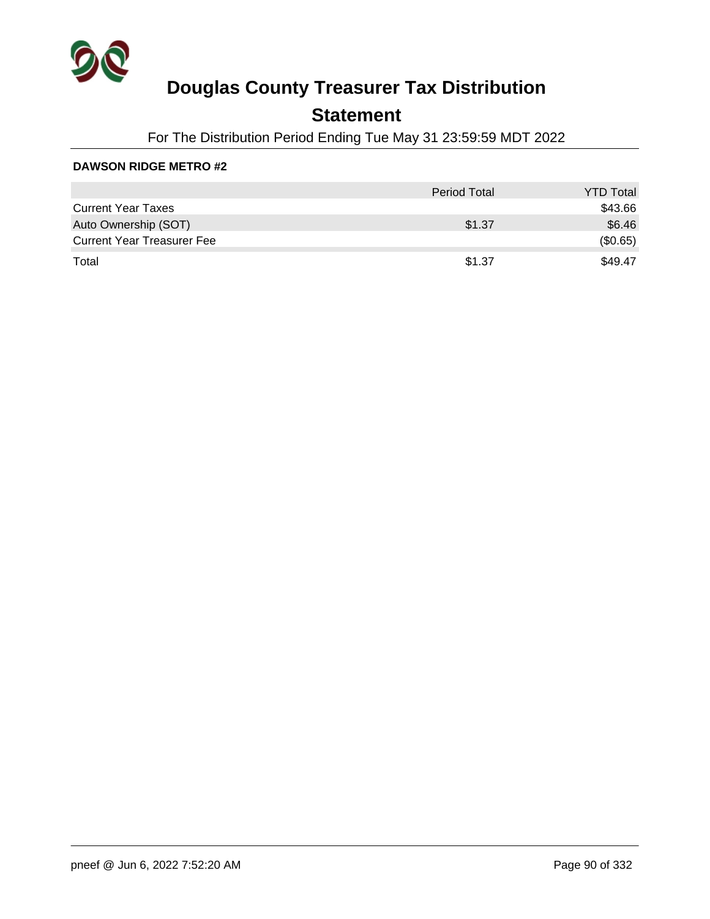# Douglas County Treasurer Tax Distribution

## Statement

For The Distribution Period Ending Tue May 31 23:59:59 MDT 2022

**DAWSON RIDGE METRO #2**

| | Period Total | YTD Total |
|---|---|---|
| Current Year Taxes | | $43.66 |
| Auto Ownership (SOT) | $1.37 | $6.46 |
| Current Year Treasurer Fee | | ($0.65) |
| Total | $1.37 | $49.47 |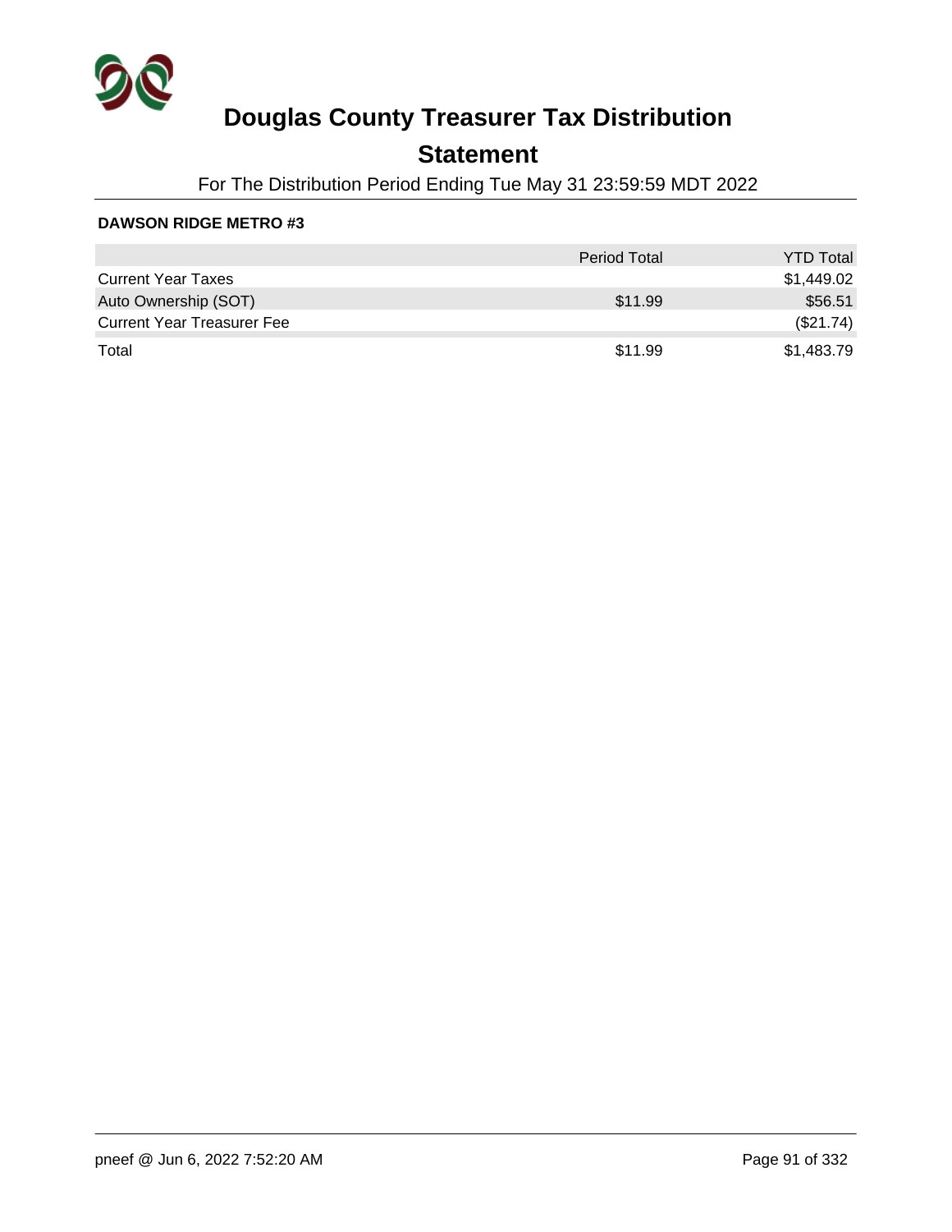# Douglas County Treasurer Tax Distribution

## Statement

For The Distribution Period Ending Tue May 31 23:59:59 MDT 2022

**DAWSON RIDGE METRO #3**

| | Period Total | YTD Total |
|---|---|---|
| Current Year Taxes | | $1,449.02 |
| Auto Ownership (SOT) | $11.99 | $56.51 |
| Current Year Treasurer Fee | | ($21.74) |
| Total | $11.99 | $1,483.79 |

pneef @ Jun 6, 2022 7:52:20 AM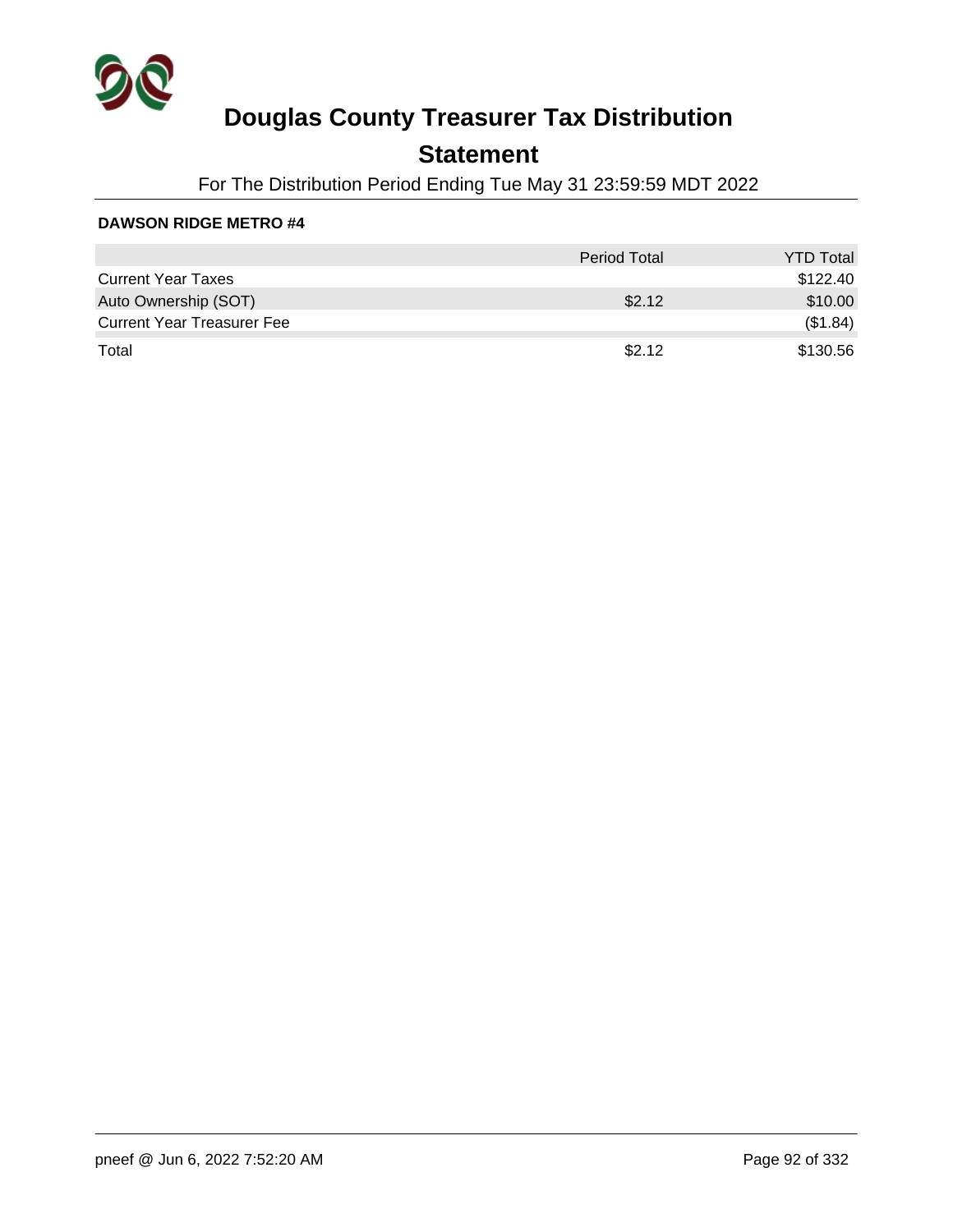# Douglas County Treasurer Tax Distribution

## Statement

For The Distribution Period Ending Tue May 31 23:59:59 MDT 2022

**DAWSON RIDGE METRO #4**

| | Period Total | YTD Total |
|---|---|---|
| Current Year Taxes | | $122.40 |
| Auto Ownership (SOT) | $2.12 | $10.00 |
| Current Year Treasurer Fee | | ($1.84) |
| Total | $2.12 | $130.56 |

pneef @ Jun 6, 2022 7:52:20 AM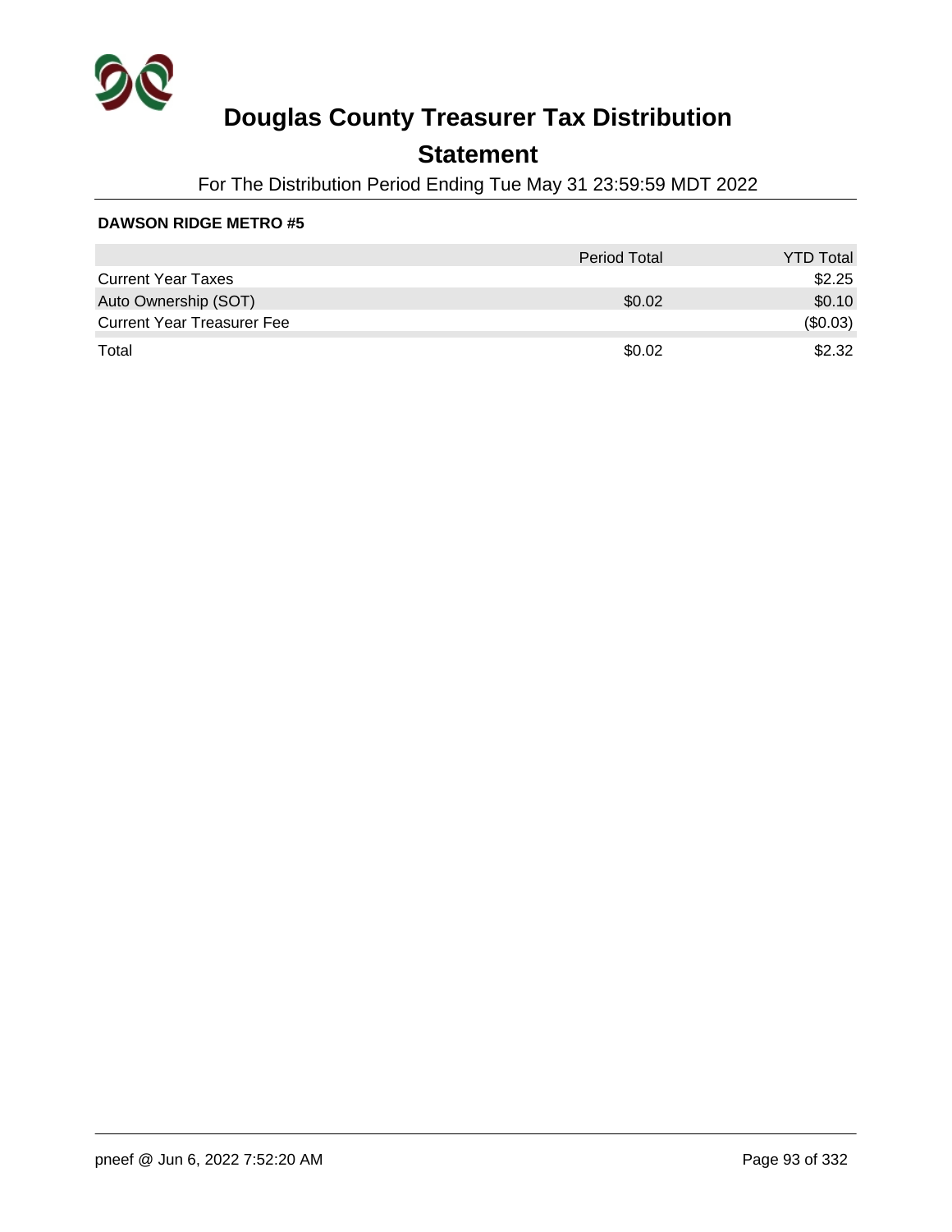# Douglas County Treasurer Tax Distribution

## Statement

For The Distribution Period Ending Tue May 31 23:59:59 MDT 2022

**DAWSON RIDGE METRO #5**

| | Period Total | YTD Total |
|---|---|---|
| Current Year Taxes | | $2.25 |
| Auto Ownership (SOT) | $0.02 | $0.10 |
| Current Year Treasurer Fee | | ($0.03) |
| Total | $0.02 | $2.32 |

pneef @ Jun 6, 2022 7:52:20 AM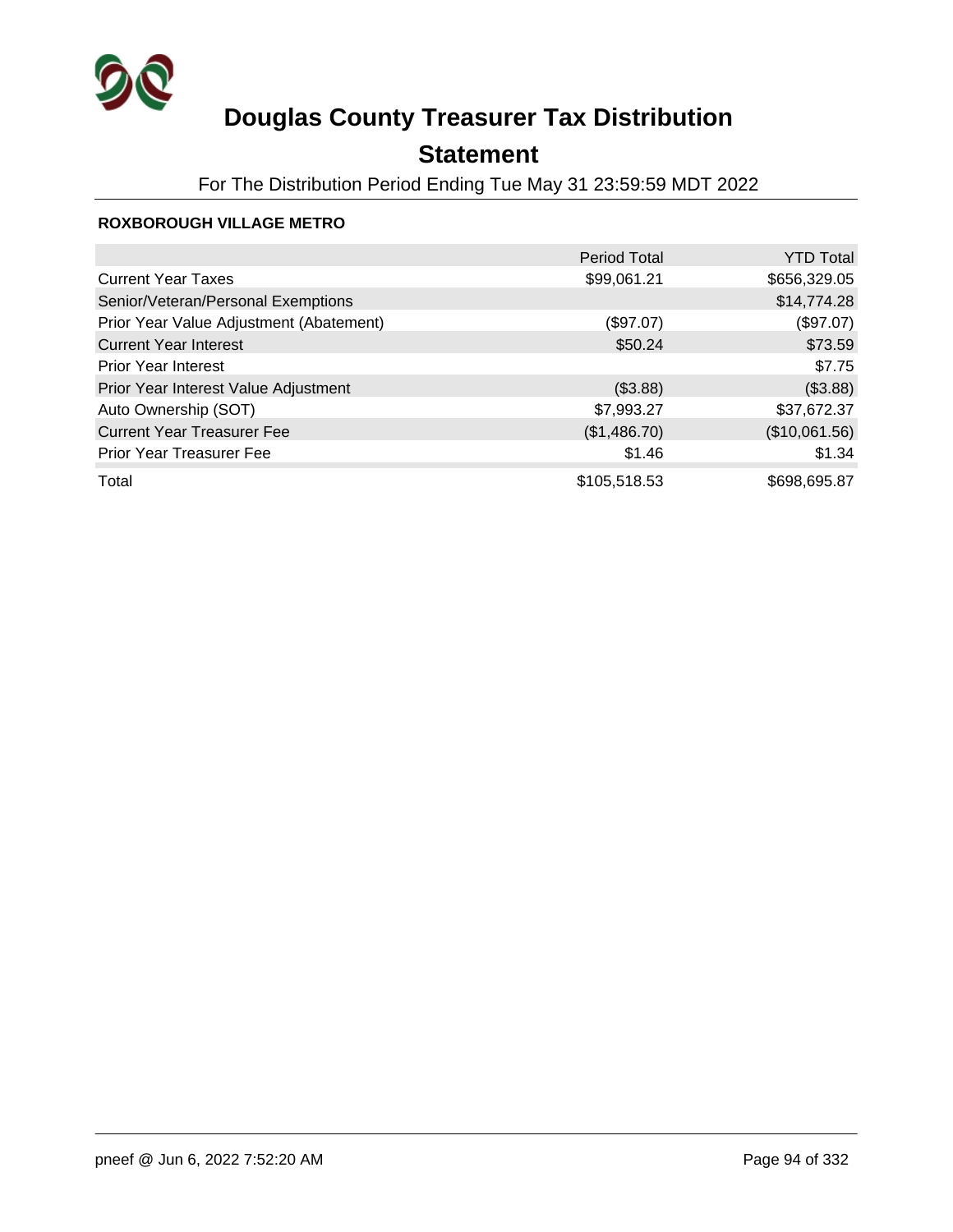# Douglas County Treasurer Tax Distribution

## Statement

For The Distribution Period Ending Tue May 31 23:59:59 MDT 2022

**ROXBOROUGH VILLAGE METRO**

| | Period Total | YTD Total |
|---|---|---|
| Current Year Taxes | $99,061.21 | $656,329.05 |
| Senior/Veteran/Personal Exemptions | | $14,774.28 |
| Prior Year Value Adjustment (Abatement) | ($97.07) | ($97.07) |
| Current Year Interest | $50.24 | $73.59 |
| Prior Year Interest | | $7.75 |
| Prior Year Interest Value Adjustment | ($3.88) | ($3.88) |
| Auto Ownership (SOT) | $7,993.27 | $37,672.37 |
| Current Year Treasurer Fee | ($1,486.70) | ($10,061.56) |
| Prior Year Treasurer Fee | $1.46 | $1.34 |
| Total | $105,518.53 | $698,695.87 |

pneef @ Jun 6, 2022 7:52:20 AM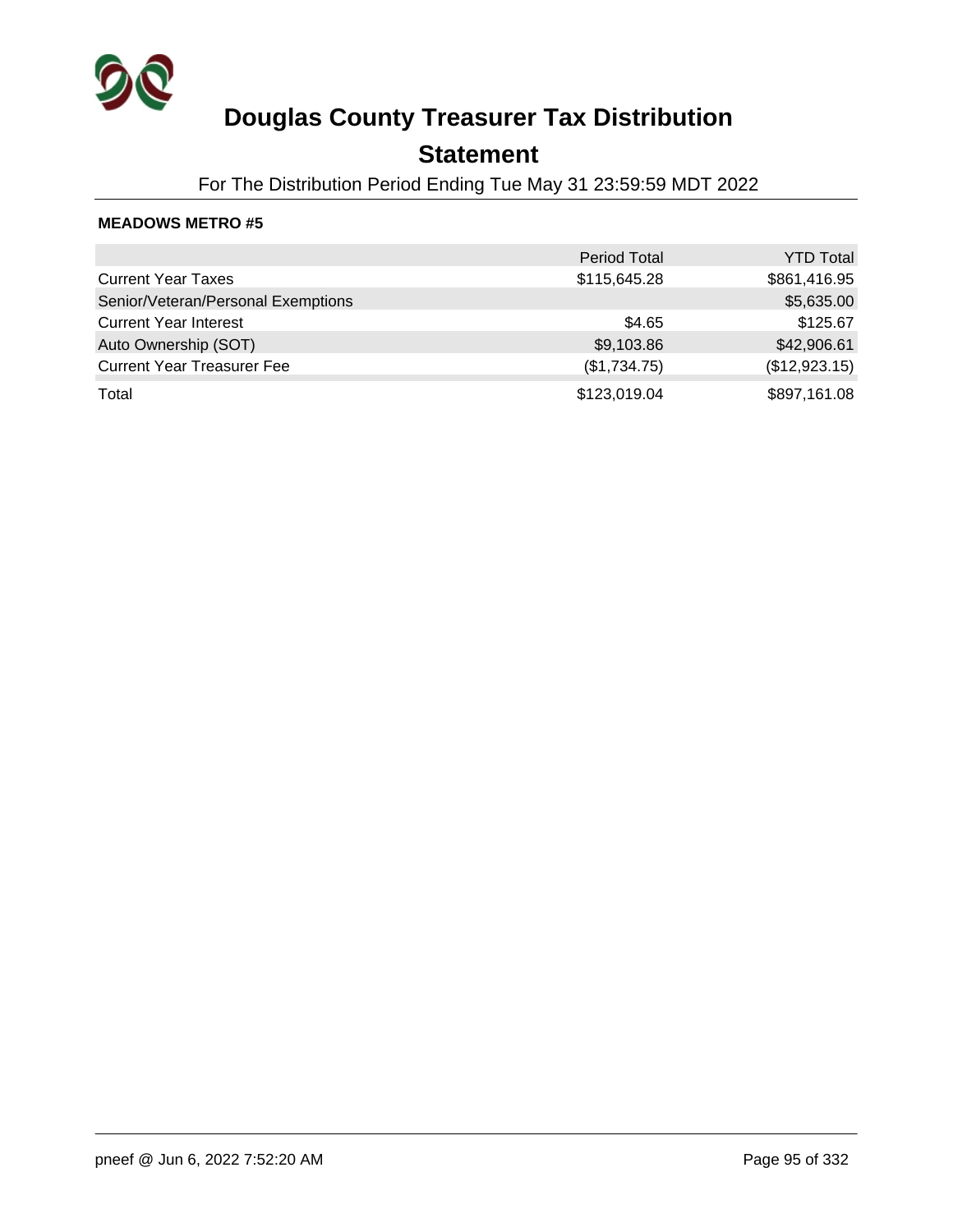# Douglas County Treasurer Tax Distribution

## Statement

For The Distribution Period Ending Tue May 31 23:59:59 MDT 2022

**MEADOWS METRO #5**

| | Period Total | YTD Total |
|---|---:|---:|
| Current Year Taxes | $115,645.28 | $861,416.95 |
| Senior/Veteran/Personal Exemptions | | $5,635.00 |
| Current Year Interest | $4.65 | $125.67 |
| Auto Ownership (SOT) | $9,103.86 | $42,906.61 |
| Current Year Treasurer Fee | ($1,734.75) | ($12,923.15) |
| Total | $123,019.04 | $897,161.08 |

pneef @ Jun 6, 2022 7:52:20 AM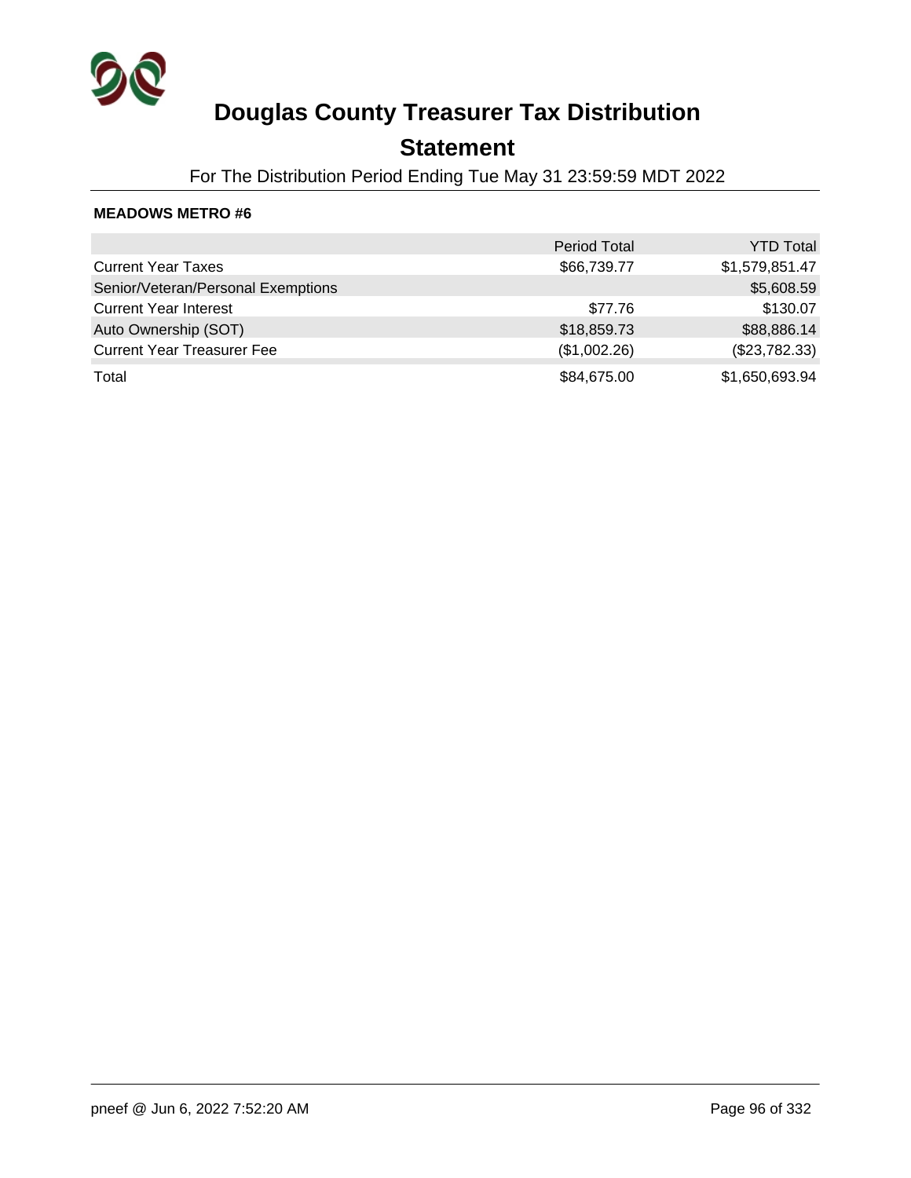# Douglas County Treasurer Tax Distribution

## Statement

For The Distribution Period Ending Tue May 31 23:59:59 MDT 2022

**MEADOWS METRO #6**

| | Period Total | YTD Total |
|---|---|---|
| Current Year Taxes | $66,739.77 | $1,579,851.47 |
| Senior/Veteran/Personal Exemptions | | $5,608.59 |
| Current Year Interest | $77.76 | $130.07 |
| Auto Ownership (SOT) | $18,859.73 | $88,886.14 |
| Current Year Treasurer Fee | ($1,002.26) | ($23,782.33) |
| Total | $84,675.00 | $1,650,693.94 |

pneef @ Jun 6, 2022 7:52:20 AM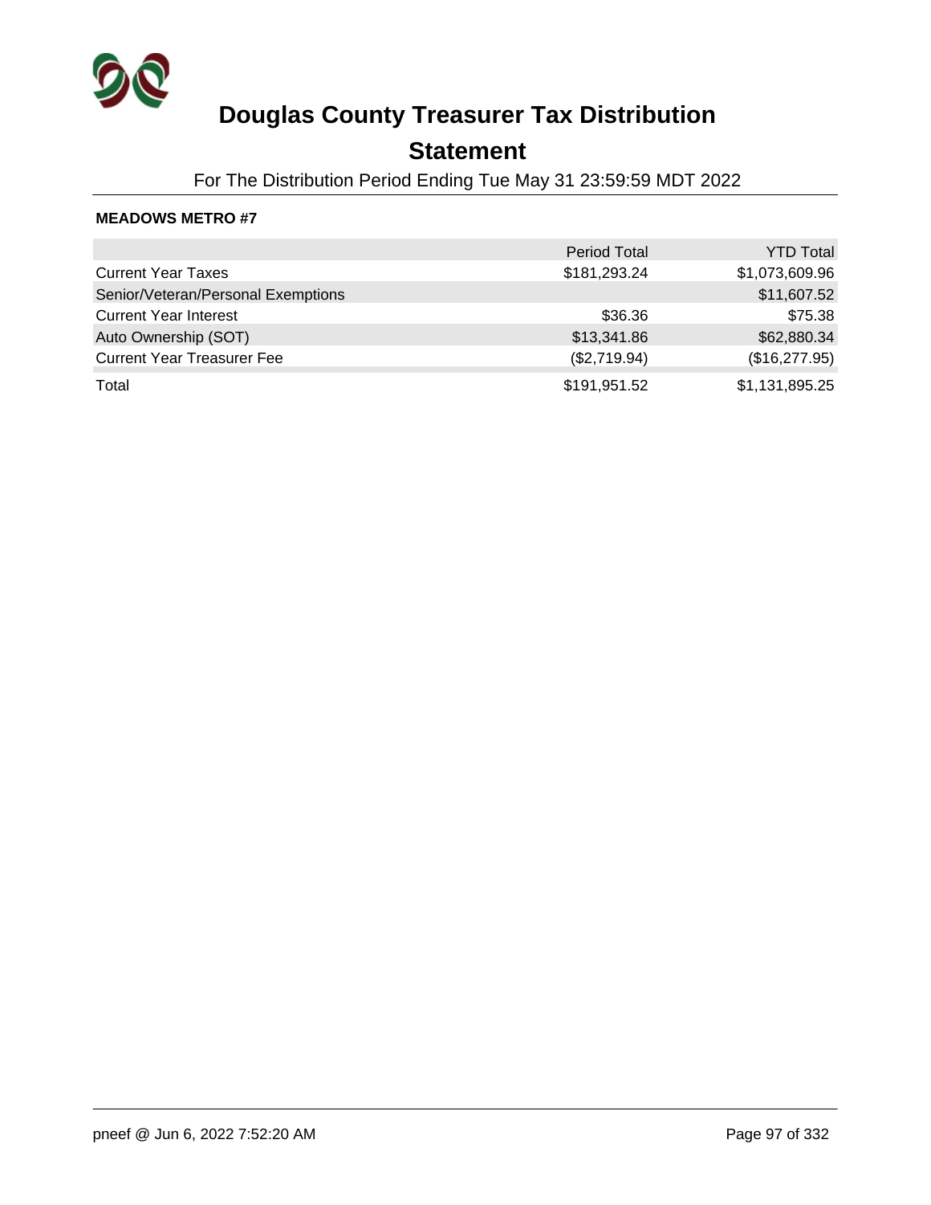# Douglas County Treasurer Tax Distribution

## Statement

For The Distribution Period Ending Tue May 31 23:59:59 MDT 2022

**MEADOWS METRO #7**

| | Period Total | YTD Total |
|---|---|---|
| Current Year Taxes | $181,293.24 | $1,073,609.96 |
| Senior/Veteran/Personal Exemptions | | $11,607.52 |
| Current Year Interest | $36.36 | $75.38 |
| Auto Ownership (SOT) | $13,341.86 | $62,880.34 |
| Current Year Treasurer Fee | ($2,719.94) | ($16,277.95) |
| Total | $191,951.52 | $1,131,895.25 |

pneef @ Jun 6, 2022 7:52:20 AM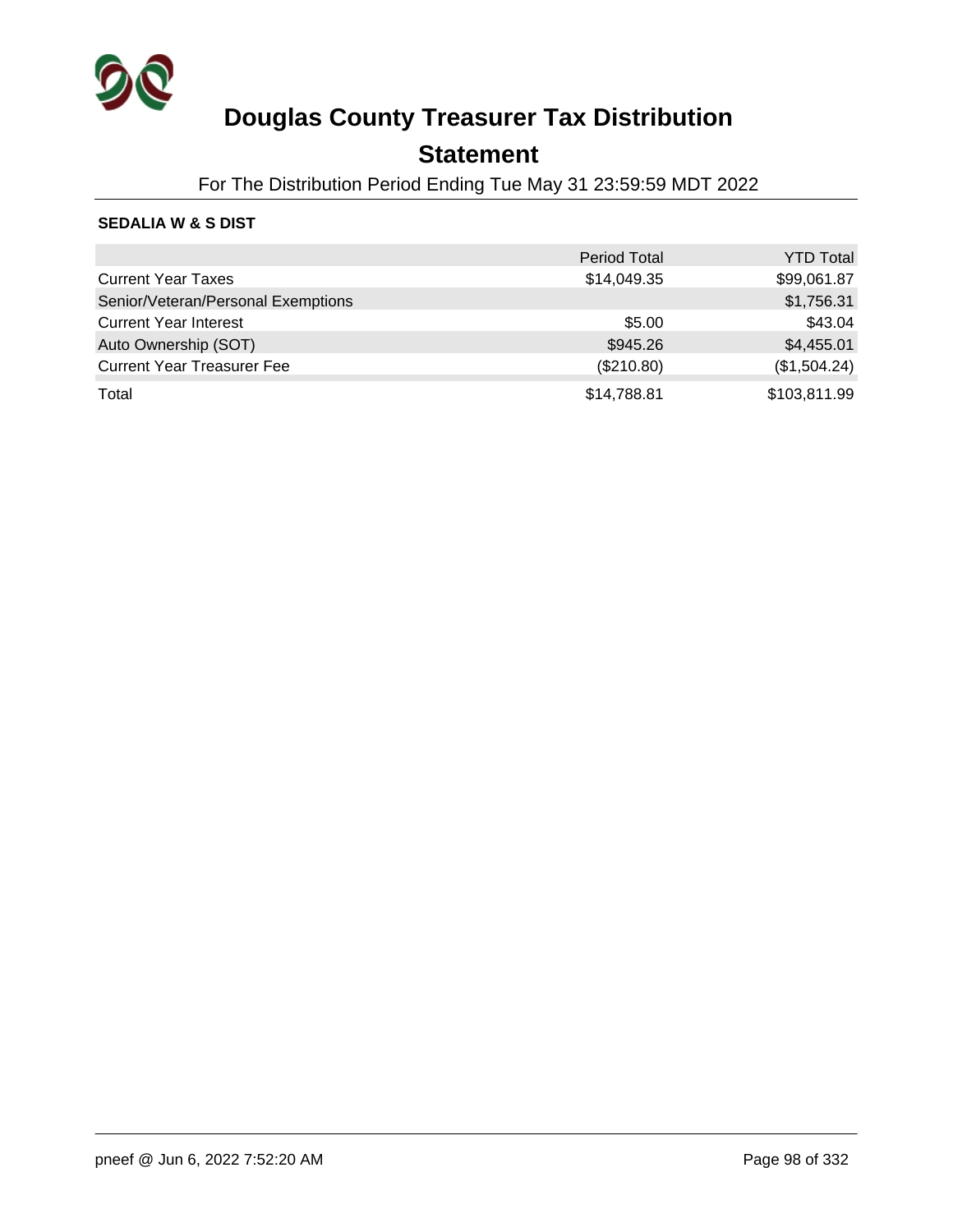# Douglas County Treasurer Tax Distribution

## Statement

For The Distribution Period Ending Tue May 31 23:59:59 MDT 2022

**SEDALIA W & S DIST**

| | Period Total | YTD Total |
|---|---|---|
| Current Year Taxes | $14,049.35 | $99,061.87 |
| Senior/Veteran/Personal Exemptions | | $1,756.31 |
| Current Year Interest | $5.00 | $43.04 |
| Auto Ownership (SOT) | $945.26 | $4,455.01 |
| Current Year Treasurer Fee | ($210.80) | ($1,504.24) |
| Total | $14,788.81 | $103,811.99 |

pneef @ Jun 6, 2022 7:52:20 AM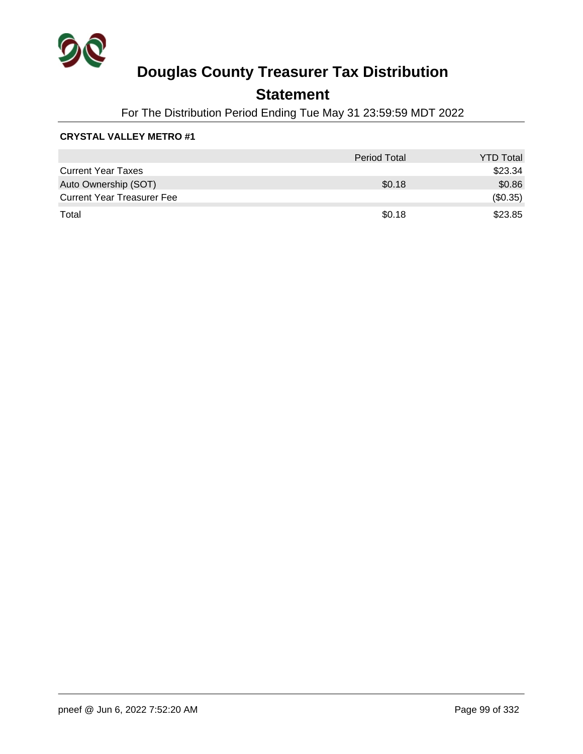# Douglas County Treasurer Tax Distribution

## Statement

For The Distribution Period Ending Tue May 31 23:59:59 MDT 2022

**CRYSTAL VALLEY METRO #1**

| | Period Total | YTD Total |
|---|---|---|
| Current Year Taxes | | $23.34 |
| Auto Ownership (SOT) | $0.18 | $0.86 |
| Current Year Treasurer Fee | | ($0.35) |
| Total | $0.18 | $23.85 |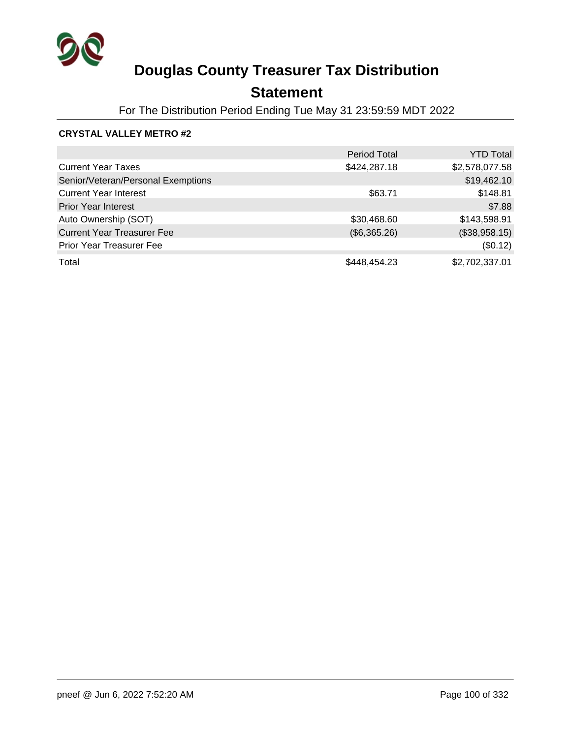# Douglas County Treasurer Tax Distribution

## Statement

For The Distribution Period Ending Tue May 31 23:59:59 MDT 2022

**CRYSTAL VALLEY METRO #2**

| | Period Total | YTD Total |
|---|---|---|
| Current Year Taxes | $424,287.18 | $2,578,077.58 |
| Senior/Veteran/Personal Exemptions | | $19,462.10 |
| Current Year Interest | $63.71 | $148.81 |
| Prior Year Interest | | $7.88 |
| Auto Ownership (SOT) | $30,468.60 | $143,598.91 |
| Current Year Treasurer Fee | ($6,365.26) | ($38,958.15) |
| Prior Year Treasurer Fee | | ($0.12) |
| Total | $448,454.23 | $2,702,337.01 |

pneef @ Jun 6, 2022 7:52:20 AM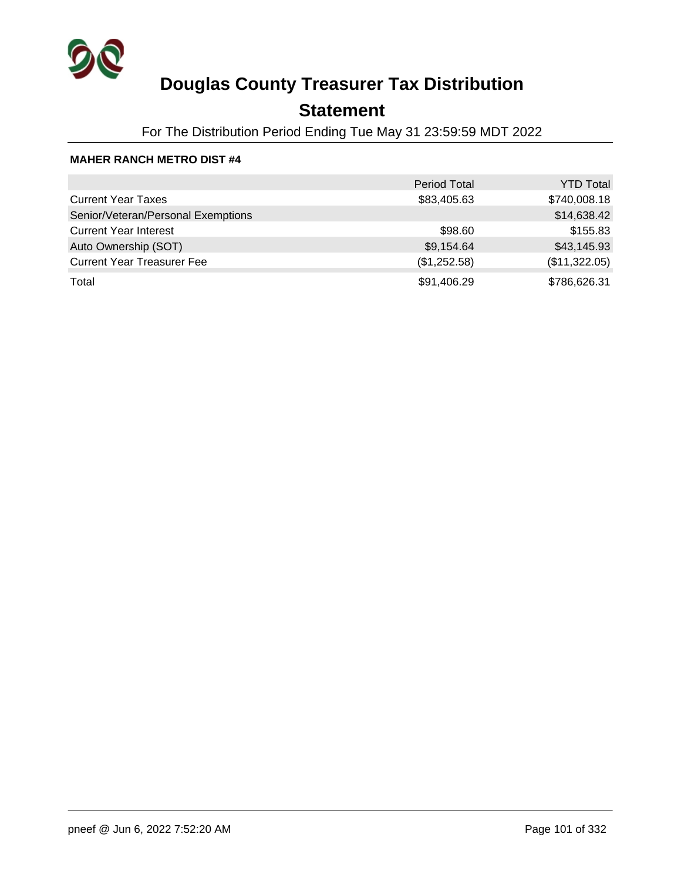# Douglas County Treasurer Tax Distribution

## Statement

For The Distribution Period Ending Tue May 31 23:59:59 MDT 2022

**MAHER RANCH METRO DIST #4**

| | Period Total | YTD Total |
|---|---|---|
| Current Year Taxes | $83,405.63 | $740,008.18 |
| Senior/Veteran/Personal Exemptions | | $14,638.42 |
| Current Year Interest | $98.60 | $155.83 |
| Auto Ownership (SOT) | $9,154.64 | $43,145.93 |
| Current Year Treasurer Fee | ($1,252.58) | ($11,322.05) |
| Total | $91,406.29 | $786,626.31 |

pneef @ Jun 6, 2022 7:52:20 AM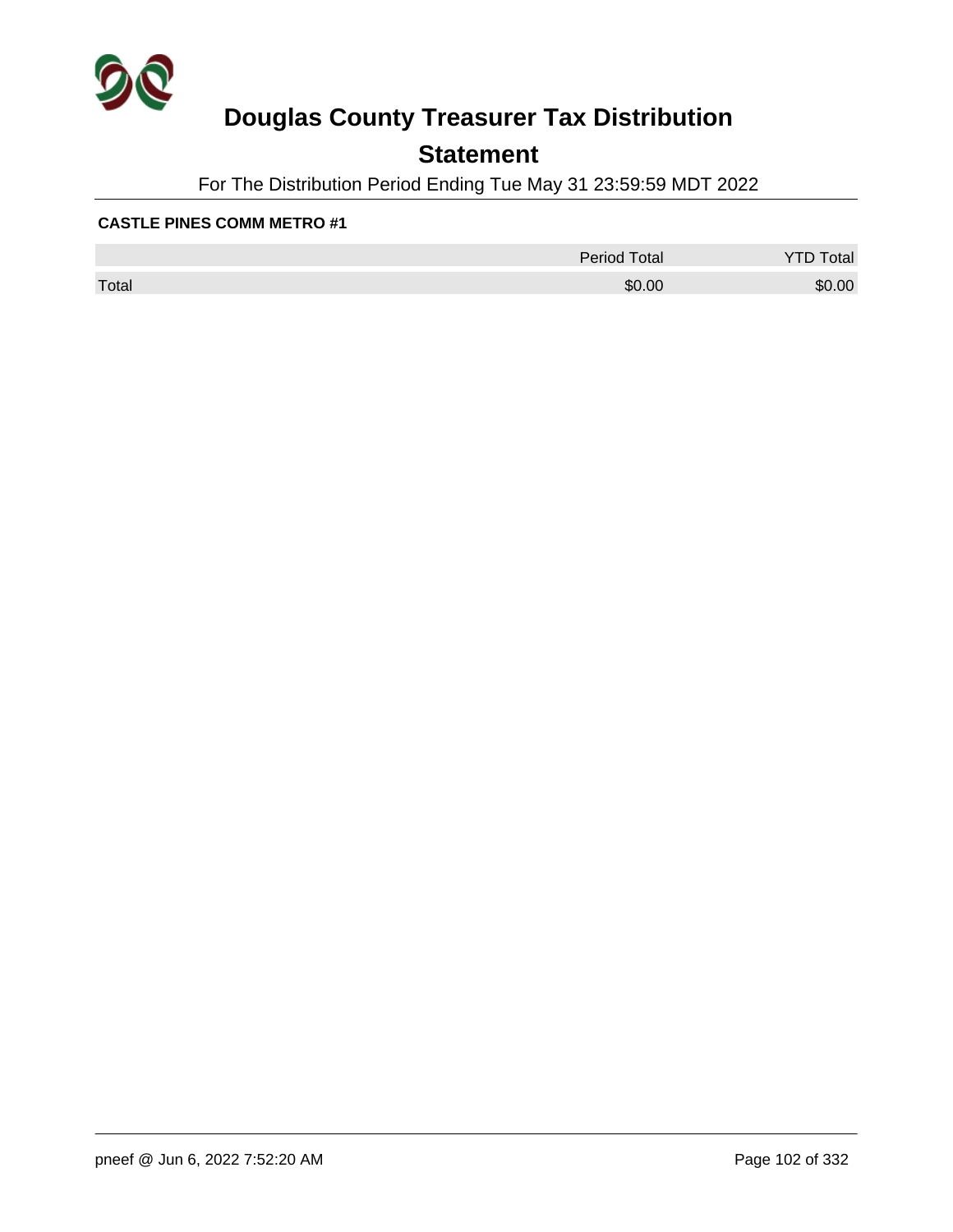# Douglas County Treasurer Tax Distribution

## Statement

For The Distribution Period Ending Tue May 31 23:59:59 MDT 2022

**CASTLE PINES COMM METRO #1**

| | Period Total | YTD Total |
|---|---|---|
| Total | $0.00 | $0.00 |

pneef @ Jun 6, 2022 7:52:20 AM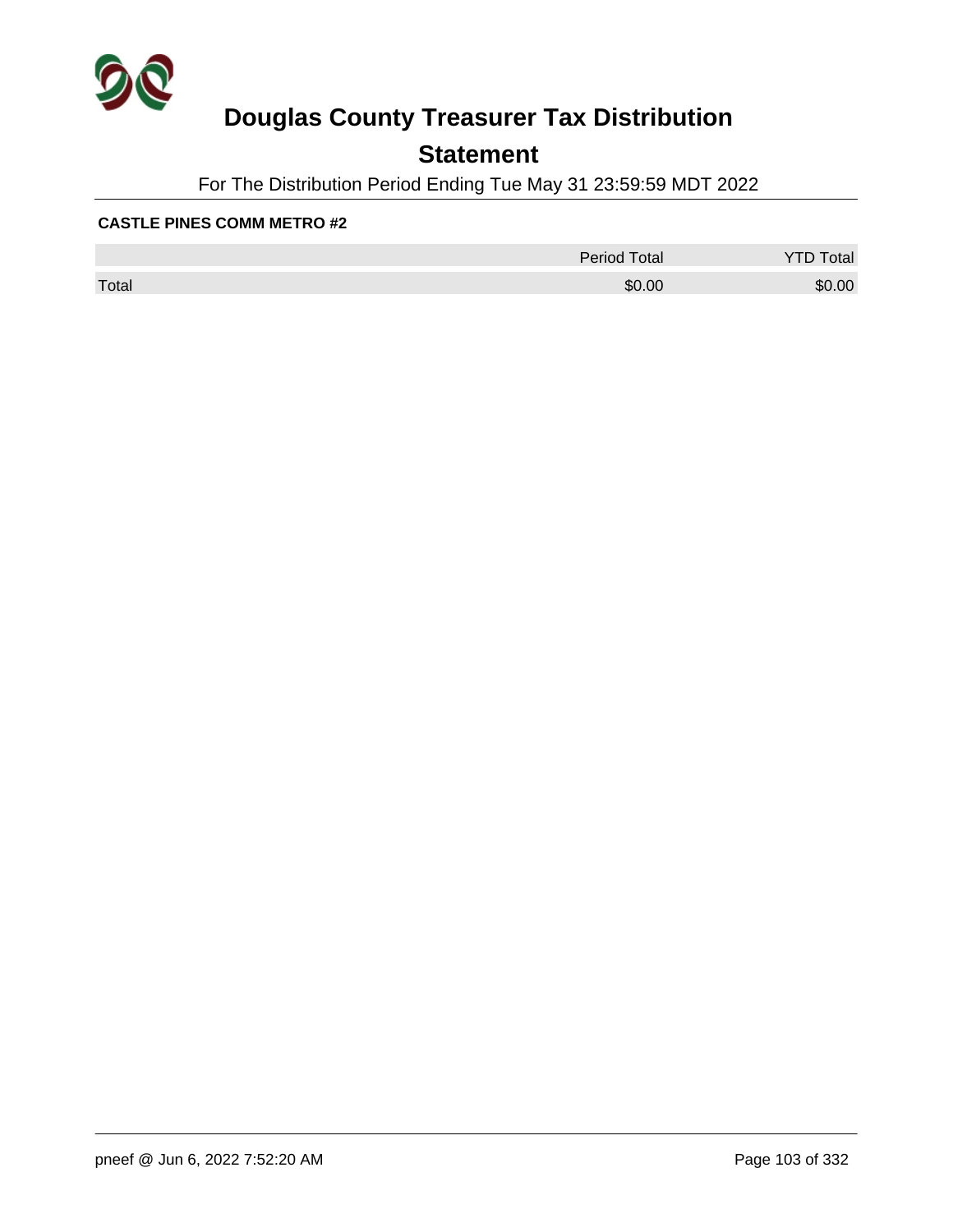# Douglas County Treasurer Tax Distribution

## Statement

For The Distribution Period Ending Tue May 31 23:59:59 MDT 2022

**CASTLE PINES COMM METRO #2**

| | Period Total | YTD Total |
|---|---|---|
| Total | $0.00 | $0.00 |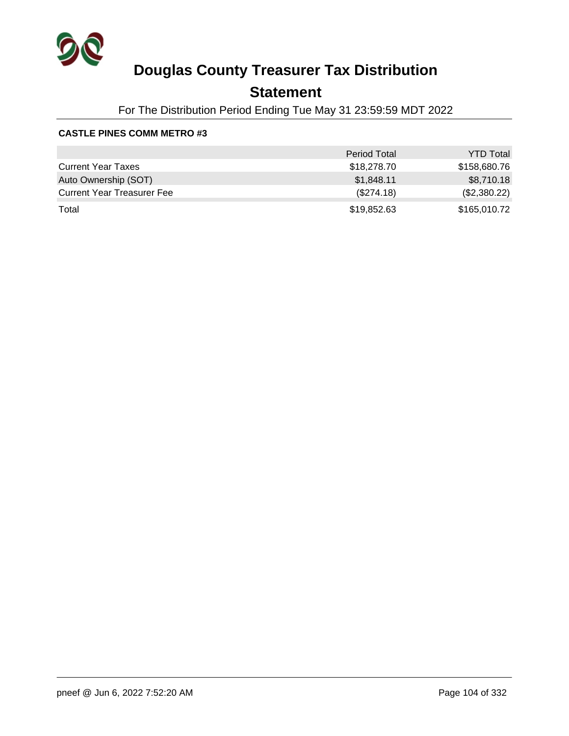# Douglas County Treasurer Tax Distribution

## Statement

For The Distribution Period Ending Tue May 31 23:59:59 MDT 2022

**CASTLE PINES COMM METRO #3**

| | Period Total | YTD Total |
|---|---|---|
| Current Year Taxes | $18,278.70 | $158,680.76 |
| Auto Ownership (SOT) | $1,848.11 | $8,710.18 |
| Current Year Treasurer Fee | ($274.18) | ($2,380.22) |
| Total | $19,852.63 | $165,010.72 |

pneef @ Jun 6, 2022 7:52:20 AM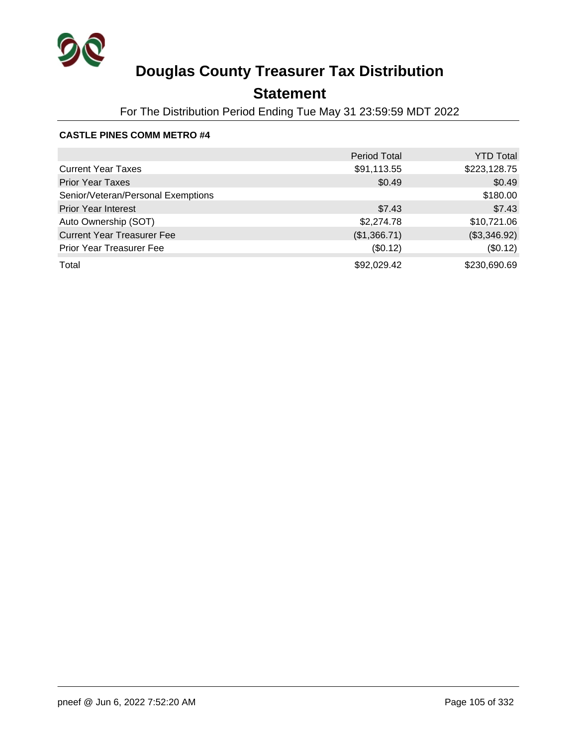# Douglas County Treasurer Tax Distribution

## Statement

For The Distribution Period Ending Tue May 31 23:59:59 MDT 2022

**CASTLE PINES COMM METRO #4**

| | Period Total | YTD Total |
|---|---|---|
| Current Year Taxes | $91,113.55 | $223,128.75 |
| Prior Year Taxes | $0.49 | $0.49 |
| Senior/Veteran/Personal Exemptions | | $180.00 |
| Prior Year Interest | $7.43 | $7.43 |
| Auto Ownership (SOT) | $2,274.78 | $10,721.06 |
| Current Year Treasurer Fee | ($1,366.71) | ($3,346.92) |
| Prior Year Treasurer Fee | ($0.12) | ($0.12) |
| Total | $92,029.42 | $230,690.69 |

pneef @ Jun 6, 2022 7:52:20 AM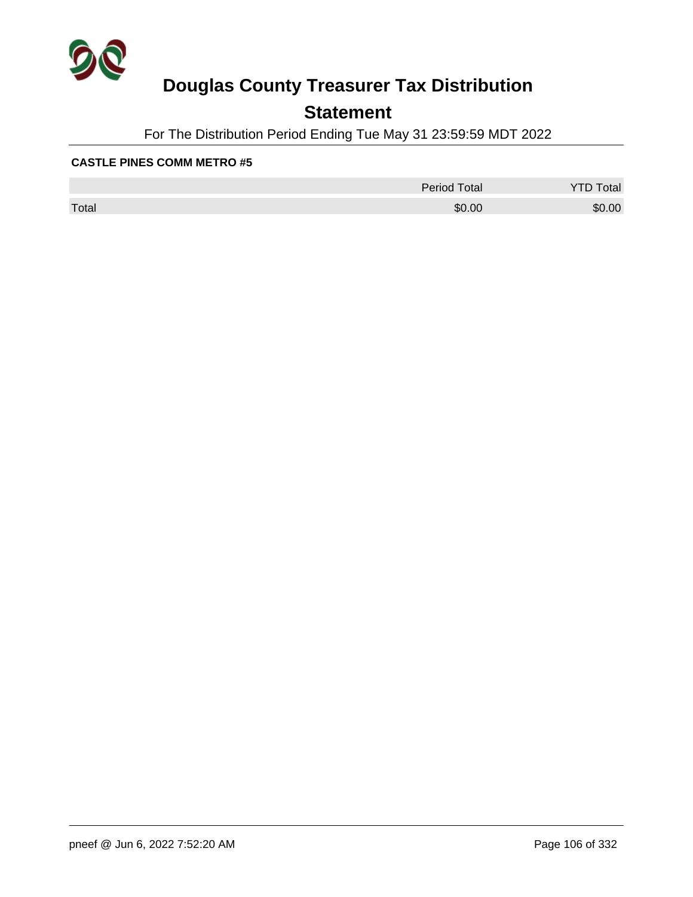# Douglas County Treasurer Tax Distribution

## Statement

For The Distribution Period Ending Tue May 31 23:59:59 MDT 2022

**CASTLE PINES COMM METRO #5**

| | Period Total | YTD Total |
|---|---|---|
| Total | $0.00 | $0.00 |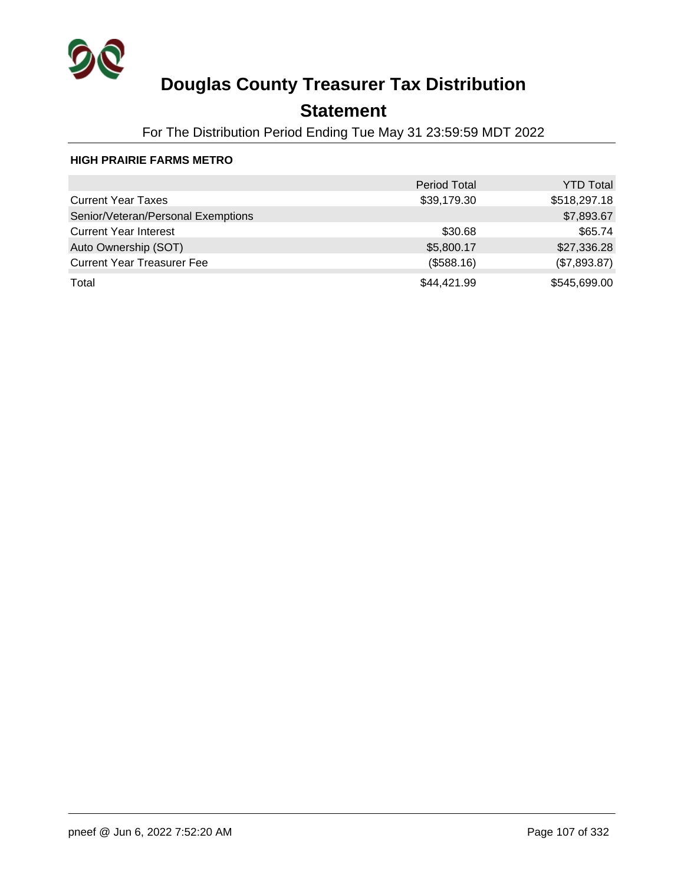# Douglas County Treasurer Tax Distribution

## Statement

For The Distribution Period Ending Tue May 31 23:59:59 MDT 2022

### HIGH PRAIRIE FARMS METRO

| | Period Total | YTD Total |
|---|---|---|
| Current Year Taxes | $39,179.30 | $518,297.18 |
| Senior/Veteran/Personal Exemptions | | $7,893.67 |
| Current Year Interest | $30.68 | $65.74 |
| Auto Ownership (SOT) | $5,800.17 | $27,336.28 |
| Current Year Treasurer Fee | ($588.16) | ($7,893.87) |
| Total | $44,421.99 | $545,699.00 |

pneef @ Jun 6, 2022 7:52:20 AM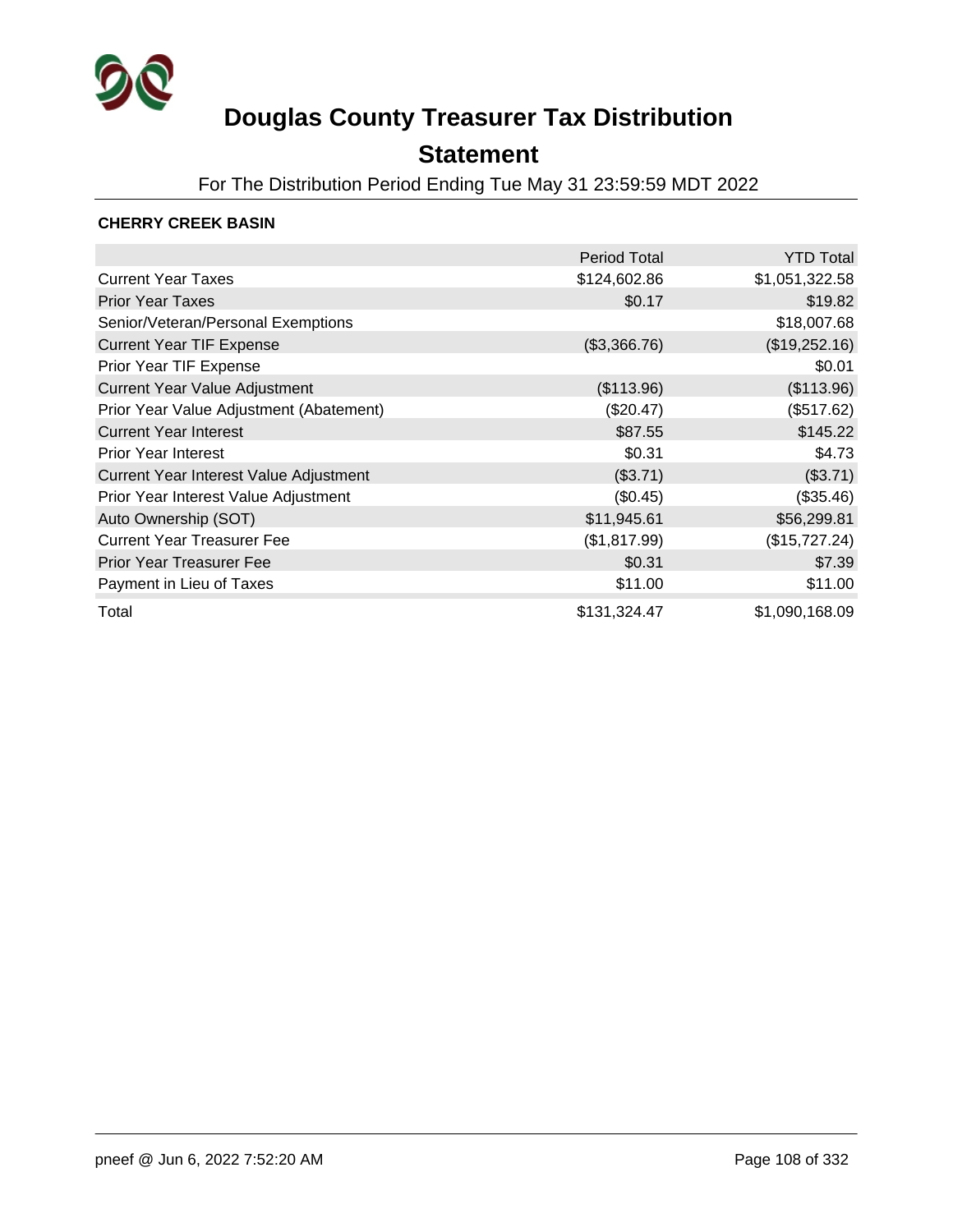# Douglas County Treasurer Tax Distribution

## Statement

For The Distribution Period Ending Tue May 31 23:59:59 MDT 2022

**CHERRY CREEK BASIN**

| | Period Total | YTD Total |
|---|---|---|
| Current Year Taxes | $124,602.86 | $1,051,322.58 |
| Prior Year Taxes | $0.17 | $19.82 |
| Senior/Veteran/Personal Exemptions | | $18,007.68 |
| Current Year TIF Expense | ($3,366.76) | ($19,252.16) |
| Prior Year TIF Expense | | $0.01 |
| Current Year Value Adjustment | ($113.96) | ($113.96) |
| Prior Year Value Adjustment (Abatement) | ($20.47) | ($517.62) |
| Current Year Interest | $87.55 | $145.22 |
| Prior Year Interest | $0.31 | $4.73 |
| Current Year Interest Value Adjustment | ($3.71) | ($3.71) |
| Prior Year Interest Value Adjustment | ($0.45) | ($35.46) |
| Auto Ownership (SOT) | $11,945.61 | $56,299.81 |
| Current Year Treasurer Fee | ($1,817.99) | ($15,727.24) |
| Prior Year Treasurer Fee | $0.31 | $7.39 |
| Payment in Lieu of Taxes | $11.00 | $11.00 |
| Total | $131,324.47 | $1,090,168.09 |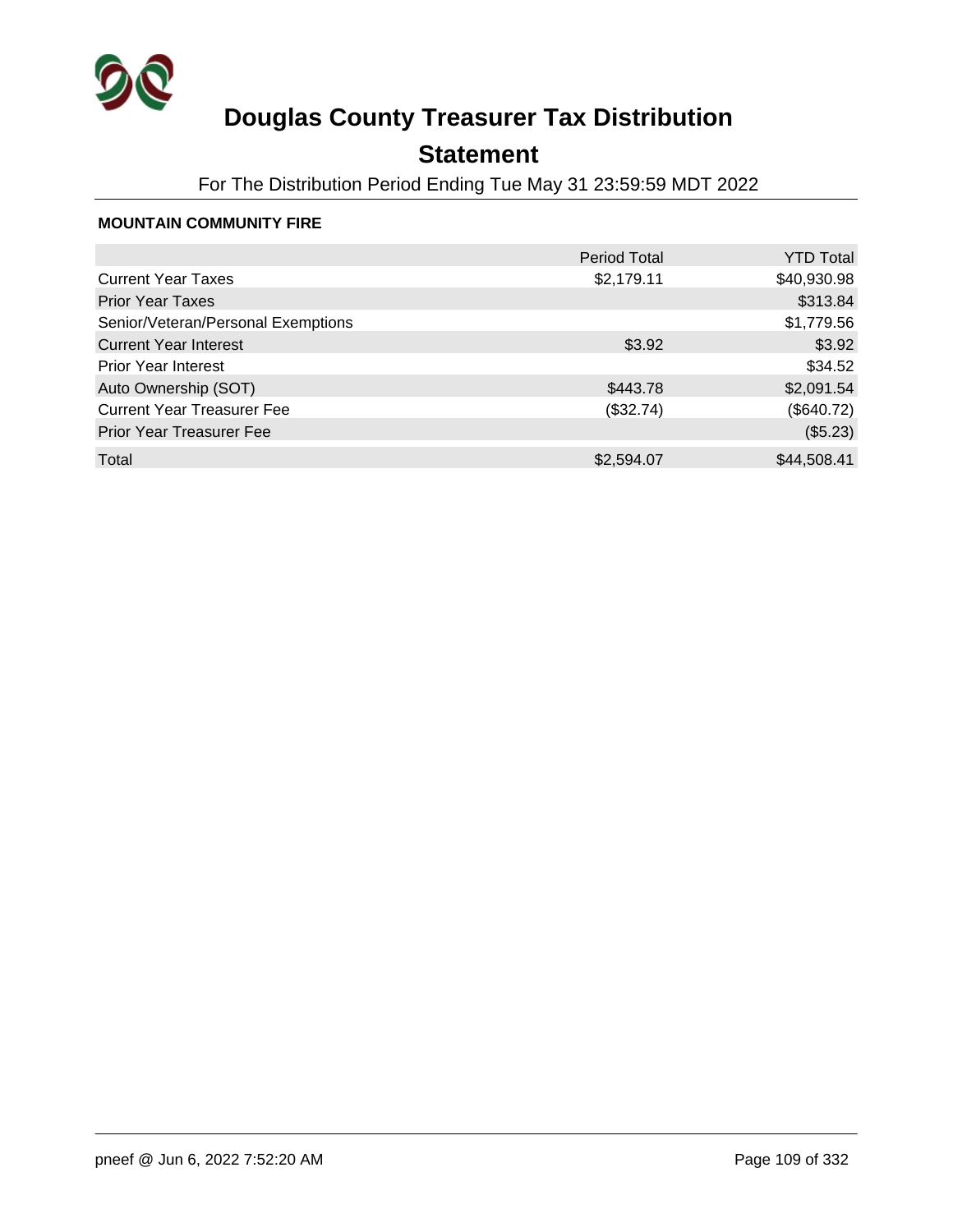# Douglas County Treasurer Tax Distribution

## Statement

For The Distribution Period Ending Tue May 31 23:59:59 MDT 2022

**MOUNTAIN COMMUNITY FIRE**

| | Period Total | YTD Total |
|---|---|---|
| Current Year Taxes | $2,179.11 | $40,930.98 |
| Prior Year Taxes | | $313.84 |
| Senior/Veteran/Personal Exemptions | | $1,779.56 |
| Current Year Interest | $3.92 | $3.92 |
| Prior Year Interest | | $34.52 |
| Auto Ownership (SOT) | $443.78 | $2,091.54 |
| Current Year Treasurer Fee | ($32.74) | ($640.72) |
| Prior Year Treasurer Fee | | ($5.23) |
| Total | $2,594.07 | $44,508.41 |

pneef @ Jun 6, 2022 7:52:20 AM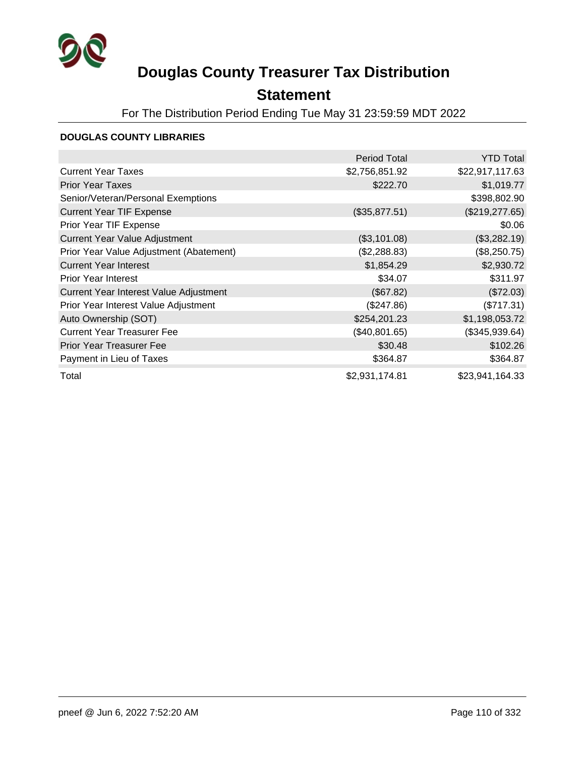# Douglas County Treasurer Tax Distribution

## Statement

For The Distribution Period Ending Tue May 31 23:59:59 MDT 2022

**DOUGLAS COUNTY LIBRARIES**

| | Period Total | YTD Total |
|---|---|---|
| Current Year Taxes | $2,756,851.92 | $22,917,117.63 |
| Prior Year Taxes | $222.70 | $1,019.77 |
| Senior/Veteran/Personal Exemptions | | $398,802.90 |
| Current Year TIF Expense | ($35,877.51) | ($219,277.65) |
| Prior Year TIF Expense | | $0.06 |
| Current Year Value Adjustment | ($3,101.08) | ($3,282.19) |
| Prior Year Value Adjustment (Abatement) | ($2,288.83) | ($8,250.75) |
| Current Year Interest | $1,854.29 | $2,930.72 |
| Prior Year Interest | $34.07 | $311.97 |
| Current Year Interest Value Adjustment | ($67.82) | ($72.03) |
| Prior Year Interest Value Adjustment | ($247.86) | ($717.31) |
| Auto Ownership (SOT) | $254,201.23 | $1,198,053.72 |
| Current Year Treasurer Fee | ($40,801.65) | ($345,939.64) |
| Prior Year Treasurer Fee | $30.48 | $102.26 |
| Payment in Lieu of Taxes | $364.87 | $364.87 |
| Total | $2,931,174.81 | $23,941,164.33 |

pneef @ Jun 6, 2022 7:52:20 AM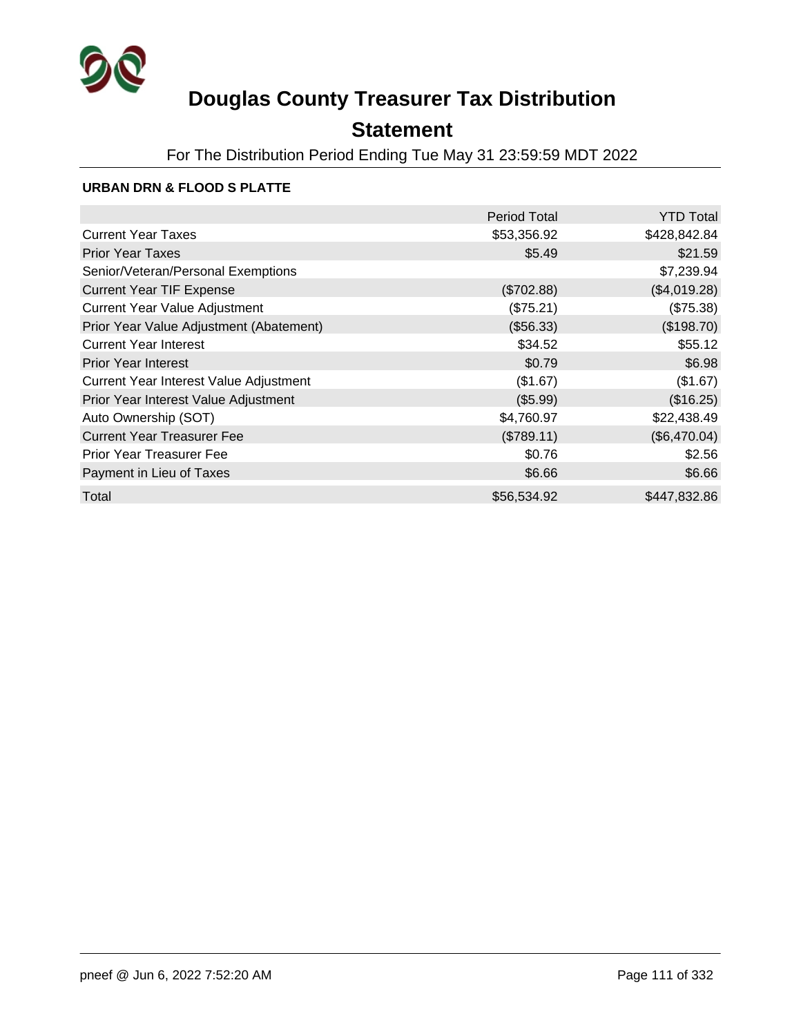# Douglas County Treasurer Tax Distribution

## Statement

For The Distribution Period Ending Tue May 31 23:59:59 MDT 2022

**URBAN DRN & FLOOD S PLATTE**

| | Period Total | YTD Total |
|---|---|---|
| Current Year Taxes | $53,356.92 | $428,842.84 |
| Prior Year Taxes | $5.49 | $21.59 |
| Senior/Veteran/Personal Exemptions | | $7,239.94 |
| Current Year TIF Expense | ($702.88) | ($4,019.28) |
| Current Year Value Adjustment | ($75.21) | ($75.38) |
| Prior Year Value Adjustment (Abatement) | ($56.33) | ($198.70) |
| Current Year Interest | $34.52 | $55.12 |
| Prior Year Interest | $0.79 | $6.98 |
| Current Year Interest Value Adjustment | ($1.67) | ($1.67) |
| Prior Year Interest Value Adjustment | ($5.99) | ($16.25) |
| Auto Ownership (SOT) | $4,760.97 | $22,438.49 |
| Current Year Treasurer Fee | ($789.11) | ($6,470.04) |
| Prior Year Treasurer Fee | $0.76 | $2.56 |
| Payment in Lieu of Taxes | $6.66 | $6.66 |
| Total | $56,534.92 | $447,832.86 |

pneef @ Jun 6, 2022 7:52:20 AM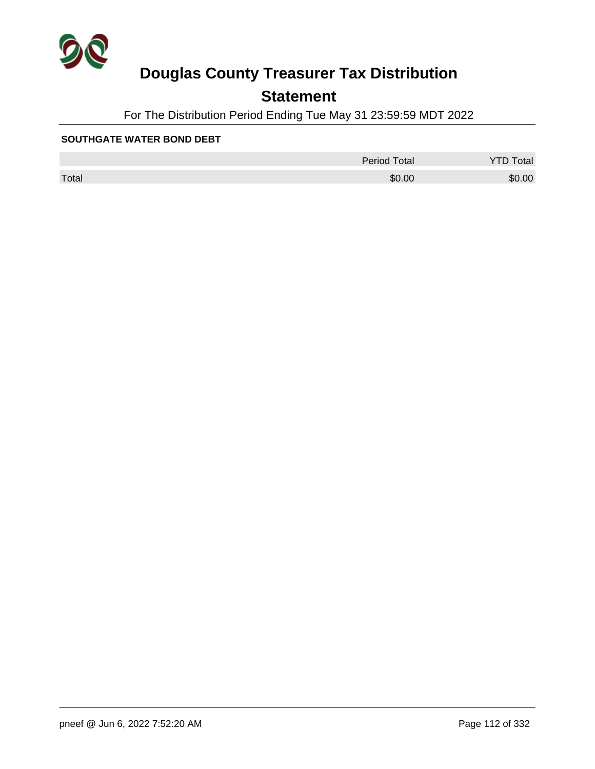# Douglas County Treasurer Tax Distribution

## Statement

For The Distribution Period Ending Tue May 31 23:59:59 MDT 2022

**SOUTHGATE WATER BOND DEBT**

| | Period Total | YTD Total |
|---|---|---|
| Total | $0.00 | $0.00 |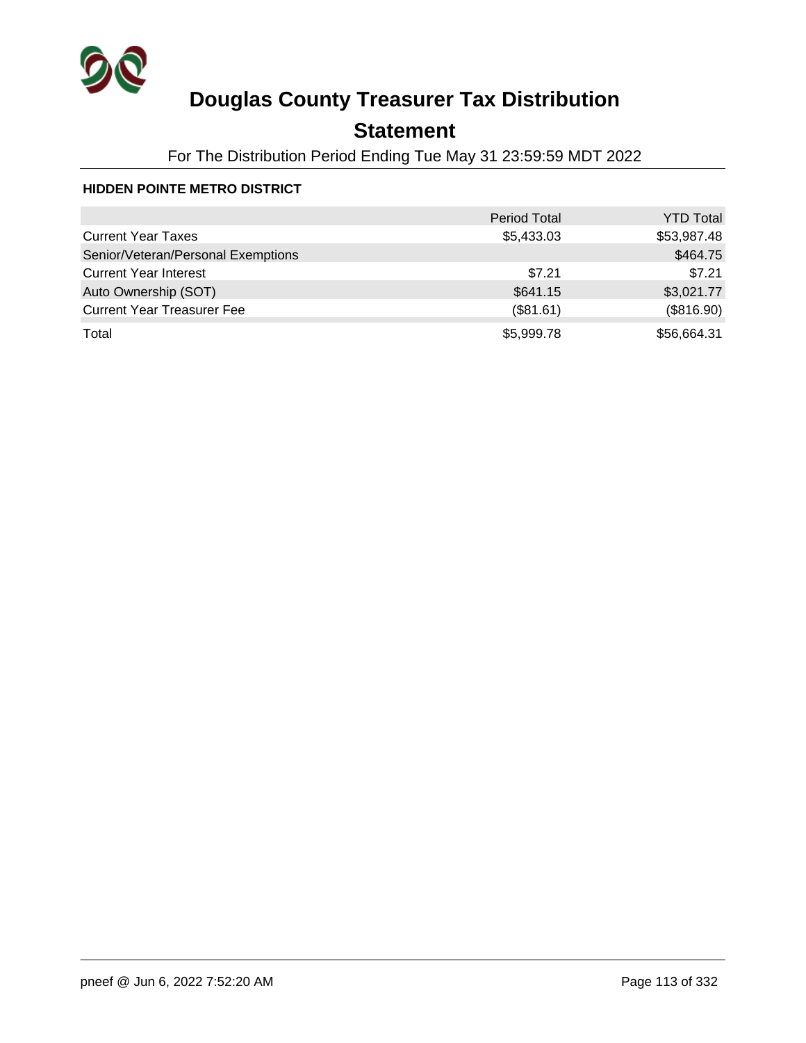# Douglas County Treasurer Tax Distribution

## Statement

For The Distribution Period Ending Tue May 31 23:59:59 MDT 2022

**HIDDEN POINTE METRO DISTRICT**

| | Period Total | YTD Total |
|---|---:|---:|
| Current Year Taxes | $5,433.03 | $53,987.48 |
| Senior/Veteran/Personal Exemptions | | $464.75 |
| Current Year Interest | $7.21 | $7.21 |
| Auto Ownership (SOT) | $641.15 | $3,021.77 |
| Current Year Treasurer Fee | ($81.61) | ($816.90) |
| Total | $5,999.78 | $56,664.31 |

pneef @ Jun 6, 2022 7:52:20 AM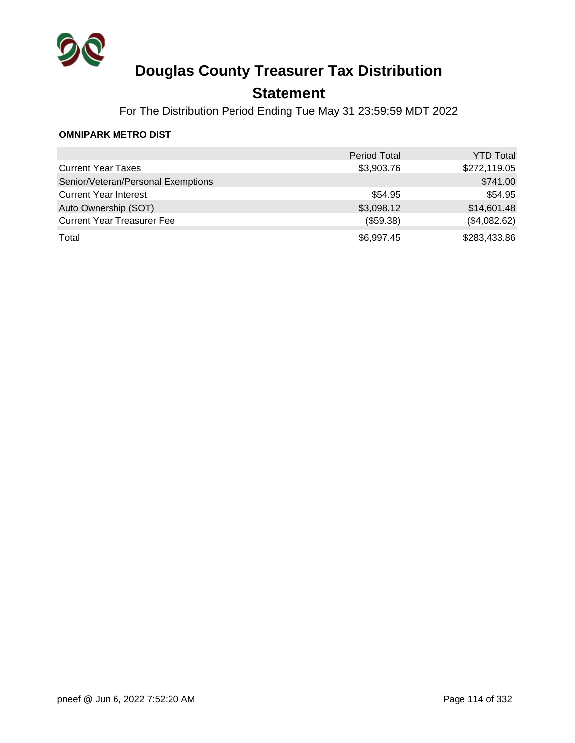# Douglas County Treasurer Tax Distribution

## Statement

For The Distribution Period Ending Tue May 31 23:59:59 MDT 2022

**OMNIPARK METRO DIST**

| | Period Total | YTD Total |
|---|---:|---:|
| Current Year Taxes | $3,903.76 | $272,119.05 |
| Senior/Veteran/Personal Exemptions | | $741.00 |
| Current Year Interest | $54.95 | $54.95 |
| Auto Ownership (SOT) | $3,098.12 | $14,601.48 |
| Current Year Treasurer Fee | ($59.38) | ($4,082.62) |
| Total | $6,997.45 | $283,433.86 |

pneef @ Jun 6, 2022 7:52:20 AM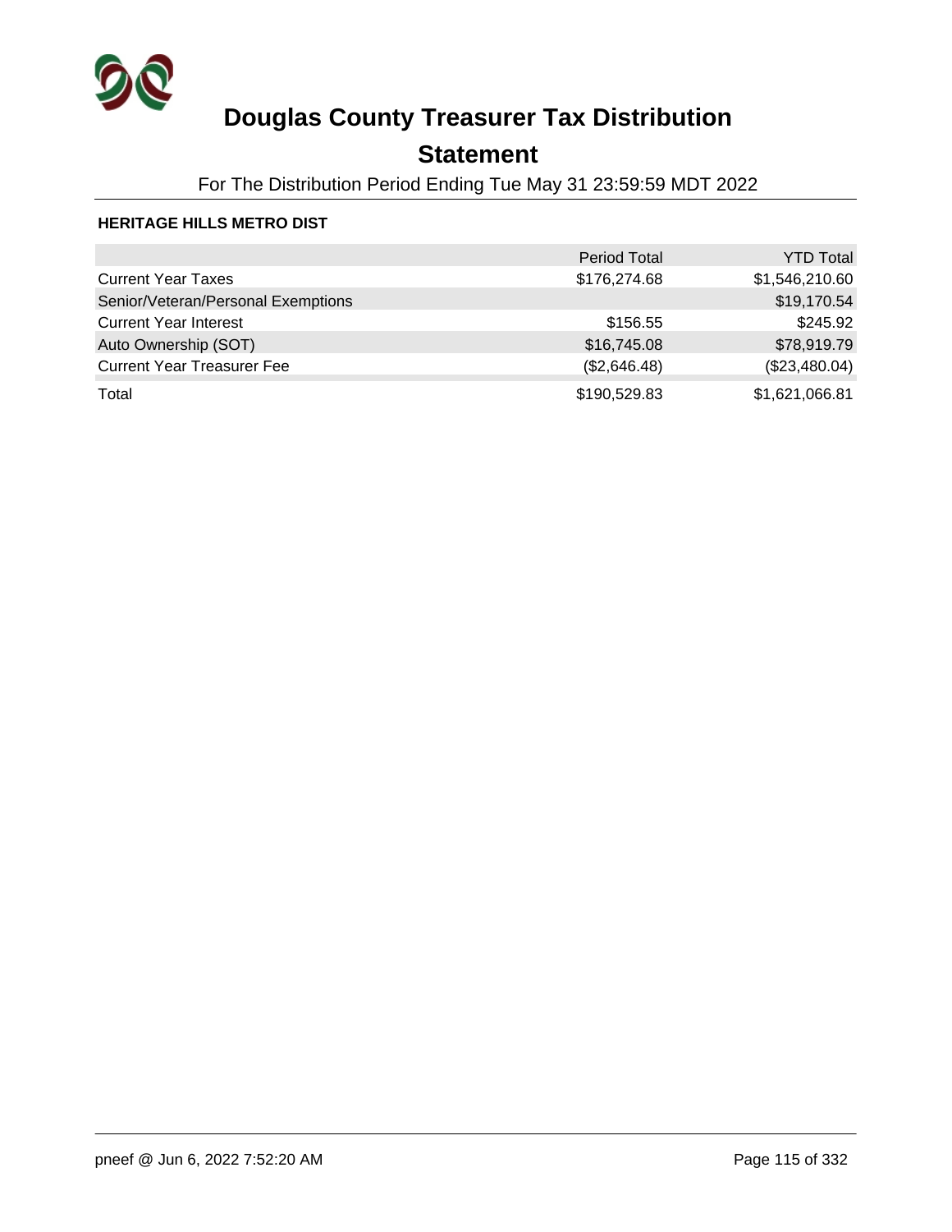# Douglas County Treasurer Tax Distribution

## Statement

For The Distribution Period Ending Tue May 31 23:59:59 MDT 2022

**HERITAGE HILLS METRO DIST**

| | Period Total | YTD Total |
|---|---:|---:|
| Current Year Taxes | $176,274.68 | $1,546,210.60 |
| Senior/Veteran/Personal Exemptions | | $19,170.54 |
| Current Year Interest | $156.55 | $245.92 |
| Auto Ownership (SOT) | $16,745.08 | $78,919.79 |
| Current Year Treasurer Fee | ($2,646.48) | ($23,480.04) |
| Total | $190,529.83 | $1,621,066.81 |

pneef @ Jun 6, 2022 7:52:20 AM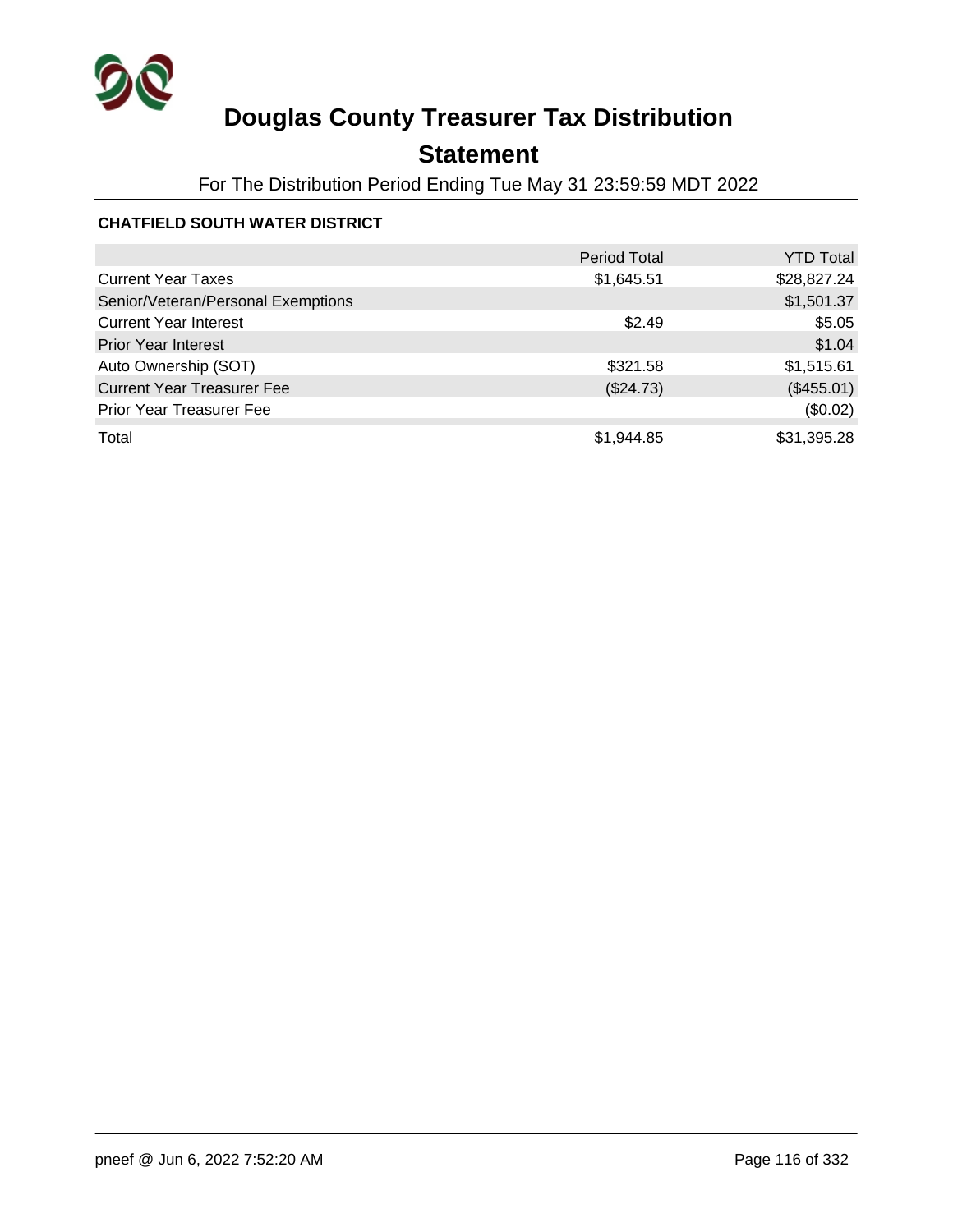# Douglas County Treasurer Tax Distribution

## Statement

For The Distribution Period Ending Tue May 31 23:59:59 MDT 2022

### CHATFIELD SOUTH WATER DISTRICT

| | Period Total | YTD Total |
|---|---|---|
| Current Year Taxes | $1,645.51 | $28,827.24 |
| Senior/Veteran/Personal Exemptions | | $1,501.37 |
| Current Year Interest | $2.49 | $5.05 |
| Prior Year Interest | | $1.04 |
| Auto Ownership (SOT) | $321.58 | $1,515.61 |
| Current Year Treasurer Fee | ($24.73) | ($455.01) |
| Prior Year Treasurer Fee | | ($0.02) |
| Total | $1,944.85 | $31,395.28 |

pneef @ Jun 6, 2022 7:52:20 AM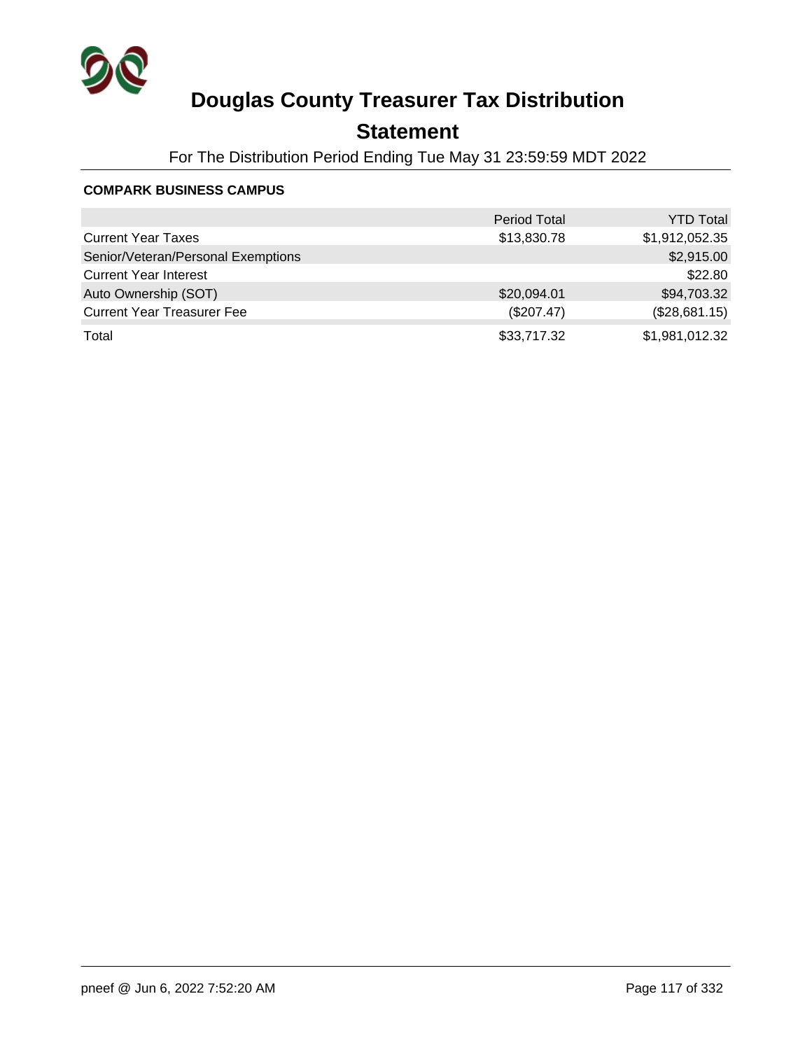# Douglas County Treasurer Tax Distribution

## Statement

For The Distribution Period Ending Tue May 31 23:59:59 MDT 2022

**COMPARK BUSINESS CAMPUS**

| | Period Total | YTD Total |
|---|---|---|
| Current Year Taxes | $13,830.78 | $1,912,052.35 |
| Senior/Veteran/Personal Exemptions | | $2,915.00 |
| Current Year Interest | | $22.80 |
| Auto Ownership (SOT) | $20,094.01 | $94,703.32 |
| Current Year Treasurer Fee | ($207.47) | ($28,681.15) |
| Total | $33,717.32 | $1,981,012.32 |

pneef @ Jun 6, 2022 7:52:20 AM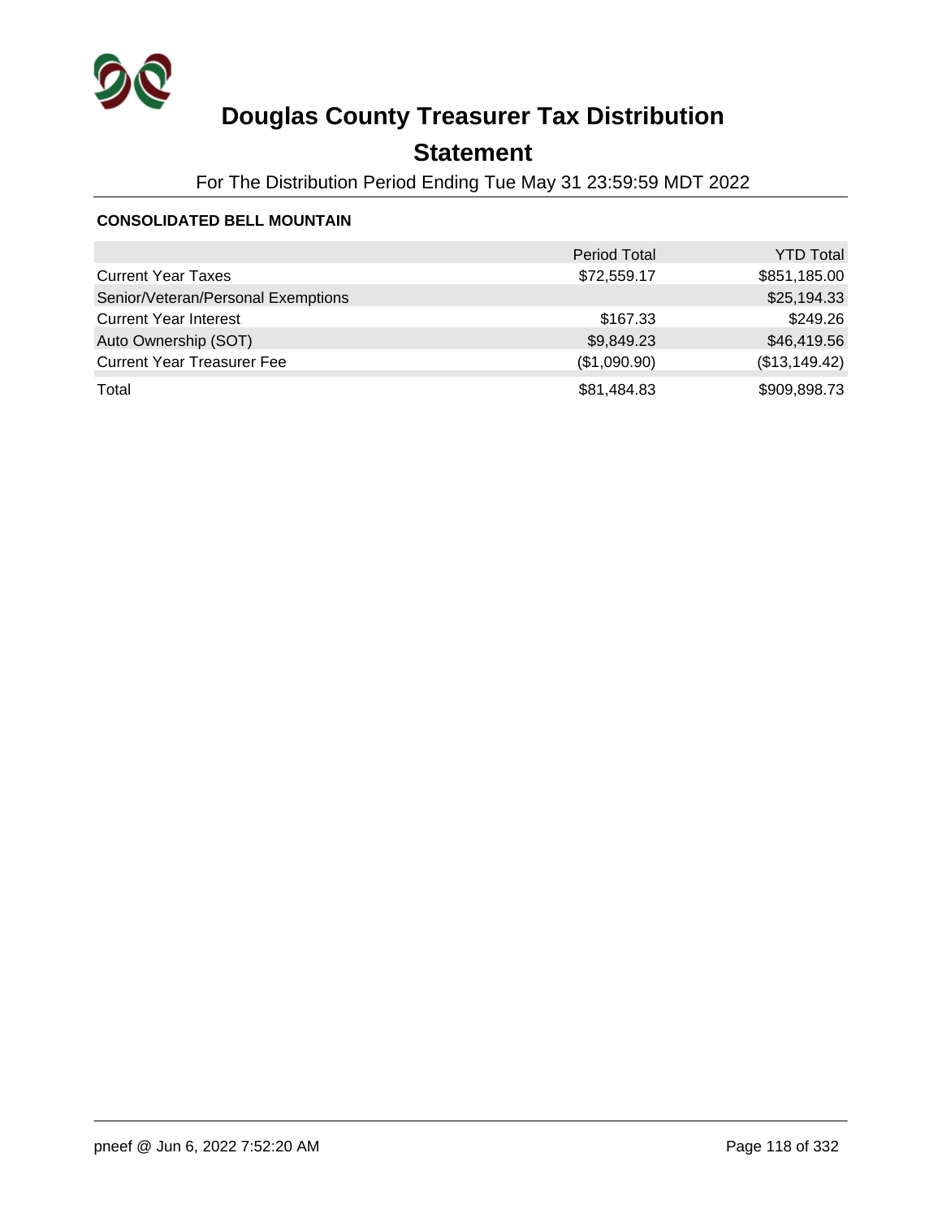# Douglas County Treasurer Tax Distribution

## Statement

For The Distribution Period Ending Tue May 31 23:59:59 MDT 2022

**CONSOLIDATED BELL MOUNTAIN**

| | Period Total | YTD Total |
|---|---:|---:|
| Current Year Taxes | $72,559.17 | $851,185.00 |
| Senior/Veteran/Personal Exemptions | | $25,194.33 |
| Current Year Interest | $167.33 | $249.26 |
| Auto Ownership (SOT) | $9,849.23 | $46,419.56 |
| Current Year Treasurer Fee | ($1,090.90) | ($13,149.42) |
| Total | $81,484.83 | $909,898.73 |

pneef @ Jun 6, 2022 7:52:20 AM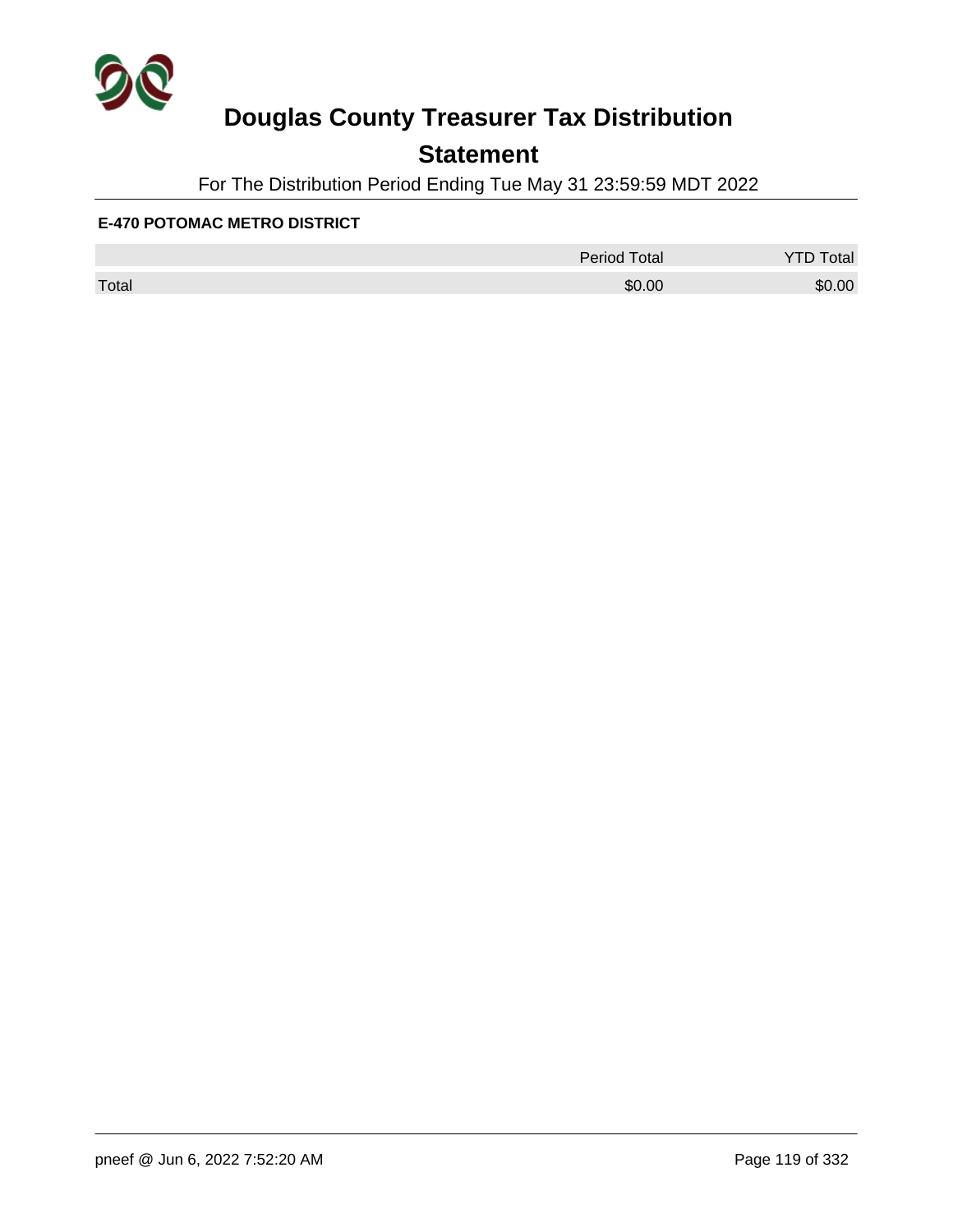# Douglas County Treasurer Tax Distribution

## Statement

For The Distribution Period Ending Tue May 31 23:59:59 MDT 2022

**E-470 POTOMAC METRO DISTRICT**

| | Period Total | YTD Total |
|---|---|---|
| Total | $0.00 | $0.00 |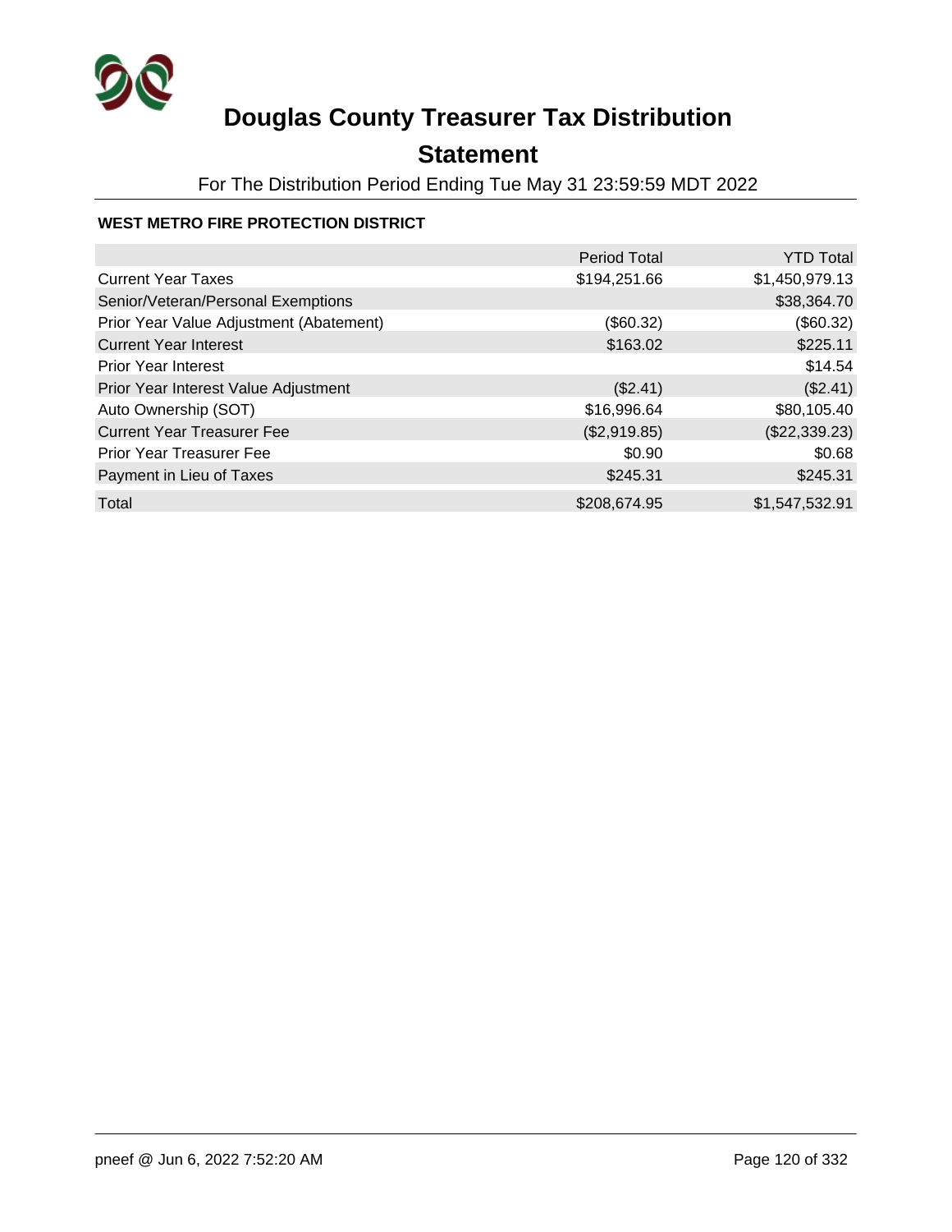# Douglas County Treasurer Tax Distribution

## Statement

For The Distribution Period Ending Tue May 31 23:59:59 MDT 2022

**WEST METRO FIRE PROTECTION DISTRICT**

| | Period Total | YTD Total |
|---|---|---|
| Current Year Taxes | $194,251.66 | $1,450,979.13 |
| Senior/Veteran/Personal Exemptions | | $38,364.70 |
| Prior Year Value Adjustment (Abatement) | ($60.32) | ($60.32) |
| Current Year Interest | $163.02 | $225.11 |
| Prior Year Interest | | $14.54 |
| Prior Year Interest Value Adjustment | ($2.41) | ($2.41) |
| Auto Ownership (SOT) | $16,996.64 | $80,105.40 |
| Current Year Treasurer Fee | ($2,919.85) | ($22,339.23) |
| Prior Year Treasurer Fee | $0.90 | $0.68 |
| Payment in Lieu of Taxes | $245.31 | $245.31 |
| Total | $208,674.95 | $1,547,532.91 |

pneef @ Jun 6, 2022 7:52:20 AM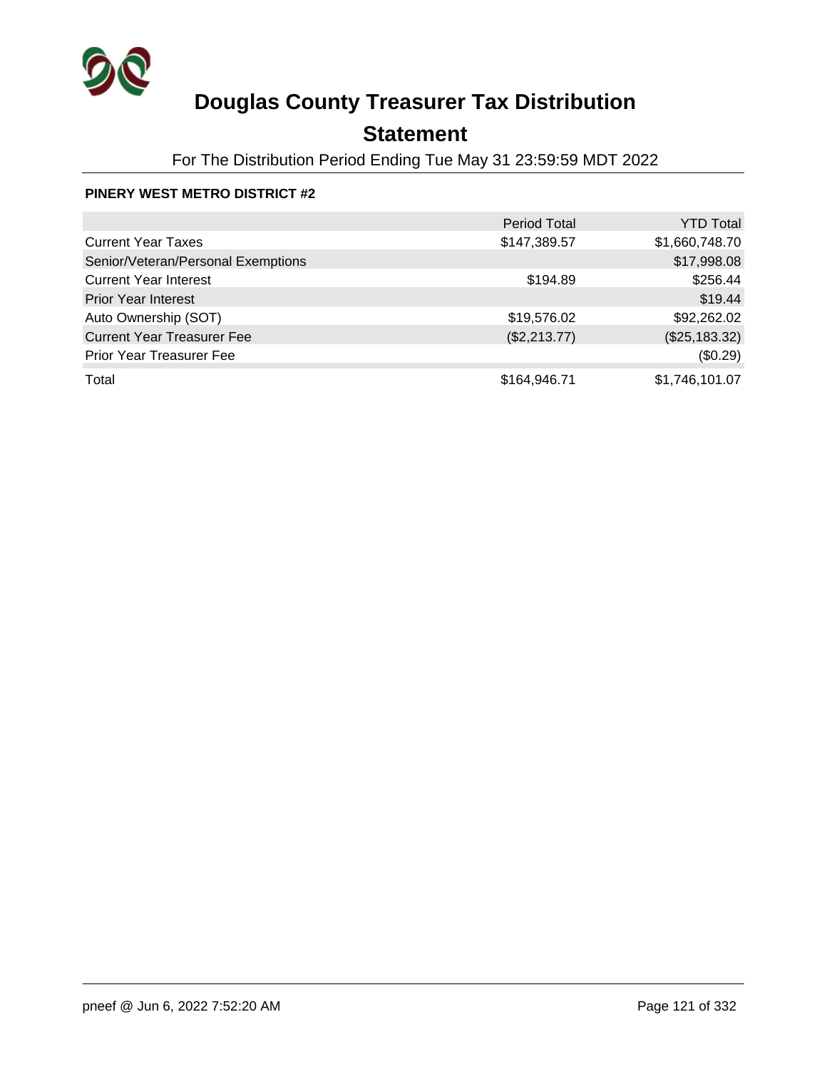# Douglas County Treasurer Tax Distribution

## Statement

For The Distribution Period Ending Tue May 31 23:59:59 MDT 2022

**PINERY WEST METRO DISTRICT #2**

| | Period Total | YTD Total |
|---|---|---|
| Current Year Taxes | $147,389.57 | $1,660,748.70 |
| Senior/Veteran/Personal Exemptions | | $17,998.08 |
| Current Year Interest | $194.89 | $256.44 |
| Prior Year Interest | | $19.44 |
| Auto Ownership (SOT) | $19,576.02 | $92,262.02 |
| Current Year Treasurer Fee | ($2,213.77) | ($25,183.32) |
| Prior Year Treasurer Fee | | ($0.29) |
| Total | $164,946.71 | $1,746,101.07 |

pneef @ Jun 6, 2022 7:52:20 AM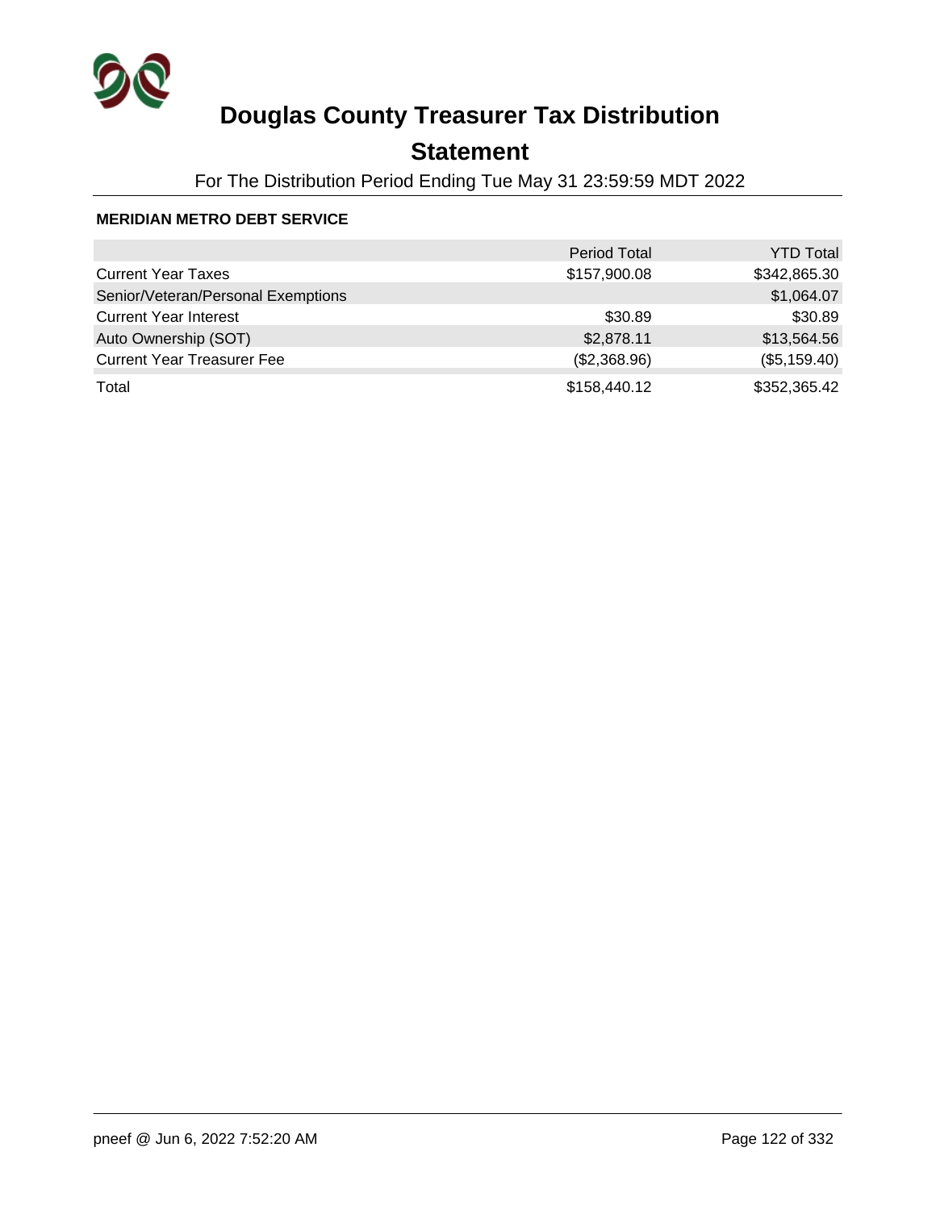# Douglas County Treasurer Tax Distribution

## Statement

For The Distribution Period Ending Tue May 31 23:59:59 MDT 2022

**MERIDIAN METRO DEBT SERVICE**

| | Period Total | YTD Total |
|---|---|---|
| Current Year Taxes | $157,900.08 | $342,865.30 |
| Senior/Veteran/Personal Exemptions | | $1,064.07 |
| Current Year Interest | $30.89 | $30.89 |
| Auto Ownership (SOT) | $2,878.11 | $13,564.56 |
| Current Year Treasurer Fee | ($2,368.96) | ($5,159.40) |
| Total | $158,440.12 | $352,365.42 |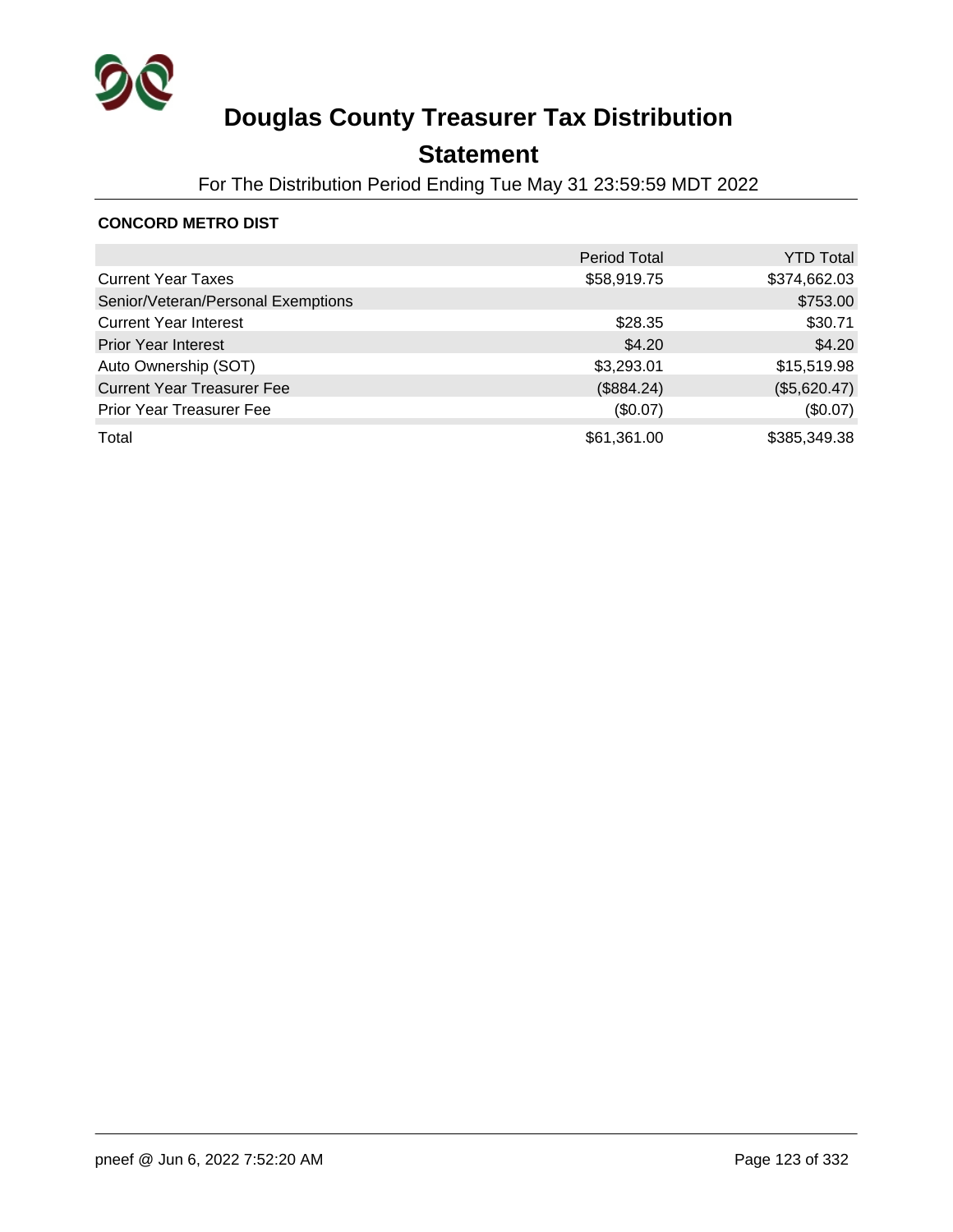# Douglas County Treasurer Tax Distribution

## Statement

For The Distribution Period Ending Tue May 31 23:59:59 MDT 2022

**CONCORD METRO DIST**

| | Period Total | YTD Total |
|---|---:|---:|
| Current Year Taxes | $58,919.75 | $374,662.03 |
| Senior/Veteran/Personal Exemptions | | $753.00 |
| Current Year Interest | $28.35 | $30.71 |
| Prior Year Interest | $4.20 | $4.20 |
| Auto Ownership (SOT) | $3,293.01 | $15,519.98 |
| Current Year Treasurer Fee | ($884.24) | ($5,620.47) |
| Prior Year Treasurer Fee | ($0.07) | ($0.07) |
| Total | $61,361.00 | $385,349.38 |

pneef @ Jun 6, 2022 7:52:20 AM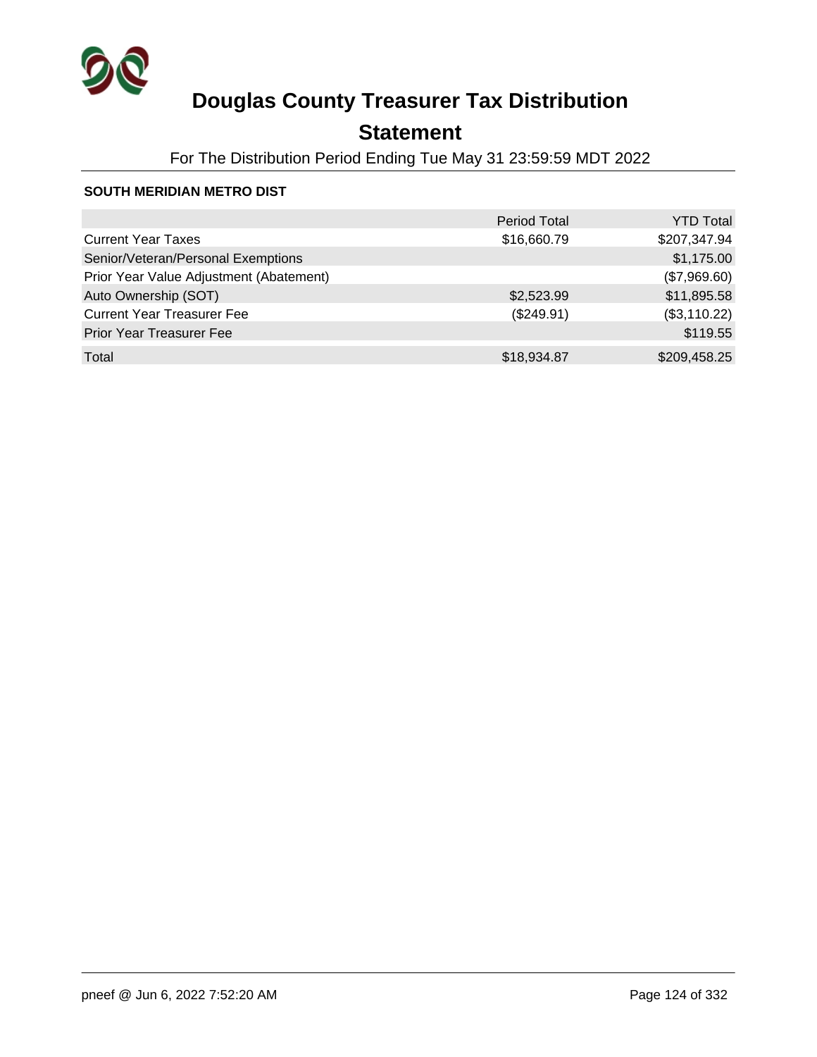# Douglas County Treasurer Tax Distribution

## Statement

For The Distribution Period Ending Tue May 31 23:59:59 MDT 2022

**SOUTH MERIDIAN METRO DIST**

| | Period Total | YTD Total |
|---|---|---|
| Current Year Taxes | $16,660.79 | $207,347.94 |
| Senior/Veteran/Personal Exemptions | | $1,175.00 |
| Prior Year Value Adjustment (Abatement) | | ($7,969.60) |
| Auto Ownership (SOT) | $2,523.99 | $11,895.58 |
| Current Year Treasurer Fee | ($249.91) | ($3,110.22) |
| Prior Year Treasurer Fee | | $119.55 |
| Total | $18,934.87 | $209,458.25 |

pneef @ Jun 6, 2022 7:52:20 AM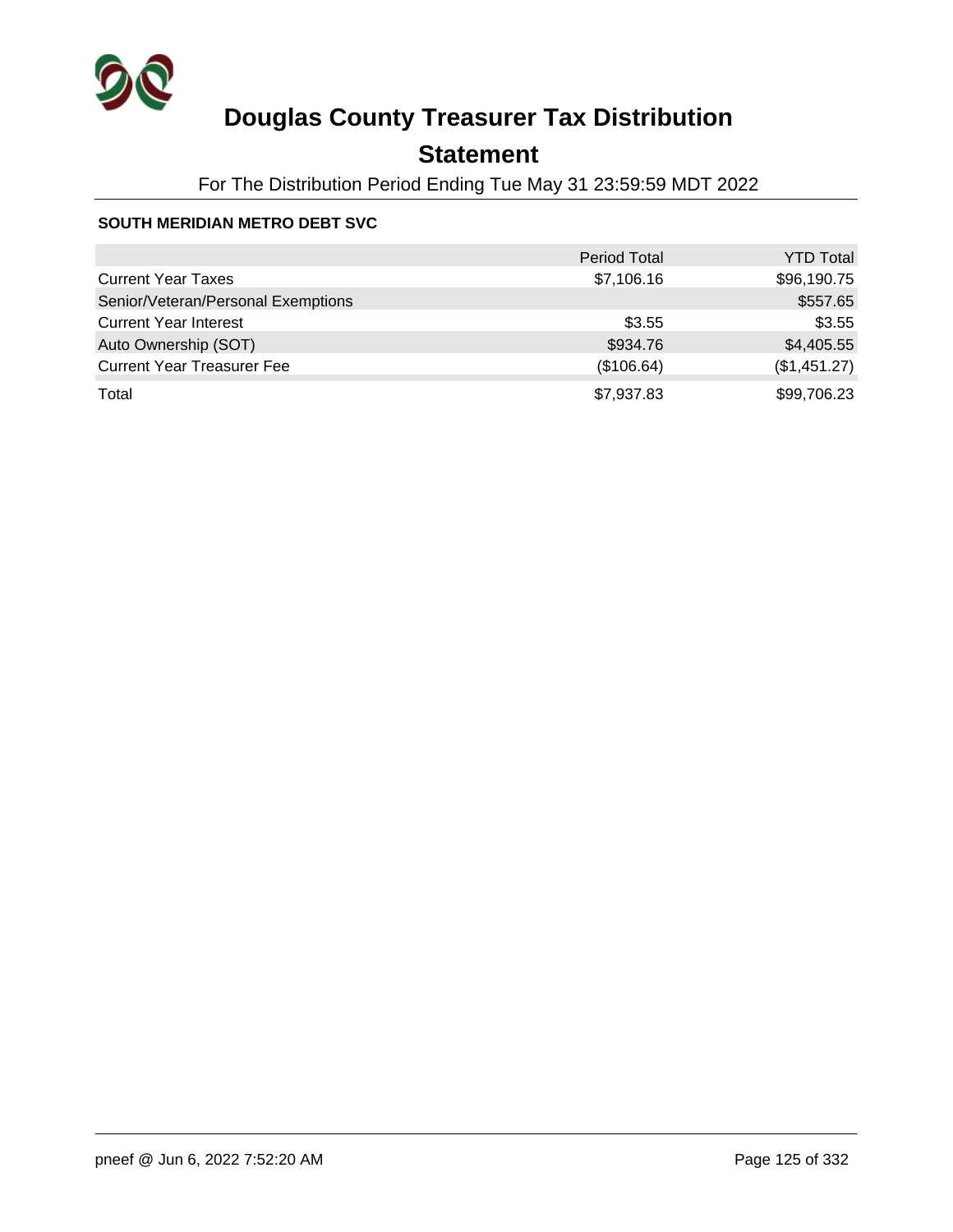# Douglas County Treasurer Tax Distribution

## Statement

For The Distribution Period Ending Tue May 31 23:59:59 MDT 2022

**SOUTH MERIDIAN METRO DEBT SVC**

| | Period Total | YTD Total |
|---|---:|---:|
| Current Year Taxes | $7,106.16 | $96,190.75 |
| Senior/Veteran/Personal Exemptions | | $557.65 |
| Current Year Interest | $3.55 | $3.55 |
| Auto Ownership (SOT) | $934.76 | $4,405.55 |
| Current Year Treasurer Fee | ($106.64) | ($1,451.27) |
| Total | $7,937.83 | $99,706.23 |

pneef @ Jun 6, 2022 7:52:20 AM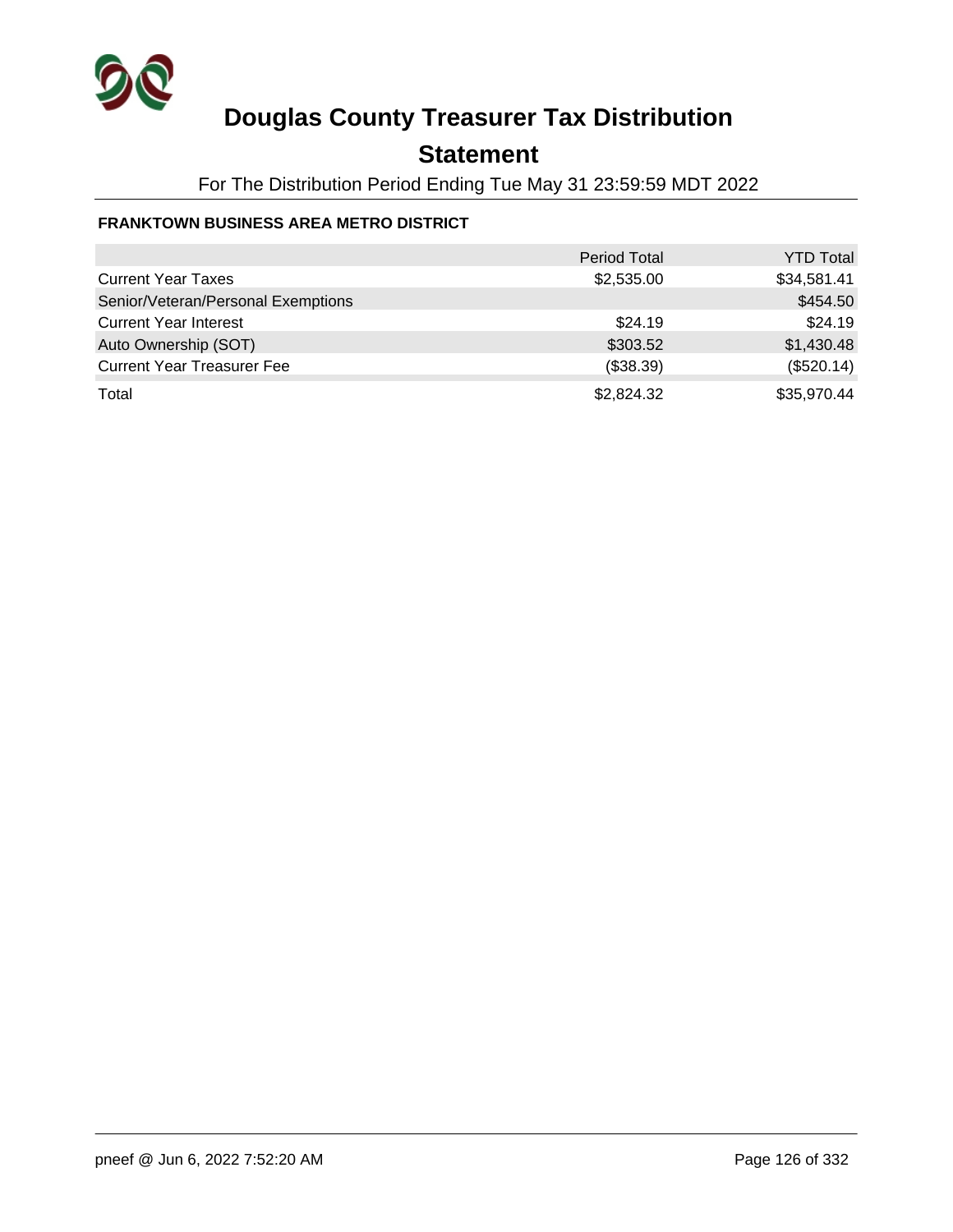# Douglas County Treasurer Tax Distribution

## Statement

For The Distribution Period Ending Tue May 31 23:59:59 MDT 2022

**FRANKTOWN BUSINESS AREA METRO DISTRICT**

| | Period Total | YTD Total |
|---|---|---|
| Current Year Taxes | $2,535.00 | $34,581.41 |
| Senior/Veteran/Personal Exemptions | | $454.50 |
| Current Year Interest | $24.19 | $24.19 |
| Auto Ownership (SOT) | $303.52 | $1,430.48 |
| Current Year Treasurer Fee | ($38.39) | ($520.14) |
| Total | $2,824.32 | $35,970.44 |

pneef @ Jun 6, 2022 7:52:20 AM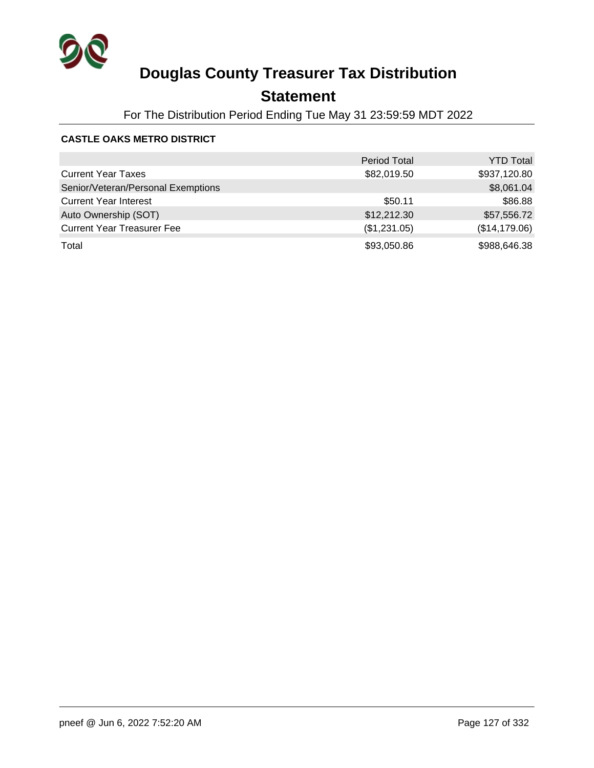# Douglas County Treasurer Tax Distribution

## Statement

For The Distribution Period Ending Tue May 31 23:59:59 MDT 2022

**CASTLE OAKS METRO DISTRICT**

| | Period Total | YTD Total |
|---|---|---|
| Current Year Taxes | $82,019.50 | $937,120.80 |
| Senior/Veteran/Personal Exemptions | | $8,061.04 |
| Current Year Interest | $50.11 | $86.88 |
| Auto Ownership (SOT) | $12,212.30 | $57,556.72 |
| Current Year Treasurer Fee | ($1,231.05) | ($14,179.06) |
| Total | $93,050.86 | $988,646.38 |

pneef @ Jun 6, 2022 7:52:20 AM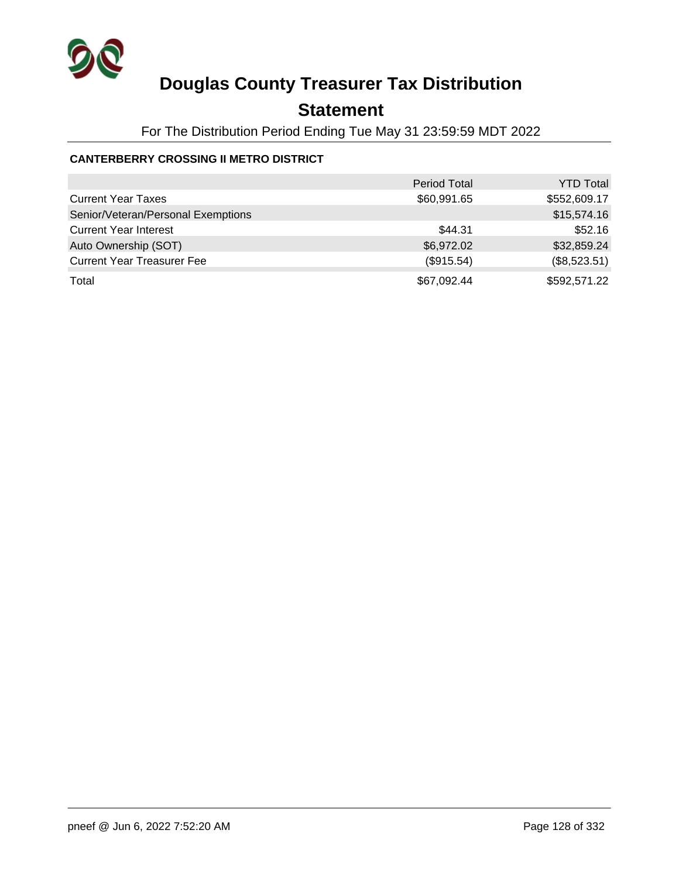# Douglas County Treasurer Tax Distribution

## Statement

For The Distribution Period Ending Tue May 31 23:59:59 MDT 2022

### CANTERBERRY CROSSING II METRO DISTRICT

| | Period Total | YTD Total |
|---|---|---|
| Current Year Taxes | $60,991.65 | $552,609.17 |
| Senior/Veteran/Personal Exemptions | | $15,574.16 |
| Current Year Interest | $44.31 | $52.16 |
| Auto Ownership (SOT) | $6,972.02 | $32,859.24 |
| Current Year Treasurer Fee | ($915.54) | ($8,523.51) |
| Total | $67,092.44 | $592,571.22 |

pneef @ Jun 6, 2022 7:52:20 AM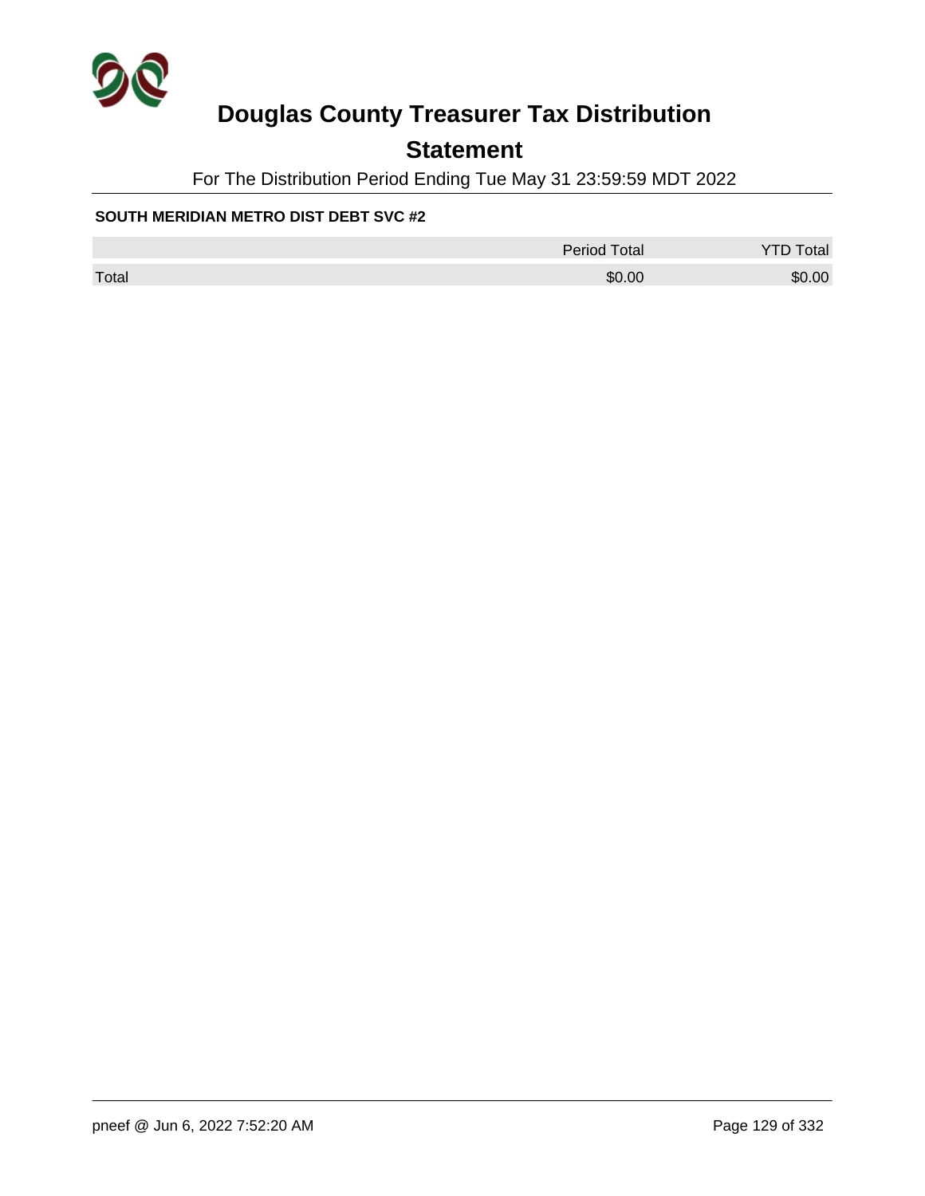# Douglas County Treasurer Tax Distribution

## Statement

For The Distribution Period Ending Tue May 31 23:59:59 MDT 2022

**SOUTH MERIDIAN METRO DIST DEBT SVC #2**

| | Period Total | YTD Total |
|---|---|---|
| Total | $0.00 | $0.00 |

pneef @ Jun 6, 2022 7:52:20 AM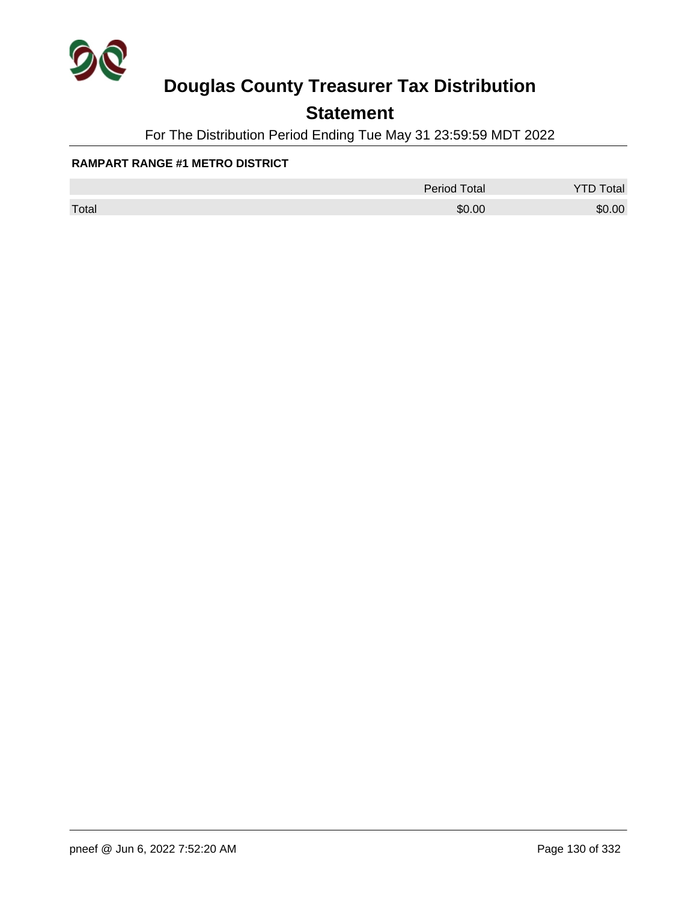# Douglas County Treasurer Tax Distribution

## Statement

For The Distribution Period Ending Tue May 31 23:59:59 MDT 2022

**RAMPART RANGE #1 METRO DISTRICT**

| | Period Total | YTD Total |
|---|---|---|
| Total | $0.00 | $0.00 |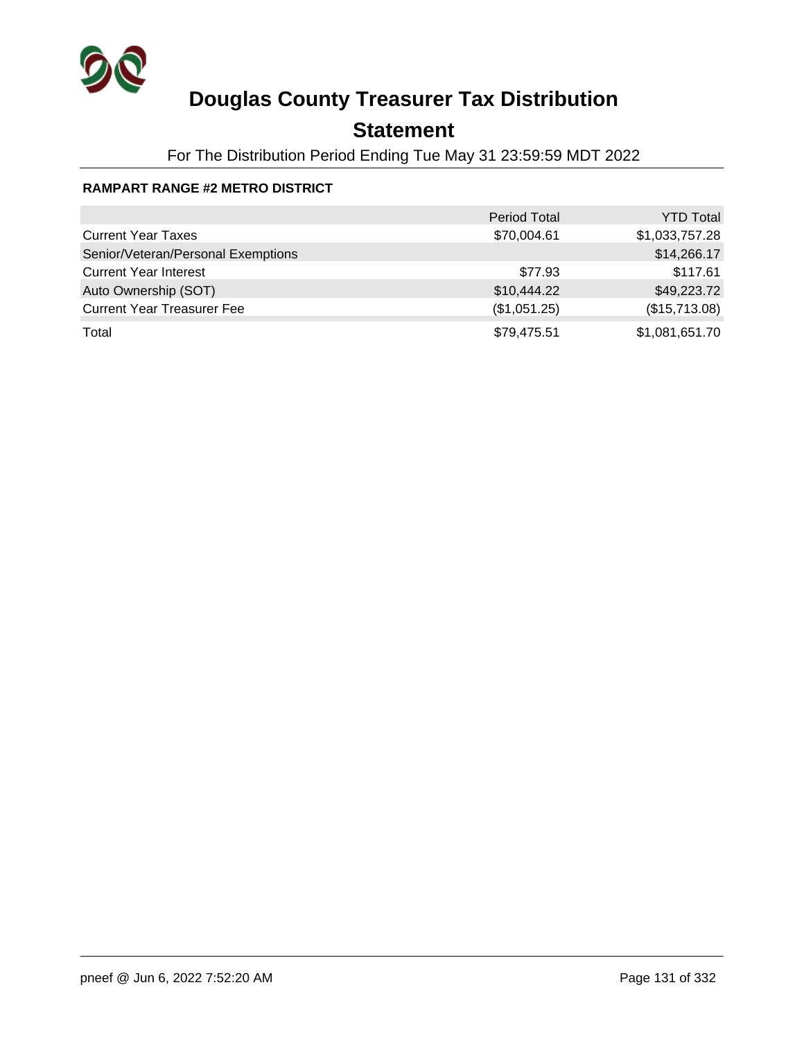# Douglas County Treasurer Tax Distribution

## Statement

For The Distribution Period Ending Tue May 31 23:59:59 MDT 2022

**RAMPART RANGE #2 METRO DISTRICT**

| | Period Total | YTD Total |
|---|---|---|
| Current Year Taxes | $70,004.61 | $1,033,757.28 |
| Senior/Veteran/Personal Exemptions | | $14,266.17 |
| Current Year Interest | $77.93 | $117.61 |
| Auto Ownership (SOT) | $10,444.22 | $49,223.72 |
| Current Year Treasurer Fee | ($1,051.25) | ($15,713.08) |
| Total | $79,475.51 | $1,081,651.70 |

pneef @ Jun 6, 2022 7:52:20 AM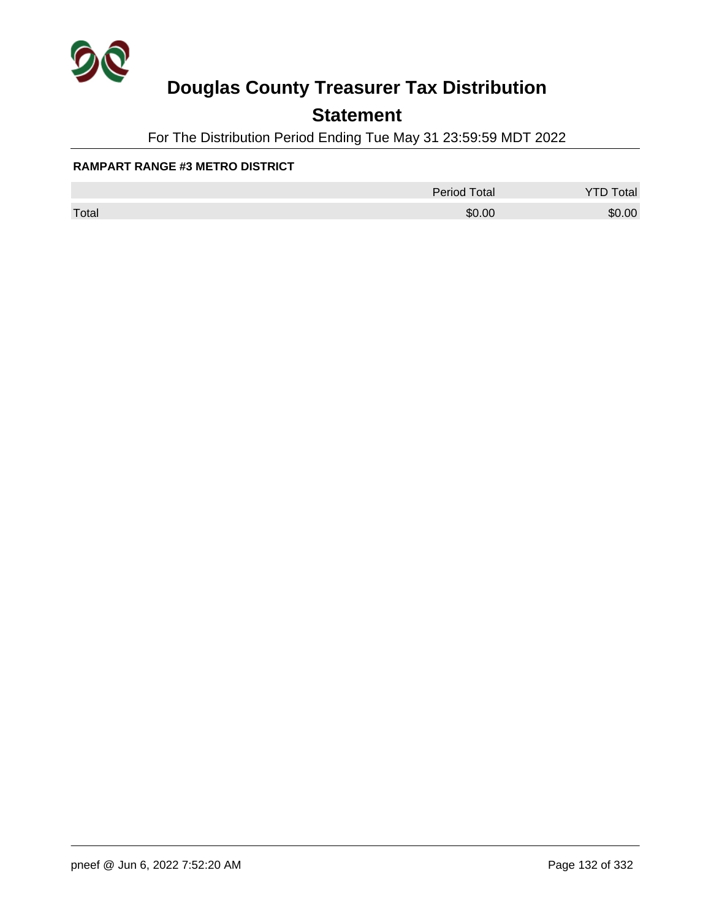# Douglas County Treasurer Tax Distribution

## Statement

For The Distribution Period Ending Tue May 31 23:59:59 MDT 2022

**RAMPART RANGE #3 METRO DISTRICT**

| | Period Total | YTD Total |
|---|---|---|
| Total | $0.00 | $0.00 |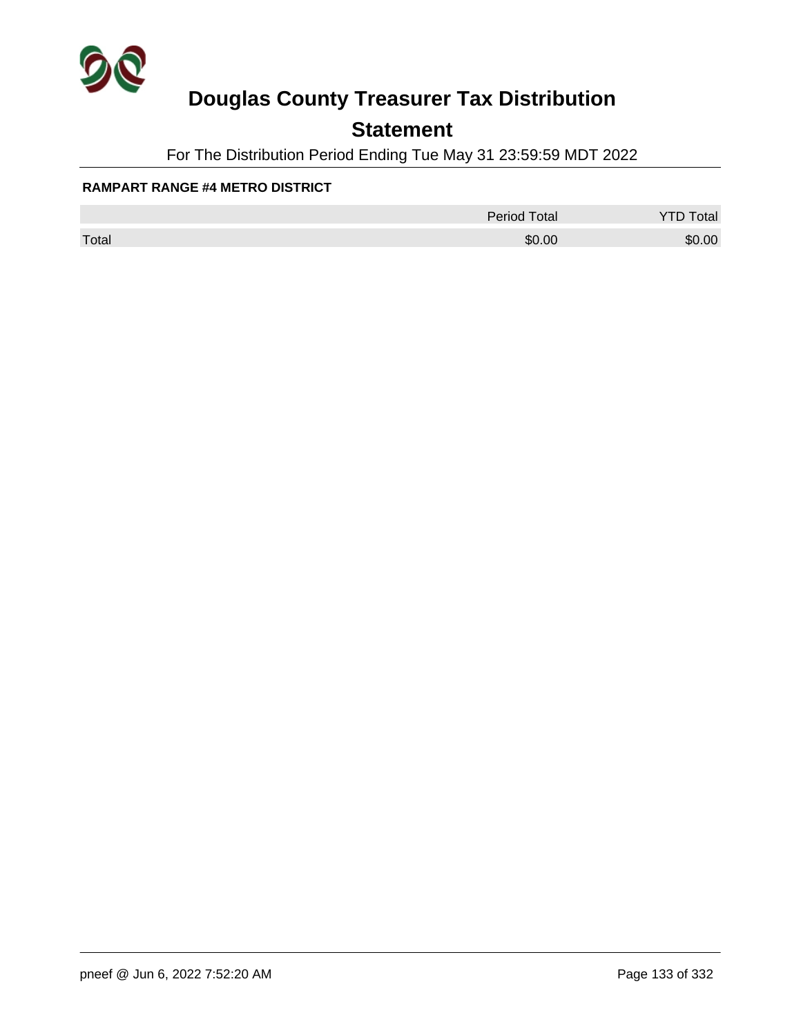# Douglas County Treasurer Tax Distribution

## Statement

For The Distribution Period Ending Tue May 31 23:59:59 MDT 2022

**RAMPART RANGE #4 METRO DISTRICT**

| | Period Total | YTD Total |
|---|---|---|
| Total | $0.00 | $0.00 |

pneef @ Jun 6, 2022 7:52:20 AM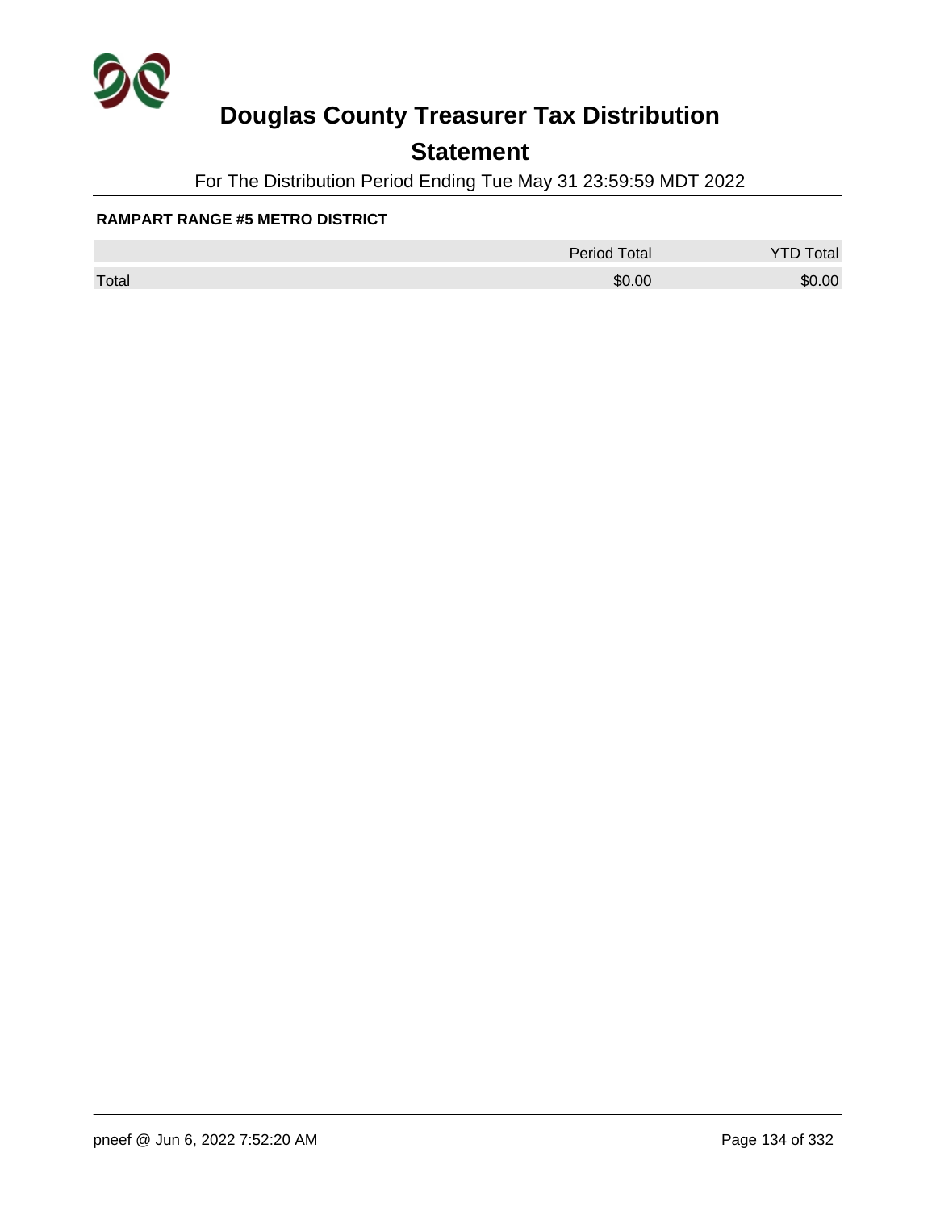# Douglas County Treasurer Tax Distribution

## Statement

For The Distribution Period Ending Tue May 31 23:59:59 MDT 2022

**RAMPART RANGE #5 METRO DISTRICT**

| | Period Total | YTD Total |
|---|---|---|
| Total | $0.00 | $0.00 |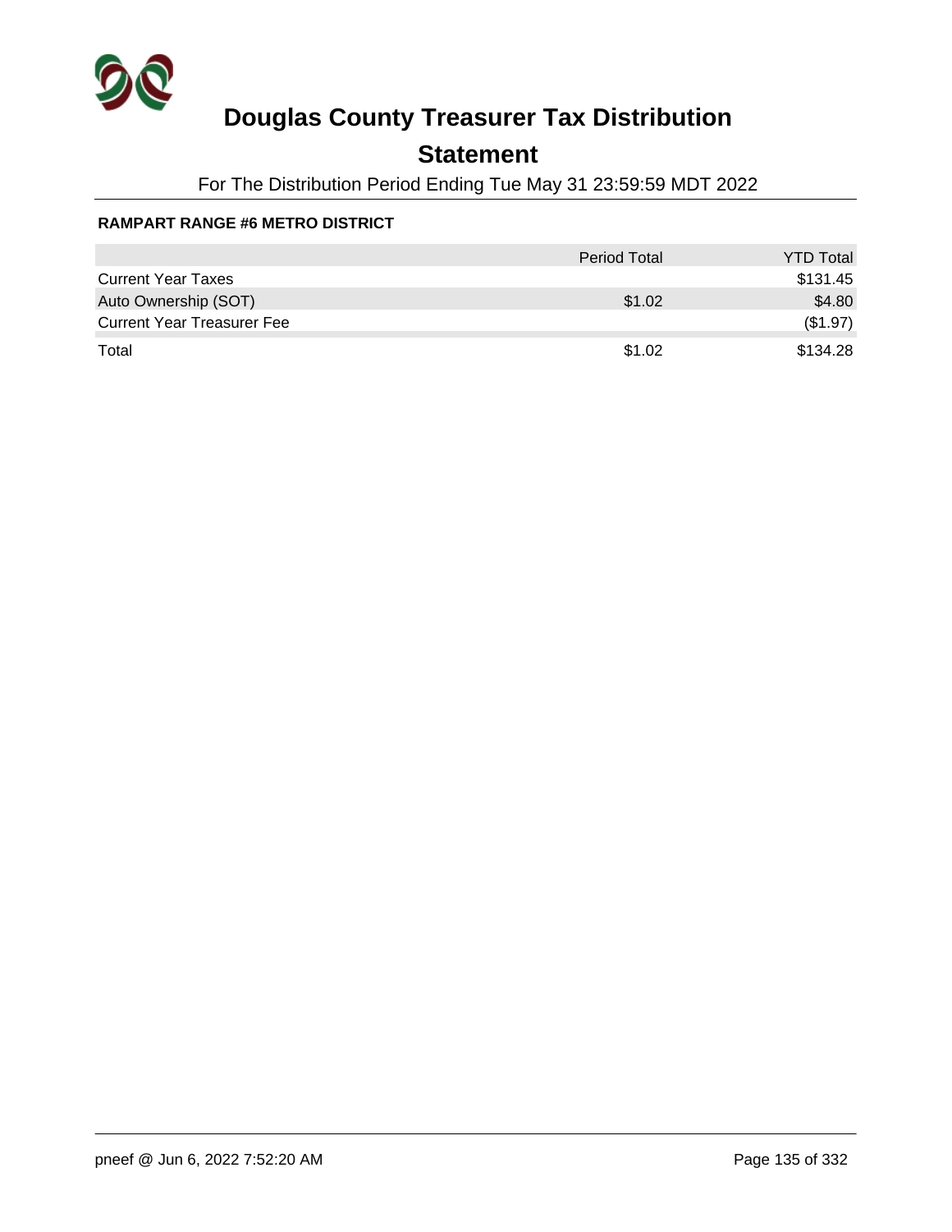# Douglas County Treasurer Tax Distribution

## Statement

For The Distribution Period Ending Tue May 31 23:59:59 MDT 2022

**RAMPART RANGE #6 METRO DISTRICT**

| | Period Total | YTD Total |
|---|---|---|
| Current Year Taxes | | $131.45 |
| Auto Ownership (SOT) | $1.02 | $4.80 |
| Current Year Treasurer Fee | | ($1.97) |
| Total | $1.02 | $134.28 |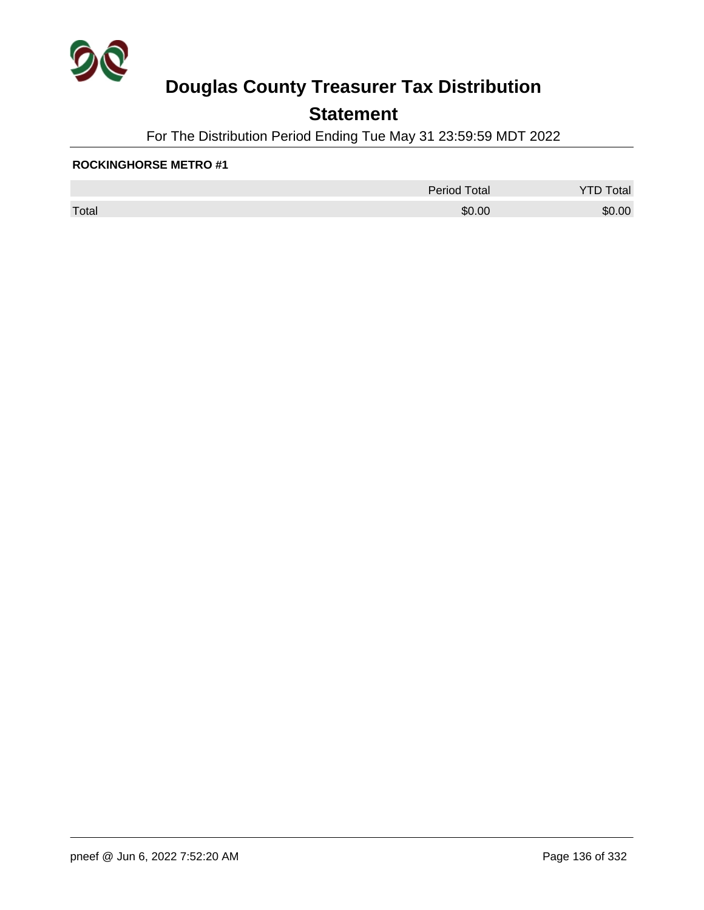# Douglas County Treasurer Tax Distribution

## Statement

For The Distribution Period Ending Tue May 31 23:59:59 MDT 2022

**ROCKINGHORSE METRO #1**

| | Period Total | YTD Total |
|---|---|---|
| Total | $0.00 | $0.00 |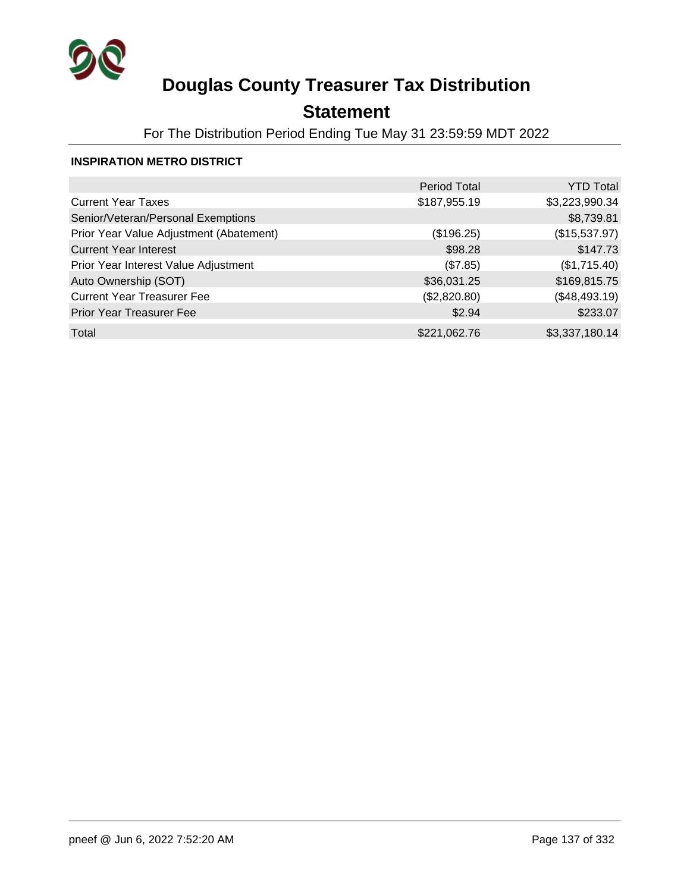# Douglas County Treasurer Tax Distribution

## Statement

For The Distribution Period Ending Tue May 31 23:59:59 MDT 2022

**INSPIRATION METRO DISTRICT**

| | Period Total | YTD Total |
|---|---|---|
| Current Year Taxes | $187,955.19 | $3,223,990.34 |
| Senior/Veteran/Personal Exemptions | | $8,739.81 |
| Prior Year Value Adjustment (Abatement) | ($196.25) | ($15,537.97) |
| Current Year Interest | $98.28 | $147.73 |
| Prior Year Interest Value Adjustment | ($7.85) | ($1,715.40) |
| Auto Ownership (SOT) | $36,031.25 | $169,815.75 |
| Current Year Treasurer Fee | ($2,820.80) | ($48,493.19) |
| Prior Year Treasurer Fee | $2.94 | $233.07 |
| Total | $221,062.76 | $3,337,180.14 |

pneef @ Jun 6, 2022 7:52:20 AM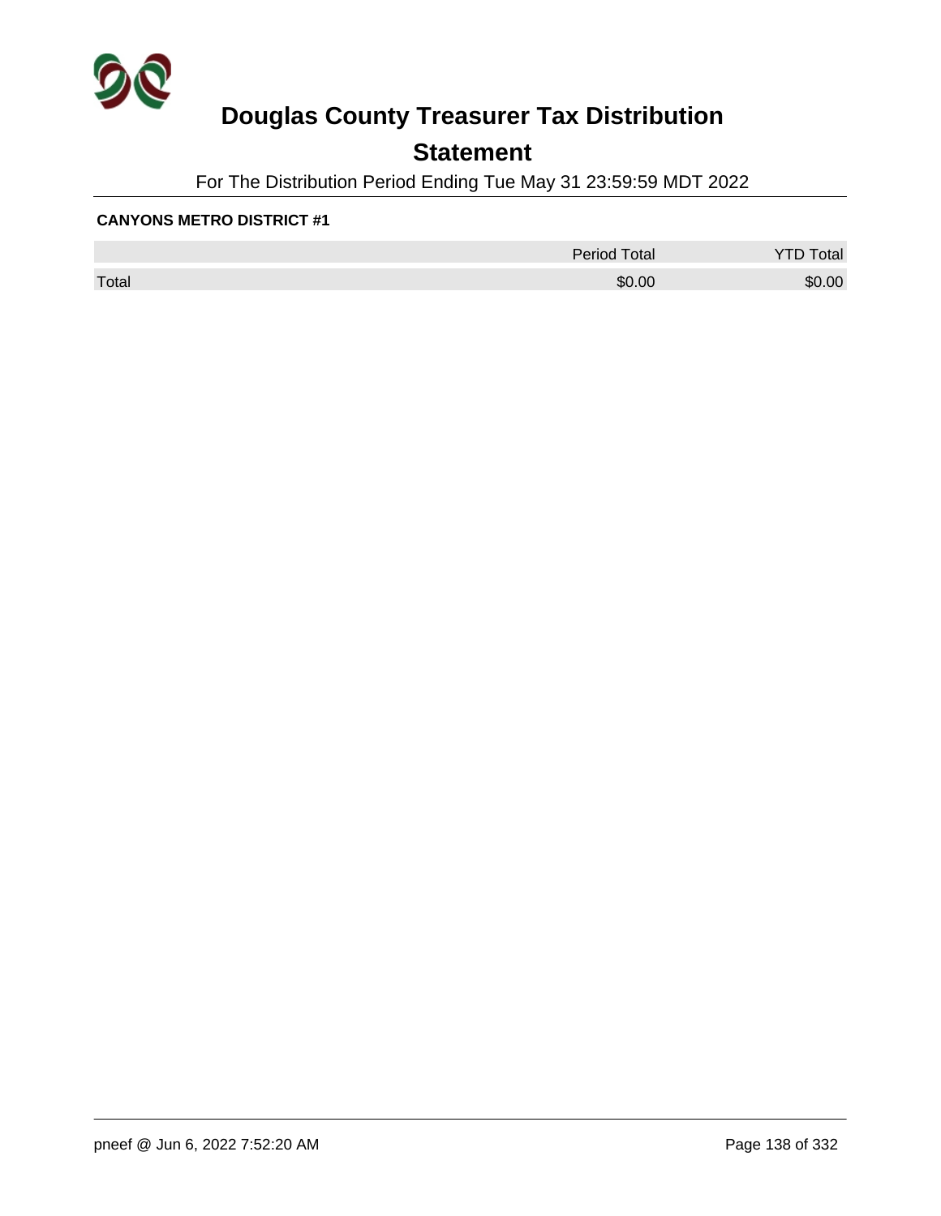# Douglas County Treasurer Tax Distribution

## Statement

For The Distribution Period Ending Tue May 31 23:59:59 MDT 2022

**CANYONS METRO DISTRICT #1**

| | Period Total | YTD Total |
|---|---|---|
| Total | $0.00 | $0.00 |

pneef @ Jun 6, 2022 7:52:20 AM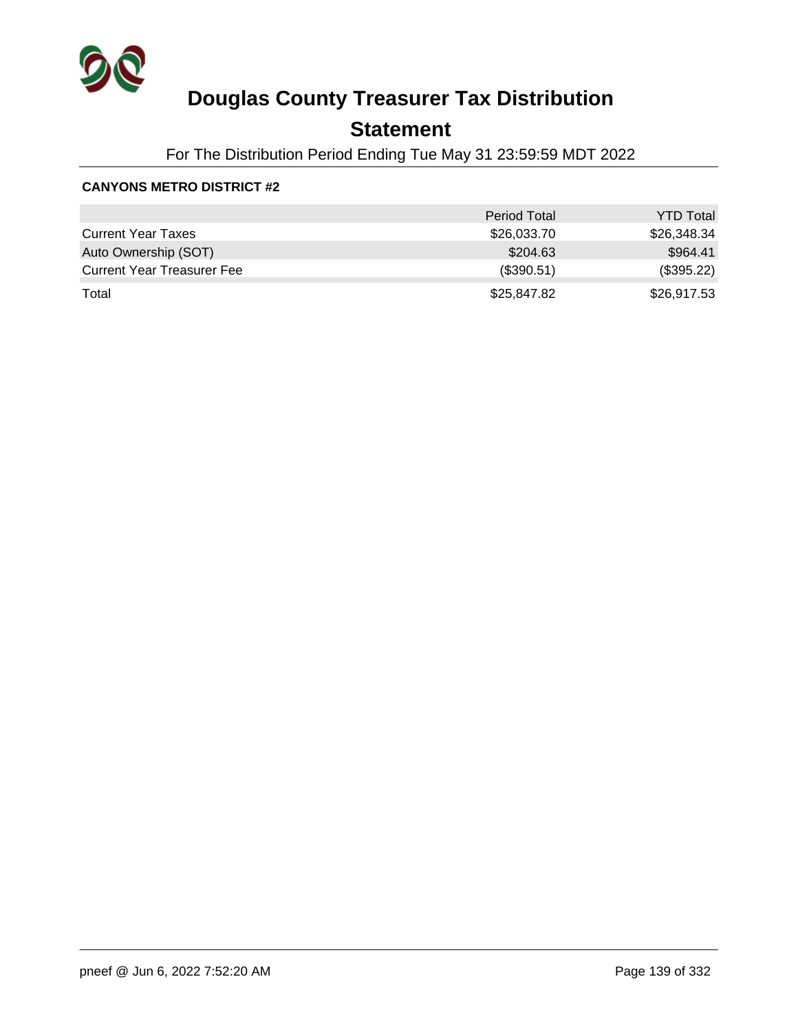# Douglas County Treasurer Tax Distribution

## Statement

For The Distribution Period Ending Tue May 31 23:59:59 MDT 2022

**CANYONS METRO DISTRICT #2**

| | Period Total | YTD Total |
|---|---|---|
| Current Year Taxes | $26,033.70 | $26,348.34 |
| Auto Ownership (SOT) | $204.63 | $964.41 |
| Current Year Treasurer Fee | ($390.51) | ($395.22) |
| Total | $25,847.82 | $26,917.53 |

pneef @ Jun 6, 2022 7:52:20 AM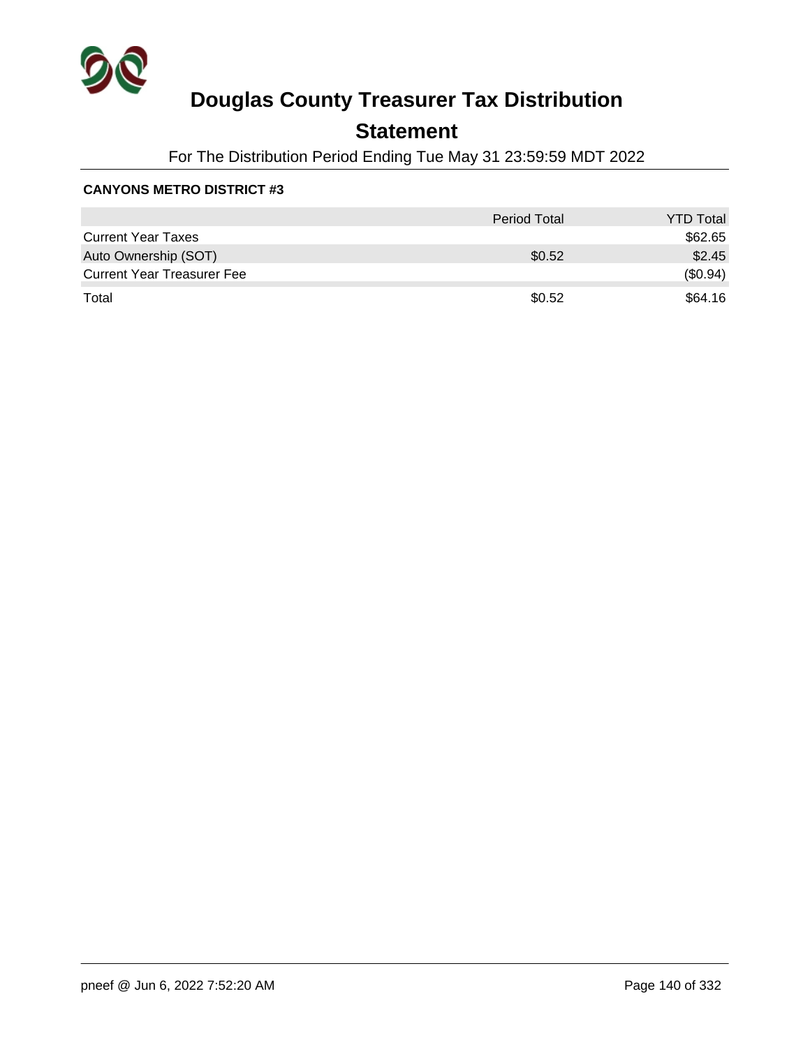# Douglas County Treasurer Tax Distribution

## Statement

For The Distribution Period Ending Tue May 31 23:59:59 MDT 2022

**CANYONS METRO DISTRICT #3**

| | Period Total | YTD Total |
|---|---|---|
| Current Year Taxes | | $62.65 |
| Auto Ownership (SOT) | $0.52 | $2.45 |
| Current Year Treasurer Fee | | ($0.94) |
| Total | $0.52 | $64.16 |

pneef @ Jun 6, 2022 7:52:20 AM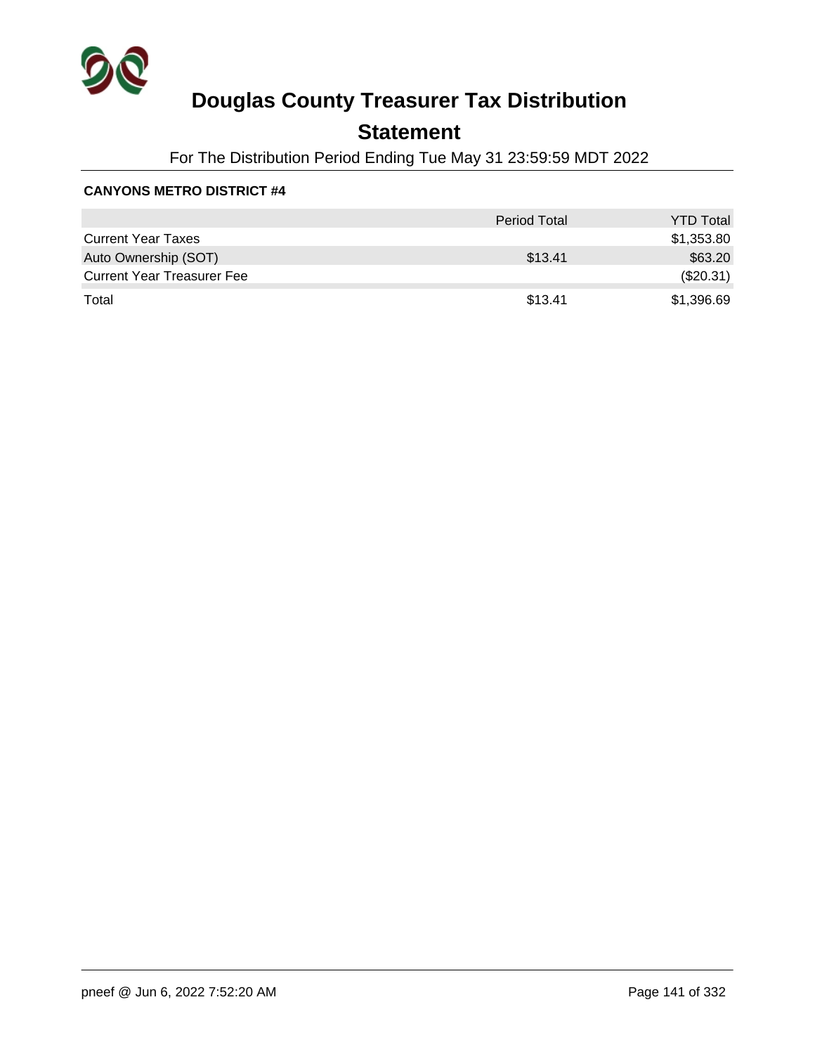# Douglas County Treasurer Tax Distribution

## Statement

For The Distribution Period Ending Tue May 31 23:59:59 MDT 2022

**CANYONS METRO DISTRICT #4**

| | Period Total | YTD Total |
|---|---|---|
| Current Year Taxes | | $1,353.80 |
| Auto Ownership (SOT) | $13.41 | $63.20 |
| Current Year Treasurer Fee | | ($20.31) |
| Total | $13.41 | $1,396.69 |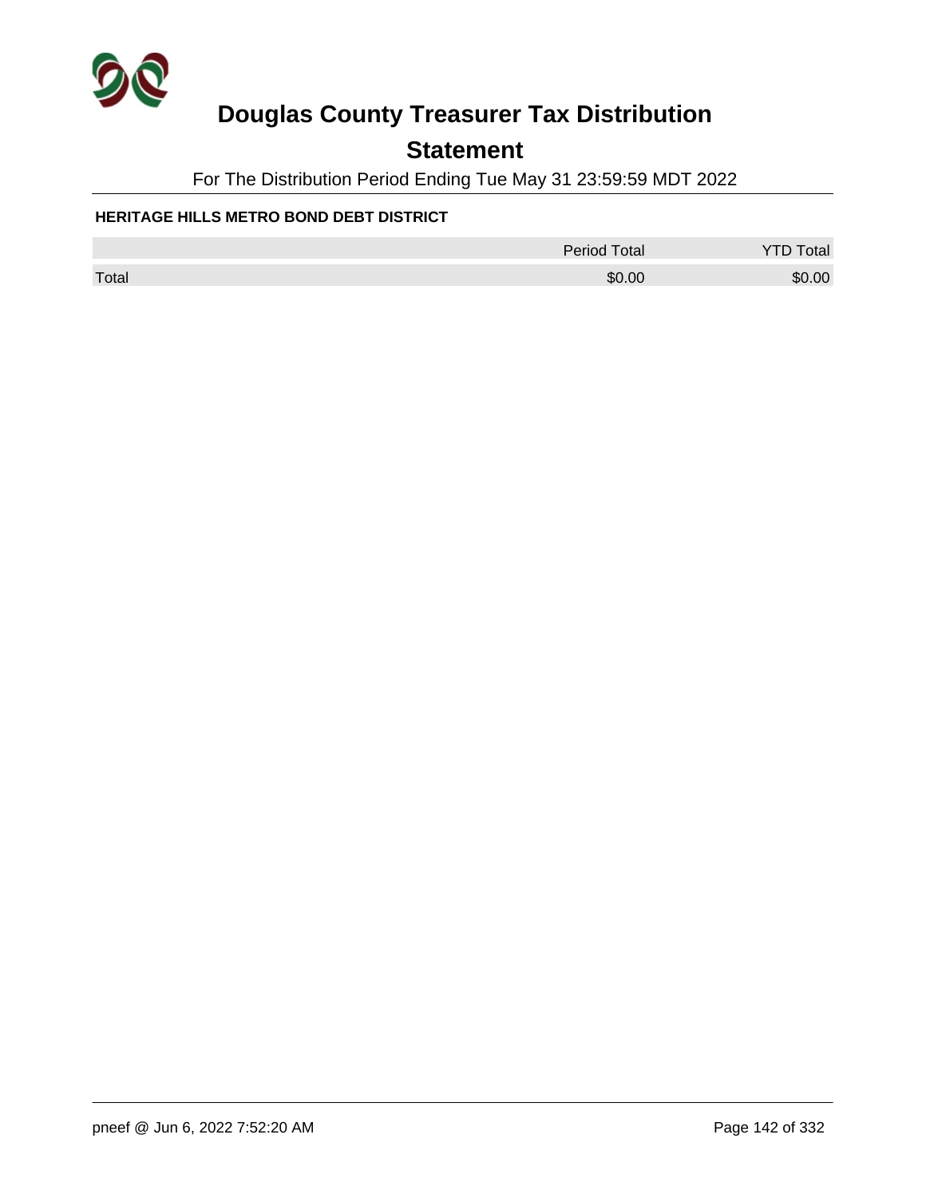# Douglas County Treasurer Tax Distribution

## Statement

For The Distribution Period Ending Tue May 31 23:59:59 MDT 2022

**HERITAGE HILLS METRO BOND DEBT DISTRICT**

| | Period Total | YTD Total |
|---|---|---|
| Total | $0.00 | $0.00 |

pneef @ Jun 6, 2022 7:52:20 AM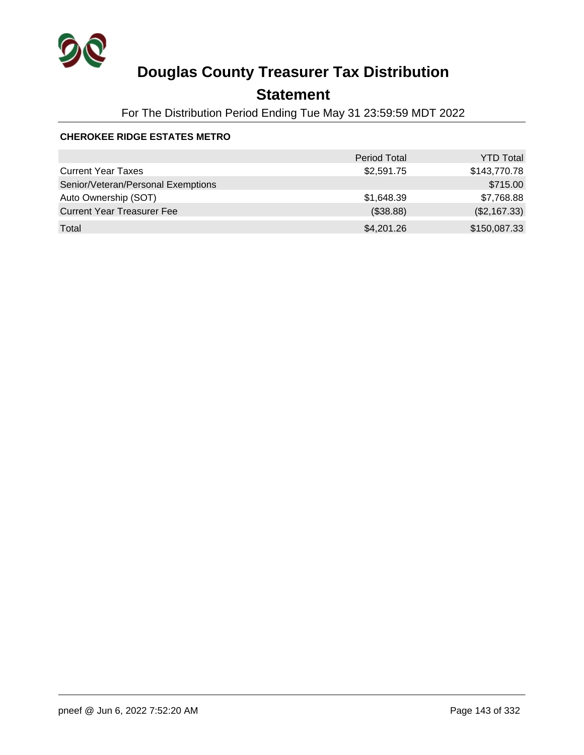# Douglas County Treasurer Tax Distribution

## Statement

For The Distribution Period Ending Tue May 31 23:59:59 MDT 2022

**CHEROKEE RIDGE ESTATES METRO**

| | Period Total | YTD Total |
|---|---|---|
| Current Year Taxes | $2,591.75 | $143,770.78 |
| Senior/Veteran/Personal Exemptions | | $715.00 |
| Auto Ownership (SOT) | $1,648.39 | $7,768.88 |
| Current Year Treasurer Fee | ($38.88) | ($2,167.33) |
| Total | $4,201.26 | $150,087.33 |

pneef @ Jun 6, 2022 7:52:20 AM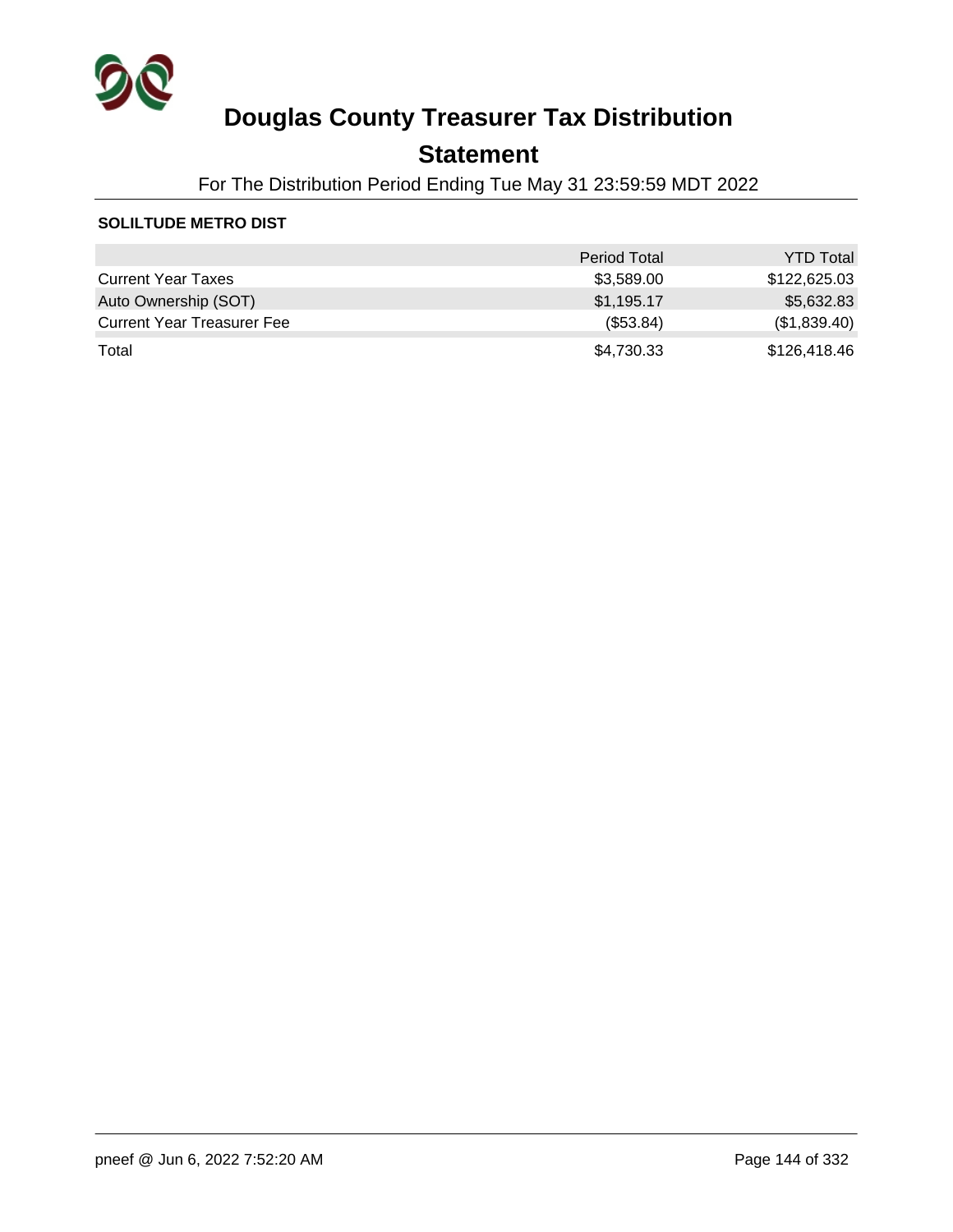# Douglas County Treasurer Tax Distribution

## Statement

For The Distribution Period Ending Tue May 31 23:59:59 MDT 2022

**SOLILTUDE METRO DIST**

| | Period Total | YTD Total |
|---|---|---|
| Current Year Taxes | $3,589.00 | $122,625.03 |
| Auto Ownership (SOT) | $1,195.17 | $5,632.83 |
| Current Year Treasurer Fee | ($53.84) | ($1,839.40) |
| Total | $4,730.33 | $126,418.46 |

pneef @ Jun 6, 2022 7:52:20 AM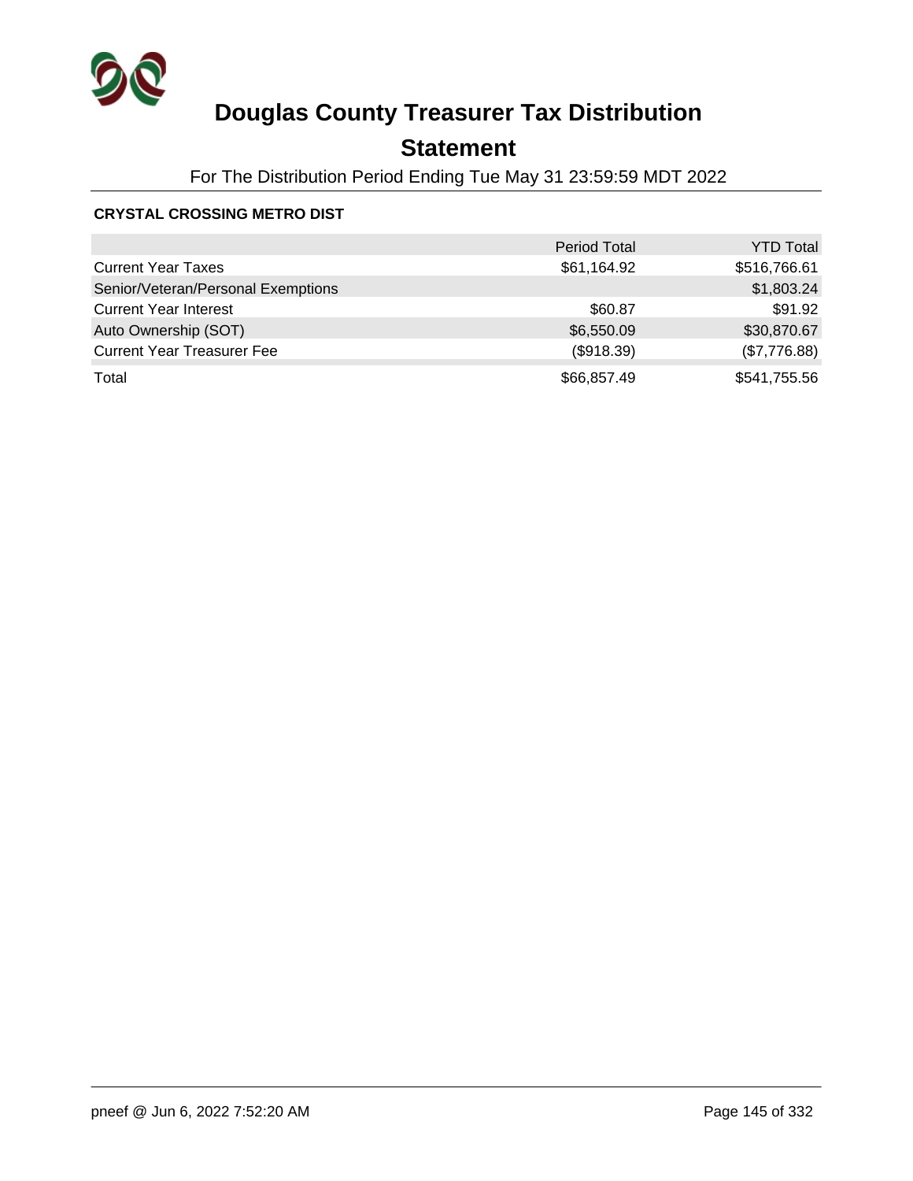# Douglas County Treasurer Tax Distribution

## Statement

For The Distribution Period Ending Tue May 31 23:59:59 MDT 2022

**CRYSTAL CROSSING METRO DIST**

| | Period Total | YTD Total |
|---|---|---|
| Current Year Taxes | $61,164.92 | $516,766.61 |
| Senior/Veteran/Personal Exemptions | | $1,803.24 |
| Current Year Interest | $60.87 | $91.92 |
| Auto Ownership (SOT) | $6,550.09 | $30,870.67 |
| Current Year Treasurer Fee | ($918.39) | ($7,776.88) |
| Total | $66,857.49 | $541,755.56 |

pneef @ Jun 6, 2022 7:52:20 AM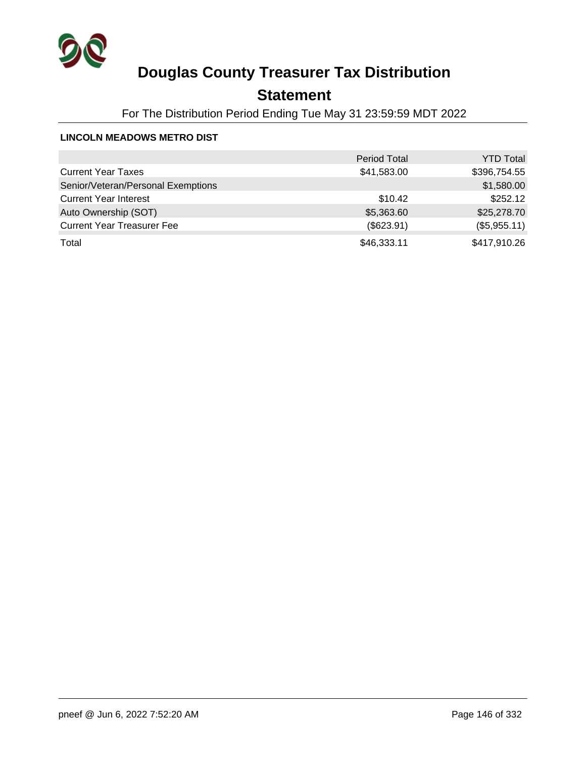# Douglas County Treasurer Tax Distribution

## Statement

For The Distribution Period Ending Tue May 31 23:59:59 MDT 2022

**LINCOLN MEADOWS METRO DIST**

| | Period Total | YTD Total |
|---|---|---|
| Current Year Taxes | $41,583.00 | $396,754.55 |
| Senior/Veteran/Personal Exemptions | | $1,580.00 |
| Current Year Interest | $10.42 | $252.12 |
| Auto Ownership (SOT) | $5,363.60 | $25,278.70 |
| Current Year Treasurer Fee | ($623.91) | ($5,955.11) |
| Total | $46,333.11 | $417,910.26 |

pneef @ Jun 6, 2022 7:52:20 AM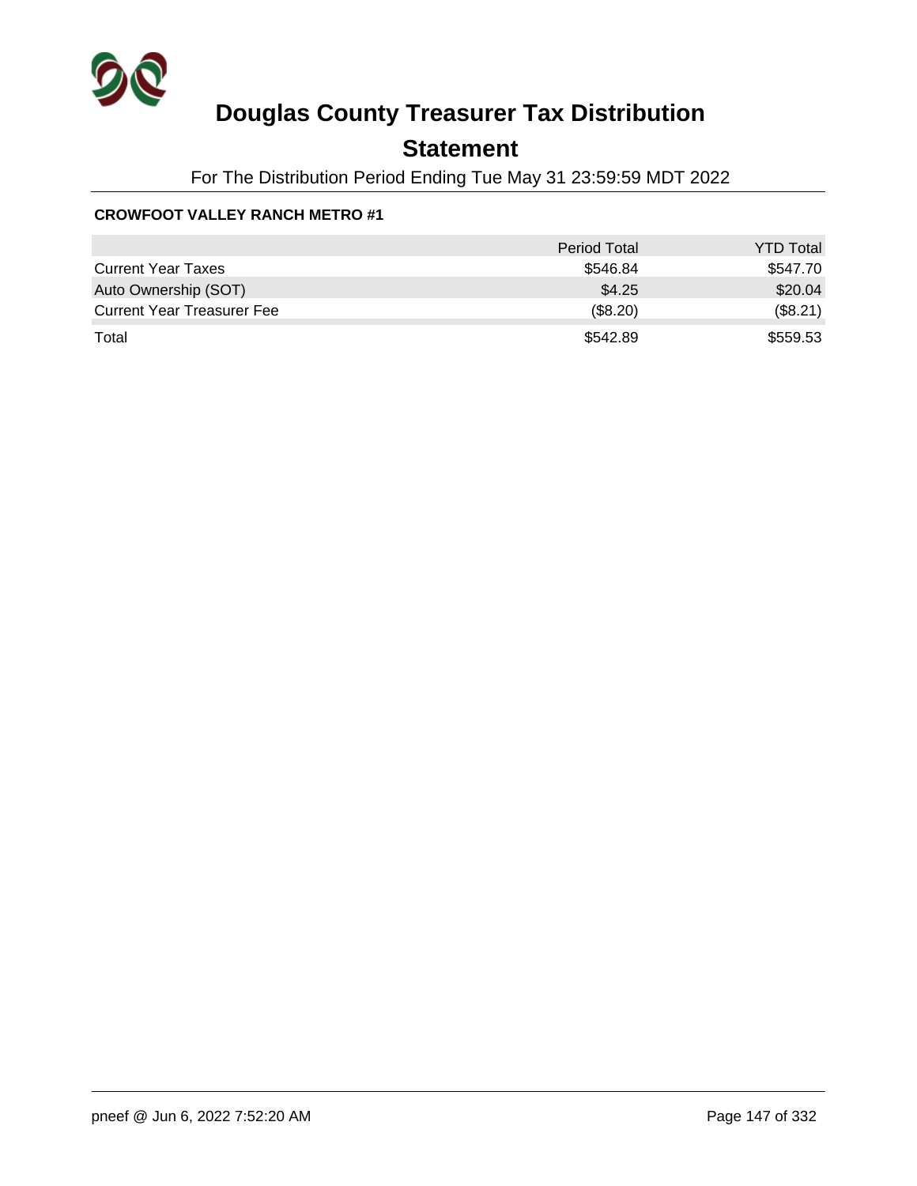# Douglas County Treasurer Tax Distribution

## Statement

For The Distribution Period Ending Tue May 31 23:59:59 MDT 2022

**CROWFOOT VALLEY RANCH METRO #1**

| | Period Total | YTD Total |
|---|---:|---:|
| Current Year Taxes | $546.84 | $547.70 |
| Auto Ownership (SOT) | $4.25 | $20.04 |
| Current Year Treasurer Fee | ($8.20) | ($8.21) |
| Total | $542.89 | $559.53 |

pneef @ Jun 6, 2022 7:52:20 AM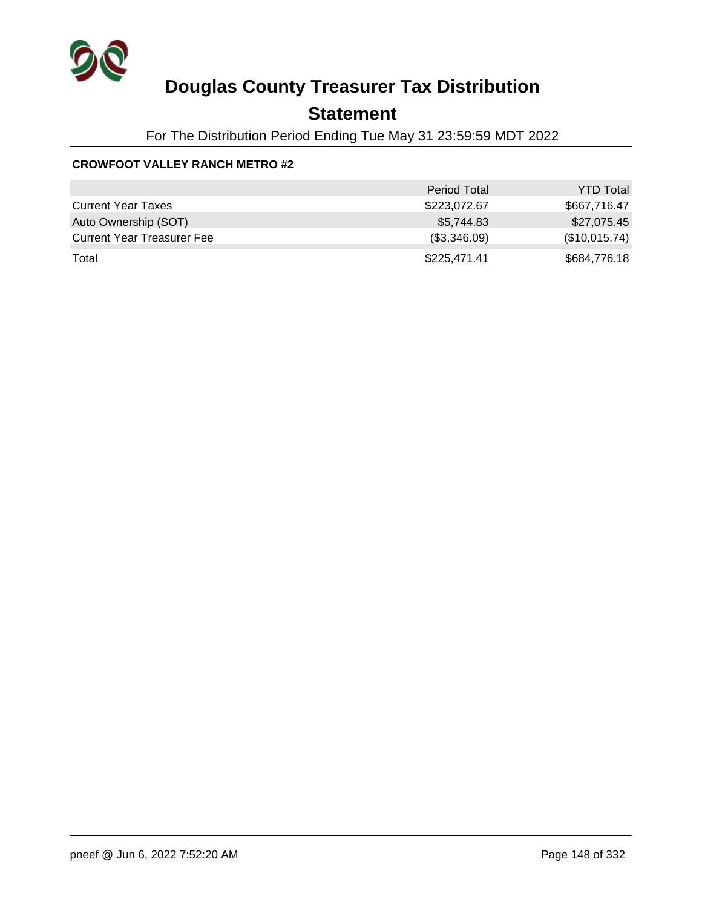# Douglas County Treasurer Tax Distribution

## Statement

For The Distribution Period Ending Tue May 31 23:59:59 MDT 2022

**CROWFOOT VALLEY RANCH METRO #2**

| | Period Total | YTD Total |
|---|---:|---:|
| Current Year Taxes | $223,072.67 | $667,716.47 |
| Auto Ownership (SOT) | $5,744.83 | $27,075.45 |
| Current Year Treasurer Fee | ($3,346.09) | ($10,015.74) |
| Total | $225,471.41 | $684,776.18 |

pneef @ Jun 6, 2022 7:52:20 AM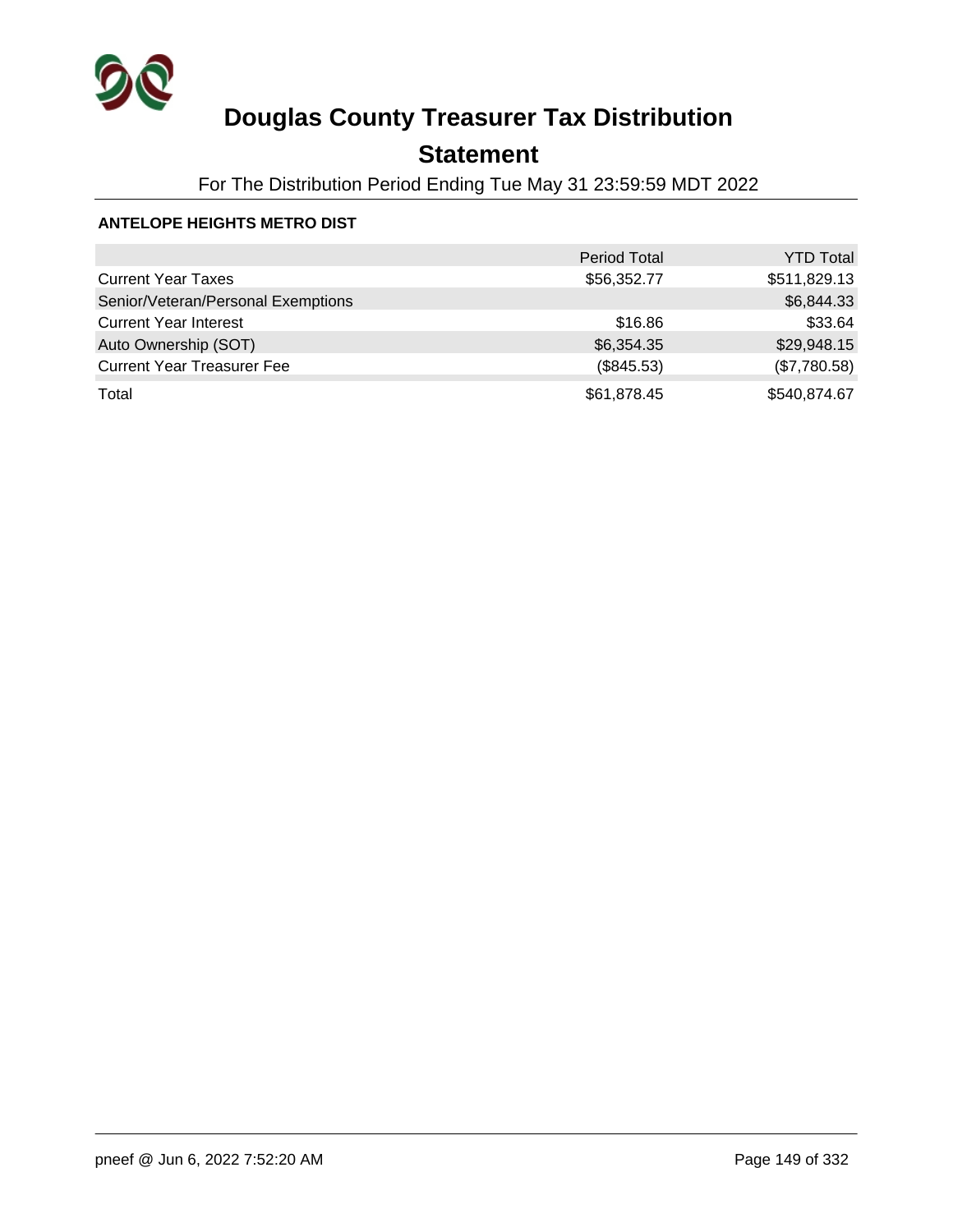# Douglas County Treasurer Tax Distribution

## Statement

For The Distribution Period Ending Tue May 31 23:59:59 MDT 2022

### ANTELOPE HEIGHTS METRO DIST

| | Period Total | YTD Total |
|---|---|---|
| Current Year Taxes | $56,352.77 | $511,829.13 |
| Senior/Veteran/Personal Exemptions | | $6,844.33 |
| Current Year Interest | $16.86 | $33.64 |
| Auto Ownership (SOT) | $6,354.35 | $29,948.15 |
| Current Year Treasurer Fee | ($845.53) | ($7,780.58) |
| Total | $61,878.45 | $540,874.67 |

pneef @ Jun 6, 2022 7:52:20 AM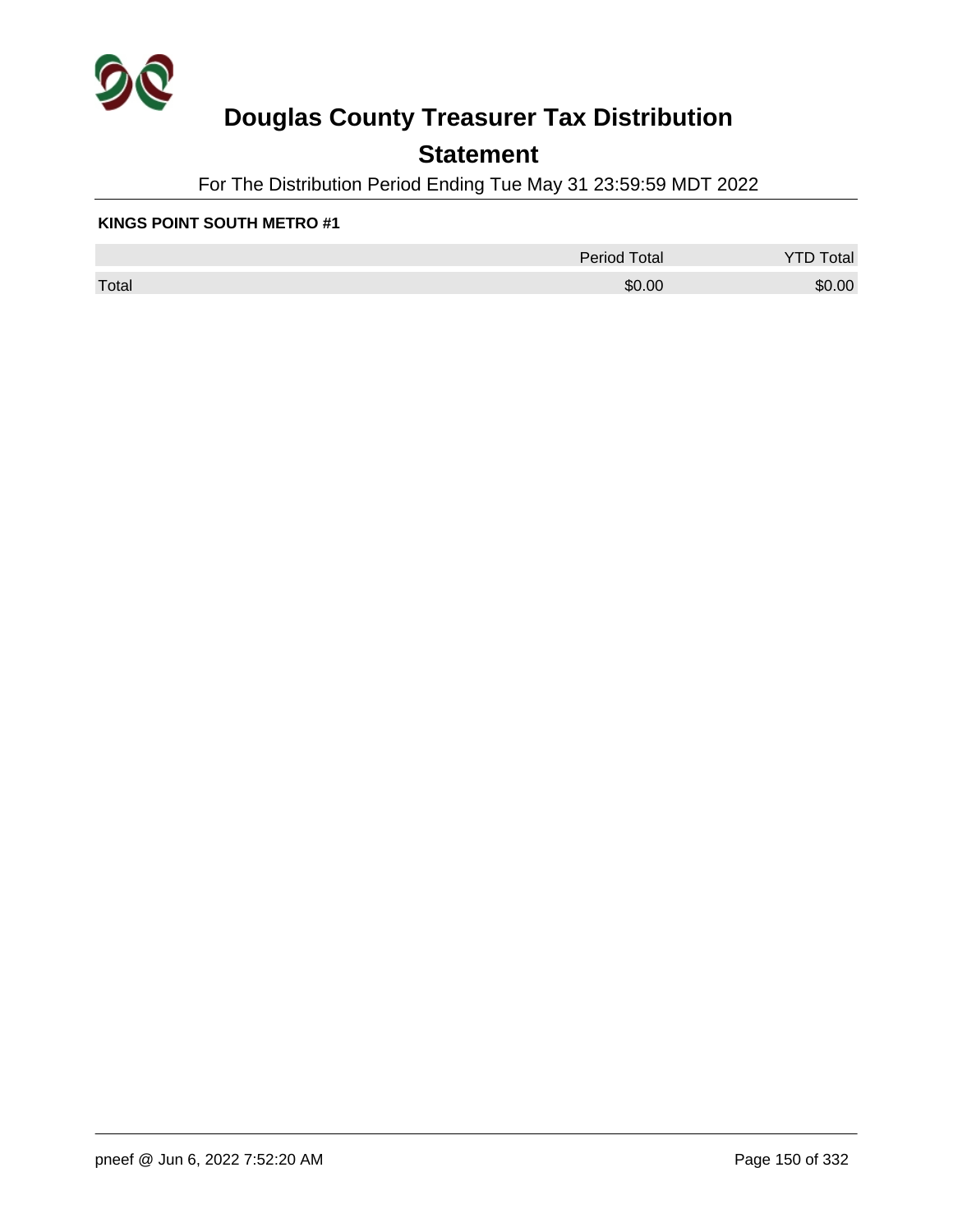# Douglas County Treasurer Tax Distribution

## Statement

For The Distribution Period Ending Tue May 31 23:59:59 MDT 2022

**KINGS POINT SOUTH METRO #1**

| | Period Total | YTD Total |
|---|---|---|
| Total | $0.00 | $0.00 |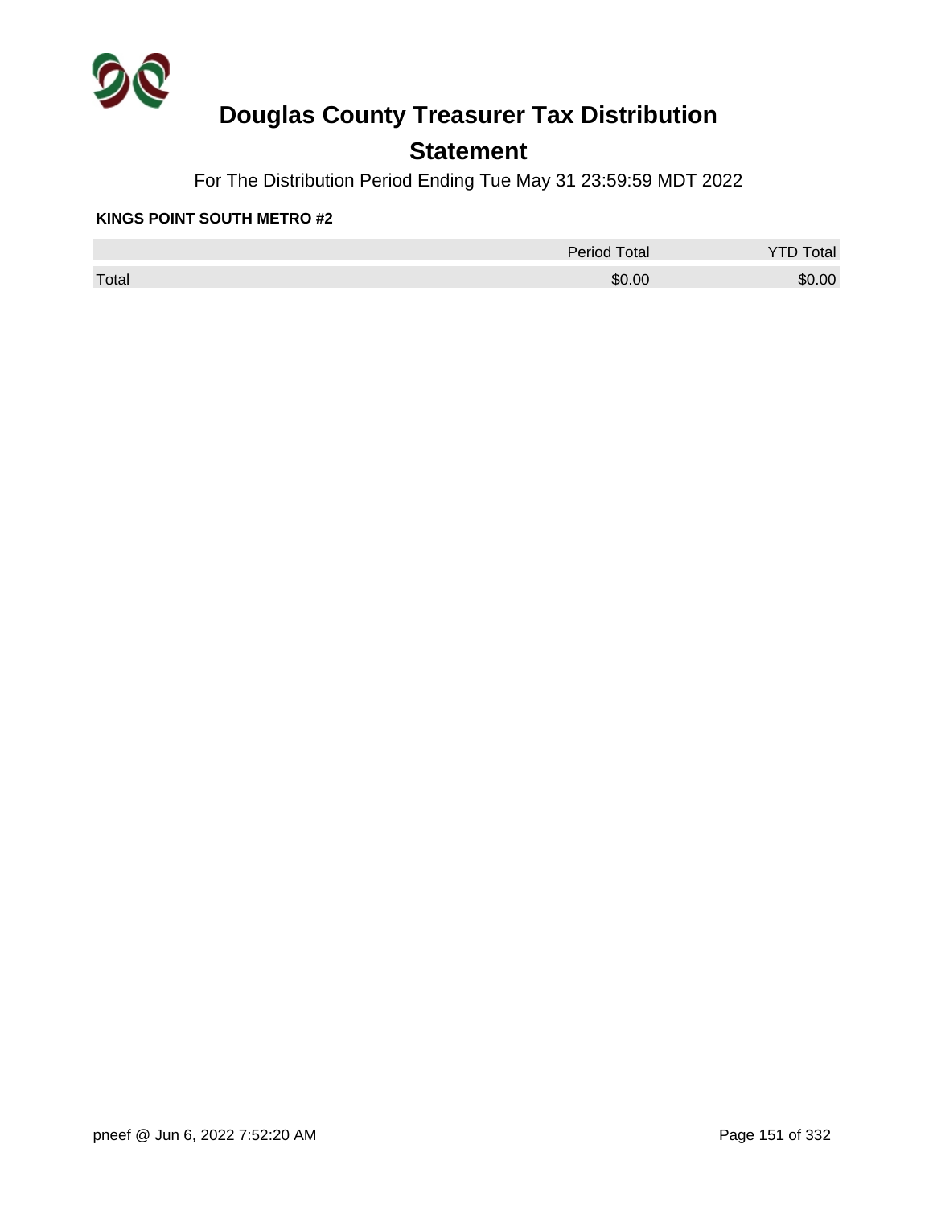# Douglas County Treasurer Tax Distribution

## Statement

For The Distribution Period Ending Tue May 31 23:59:59 MDT 2022

**KINGS POINT SOUTH METRO #2**

| | Period Total | YTD Total |
|---|---|---|
| Total | $0.00 | $0.00 |

pneef @ Jun 6, 2022 7:52:20 AM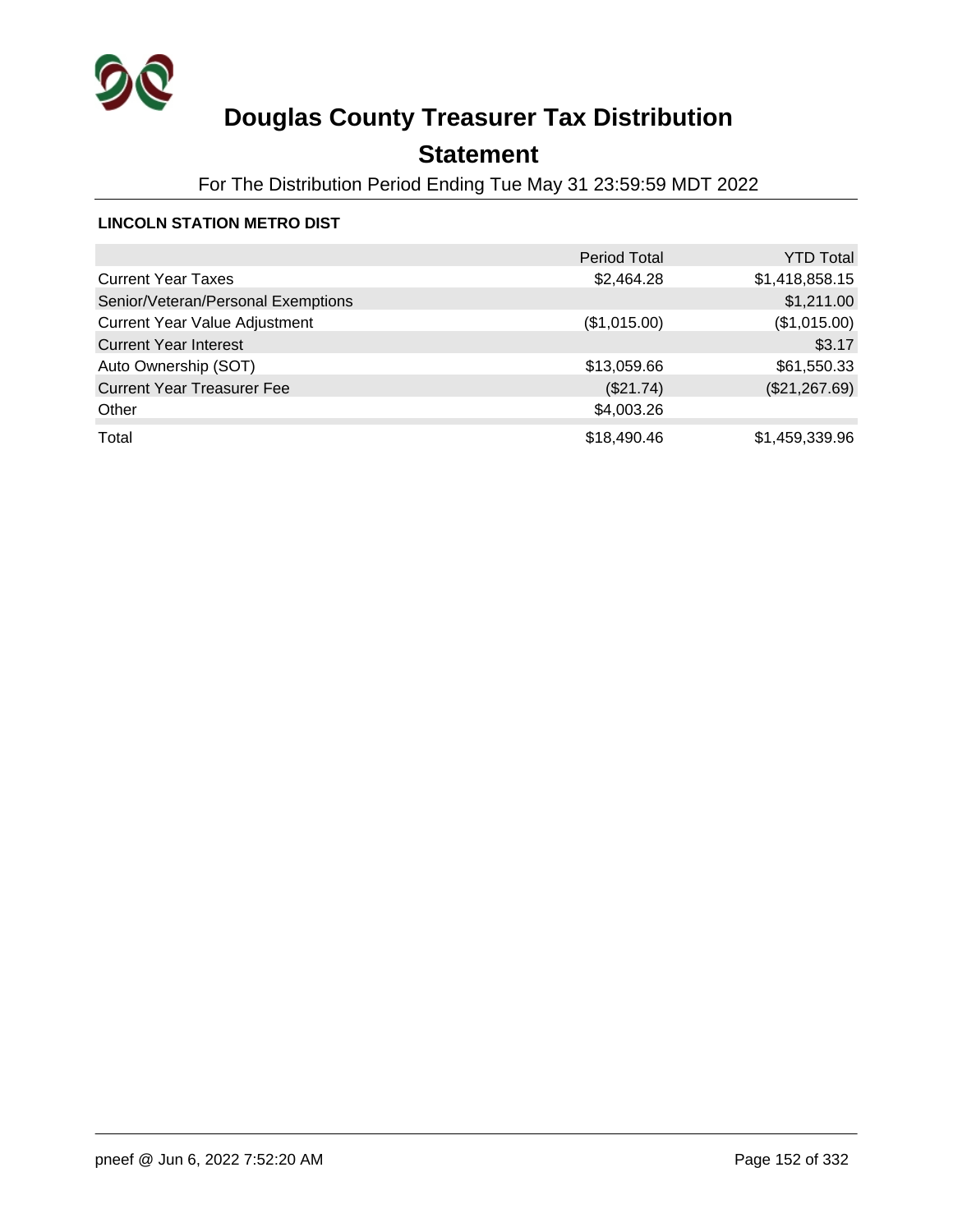# Douglas County Treasurer Tax Distribution

## Statement

For The Distribution Period Ending Tue May 31 23:59:59 MDT 2022

**LINCOLN STATION METRO DIST**

| | Period Total | YTD Total |
|---|---|---|
| Current Year Taxes | $2,464.28 | $1,418,858.15 |
| Senior/Veteran/Personal Exemptions | | $1,211.00 |
| Current Year Value Adjustment | ($1,015.00) | ($1,015.00) |
| Current Year Interest | | $3.17 |
| Auto Ownership (SOT) | $13,059.66 | $61,550.33 |
| Current Year Treasurer Fee | ($21.74) | ($21,267.69) |
| Other | $4,003.26 | |
| Total | $18,490.46 | $1,459,339.96 |

pneef @ Jun 6, 2022 7:52:20 AM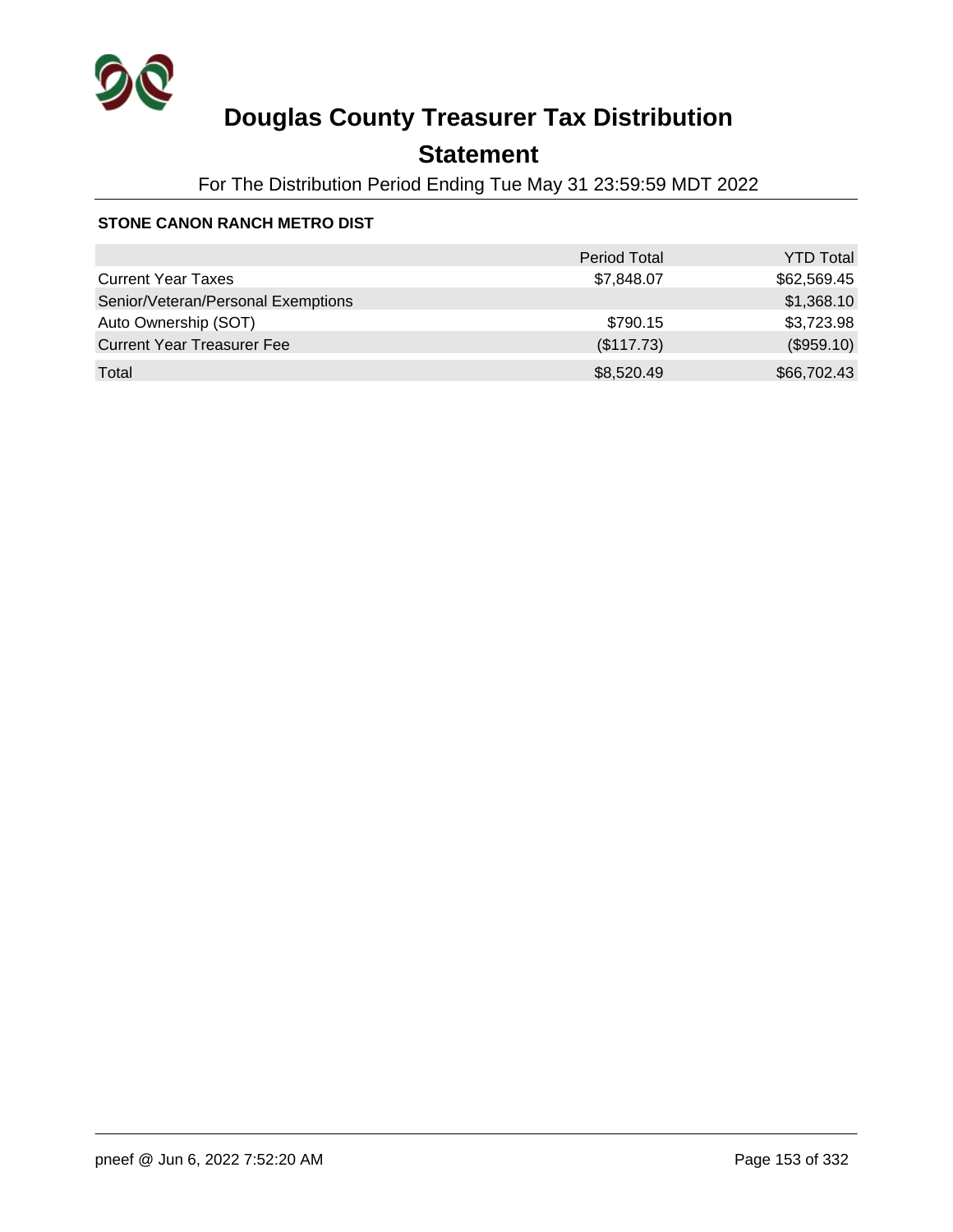# Douglas County Treasurer Tax Distribution

## Statement

For The Distribution Period Ending Tue May 31 23:59:59 MDT 2022

**STONE CANON RANCH METRO DIST**

| | Period Total | YTD Total |
|---|---|---|
| Current Year Taxes | $7,848.07 | $62,569.45 |
| Senior/Veteran/Personal Exemptions | | $1,368.10 |
| Auto Ownership (SOT) | $790.15 | $3,723.98 |
| Current Year Treasurer Fee | ($117.73) | ($959.10) |
| Total | $8,520.49 | $66,702.43 |

pneef @ Jun 6, 2022 7:52:20 AM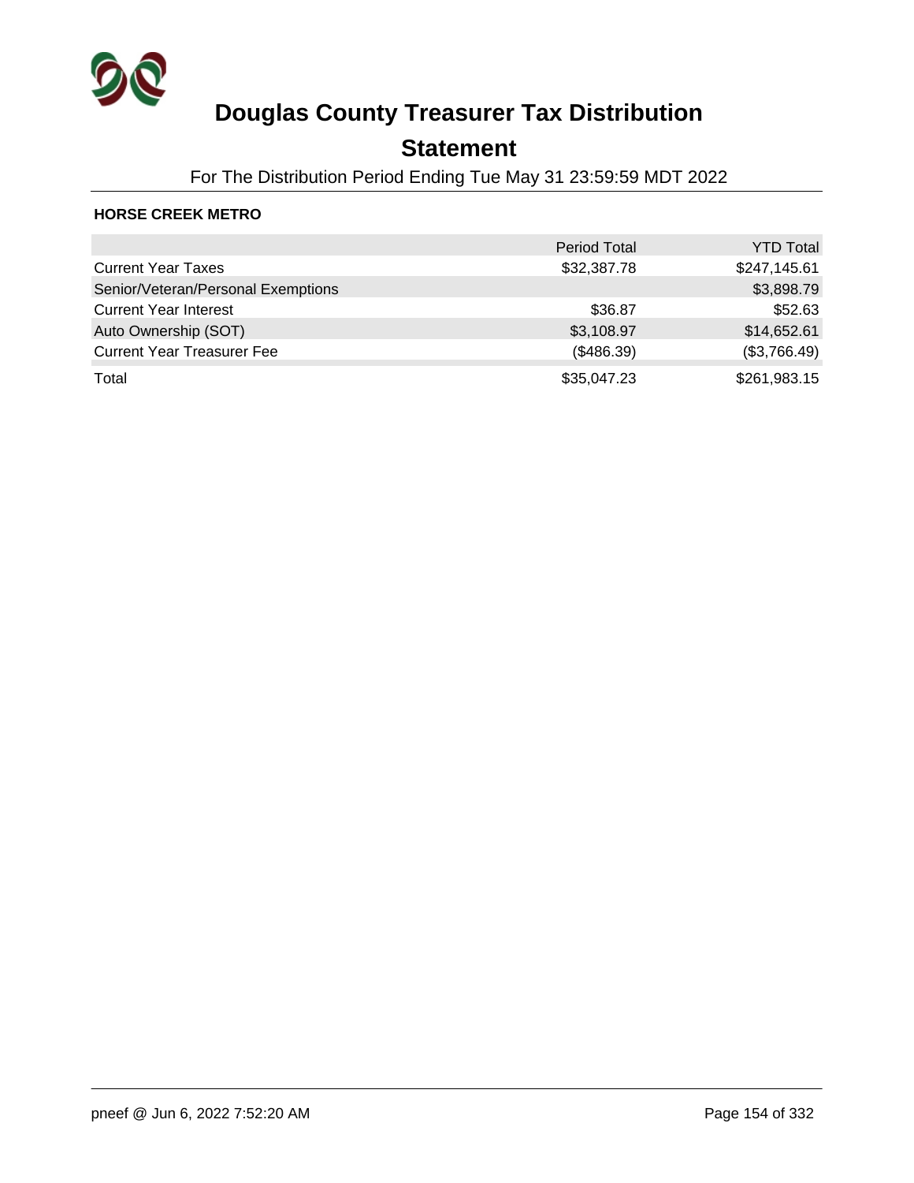# Douglas County Treasurer Tax Distribution

## Statement

For The Distribution Period Ending Tue May 31 23:59:59 MDT 2022

**HORSE CREEK METRO**

| | Period Total | YTD Total |
|---|---|---|
| Current Year Taxes | $32,387.78 | $247,145.61 |
| Senior/Veteran/Personal Exemptions | | $3,898.79 |
| Current Year Interest | $36.87 | $52.63 |
| Auto Ownership (SOT) | $3,108.97 | $14,652.61 |
| Current Year Treasurer Fee | ($486.39) | ($3,766.49) |
| Total | $35,047.23 | $261,983.15 |

pneef @ Jun 6, 2022 7:52:20 AM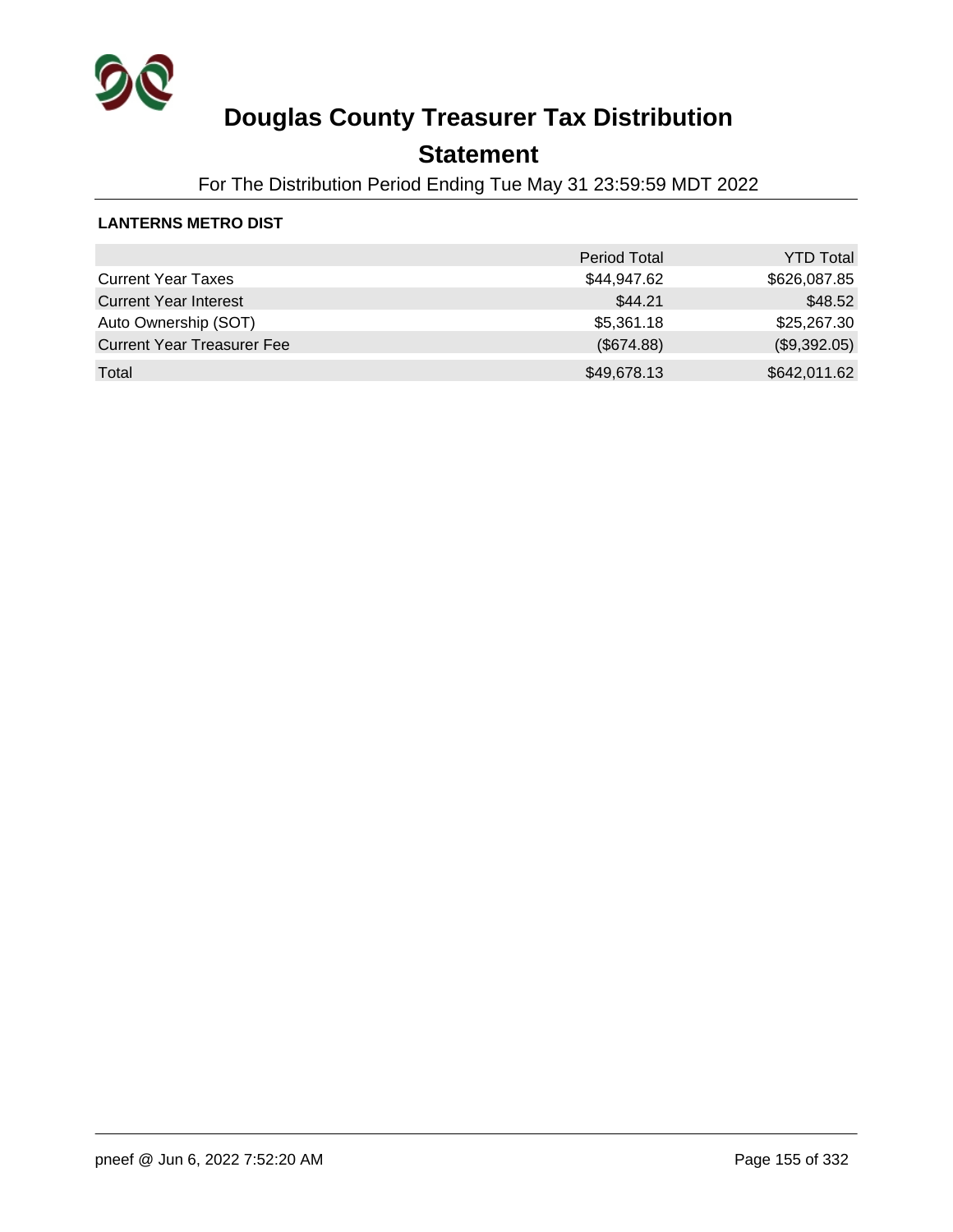# Douglas County Treasurer Tax Distribution

## Statement

For The Distribution Period Ending Tue May 31 23:59:59 MDT 2022

**LANTERNS METRO DIST**

| | Period Total | YTD Total |
|---|---|---|
| Current Year Taxes | $44,947.62 | $626,087.85 |
| Current Year Interest | $44.21 | $48.52 |
| Auto Ownership (SOT) | $5,361.18 | $25,267.30 |
| Current Year Treasurer Fee | ($674.88) | ($9,392.05) |
| Total | $49,678.13 | $642,011.62 |

pneef @ Jun 6, 2022 7:52:20 AM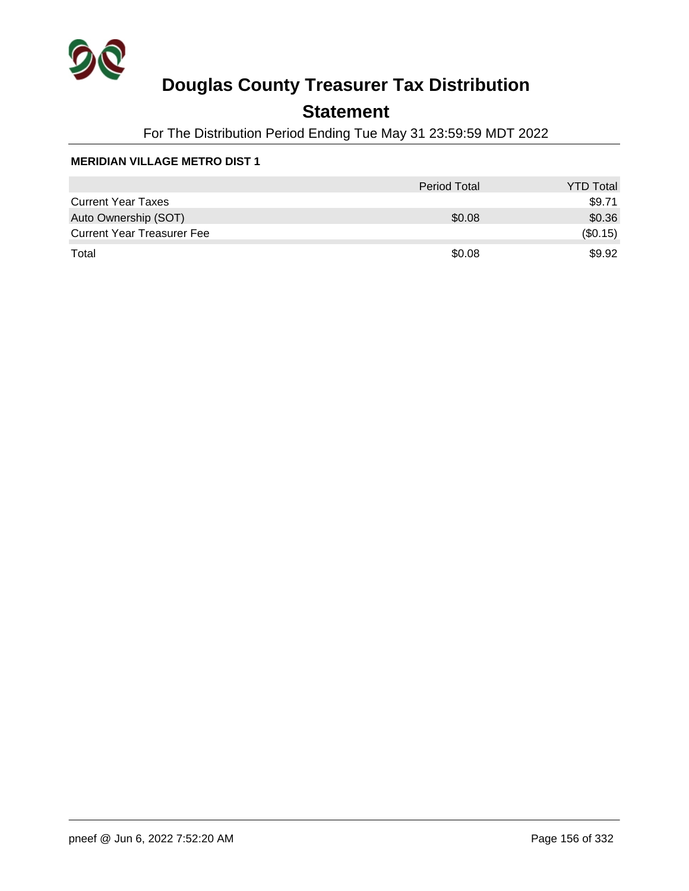# Douglas County Treasurer Tax Distribution

## Statement

For The Distribution Period Ending Tue May 31 23:59:59 MDT 2022

**MERIDIAN VILLAGE METRO DIST 1**

| | Period Total | YTD Total |
|---|---|---|
| Current Year Taxes | | $9.71 |
| Auto Ownership (SOT) | $0.08 | $0.36 |
| Current Year Treasurer Fee | | ($0.15) |
| Total | $0.08 | $9.92 |

pneef @ Jun 6, 2022 7:52:20 AM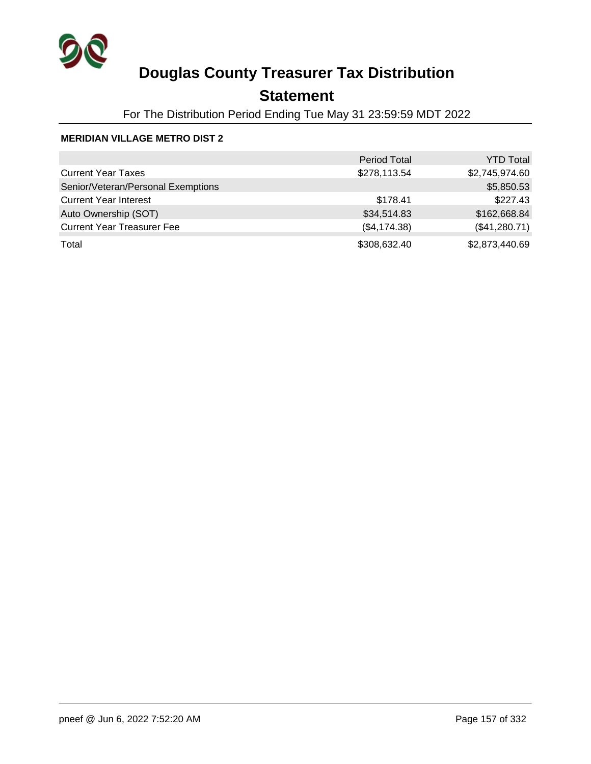# Douglas County Treasurer Tax Distribution

## Statement

For The Distribution Period Ending Tue May 31 23:59:59 MDT 2022

**MERIDIAN VILLAGE METRO DIST 2**

| | Period Total | YTD Total |
|---|---|---|
| Current Year Taxes | $278,113.54 | $2,745,974.60 |
| Senior/Veteran/Personal Exemptions | | $5,850.53 |
| Current Year Interest | $178.41 | $227.43 |
| Auto Ownership (SOT) | $34,514.83 | $162,668.84 |
| Current Year Treasurer Fee | ($4,174.38) | ($41,280.71) |
| Total | $308,632.40 | $2,873,440.69 |

pneef @ Jun 6, 2022 7:52:20 AM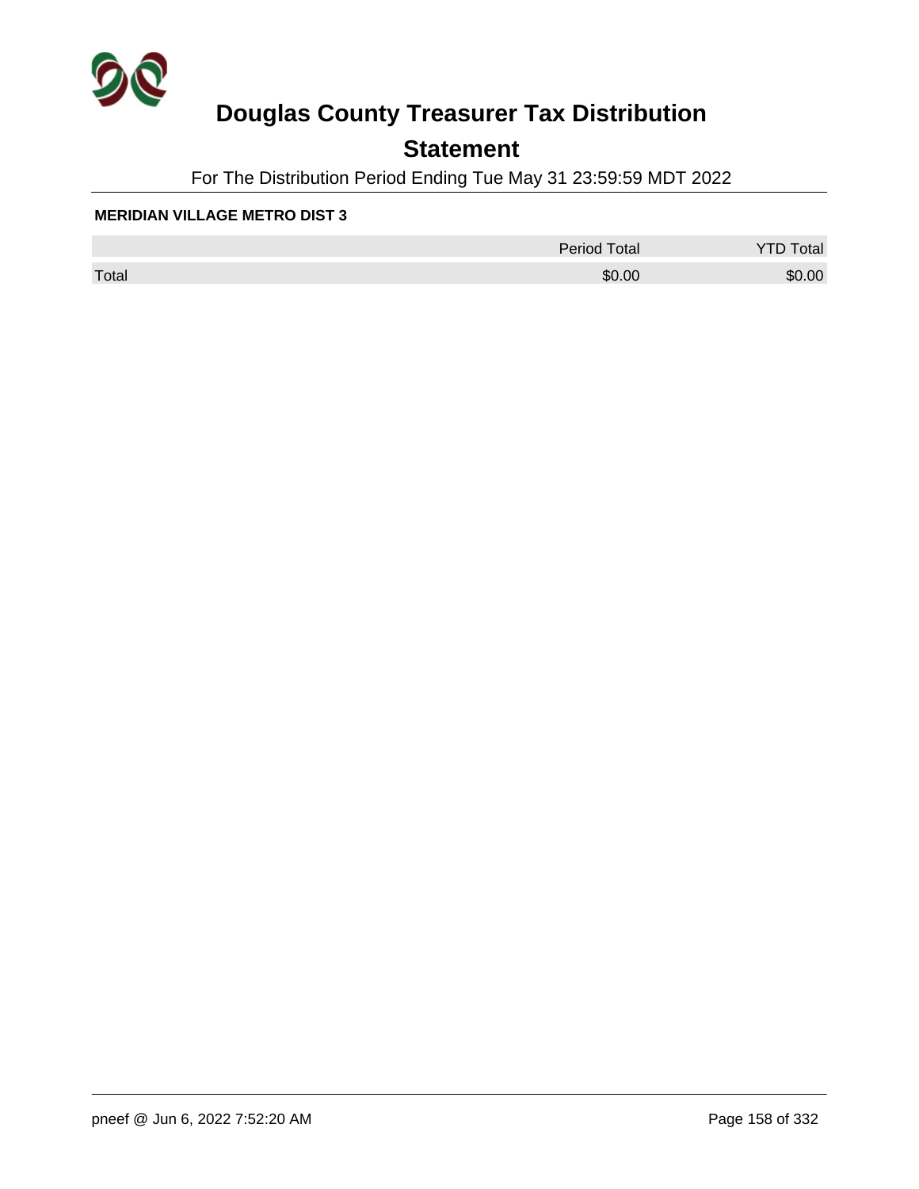# Douglas County Treasurer Tax Distribution

## Statement

For The Distribution Period Ending Tue May 31 23:59:59 MDT 2022

**MERIDIAN VILLAGE METRO DIST 3**

| | Period Total | YTD Total |
|---|---|---|
| Total | $0.00 | $0.00 |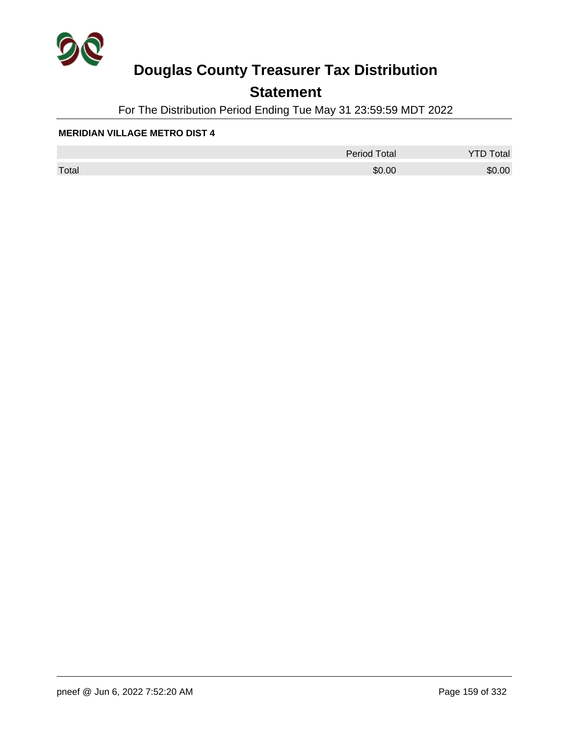# Douglas County Treasurer Tax Distribution

## Statement

For The Distribution Period Ending Tue May 31 23:59:59 MDT 2022

**MERIDIAN VILLAGE METRO DIST 4**

| | Period Total | YTD Total |
|---|---|---|
| Total | $0.00 | $0.00 |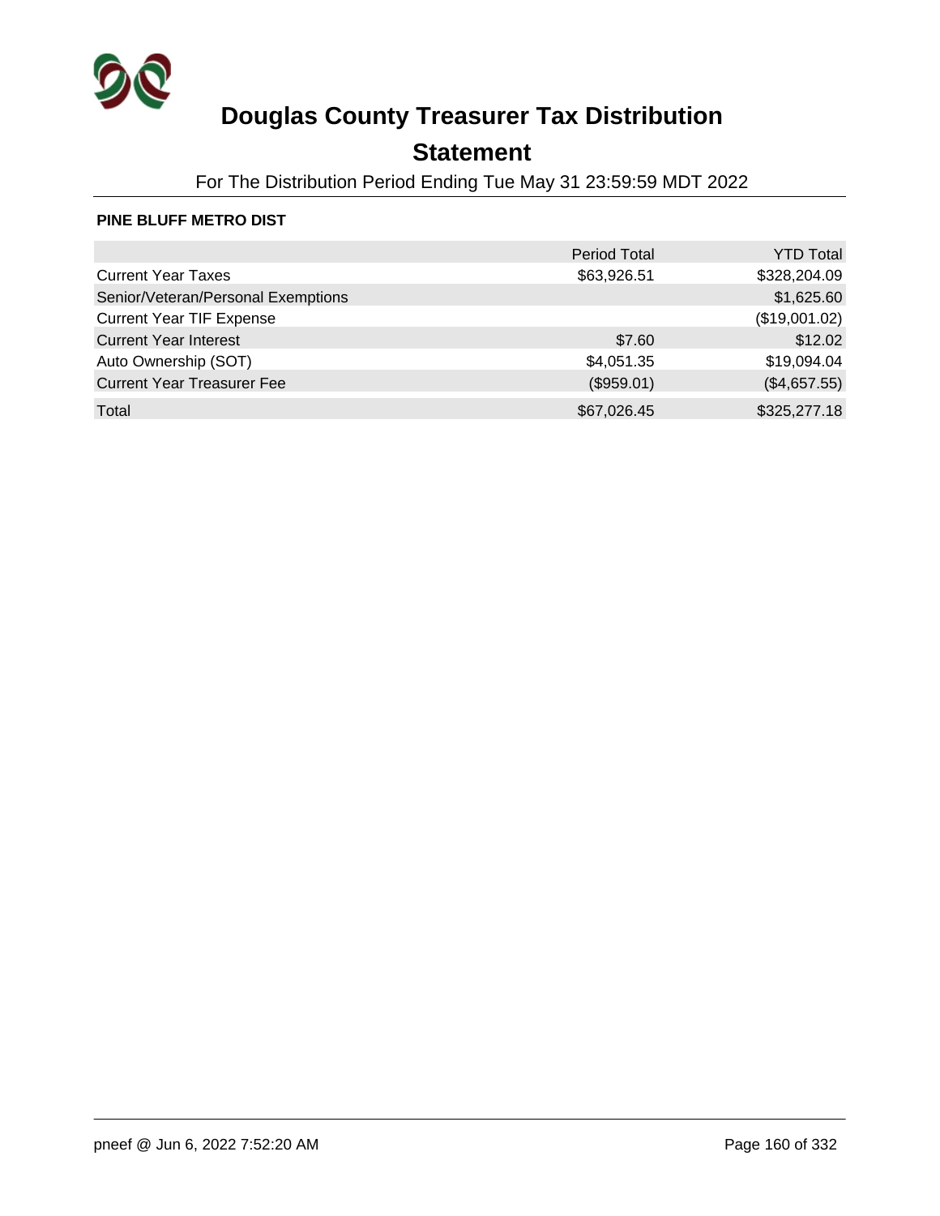# Douglas County Treasurer Tax Distribution

## Statement

For The Distribution Period Ending Tue May 31 23:59:59 MDT 2022

**PINE BLUFF METRO DIST**

| | Period Total | YTD Total |
|---|---|---|
| Current Year Taxes | $63,926.51 | $328,204.09 |
| Senior/Veteran/Personal Exemptions | | $1,625.60 |
| Current Year TIF Expense | | ($19,001.02) |
| Current Year Interest | $7.60 | $12.02 |
| Auto Ownership (SOT) | $4,051.35 | $19,094.04 |
| Current Year Treasurer Fee | ($959.01) | ($4,657.55) |
| Total | $67,026.45 | $325,277.18 |

pneef @ Jun 6, 2022 7:52:20 AM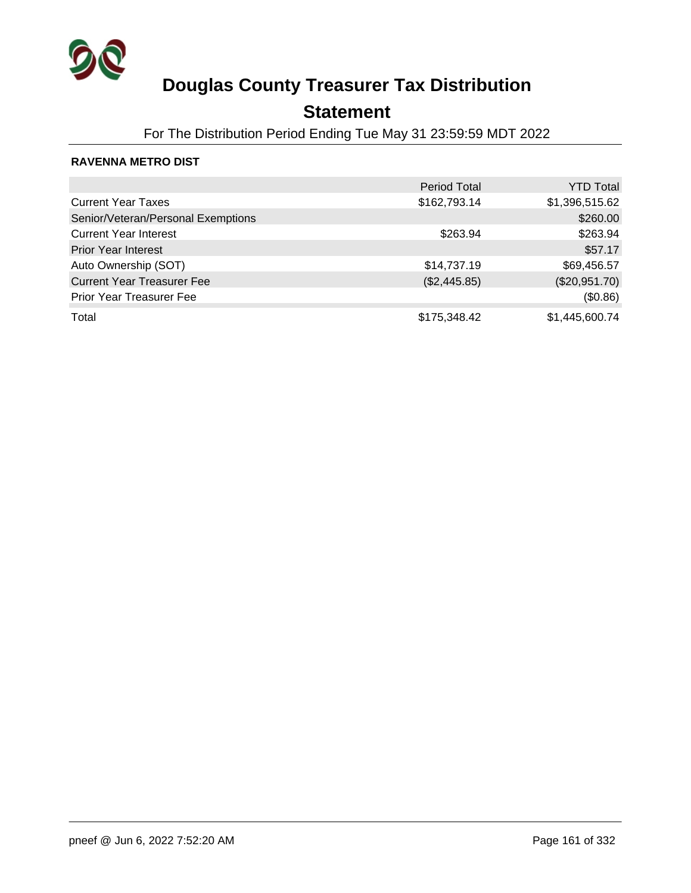# Douglas County Treasurer Tax Distribution

## Statement

For The Distribution Period Ending Tue May 31 23:59:59 MDT 2022

**RAVENNA METRO DIST**

| | Period Total | YTD Total |
|---|---:|---:|
| Current Year Taxes | $162,793.14 | $1,396,515.62 |
| Senior/Veteran/Personal Exemptions | | $260.00 |
| Current Year Interest | $263.94 | $263.94 |
| Prior Year Interest | | $57.17 |
| Auto Ownership (SOT) | $14,737.19 | $69,456.57 |
| Current Year Treasurer Fee | ($2,445.85) | ($20,951.70) |
| Prior Year Treasurer Fee | | ($0.86) |
| Total | $175,348.42 | $1,445,600.74 |

pneef @ Jun 6, 2022 7:52:20 AM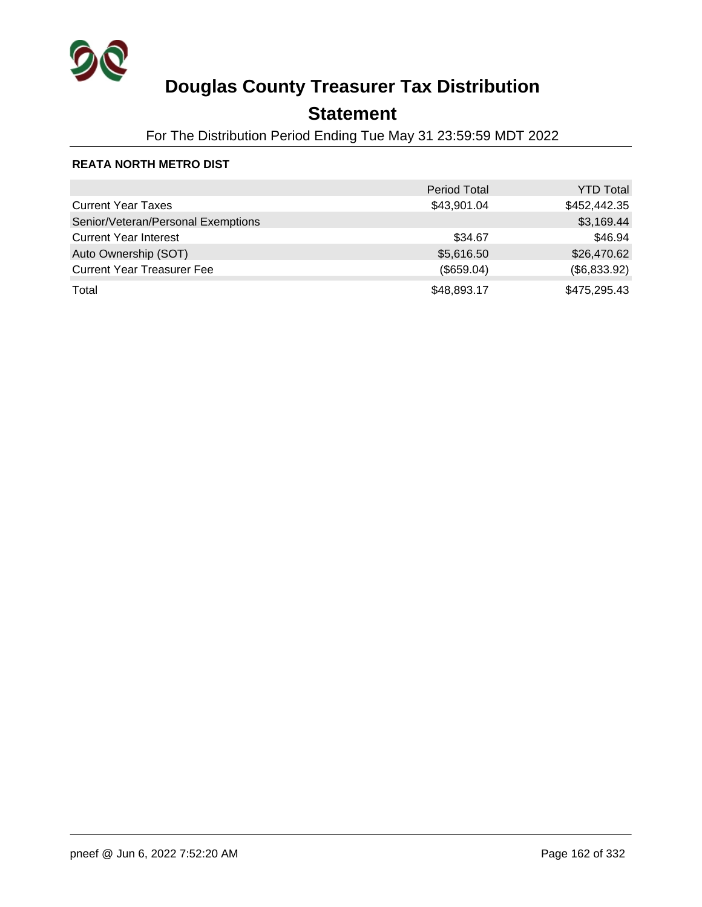# Douglas County Treasurer Tax Distribution

## Statement

For The Distribution Period Ending Tue May 31 23:59:59 MDT 2022

**REATA NORTH METRO DIST**

| | Period Total | YTD Total |
|---|---|---|
| Current Year Taxes | $43,901.04 | $452,442.35 |
| Senior/Veteran/Personal Exemptions | | $3,169.44 |
| Current Year Interest | $34.67 | $46.94 |
| Auto Ownership (SOT) | $5,616.50 | $26,470.62 |
| Current Year Treasurer Fee | ($659.04) | ($6,833.92) |
| Total | $48,893.17 | $475,295.43 |

pneef @ Jun 6, 2022 7:52:20 AM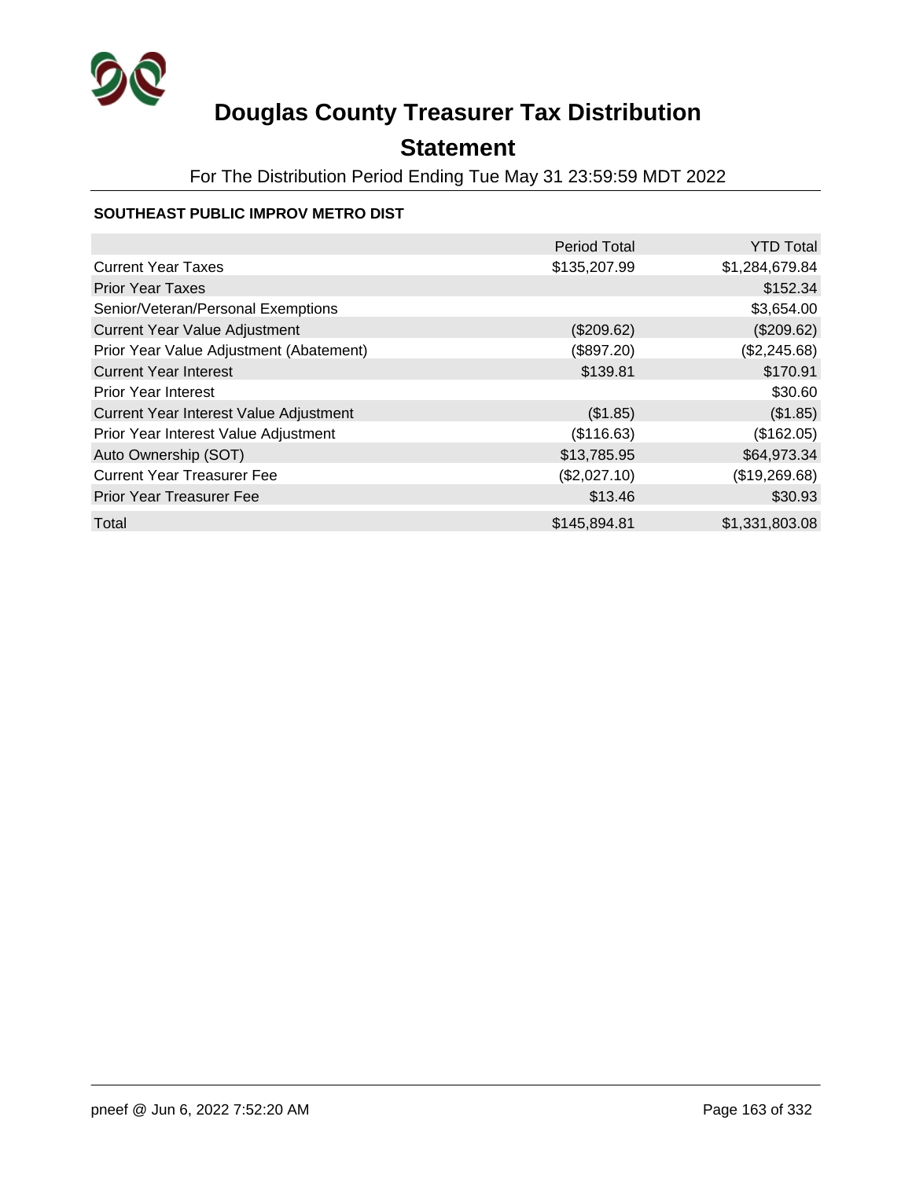# Douglas County Treasurer Tax Distribution

## Statement

For The Distribution Period Ending Tue May 31 23:59:59 MDT 2022

### SOUTHEAST PUBLIC IMPROV METRO DIST

| | Period Total | YTD Total |
|---|---:|---:|
| Current Year Taxes | $135,207.99 | $1,284,679.84 |
| Prior Year Taxes | | $152.34 |
| Senior/Veteran/Personal Exemptions | | $3,654.00 |
| Current Year Value Adjustment | ($209.62) | ($209.62) |
| Prior Year Value Adjustment (Abatement) | ($897.20) | ($2,245.68) |
| Current Year Interest | $139.81 | $170.91 |
| Prior Year Interest | | $30.60 |
| Current Year Interest Value Adjustment | ($1.85) | ($1.85) |
| Prior Year Interest Value Adjustment | ($116.63) | ($162.05) |
| Auto Ownership (SOT) | $13,785.95 | $64,973.34 |
| Current Year Treasurer Fee | ($2,027.10) | ($19,269.68) |
| Prior Year Treasurer Fee | $13.46 | $30.93 |
| Total | $145,894.81 | $1,331,803.08 |

pneef @ Jun 6, 2022 7:52:20 AM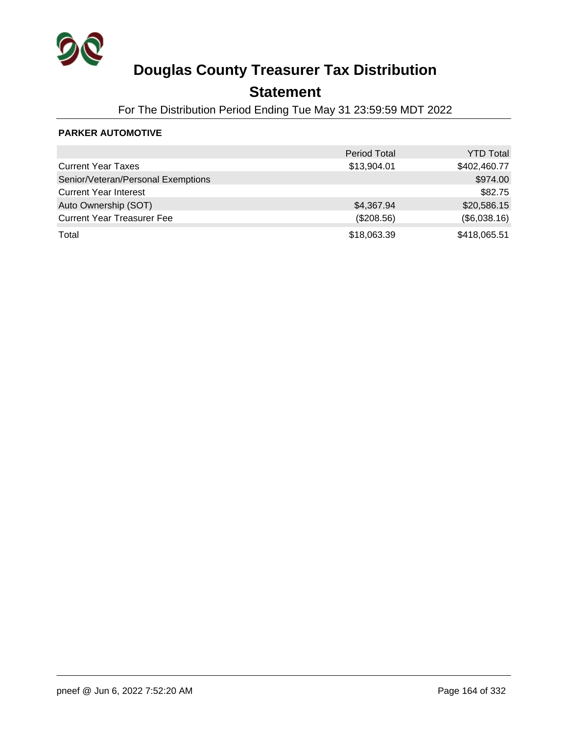# Douglas County Treasurer Tax Distribution

## Statement

For The Distribution Period Ending Tue May 31 23:59:59 MDT 2022

**PARKER AUTOMOTIVE**

| | Period Total | YTD Total |
|---|---:|---:|
| Current Year Taxes | $13,904.01 | $402,460.77 |
| Senior/Veteran/Personal Exemptions | | $974.00 |
| Current Year Interest | | $82.75 |
| Auto Ownership (SOT) | $4,367.94 | $20,586.15 |
| Current Year Treasurer Fee | ($208.56) | ($6,038.16) |
| Total | $18,063.39 | $418,065.51 |

pneef @ Jun 6, 2022 7:52:20 AM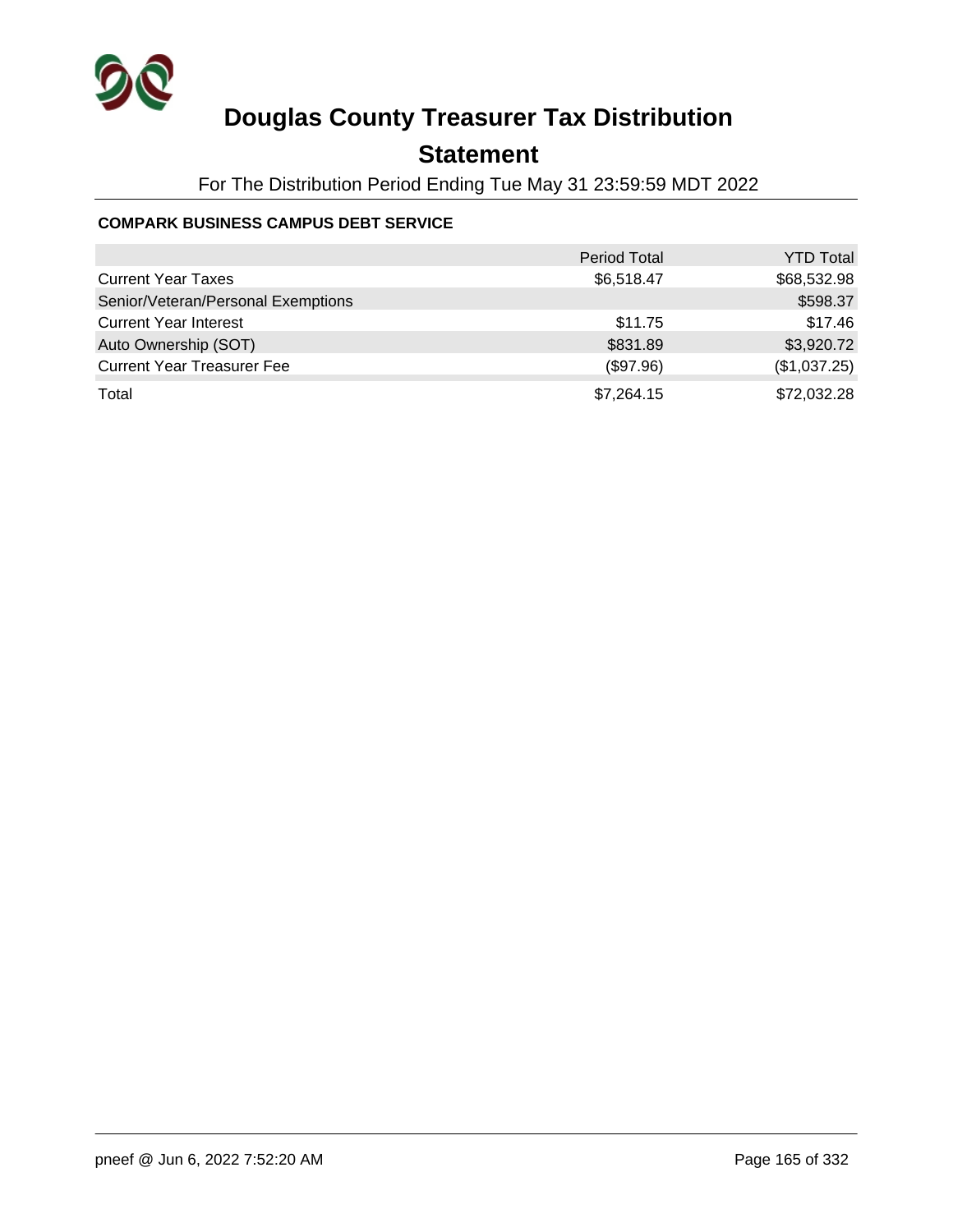# Douglas County Treasurer Tax Distribution

## Statement

For The Distribution Period Ending Tue May 31 23:59:59 MDT 2022

### COMPARK BUSINESS CAMPUS DEBT SERVICE

| | Period Total | YTD Total |
|---|---|---|
| Current Year Taxes | $6,518.47 | $68,532.98 |
| Senior/Veteran/Personal Exemptions | | $598.37 |
| Current Year Interest | $11.75 | $17.46 |
| Auto Ownership (SOT) | $831.89 | $3,920.72 |
| Current Year Treasurer Fee | ($97.96) | ($1,037.25) |
| Total | $7,264.15 | $72,032.28 |

pneef @ Jun 6, 2022 7:52:20 AM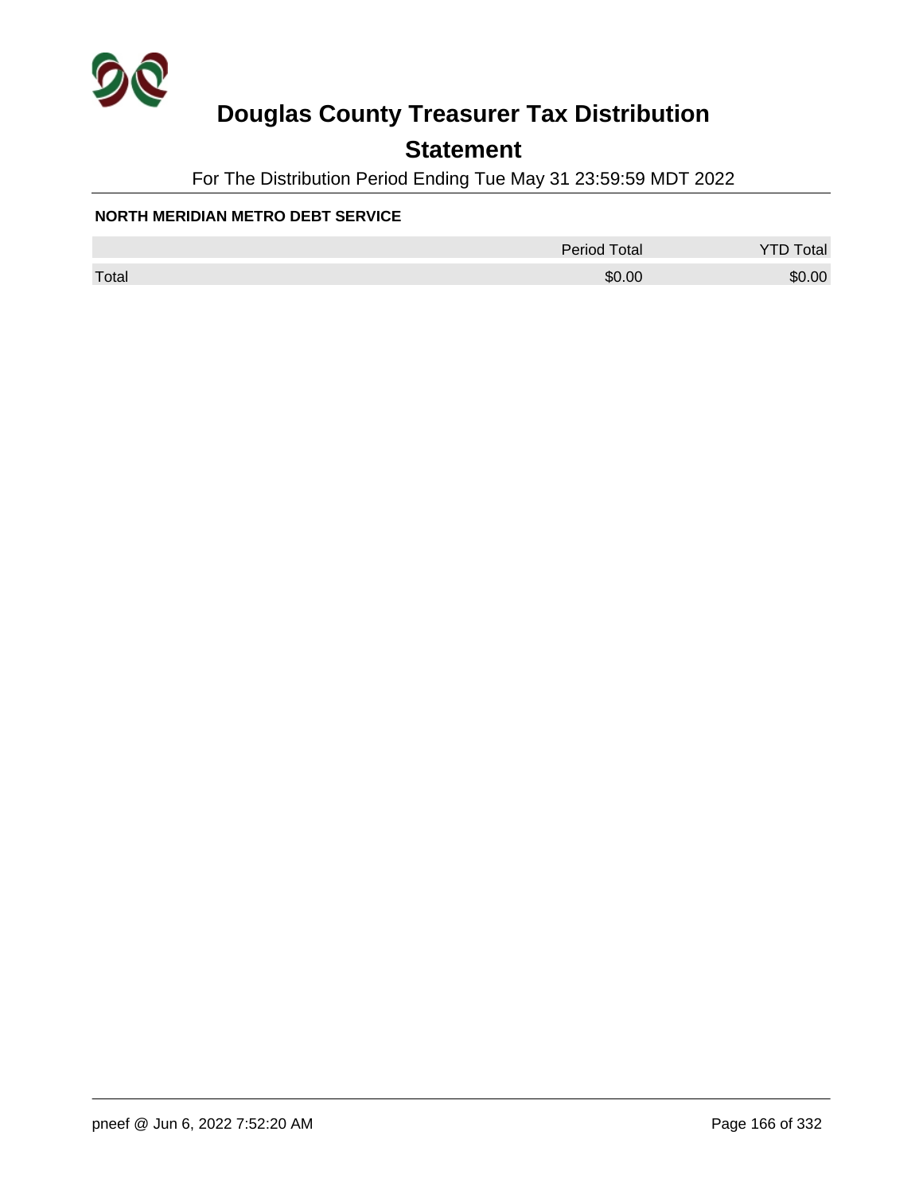# Douglas County Treasurer Tax Distribution

## Statement

For The Distribution Period Ending Tue May 31 23:59:59 MDT 2022

**NORTH MERIDIAN METRO DEBT SERVICE**

| | Period Total | YTD Total |
|---|---|---|
| Total | $0.00 | $0.00 |

pneef @ Jun 6, 2022 7:52:20 AM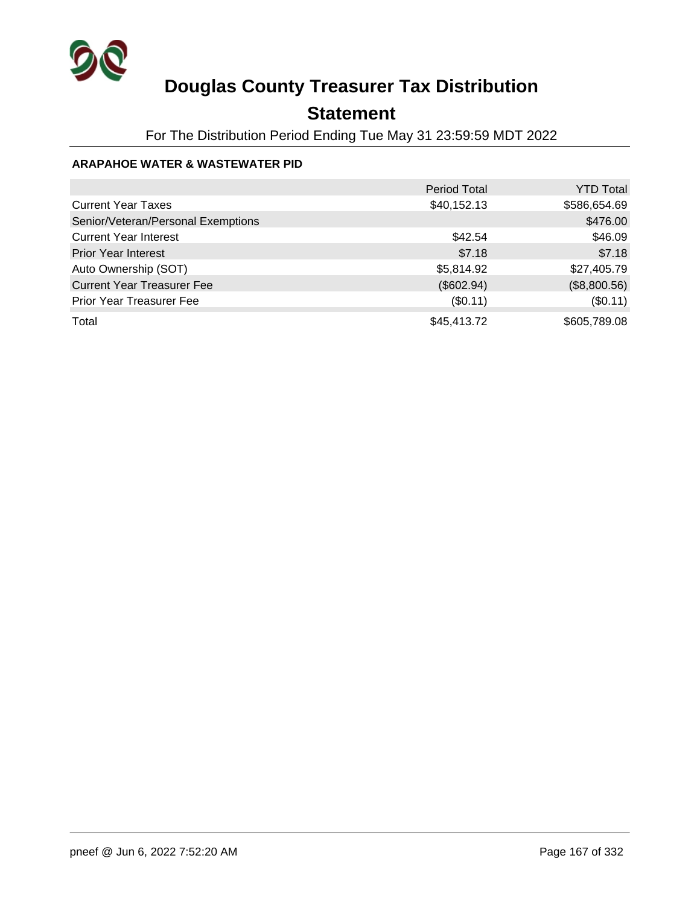# Douglas County Treasurer Tax Distribution

## Statement

For The Distribution Period Ending Tue May 31 23:59:59 MDT 2022

**ARAPAHOE WATER & WASTEWATER PID**

| | Period Total | YTD Total |
|---|---|---|
| Current Year Taxes | $40,152.13 | $586,654.69 |
| Senior/Veteran/Personal Exemptions | | $476.00 |
| Current Year Interest | $42.54 | $46.09 |
| Prior Year Interest | $7.18 | $7.18 |
| Auto Ownership (SOT) | $5,814.92 | $27,405.79 |
| Current Year Treasurer Fee | ($602.94) | ($8,800.56) |
| Prior Year Treasurer Fee | ($0.11) | ($0.11) |
| Total | $45,413.72 | $605,789.08 |

pneef @ Jun 6, 2022 7:52:20 AM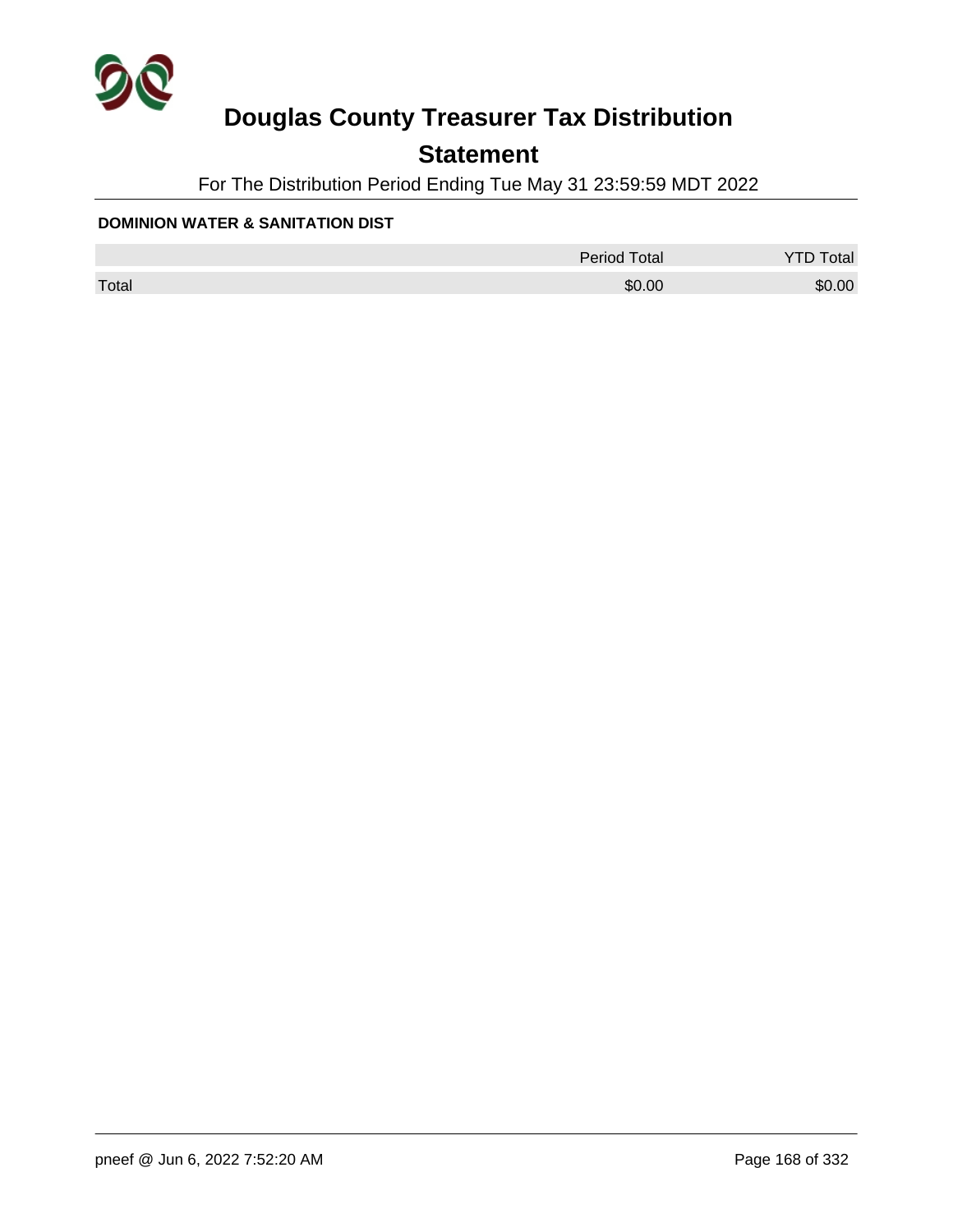# Douglas County Treasurer Tax Distribution

## Statement

For The Distribution Period Ending Tue May 31 23:59:59 MDT 2022

**DOMINION WATER & SANITATION DIST**

| | Period Total | YTD Total |
|---|---|---|
| Total | $0.00 | $0.00 |

pneef @ Jun 6, 2022 7:52:20 AM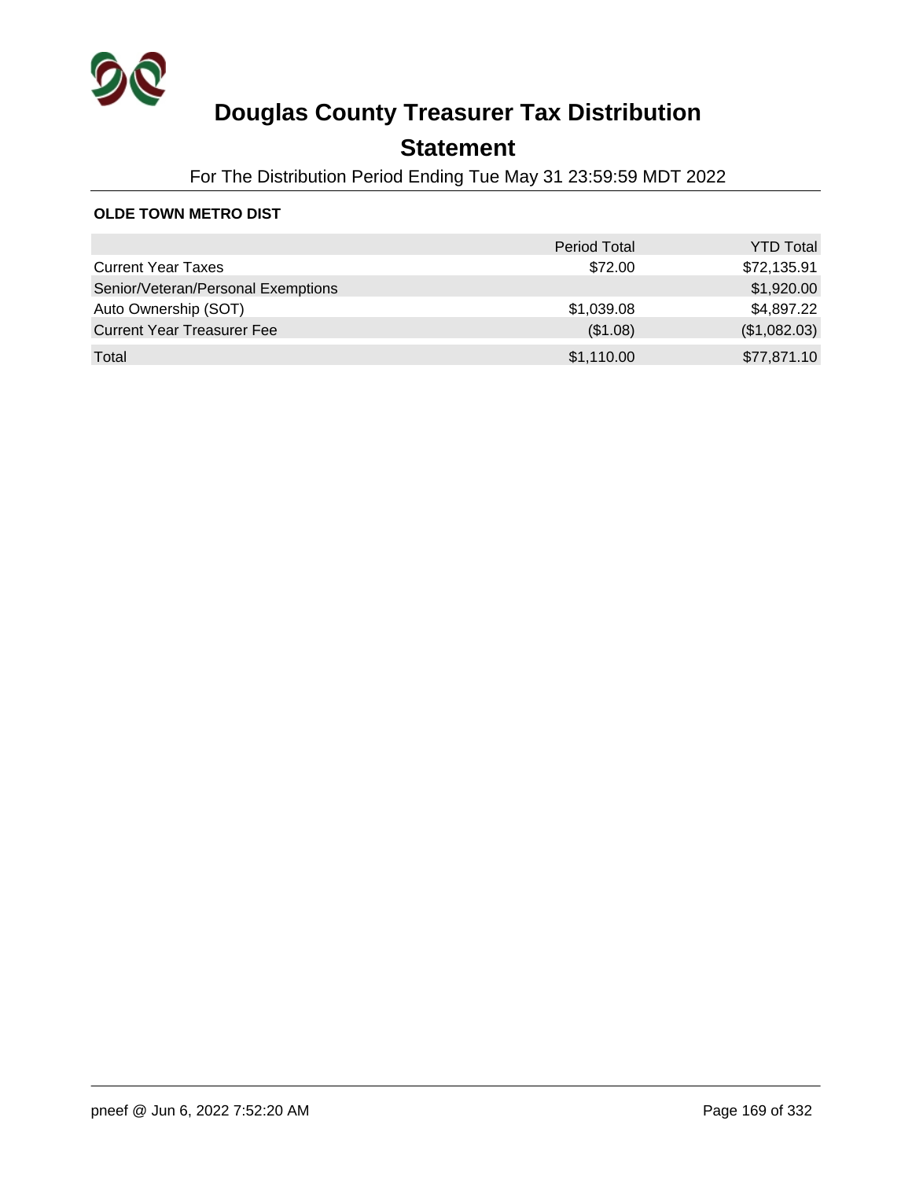# Douglas County Treasurer Tax Distribution

## Statement

For The Distribution Period Ending Tue May 31 23:59:59 MDT 2022

**OLDE TOWN METRO DIST**

| | Period Total | YTD Total |
|---|---|---|
| Current Year Taxes | $72.00 | $72,135.91 |
| Senior/Veteran/Personal Exemptions | | $1,920.00 |
| Auto Ownership (SOT) | $1,039.08 | $4,897.22 |
| Current Year Treasurer Fee | ($1.08) | ($1,082.03) |
| Total | $1,110.00 | $77,871.10 |

pneef @ Jun 6, 2022 7:52:20 AM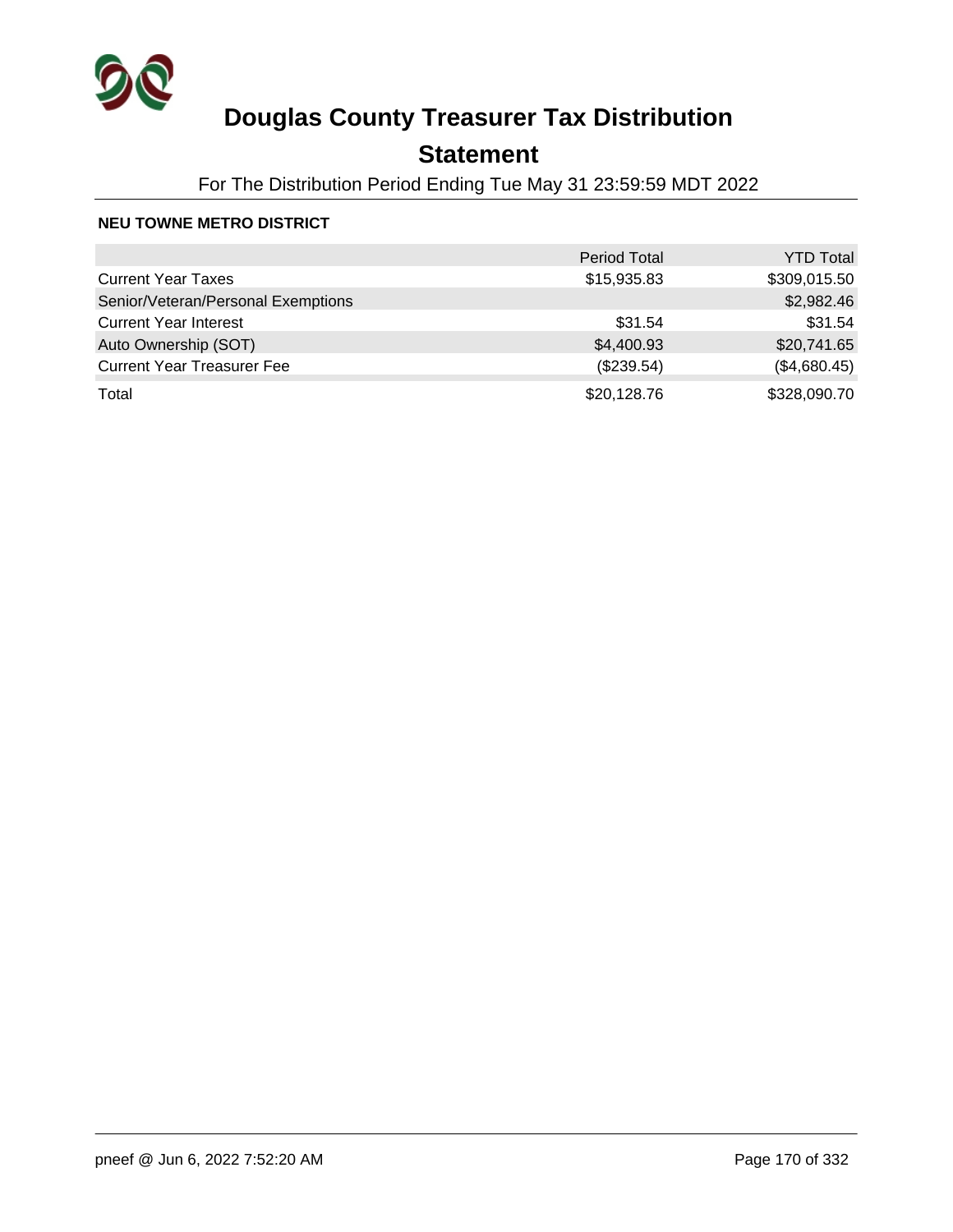# Douglas County Treasurer Tax Distribution

## Statement

For The Distribution Period Ending Tue May 31 23:59:59 MDT 2022

**NEU TOWNE METRO DISTRICT**

| | Period Total | YTD Total |
|---|---:|---:|
| Current Year Taxes | $15,935.83 | $309,015.50 |
| Senior/Veteran/Personal Exemptions | | $2,982.46 |
| Current Year Interest | $31.54 | $31.54 |
| Auto Ownership (SOT) | $4,400.93 | $20,741.65 |
| Current Year Treasurer Fee | ($239.54) | ($4,680.45) |
| Total | $20,128.76 | $328,090.70 |

pneef @ Jun 6, 2022 7:52:20 AM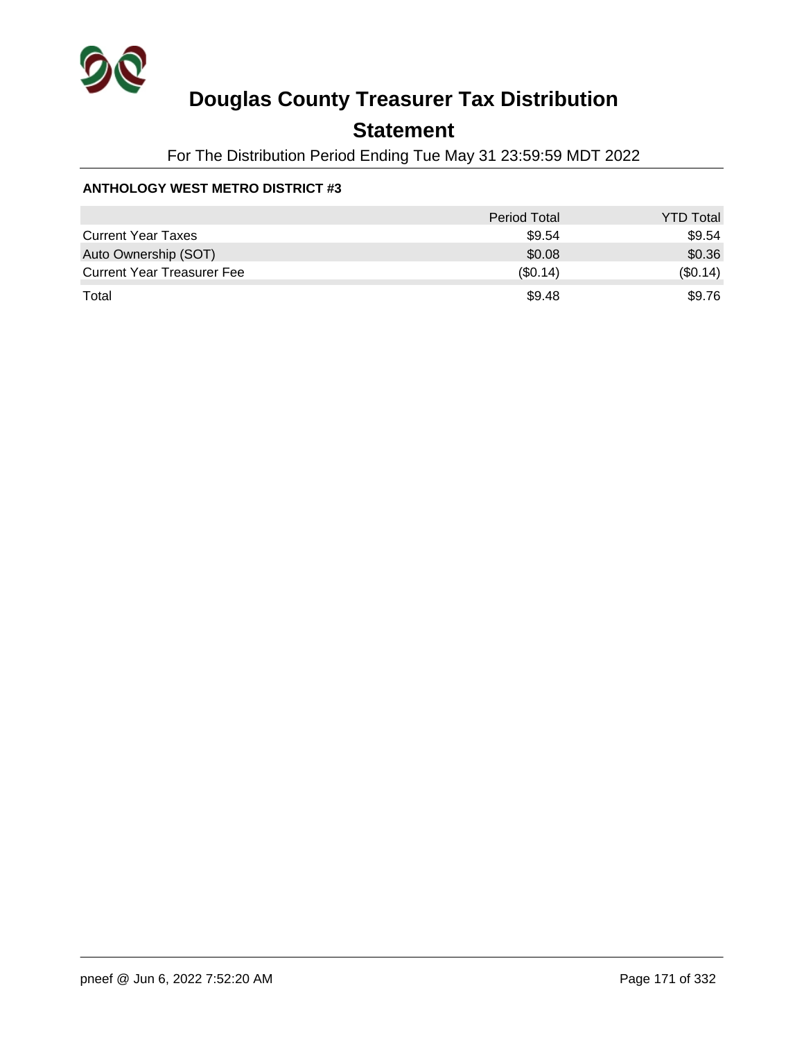# Douglas County Treasurer Tax Distribution

## Statement

For The Distribution Period Ending Tue May 31 23:59:59 MDT 2022

**ANTHOLOGY WEST METRO DISTRICT #3**

| | Period Total | YTD Total |
|---|---:|---:|
| Current Year Taxes | $9.54 | $9.54 |
| Auto Ownership (SOT) | $0.08 | $0.36 |
| Current Year Treasurer Fee | ($0.14) | ($0.14) |
| Total | $9.48 | $9.76 |

pneef @ Jun 6, 2022 7:52:20 AM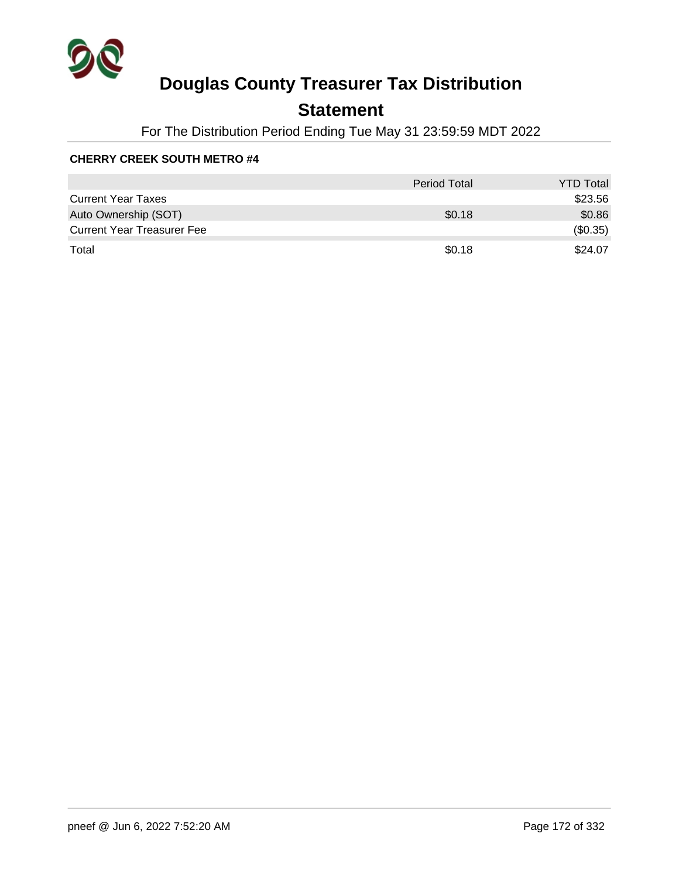# Douglas County Treasurer Tax Distribution

## Statement

For The Distribution Period Ending Tue May 31 23:59:59 MDT 2022

**CHERRY CREEK SOUTH METRO #4**

| | Period Total | YTD Total |
|---|---|---|
| Current Year Taxes | | $23.56 |
| Auto Ownership (SOT) | $0.18 | $0.86 |
| Current Year Treasurer Fee | | ($0.35) |
| Total | $0.18 | $24.07 |

pneef @ Jun 6, 2022 7:52:20 AM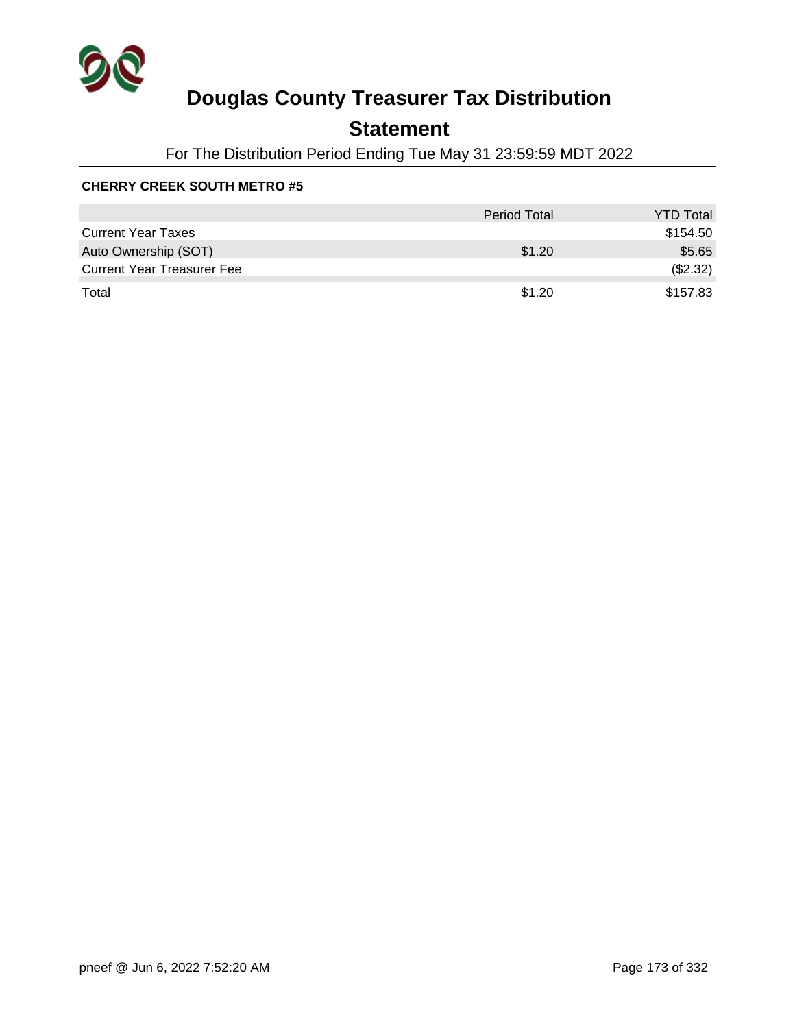# Douglas County Treasurer Tax Distribution

## Statement

For The Distribution Period Ending Tue May 31 23:59:59 MDT 2022

**CHERRY CREEK SOUTH METRO #5**

| | Period Total | YTD Total |
|---|---|---|
| Current Year Taxes | | $154.50 |
| Auto Ownership (SOT) | $1.20 | $5.65 |
| Current Year Treasurer Fee | | ($2.32) |
| Total | $1.20 | $157.83 |

pneef @ Jun 6, 2022 7:52:20 AM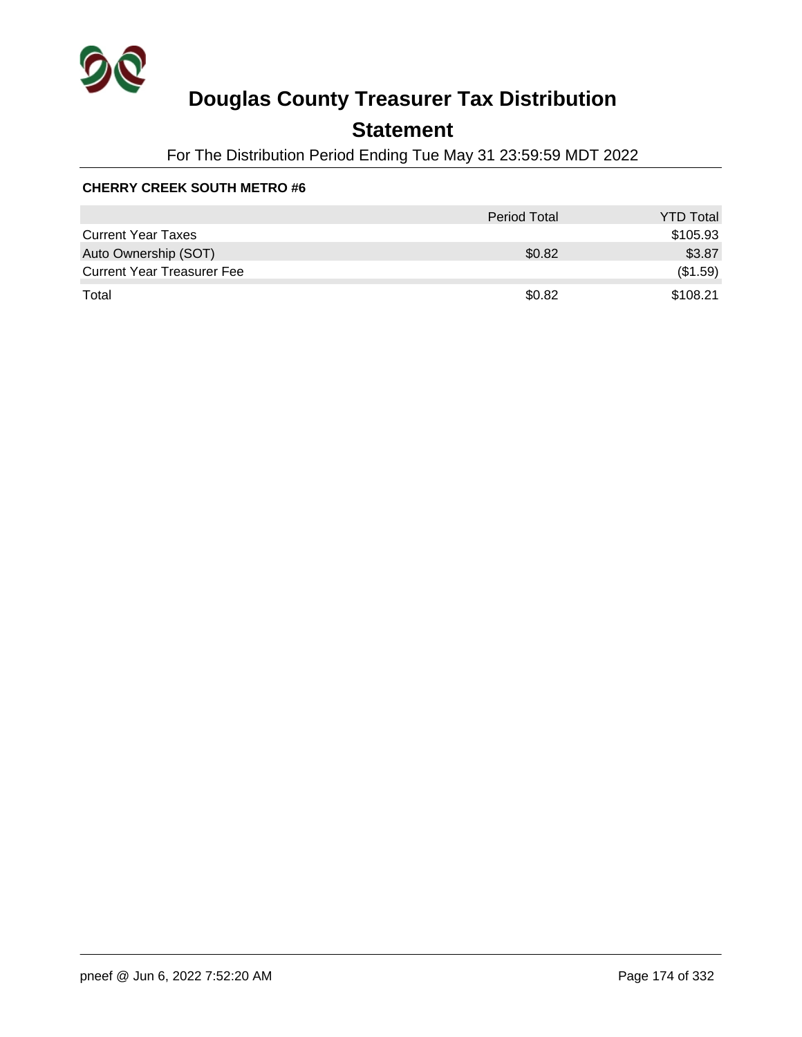# Douglas County Treasurer Tax Distribution

## Statement

For The Distribution Period Ending Tue May 31 23:59:59 MDT 2022

**CHERRY CREEK SOUTH METRO #6**

| | Period Total | YTD Total |
|---|---|---|
| Current Year Taxes | | $105.93 |
| Auto Ownership (SOT) | $0.82 | $3.87 |
| Current Year Treasurer Fee | | ($1.59) |
| Total | $0.82 | $108.21 |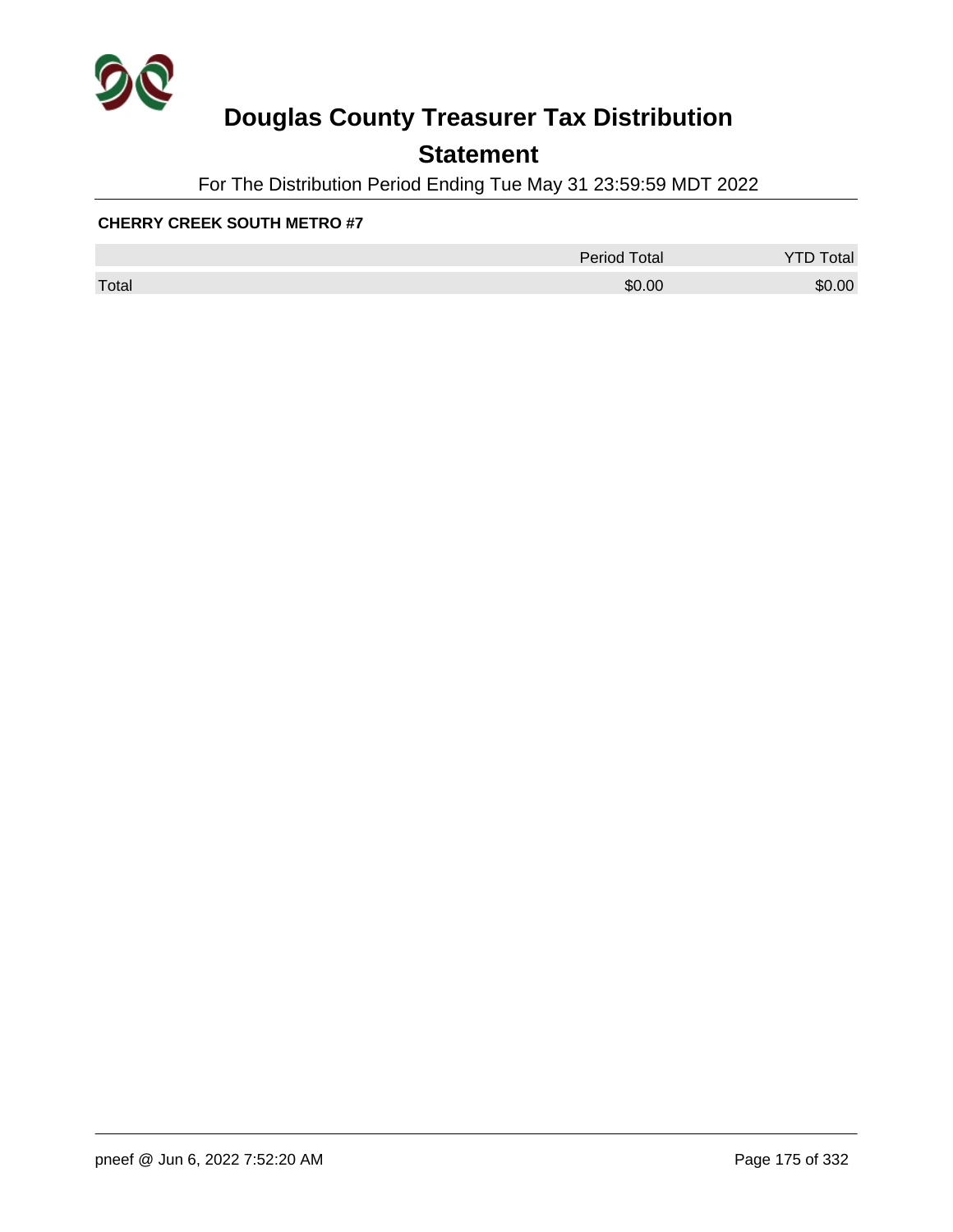# Douglas County Treasurer Tax Distribution

## Statement

For The Distribution Period Ending Tue May 31 23:59:59 MDT 2022

**CHERRY CREEK SOUTH METRO #7**

| | Period Total | YTD Total |
|---|---|---|
| Total | $0.00 | $0.00 |

pneef @ Jun 6, 2022 7:52:20 AM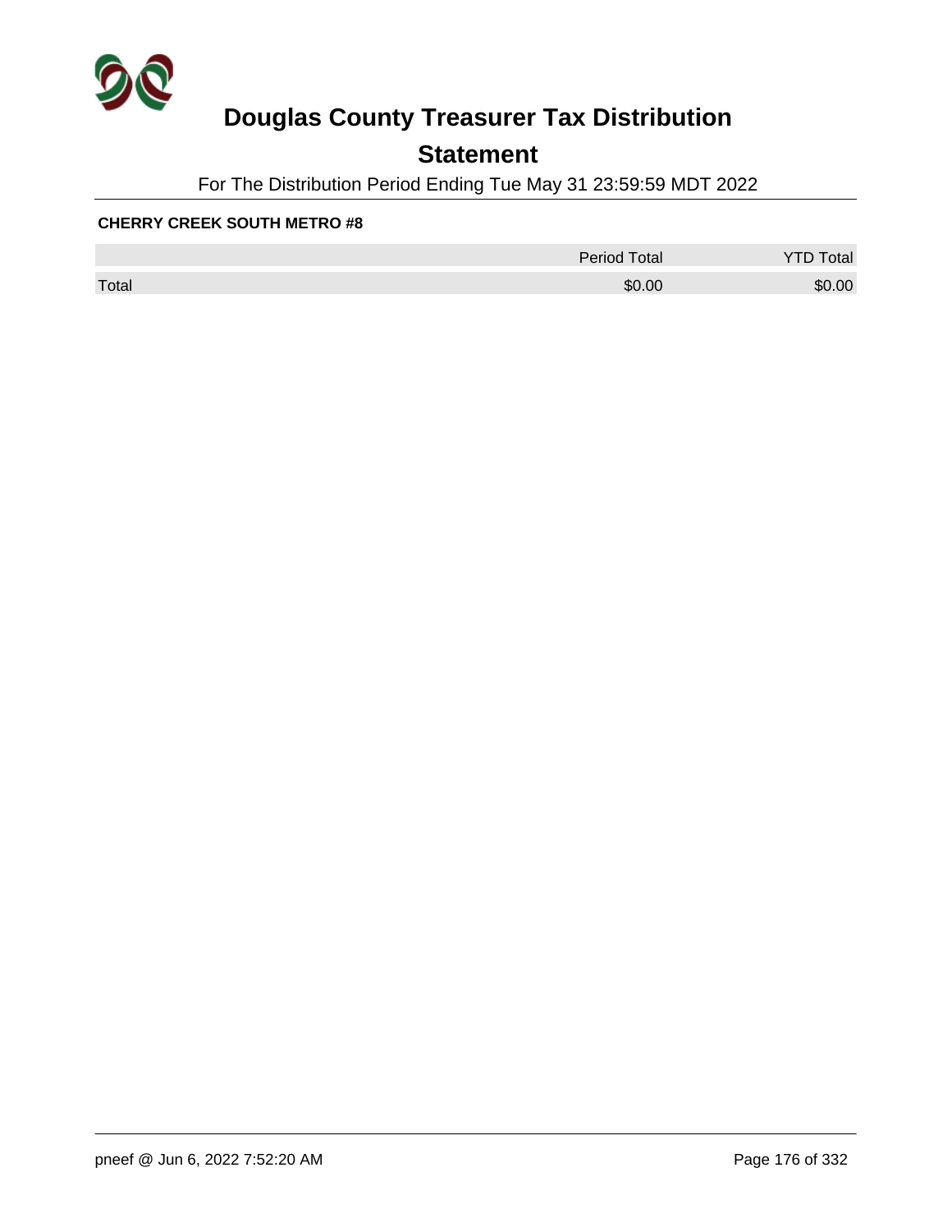# Douglas County Treasurer Tax Distribution

## Statement

For The Distribution Period Ending Tue May 31 23:59:59 MDT 2022

**CHERRY CREEK SOUTH METRO #8**

| | Period Total | YTD Total |
|---|---|---|
| Total | $0.00 | $0.00 |

pneef @ Jun 6, 2022 7:52:20 AM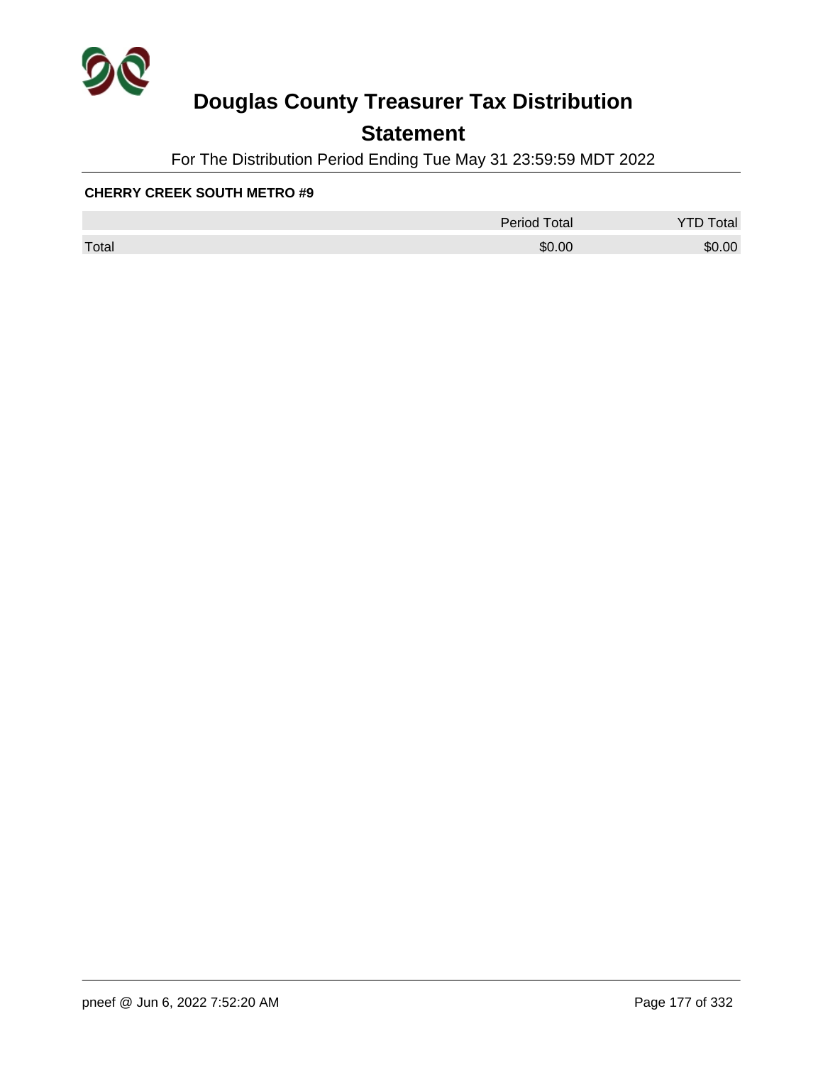# Douglas County Treasurer Tax Distribution

## Statement

For The Distribution Period Ending Tue May 31 23:59:59 MDT 2022

**CHERRY CREEK SOUTH METRO #9**

| | Period Total | YTD Total |
|---|---|---|
| Total | $0.00 | $0.00 |

pneef @ Jun 6, 2022 7:52:20 AM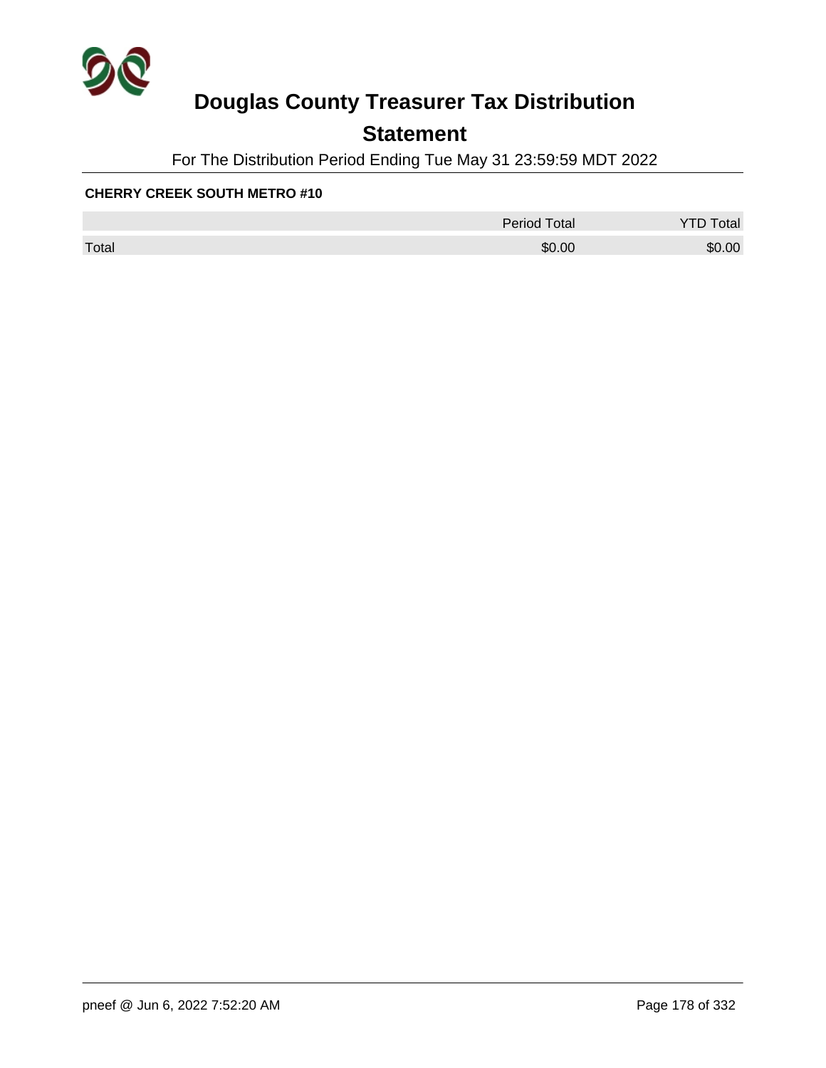# Douglas County Treasurer Tax Distribution

## Statement

For The Distribution Period Ending Tue May 31 23:59:59 MDT 2022

**CHERRY CREEK SOUTH METRO #10**

| | Period Total | YTD Total |
|---|---|---|
| Total | $0.00 | $0.00 |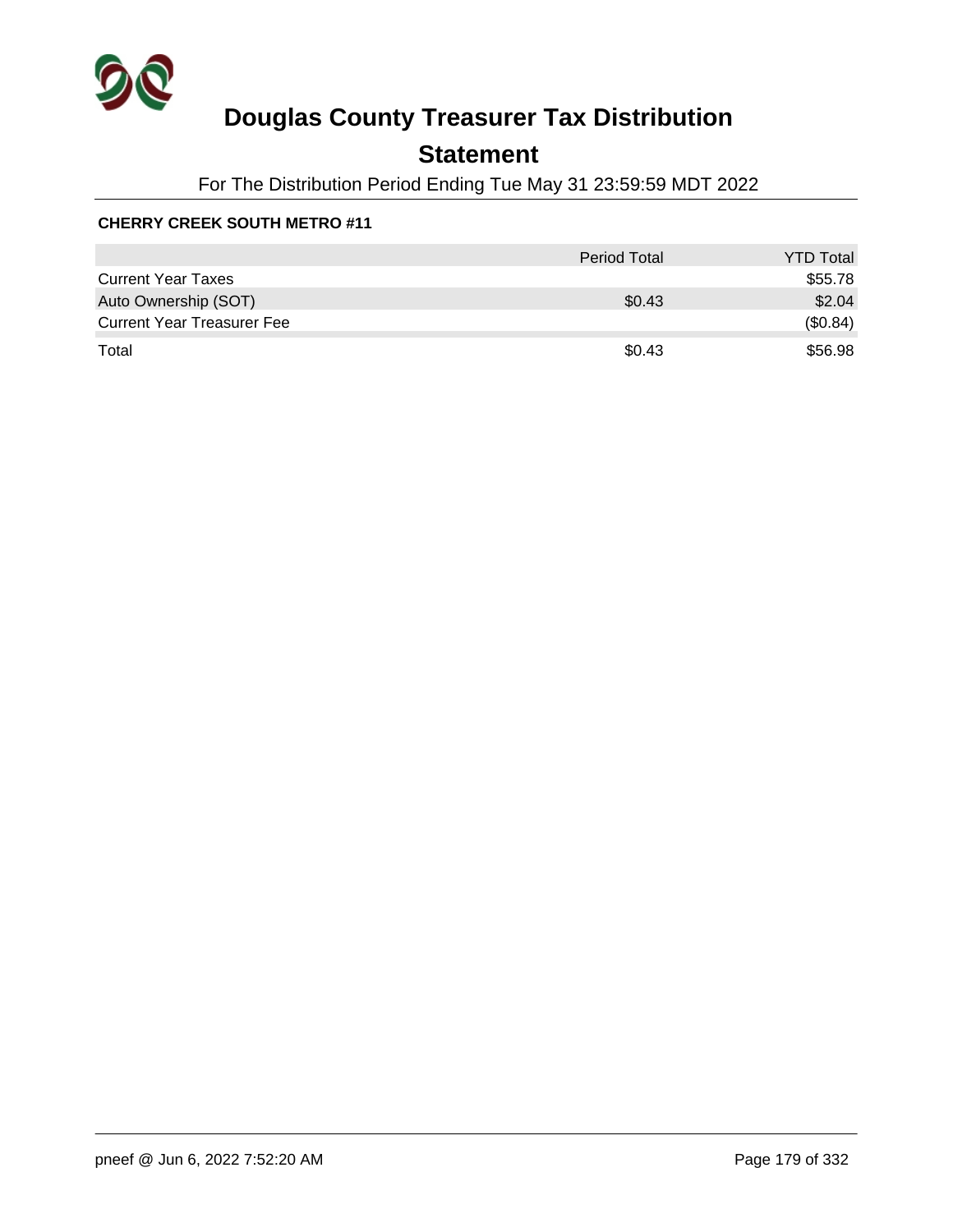# Douglas County Treasurer Tax Distribution

## Statement

For The Distribution Period Ending Tue May 31 23:59:59 MDT 2022

**CHERRY CREEK SOUTH METRO #11**

| | Period Total | YTD Total |
|---|---|---|
| Current Year Taxes | | $55.78 |
| Auto Ownership (SOT) | $0.43 | $2.04 |
| Current Year Treasurer Fee | | ($0.84) |
| Total | $0.43 | $56.98 |

pneef @ Jun 6, 2022 7:52:20 AM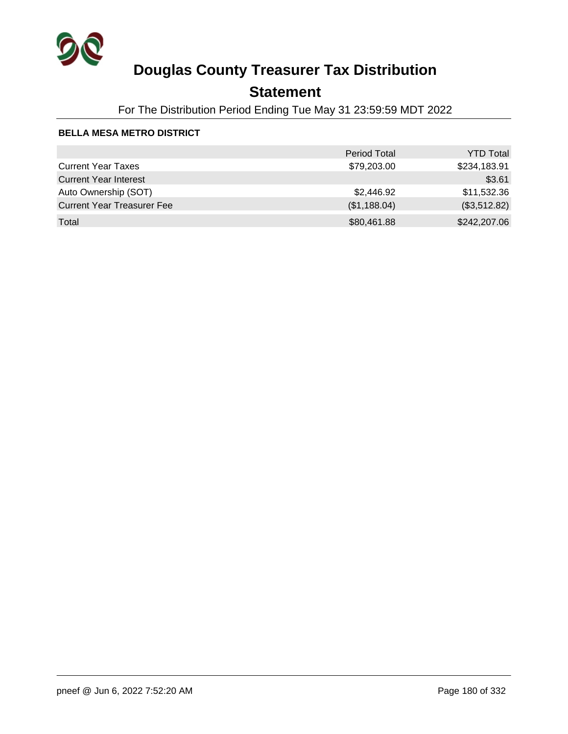# Douglas County Treasurer Tax Distribution

## Statement

For The Distribution Period Ending Tue May 31 23:59:59 MDT 2022

**BELLA MESA METRO DISTRICT**

| | Period Total | YTD Total |
|---|---|---|
| Current Year Taxes | $79,203.00 | $234,183.91 |
| Current Year Interest | | $3.61 |
| Auto Ownership (SOT) | $2,446.92 | $11,532.36 |
| Current Year Treasurer Fee | ($1,188.04) | ($3,512.82) |
| Total | $80,461.88 | $242,207.06 |

pneef @ Jun 6, 2022 7:52:20 AM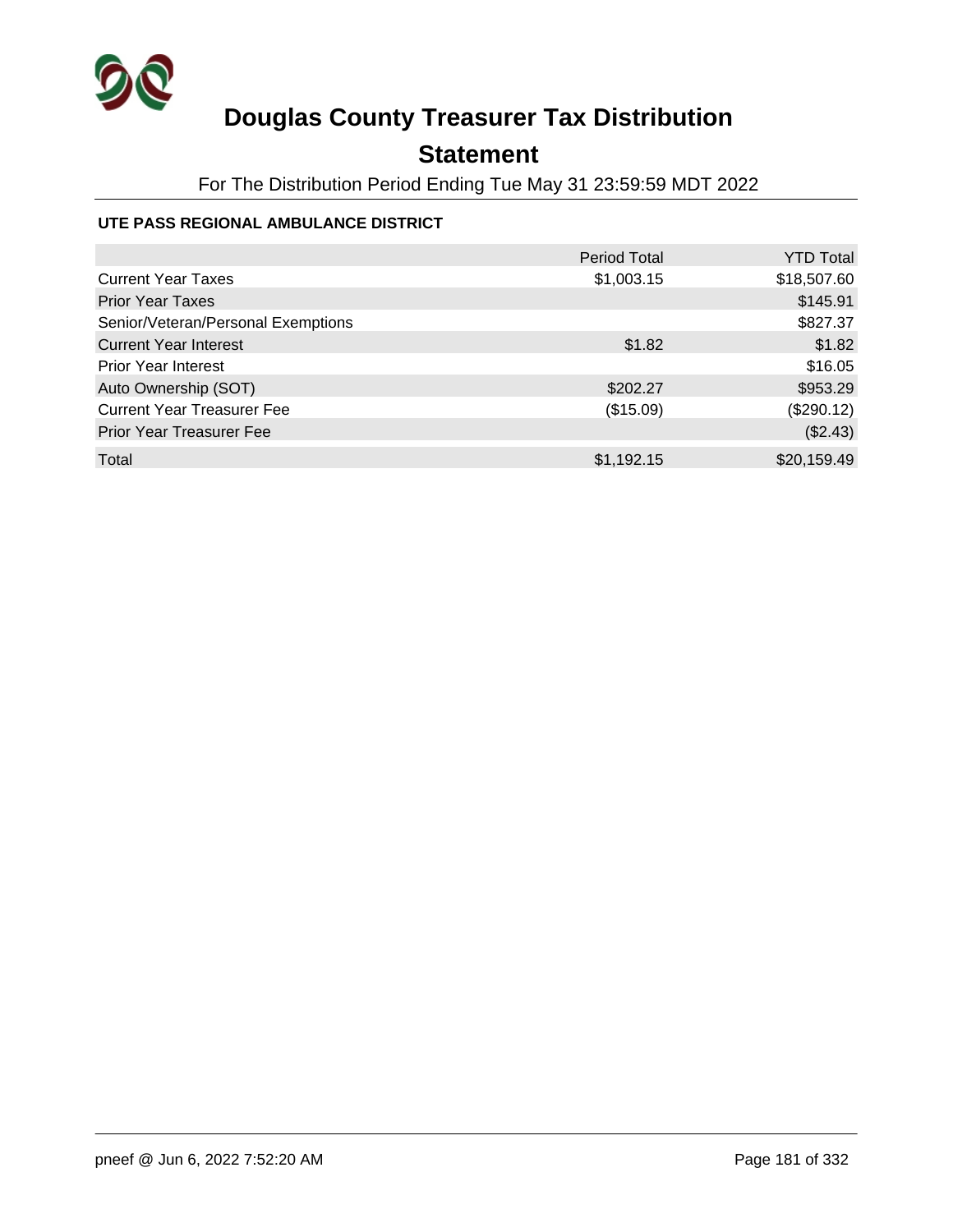# Douglas County Treasurer Tax Distribution

## Statement

For The Distribution Period Ending Tue May 31 23:59:59 MDT 2022

### UTE PASS REGIONAL AMBULANCE DISTRICT

| | Period Total | YTD Total |
|---|---|---|
| Current Year Taxes | $1,003.15 | $18,507.60 |
| Prior Year Taxes | | $145.91 |
| Senior/Veteran/Personal Exemptions | | $827.37 |
| Current Year Interest | $1.82 | $1.82 |
| Prior Year Interest | | $16.05 |
| Auto Ownership (SOT) | $202.27 | $953.29 |
| Current Year Treasurer Fee | ($15.09) | ($290.12) |
| Prior Year Treasurer Fee | | ($2.43) |
| Total | $1,192.15 | $20,159.49 |

pneef @ Jun 6, 2022 7:52:20 AM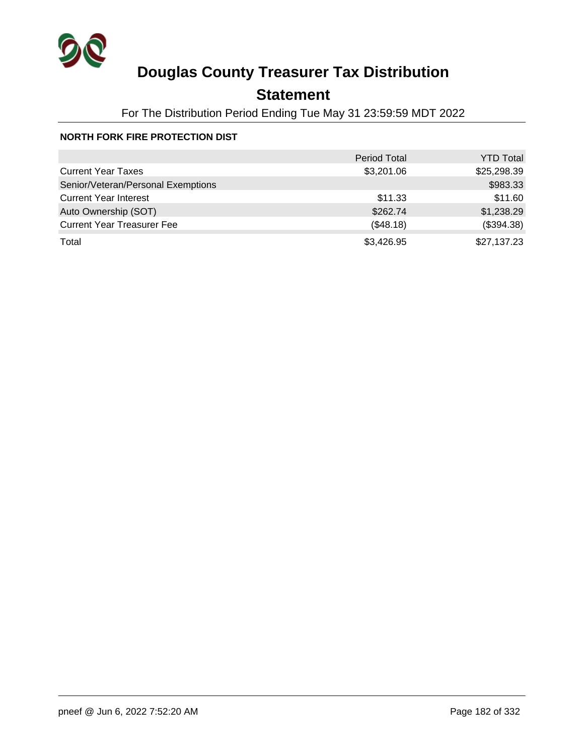# Douglas County Treasurer Tax Distribution

## Statement

For The Distribution Period Ending Tue May 31 23:59:59 MDT 2022

**NORTH FORK FIRE PROTECTION DIST**

| | Period Total | YTD Total |
|---|---:|---:|
| Current Year Taxes | $3,201.06 | $25,298.39 |
| Senior/Veteran/Personal Exemptions | | $983.33 |
| Current Year Interest | $11.33 | $11.60 |
| Auto Ownership (SOT) | $262.74 | $1,238.29 |
| Current Year Treasurer Fee | ($48.18) | ($394.38) |
| Total | $3,426.95 | $27,137.23 |

pneef @ Jun 6, 2022 7:52:20 AM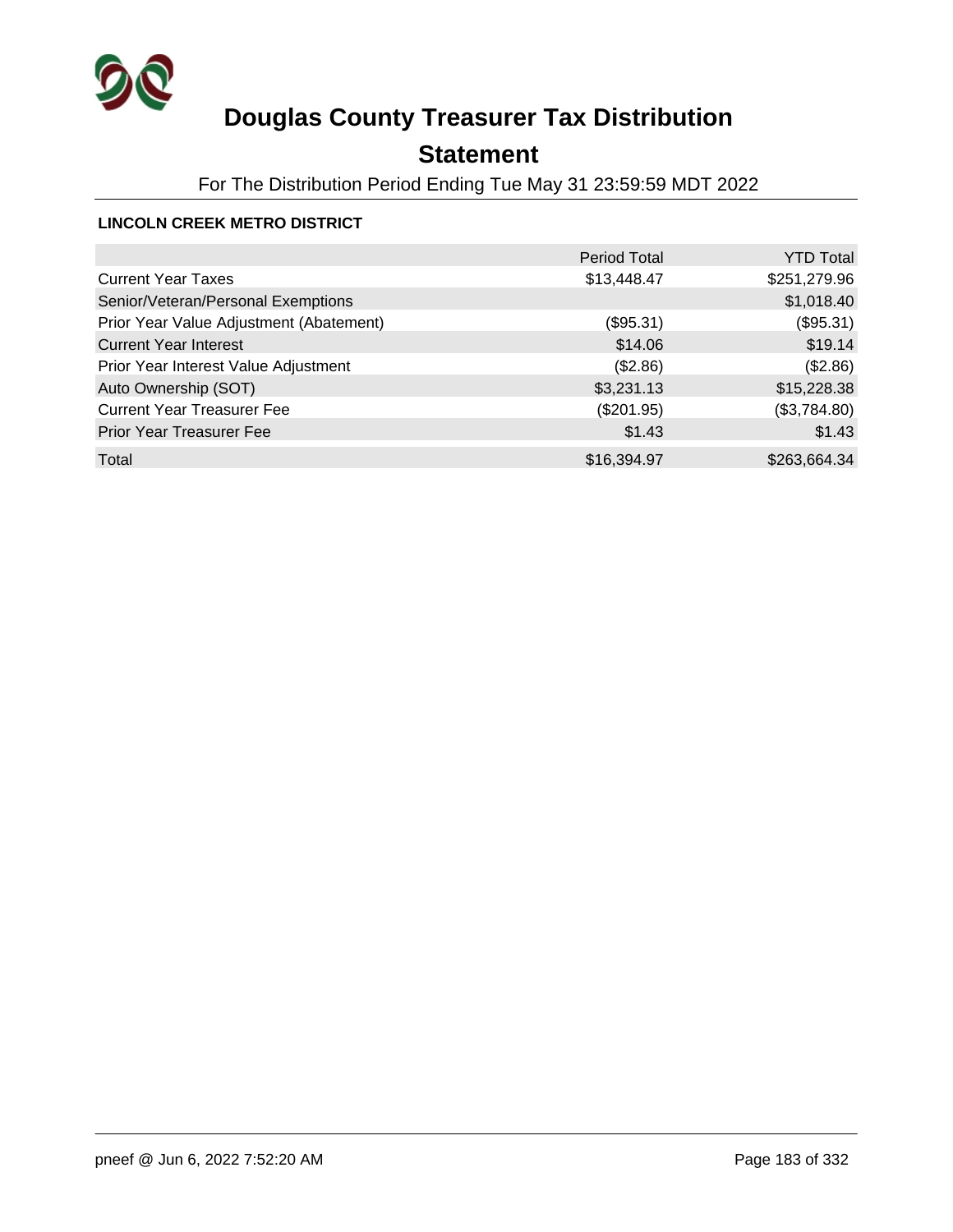# Douglas County Treasurer Tax Distribution

## Statement

For The Distribution Period Ending Tue May 31 23:59:59 MDT 2022

**LINCOLN CREEK METRO DISTRICT**

| | Period Total | YTD Total |
|---|---|---|
| Current Year Taxes | $13,448.47 | $251,279.96 |
| Senior/Veteran/Personal Exemptions | | $1,018.40 |
| Prior Year Value Adjustment (Abatement) | ($95.31) | ($95.31) |
| Current Year Interest | $14.06 | $19.14 |
| Prior Year Interest Value Adjustment | ($2.86) | ($2.86) |
| Auto Ownership (SOT) | $3,231.13 | $15,228.38 |
| Current Year Treasurer Fee | ($201.95) | ($3,784.80) |
| Prior Year Treasurer Fee | $1.43 | $1.43 |
| Total | $16,394.97 | $263,664.34 |

pneef @ Jun 6, 2022 7:52:20 AM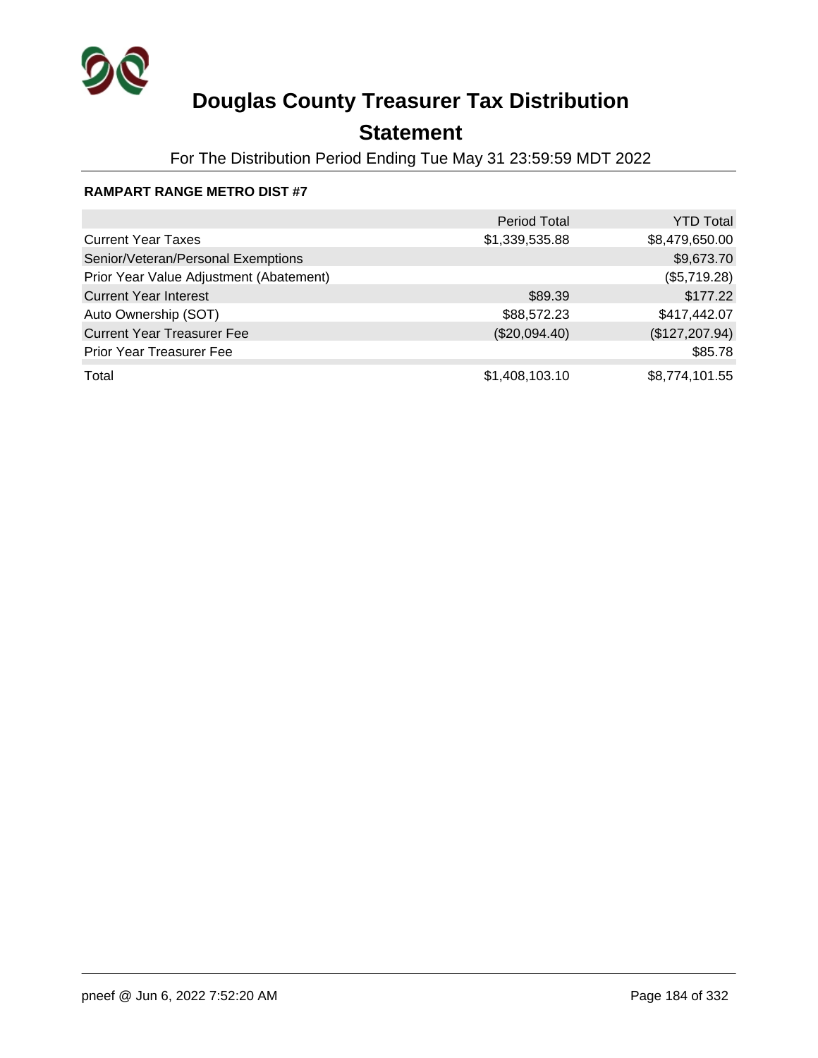# Douglas County Treasurer Tax Distribution

## Statement

For The Distribution Period Ending Tue May 31 23:59:59 MDT 2022

**RAMPART RANGE METRO DIST #7**

| | Period Total | YTD Total |
|---|---|---|
| Current Year Taxes | $1,339,535.88 | $8,479,650.00 |
| Senior/Veteran/Personal Exemptions | | $9,673.70 |
| Prior Year Value Adjustment (Abatement) | | ($5,719.28) |
| Current Year Interest | $89.39 | $177.22 |
| Auto Ownership (SOT) | $88,572.23 | $417,442.07 |
| Current Year Treasurer Fee | ($20,094.40) | ($127,207.94) |
| Prior Year Treasurer Fee | | $85.78 |
| Total | $1,408,103.10 | $8,774,101.55 |

pneef @ Jun 6, 2022 7:52:20 AM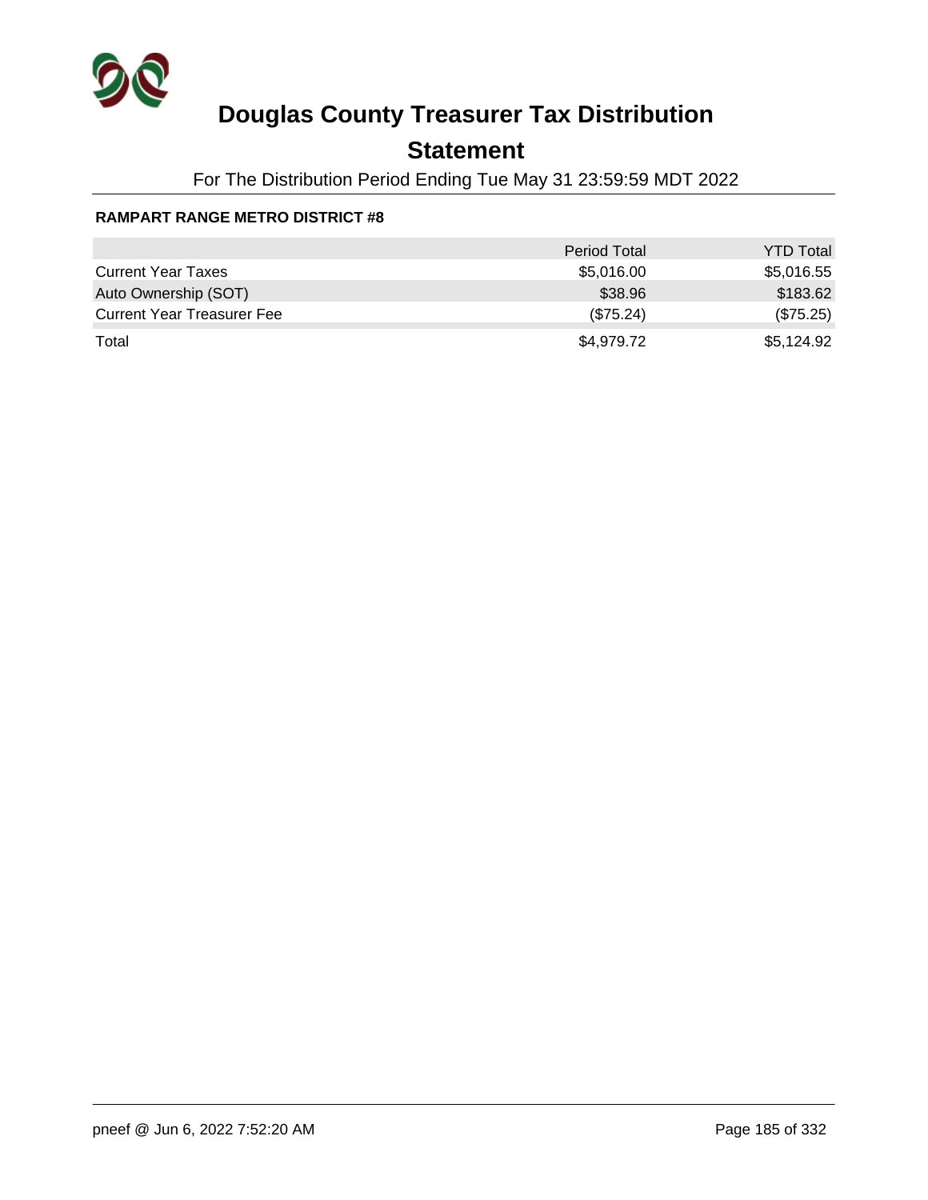# Douglas County Treasurer Tax Distribution

## Statement

For The Distribution Period Ending Tue May 31 23:59:59 MDT 2022

**RAMPART RANGE METRO DISTRICT #8**

| | Period Total | YTD Total |
|---|---|---|
| Current Year Taxes | $5,016.00 | $5,016.55 |
| Auto Ownership (SOT) | $38.96 | $183.62 |
| Current Year Treasurer Fee | ($75.24) | ($75.25) |
| Total | $4,979.72 | $5,124.92 |

pneef @ Jun 6, 2022 7:52:20 AM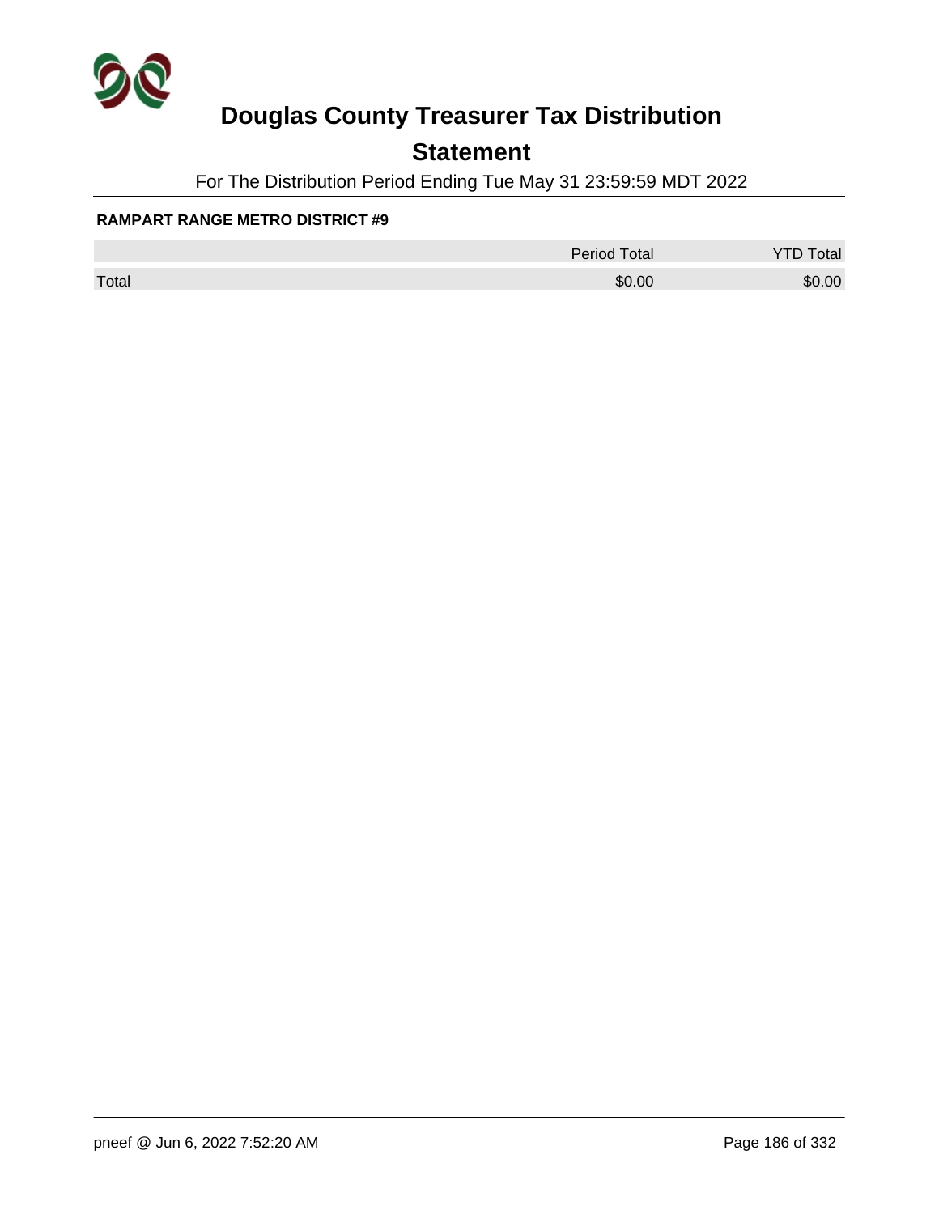# Douglas County Treasurer Tax Distribution

## Statement

For The Distribution Period Ending Tue May 31 23:59:59 MDT 2022

**RAMPART RANGE METRO DISTRICT #9**

| | Period Total | YTD Total |
|---|---|---|
| Total | $0.00 | $0.00 |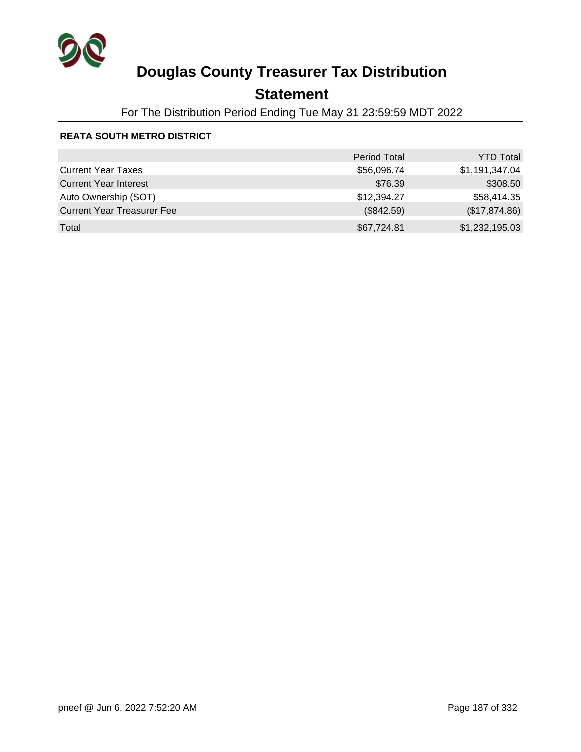# Douglas County Treasurer Tax Distribution

## Statement

For The Distribution Period Ending Tue May 31 23:59:59 MDT 2022

**REATA SOUTH METRO DISTRICT**

| | Period Total | YTD Total |
|---|---|---|
| Current Year Taxes | $56,096.74 | $1,191,347.04 |
| Current Year Interest | $76.39 | $308.50 |
| Auto Ownership (SOT) | $12,394.27 | $58,414.35 |
| Current Year Treasurer Fee | ($842.59) | ($17,874.86) |
| Total | $67,724.81 | $1,232,195.03 |

pneef @ Jun 6, 2022 7:52:20 AM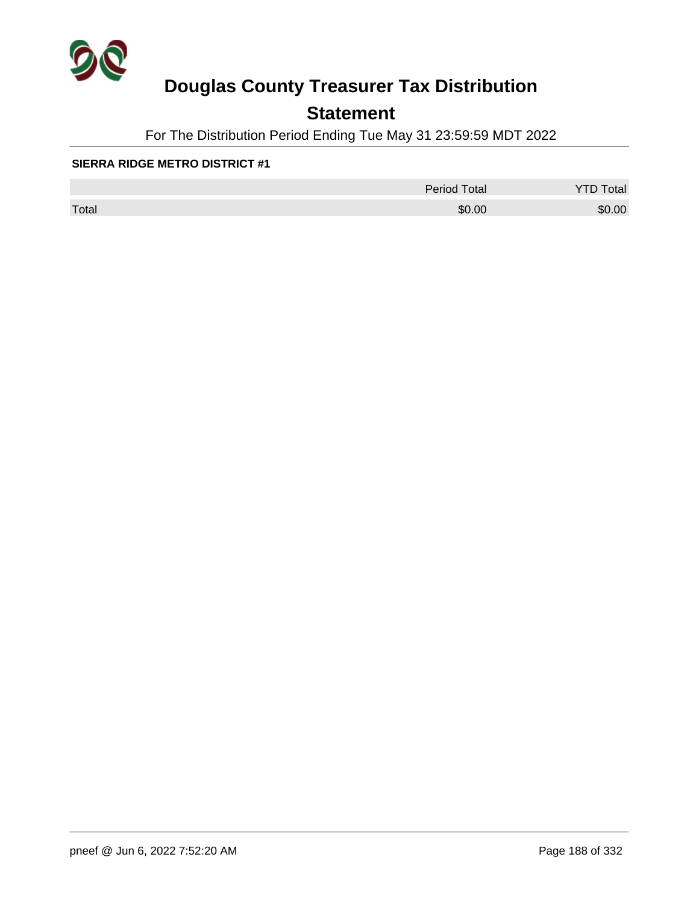# Douglas County Treasurer Tax Distribution

## Statement

For The Distribution Period Ending Tue May 31 23:59:59 MDT 2022

**SIERRA RIDGE METRO DISTRICT #1**

| | Period Total | YTD Total |
|---|---|---|
| Total | $0.00 | $0.00 |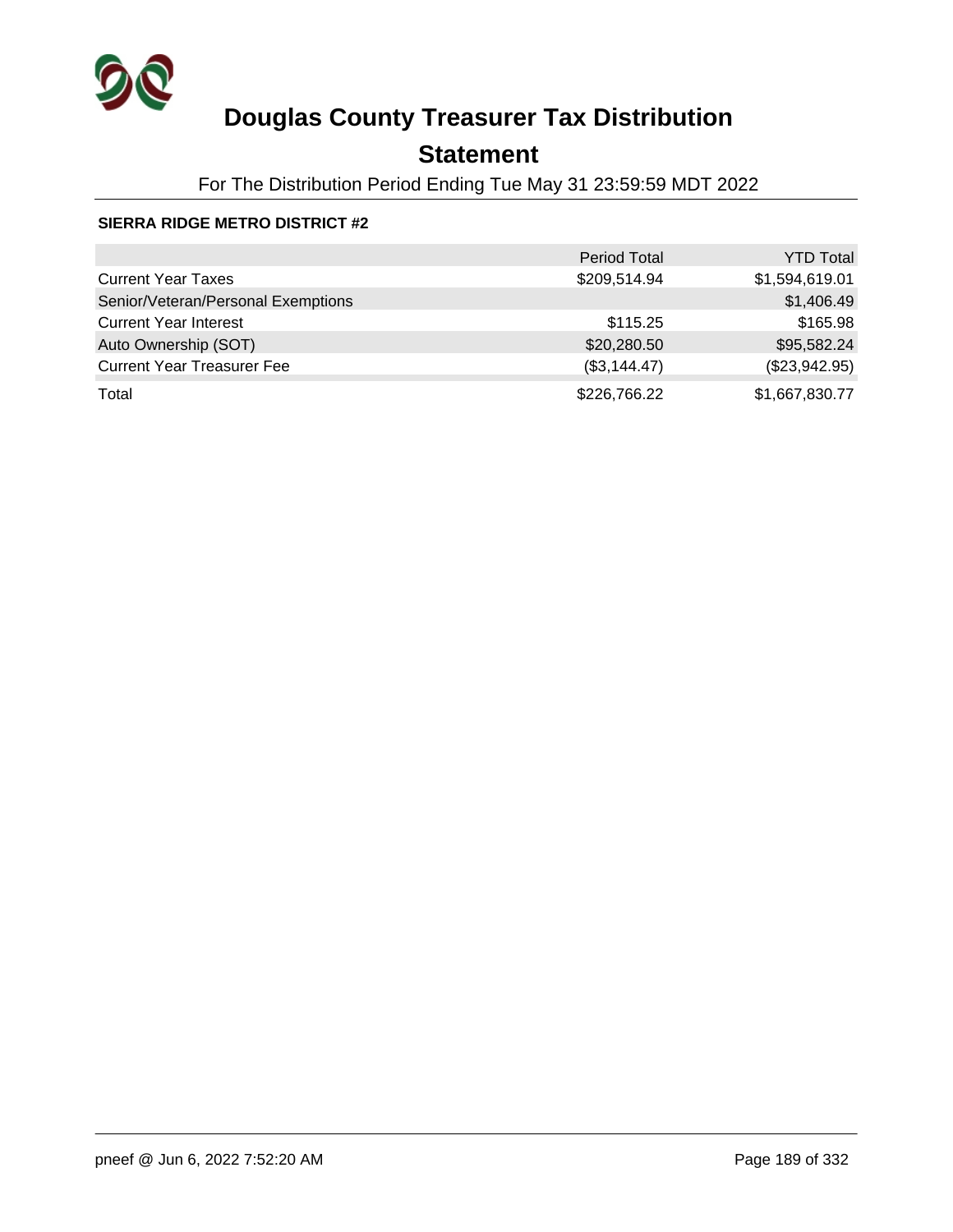# Douglas County Treasurer Tax Distribution

## Statement

For The Distribution Period Ending Tue May 31 23:59:59 MDT 2022

**SIERRA RIDGE METRO DISTRICT #2**

| | Period Total | YTD Total |
|---|---|---|
| Current Year Taxes | $209,514.94 | $1,594,619.01 |
| Senior/Veteran/Personal Exemptions | | $1,406.49 |
| Current Year Interest | $115.25 | $165.98 |
| Auto Ownership (SOT) | $20,280.50 | $95,582.24 |
| Current Year Treasurer Fee | ($3,144.47) | ($23,942.95) |
| Total | $226,766.22 | $1,667,830.77 |

pneef @ Jun 6, 2022 7:52:20 AM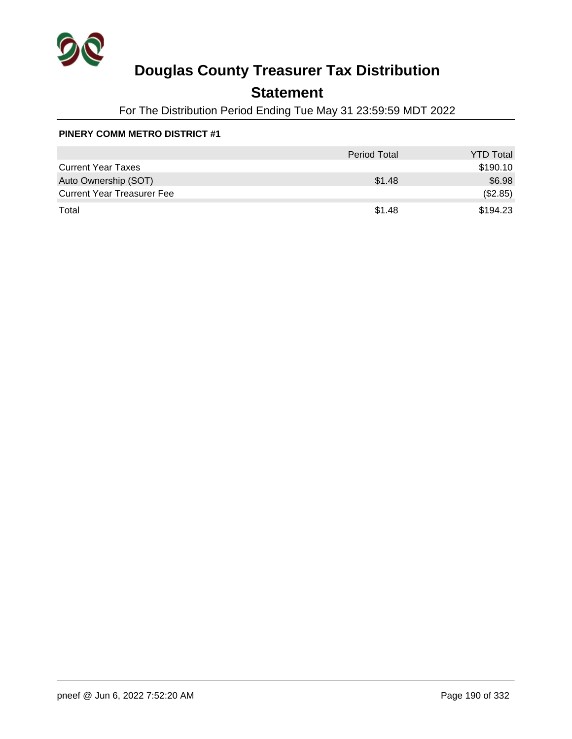# Douglas County Treasurer Tax Distribution

## Statement

For The Distribution Period Ending Tue May 31 23:59:59 MDT 2022

**PINERY COMM METRO DISTRICT #1**

| | Period Total | YTD Total |
|---|---|---|
| Current Year Taxes | | $190.10 |
| Auto Ownership (SOT) | $1.48 | $6.98 |
| Current Year Treasurer Fee | | ($2.85) |
| Total | $1.48 | $194.23 |

pneef @ Jun 6, 2022 7:52:20 AM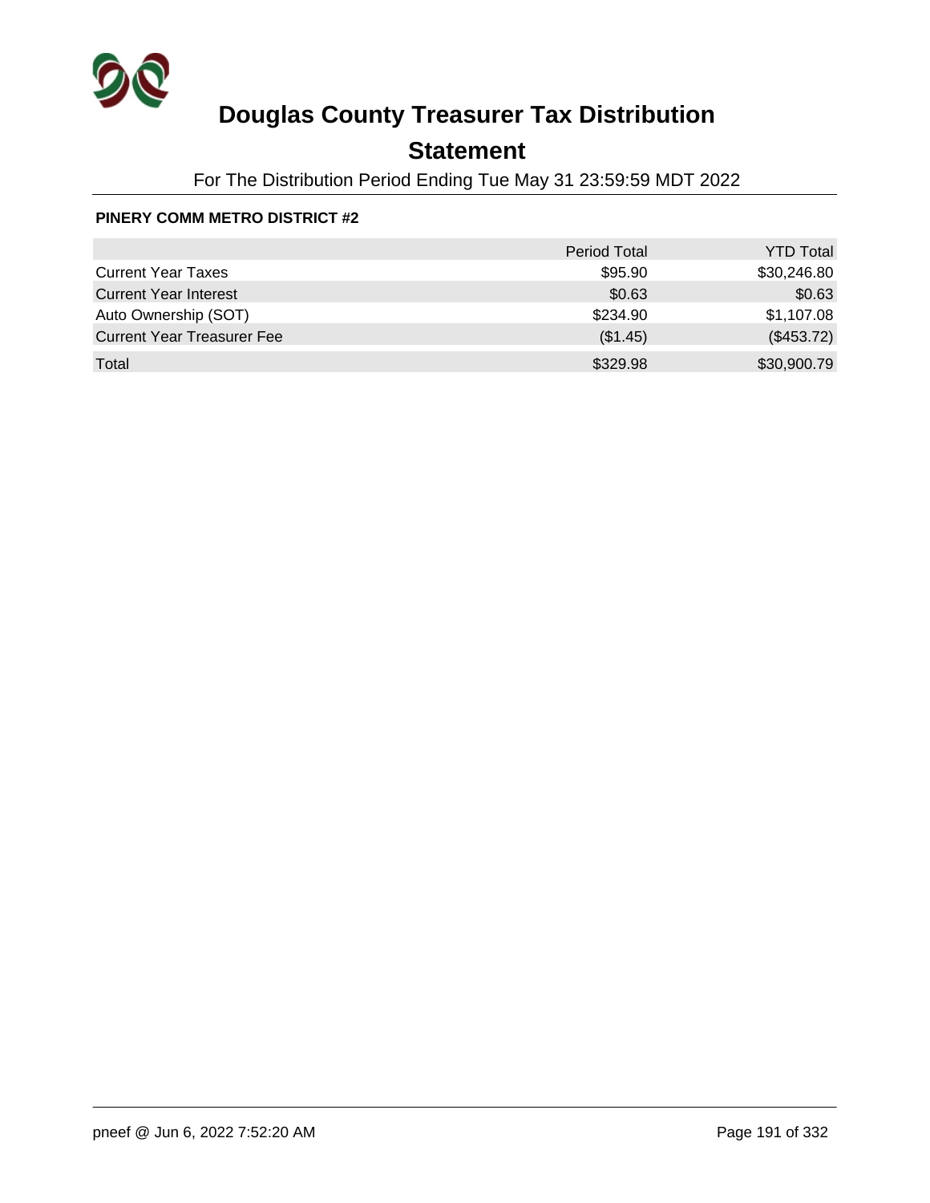# Douglas County Treasurer Tax Distribution

## Statement

For The Distribution Period Ending Tue May 31 23:59:59 MDT 2022

**PINERY COMM METRO DISTRICT #2**

| | Period Total | YTD Total |
|---|---:|---:|
| Current Year Taxes | $95.90 | $30,246.80 |
| Current Year Interest | $0.63 | $0.63 |
| Auto Ownership (SOT) | $234.90 | $1,107.08 |
| Current Year Treasurer Fee | ($1.45) | ($453.72) |
| Total | $329.98 | $30,900.79 |

pneef @ Jun 6, 2022 7:52:20 AM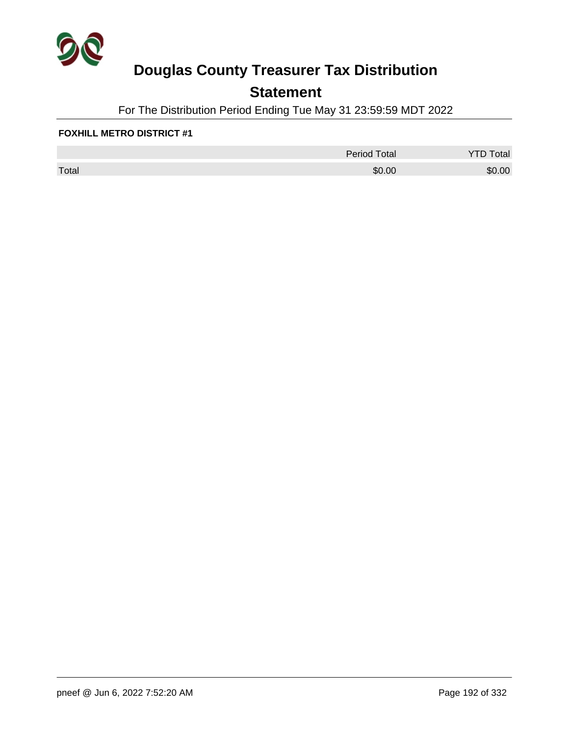# Douglas County Treasurer Tax Distribution

## Statement

For The Distribution Period Ending Tue May 31 23:59:59 MDT 2022

**FOXHILL METRO DISTRICT #1**

| | Period Total | YTD Total |
|---|---|---|
| Total | $0.00 | $0.00 |

pneef @ Jun 6, 2022 7:52:20 AM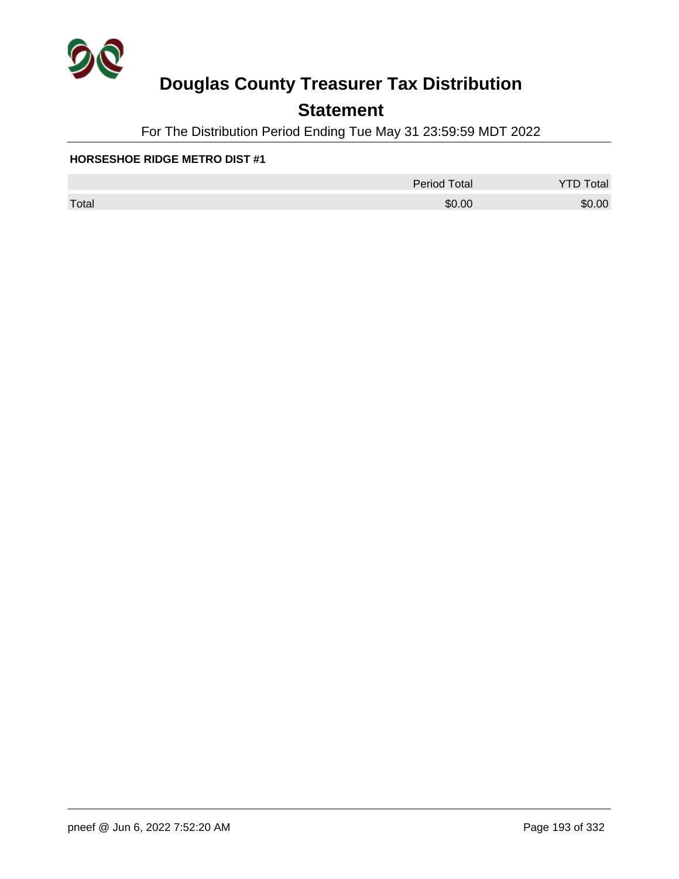# Douglas County Treasurer Tax Distribution

## Statement

For The Distribution Period Ending Tue May 31 23:59:59 MDT 2022

**HORSESHOE RIDGE METRO DIST #1**

| | Period Total | YTD Total |
|---|---|---|
| Total | $0.00 | $0.00 |

pneef @ Jun 6, 2022 7:52:20 AM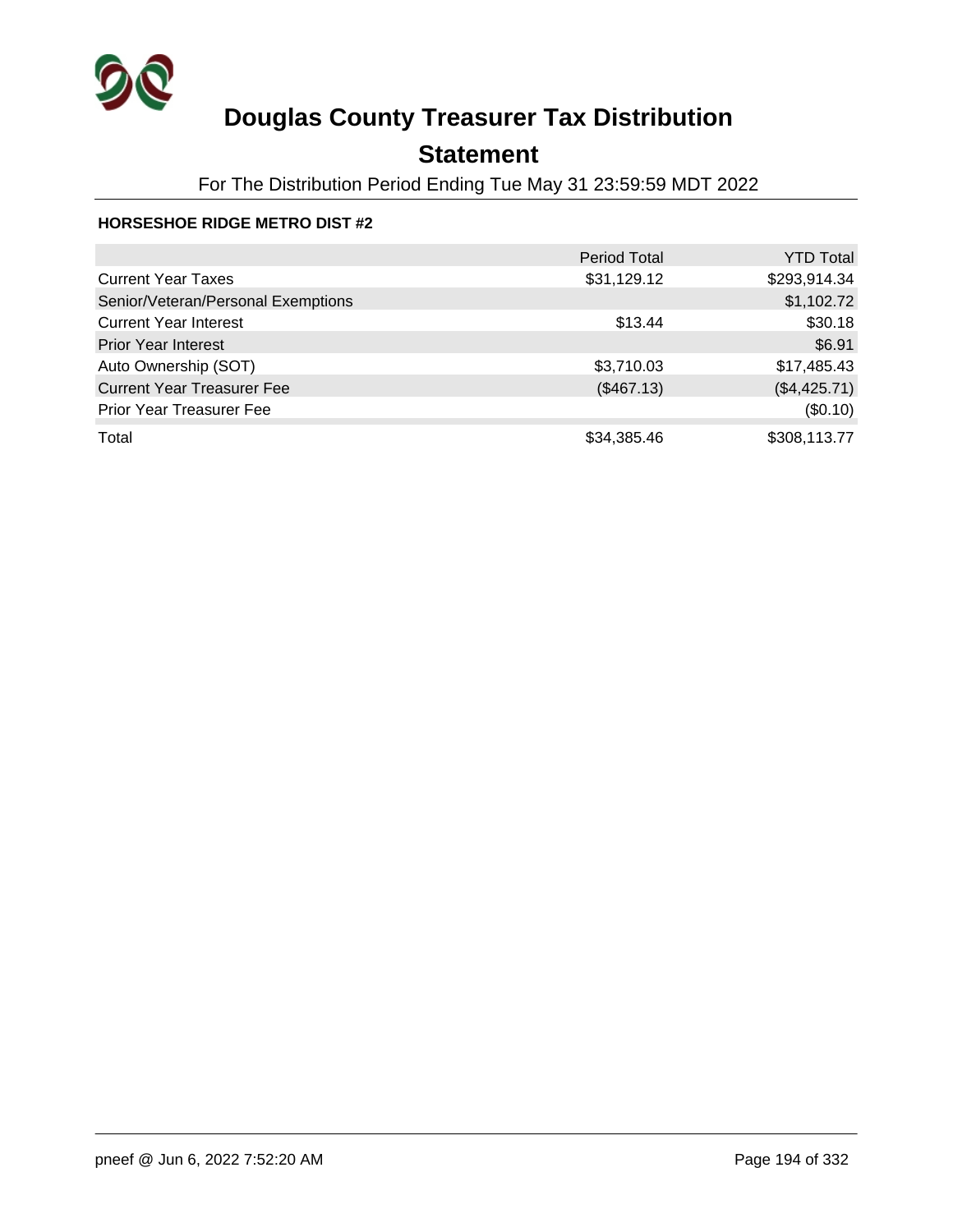# Douglas County Treasurer Tax Distribution

## Statement

For The Distribution Period Ending Tue May 31 23:59:59 MDT 2022

**HORSESHOE RIDGE METRO DIST #2**

| | Period Total | YTD Total |
|---|---|---|
| Current Year Taxes | $31,129.12 | $293,914.34 |
| Senior/Veteran/Personal Exemptions | | $1,102.72 |
| Current Year Interest | $13.44 | $30.18 |
| Prior Year Interest | | $6.91 |
| Auto Ownership (SOT) | $3,710.03 | $17,485.43 |
| Current Year Treasurer Fee | ($467.13) | ($4,425.71) |
| Prior Year Treasurer Fee | | ($0.10) |
| Total | $34,385.46 | $308,113.77 |

pneef @ Jun 6, 2022 7:52:20 AM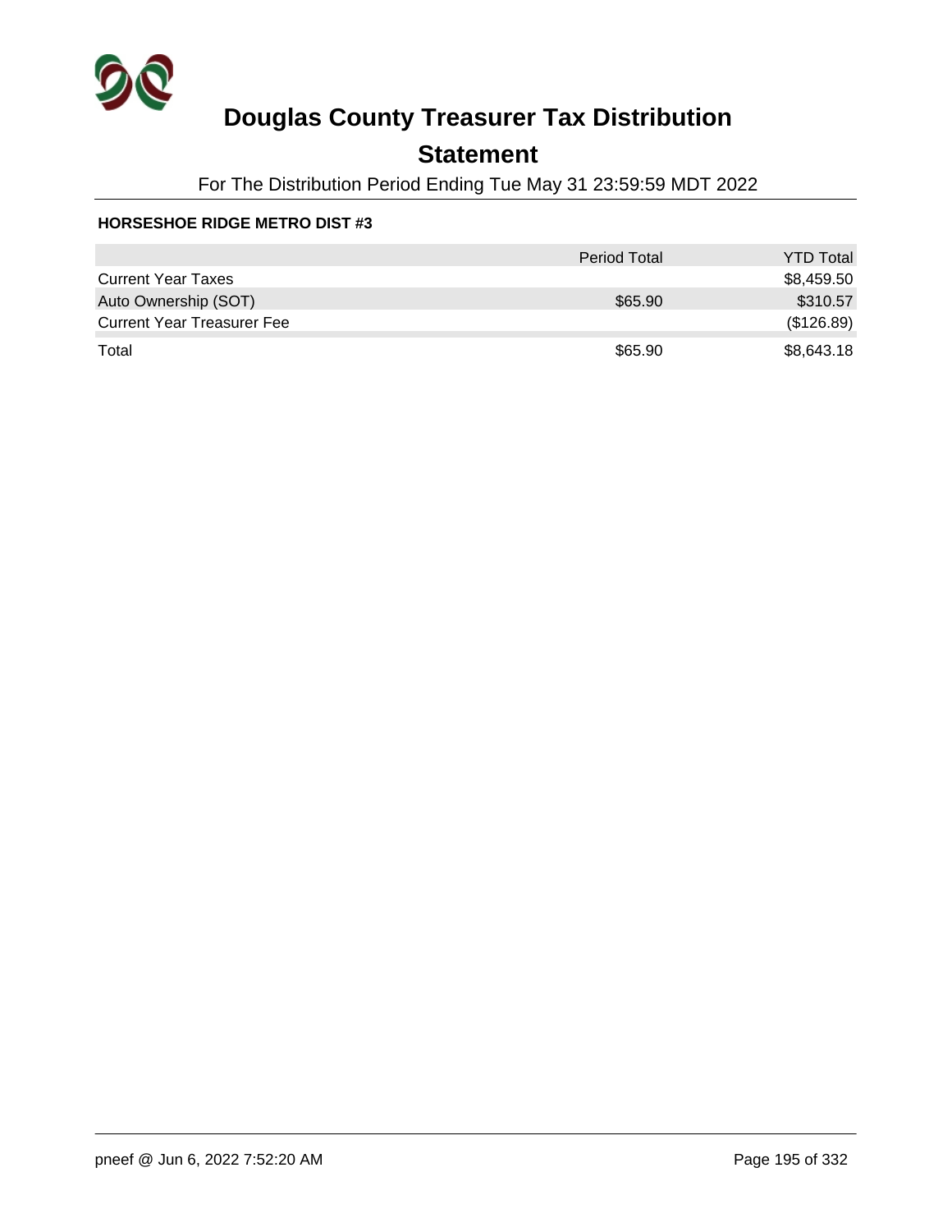# Douglas County Treasurer Tax Distribution

## Statement

For The Distribution Period Ending Tue May 31 23:59:59 MDT 2022

**HORSESHOE RIDGE METRO DIST #3**

| | Period Total | YTD Total |
|---|---|---|
| Current Year Taxes | | $8,459.50 |
| Auto Ownership (SOT) | $65.90 | $310.57 |
| Current Year Treasurer Fee | | ($126.89) |
| Total | $65.90 | $8,643.18 |

pneef @ Jun 6, 2022 7:52:20 AM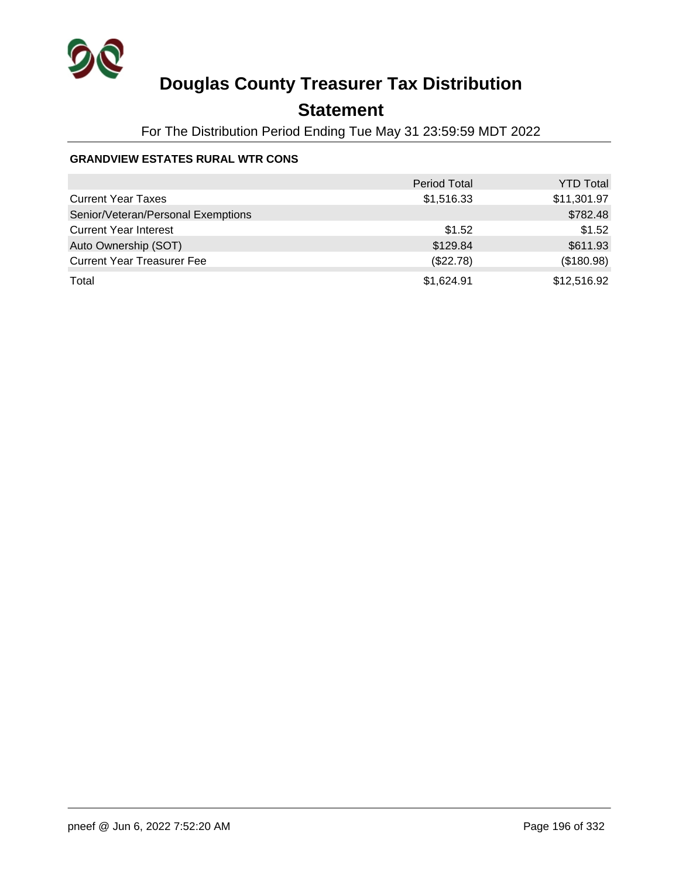# Douglas County Treasurer Tax Distribution

## Statement

For The Distribution Period Ending Tue May 31 23:59:59 MDT 2022

**GRANDVIEW ESTATES RURAL WTR CONS**

| | Period Total | YTD Total |
|---|---|---|
| Current Year Taxes | $1,516.33 | $11,301.97 |
| Senior/Veteran/Personal Exemptions | | $782.48 |
| Current Year Interest | $1.52 | $1.52 |
| Auto Ownership (SOT) | $129.84 | $611.93 |
| Current Year Treasurer Fee | ($22.78) | ($180.98) |
| Total | $1,624.91 | $12,516.92 |

pneef @ Jun 6, 2022 7:52:20 AM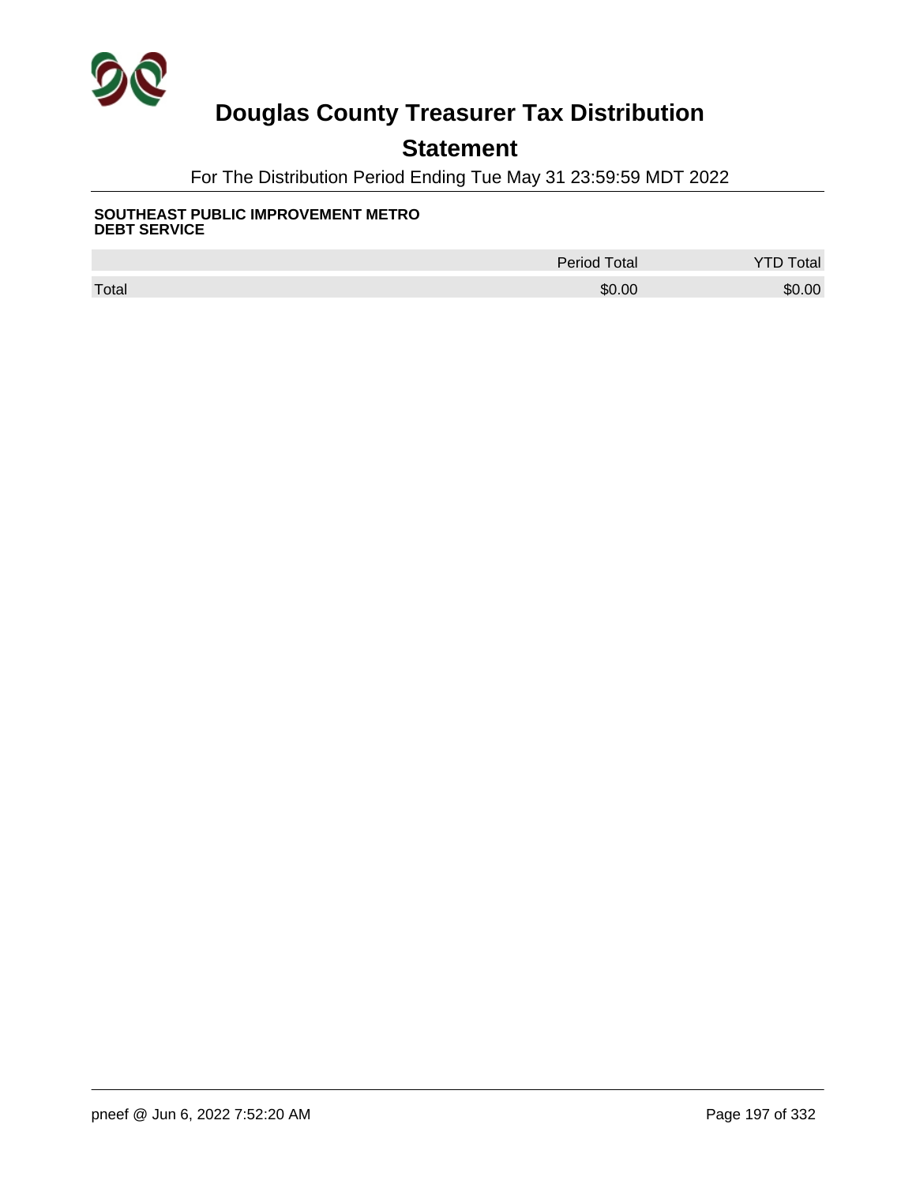# Douglas County Treasurer Tax Distribution

## Statement

For The Distribution Period Ending Tue May 31 23:59:59 MDT 2022

**SOUTHEAST PUBLIC IMPROVEMENT METRO DEBT SERVICE**

| | Period Total | YTD Total |
|---|---|---|
| Total | $0.00 | $0.00 |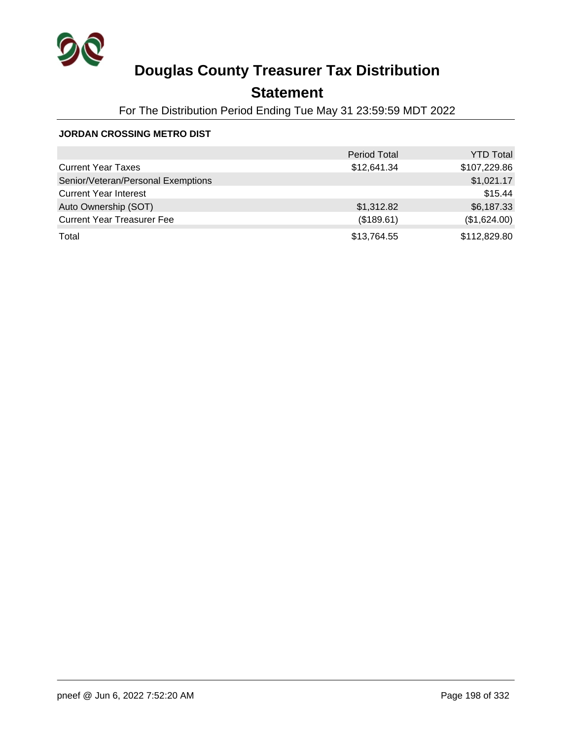# Douglas County Treasurer Tax Distribution

## Statement

For The Distribution Period Ending Tue May 31 23:59:59 MDT 2022

**JORDAN CROSSING METRO DIST**

| | Period Total | YTD Total |
|---|---|---|
| Current Year Taxes | $12,641.34 | $107,229.86 |
| Senior/Veteran/Personal Exemptions | | $1,021.17 |
| Current Year Interest | | $15.44 |
| Auto Ownership (SOT) | $1,312.82 | $6,187.33 |
| Current Year Treasurer Fee | ($189.61) | ($1,624.00) |
| Total | $13,764.55 | $112,829.80 |

pneef @ Jun 6, 2022 7:52:20 AM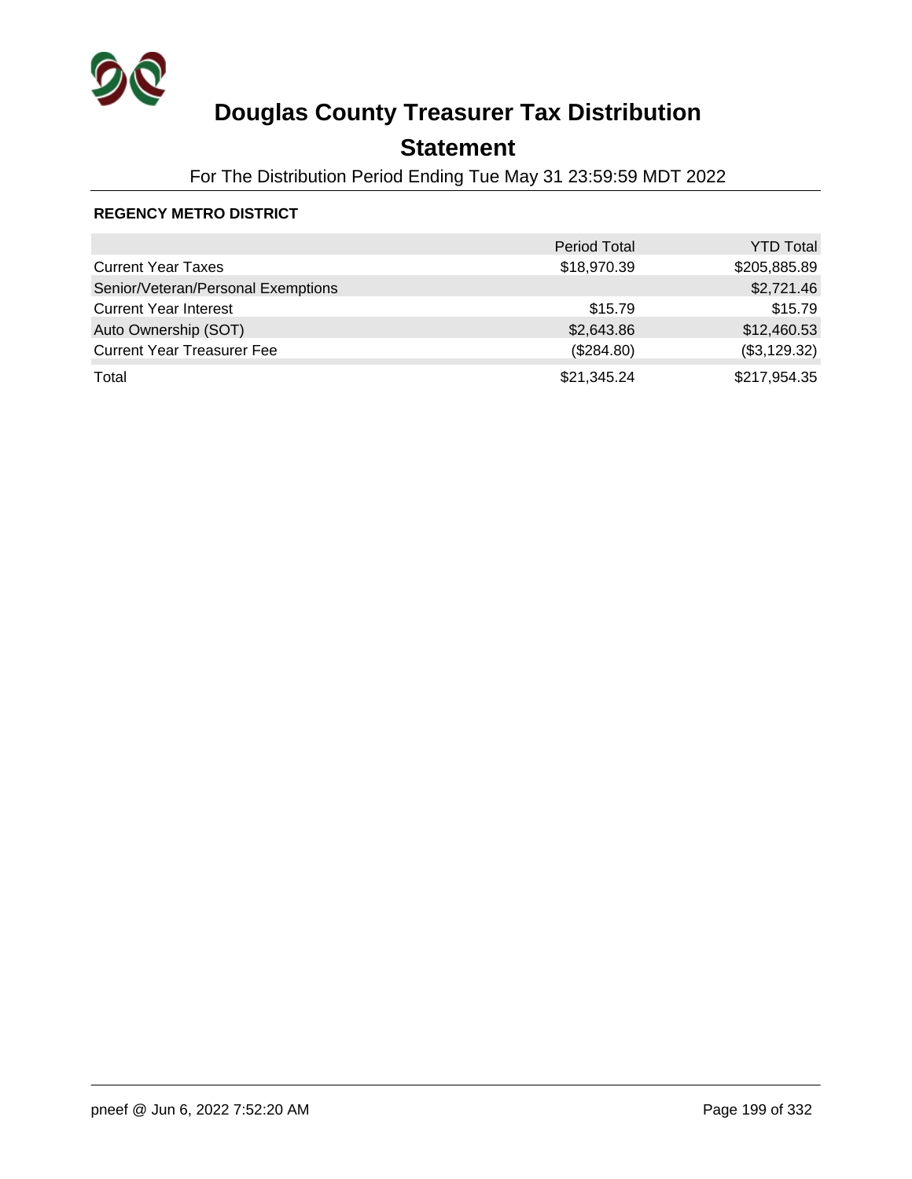# Douglas County Treasurer Tax Distribution

## Statement

For The Distribution Period Ending Tue May 31 23:59:59 MDT 2022

**REGENCY METRO DISTRICT**

| | Period Total | YTD Total |
|---|---:|---:|
| Current Year Taxes | $18,970.39 | $205,885.89 |
| Senior/Veteran/Personal Exemptions | | $2,721.46 |
| Current Year Interest | $15.79 | $15.79 |
| Auto Ownership (SOT) | $2,643.86 | $12,460.53 |
| Current Year Treasurer Fee | ($284.80) | ($3,129.32) |
| Total | $21,345.24 | $217,954.35 |

pneef @ Jun 6, 2022 7:52:20 AM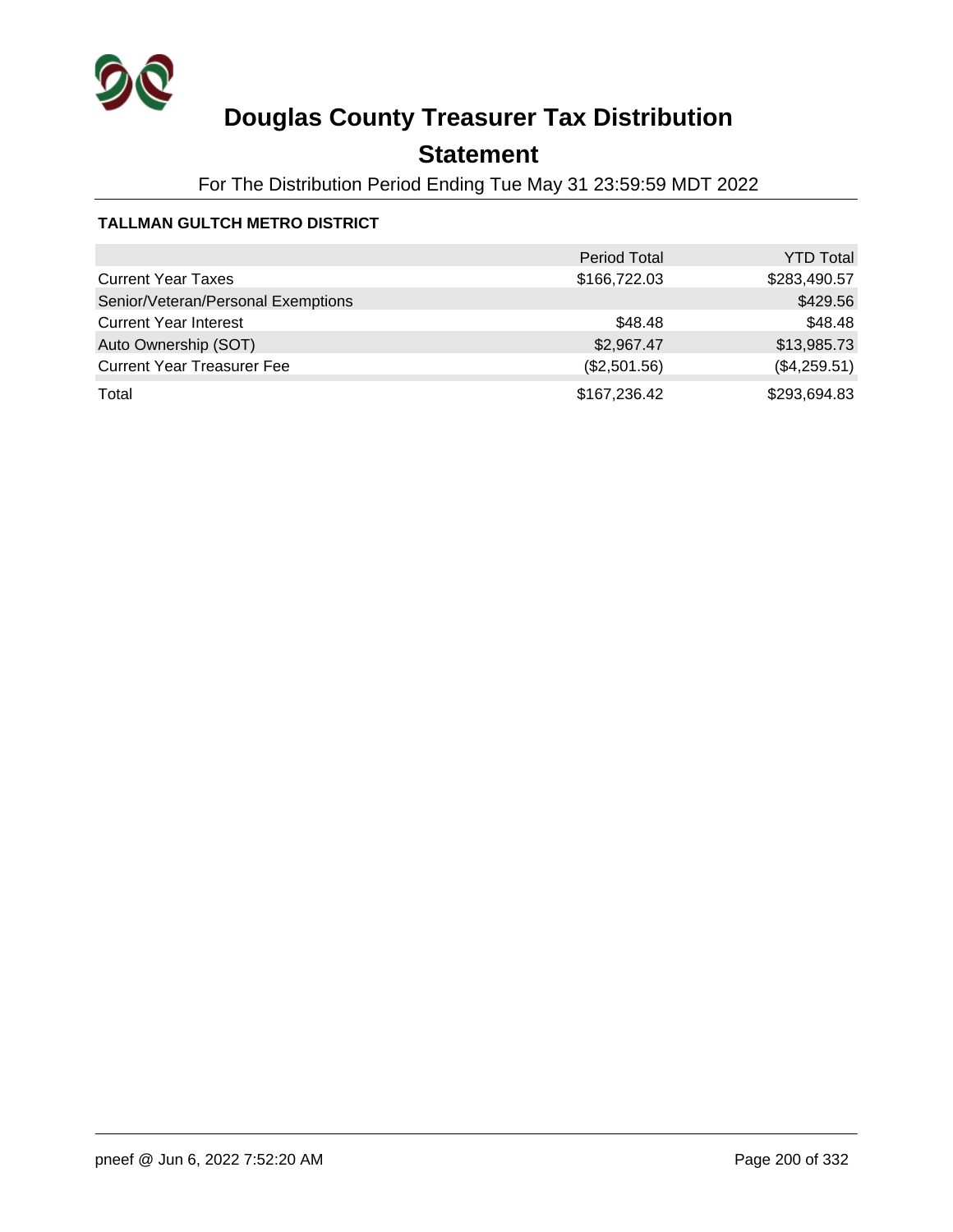# Douglas County Treasurer Tax Distribution

## Statement

For The Distribution Period Ending Tue May 31 23:59:59 MDT 2022

**TALLMAN GULTCH METRO DISTRICT**

| | Period Total | YTD Total |
|---|---:|---:|
| Current Year Taxes | $166,722.03 | $283,490.57 |
| Senior/Veteran/Personal Exemptions | | $429.56 |
| Current Year Interest | $48.48 | $48.48 |
| Auto Ownership (SOT) | $2,967.47 | $13,985.73 |
| Current Year Treasurer Fee | ($2,501.56) | ($4,259.51) |
| Total | $167,236.42 | $293,694.83 |

pneef @ Jun 6, 2022 7:52:20 AM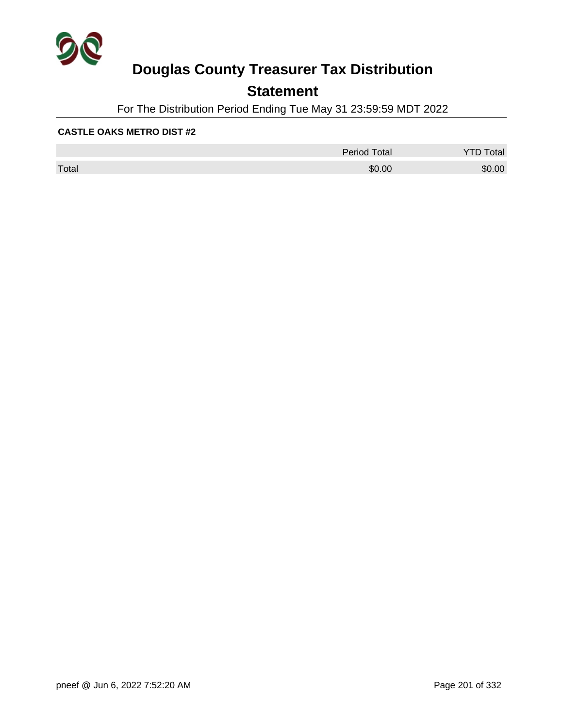# Douglas County Treasurer Tax Distribution

## Statement

For The Distribution Period Ending Tue May 31 23:59:59 MDT 2022

**CASTLE OAKS METRO DIST #2**

| | Period Total | YTD Total |
|---|---|---|
| Total | $0.00 | $0.00 |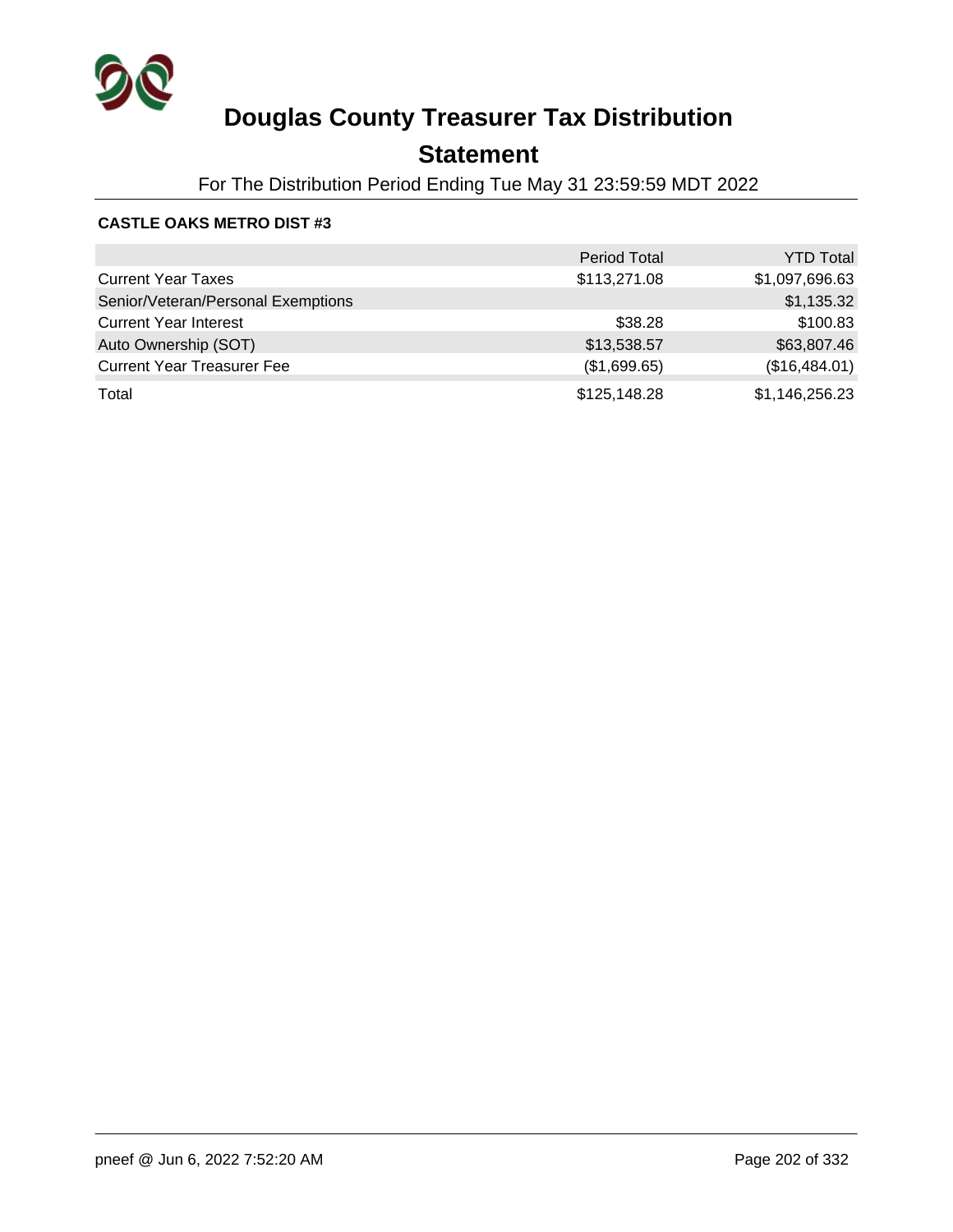# Douglas County Treasurer Tax Distribution

## Statement

For The Distribution Period Ending Tue May 31 23:59:59 MDT 2022

**CASTLE OAKS METRO DIST #3**

| | Period Total | YTD Total |
|---|---:|---:|
| Current Year Taxes | $113,271.08 | $1,097,696.63 |
| Senior/Veteran/Personal Exemptions | | $1,135.32 |
| Current Year Interest | $38.28 | $100.83 |
| Auto Ownership (SOT) | $13,538.57 | $63,807.46 |
| Current Year Treasurer Fee | ($1,699.65) | ($16,484.01) |
| Total | $125,148.28 | $1,146,256.23 |

pneef @ Jun 6, 2022 7:52:20 AM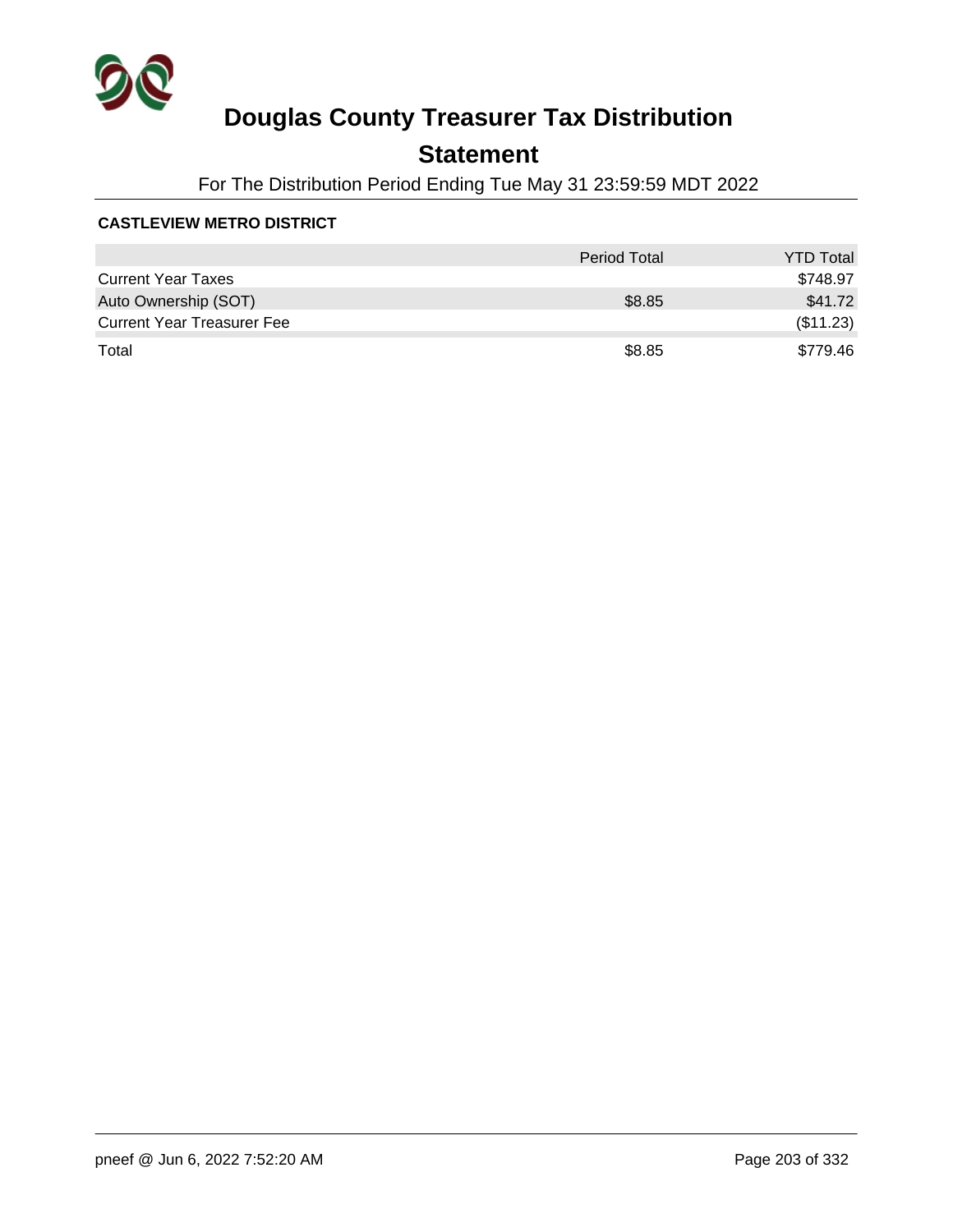# Douglas County Treasurer Tax Distribution

## Statement

For The Distribution Period Ending Tue May 31 23:59:59 MDT 2022

**CASTLEVIEW METRO DISTRICT**

| | Period Total | YTD Total |
|---|---|---|
| Current Year Taxes | | $748.97 |
| Auto Ownership (SOT) | $8.85 | $41.72 |
| Current Year Treasurer Fee | | ($11.23) |
| Total | $8.85 | $779.46 |

pneef @ Jun 6, 2022 7:52:20 AM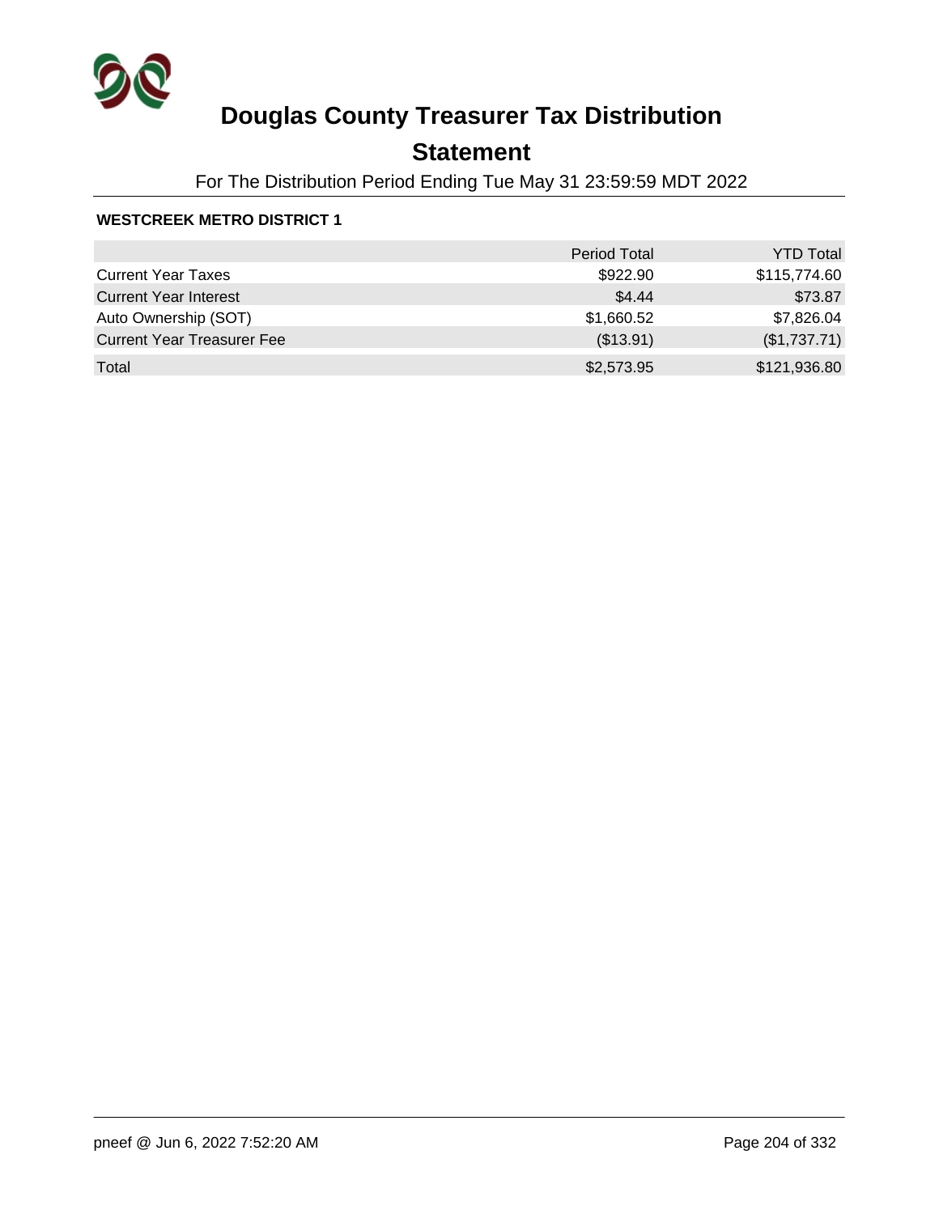# Douglas County Treasurer Tax Distribution

## Statement

For The Distribution Period Ending Tue May 31 23:59:59 MDT 2022

**WESTCREEK METRO DISTRICT 1**

| | Period Total | YTD Total |
|---|---|---|
| Current Year Taxes | $922.90 | $115,774.60 |
| Current Year Interest | $4.44 | $73.87 |
| Auto Ownership (SOT) | $1,660.52 | $7,826.04 |
| Current Year Treasurer Fee | ($13.91) | ($1,737.71) |
| Total | $2,573.95 | $121,936.80 |

pneef @ Jun 6, 2022 7:52:20 AM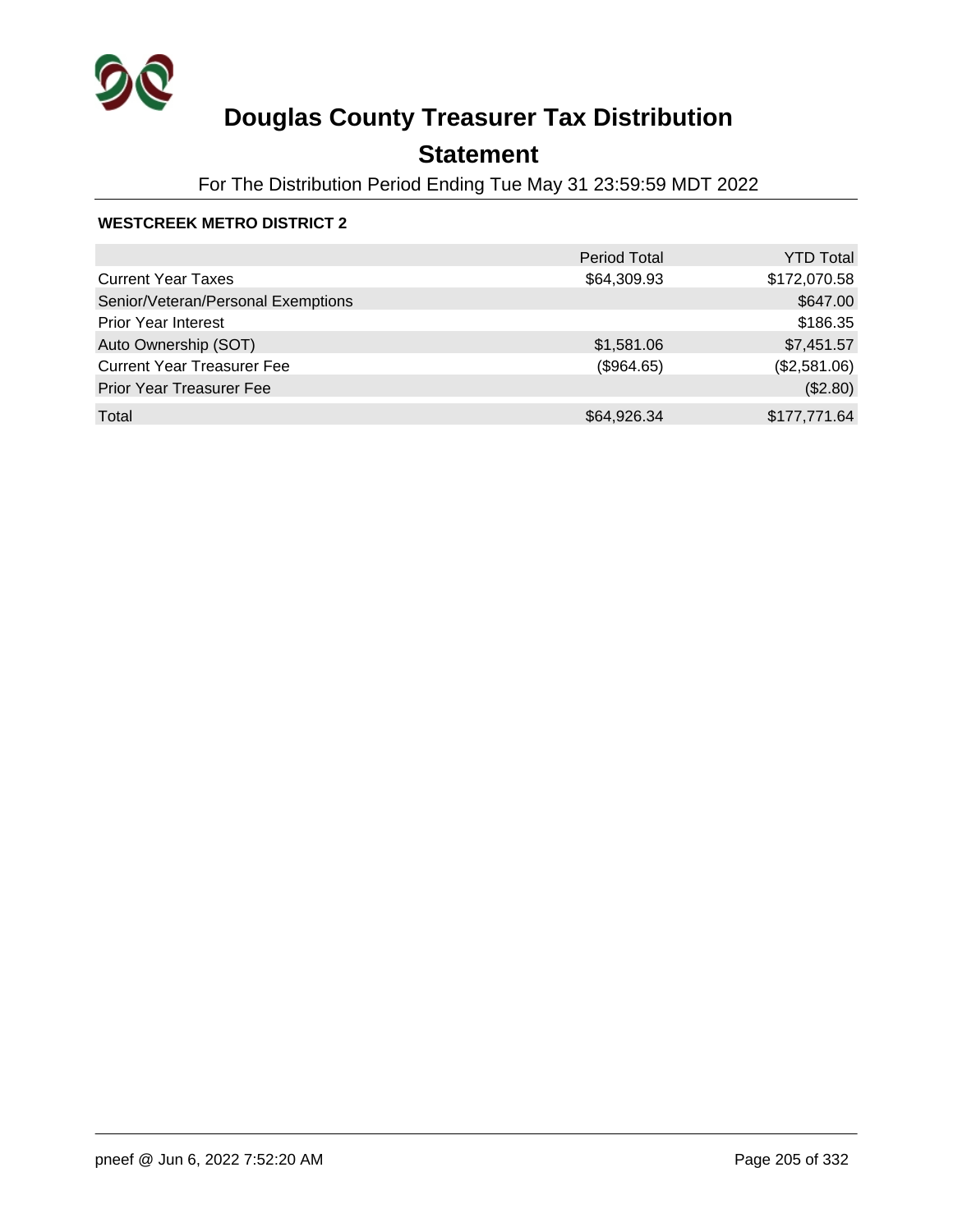# Douglas County Treasurer Tax Distribution

## Statement

For The Distribution Period Ending Tue May 31 23:59:59 MDT 2022

**WESTCREEK METRO DISTRICT 2**

| | Period Total | YTD Total |
|---|---|---|
| Current Year Taxes | $64,309.93 | $172,070.58 |
| Senior/Veteran/Personal Exemptions | | $647.00 |
| Prior Year Interest | | $186.35 |
| Auto Ownership (SOT) | $1,581.06 | $7,451.57 |
| Current Year Treasurer Fee | ($964.65) | ($2,581.06) |
| Prior Year Treasurer Fee | | ($2.80) |
| Total | $64,926.34 | $177,771.64 |

pneef @ Jun 6, 2022 7:52:20 AM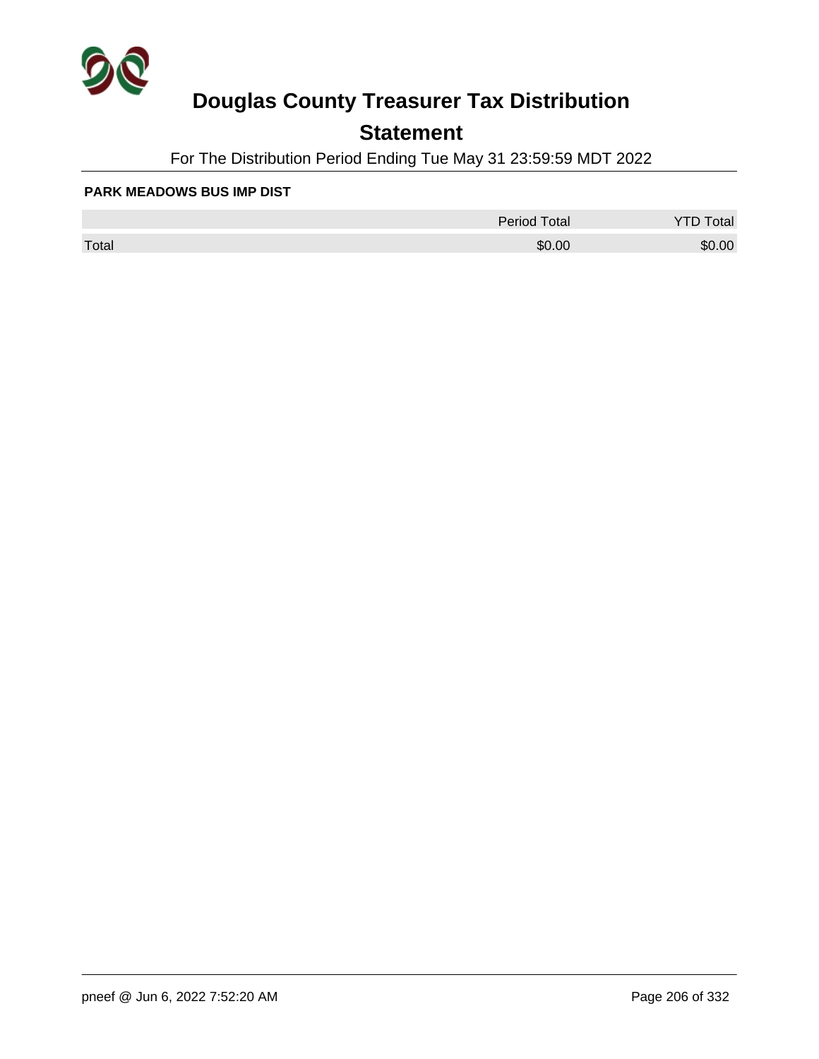# Douglas County Treasurer Tax Distribution

## Statement

For The Distribution Period Ending Tue May 31 23:59:59 MDT 2022

**PARK MEADOWS BUS IMP DIST**

| | Period Total | YTD Total |
|---|---|---|
| Total | $0.00 | $0.00 |

pneef @ Jun 6, 2022 7:52:20 AM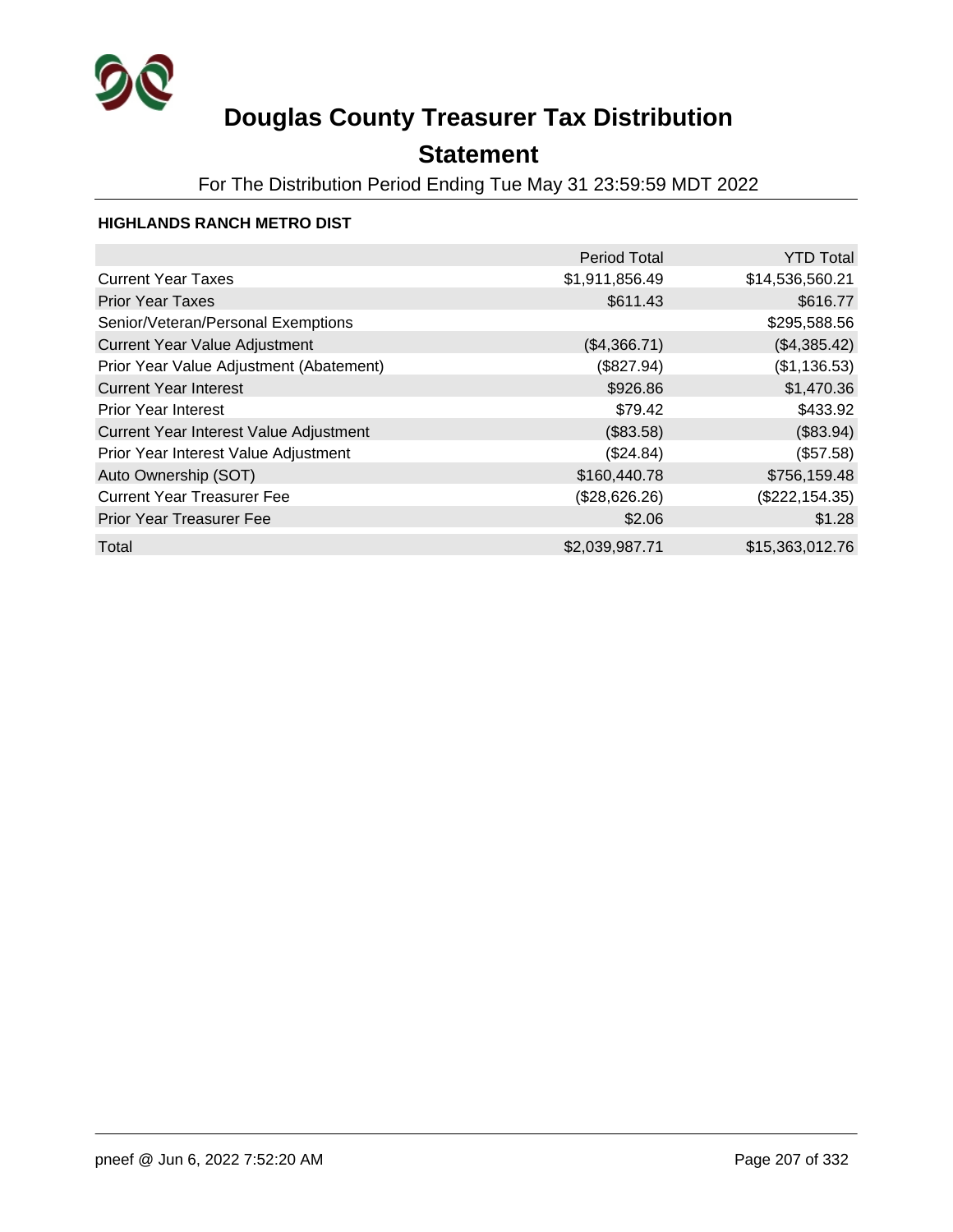# Douglas County Treasurer Tax Distribution

## Statement

For The Distribution Period Ending Tue May 31 23:59:59 MDT 2022

**HIGHLANDS RANCH METRO DIST**

| | Period Total | YTD Total |
|---|---:|---:|
| Current Year Taxes | $1,911,856.49 | $14,536,560.21 |
| Prior Year Taxes | $611.43 | $616.77 |
| Senior/Veteran/Personal Exemptions | | $295,588.56 |
| Current Year Value Adjustment | ($4,366.71) | ($4,385.42) |
| Prior Year Value Adjustment (Abatement) | ($827.94) | ($1,136.53) |
| Current Year Interest | $926.86 | $1,470.36 |
| Prior Year Interest | $79.42 | $433.92 |
| Current Year Interest Value Adjustment | ($83.58) | ($83.94) |
| Prior Year Interest Value Adjustment | ($24.84) | ($57.58) |
| Auto Ownership (SOT) | $160,440.78 | $756,159.48 |
| Current Year Treasurer Fee | ($28,626.26) | ($222,154.35) |
| Prior Year Treasurer Fee | $2.06 | $1.28 |
| Total | $2,039,987.71 | $15,363,012.76 |

pneef @ Jun 6, 2022 7:52:20 AM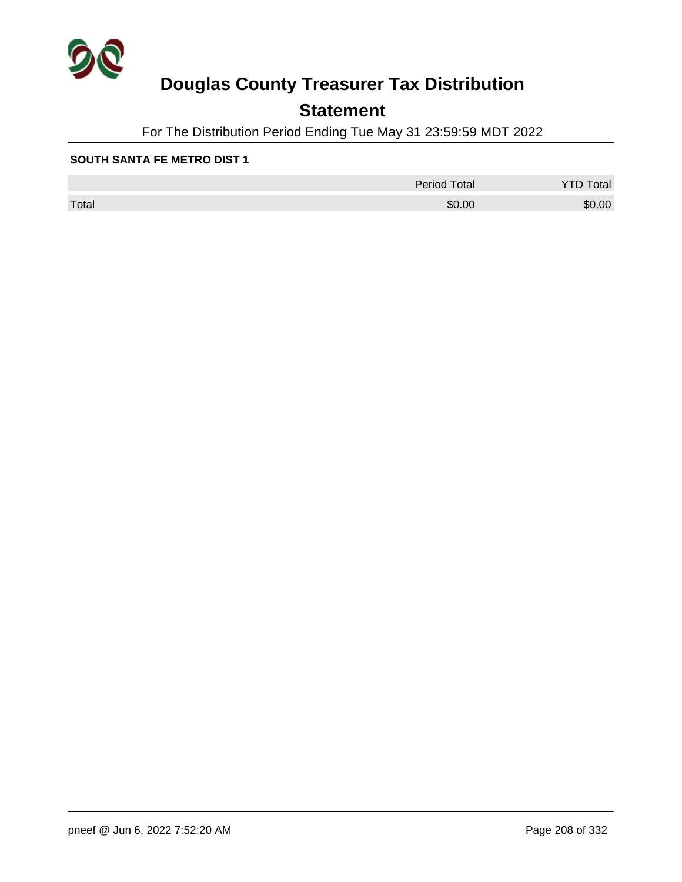# Douglas County Treasurer Tax Distribution

## Statement

For The Distribution Period Ending Tue May 31 23:59:59 MDT 2022

**SOUTH SANTA FE METRO DIST 1**

| | Period Total | YTD Total |
|---|---|---|
| Total | $0.00 | $0.00 |

pneef @ Jun 6, 2022 7:52:20 AM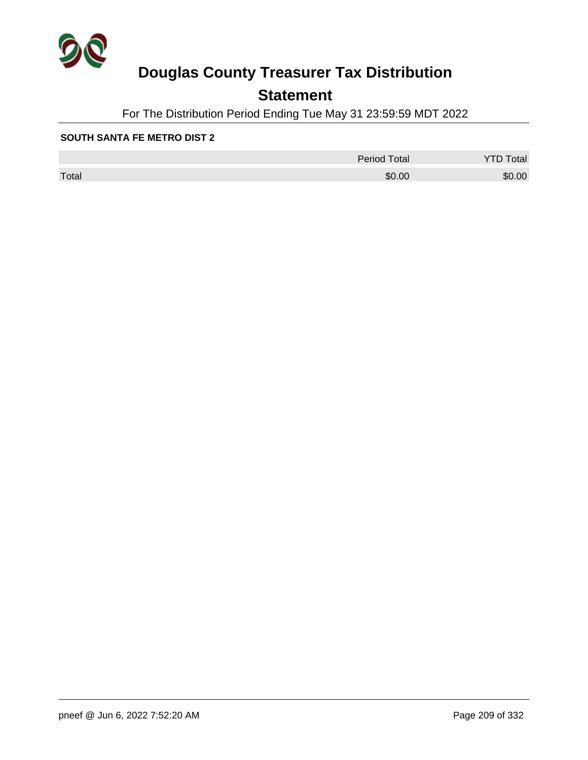# Douglas County Treasurer Tax Distribution

## Statement

For The Distribution Period Ending Tue May 31 23:59:59 MDT 2022

**SOUTH SANTA FE METRO DIST 2**

| | Period Total | YTD Total |
|---|---|---|
| Total | $0.00 | $0.00 |

pneef @ Jun 6, 2022 7:52:20 AM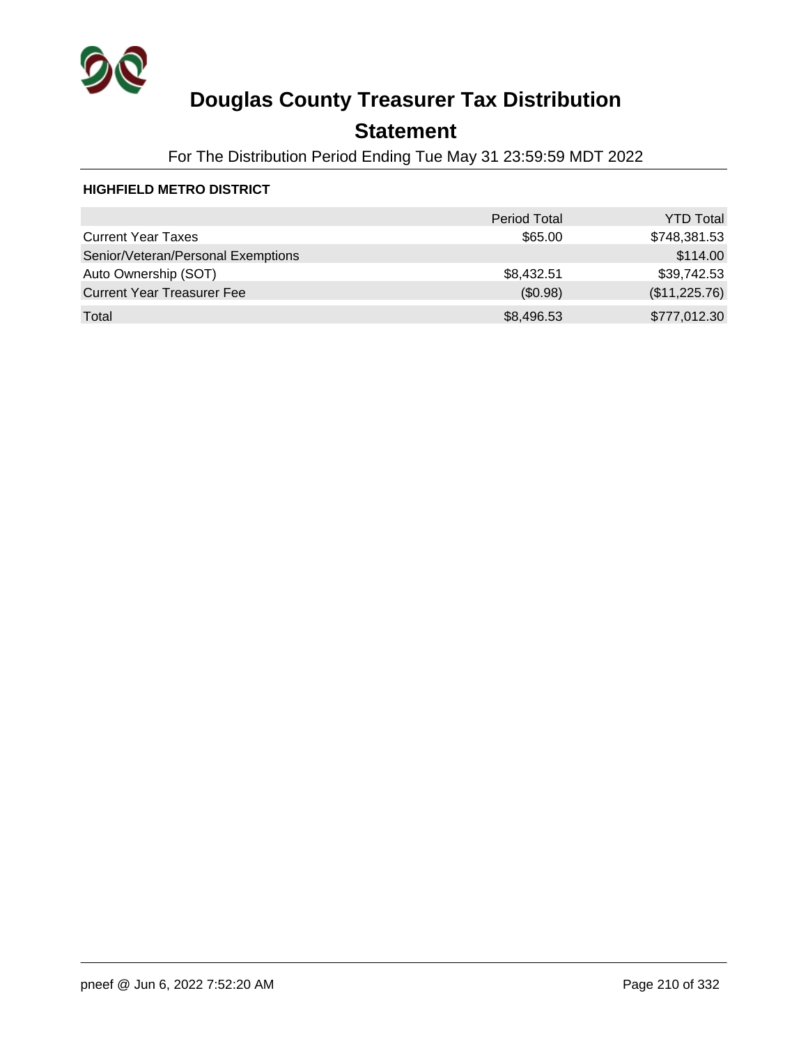# Douglas County Treasurer Tax Distribution

## Statement

For The Distribution Period Ending Tue May 31 23:59:59 MDT 2022

**HIGHFIELD METRO DISTRICT**

| | Period Total | YTD Total |
|---|---|---|
| Current Year Taxes | $65.00 | $748,381.53 |
| Senior/Veteran/Personal Exemptions | | $114.00 |
| Auto Ownership (SOT) | $8,432.51 | $39,742.53 |
| Current Year Treasurer Fee | ($0.98) | ($11,225.76) |
| Total | $8,496.53 | $777,012.30 |

pneef @ Jun 6, 2022 7:52:20 AM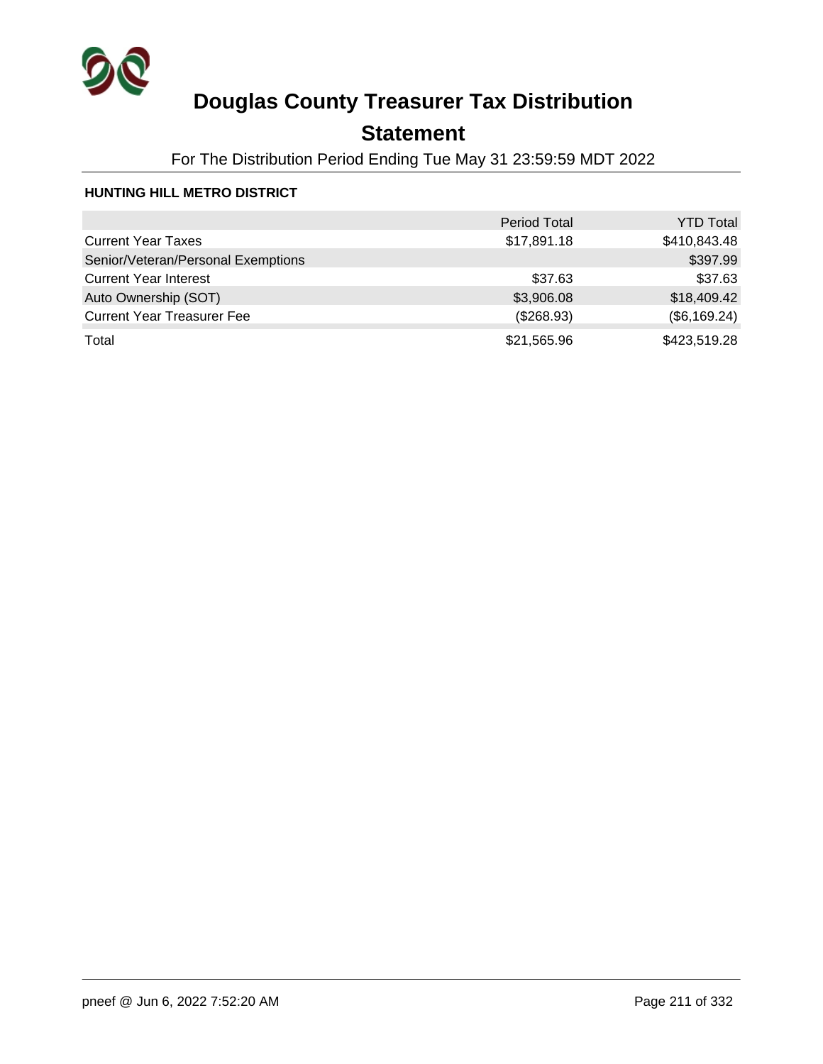# Douglas County Treasurer Tax Distribution

## Statement

For The Distribution Period Ending Tue May 31 23:59:59 MDT 2022

**HUNTING HILL METRO DISTRICT**

| | Period Total | YTD Total |
|---|---|---|
| Current Year Taxes | $17,891.18 | $410,843.48 |
| Senior/Veteran/Personal Exemptions | | $397.99 |
| Current Year Interest | $37.63 | $37.63 |
| Auto Ownership (SOT) | $3,906.08 | $18,409.42 |
| Current Year Treasurer Fee | ($268.93) | ($6,169.24) |
| Total | $21,565.96 | $423,519.28 |

pneef @ Jun 6, 2022 7:52:20 AM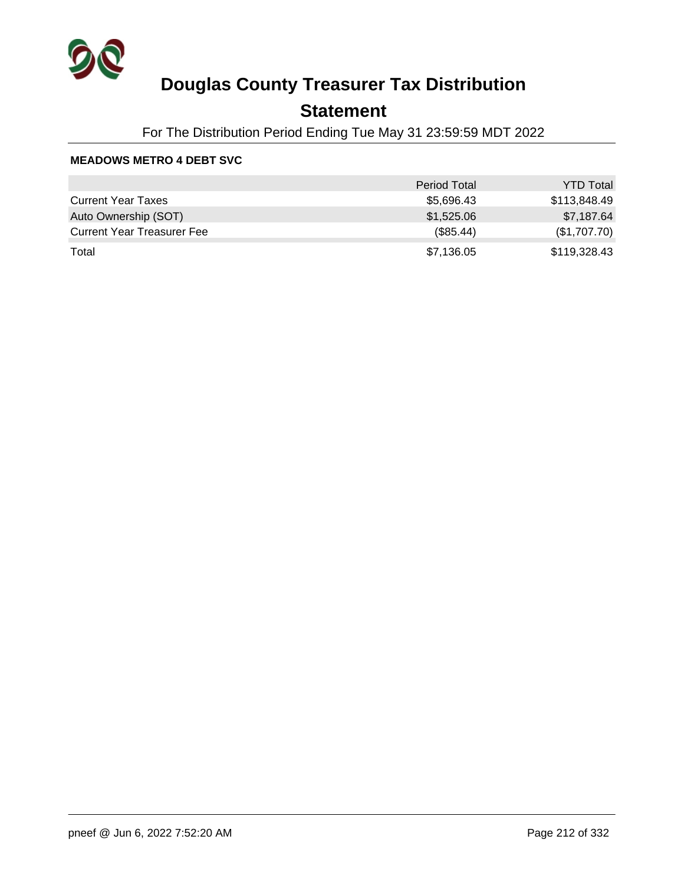# Douglas County Treasurer Tax Distribution

## Statement

For The Distribution Period Ending Tue May 31 23:59:59 MDT 2022

**MEADOWS METRO 4 DEBT SVC**

| | Period Total | YTD Total |
|---|---|---|
| Current Year Taxes | $5,696.43 | $113,848.49 |
| Auto Ownership (SOT) | $1,525.06 | $7,187.64 |
| Current Year Treasurer Fee | ($85.44) | ($1,707.70) |
| Total | $7,136.05 | $119,328.43 |

pneef @ Jun 6, 2022 7:52:20 AM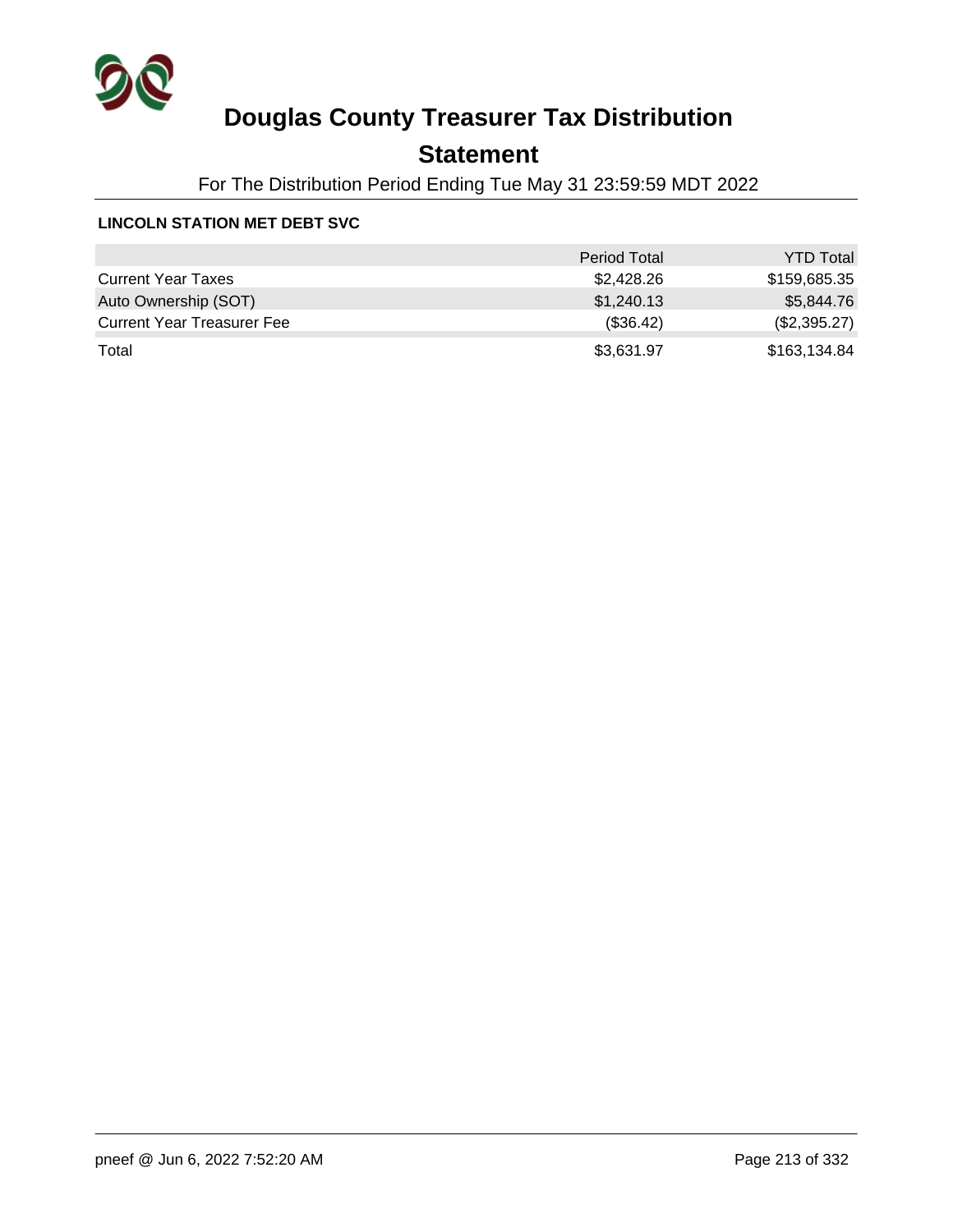# Douglas County Treasurer Tax Distribution

## Statement

For The Distribution Period Ending Tue May 31 23:59:59 MDT 2022

**LINCOLN STATION MET DEBT SVC**

| | Period Total | YTD Total |
|---|---:|---:|
| Current Year Taxes | $2,428.26 | $159,685.35 |
| Auto Ownership (SOT) | $1,240.13 | $5,844.76 |
| Current Year Treasurer Fee | ($36.42) | ($2,395.27) |
| Total | $3,631.97 | $163,134.84 |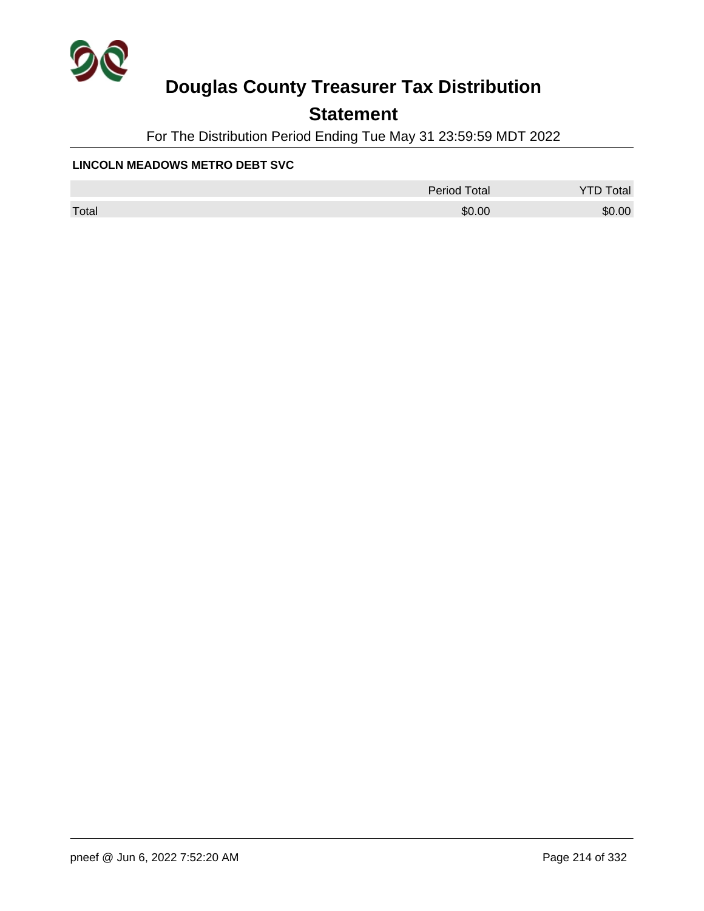# Douglas County Treasurer Tax Distribution

## Statement

For The Distribution Period Ending Tue May 31 23:59:59 MDT 2022

**LINCOLN MEADOWS METRO DEBT SVC**

| | Period Total | YTD Total |
|---|---|---|
| Total | $0.00 | $0.00 |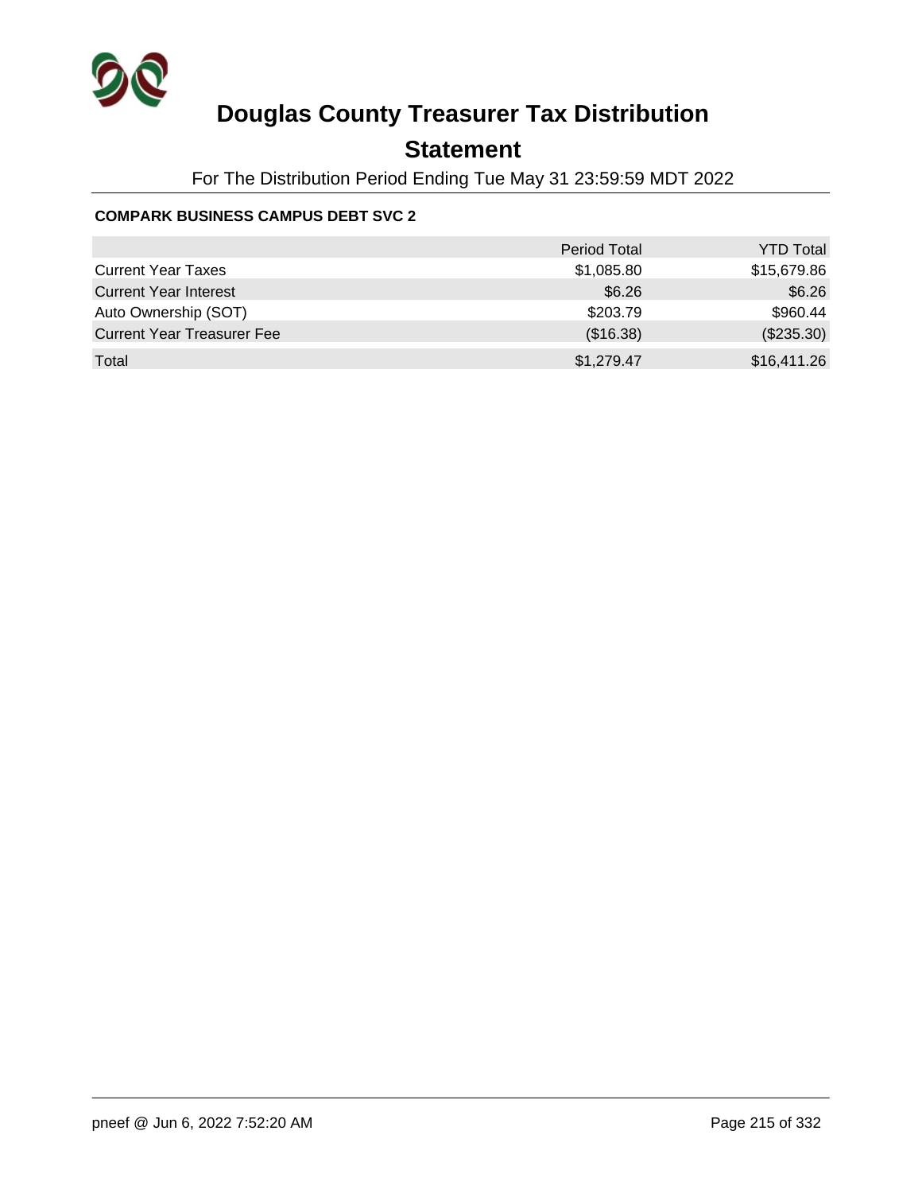# Douglas County Treasurer Tax Distribution

## Statement

For The Distribution Period Ending Tue May 31 23:59:59 MDT 2022

### COMPARK BUSINESS CAMPUS DEBT SVC 2

| | Period Total | YTD Total |
|---|---|---|
| Current Year Taxes | $1,085.80 | $15,679.86 |
| Current Year Interest | $6.26 | $6.26 |
| Auto Ownership (SOT) | $203.79 | $960.44 |
| Current Year Treasurer Fee | ($16.38) | ($235.30) |
| Total | $1,279.47 | $16,411.26 |

pneef @ Jun 6, 2022 7:52:20 AM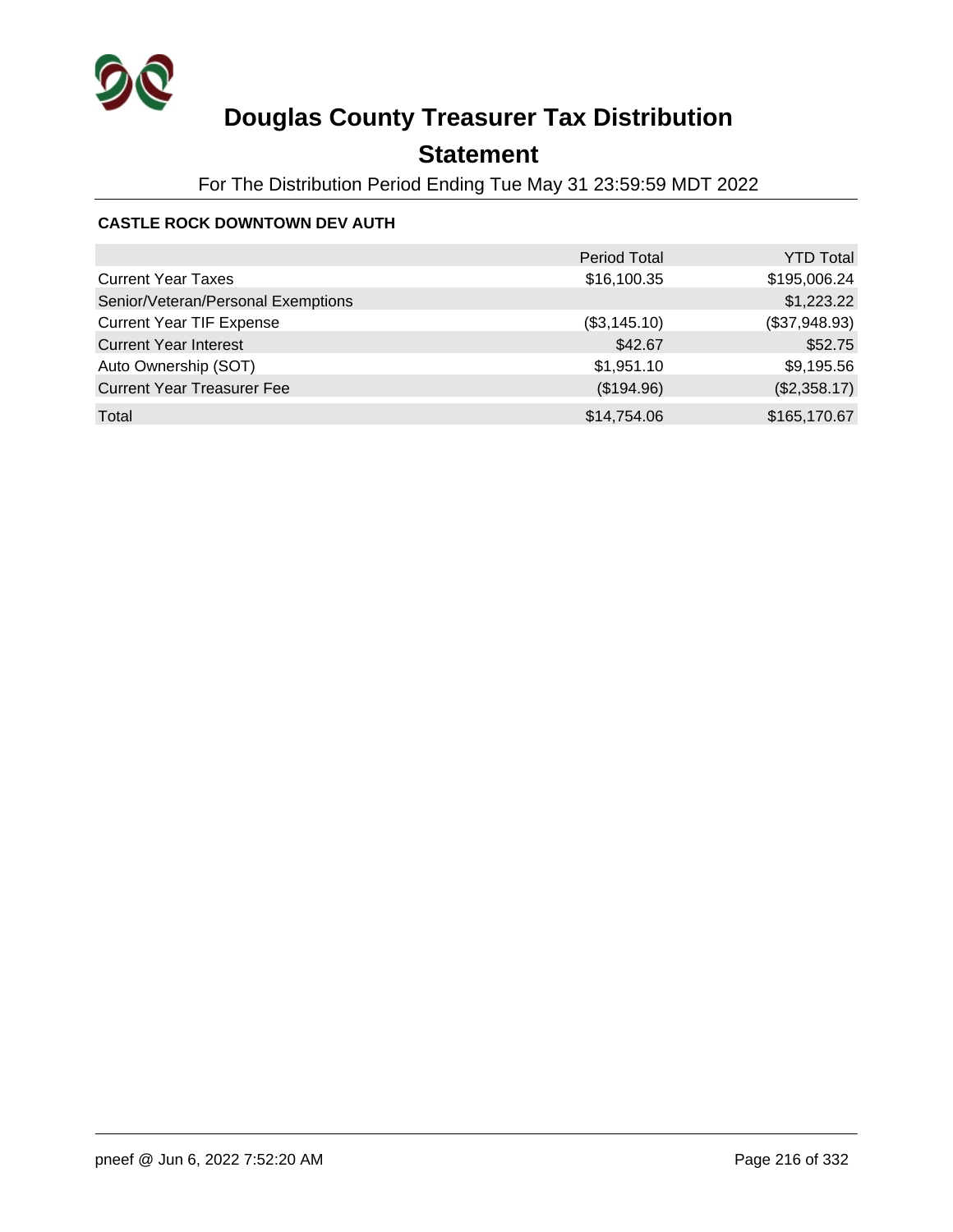# Douglas County Treasurer Tax Distribution

## Statement

For The Distribution Period Ending Tue May 31 23:59:59 MDT 2022

**CASTLE ROCK DOWNTOWN DEV AUTH**

| | Period Total | YTD Total |
|---|---|---|
| Current Year Taxes | $16,100.35 | $195,006.24 |
| Senior/Veteran/Personal Exemptions | | $1,223.22 |
| Current Year TIF Expense | ($3,145.10) | ($37,948.93) |
| Current Year Interest | $42.67 | $52.75 |
| Auto Ownership (SOT) | $1,951.10 | $9,195.56 |
| Current Year Treasurer Fee | ($194.96) | ($2,358.17) |
| Total | $14,754.06 | $165,170.67 |

pneef @ Jun 6, 2022 7:52:20 AM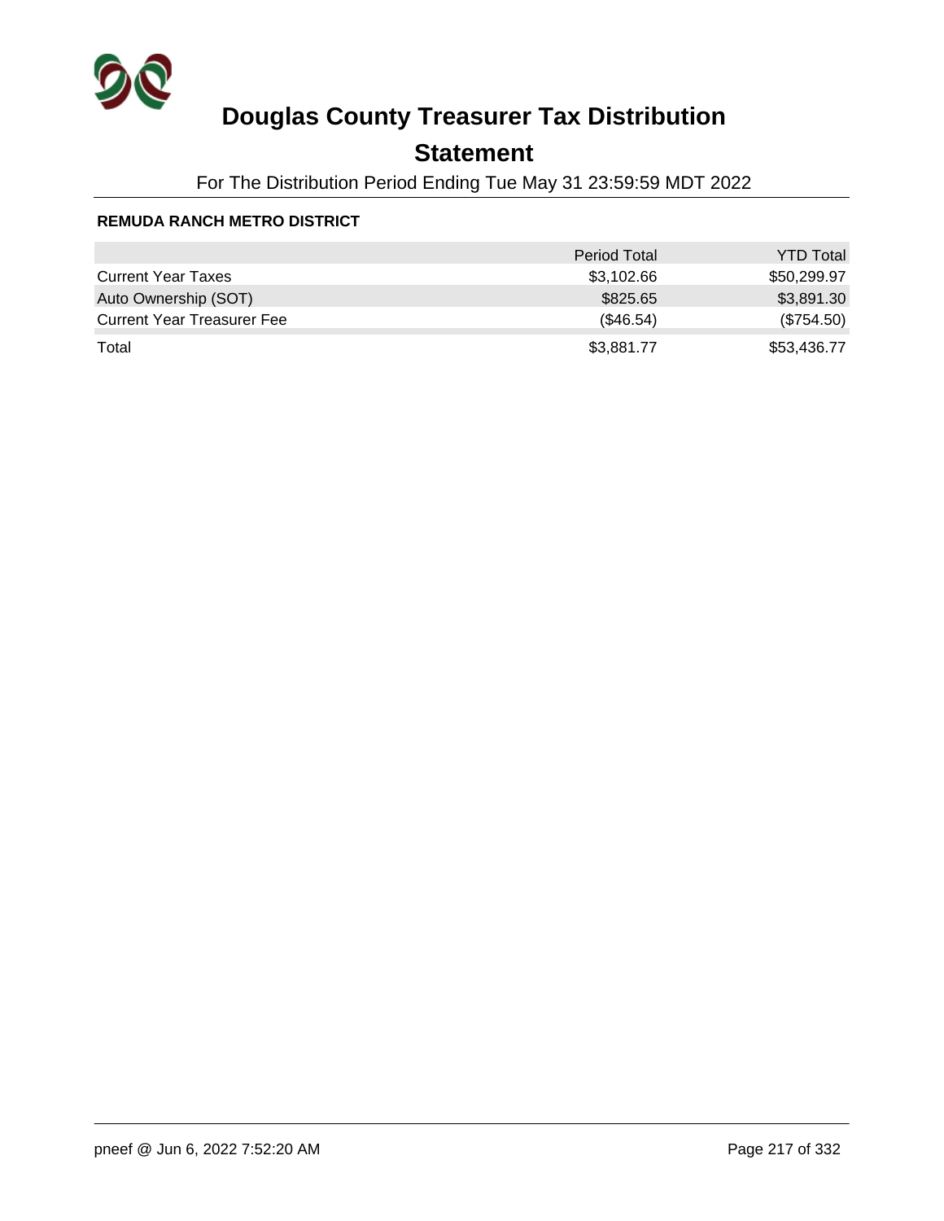# Douglas County Treasurer Tax Distribution

## Statement

For The Distribution Period Ending Tue May 31 23:59:59 MDT 2022

**REMUDA RANCH METRO DISTRICT**

| | Period Total | YTD Total |
|---|---|---|
| Current Year Taxes | $3,102.66 | $50,299.97 |
| Auto Ownership (SOT) | $825.65 | $3,891.30 |
| Current Year Treasurer Fee | ($46.54) | ($754.50) |
| Total | $3,881.77 | $53,436.77 |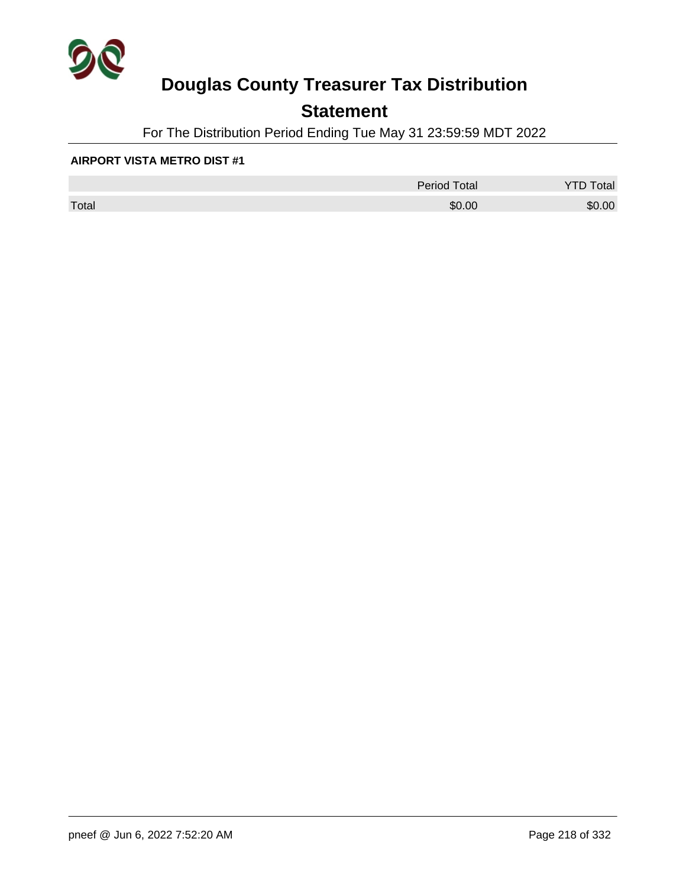# Douglas County Treasurer Tax Distribution

## Statement

For The Distribution Period Ending Tue May 31 23:59:59 MDT 2022

**AIRPORT VISTA METRO DIST #1**

| | Period Total | YTD Total |
|---|---|---|
| Total | $0.00 | $0.00 |

pneef @ Jun 6, 2022 7:52:20 AM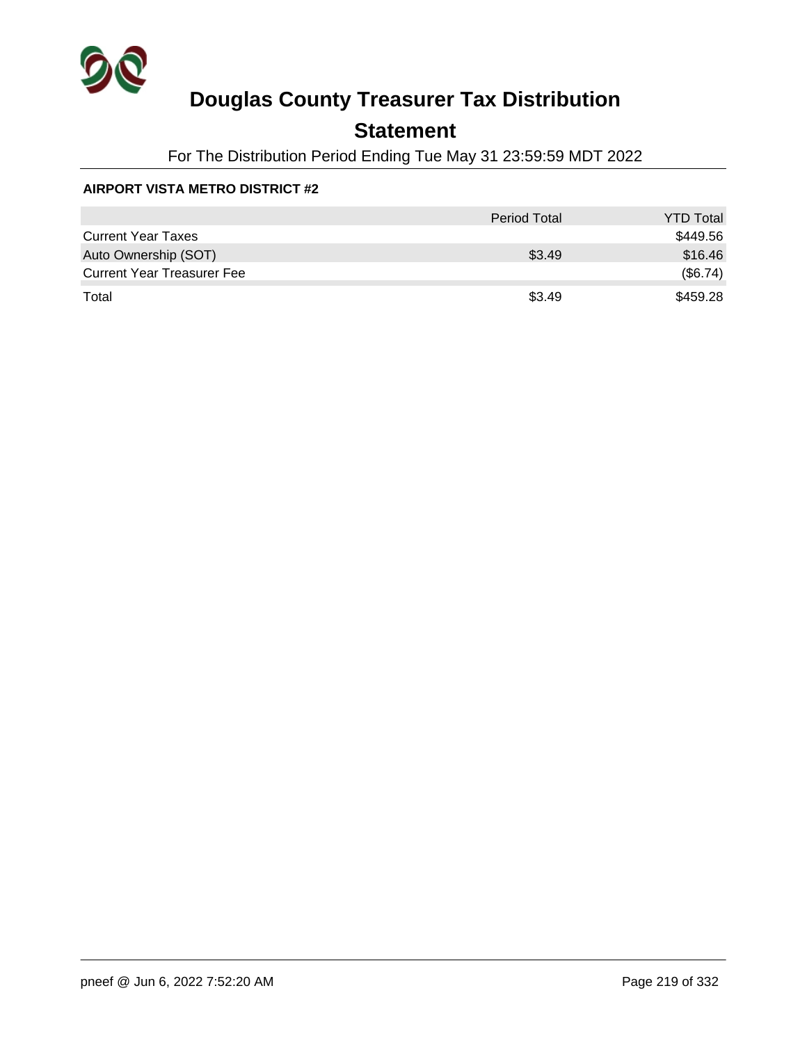# Douglas County Treasurer Tax Distribution

## Statement

For The Distribution Period Ending Tue May 31 23:59:59 MDT 2022

**AIRPORT VISTA METRO DISTRICT #2**

| | Period Total | YTD Total |
|---|---|---|
| Current Year Taxes | | $449.56 |
| Auto Ownership (SOT) | $3.49 | $16.46 |
| Current Year Treasurer Fee | | ($6.74) |
| Total | $3.49 | $459.28 |

pneef @ Jun 6, 2022 7:52:20 AM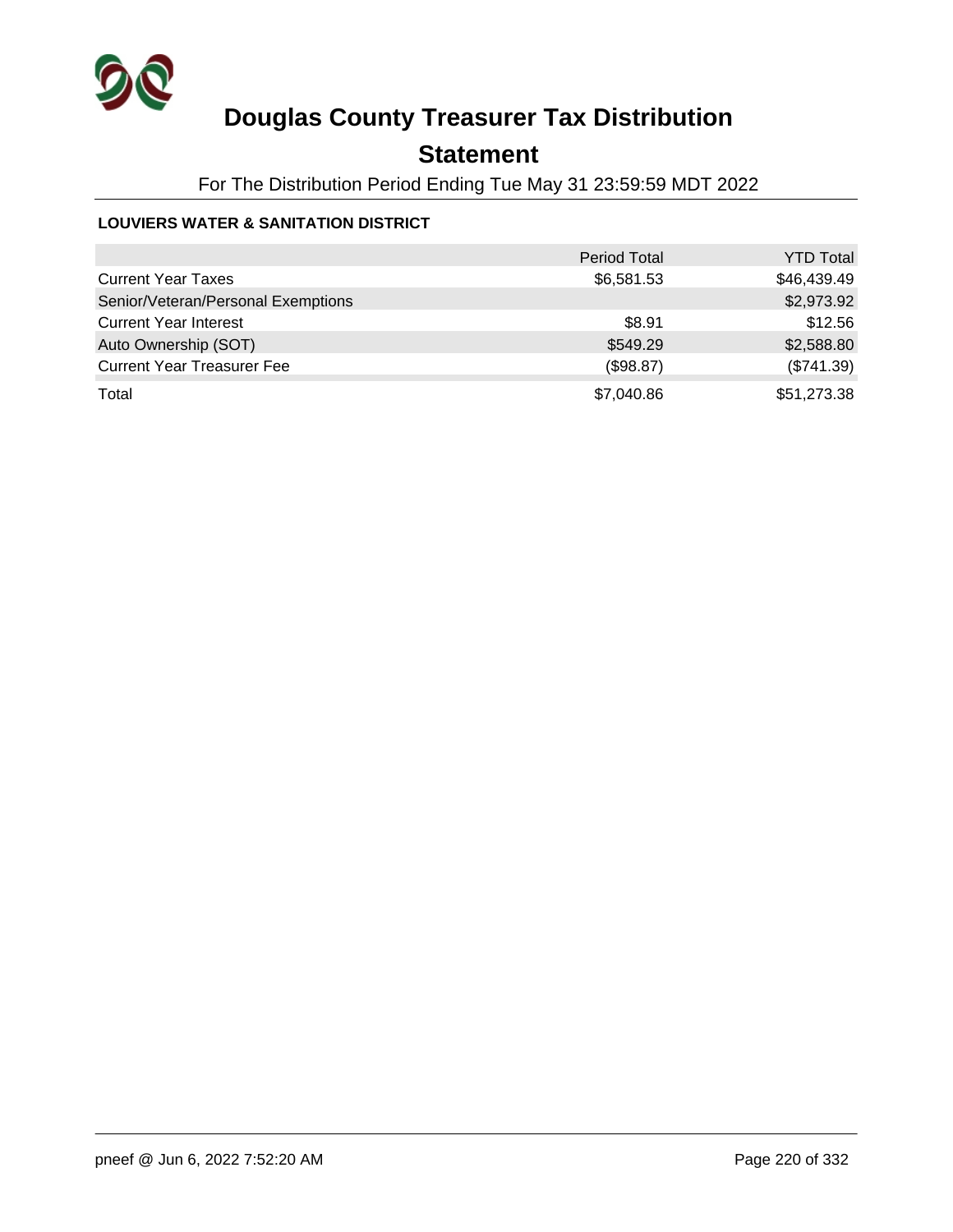# Douglas County Treasurer Tax Distribution

## Statement

For The Distribution Period Ending Tue May 31 23:59:59 MDT 2022

**LOUVIERS WATER & SANITATION DISTRICT**

| | Period Total | YTD Total |
|---|---|---|
| Current Year Taxes | $6,581.53 | $46,439.49 |
| Senior/Veteran/Personal Exemptions | | $2,973.92 |
| Current Year Interest | $8.91 | $12.56 |
| Auto Ownership (SOT) | $549.29 | $2,588.80 |
| Current Year Treasurer Fee | ($98.87) | ($741.39) |
| Total | $7,040.86 | $51,273.38 |

pneef @ Jun 6, 2022 7:52:20 AM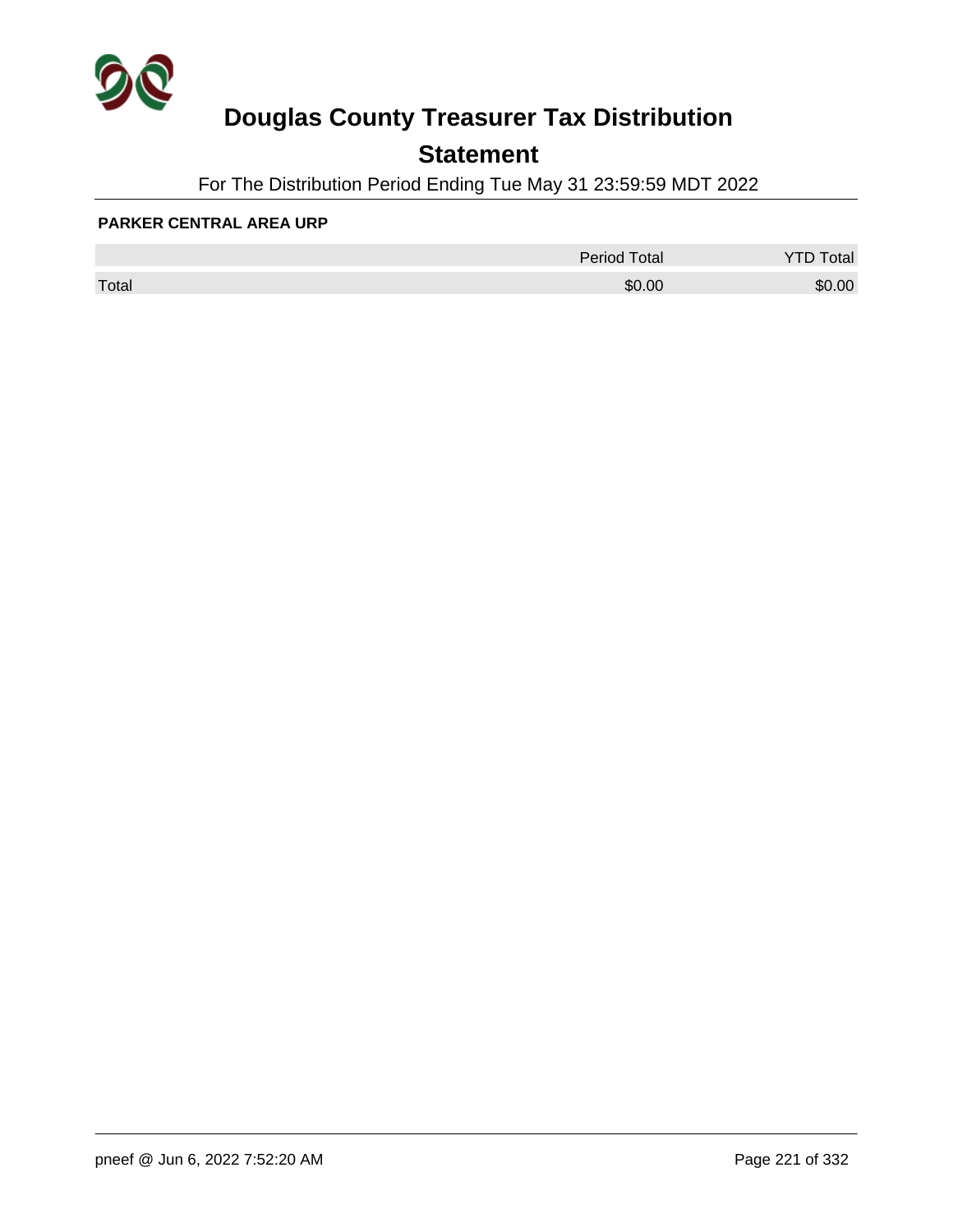# Douglas County Treasurer Tax Distribution

## Statement

For The Distribution Period Ending Tue May 31 23:59:59 MDT 2022

**PARKER CENTRAL AREA URP**

| | Period Total | YTD Total |
|---|---|---|
| Total | $0.00 | $0.00 |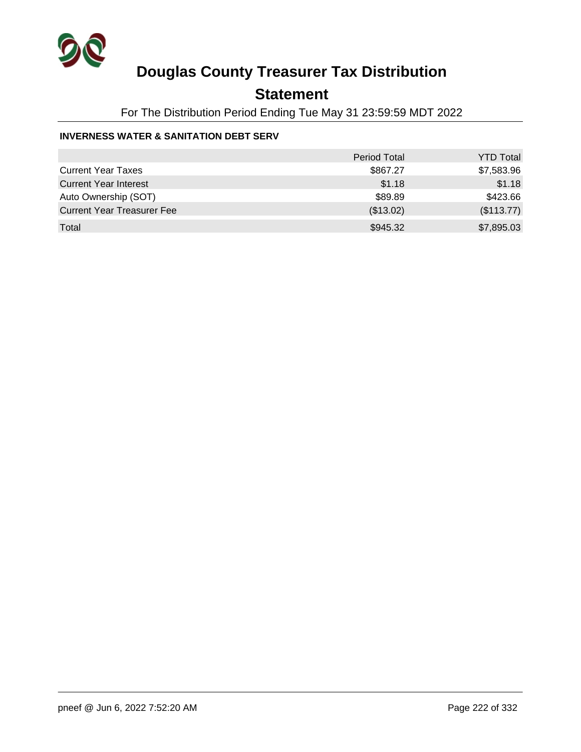# Douglas County Treasurer Tax Distribution

## Statement

For The Distribution Period Ending Tue May 31 23:59:59 MDT 2022

### INVERNESS WATER & SANITATION DEBT SERV

| | Period Total | YTD Total |
|---|---|---|
| Current Year Taxes | $867.27 | $7,583.96 |
| Current Year Interest | $1.18 | $1.18 |
| Auto Ownership (SOT) | $89.89 | $423.66 |
| Current Year Treasurer Fee | ($13.02) | ($113.77) |
| Total | $945.32 | $7,895.03 |

pneef @ Jun 6, 2022 7:52:20 AM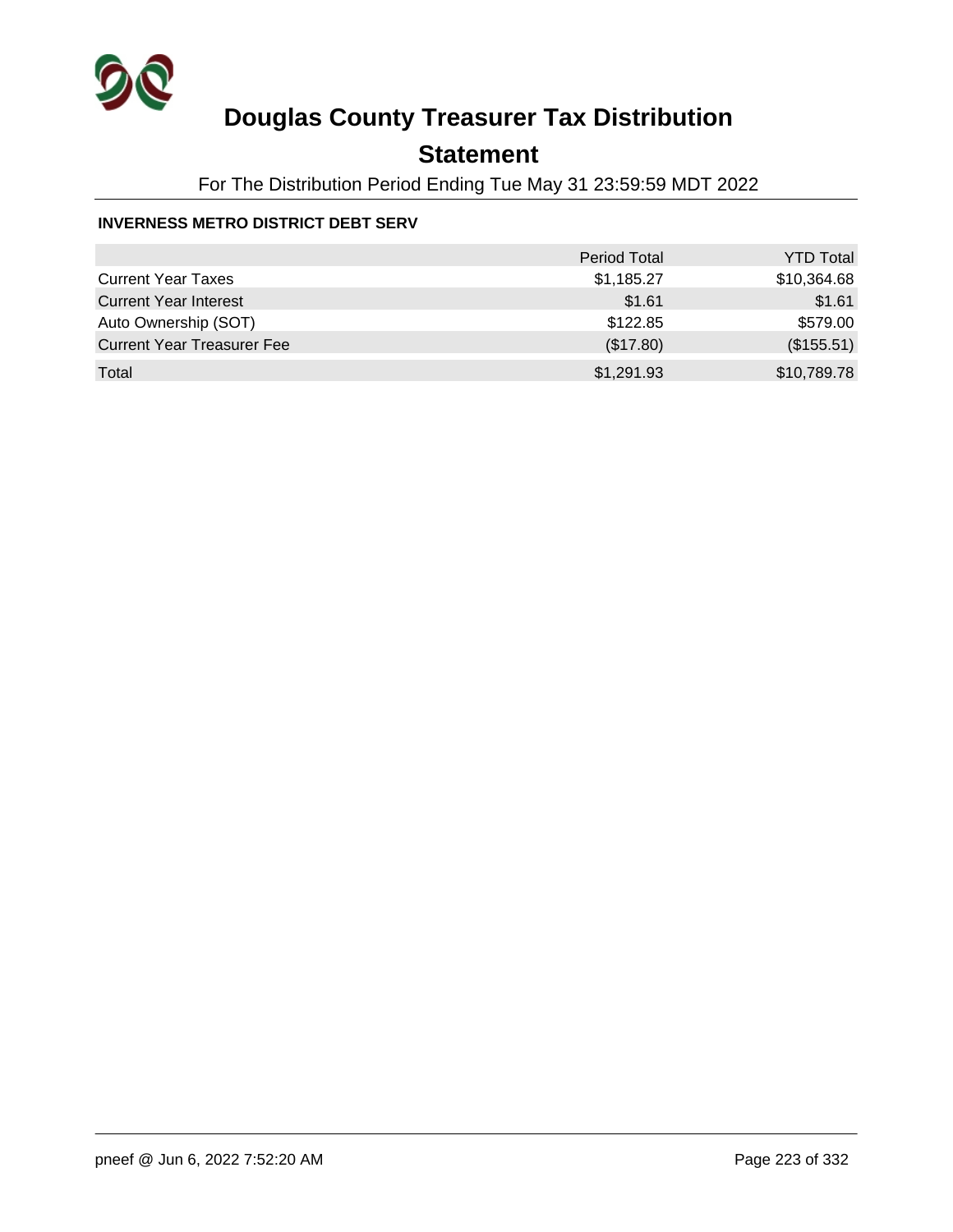# Douglas County Treasurer Tax Distribution

## Statement

For The Distribution Period Ending Tue May 31 23:59:59 MDT 2022

### INVERNESS METRO DISTRICT DEBT SERV

| | Period Total | YTD Total |
|---|---:|---:|
| Current Year Taxes | $1,185.27 | $10,364.68 |
| Current Year Interest | $1.61 | $1.61 |
| Auto Ownership (SOT) | $122.85 | $579.00 |
| Current Year Treasurer Fee | ($17.80) | ($155.51) |
| Total | $1,291.93 | $10,789.78 |

pneef @ Jun 6, 2022 7:52:20 AM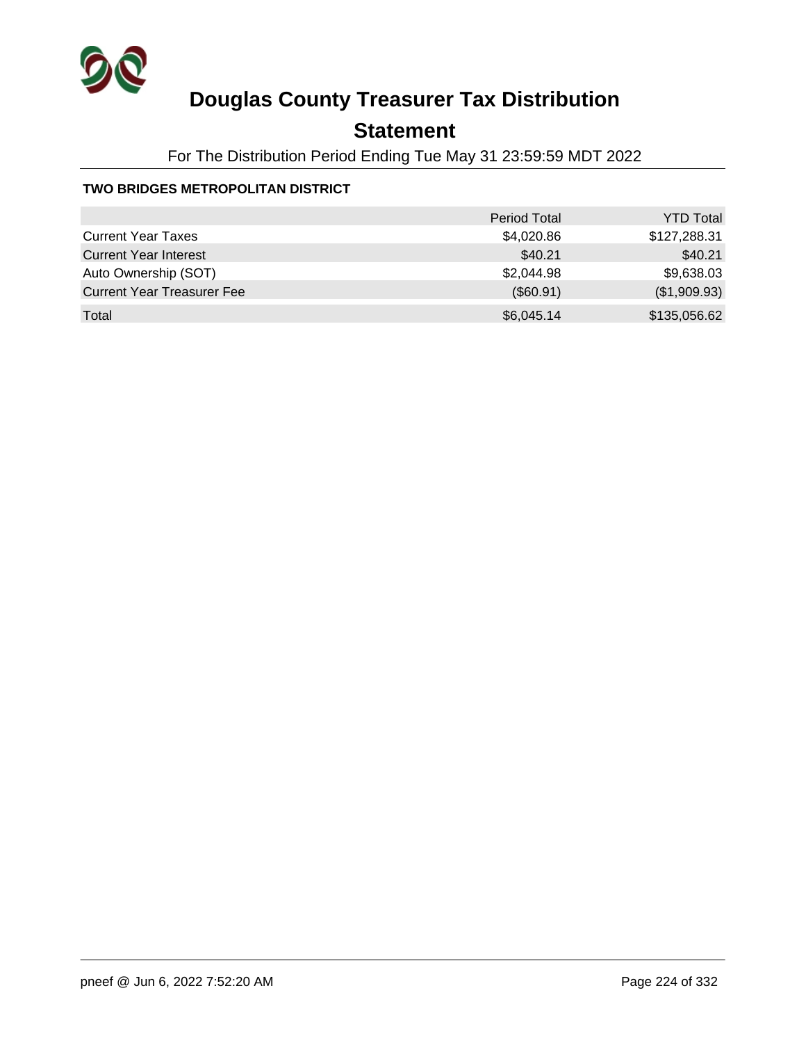# Douglas County Treasurer Tax Distribution

## Statement

For The Distribution Period Ending Tue May 31 23:59:59 MDT 2022

### TWO BRIDGES METROPOLITAN DISTRICT

| | Period Total | YTD Total |
|---|---|---|
| Current Year Taxes | $4,020.86 | $127,288.31 |
| Current Year Interest | $40.21 | $40.21 |
| Auto Ownership (SOT) | $2,044.98 | $9,638.03 |
| Current Year Treasurer Fee | ($60.91) | ($1,909.93) |
| Total | $6,045.14 | $135,056.62 |

pneef @ Jun 6, 2022 7:52:20 AM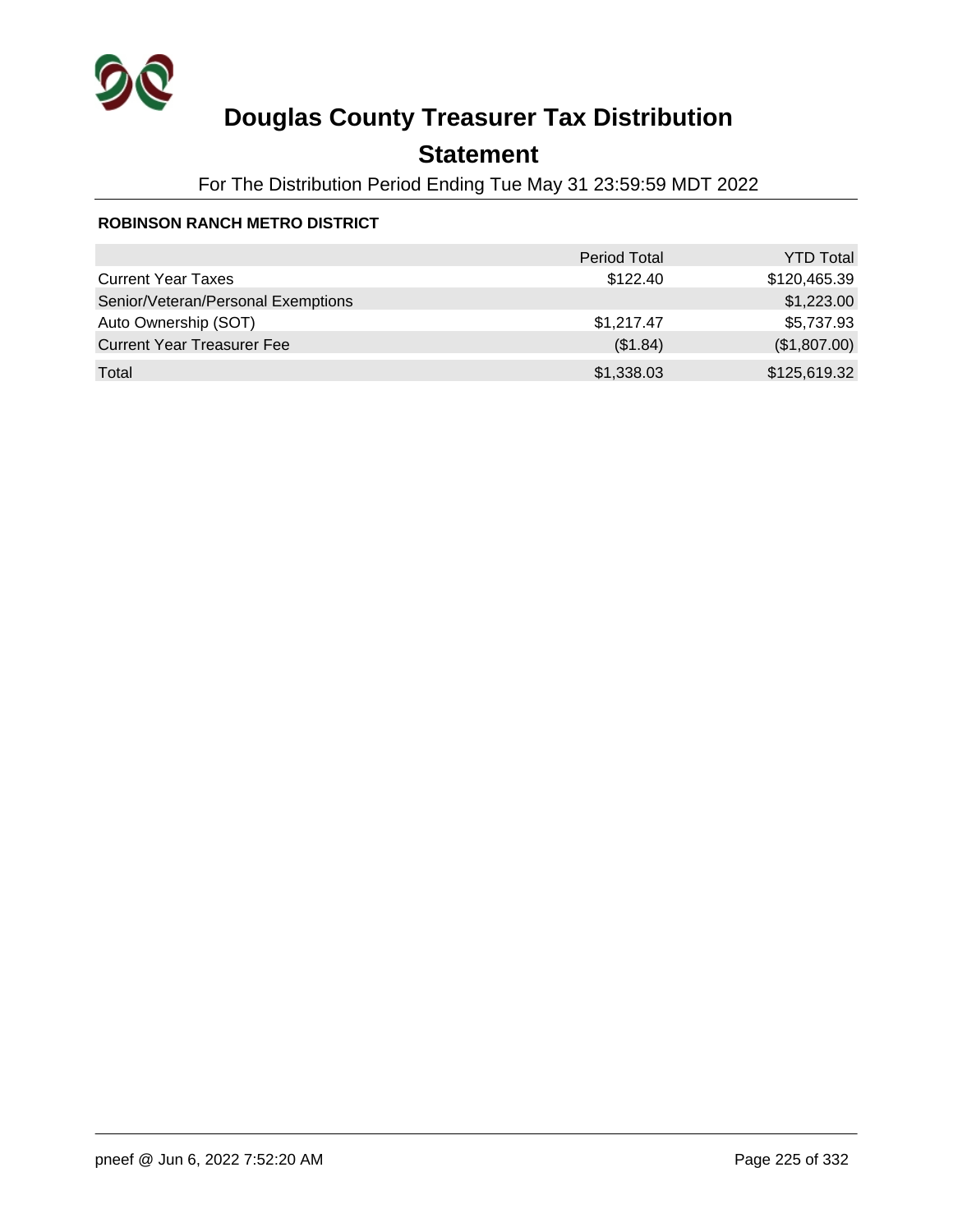# Douglas County Treasurer Tax Distribution

## Statement

For The Distribution Period Ending Tue May 31 23:59:59 MDT 2022

### ROBINSON RANCH METRO DISTRICT

| | Period Total | YTD Total |
|---|---|---|
| Current Year Taxes | $122.40 | $120,465.39 |
| Senior/Veteran/Personal Exemptions | | $1,223.00 |
| Auto Ownership (SOT) | $1,217.47 | $5,737.93 |
| Current Year Treasurer Fee | ($1.84) | ($1,807.00) |
| Total | $1,338.03 | $125,619.32 |

pneef @ Jun 6, 2022 7:52:20 AM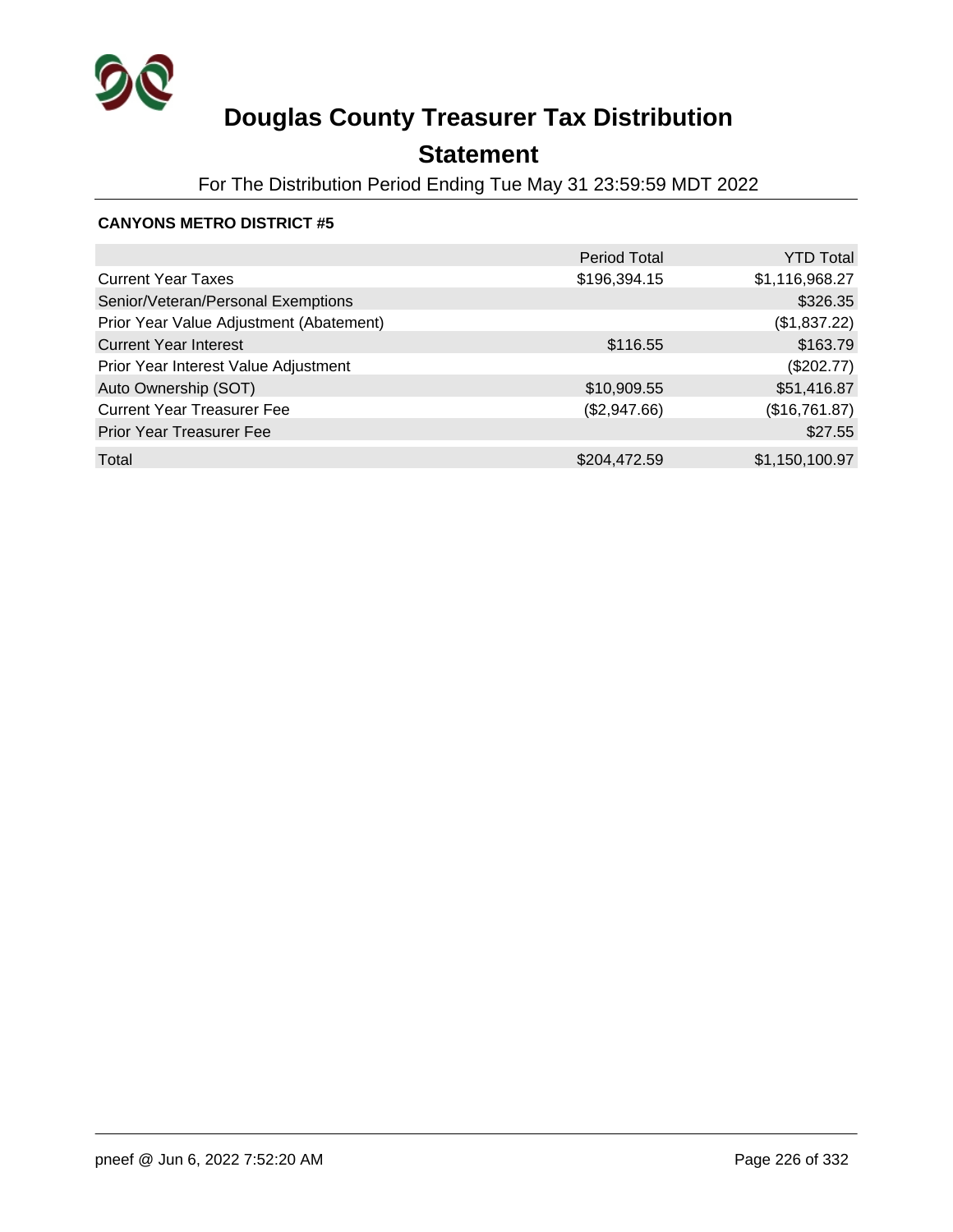# Douglas County Treasurer Tax Distribution

## Statement

For The Distribution Period Ending Tue May 31 23:59:59 MDT 2022

**CANYONS METRO DISTRICT #5**

| | Period Total | YTD Total |
|---|---|---|
| Current Year Taxes | $196,394.15 | $1,116,968.27 |
| Senior/Veteran/Personal Exemptions | | $326.35 |
| Prior Year Value Adjustment (Abatement) | | ($1,837.22) |
| Current Year Interest | $116.55 | $163.79 |
| Prior Year Interest Value Adjustment | | ($202.77) |
| Auto Ownership (SOT) | $10,909.55 | $51,416.87 |
| Current Year Treasurer Fee | ($2,947.66) | ($16,761.87) |
| Prior Year Treasurer Fee | | $27.55 |
| Total | $204,472.59 | $1,150,100.97 |

pneef @ Jun 6, 2022 7:52:20 AM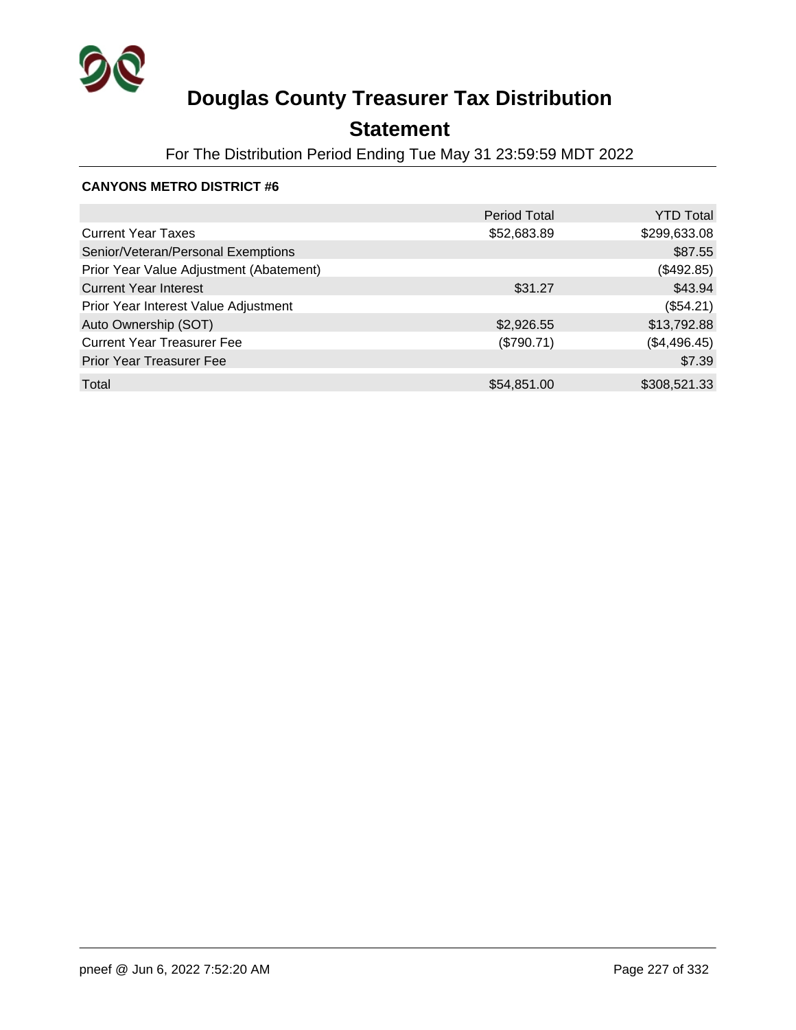# Douglas County Treasurer Tax Distribution

## Statement

For The Distribution Period Ending Tue May 31 23:59:59 MDT 2022

**CANYONS METRO DISTRICT #6**

| | Period Total | YTD Total |
|---|---|---|
| Current Year Taxes | $52,683.89 | $299,633.08 |
| Senior/Veteran/Personal Exemptions | | $87.55 |
| Prior Year Value Adjustment (Abatement) | | ($492.85) |
| Current Year Interest | $31.27 | $43.94 |
| Prior Year Interest Value Adjustment | | ($54.21) |
| Auto Ownership (SOT) | $2,926.55 | $13,792.88 |
| Current Year Treasurer Fee | ($790.71) | ($4,496.45) |
| Prior Year Treasurer Fee | | $7.39 |
| Total | $54,851.00 | $308,521.33 |

pneef @ Jun 6, 2022 7:52:20 AM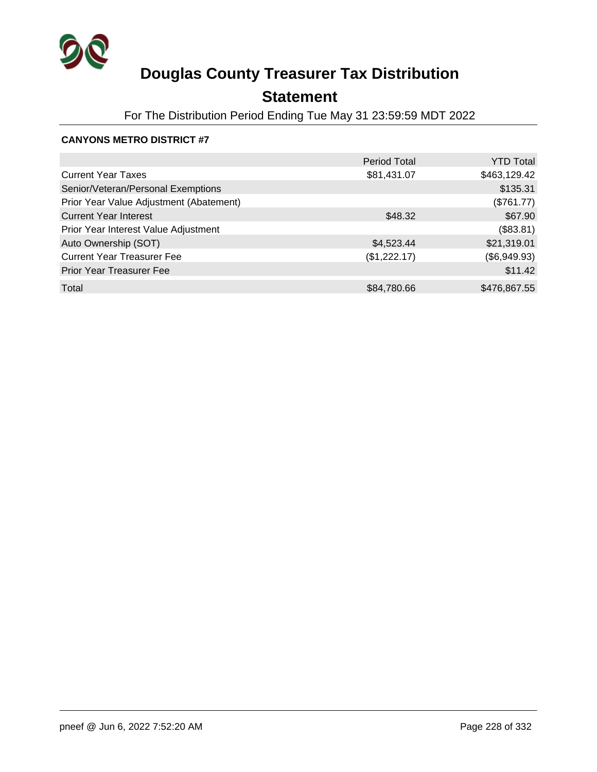# Douglas County Treasurer Tax Distribution

## Statement

For The Distribution Period Ending Tue May 31 23:59:59 MDT 2022

**CANYONS METRO DISTRICT #7**

| | Period Total | YTD Total |
|---|---|---|
| Current Year Taxes | $81,431.07 | $463,129.42 |
| Senior/Veteran/Personal Exemptions | | $135.31 |
| Prior Year Value Adjustment (Abatement) | | ($761.77) |
| Current Year Interest | $48.32 | $67.90 |
| Prior Year Interest Value Adjustment | | ($83.81) |
| Auto Ownership (SOT) | $4,523.44 | $21,319.01 |
| Current Year Treasurer Fee | ($1,222.17) | ($6,949.93) |
| Prior Year Treasurer Fee | | $11.42 |
| Total | $84,780.66 | $476,867.55 |

pneef @ Jun 6, 2022 7:52:20 AM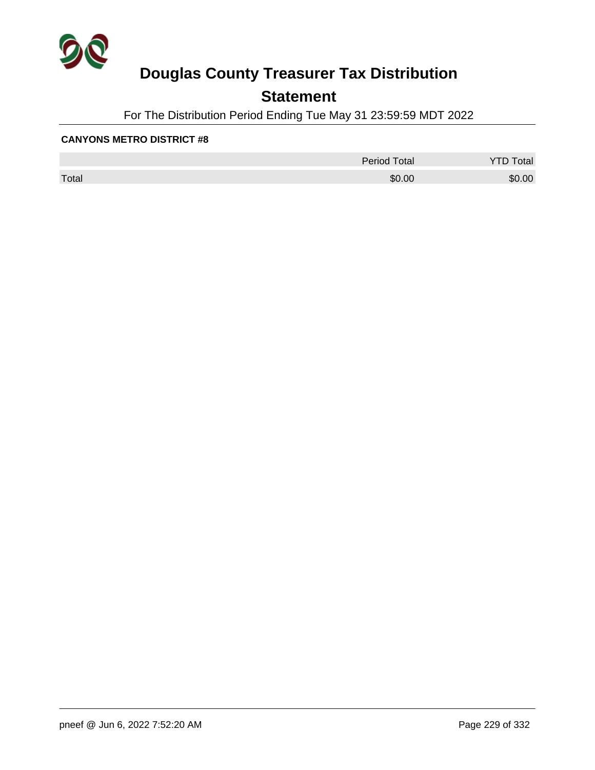# Douglas County Treasurer Tax Distribution

## Statement

For The Distribution Period Ending Tue May 31 23:59:59 MDT 2022

**CANYONS METRO DISTRICT #8**

| | Period Total | YTD Total |
|---|---|---|
| Total | $0.00 | $0.00 |

pneef @ Jun 6, 2022 7:52:20 AM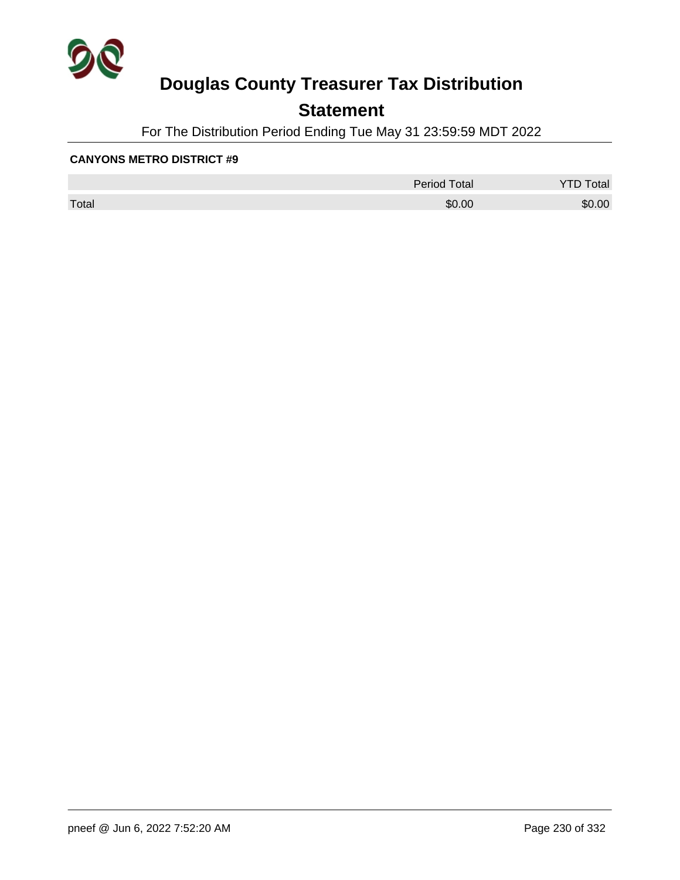# Douglas County Treasurer Tax Distribution

## Statement

For The Distribution Period Ending Tue May 31 23:59:59 MDT 2022

**CANYONS METRO DISTRICT #9**

| | Period Total | YTD Total |
|---|---|---|
| Total | $0.00 | $0.00 |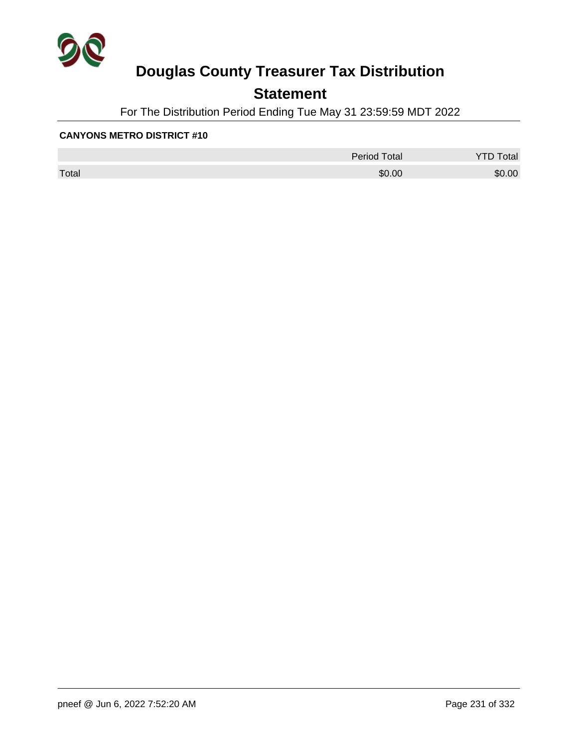# Douglas County Treasurer Tax Distribution

## Statement

For The Distribution Period Ending Tue May 31 23:59:59 MDT 2022

**CANYONS METRO DISTRICT #10**

| | Period Total | YTD Total |
|---|---|---|
| Total | $0.00 | $0.00 |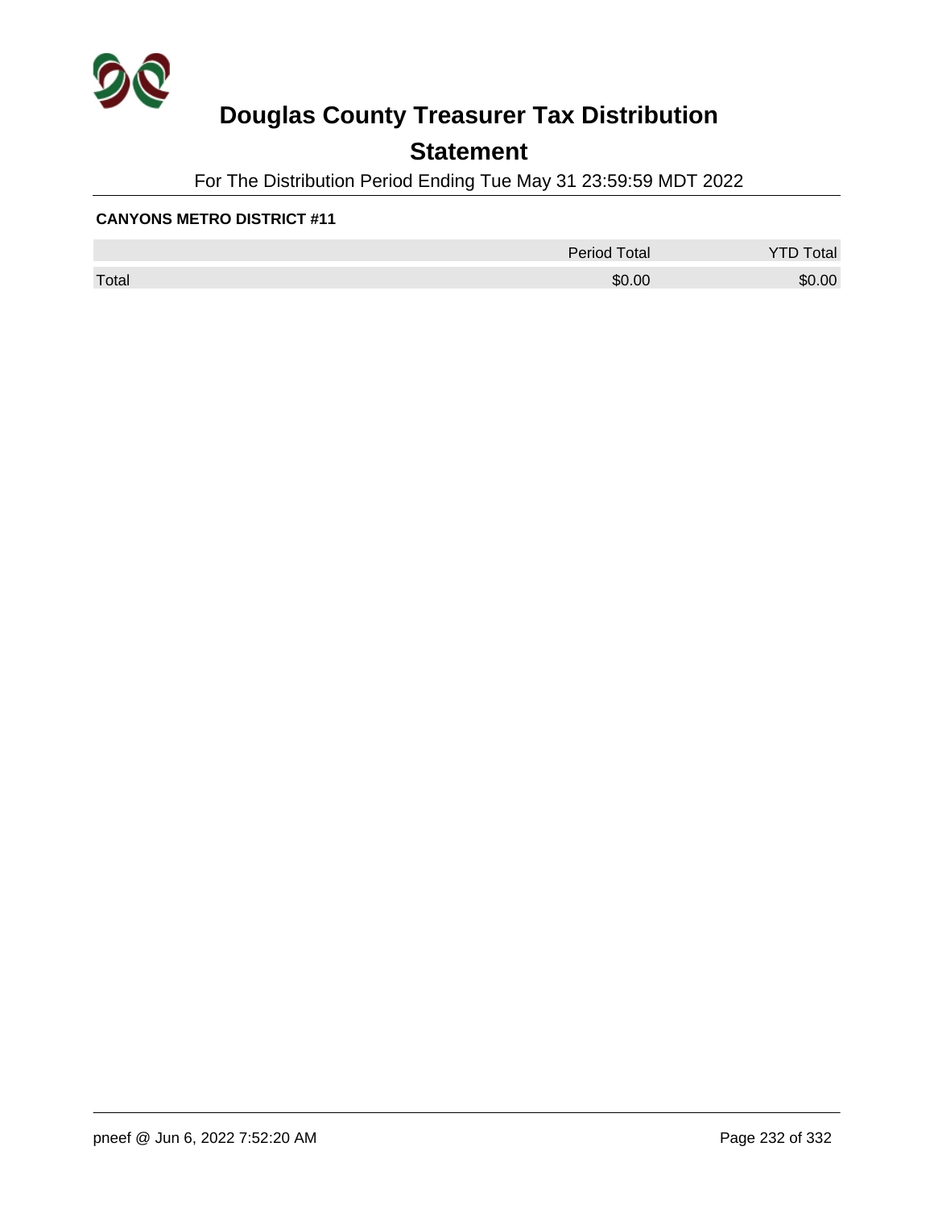# Douglas County Treasurer Tax Distribution

## Statement

For The Distribution Period Ending Tue May 31 23:59:59 MDT 2022

**CANYONS METRO DISTRICT #11**

| | Period Total | YTD Total |
|---|---|---|
| Total | $0.00 | $0.00 |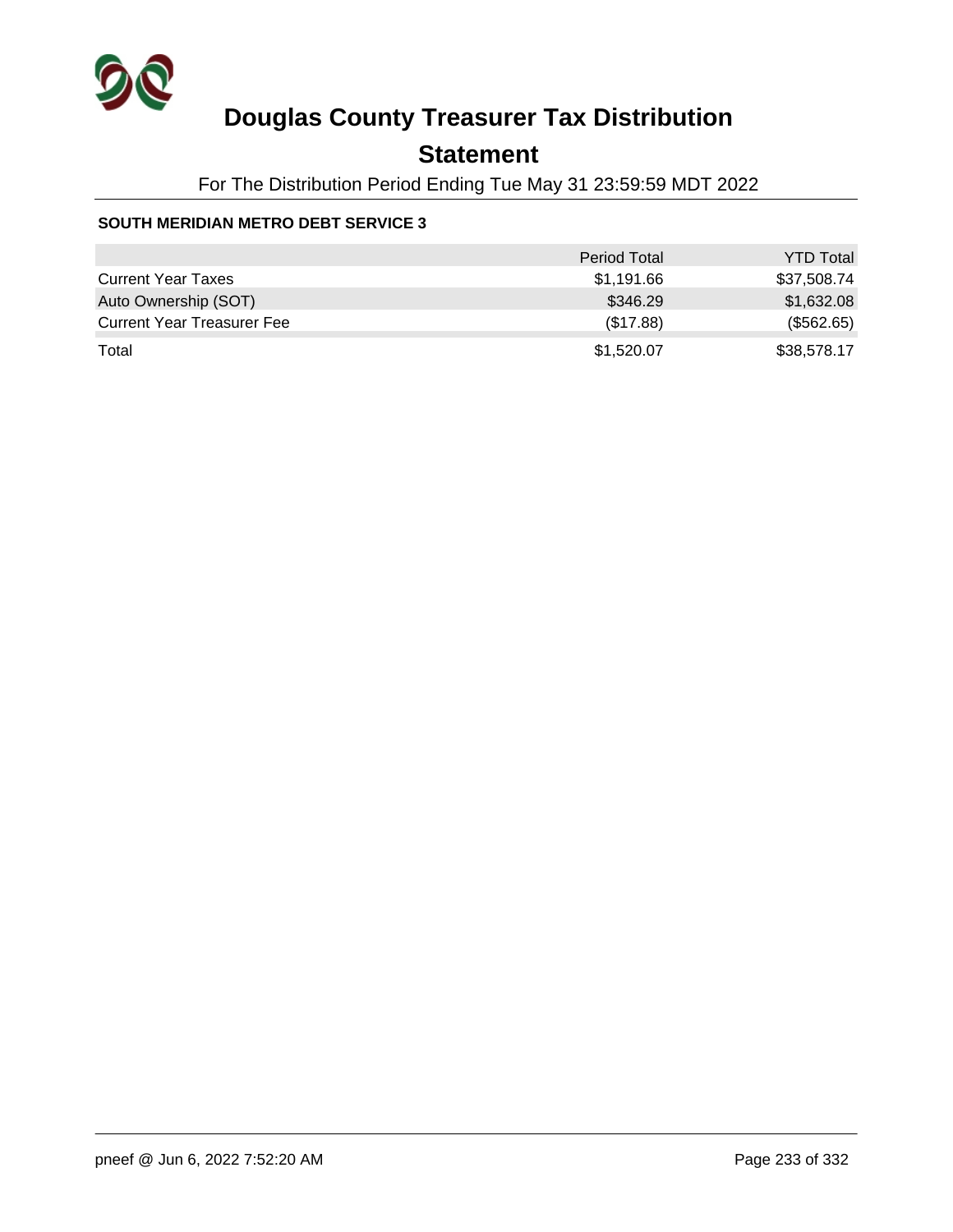# Douglas County Treasurer Tax Distribution

## Statement

For The Distribution Period Ending Tue May 31 23:59:59 MDT 2022

### SOUTH MERIDIAN METRO DEBT SERVICE 3

| | Period Total | YTD Total |
|---|---|---|
| Current Year Taxes | $1,191.66 | $37,508.74 |
| Auto Ownership (SOT) | $346.29 | $1,632.08 |
| Current Year Treasurer Fee | ($17.88) | ($562.65) |
| Total | $1,520.07 | $38,578.17 |

pneef @ Jun 6, 2022 7:52:20 AM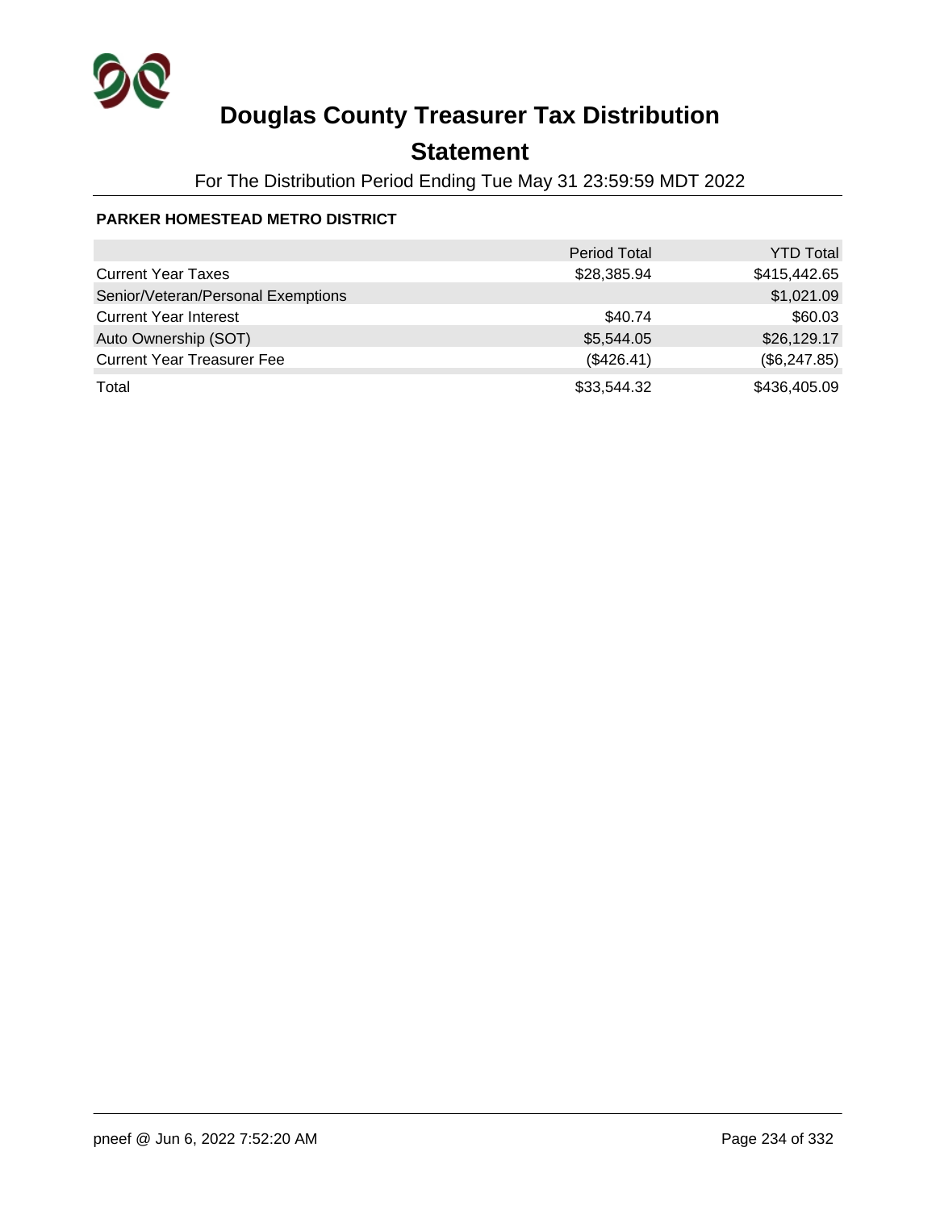# Douglas County Treasurer Tax Distribution

## Statement

For The Distribution Period Ending Tue May 31 23:59:59 MDT 2022

**PARKER HOMESTEAD METRO DISTRICT**

| | Period Total | YTD Total |
|---|---:|---:|
| Current Year Taxes | $28,385.94 | $415,442.65 |
| Senior/Veteran/Personal Exemptions | | $1,021.09 |
| Current Year Interest | $40.74 | $60.03 |
| Auto Ownership (SOT) | $5,544.05 | $26,129.17 |
| Current Year Treasurer Fee | ($426.41) | ($6,247.85) |
| Total | $33,544.32 | $436,405.09 |

pneef @ Jun 6, 2022 7:52:20 AM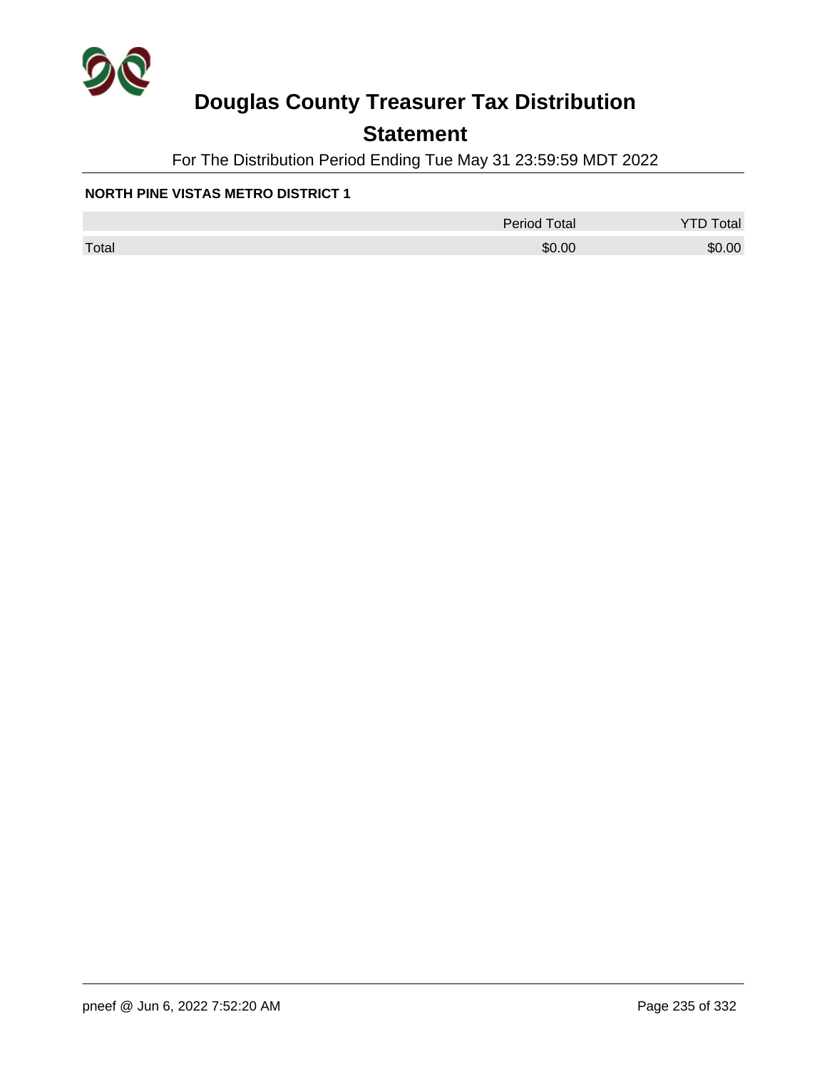# Douglas County Treasurer Tax Distribution

## Statement

For The Distribution Period Ending Tue May 31 23:59:59 MDT 2022

**NORTH PINE VISTAS METRO DISTRICT 1**

| | Period Total | YTD Total |
|---|---|---|
| Total | $0.00 | $0.00 |

pneef @ Jun 6, 2022 7:52:20 AM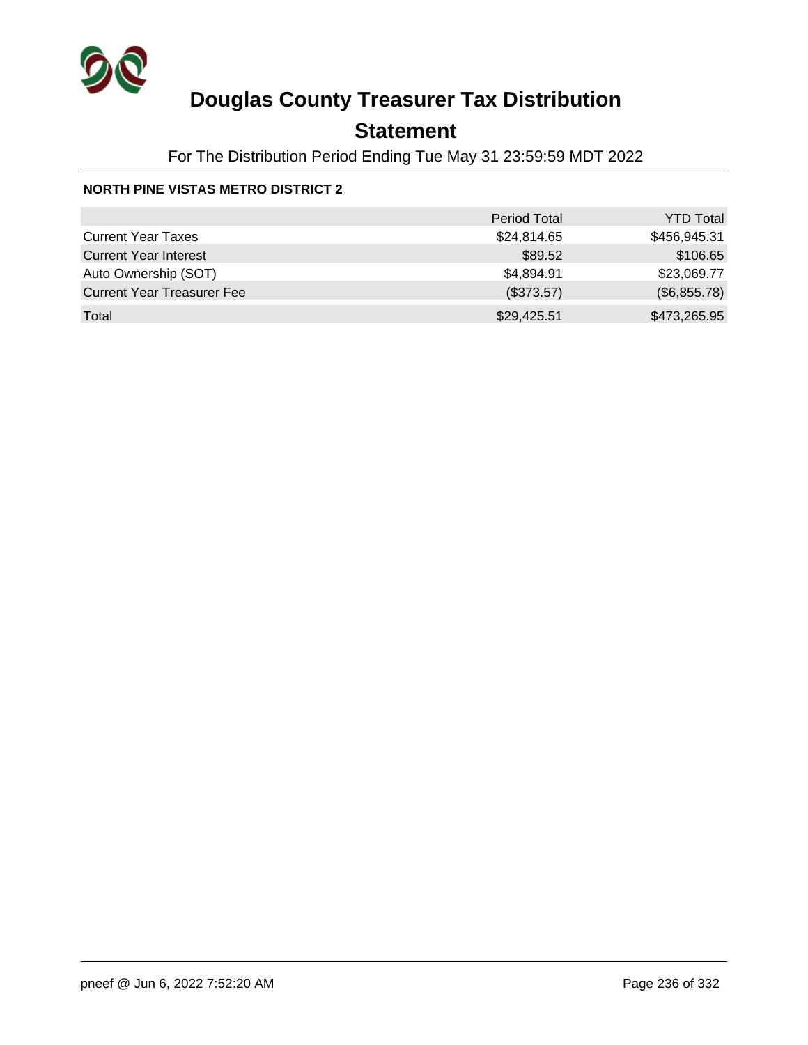# Douglas County Treasurer Tax Distribution

## Statement

For The Distribution Period Ending Tue May 31 23:59:59 MDT 2022

**NORTH PINE VISTAS METRO DISTRICT 2**

| | Period Total | YTD Total |
|---|---|---|
| Current Year Taxes | $24,814.65 | $456,945.31 |
| Current Year Interest | $89.52 | $106.65 |
| Auto Ownership (SOT) | $4,894.91 | $23,069.77 |
| Current Year Treasurer Fee | ($373.57) | ($6,855.78) |
| Total | $29,425.51 | $473,265.95 |

pneef @ Jun 6, 2022 7:52:20 AM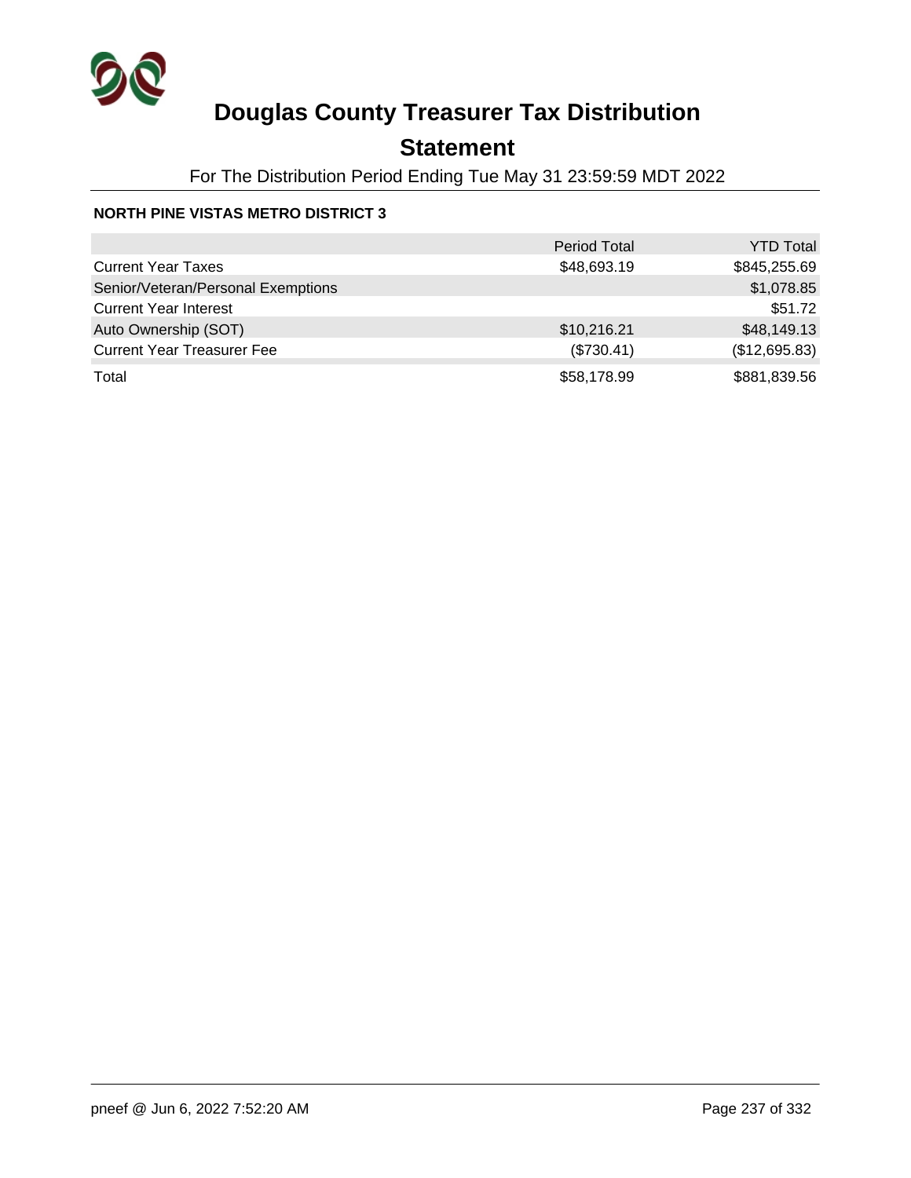# Douglas County Treasurer Tax Distribution

## Statement

For The Distribution Period Ending Tue May 31 23:59:59 MDT 2022

**NORTH PINE VISTAS METRO DISTRICT 3**

| | Period Total | YTD Total |
|---|---|---|
| Current Year Taxes | $48,693.19 | $845,255.69 |
| Senior/Veteran/Personal Exemptions | | $1,078.85 |
| Current Year Interest | | $51.72 |
| Auto Ownership (SOT) | $10,216.21 | $48,149.13 |
| Current Year Treasurer Fee | ($730.41) | ($12,695.83) |
| Total | $58,178.99 | $881,839.56 |

pneef @ Jun 6, 2022 7:52:20 AM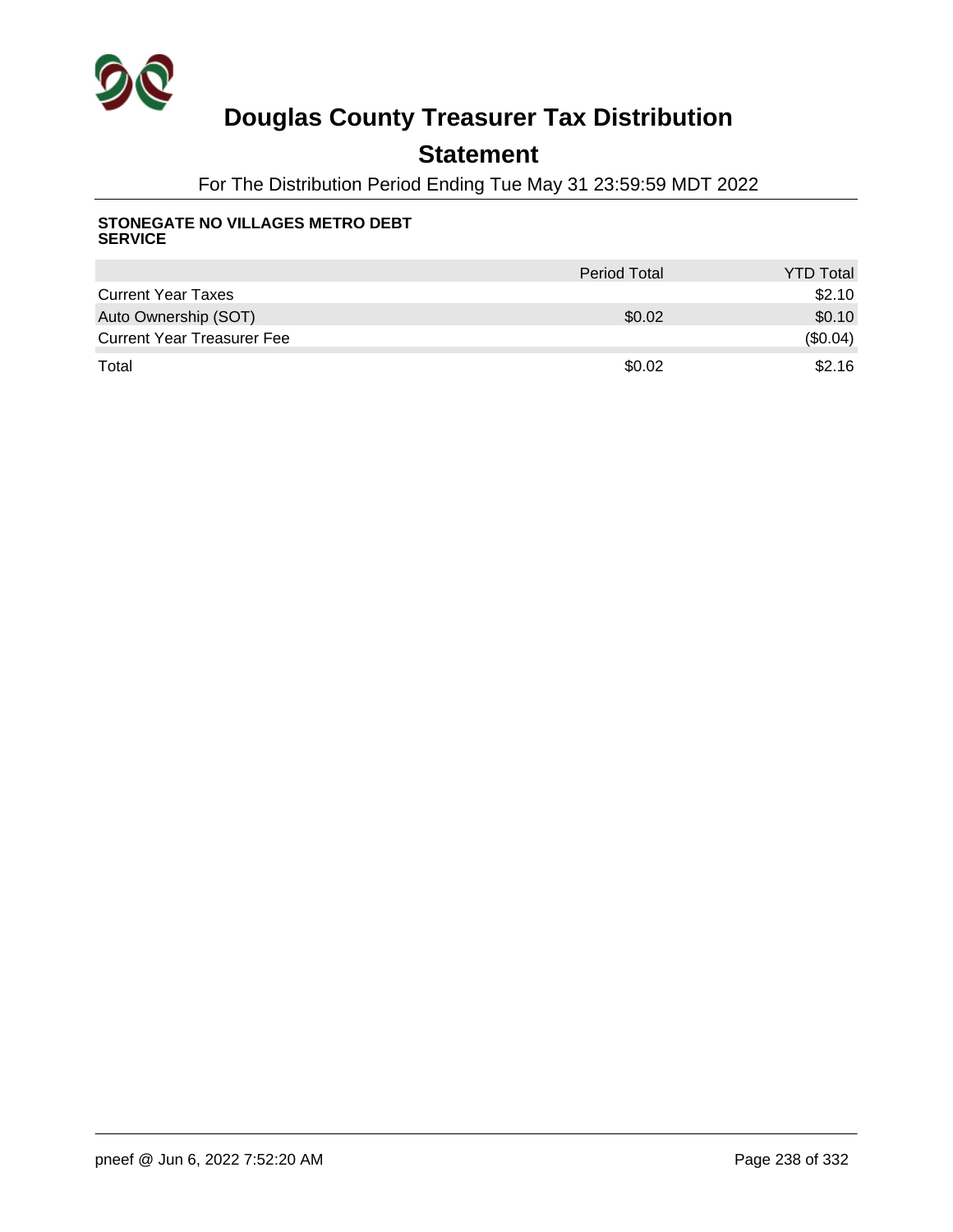# Douglas County Treasurer Tax Distribution

## Statement

For The Distribution Period Ending Tue May 31 23:59:59 MDT 2022

**STONEGATE NO VILLAGES METRO DEBT SERVICE**

| | Period Total | YTD Total |
|---|---|---|
| Current Year Taxes | | $2.10 |
| Auto Ownership (SOT) | $0.02 | $0.10 |
| Current Year Treasurer Fee | | ($0.04) |
| Total | $0.02 | $2.16 |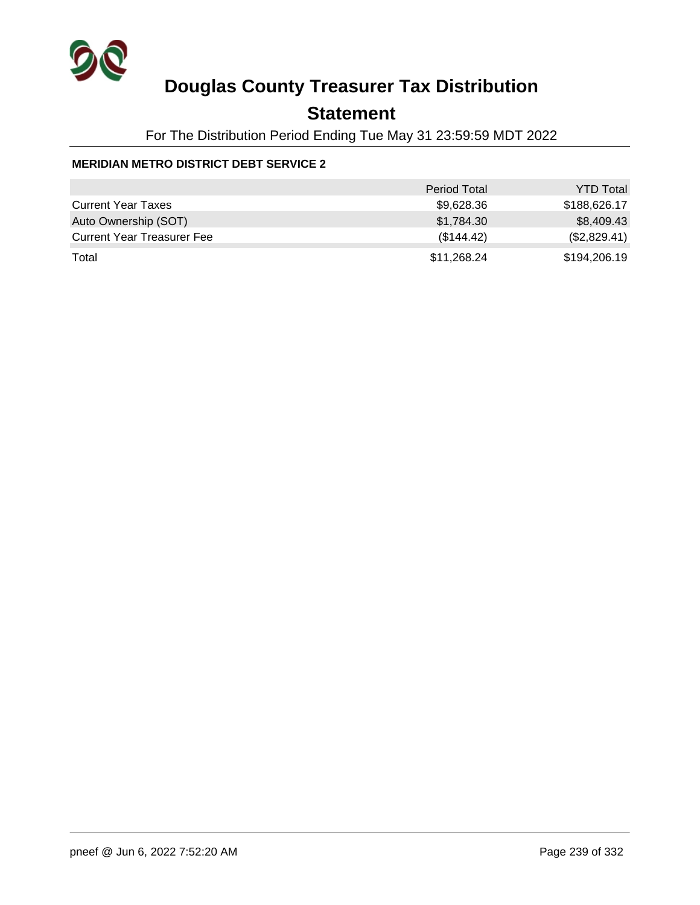# Douglas County Treasurer Tax Distribution

## Statement

For The Distribution Period Ending Tue May 31 23:59:59 MDT 2022

**MERIDIAN METRO DISTRICT DEBT SERVICE 2**

| | Period Total | YTD Total |
| --- | --- | --- |
| Current Year Taxes | $9,628.36 | $188,626.17 |
| Auto Ownership (SOT) | $1,784.30 | $8,409.43 |
| Current Year Treasurer Fee | ($144.42) | ($2,829.41) |
| Total | $11,268.24 | $194,206.19 |

pneef @ Jun 6, 2022 7:52:20 AM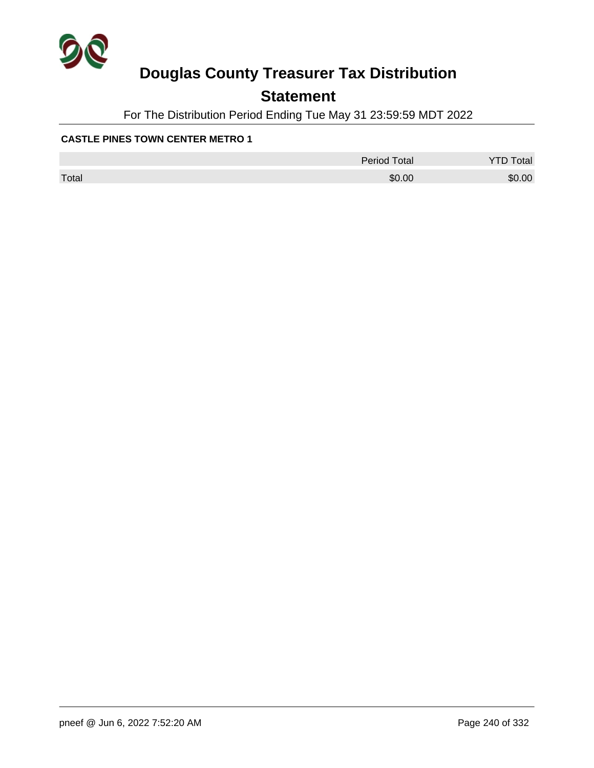# Douglas County Treasurer Tax Distribution

## Statement

For The Distribution Period Ending Tue May 31 23:59:59 MDT 2022

**CASTLE PINES TOWN CENTER METRO 1**

| | Period Total | YTD Total |
|---|---|---|
| Total | $0.00 | $0.00 |

pneef @ Jun 6, 2022 7:52:20 AM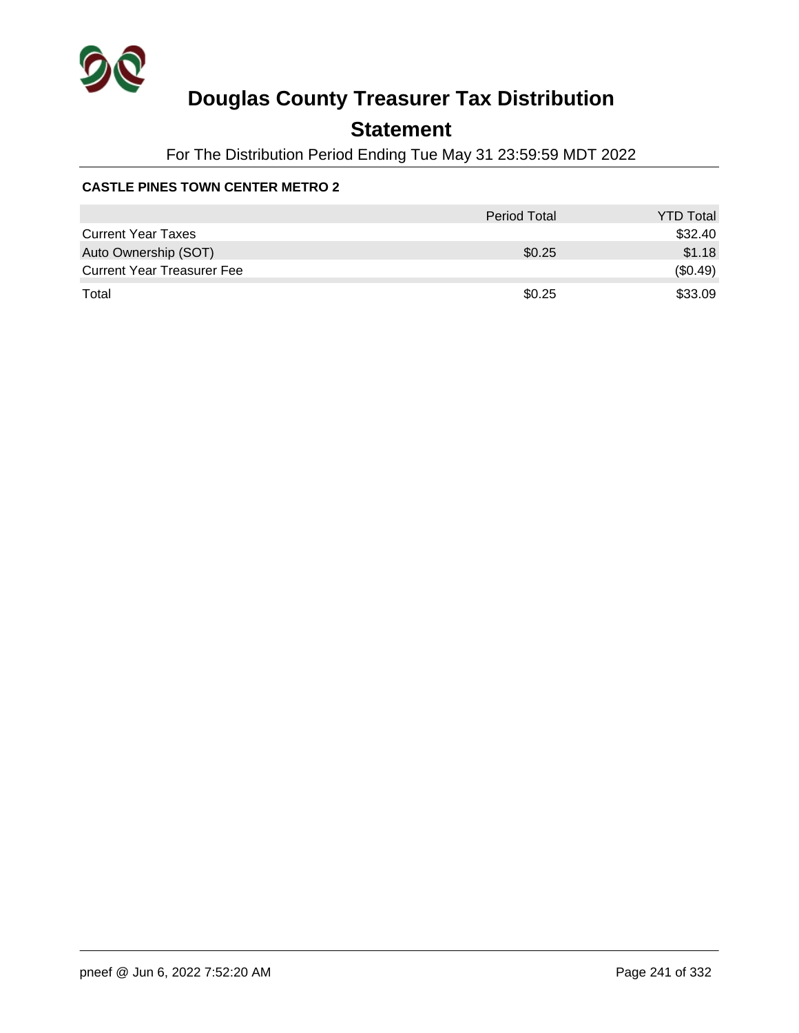# Douglas County Treasurer Tax Distribution

## Statement

For The Distribution Period Ending Tue May 31 23:59:59 MDT 2022

**CASTLE PINES TOWN CENTER METRO 2**

| | Period Total | YTD Total |
|---|---|---|
| Current Year Taxes | | $32.40 |
| Auto Ownership (SOT) | $0.25 | $1.18 |
| Current Year Treasurer Fee | | ($0.49) |
| Total | $0.25 | $33.09 |

pneef @ Jun 6, 2022 7:52:20 AM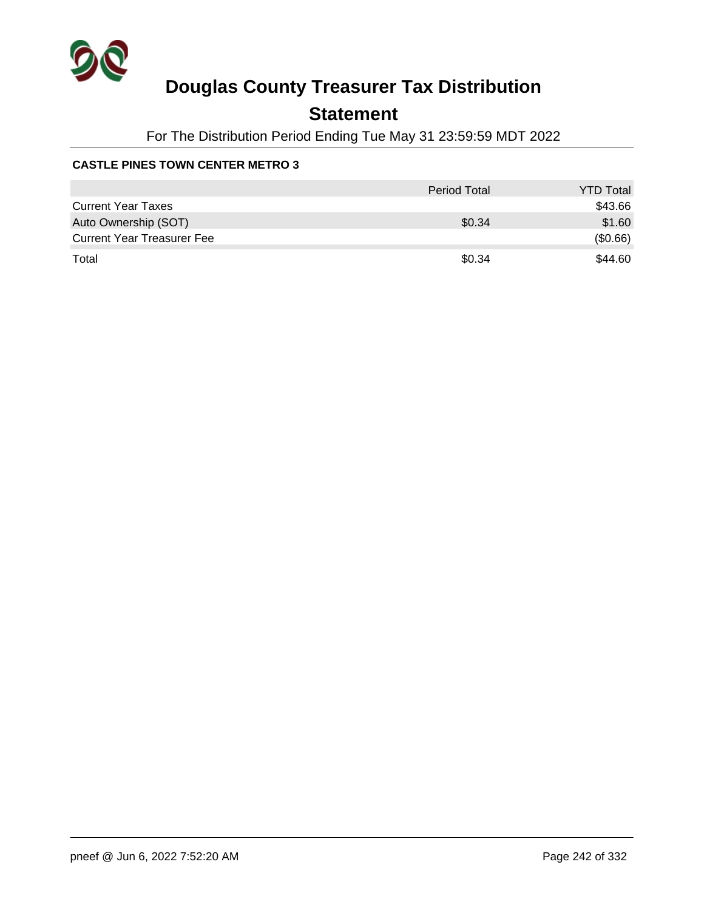# Douglas County Treasurer Tax Distribution

## Statement

For The Distribution Period Ending Tue May 31 23:59:59 MDT 2022

**CASTLE PINES TOWN CENTER METRO 3**

| | Period Total | YTD Total |
|---|---|---|
| Current Year Taxes | | $43.66 |
| Auto Ownership (SOT) | $0.34 | $1.60 |
| Current Year Treasurer Fee | | ($0.66) |
| Total | $0.34 | $44.60 |

pneef @ Jun 6, 2022 7:52:20 AM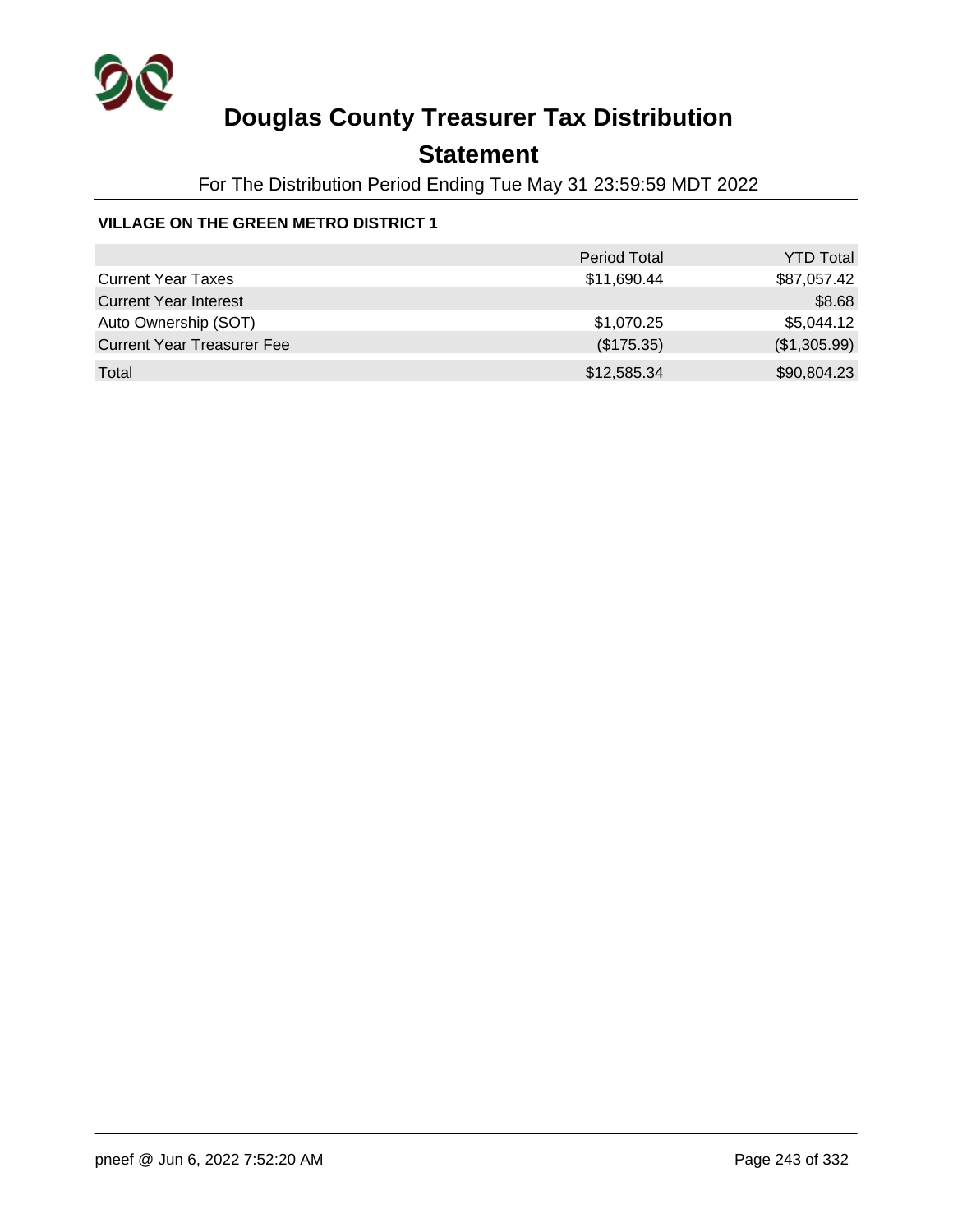# Douglas County Treasurer Tax Distribution

## Statement

For The Distribution Period Ending Tue May 31 23:59:59 MDT 2022

### VILLAGE ON THE GREEN METRO DISTRICT 1

| | Period Total | YTD Total |
|---|---|---|
| Current Year Taxes | $11,690.44 | $87,057.42 |
| Current Year Interest | | $8.68 |
| Auto Ownership (SOT) | $1,070.25 | $5,044.12 |
| Current Year Treasurer Fee | ($175.35) | ($1,305.99) |
| Total | $12,585.34 | $90,804.23 |

pneef @ Jun 6, 2022 7:52:20 AM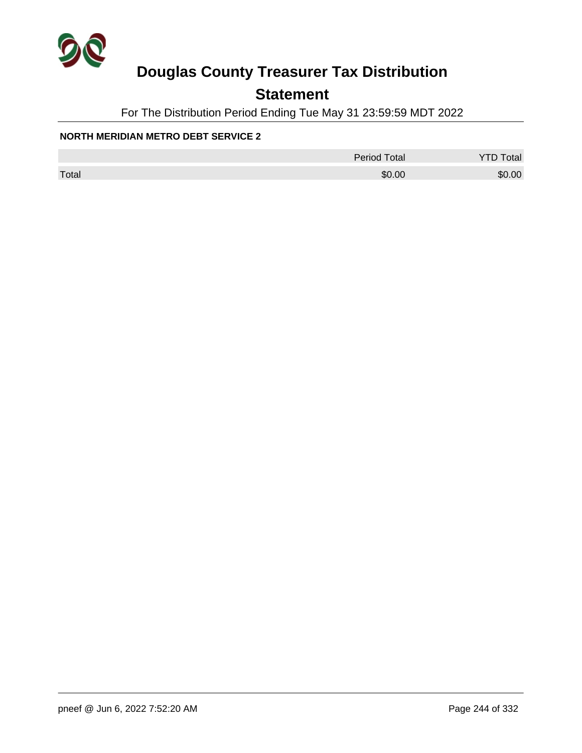# Douglas County Treasurer Tax Distribution

## Statement

For The Distribution Period Ending Tue May 31 23:59:59 MDT 2022

**NORTH MERIDIAN METRO DEBT SERVICE 2**

| | Period Total | YTD Total |
|---|---|---|
| Total | $0.00 | $0.00 |

pneef @ Jun 6, 2022 7:52:20 AM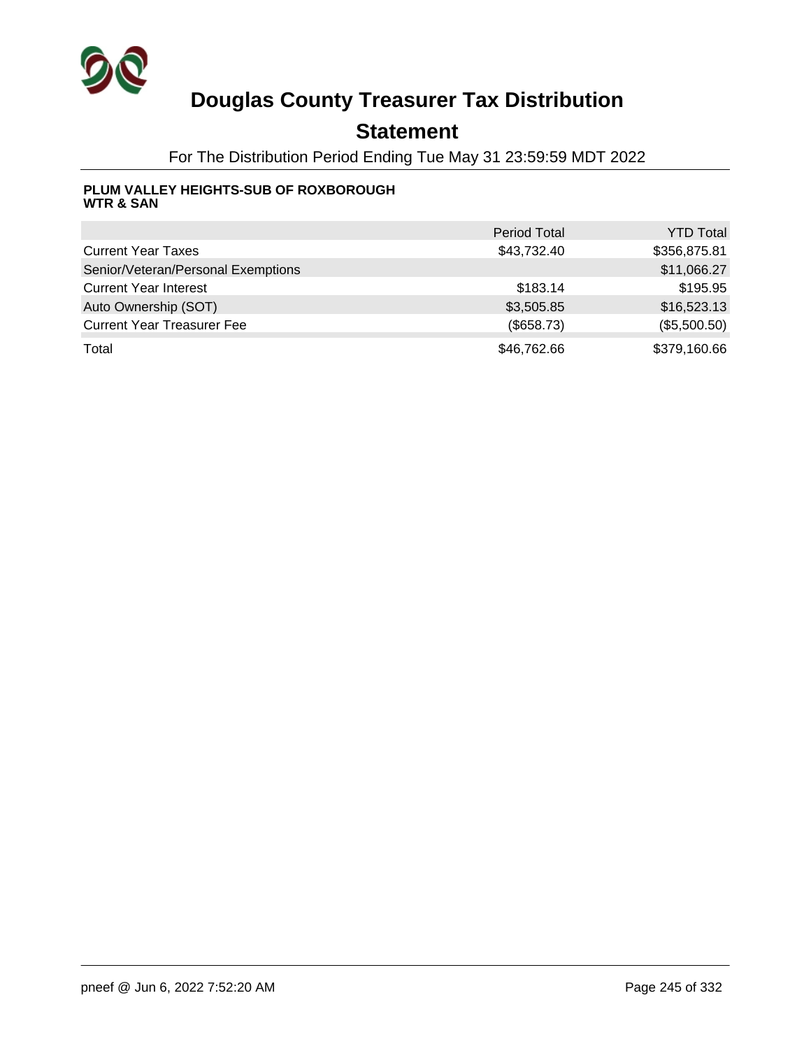# Douglas County Treasurer Tax Distribution

## Statement

For The Distribution Period Ending Tue May 31 23:59:59 MDT 2022

**PLUM VALLEY HEIGHTS-SUB OF ROXBOROUGH WTR & SAN**

| | Period Total | YTD Total |
|---|---:|---:|
| Current Year Taxes | $43,732.40 | $356,875.81 |
| Senior/Veteran/Personal Exemptions | | $11,066.27 |
| Current Year Interest | $183.14 | $195.95 |
| Auto Ownership (SOT) | $3,505.85 | $16,523.13 |
| Current Year Treasurer Fee | ($658.73) | ($5,500.50) |
| Total | $46,762.66 | $379,160.66 |

pneef @ Jun 6, 2022 7:52:20 AM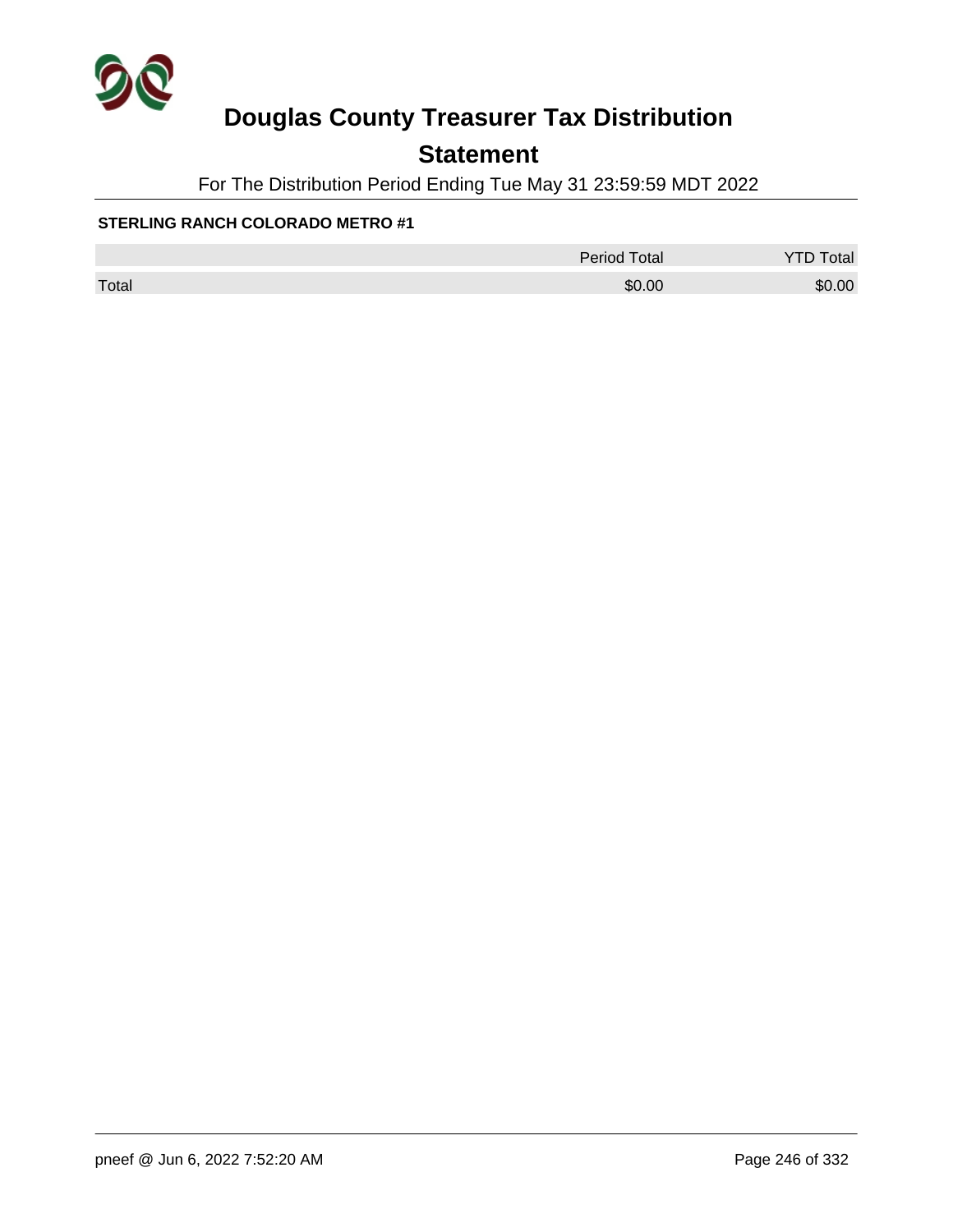# Douglas County Treasurer Tax Distribution

## Statement

For The Distribution Period Ending Tue May 31 23:59:59 MDT 2022

**STERLING RANCH COLORADO METRO #1**

| | Period Total | YTD Total |
|---|---|---|
| Total | $0.00 | $0.00 |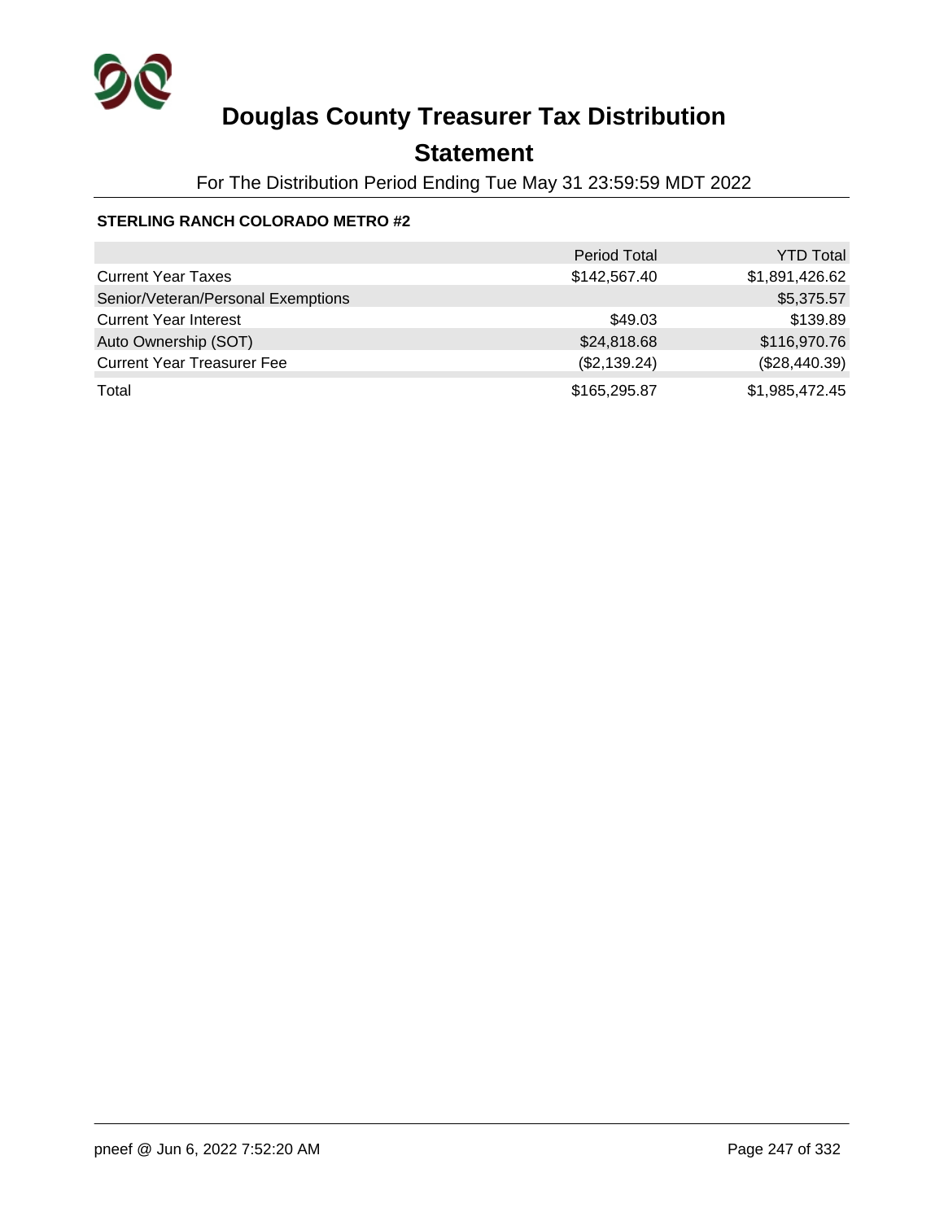# Douglas County Treasurer Tax Distribution

## Statement

For The Distribution Period Ending Tue May 31 23:59:59 MDT 2022

**STERLING RANCH COLORADO METRO #2**

| | Period Total | YTD Total |
|---|---|---|
| Current Year Taxes | $142,567.40 | $1,891,426.62 |
| Senior/Veteran/Personal Exemptions | | $5,375.57 |
| Current Year Interest | $49.03 | $139.89 |
| Auto Ownership (SOT) | $24,818.68 | $116,970.76 |
| Current Year Treasurer Fee | ($2,139.24) | ($28,440.39) |
| Total | $165,295.87 | $1,985,472.45 |

pneef @ Jun 6, 2022 7:52:20 AM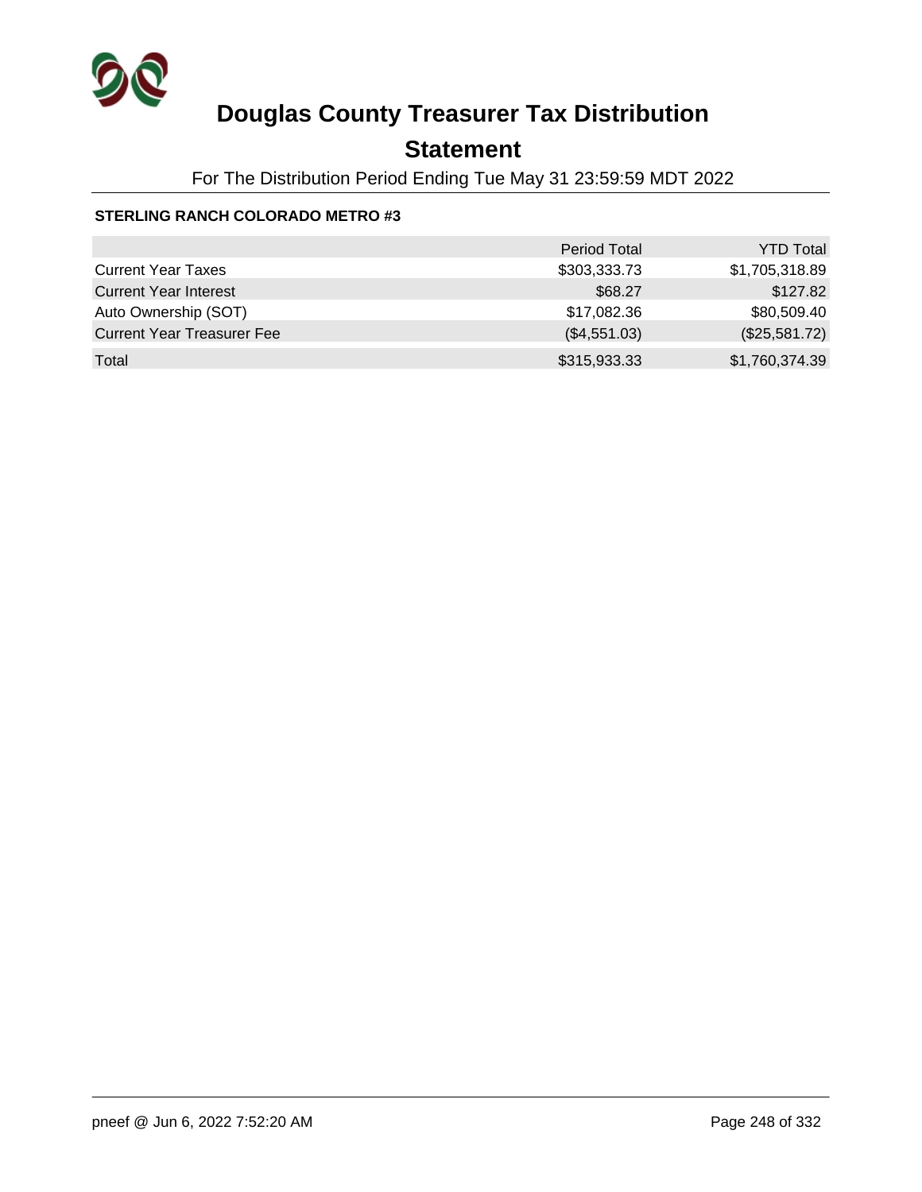# Douglas County Treasurer Tax Distribution

## Statement

For The Distribution Period Ending Tue May 31 23:59:59 MDT 2022

**STERLING RANCH COLORADO METRO #3**

| | Period Total | YTD Total |
|---|---:|---:|
| Current Year Taxes | $303,333.73 | $1,705,318.89 |
| Current Year Interest | $68.27 | $127.82 |
| Auto Ownership (SOT) | $17,082.36 | $80,509.40 |
| Current Year Treasurer Fee | ($4,551.03) | ($25,581.72) |
| Total | $315,933.33 | $1,760,374.39 |

pneef @ Jun 6, 2022 7:52:20 AM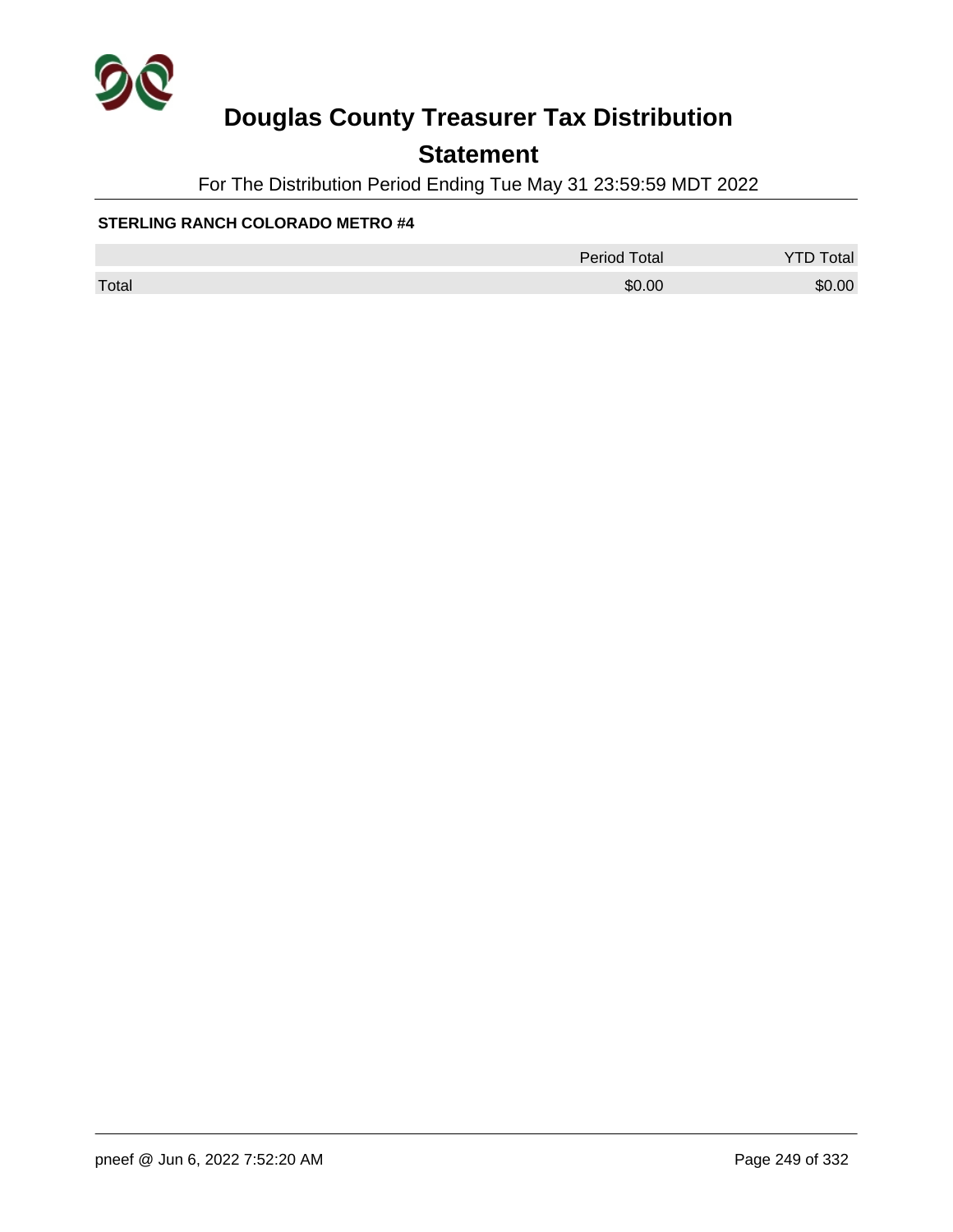# Douglas County Treasurer Tax Distribution

## Statement

For The Distribution Period Ending Tue May 31 23:59:59 MDT 2022

**STERLING RANCH COLORADO METRO #4**

| | Period Total | YTD Total |
|---|---|---|
| Total | $0.00 | $0.00 |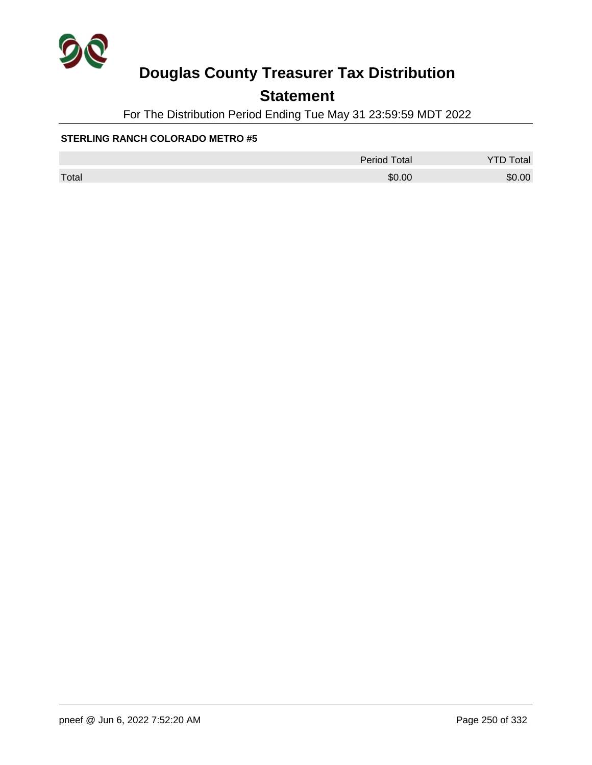# Douglas County Treasurer Tax Distribution

## Statement

For The Distribution Period Ending Tue May 31 23:59:59 MDT 2022

**STERLING RANCH COLORADO METRO #5**

| | Period Total | YTD Total |
|---|---|---|
| Total | $0.00 | $0.00 |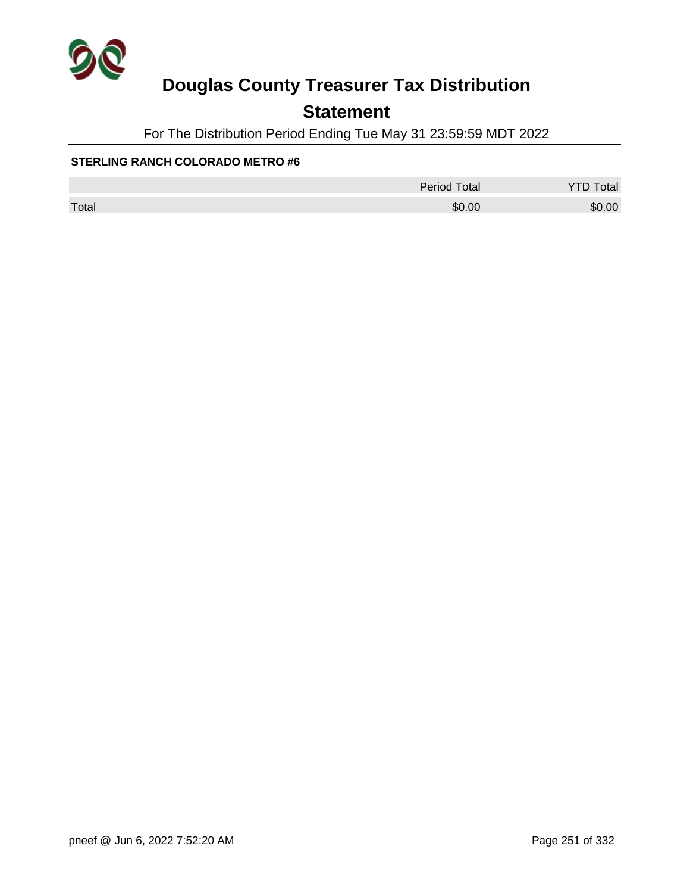# Douglas County Treasurer Tax Distribution

## Statement

For The Distribution Period Ending Tue May 31 23:59:59 MDT 2022

**STERLING RANCH COLORADO METRO #6**

| | Period Total | YTD Total |
|---|---|---|
| Total | $0.00 | $0.00 |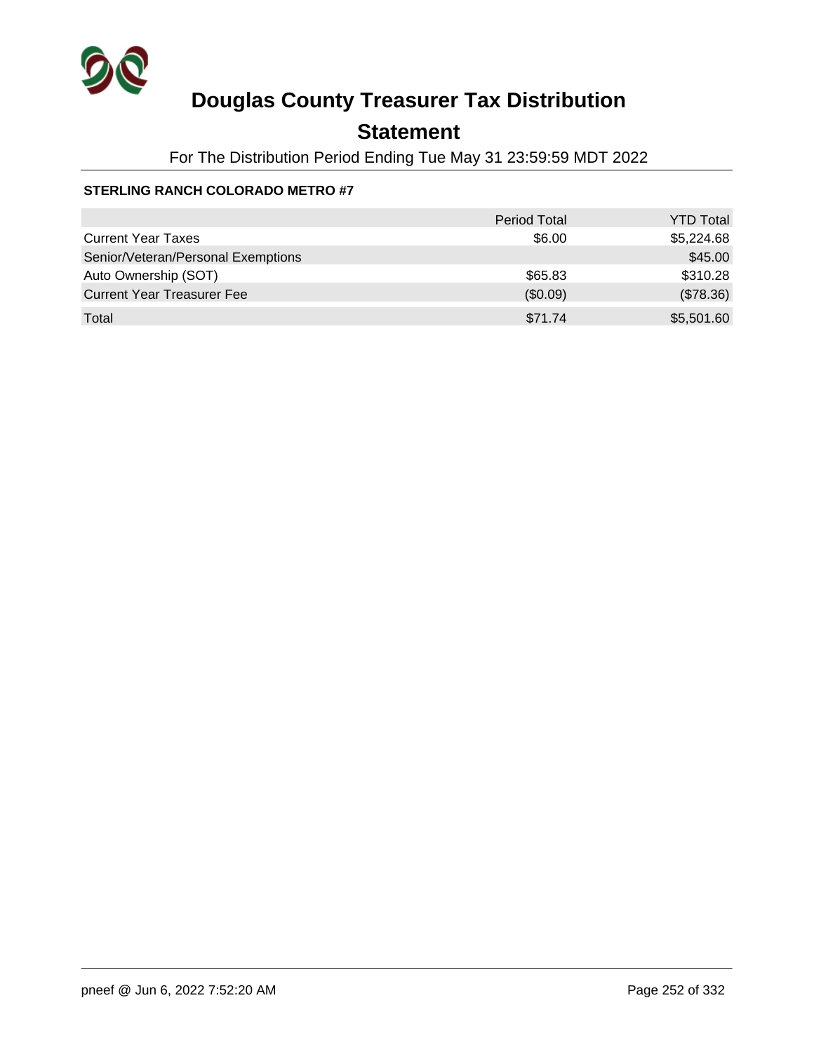# Douglas County Treasurer Tax Distribution

## Statement

For The Distribution Period Ending Tue May 31 23:59:59 MDT 2022

**STERLING RANCH COLORADO METRO #7**

| | Period Total | YTD Total |
|---|---|---|
| Current Year Taxes | $6.00 | $5,224.68 |
| Senior/Veteran/Personal Exemptions | | $45.00 |
| Auto Ownership (SOT) | $65.83 | $310.28 |
| Current Year Treasurer Fee | ($0.09) | ($78.36) |
| Total | $71.74 | $5,501.60 |

pneef @ Jun 6, 2022 7:52:20 AM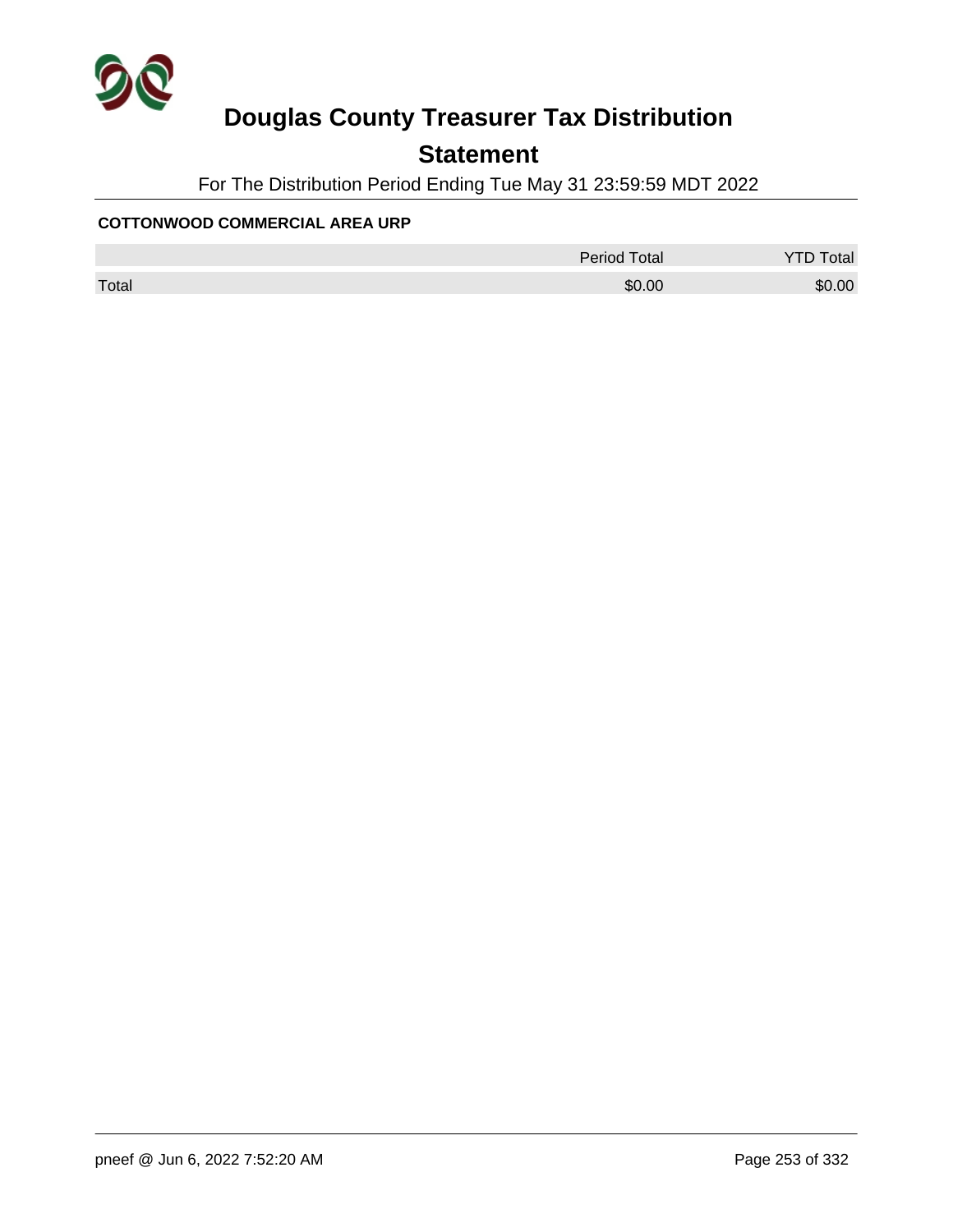# Douglas County Treasurer Tax Distribution

## Statement

For The Distribution Period Ending Tue May 31 23:59:59 MDT 2022

**COTTONWOOD COMMERCIAL AREA URP**

| | Period Total | YTD Total |
|---|---|---|
| Total | $0.00 | $0.00 |

pneef @ Jun 6, 2022 7:52:20 AM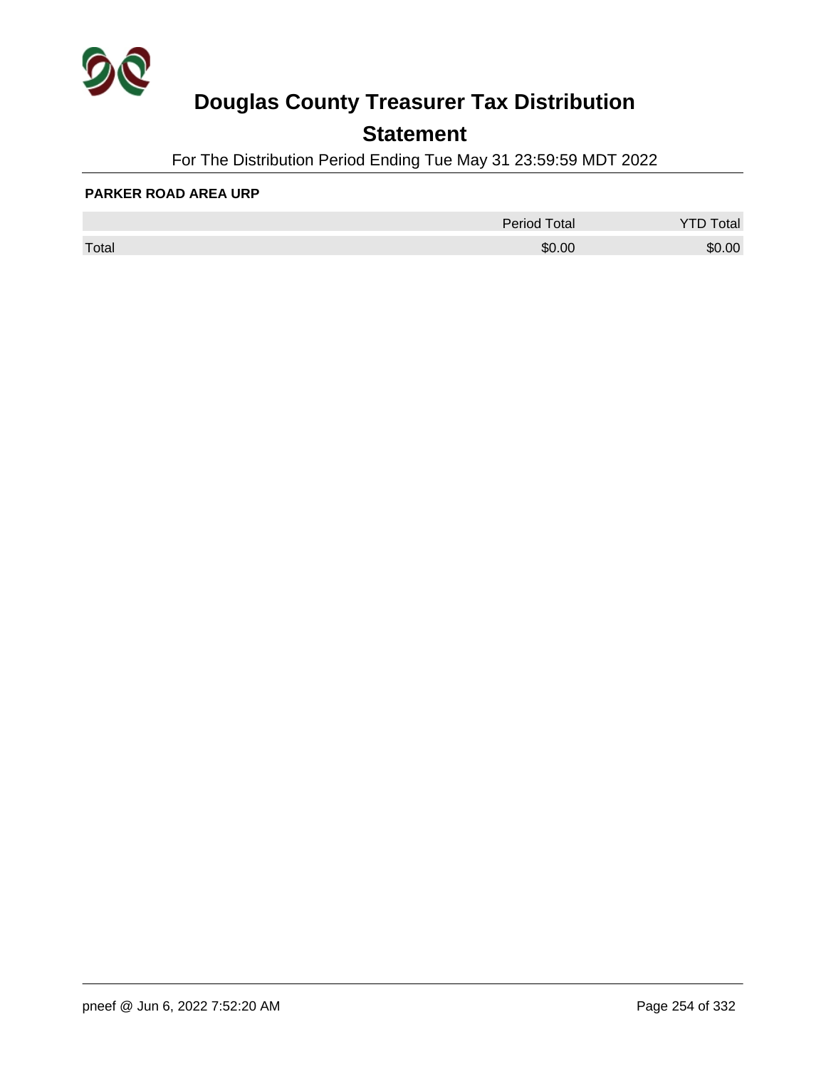# Douglas County Treasurer Tax Distribution

## Statement

For The Distribution Period Ending Tue May 31 23:59:59 MDT 2022

**PARKER ROAD AREA URP**

| | Period Total | YTD Total |
|---|---|---|
| Total | $0.00 | $0.00 |

pneef @ Jun 6, 2022 7:52:20 AM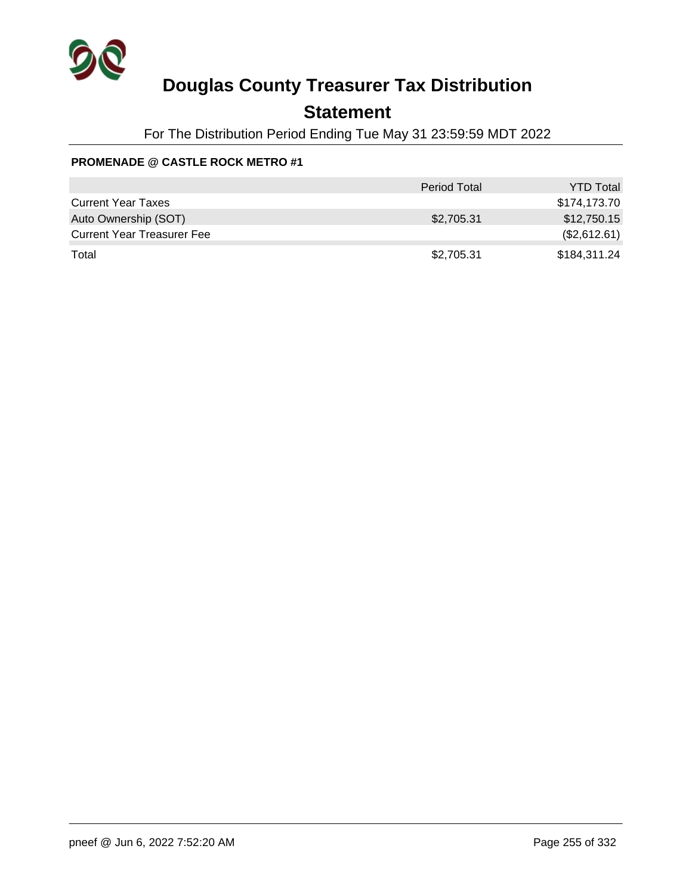# Douglas County Treasurer Tax Distribution

## Statement

For The Distribution Period Ending Tue May 31 23:59:59 MDT 2022

**PROMENADE @ CASTLE ROCK METRO #1**

| | Period Total | YTD Total |
|---|---|---|
| Current Year Taxes | | $174,173.70 |
| Auto Ownership (SOT) | $2,705.31 | $12,750.15 |
| Current Year Treasurer Fee | | ($2,612.61) |
| Total | $2,705.31 | $184,311.24 |

pneef @ Jun 6, 2022 7:52:20 AM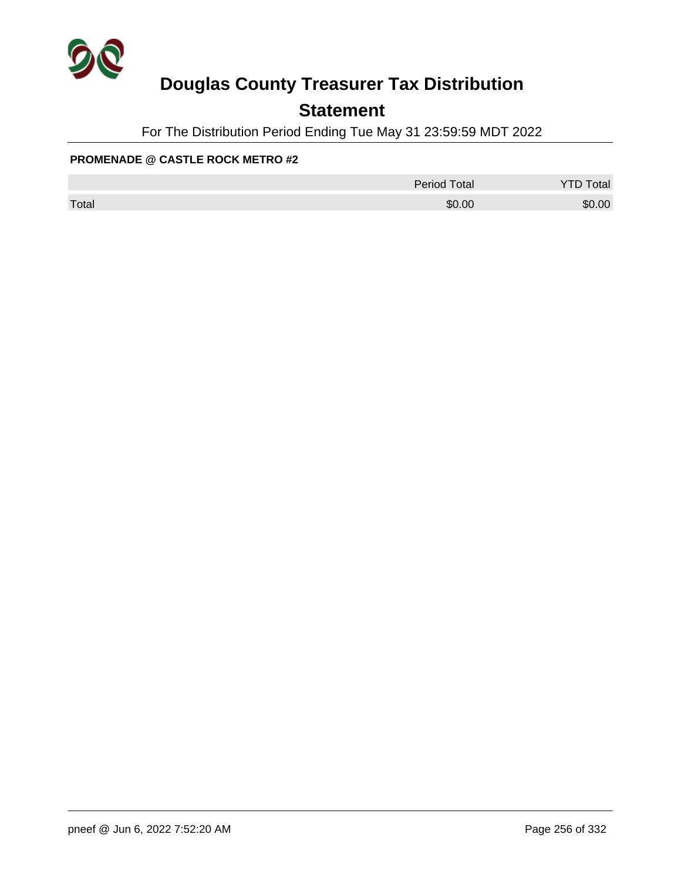# Douglas County Treasurer Tax Distribution

## Statement

For The Distribution Period Ending Tue May 31 23:59:59 MDT 2022

**PROMENADE @ CASTLE ROCK METRO #2**

| | Period Total | YTD Total |
|---|---|---|
| Total | $0.00 | $0.00 |

pneef @ Jun 6, 2022 7:52:20 AM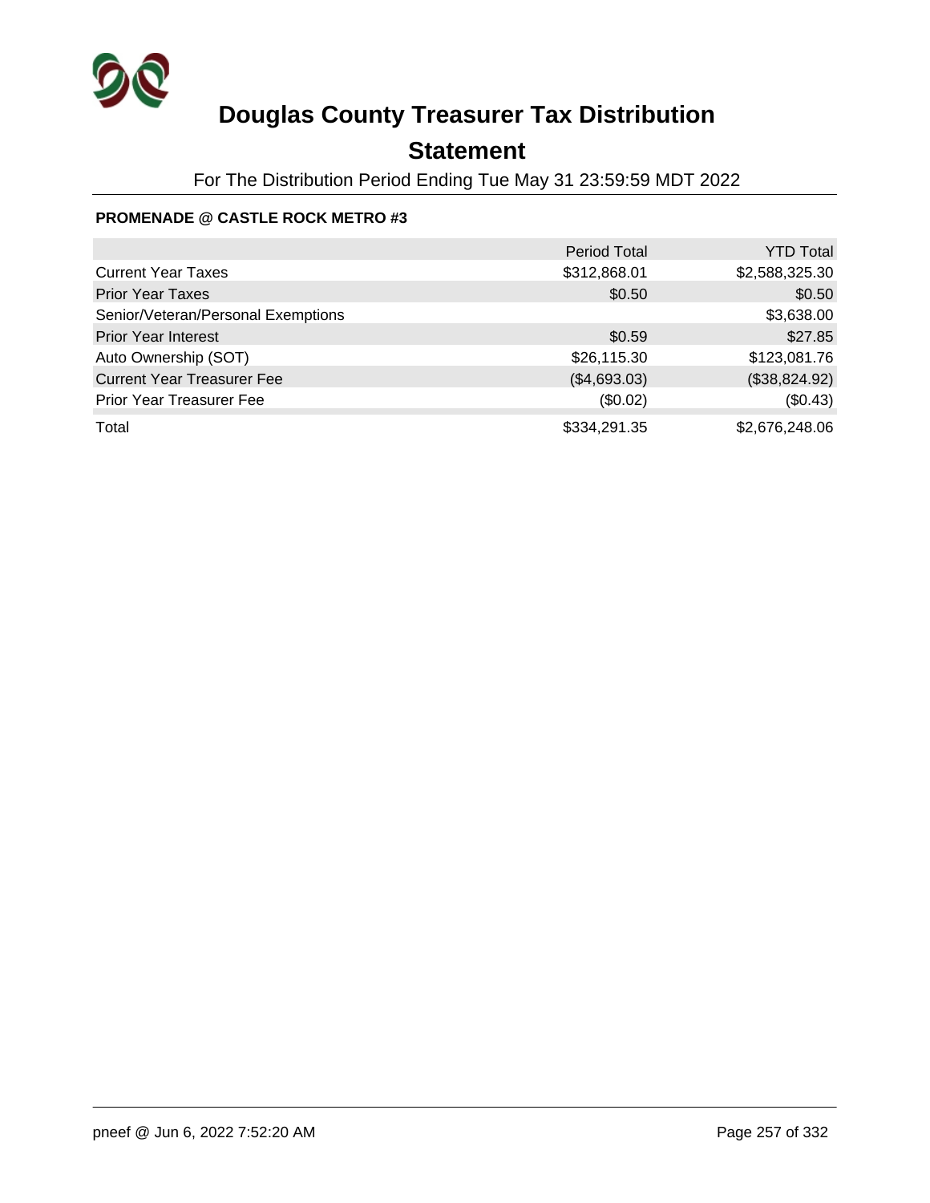# Douglas County Treasurer Tax Distribution

## Statement

For The Distribution Period Ending Tue May 31 23:59:59 MDT 2022

**PROMENADE @ CASTLE ROCK METRO #3**

| | Period Total | YTD Total |
|---|---|---|
| Current Year Taxes | $312,868.01 | $2,588,325.30 |
| Prior Year Taxes | $0.50 | $0.50 |
| Senior/Veteran/Personal Exemptions | | $3,638.00 |
| Prior Year Interest | $0.59 | $27.85 |
| Auto Ownership (SOT) | $26,115.30 | $123,081.76 |
| Current Year Treasurer Fee | ($4,693.03) | ($38,824.92) |
| Prior Year Treasurer Fee | ($0.02) | ($0.43) |
| Total | $334,291.35 | $2,676,248.06 |

pneef @ Jun 6, 2022 7:52:20 AM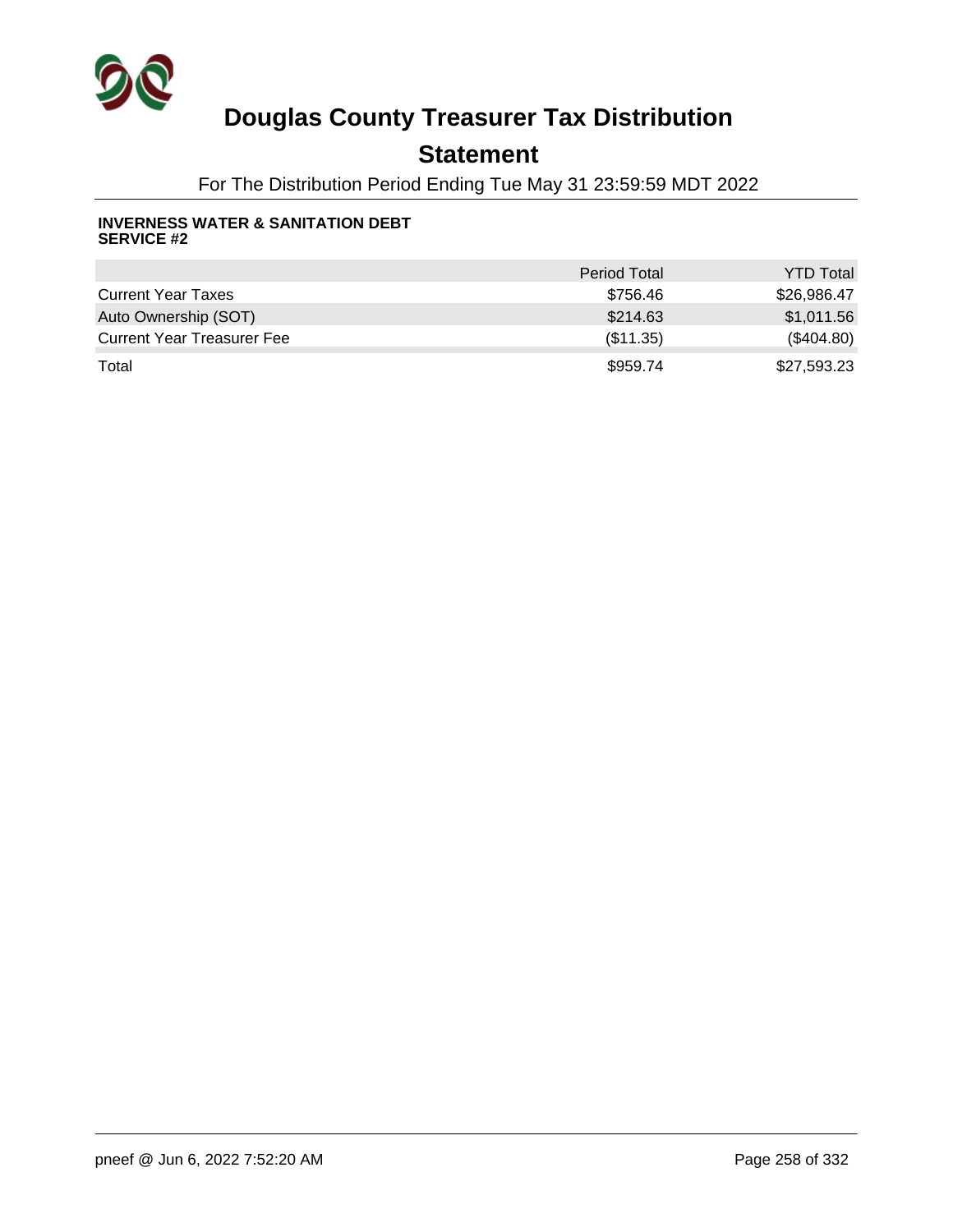# Douglas County Treasurer Tax Distribution

## Statement

For The Distribution Period Ending Tue May 31 23:59:59 MDT 2022

**INVERNESS WATER & SANITATION DEBT SERVICE #2**

| | Period Total | YTD Total |
|---|---|---|
| Current Year Taxes | $756.46 | $26,986.47 |
| Auto Ownership (SOT) | $214.63 | $1,011.56 |
| Current Year Treasurer Fee | ($11.35) | ($404.80) |
| Total | $959.74 | $27,593.23 |

pneef @ Jun 6, 2022 7:52:20 AM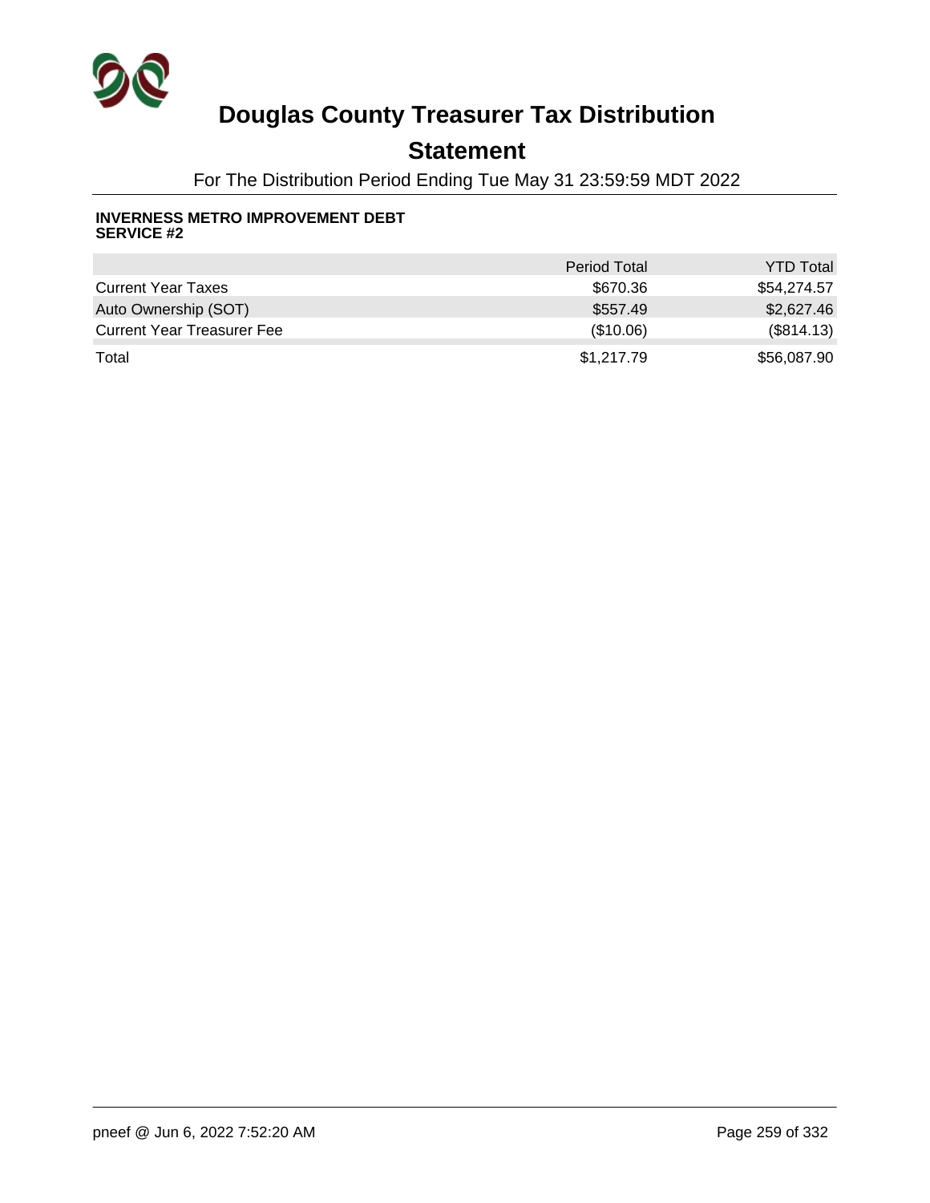# Douglas County Treasurer Tax Distribution

## Statement

For The Distribution Period Ending Tue May 31 23:59:59 MDT 2022

**INVERNESS METRO IMPROVEMENT DEBT SERVICE #2**

| | Period Total | YTD Total |
|---|---|---|
| Current Year Taxes | $670.36 | $54,274.57 |
| Auto Ownership (SOT) | $557.49 | $2,627.46 |
| Current Year Treasurer Fee | ($10.06) | ($814.13) |
| Total | $1,217.79 | $56,087.90 |

pneef @ Jun 6, 2022 7:52:20 AM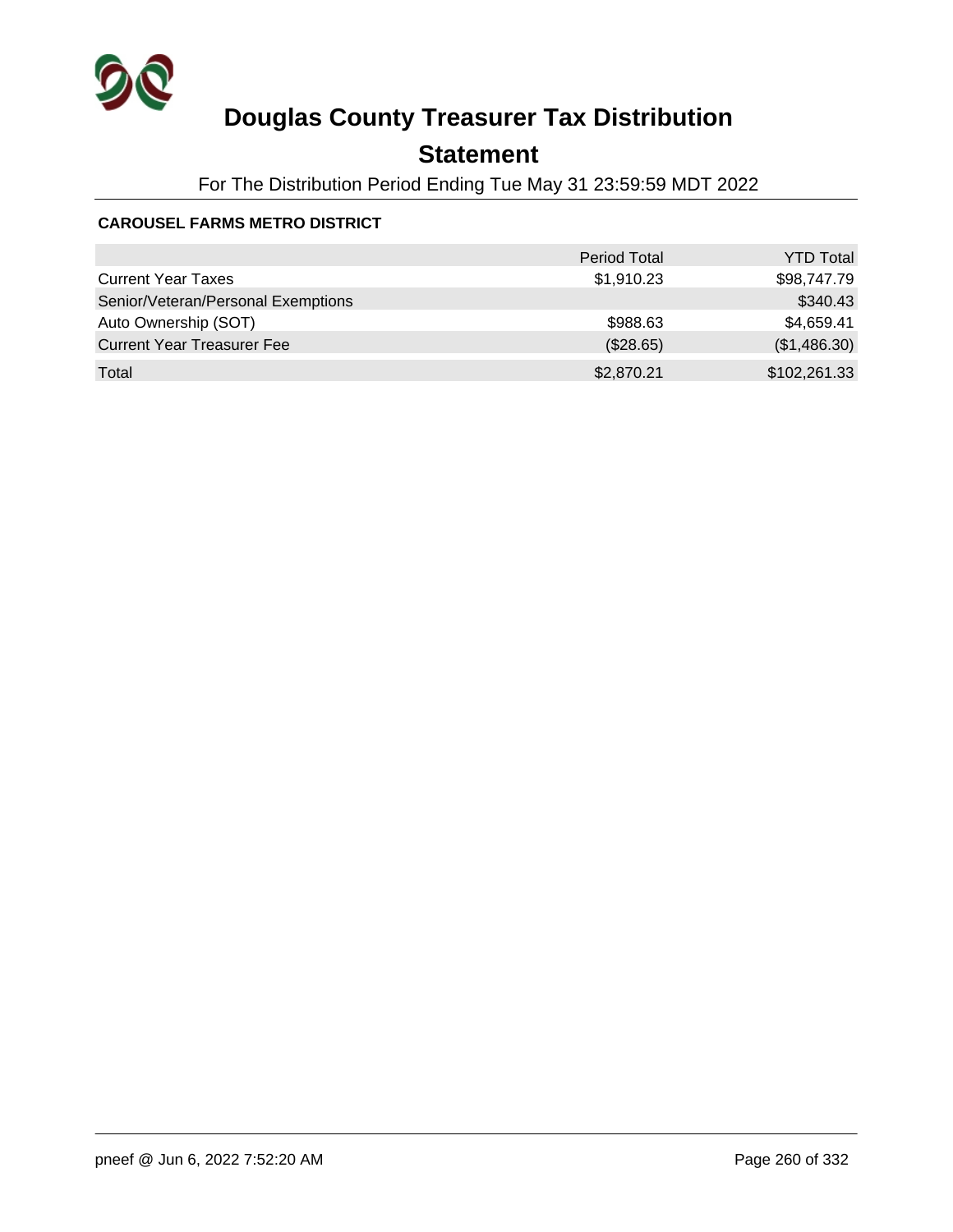# Douglas County Treasurer Tax Distribution

## Statement

For The Distribution Period Ending Tue May 31 23:59:59 MDT 2022

**CAROUSEL FARMS METRO DISTRICT**

| | Period Total | YTD Total |
|---|---:|---:|
| Current Year Taxes | $1,910.23 | $98,747.79 |
| Senior/Veteran/Personal Exemptions | | $340.43 |
| Auto Ownership (SOT) | $988.63 | $4,659.41 |
| Current Year Treasurer Fee | ($28.65) | ($1,486.30) |
| Total | $2,870.21 | $102,261.33 |

pneef @ Jun 6, 2022 7:52:20 AM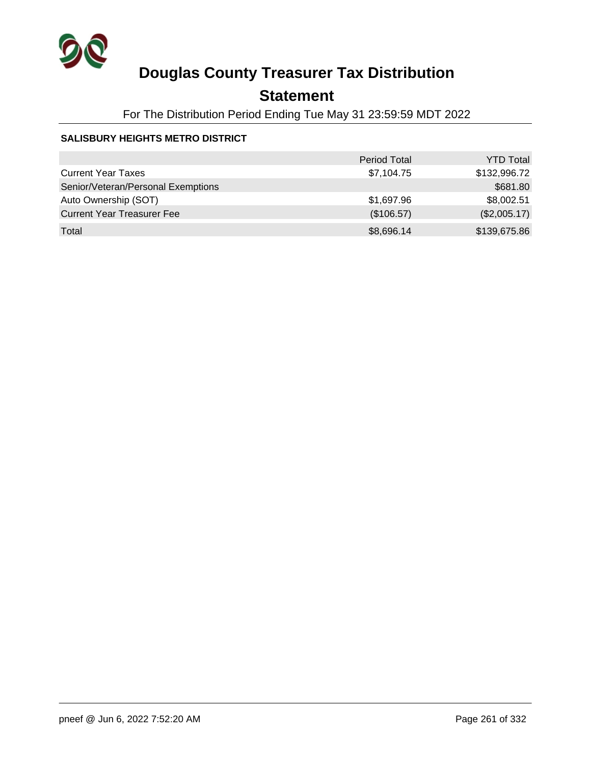# Douglas County Treasurer Tax Distribution

## Statement

For The Distribution Period Ending Tue May 31 23:59:59 MDT 2022

### SALISBURY HEIGHTS METRO DISTRICT

| | Period Total | YTD Total |
|---|---|---|
| Current Year Taxes | $7,104.75 | $132,996.72 |
| Senior/Veteran/Personal Exemptions | | $681.80 |
| Auto Ownership (SOT) | $1,697.96 | $8,002.51 |
| Current Year Treasurer Fee | ($106.57) | ($2,005.17) |
| Total | $8,696.14 | $139,675.86 |

pneef @ Jun 6, 2022 7:52:20 AM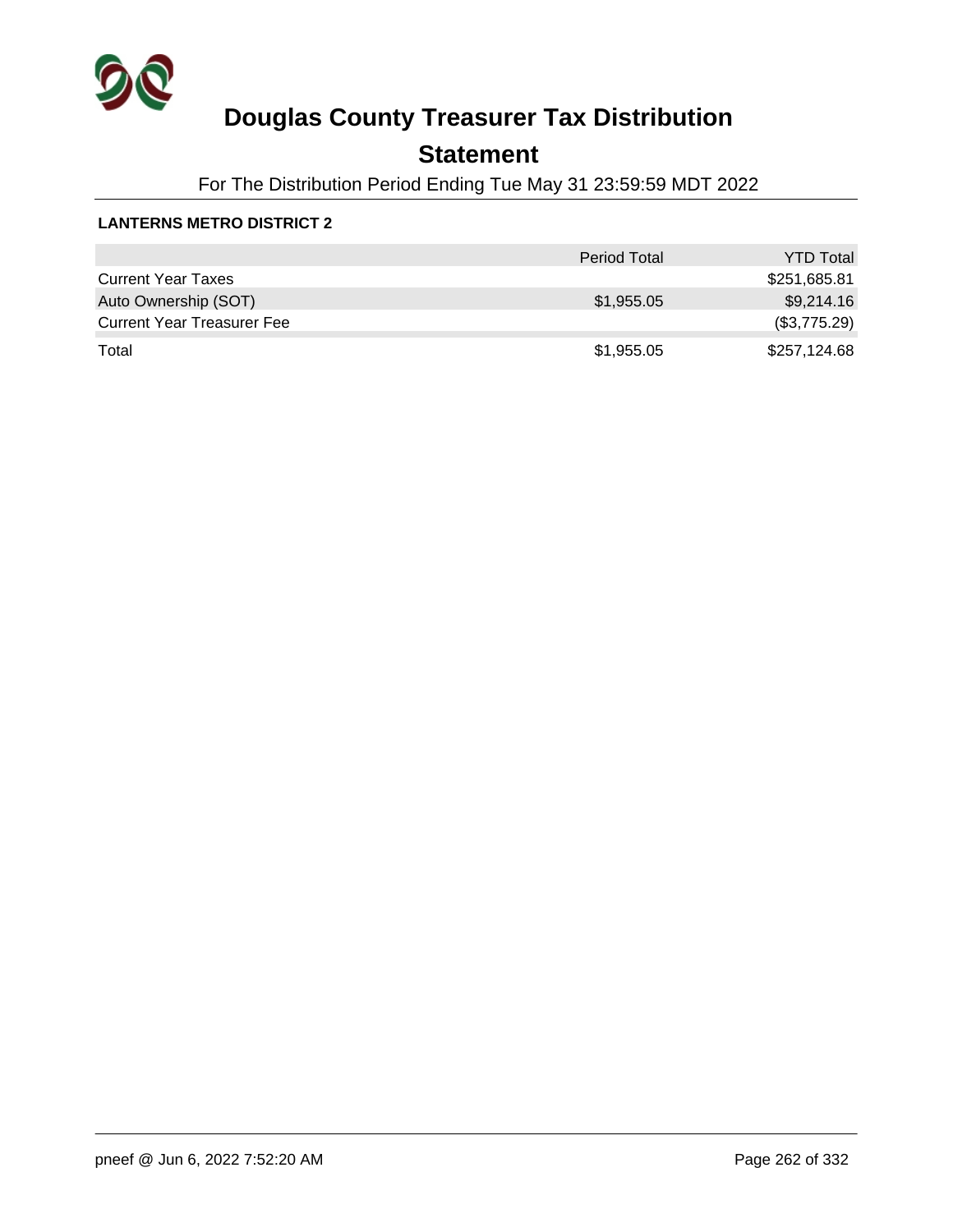# Douglas County Treasurer Tax Distribution

## Statement

For The Distribution Period Ending Tue May 31 23:59:59 MDT 2022

**LANTERNS METRO DISTRICT 2**

| | Period Total | YTD Total |
|---|---|---|
| Current Year Taxes | | $251,685.81 |
| Auto Ownership (SOT) | $1,955.05 | $9,214.16 |
| Current Year Treasurer Fee | | ($3,775.29) |
| Total | $1,955.05 | $257,124.68 |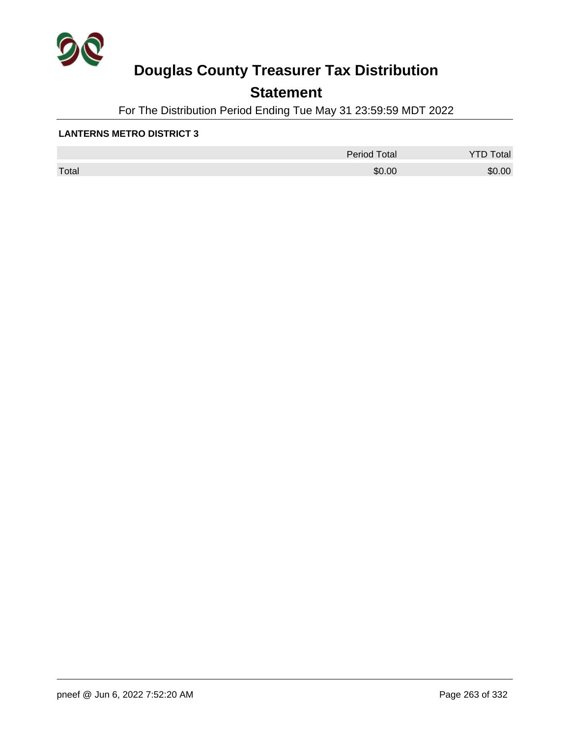# Douglas County Treasurer Tax Distribution

## Statement

For The Distribution Period Ending Tue May 31 23:59:59 MDT 2022

**LANTERNS METRO DISTRICT 3**

| | Period Total | YTD Total |
|---|---|---|
| Total | $0.00 | $0.00 |

pneef @ Jun 6, 2022 7:52:20 AM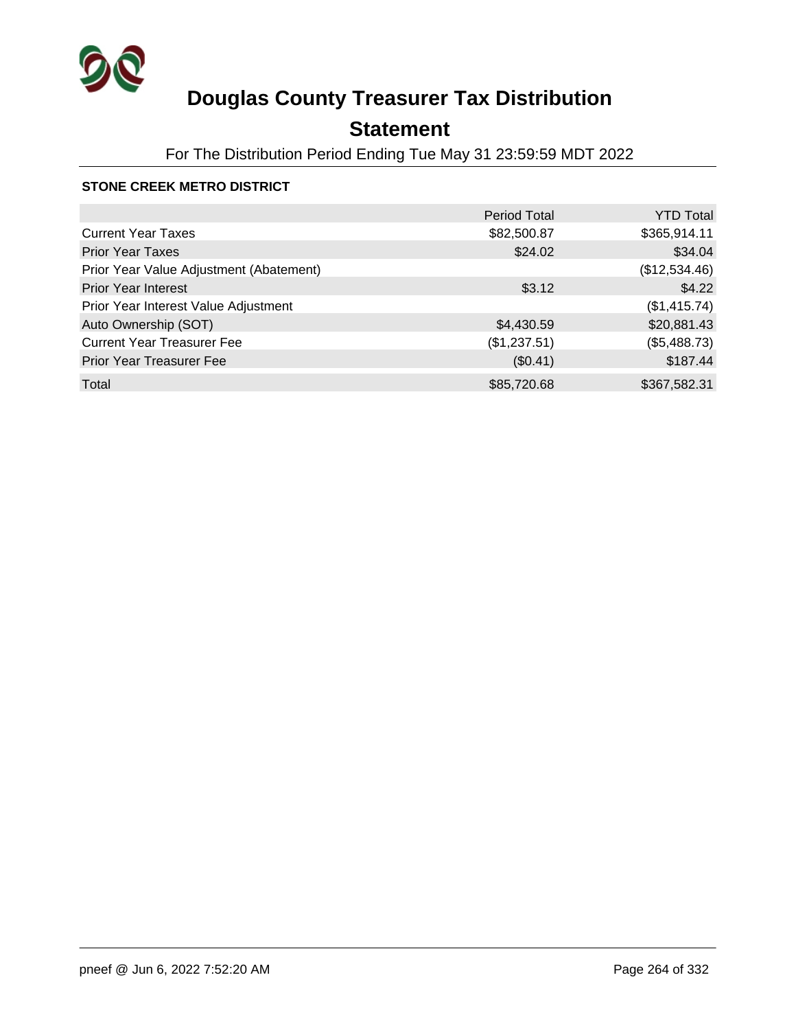# Douglas County Treasurer Tax Distribution

## Statement

For The Distribution Period Ending Tue May 31 23:59:59 MDT 2022

**STONE CREEK METRO DISTRICT**

| | Period Total | YTD Total |
|---|---:|---:|
| Current Year Taxes | $82,500.87 | $365,914.11 |
| Prior Year Taxes | $24.02 | $34.04 |
| Prior Year Value Adjustment (Abatement) | | ($12,534.46) |
| Prior Year Interest | $3.12 | $4.22 |
| Prior Year Interest Value Adjustment | | ($1,415.74) |
| Auto Ownership (SOT) | $4,430.59 | $20,881.43 |
| Current Year Treasurer Fee | ($1,237.51) | ($5,488.73) |
| Prior Year Treasurer Fee | ($0.41) | $187.44 |
| Total | $85,720.68 | $367,582.31 |

pneef @ Jun 6, 2022 7:52:20 AM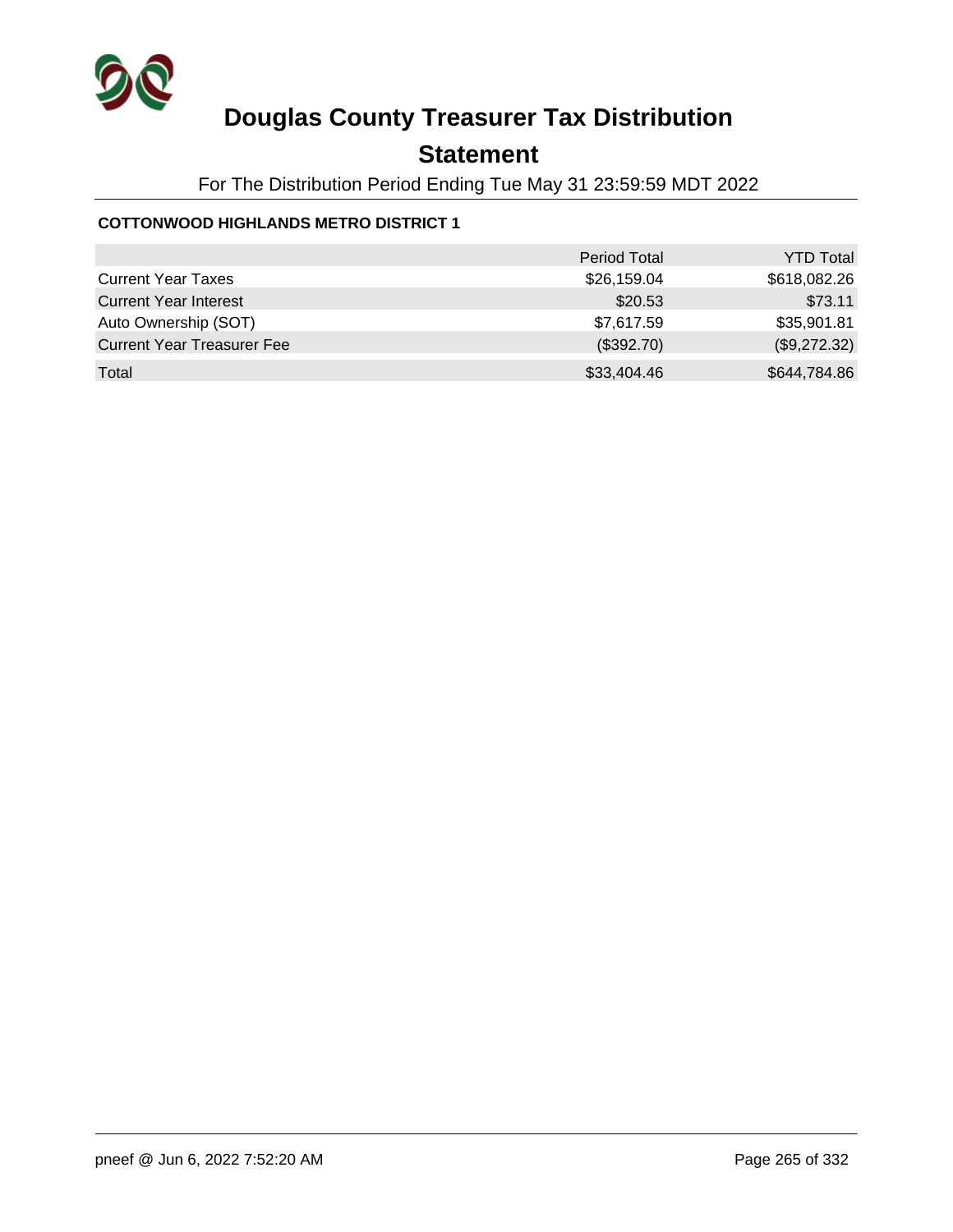# Douglas County Treasurer Tax Distribution

## Statement

For The Distribution Period Ending Tue May 31 23:59:59 MDT 2022

**COTTONWOOD HIGHLANDS METRO DISTRICT 1**

| | Period Total | YTD Total |
|---|---:|---:|
| Current Year Taxes | $26,159.04 | $618,082.26 |
| Current Year Interest | $20.53 | $73.11 |
| Auto Ownership (SOT) | $7,617.59 | $35,901.81 |
| Current Year Treasurer Fee | ($392.70) | ($9,272.32) |
| Total | $33,404.46 | $644,784.86 |

pneef @ Jun 6, 2022 7:52:20 AM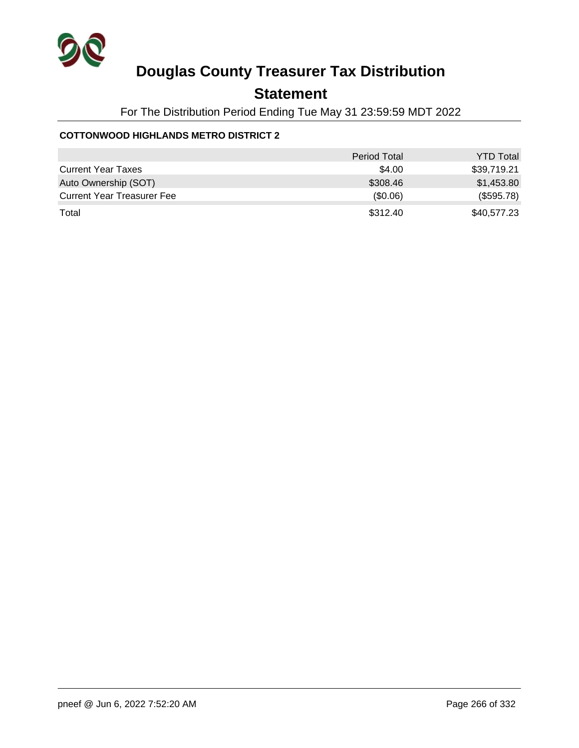# Douglas County Treasurer Tax Distribution

## Statement

For The Distribution Period Ending Tue May 31 23:59:59 MDT 2022

**COTTONWOOD HIGHLANDS METRO DISTRICT 2**

| | Period Total | YTD Total |
|---|---|---|
| Current Year Taxes | $4.00 | $39,719.21 |
| Auto Ownership (SOT) | $308.46 | $1,453.80 |
| Current Year Treasurer Fee | ($0.06) | ($595.78) |
| Total | $312.40 | $40,577.23 |

pneef @ Jun 6, 2022 7:52:20 AM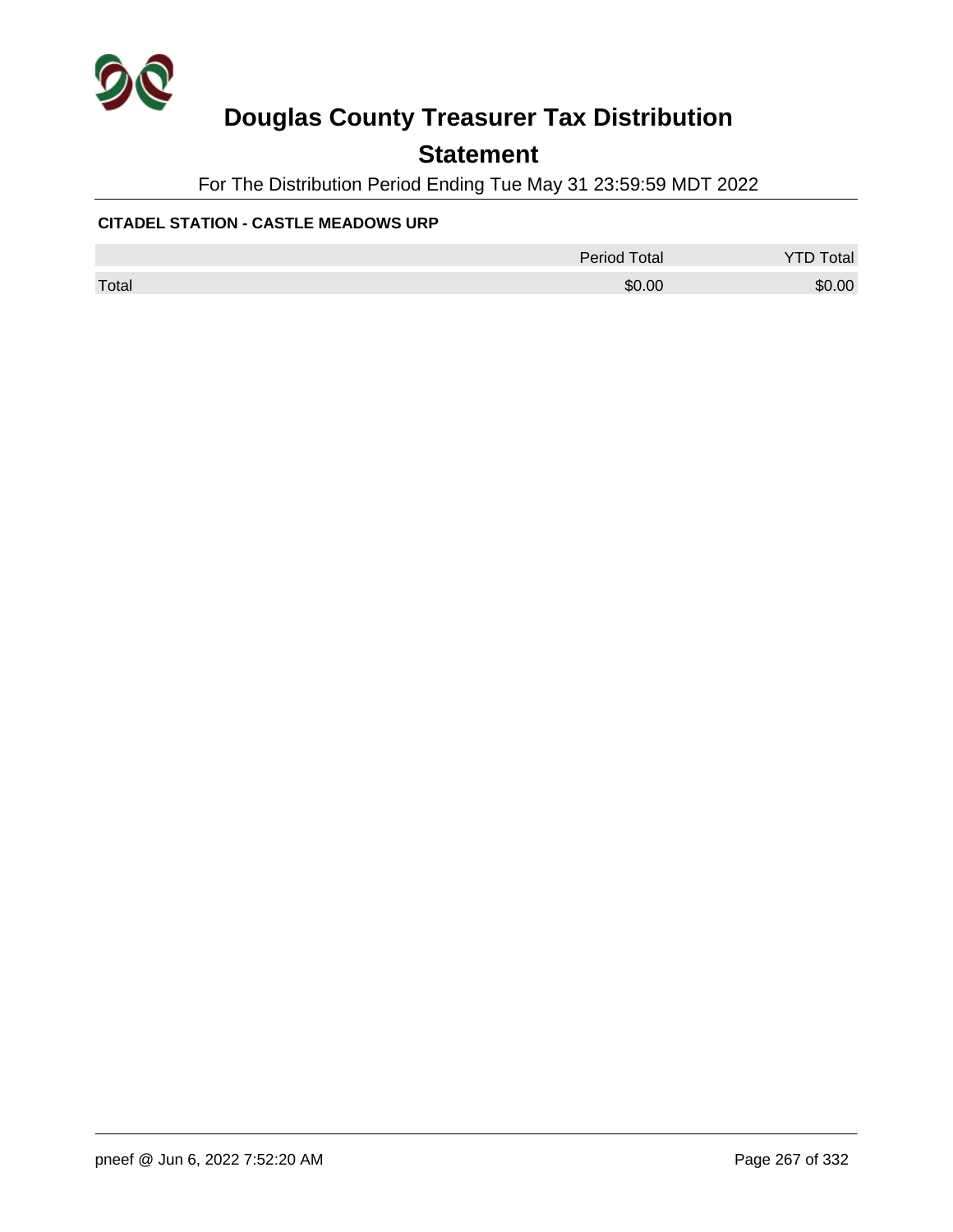# Douglas County Treasurer Tax Distribution

## Statement

For The Distribution Period Ending Tue May 31 23:59:59 MDT 2022

### CITADEL STATION - CASTLE MEADOWS URP

| | Period Total | YTD Total |
|---|---|---|
| Total | $0.00 | $0.00 |

pneef @ Jun 6, 2022 7:52:20 AM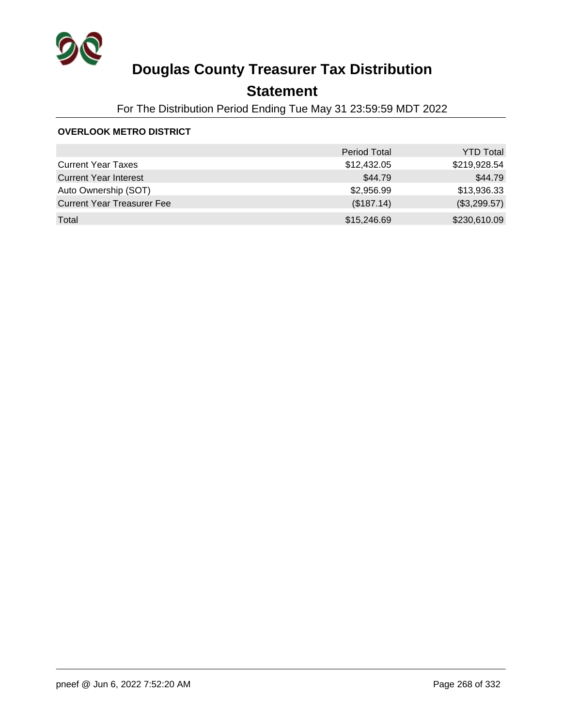# Douglas County Treasurer Tax Distribution

## Statement

For The Distribution Period Ending Tue May 31 23:59:59 MDT 2022

**OVERLOOK METRO DISTRICT**

| | Period Total | YTD Total |
|---|---:|---:|
| Current Year Taxes | $12,432.05 | $219,928.54 |
| Current Year Interest | $44.79 | $44.79 |
| Auto Ownership (SOT) | $2,956.99 | $13,936.33 |
| Current Year Treasurer Fee | ($187.14) | ($3,299.57) |
| Total | $15,246.69 | $230,610.09 |

pneef @ Jun 6, 2022 7:52:20 AM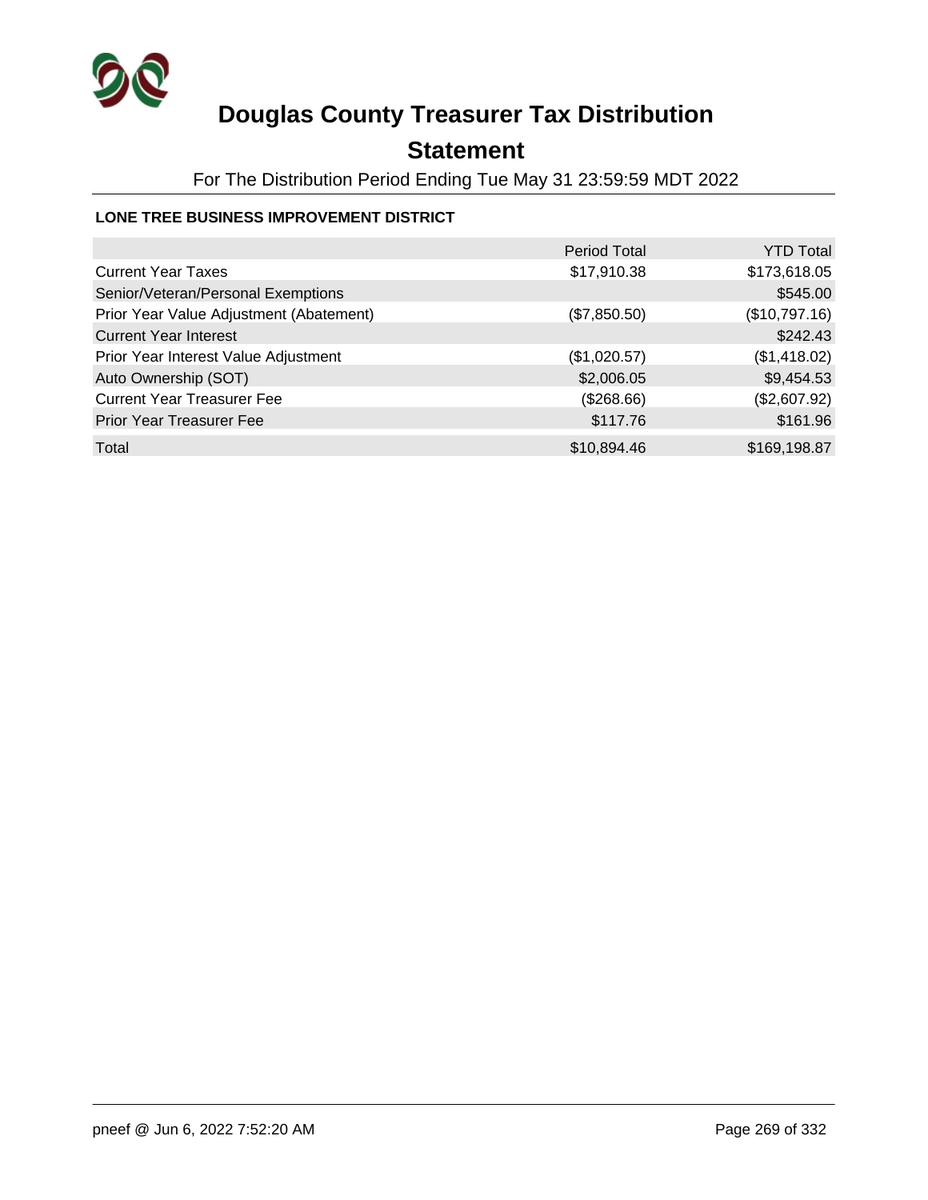# Douglas County Treasurer Tax Distribution

## Statement

For The Distribution Period Ending Tue May 31 23:59:59 MDT 2022

**LONE TREE BUSINESS IMPROVEMENT DISTRICT**

| | Period Total | YTD Total |
|---|---|---|
| Current Year Taxes | $17,910.38 | $173,618.05 |
| Senior/Veteran/Personal Exemptions | | $545.00 |
| Prior Year Value Adjustment (Abatement) | ($7,850.50) | ($10,797.16) |
| Current Year Interest | | $242.43 |
| Prior Year Interest Value Adjustment | ($1,020.57) | ($1,418.02) |
| Auto Ownership (SOT) | $2,006.05 | $9,454.53 |
| Current Year Treasurer Fee | ($268.66) | ($2,607.92) |
| Prior Year Treasurer Fee | $117.76 | $161.96 |
| Total | $10,894.46 | $169,198.87 |

pneef @ Jun 6, 2022 7:52:20 AM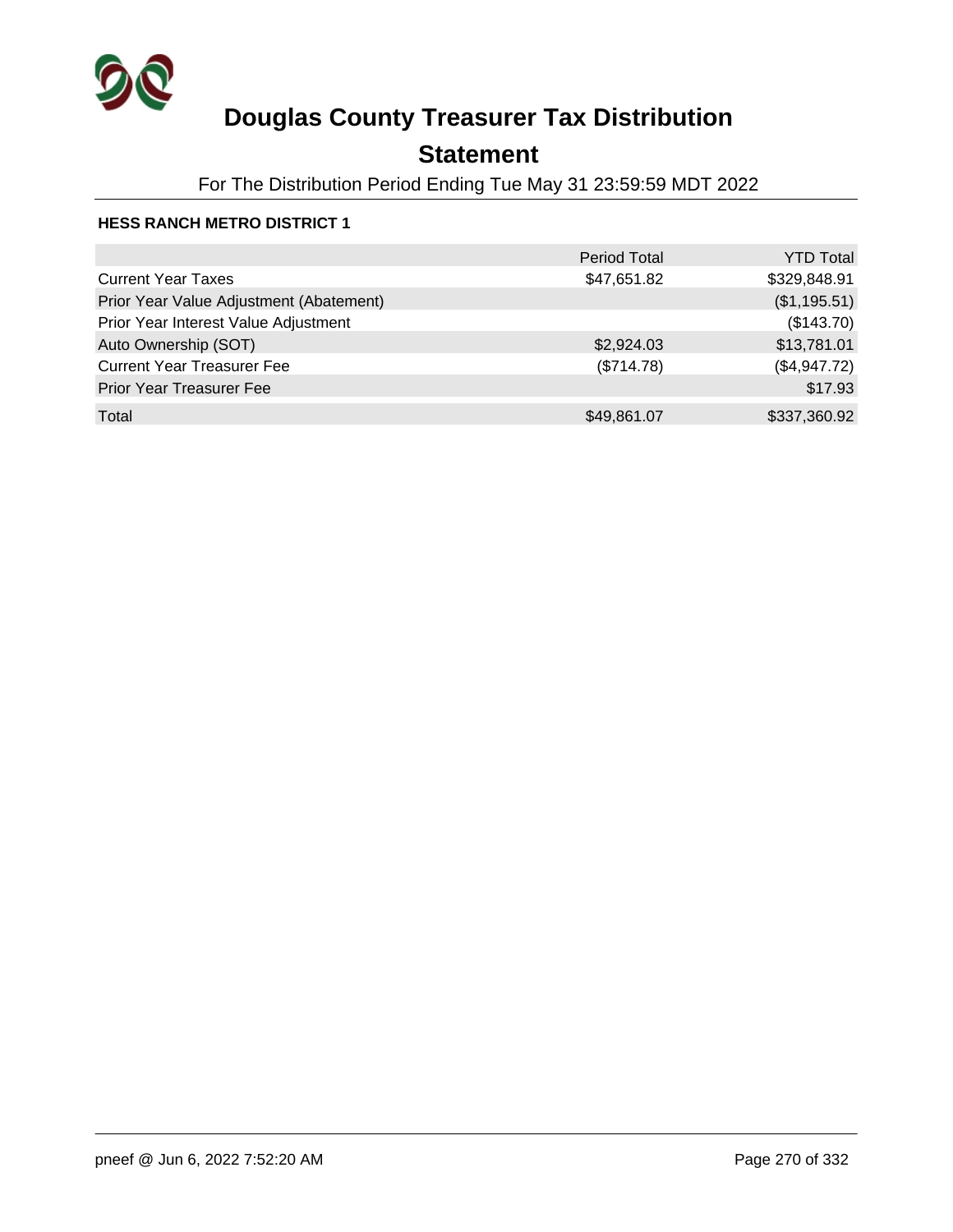# Douglas County Treasurer Tax Distribution

## Statement

For The Distribution Period Ending Tue May 31 23:59:59 MDT 2022

### HESS RANCH METRO DISTRICT 1

| | Period Total | YTD Total |
|---|---|---|
| Current Year Taxes | $47,651.82 | $329,848.91 |
| Prior Year Value Adjustment (Abatement) | | ($1,195.51) |
| Prior Year Interest Value Adjustment | | ($143.70) |
| Auto Ownership (SOT) | $2,924.03 | $13,781.01 |
| Current Year Treasurer Fee | ($714.78) | ($4,947.72) |
| Prior Year Treasurer Fee | | $17.93 |
| Total | $49,861.07 | $337,360.92 |

pneef @ Jun 6, 2022 7:52:20 AM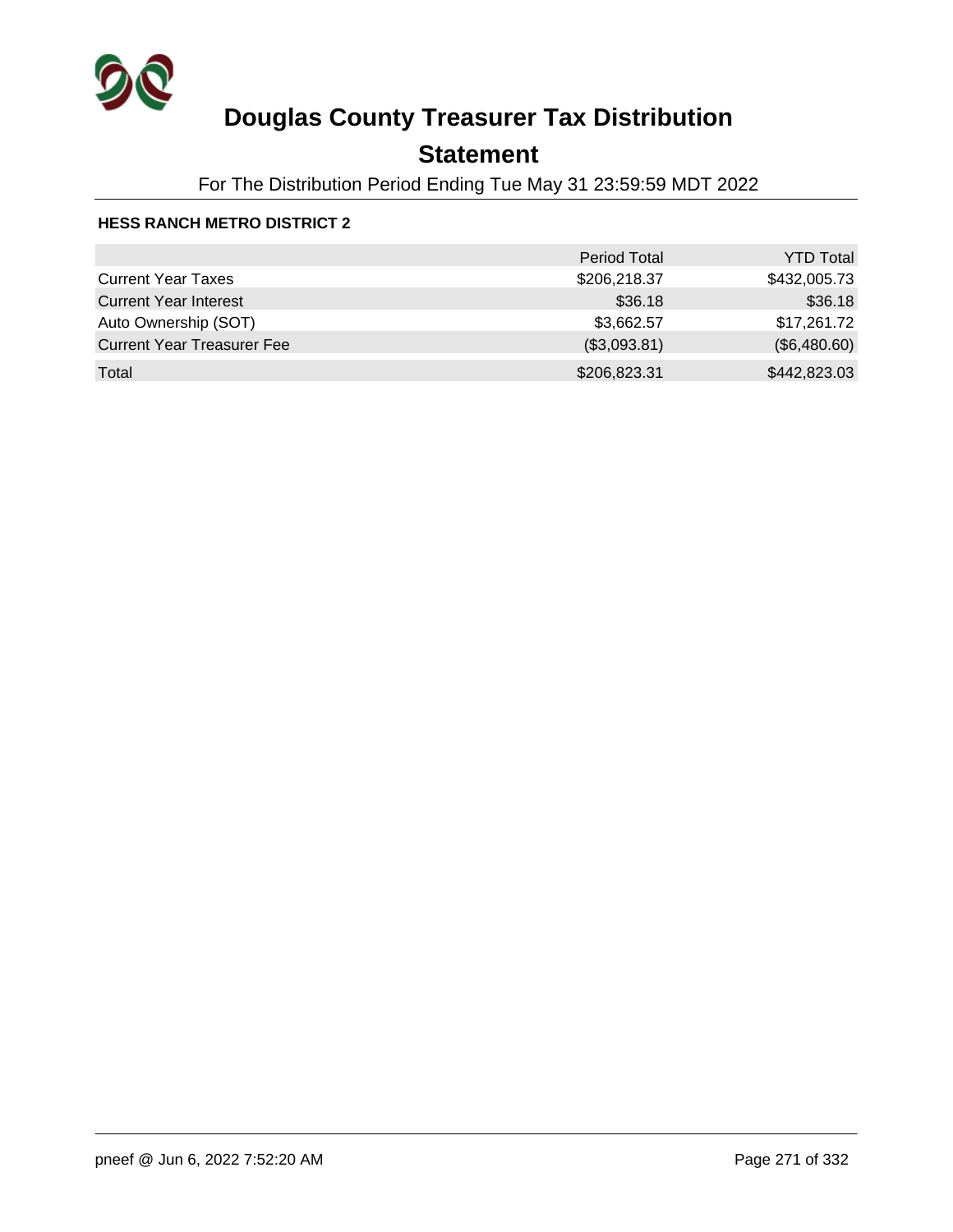# Douglas County Treasurer Tax Distribution

## Statement

For The Distribution Period Ending Tue May 31 23:59:59 MDT 2022

**HESS RANCH METRO DISTRICT 2**

| | Period Total | YTD Total |
|---|---:|---:|
| Current Year Taxes | $206,218.37 | $432,005.73 |
| Current Year Interest | $36.18 | $36.18 |
| Auto Ownership (SOT) | $3,662.57 | $17,261.72 |
| Current Year Treasurer Fee | ($3,093.81) | ($6,480.60) |
| Total | $206,823.31 | $442,823.03 |

pneef @ Jun 6, 2022 7:52:20 AM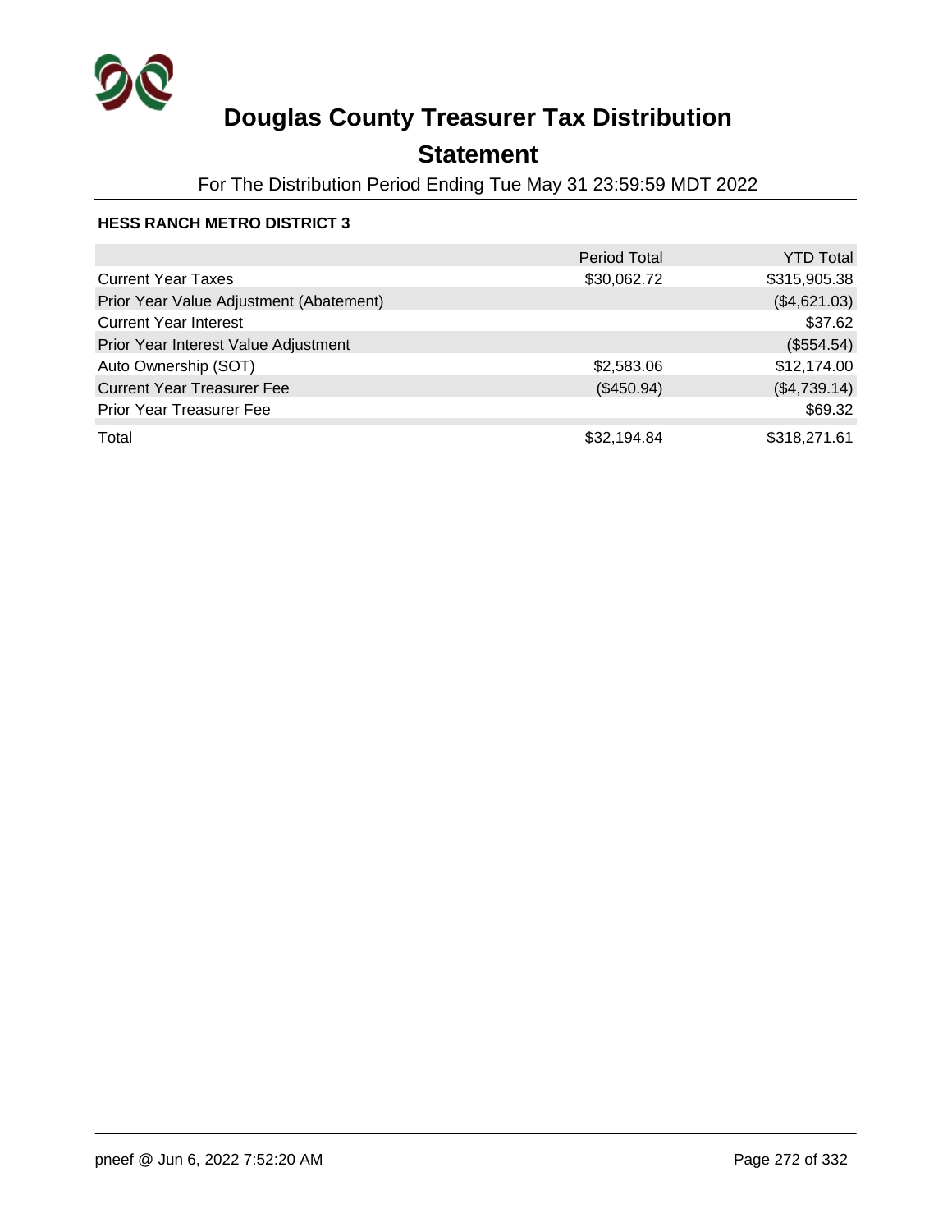# Douglas County Treasurer Tax Distribution

## Statement

For The Distribution Period Ending Tue May 31 23:59:59 MDT 2022

### HESS RANCH METRO DISTRICT 3

| | Period Total | YTD Total |
|---|---|---|
| Current Year Taxes | $30,062.72 | $315,905.38 |
| Prior Year Value Adjustment (Abatement) | | ($4,621.03) |
| Current Year Interest | | $37.62 |
| Prior Year Interest Value Adjustment | | ($554.54) |
| Auto Ownership (SOT) | $2,583.06 | $12,174.00 |
| Current Year Treasurer Fee | ($450.94) | ($4,739.14) |
| Prior Year Treasurer Fee | | $69.32 |
| Total | $32,194.84 | $318,271.61 |

pneef @ Jun 6, 2022 7:52:20 AM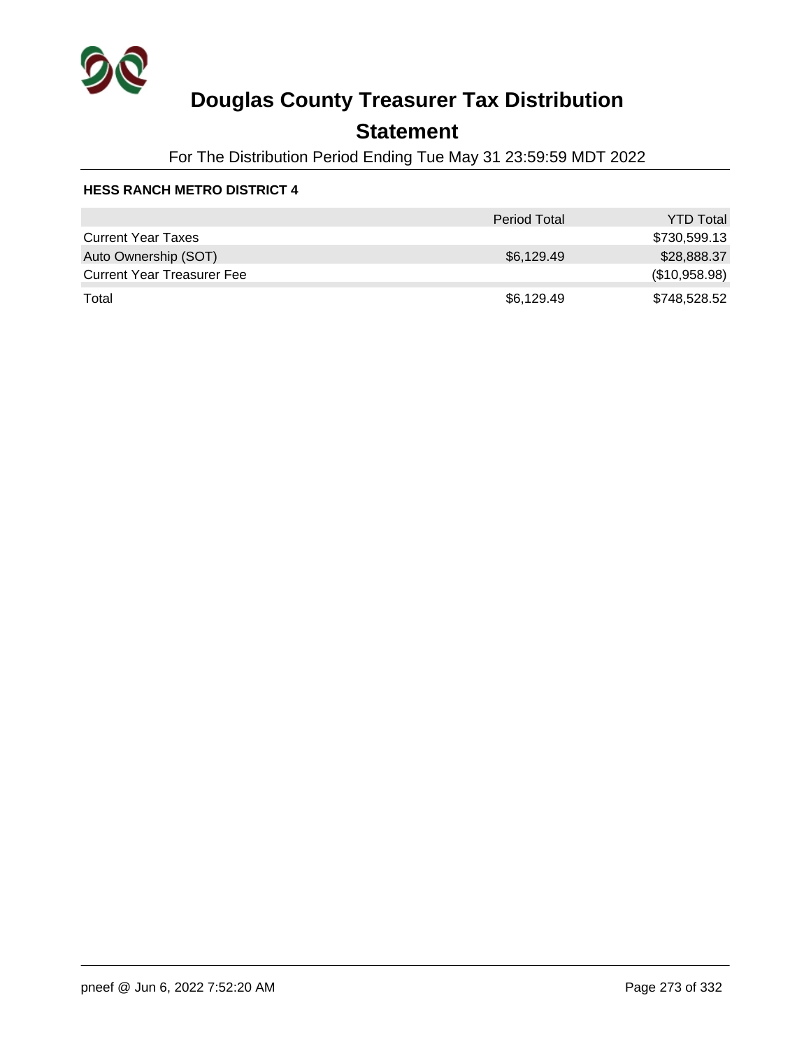# Douglas County Treasurer Tax Distribution

## Statement

For The Distribution Period Ending Tue May 31 23:59:59 MDT 2022

**HESS RANCH METRO DISTRICT 4**

| | Period Total | YTD Total |
|---|---|---|
| Current Year Taxes | | $730,599.13 |
| Auto Ownership (SOT) | $6,129.49 | $28,888.37 |
| Current Year Treasurer Fee | | ($10,958.98) |
| Total | $6,129.49 | $748,528.52 |

pneef @ Jun 6, 2022 7:52:20 AM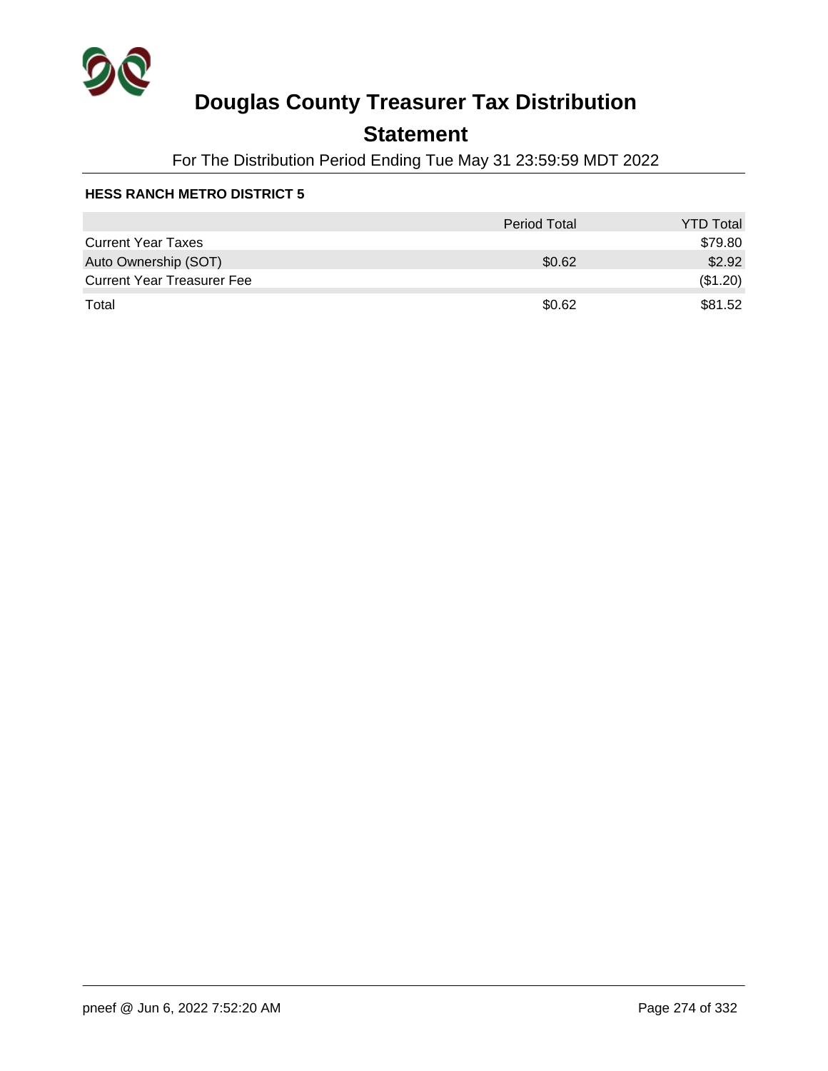# Douglas County Treasurer Tax Distribution

## Statement

For The Distribution Period Ending Tue May 31 23:59:59 MDT 2022

**HESS RANCH METRO DISTRICT 5**

| | Period Total | YTD Total |
|---|---|---|
| Current Year Taxes | | $79.80 |
| Auto Ownership (SOT) | $0.62 | $2.92 |
| Current Year Treasurer Fee | | ($1.20) |
| Total | $0.62 | $81.52 |

pneef @ Jun 6, 2022 7:52:20 AM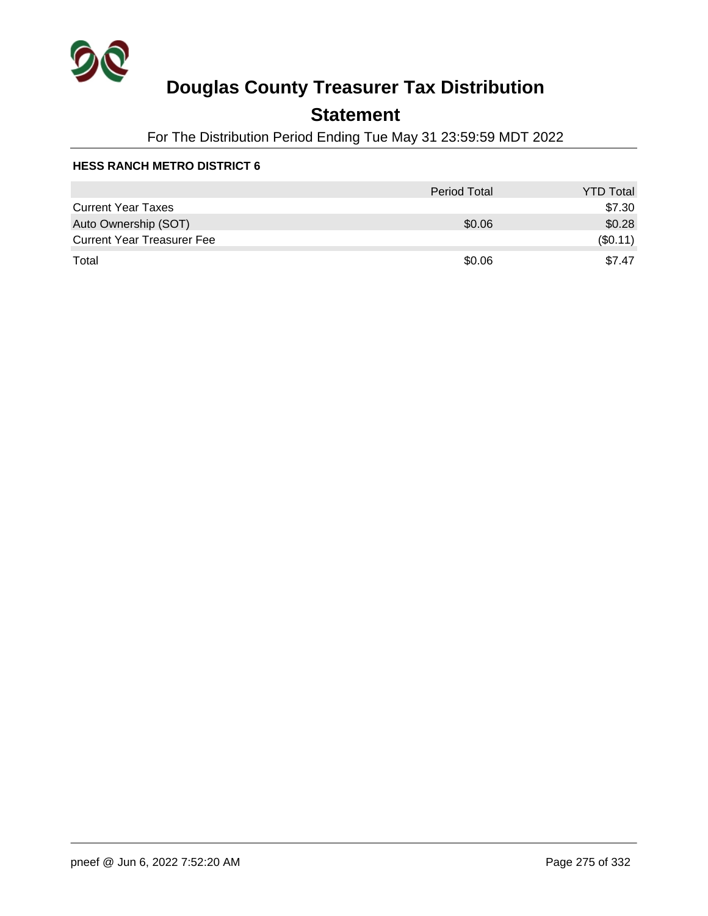# Douglas County Treasurer Tax Distribution

## Statement

For The Distribution Period Ending Tue May 31 23:59:59 MDT 2022

**HESS RANCH METRO DISTRICT 6**

| | Period Total | YTD Total |
|---|---|---|
| Current Year Taxes | | $7.30 |
| Auto Ownership (SOT) | $0.06 | $0.28 |
| Current Year Treasurer Fee | | ($0.11) |
| Total | $0.06 | $7.47 |

pneef @ Jun 6, 2022 7:52:20 AM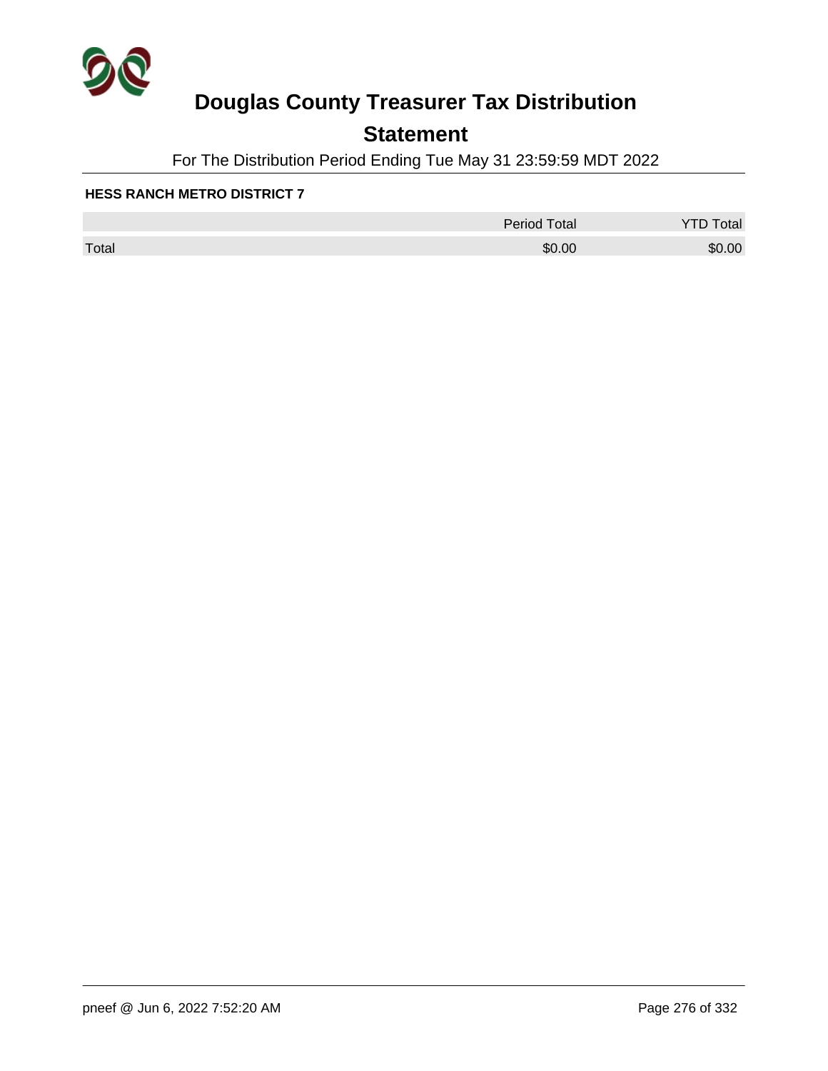# Douglas County Treasurer Tax Distribution

## Statement

For The Distribution Period Ending Tue May 31 23:59:59 MDT 2022

**HESS RANCH METRO DISTRICT 7**

| | Period Total | YTD Total |
|---|---|---|
| Total | $0.00 | $0.00 |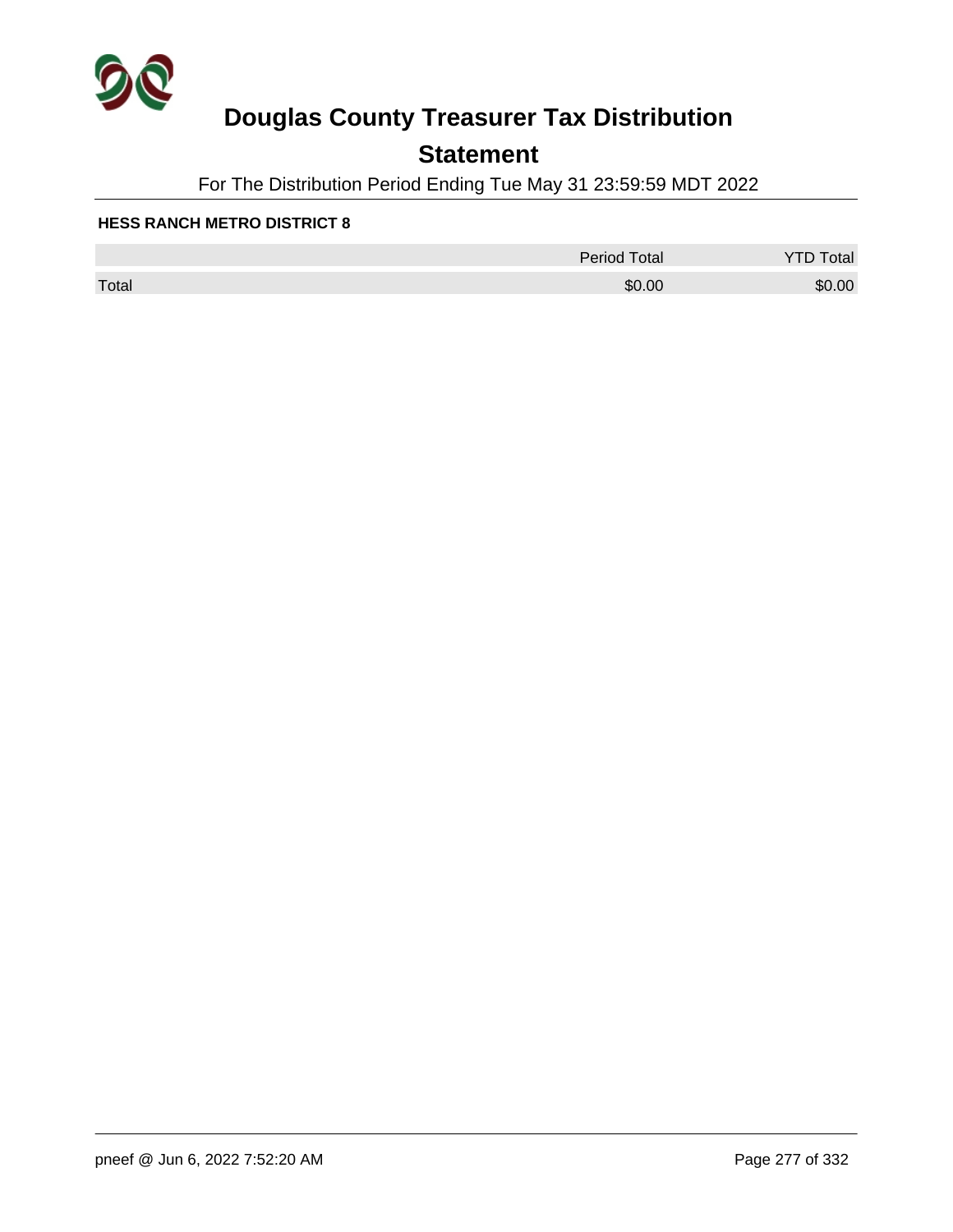# Douglas County Treasurer Tax Distribution

## Statement

For The Distribution Period Ending Tue May 31 23:59:59 MDT 2022

**HESS RANCH METRO DISTRICT 8**

| | Period Total | YTD Total |
|---|---|---|
| Total | $0.00 | $0.00 |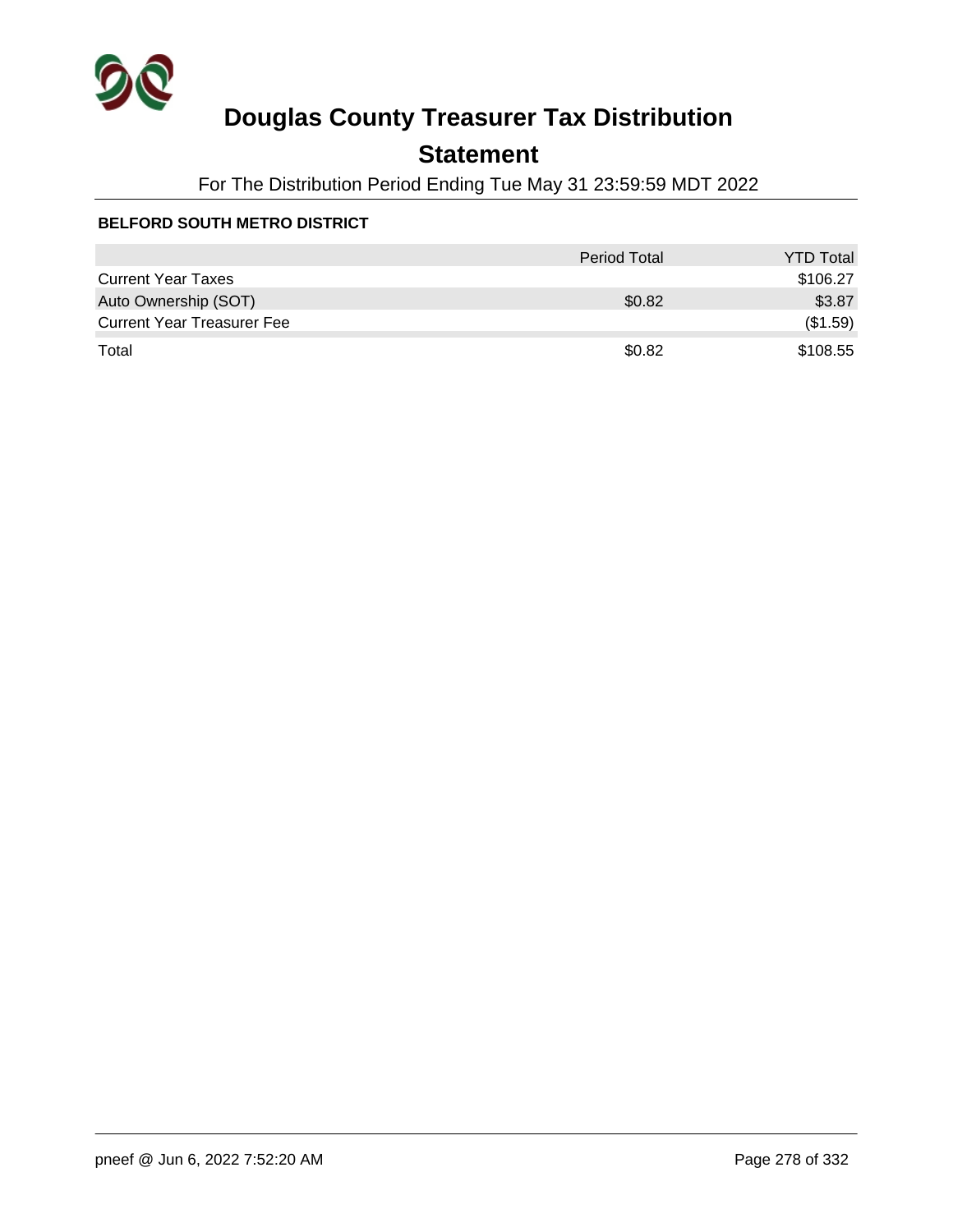# Douglas County Treasurer Tax Distribution

## Statement

For The Distribution Period Ending Tue May 31 23:59:59 MDT 2022

**BELFORD SOUTH METRO DISTRICT**

| | Period Total | YTD Total |
|---|---|---|
| Current Year Taxes | | $106.27 |
| Auto Ownership (SOT) | $0.82 | $3.87 |
| Current Year Treasurer Fee | | ($1.59) |
| Total | $0.82 | $108.55 |

pneef @ Jun 6, 2022 7:52:20 AM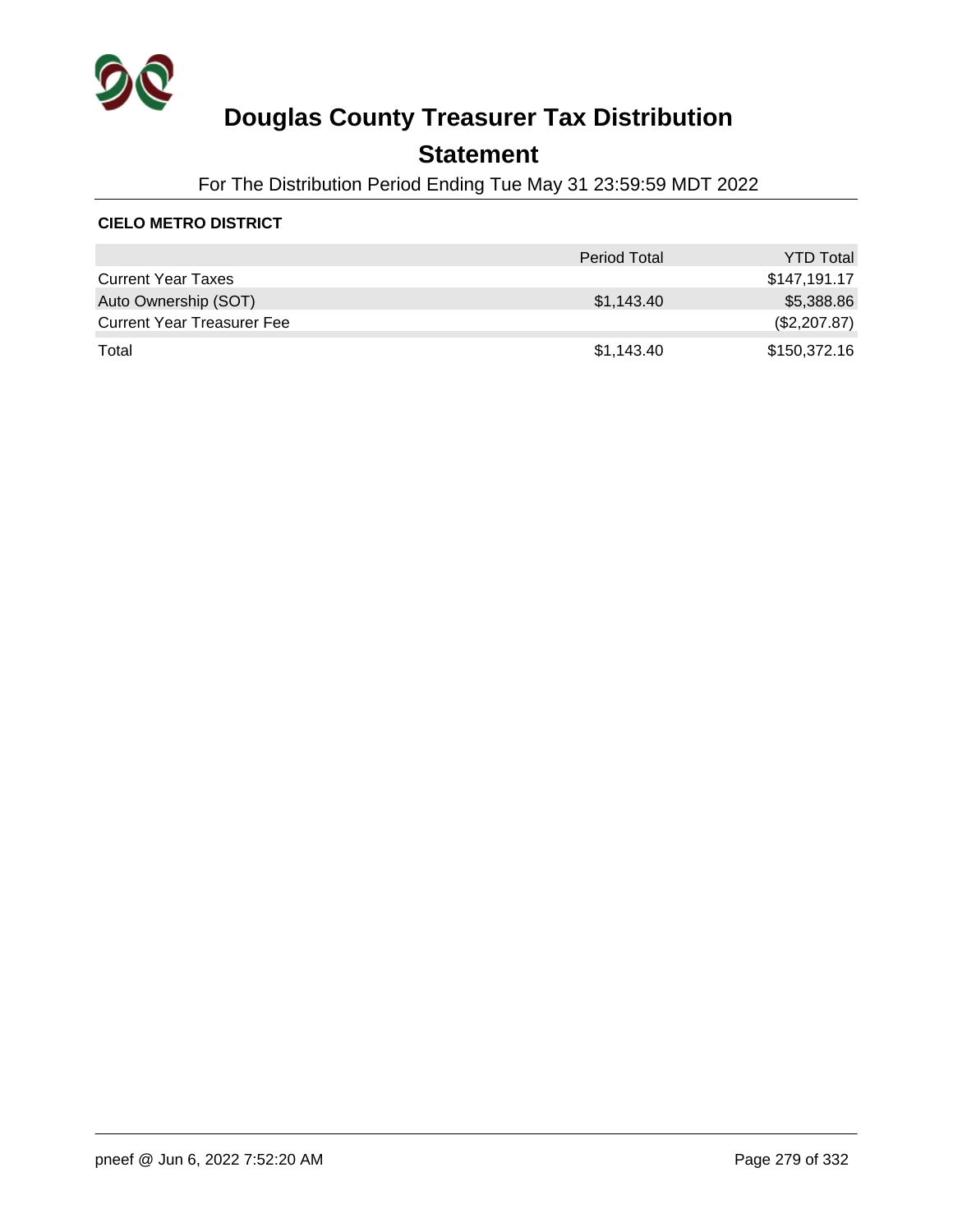# Douglas County Treasurer Tax Distribution

## Statement

For The Distribution Period Ending Tue May 31 23:59:59 MDT 2022

**CIELO METRO DISTRICT**

| | Period Total | YTD Total |
|---|---|---|
| Current Year Taxes | | $147,191.17 |
| Auto Ownership (SOT) | $1,143.40 | $5,388.86 |
| Current Year Treasurer Fee | | ($2,207.87) |
| Total | $1,143.40 | $150,372.16 |

pneef @ Jun 6, 2022 7:52:20 AM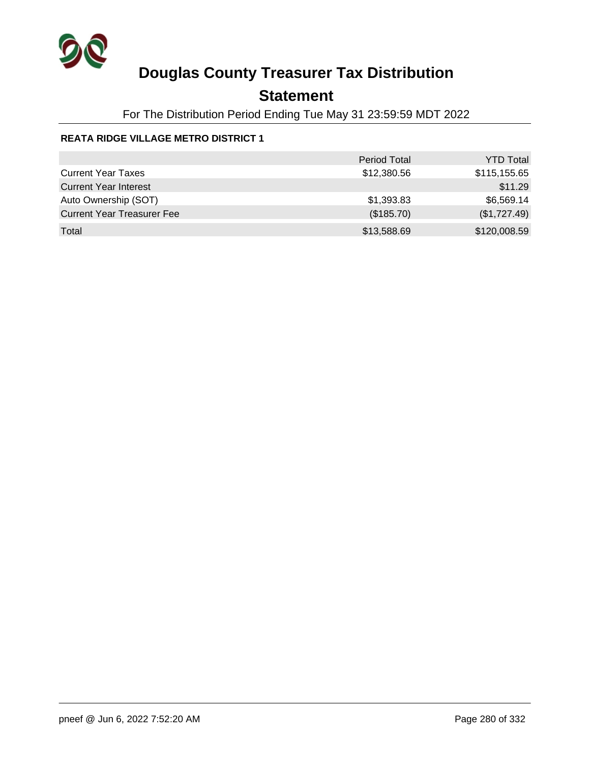# Douglas County Treasurer Tax Distribution

## Statement

For The Distribution Period Ending Tue May 31 23:59:59 MDT 2022

**REATA RIDGE VILLAGE METRO DISTRICT 1**

| | Period Total | YTD Total |
|---|---:|---:|
| Current Year Taxes | $12,380.56 | $115,155.65 |
| Current Year Interest | | $11.29 |
| Auto Ownership (SOT) | $1,393.83 | $6,569.14 |
| Current Year Treasurer Fee | ($185.70) | ($1,727.49) |
| Total | $13,588.69 | $120,008.59 |

pneef @ Jun 6, 2022 7:52:20 AM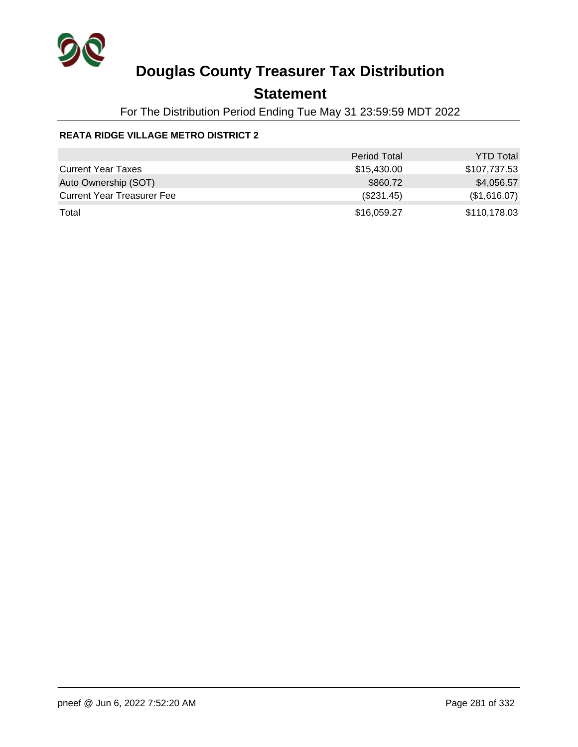# Douglas County Treasurer Tax Distribution

## Statement

For The Distribution Period Ending Tue May 31 23:59:59 MDT 2022

### REATA RIDGE VILLAGE METRO DISTRICT 2

| | Period Total | YTD Total |
|---|---|---|
| Current Year Taxes | $15,430.00 | $107,737.53 |
| Auto Ownership (SOT) | $860.72 | $4,056.57 |
| Current Year Treasurer Fee | ($231.45) | ($1,616.07) |
| Total | $16,059.27 | $110,178.03 |

pneef @ Jun 6, 2022 7:52:20 AM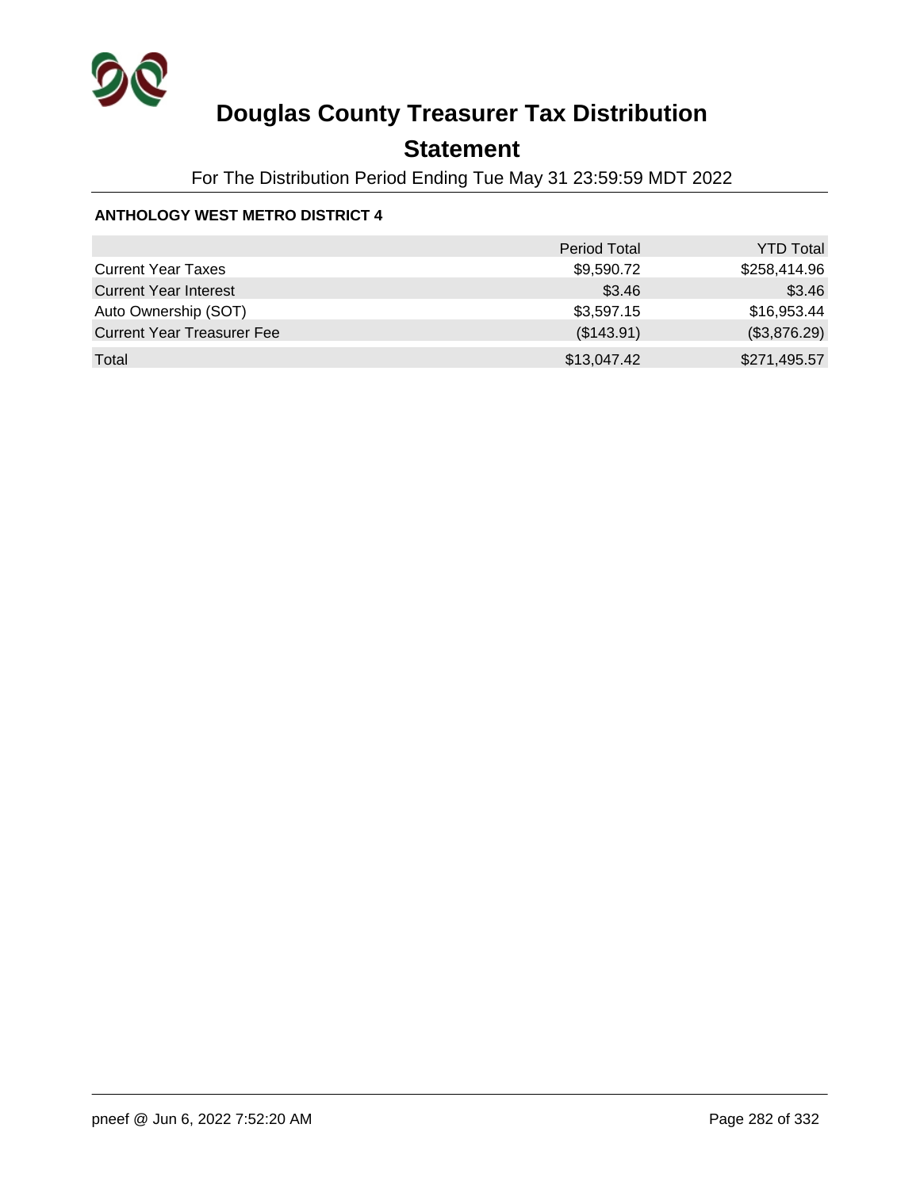# Douglas County Treasurer Tax Distribution

## Statement

For The Distribution Period Ending Tue May 31 23:59:59 MDT 2022

### ANTHOLOGY WEST METRO DISTRICT 4

| | Period Total | YTD Total |
|---|---|---|
| Current Year Taxes | $9,590.72 | $258,414.96 |
| Current Year Interest | $3.46 | $3.46 |
| Auto Ownership (SOT) | $3,597.15 | $16,953.44 |
| Current Year Treasurer Fee | ($143.91) | ($3,876.29) |
| Total | $13,047.42 | $271,495.57 |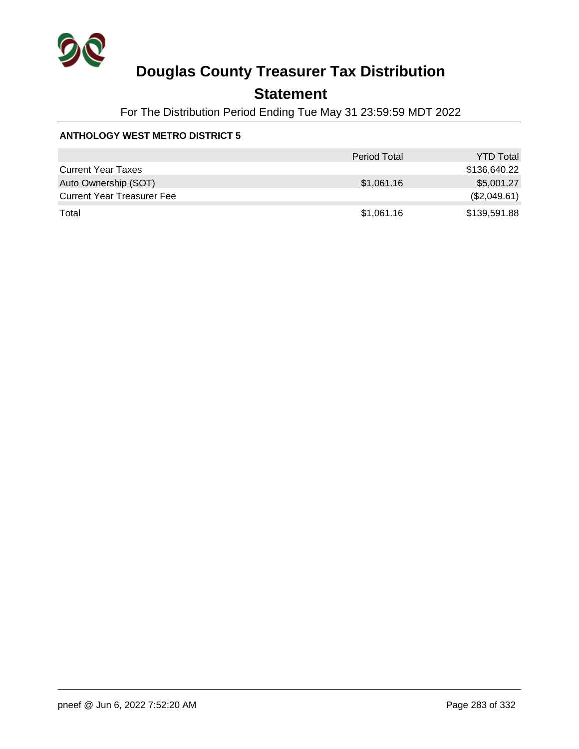# Douglas County Treasurer Tax Distribution

## Statement

For The Distribution Period Ending Tue May 31 23:59:59 MDT 2022

**ANTHOLOGY WEST METRO DISTRICT 5**

| | Period Total | YTD Total |
|---|---|---|
| Current Year Taxes | | $136,640.22 |
| Auto Ownership (SOT) | $1,061.16 | $5,001.27 |
| Current Year Treasurer Fee | | ($2,049.61) |
| Total | $1,061.16 | $139,591.88 |

pneef @ Jun 6, 2022 7:52:20 AM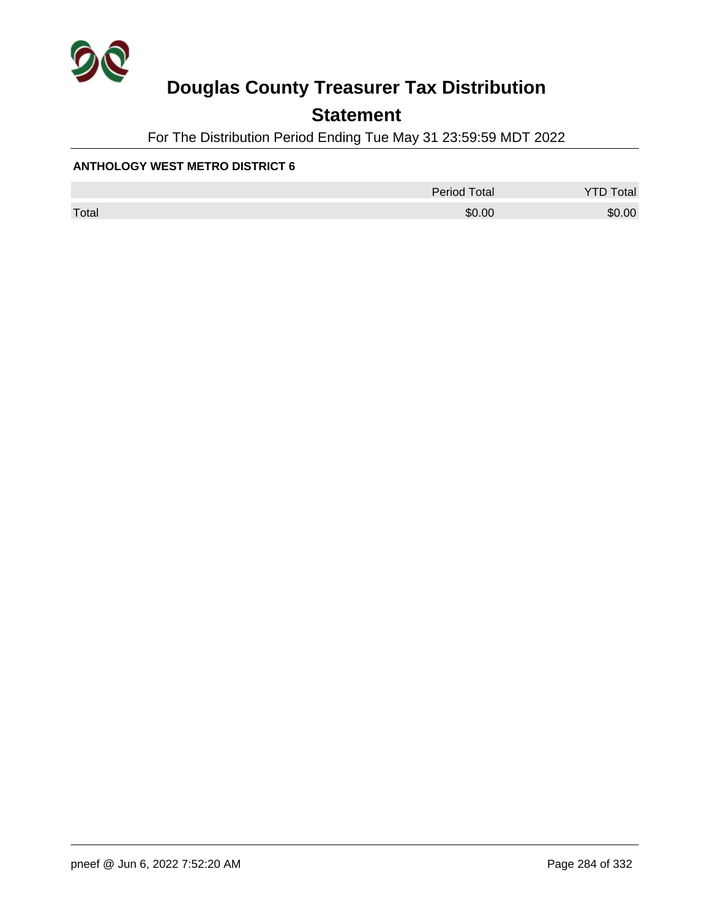# Douglas County Treasurer Tax Distribution

## Statement

For The Distribution Period Ending Tue May 31 23:59:59 MDT 2022

**ANTHOLOGY WEST METRO DISTRICT 6**

| | Period Total | YTD Total |
|---|---|---|
| Total | $0.00 | $0.00 |

pneef @ Jun 6, 2022 7:52:20 AM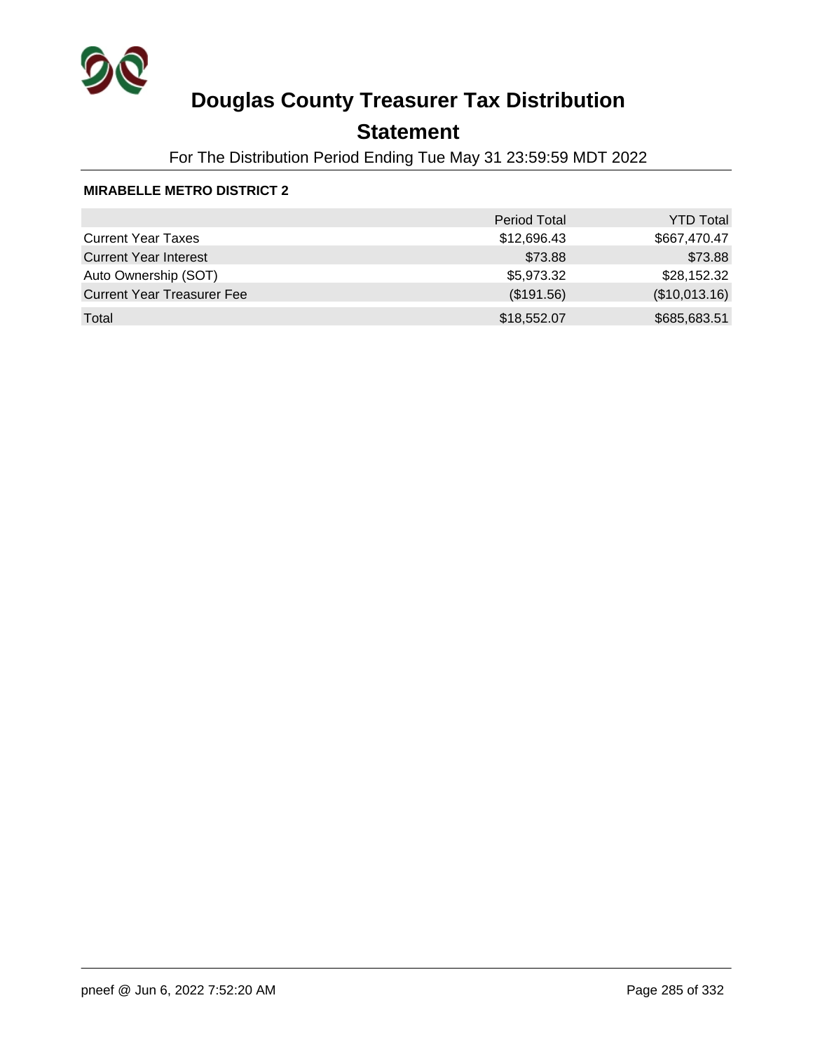# Douglas County Treasurer Tax Distribution

## Statement

For The Distribution Period Ending Tue May 31 23:59:59 MDT 2022

**MIRABELLE METRO DISTRICT 2**

| | Period Total | YTD Total |
|---|---|---|
| Current Year Taxes | $12,696.43 | $667,470.47 |
| Current Year Interest | $73.88 | $73.88 |
| Auto Ownership (SOT) | $5,973.32 | $28,152.32 |
| Current Year Treasurer Fee | ($191.56) | ($10,013.16) |
| Total | $18,552.07 | $685,683.51 |

pneef @ Jun 6, 2022 7:52:20 AM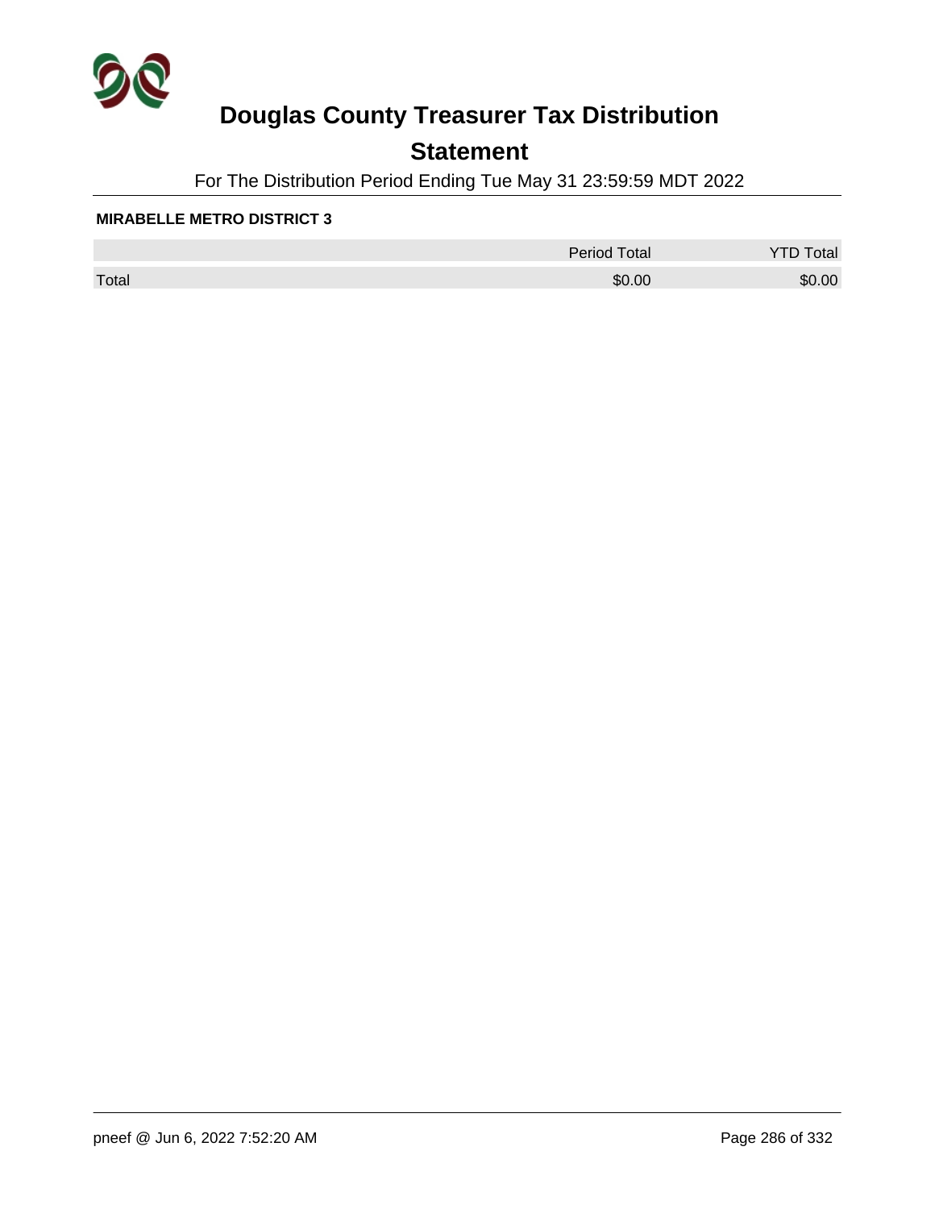# Douglas County Treasurer Tax Distribution

## Statement

For The Distribution Period Ending Tue May 31 23:59:59 MDT 2022

**MIRABELLE METRO DISTRICT 3**

| | Period Total | YTD Total |
|---|---|---|
| Total | $0.00 | $0.00 |

pneef @ Jun 6, 2022 7:52:20 AM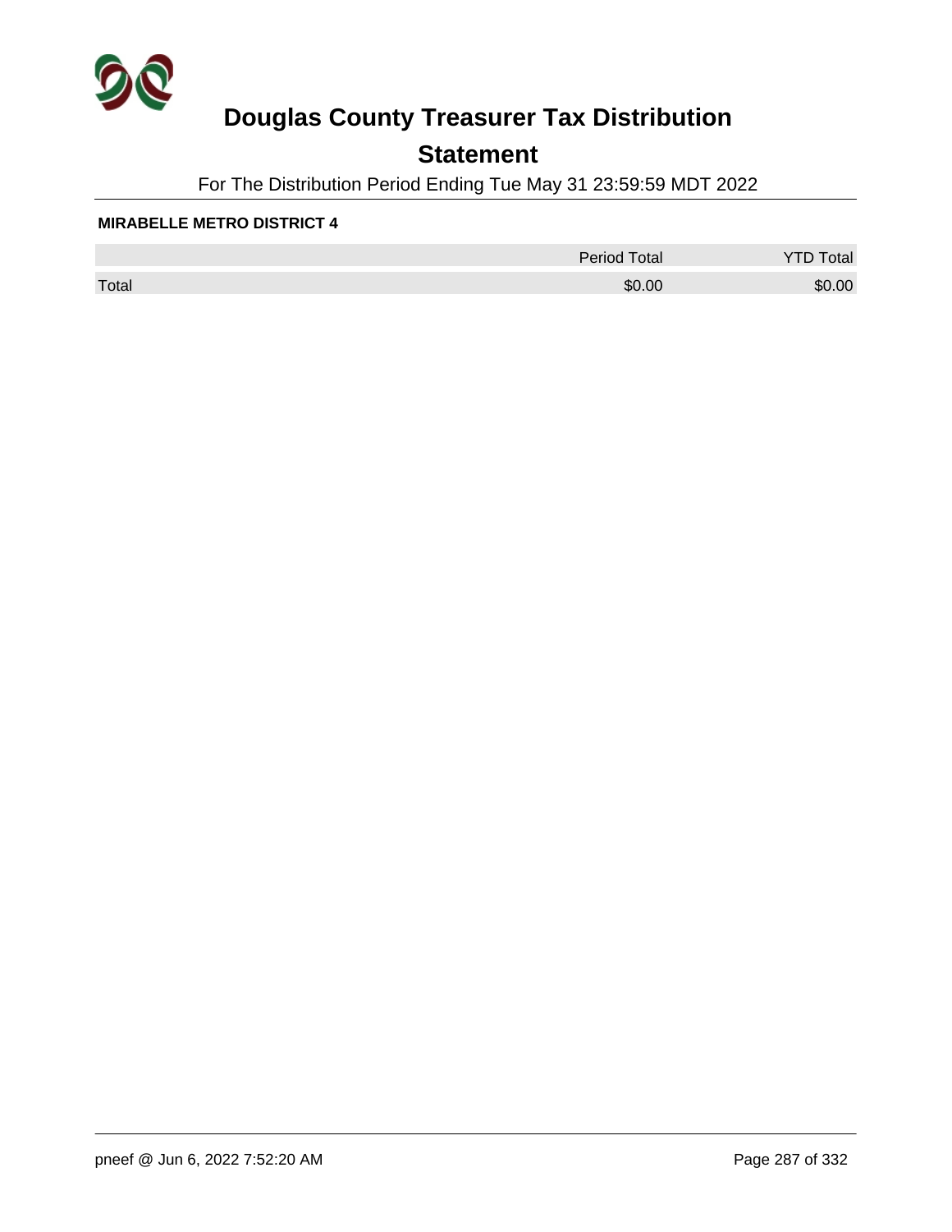# Douglas County Treasurer Tax Distribution

## Statement

For The Distribution Period Ending Tue May 31 23:59:59 MDT 2022

**MIRABELLE METRO DISTRICT 4**

| | Period Total | YTD Total |
|---|---|---|
| Total | $0.00 | $0.00 |

pneef @ Jun 6, 2022 7:52:20 AM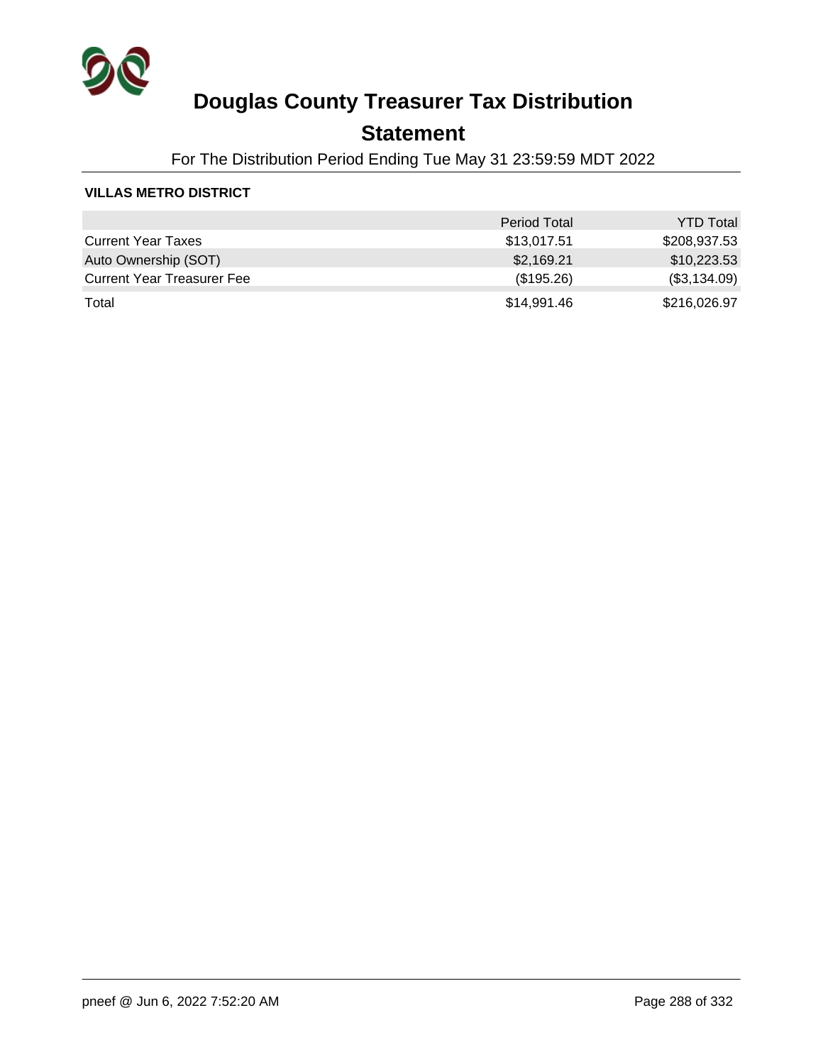# Douglas County Treasurer Tax Distribution

## Statement

For The Distribution Period Ending Tue May 31 23:59:59 MDT 2022

**VILLAS METRO DISTRICT**

| | Period Total | YTD Total |
|---|---|---|
| Current Year Taxes | $13,017.51 | $208,937.53 |
| Auto Ownership (SOT) | $2,169.21 | $10,223.53 |
| Current Year Treasurer Fee | ($195.26) | ($3,134.09) |
| Total | $14,991.46 | $216,026.97 |

pneef @ Jun 6, 2022 7:52:20 AM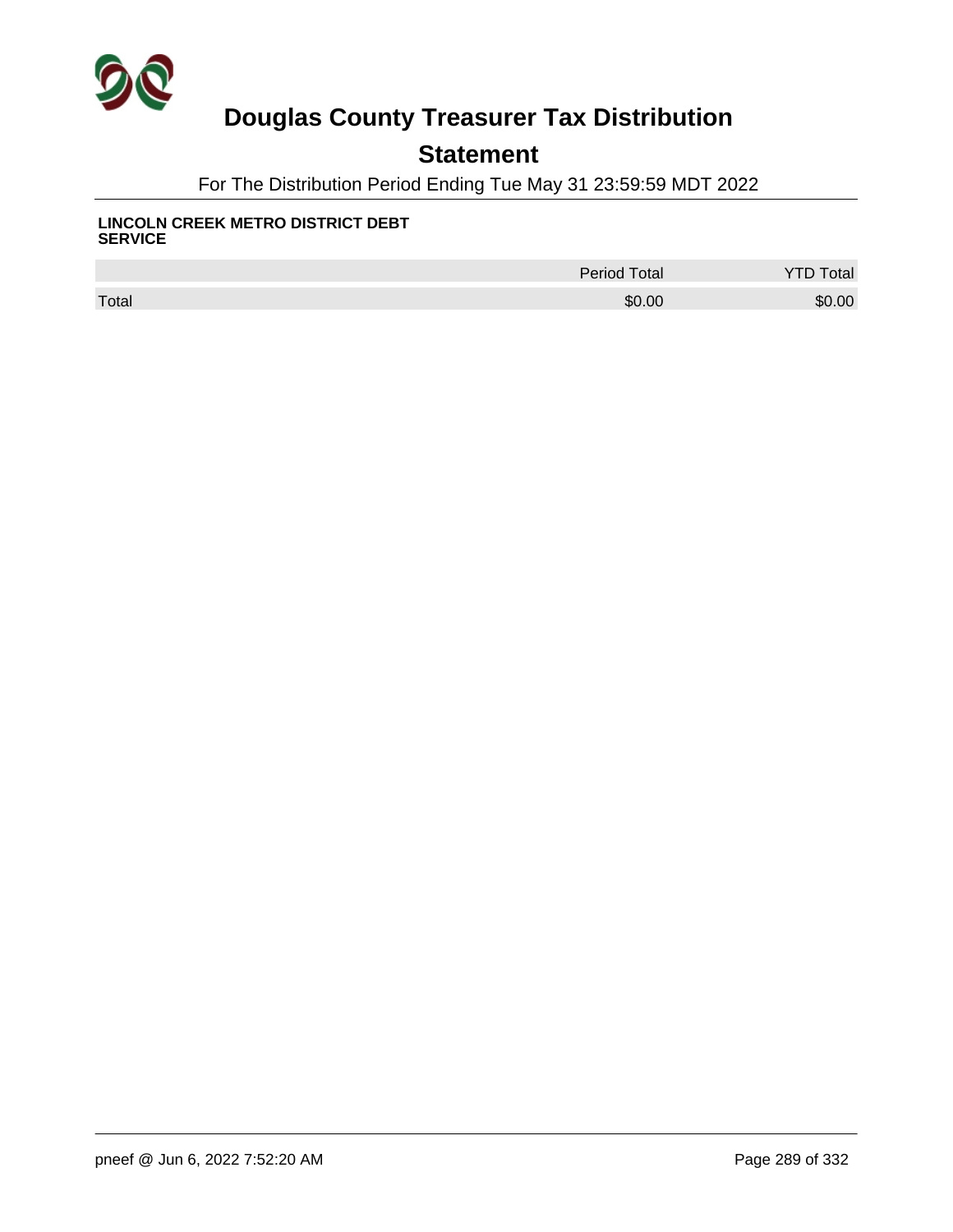# Douglas County Treasurer Tax Distribution

## Statement

For The Distribution Period Ending Tue May 31 23:59:59 MDT 2022

**LINCOLN CREEK METRO DISTRICT DEBT SERVICE**

| | Period Total | YTD Total |
|---|---|---|
| Total | $0.00 | $0.00 |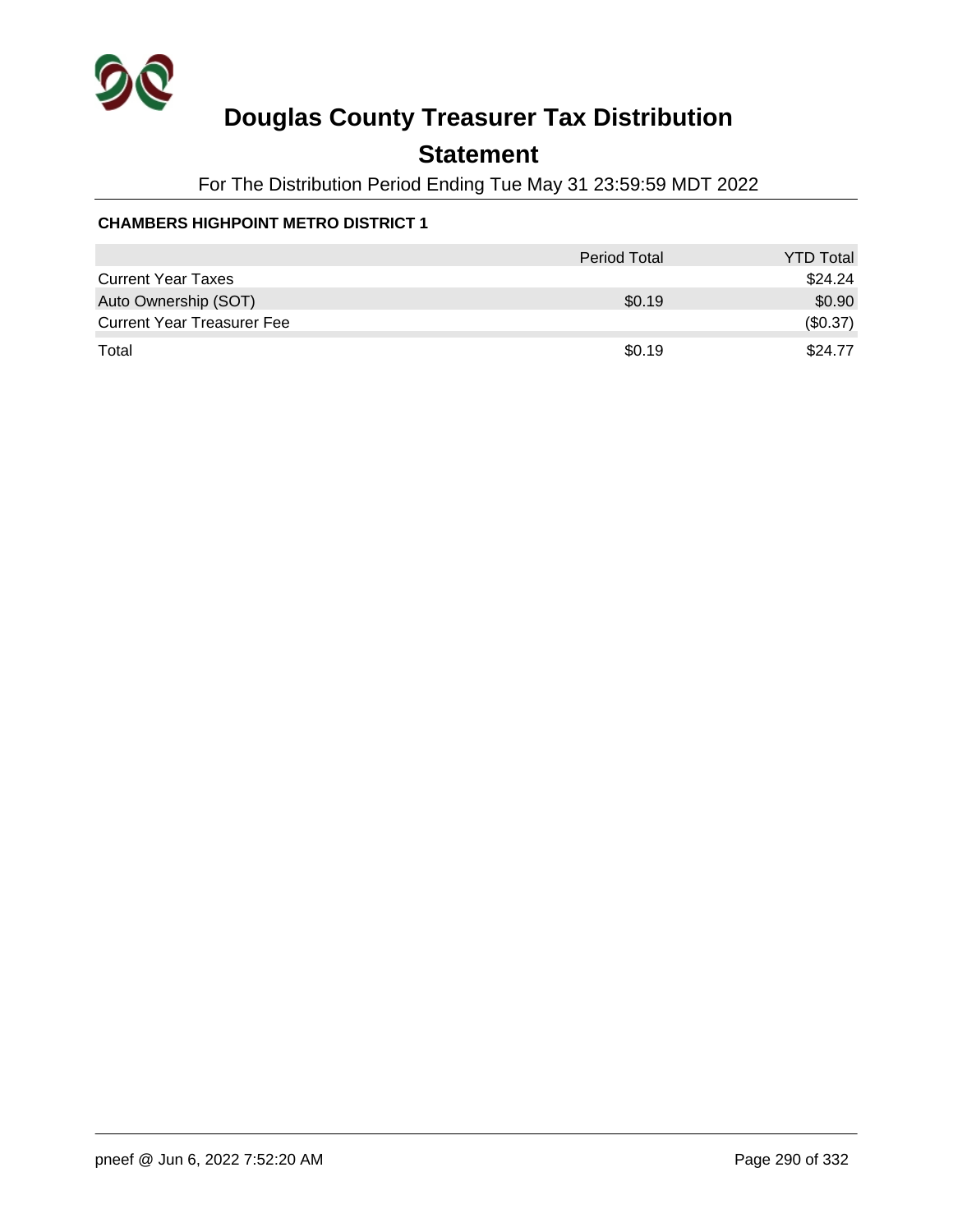# Douglas County Treasurer Tax Distribution

## Statement

For The Distribution Period Ending Tue May 31 23:59:59 MDT 2022

**CHAMBERS HIGHPOINT METRO DISTRICT 1**

| | Period Total | YTD Total |
|---|---|---|
| Current Year Taxes | | $24.24 |
| Auto Ownership (SOT) | $0.19 | $0.90 |
| Current Year Treasurer Fee | | ($0.37) |
| Total | $0.19 | $24.77 |

pneef @ Jun 6, 2022 7:52:20 AM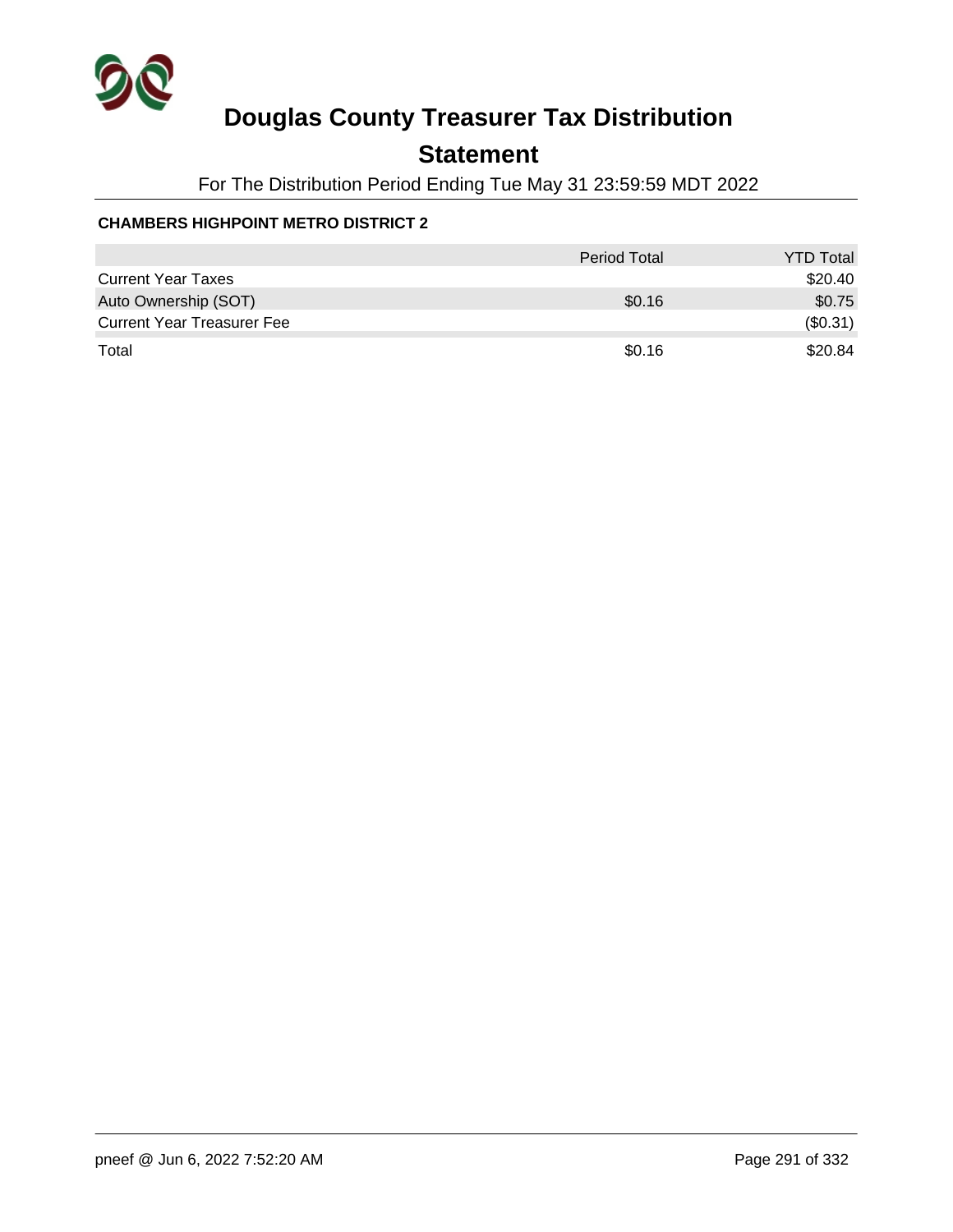# Douglas County Treasurer Tax Distribution

## Statement

For The Distribution Period Ending Tue May 31 23:59:59 MDT 2022

**CHAMBERS HIGHPOINT METRO DISTRICT 2**

| | Period Total | YTD Total |
|---|---|---|
| Current Year Taxes | | $20.40 |
| Auto Ownership (SOT) | $0.16 | $0.75 |
| Current Year Treasurer Fee | | ($0.31) |
| Total | $0.16 | $20.84 |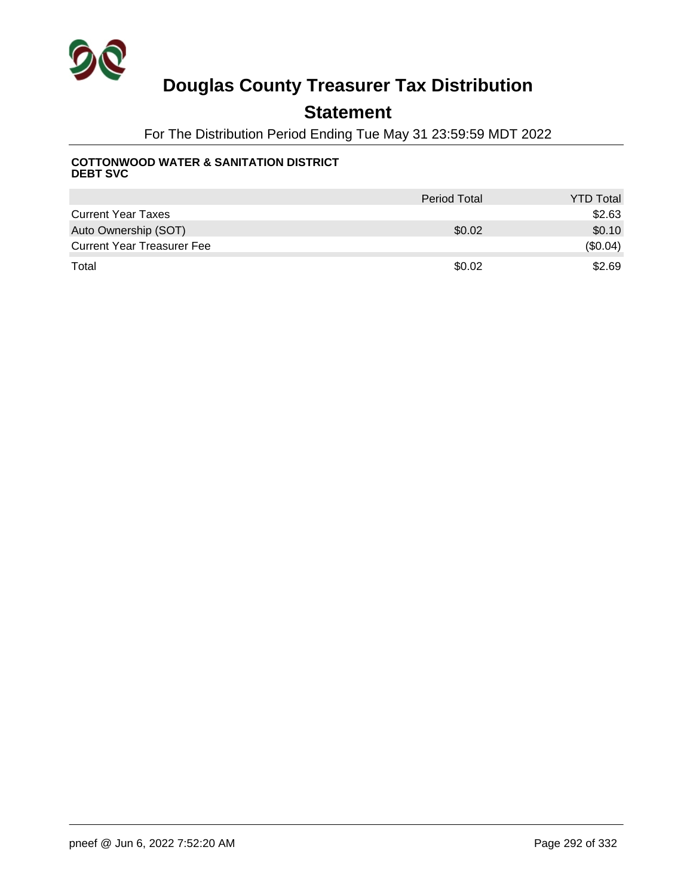# Douglas County Treasurer Tax Distribution

## Statement

For The Distribution Period Ending Tue May 31 23:59:59 MDT 2022

**COTTONWOOD WATER & SANITATION DISTRICT**
**DEBT SVC**

| | Period Total | YTD Total |
|---|---|---|
| Current Year Taxes | | $2.63 |
| Auto Ownership (SOT) | $0.02 | $0.10 |
| Current Year Treasurer Fee | | ($0.04) |
| Total | $0.02 | $2.69 |

pneef @ Jun 6, 2022 7:52:20 AM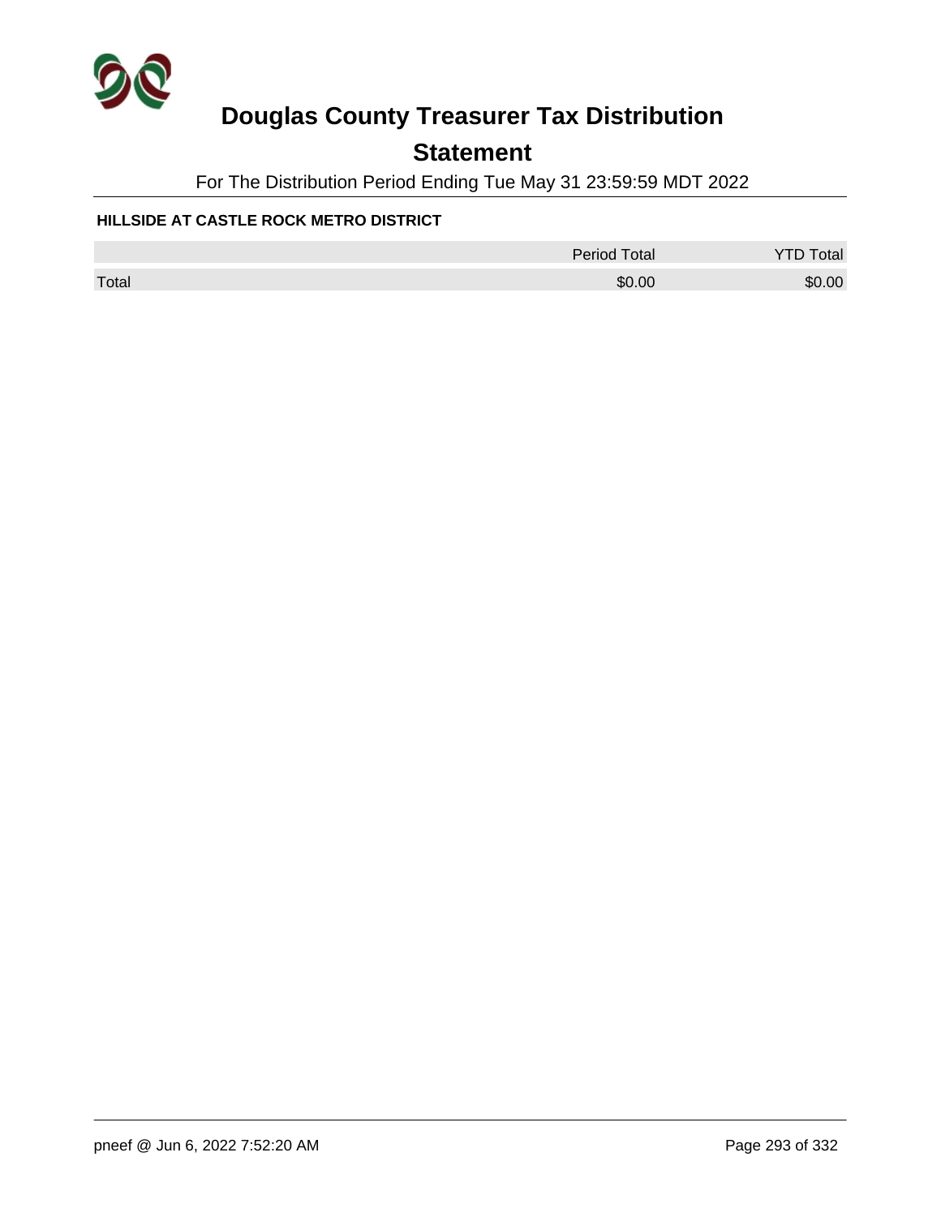# Douglas County Treasurer Tax Distribution

## Statement

For The Distribution Period Ending Tue May 31 23:59:59 MDT 2022

### HILLSIDE AT CASTLE ROCK METRO DISTRICT

| | Period Total | YTD Total |
|---|---|---|
| Total | $0.00 | $0.00 |

pneef @ Jun 6, 2022 7:52:20 AM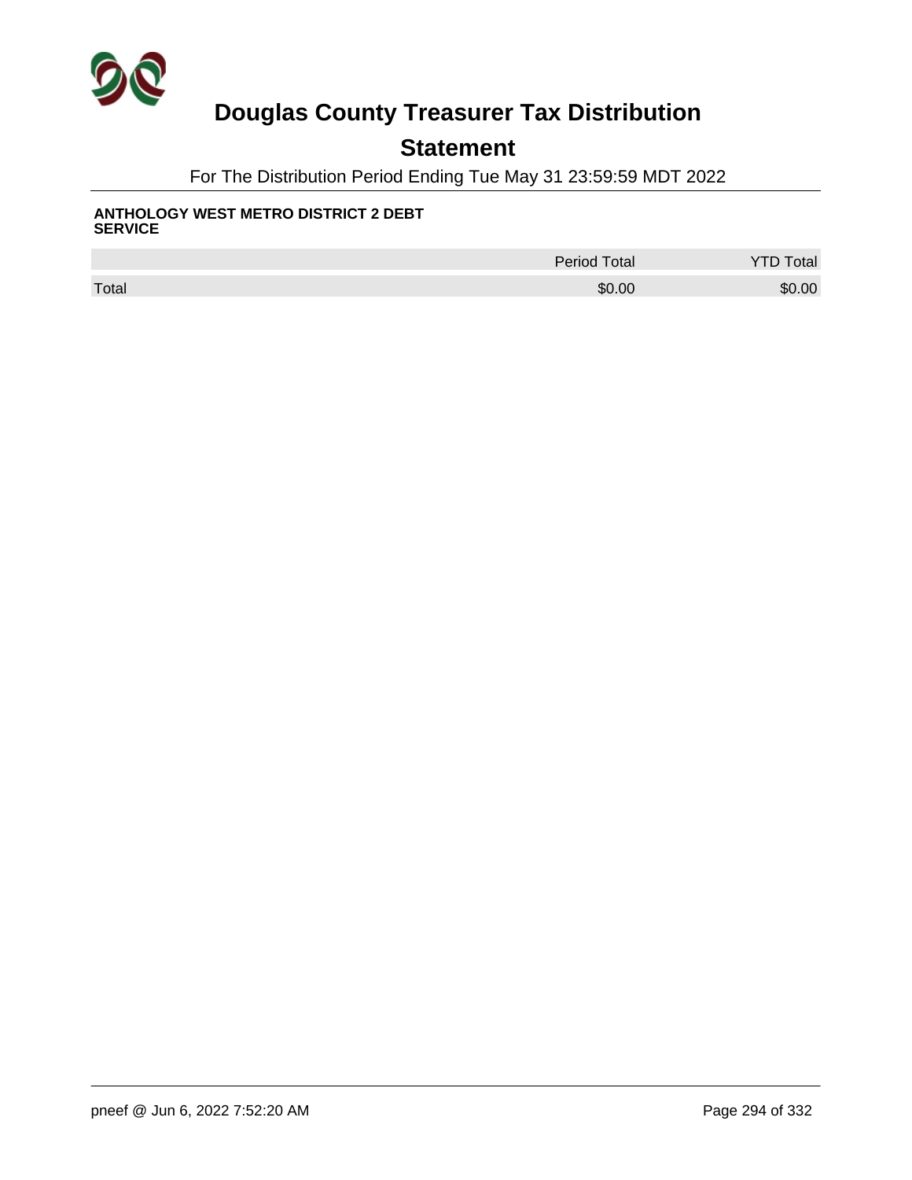# Douglas County Treasurer Tax Distribution

## Statement

For The Distribution Period Ending Tue May 31 23:59:59 MDT 2022

**ANTHOLOGY WEST METRO DISTRICT 2 DEBT SERVICE**

| | Period Total | YTD Total |
|---|---|---|
| Total | $0.00 | $0.00 |

pneef @ Jun 6, 2022 7:52:20 AM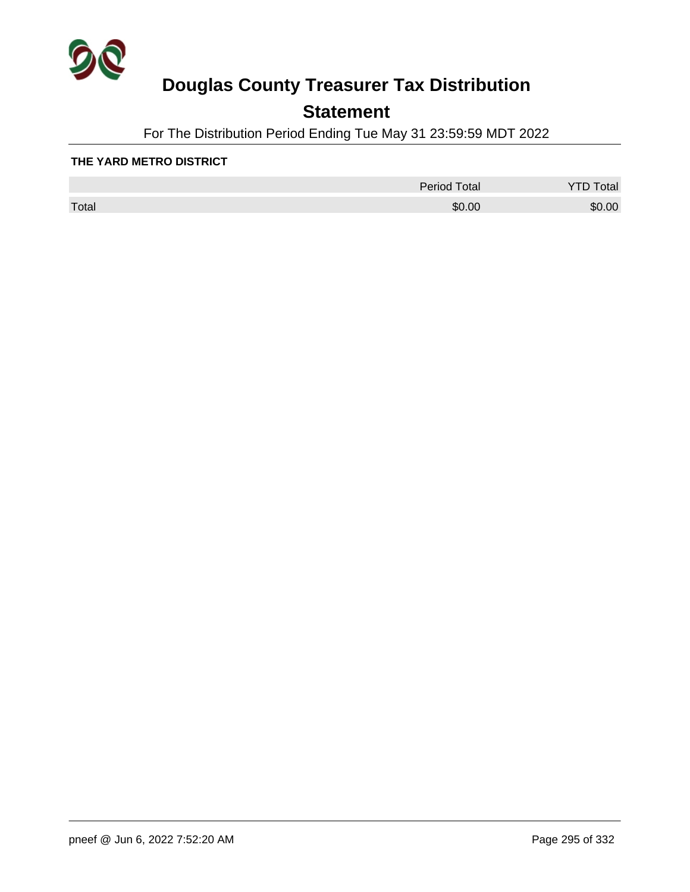# Douglas County Treasurer Tax Distribution

## Statement

For The Distribution Period Ending Tue May 31 23:59:59 MDT 2022

**THE YARD METRO DISTRICT**

| | Period Total | YTD Total |
|---|---|---|
| Total | $0.00 | $0.00 |

pneef @ Jun 6, 2022 7:52:20 AM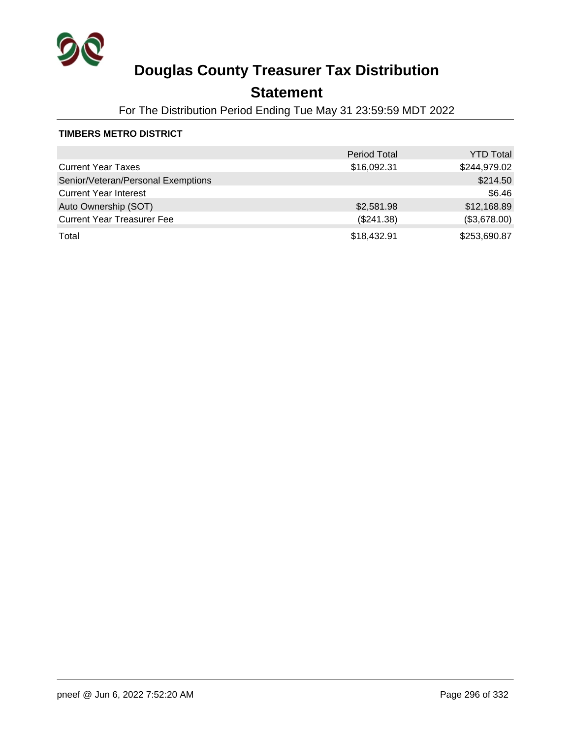# Douglas County Treasurer Tax Distribution

## Statement

For The Distribution Period Ending Tue May 31 23:59:59 MDT 2022

**TIMBERS METRO DISTRICT**

| | Period Total | YTD Total |
|---|---:|---:|
| Current Year Taxes | $16,092.31 | $244,979.02 |
| Senior/Veteran/Personal Exemptions | | $214.50 |
| Current Year Interest | | $6.46 |
| Auto Ownership (SOT) | $2,581.98 | $12,168.89 |
| Current Year Treasurer Fee | ($241.38) | ($3,678.00) |
| Total | $18,432.91 | $253,690.87 |

pneef @ Jun 6, 2022 7:52:20 AM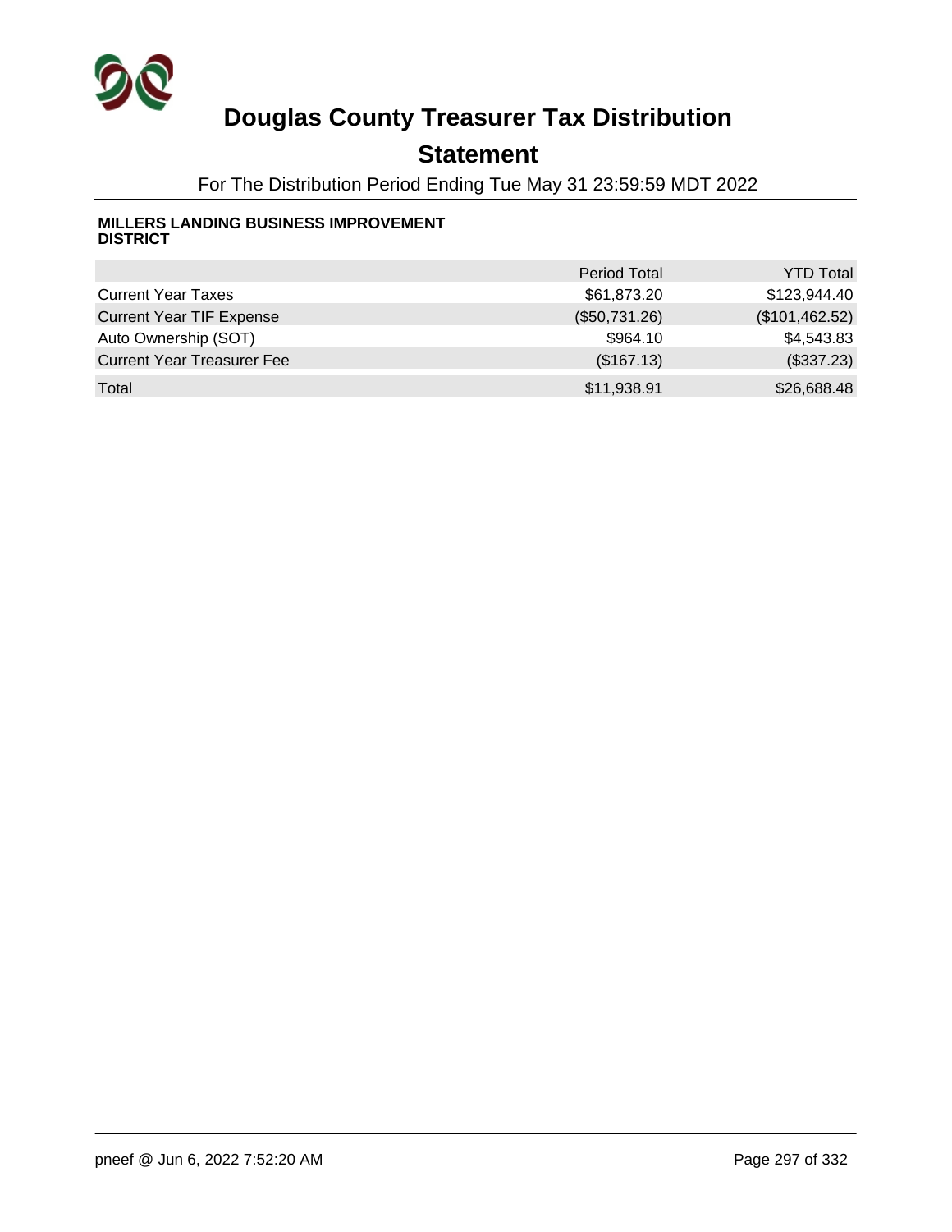# Douglas County Treasurer Tax Distribution

## Statement

For The Distribution Period Ending Tue May 31 23:59:59 MDT 2022

**MILLERS LANDING BUSINESS IMPROVEMENT DISTRICT**

| | Period Total | YTD Total |
|---|---:|---:|
| Current Year Taxes | $61,873.20 | $123,944.40 |
| Current Year TIF Expense | ($50,731.26) | ($101,462.52) |
| Auto Ownership (SOT) | $964.10 | $4,543.83 |
| Current Year Treasurer Fee | ($167.13) | ($337.23) |
| Total | $11,938.91 | $26,688.48 |

pneef @ Jun 6, 2022 7:52:20 AM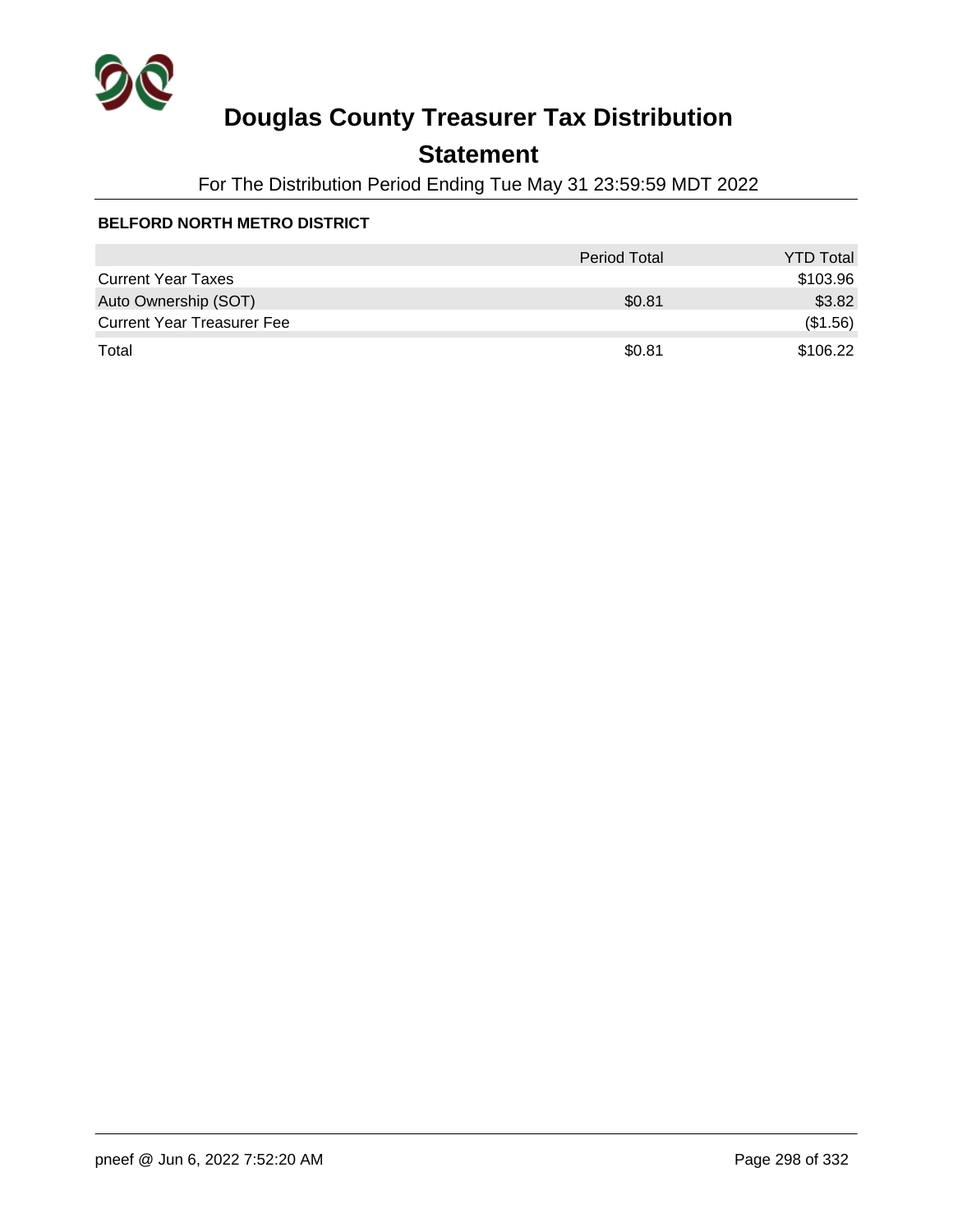# Douglas County Treasurer Tax Distribution

## Statement

For The Distribution Period Ending Tue May 31 23:59:59 MDT 2022

**BELFORD NORTH METRO DISTRICT**

| | Period Total | YTD Total |
|---|---|---|
| Current Year Taxes | | $103.96 |
| Auto Ownership (SOT) | $0.81 | $3.82 |
| Current Year Treasurer Fee | | ($1.56) |
| Total | $0.81 | $106.22 |

pneef @ Jun 6, 2022 7:52:20 AM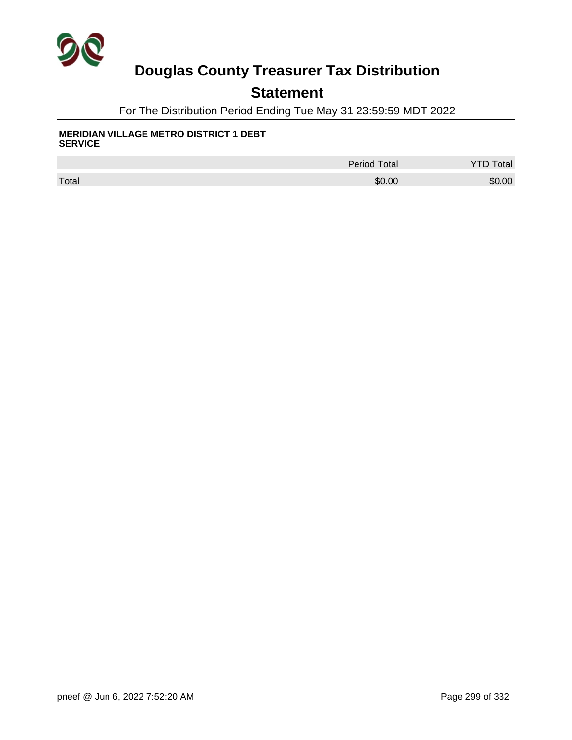# Douglas County Treasurer Tax Distribution

## Statement

For The Distribution Period Ending Tue May 31 23:59:59 MDT 2022

**MERIDIAN VILLAGE METRO DISTRICT 1 DEBT SERVICE**

| | Period Total | YTD Total |
|---|---|---|
| Total | $0.00 | $0.00 |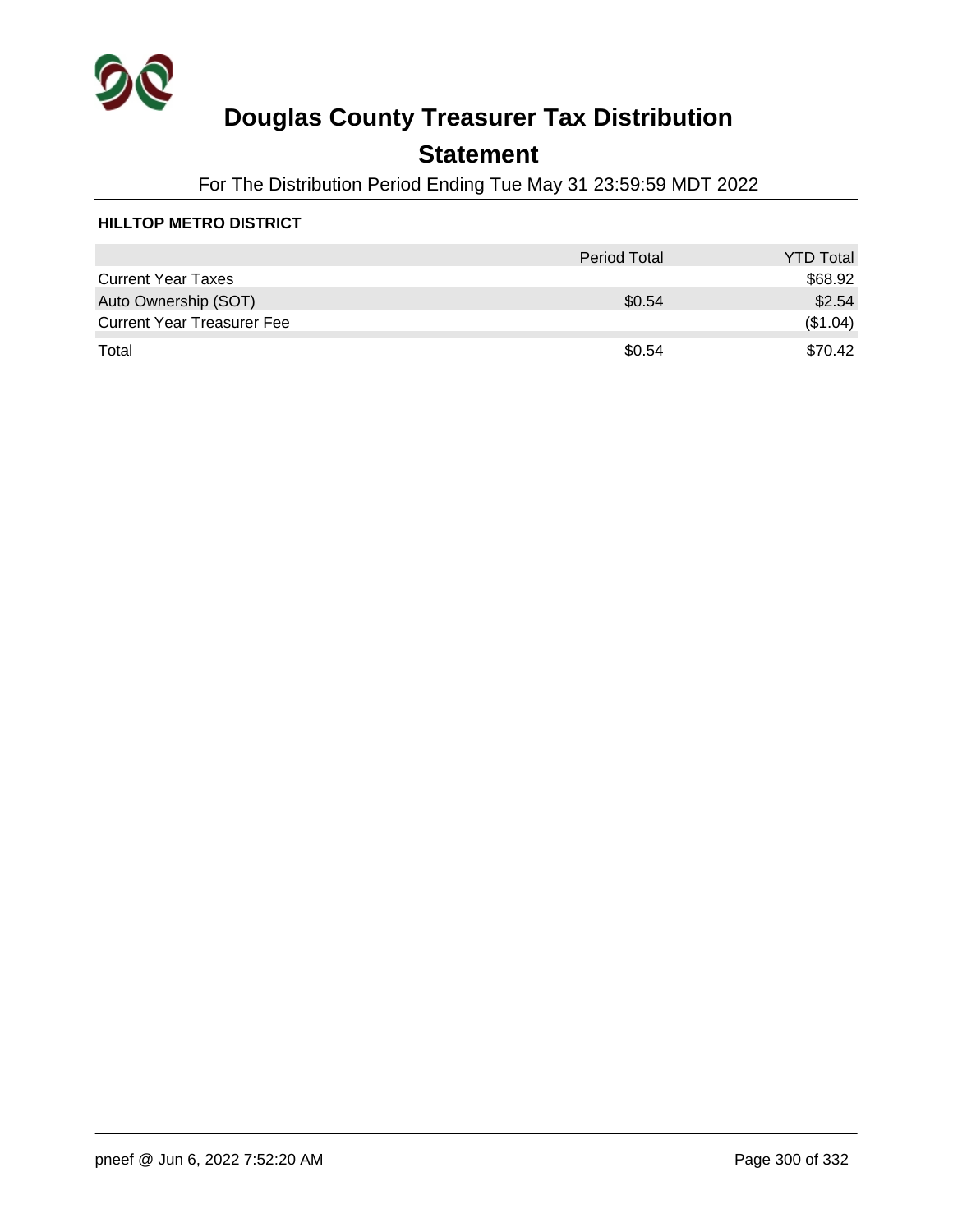# Douglas County Treasurer Tax Distribution

## Statement

For The Distribution Period Ending Tue May 31 23:59:59 MDT 2022

**HILLTOP METRO DISTRICT**

| | Period Total | YTD Total |
|---|---|---|
| Current Year Taxes | | $68.92 |
| Auto Ownership (SOT) | $0.54 | $2.54 |
| Current Year Treasurer Fee | | ($1.04) |
| Total | $0.54 | $70.42 |

pneef @ Jun 6, 2022 7:52:20 AM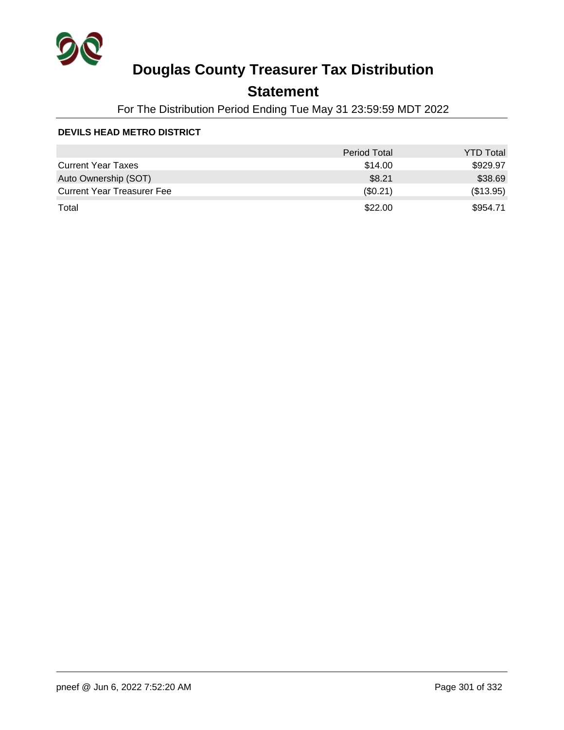# Douglas County Treasurer Tax Distribution

## Statement

For The Distribution Period Ending Tue May 31 23:59:59 MDT 2022

**DEVILS HEAD METRO DISTRICT**

| | Period Total | YTD Total |
|---|---:|---:|
| Current Year Taxes | $14.00 | $929.97 |
| Auto Ownership (SOT) | $8.21 | $38.69 |
| Current Year Treasurer Fee | ($0.21) | ($13.95) |
| Total | $22.00 | $954.71 |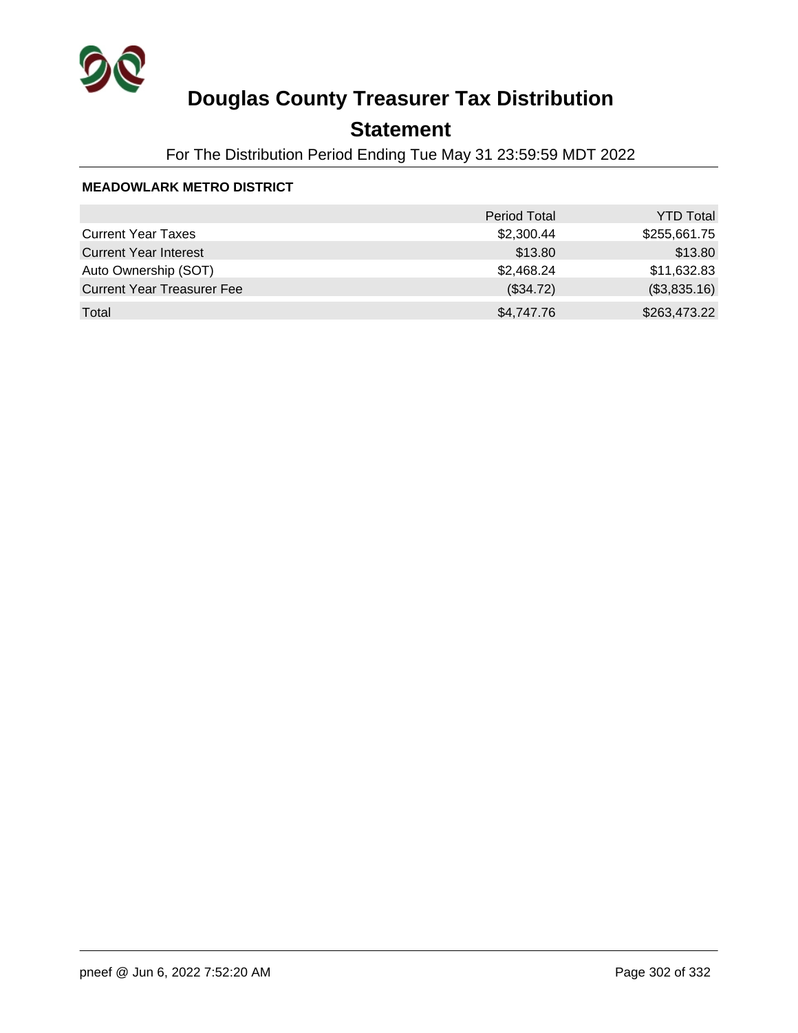# Douglas County Treasurer Tax Distribution

## Statement

For The Distribution Period Ending Tue May 31 23:59:59 MDT 2022

**MEADOWLARK METRO DISTRICT**

| | Period Total | YTD Total |
|---|---:|---:|
| Current Year Taxes | $2,300.44 | $255,661.75 |
| Current Year Interest | $13.80 | $13.80 |
| Auto Ownership (SOT) | $2,468.24 | $11,632.83 |
| Current Year Treasurer Fee | ($34.72) | ($3,835.16) |
| Total | $4,747.76 | $263,473.22 |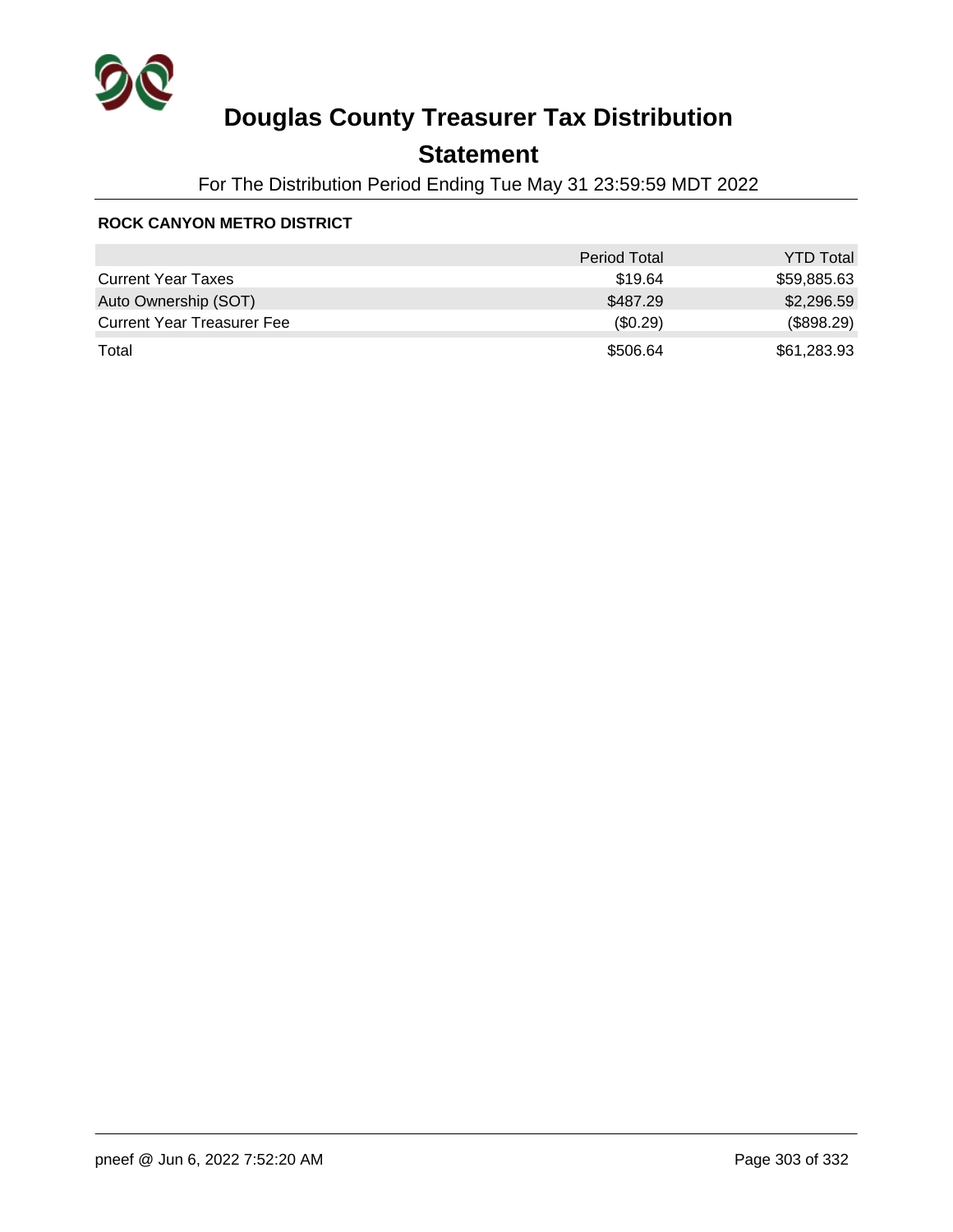# Douglas County Treasurer Tax Distribution

## Statement

For The Distribution Period Ending Tue May 31 23:59:59 MDT 2022

**ROCK CANYON METRO DISTRICT**

| | Period Total | YTD Total |
|---|---:|---:|
| Current Year Taxes | $19.64 | $59,885.63 |
| Auto Ownership (SOT) | $487.29 | $2,296.59 |
| Current Year Treasurer Fee | ($0.29) | ($898.29) |
| Total | $506.64 | $61,283.93 |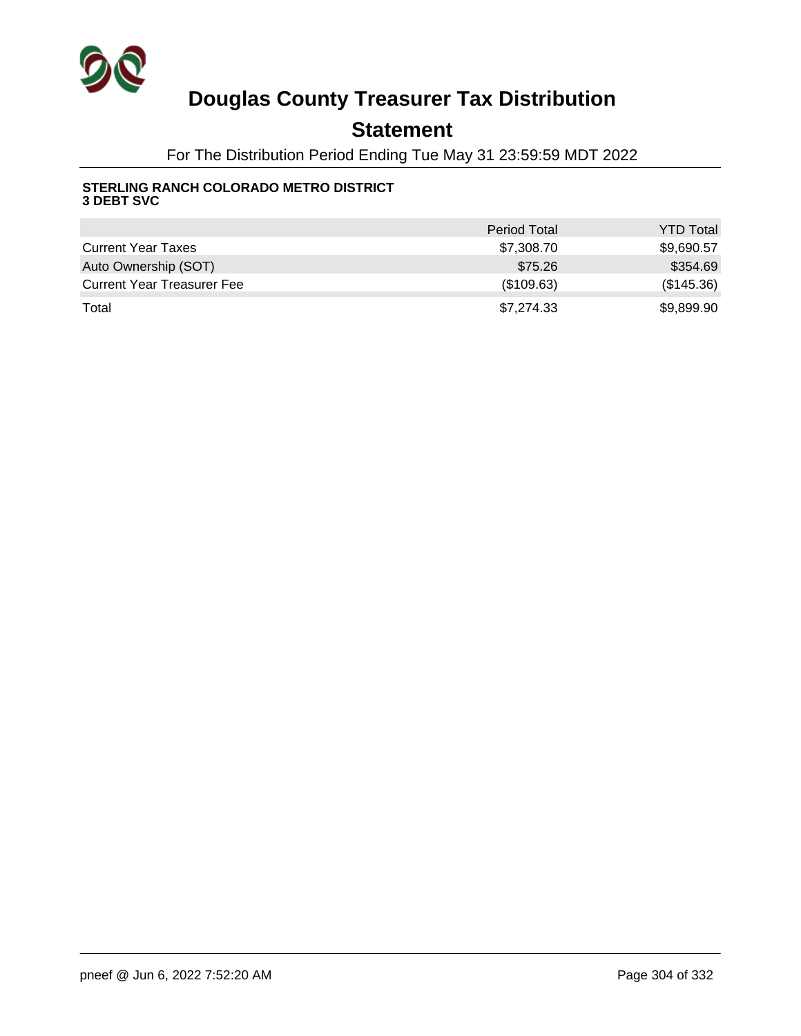# Douglas County Treasurer Tax Distribution

## Statement

For The Distribution Period Ending Tue May 31 23:59:59 MDT 2022

**STERLING RANCH COLORADO METRO DISTRICT 3 DEBT SVC**

| | Period Total | YTD Total |
|---|---|---|
| Current Year Taxes | $7,308.70 | $9,690.57 |
| Auto Ownership (SOT) | $75.26 | $354.69 |
| Current Year Treasurer Fee | ($109.63) | ($145.36) |
| Total | $7,274.33 | $9,899.90 |

pneef @ Jun 6, 2022 7:52:20 AM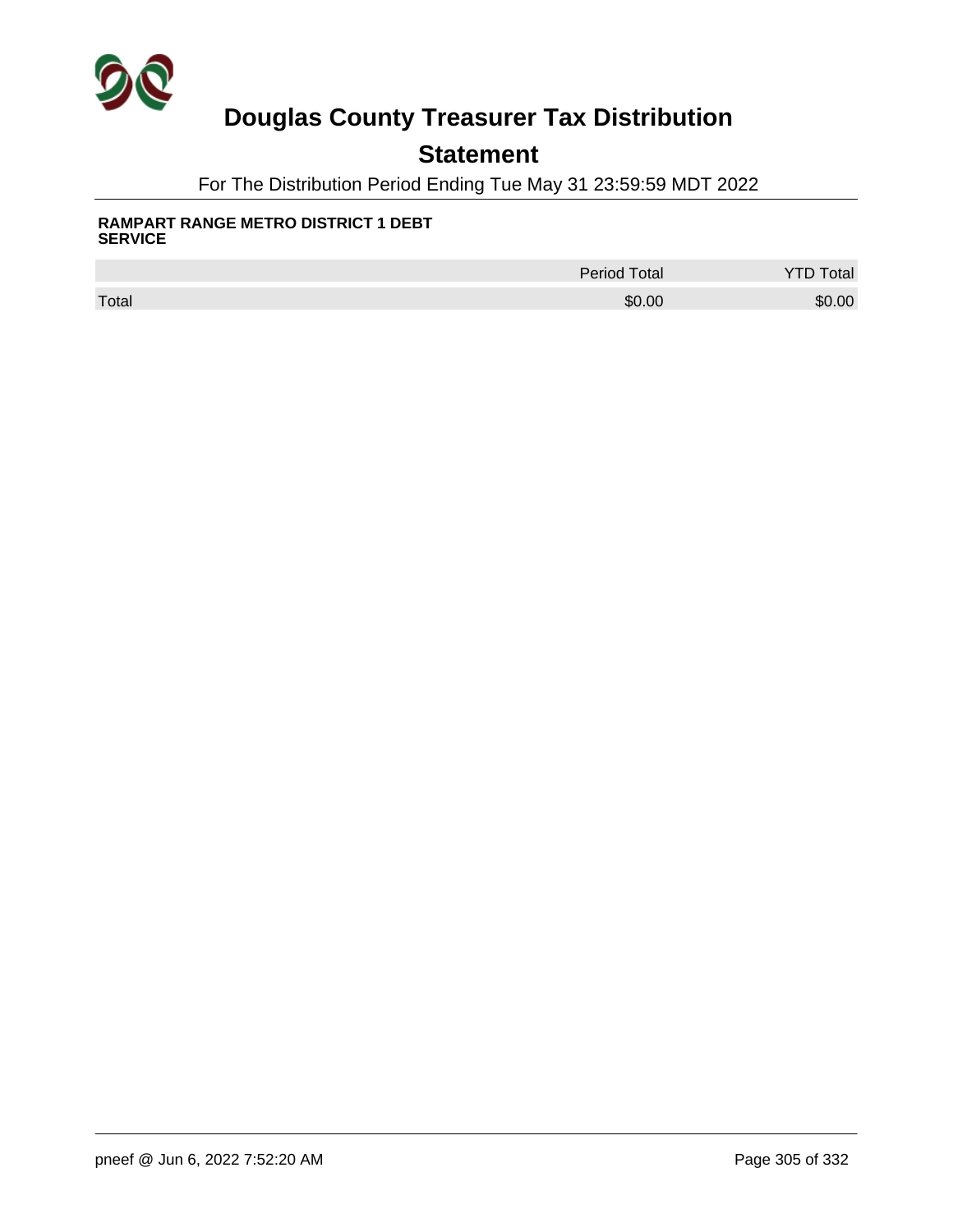# Douglas County Treasurer Tax Distribution

## Statement

For The Distribution Period Ending Tue May 31 23:59:59 MDT 2022

**RAMPART RANGE METRO DISTRICT 1 DEBT SERVICE**

| | Period Total | YTD Total |
|---|---|---|
| Total | $0.00 | $0.00 |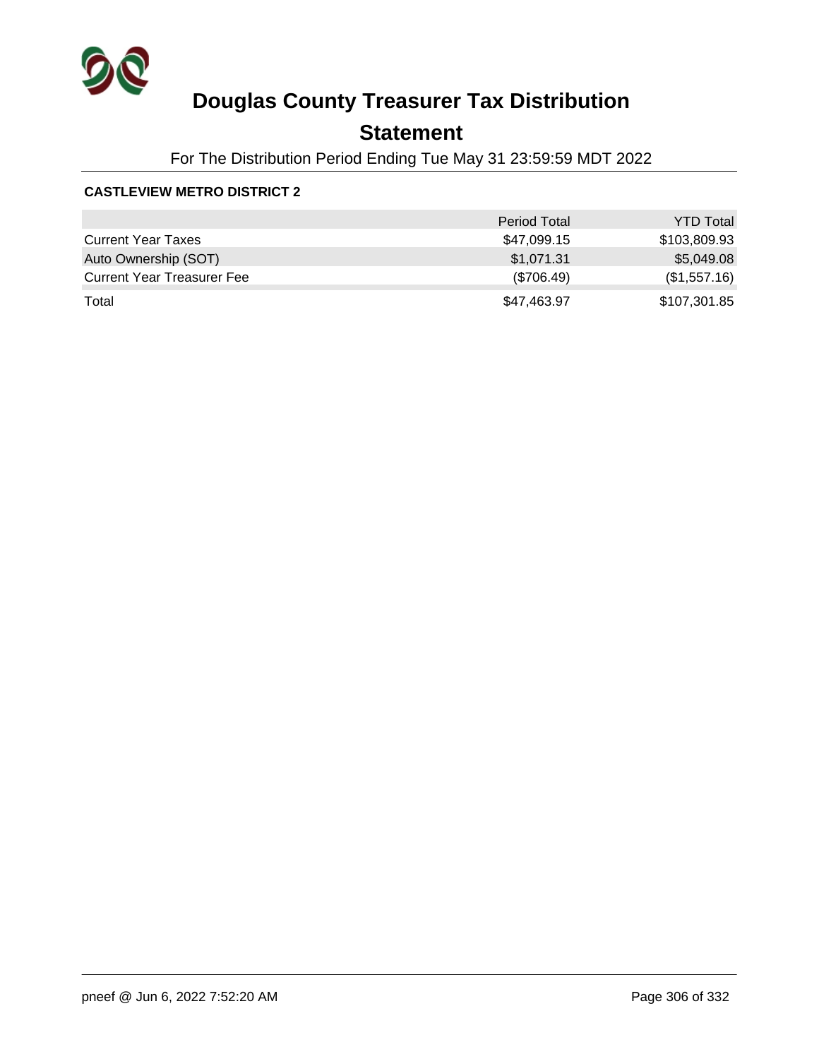# Douglas County Treasurer Tax Distribution

## Statement

For The Distribution Period Ending Tue May 31 23:59:59 MDT 2022

**CASTLEVIEW METRO DISTRICT 2**

| | Period Total | YTD Total |
|---|---|---|
| Current Year Taxes | $47,099.15 | $103,809.93 |
| Auto Ownership (SOT) | $1,071.31 | $5,049.08 |
| Current Year Treasurer Fee | ($706.49) | ($1,557.16) |
| Total | $47,463.97 | $107,301.85 |

pneef @ Jun 6, 2022 7:52:20 AM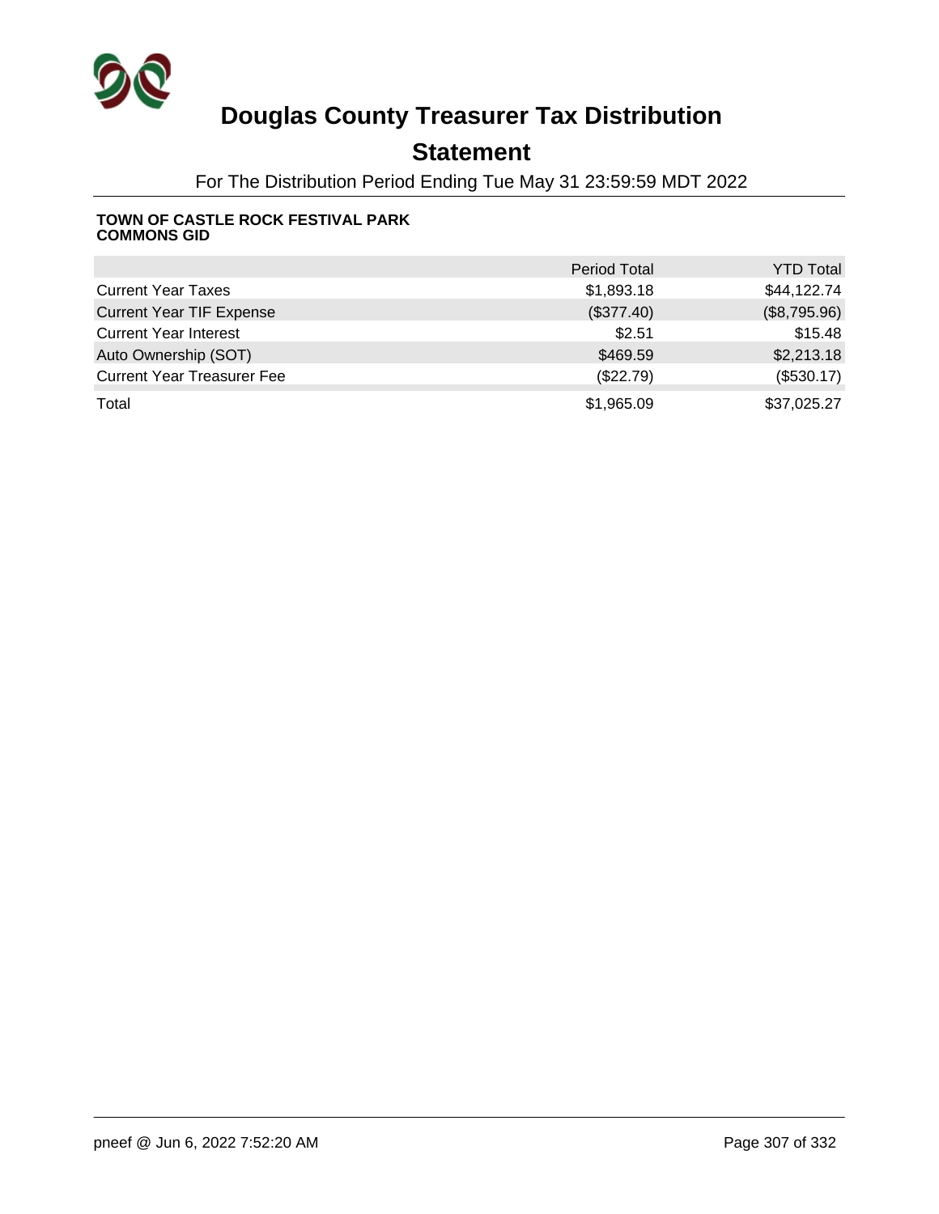# Douglas County Treasurer Tax Distribution

## Statement

For The Distribution Period Ending Tue May 31 23:59:59 MDT 2022

**TOWN OF CASTLE ROCK FESTIVAL PARK COMMONS GID**

| | Period Total | YTD Total |
|---|---|---|
| Current Year Taxes | $1,893.18 | $44,122.74 |
| Current Year TIF Expense | ($377.40) | ($8,795.96) |
| Current Year Interest | $2.51 | $15.48 |
| Auto Ownership (SOT) | $469.59 | $2,213.18 |
| Current Year Treasurer Fee | ($22.79) | ($530.17) |
| Total | $1,965.09 | $37,025.27 |

pneef @ Jun 6, 2022 7:52:20 AM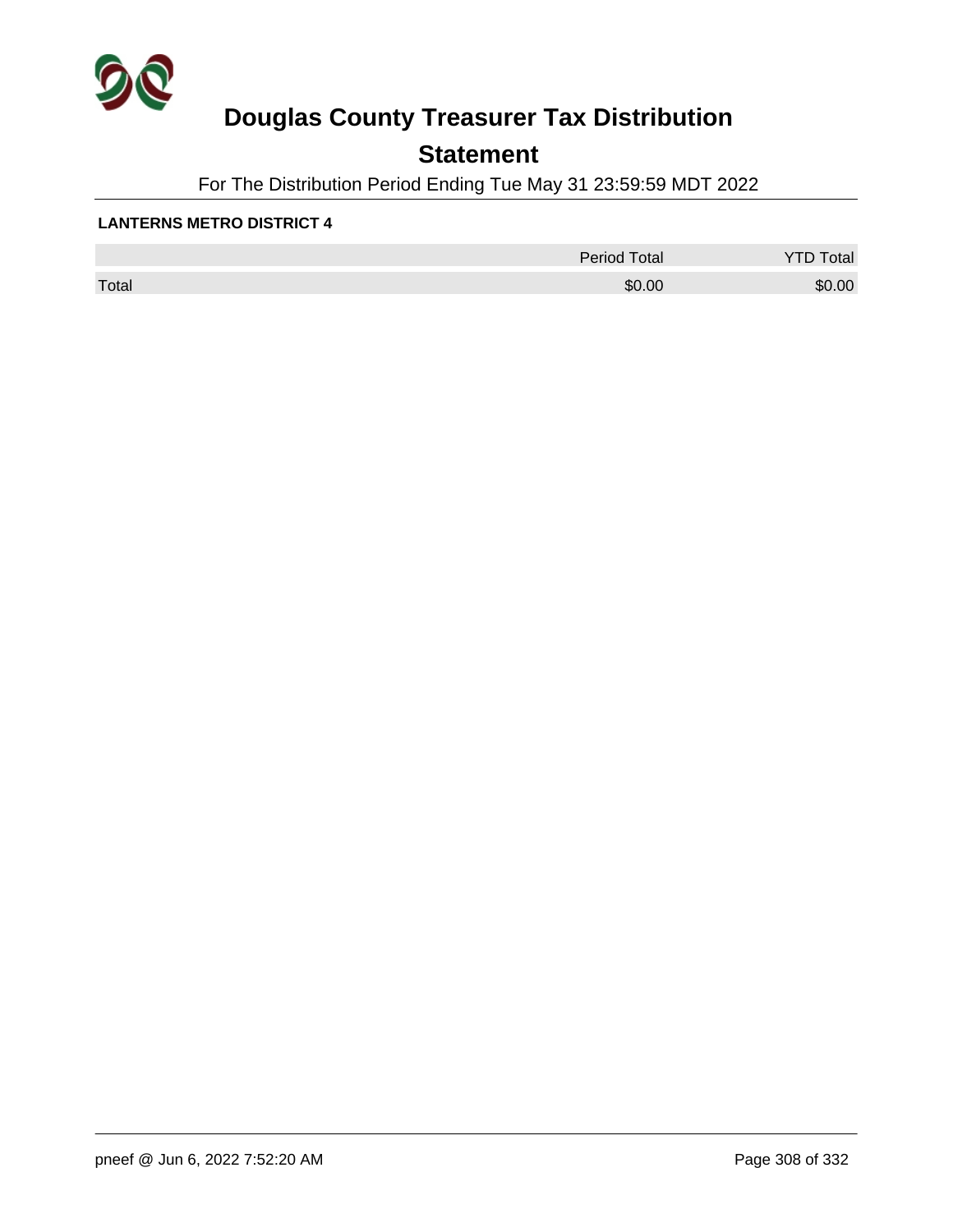# Douglas County Treasurer Tax Distribution

## Statement

For The Distribution Period Ending Tue May 31 23:59:59 MDT 2022

**LANTERNS METRO DISTRICT 4**

| | Period Total | YTD Total |
|---|---|---|
| Total | $0.00 | $0.00 |

pneef @ Jun 6, 2022 7:52:20 AM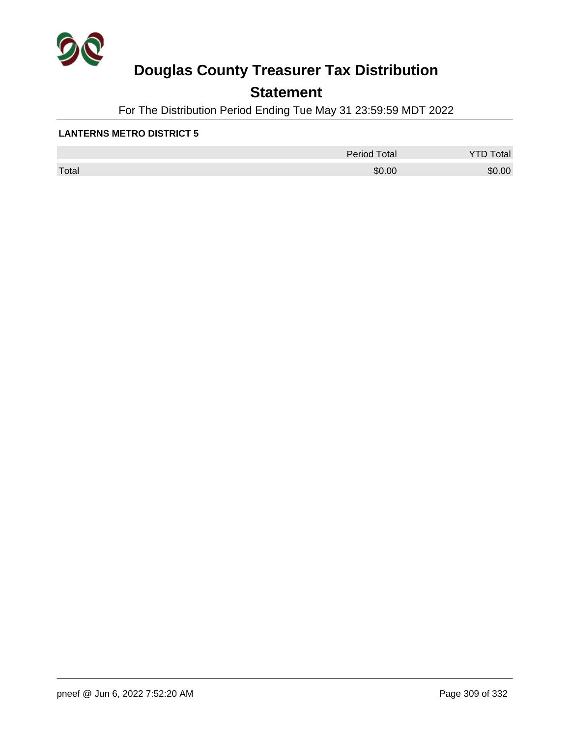# Douglas County Treasurer Tax Distribution

## Statement

For The Distribution Period Ending Tue May 31 23:59:59 MDT 2022

**LANTERNS METRO DISTRICT 5**

| | Period Total | YTD Total |
|---|---|---|
| Total | $0.00 | $0.00 |

pneef @ Jun 6, 2022 7:52:20 AM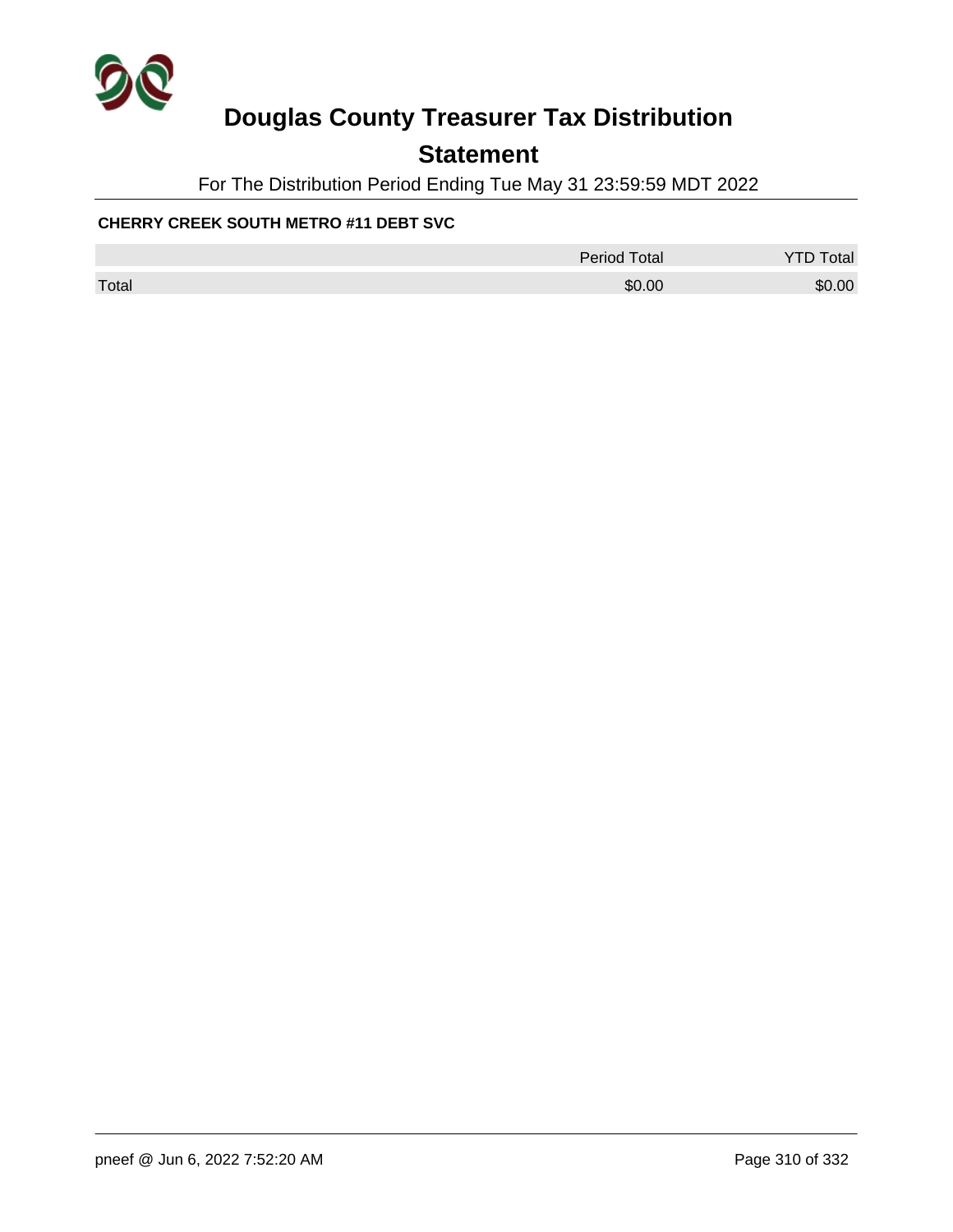# Douglas County Treasurer Tax Distribution

## Statement

For The Distribution Period Ending Tue May 31 23:59:59 MDT 2022

**CHERRY CREEK SOUTH METRO #11 DEBT SVC**

| | Period Total | YTD Total |
|---|---|---|
| Total | $0.00 | $0.00 |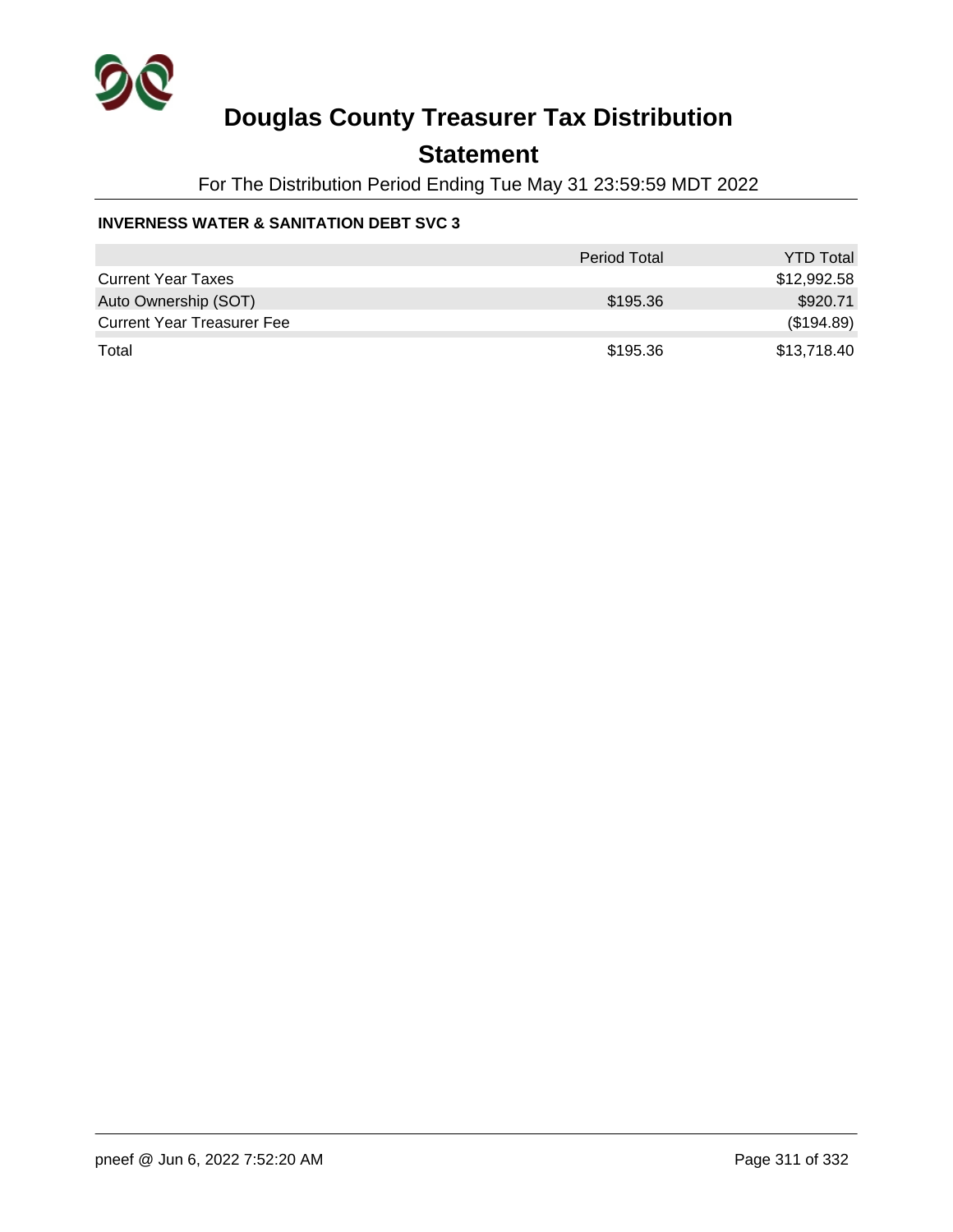# Douglas County Treasurer Tax Distribution

## Statement

For The Distribution Period Ending Tue May 31 23:59:59 MDT 2022

### INVERNESS WATER & SANITATION DEBT SVC 3

| | Period Total | YTD Total |
|---|---|---|
| Current Year Taxes | | $12,992.58 |
| Auto Ownership (SOT) | $195.36 | $920.71 |
| Current Year Treasurer Fee | | ($194.89) |
| Total | $195.36 | $13,718.40 |

pneef @ Jun 6, 2022 7:52:20 AM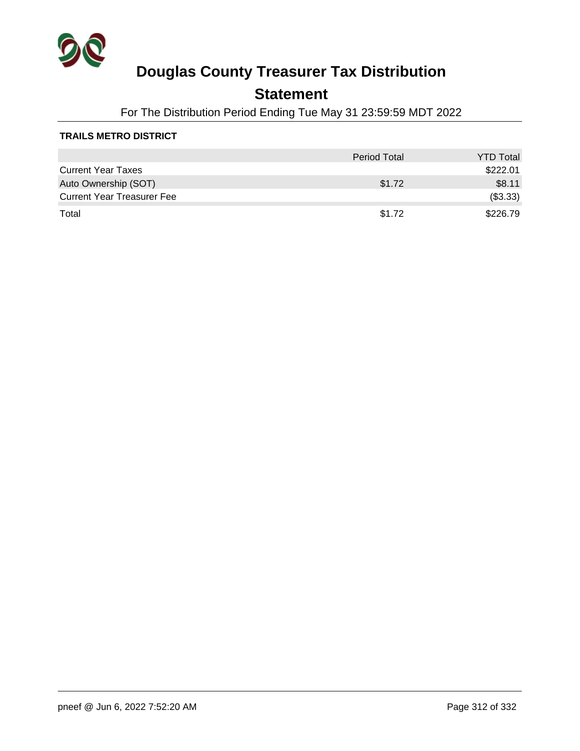# Douglas County Treasurer Tax Distribution

## Statement

For The Distribution Period Ending Tue May 31 23:59:59 MDT 2022

**TRAILS METRO DISTRICT**

| | Period Total | YTD Total |
|---|---|---|
| Current Year Taxes | | $222.01 |
| Auto Ownership (SOT) | $1.72 | $8.11 |
| Current Year Treasurer Fee | | ($3.33) |
| Total | $1.72 | $226.79 |

pneef @ Jun 6, 2022 7:52:20 AM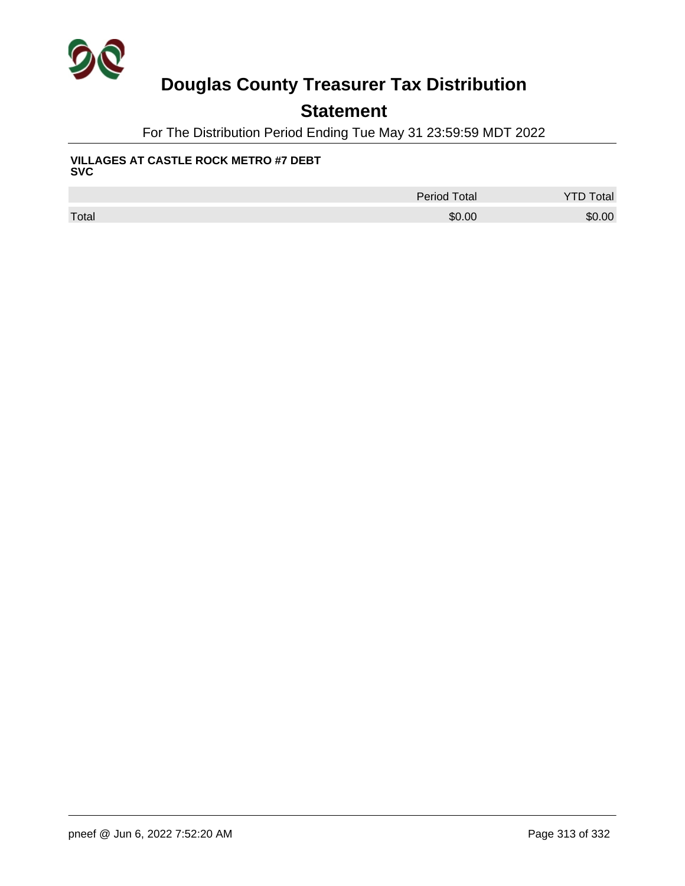# Douglas County Treasurer Tax Distribution

## Statement

For The Distribution Period Ending Tue May 31 23:59:59 MDT 2022

**VILLAGES AT CASTLE ROCK METRO #7 DEBT SVC**

| | Period Total | YTD Total |
|---|---|---|
| Total | $0.00 | $0.00 |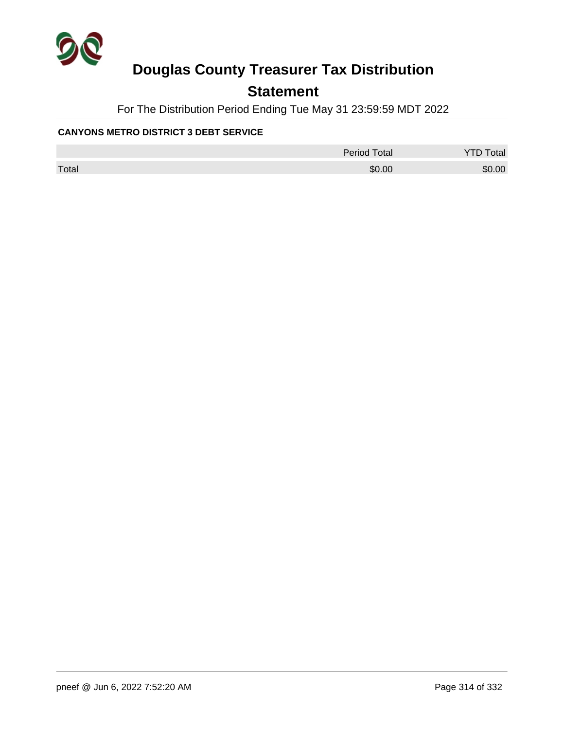# Douglas County Treasurer Tax Distribution

## Statement

For The Distribution Period Ending Tue May 31 23:59:59 MDT 2022

**CANYONS METRO DISTRICT 3 DEBT SERVICE**

| | Period Total | YTD Total |
|---|---|---|
| Total | $0.00 | $0.00 |

pneef @ Jun 6, 2022 7:52:20 AM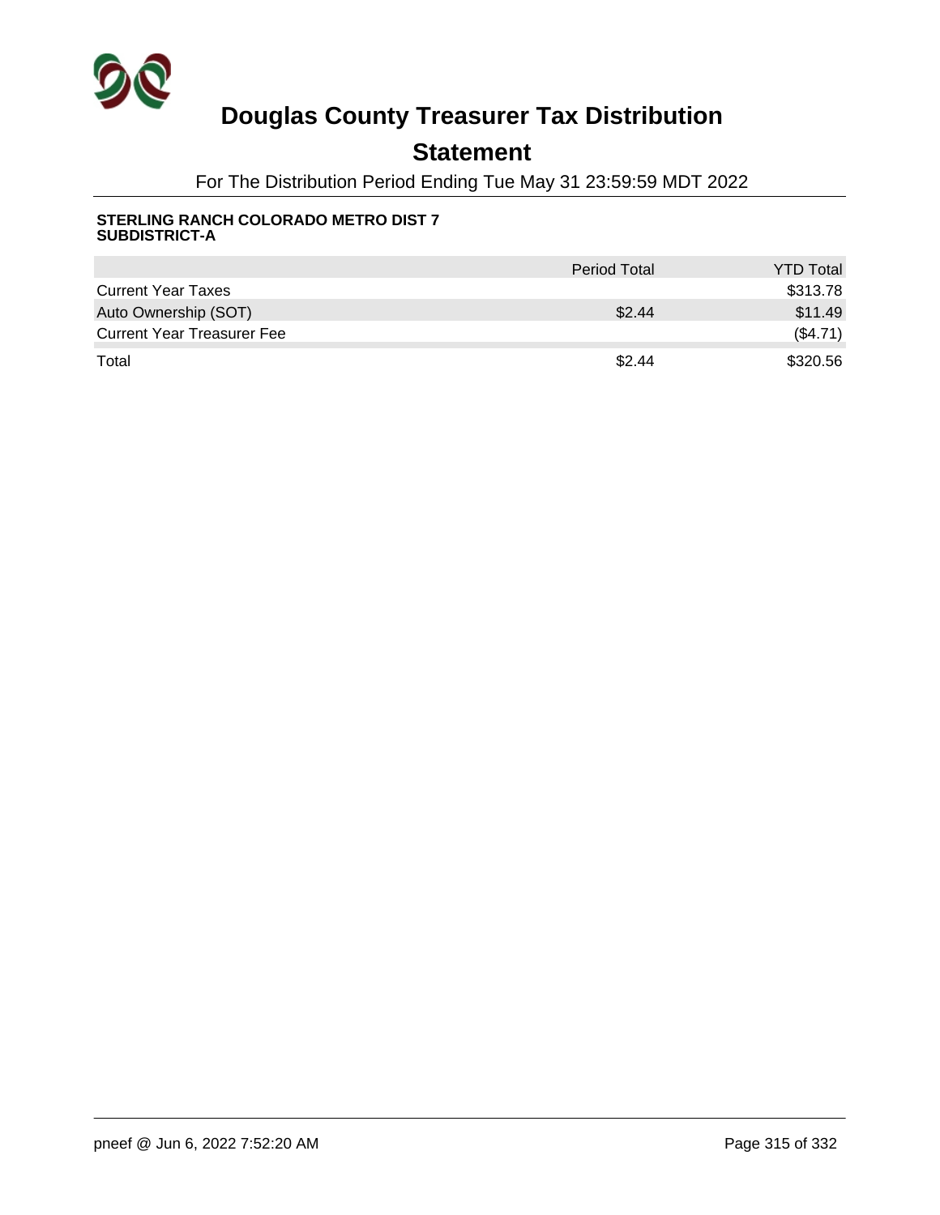# Douglas County Treasurer Tax Distribution

## Statement

For The Distribution Period Ending Tue May 31 23:59:59 MDT 2022

**STERLING RANCH COLORADO METRO DIST 7 SUBDISTRICT-A**

| | Period Total | YTD Total |
|---|---|---|
| Current Year Taxes | | $313.78 |
| Auto Ownership (SOT) | $2.44 | $11.49 |
| Current Year Treasurer Fee | | ($4.71) |
| Total | $2.44 | $320.56 |

pneef @ Jun 6, 2022 7:52:20 AM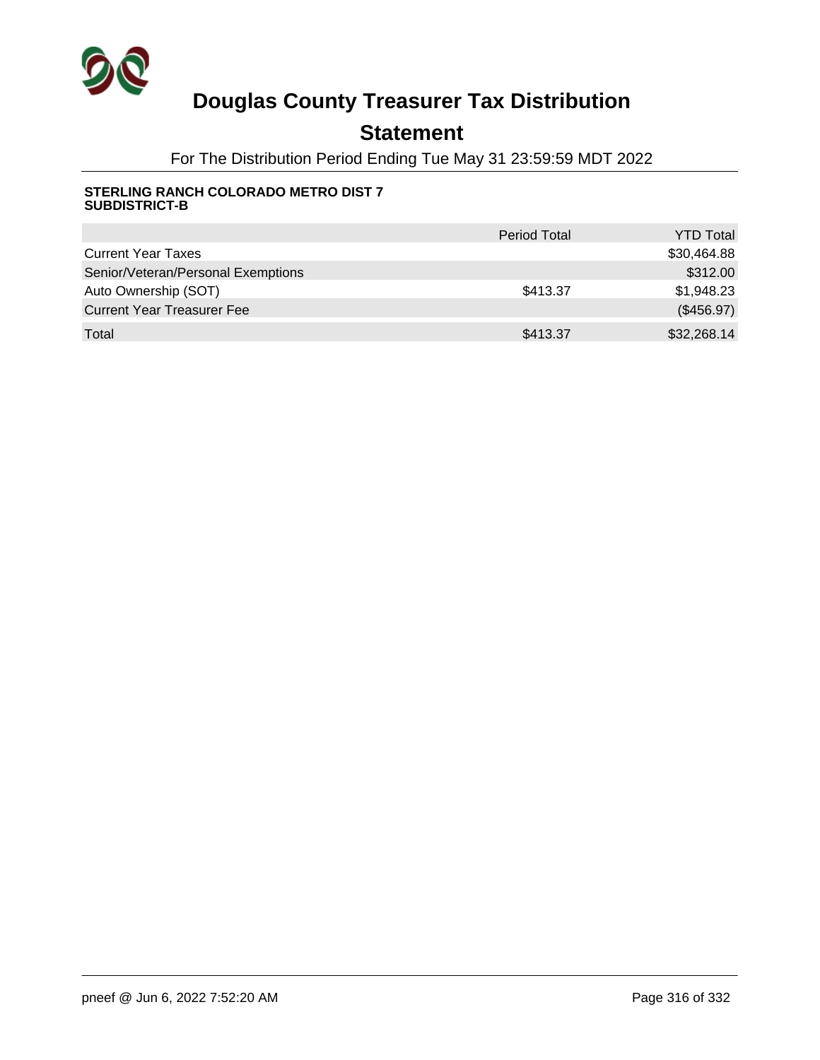# Douglas County Treasurer Tax Distribution

## Statement

For The Distribution Period Ending Tue May 31 23:59:59 MDT 2022

**STERLING RANCH COLORADO METRO DIST 7 SUBDISTRICT-B**

| | Period Total | YTD Total |
|---|---|---|
| Current Year Taxes | | $30,464.88 |
| Senior/Veteran/Personal Exemptions | | $312.00 |
| Auto Ownership (SOT) | $413.37 | $1,948.23 |
| Current Year Treasurer Fee | | ($456.97) |
| Total | $413.37 | $32,268.14 |

pneef @ Jun 6, 2022 7:52:20 AM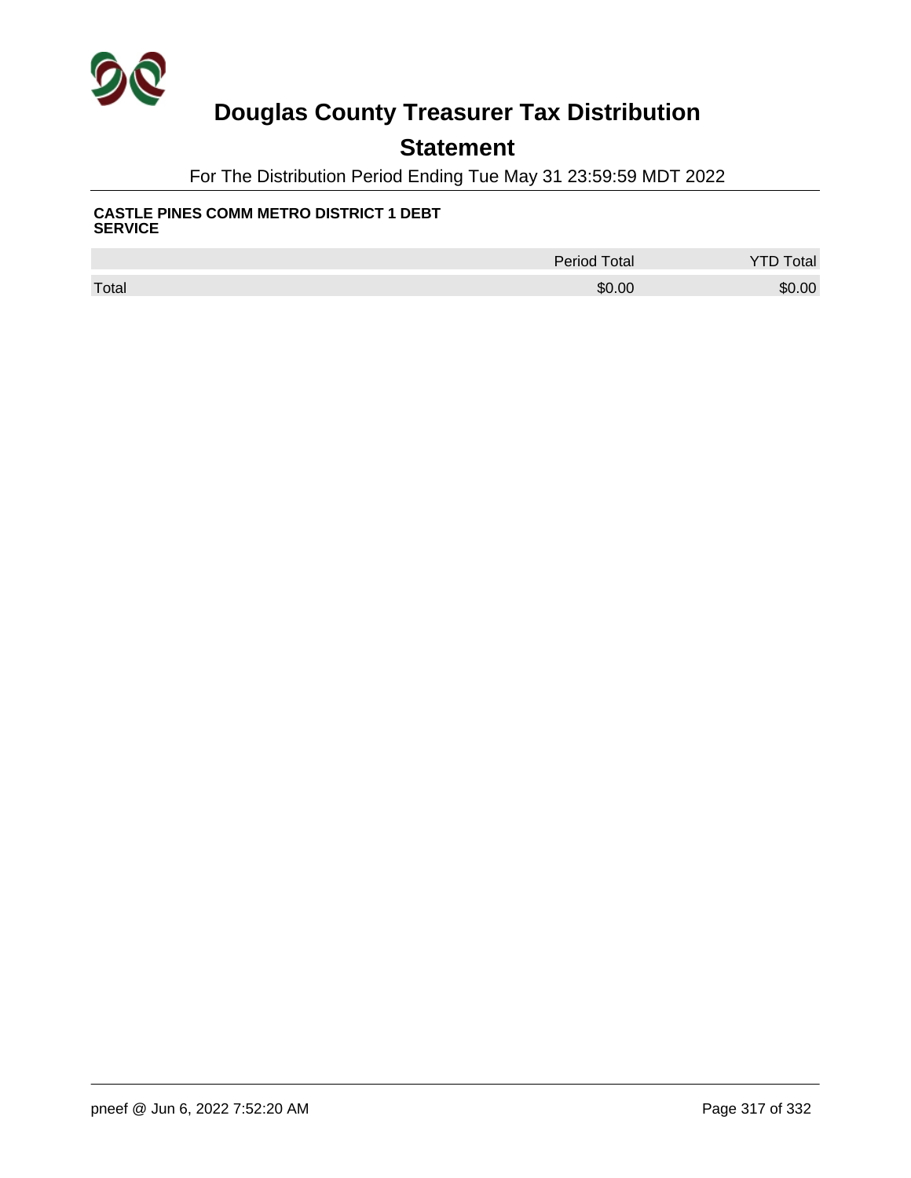# Douglas County Treasurer Tax Distribution

## Statement

For The Distribution Period Ending Tue May 31 23:59:59 MDT 2022

**CASTLE PINES COMM METRO DISTRICT 1 DEBT SERVICE**

| | Period Total | YTD Total |
|---|---|---|
| Total | $0.00 | $0.00 |

pneef @ Jun 6, 2022 7:52:20 AM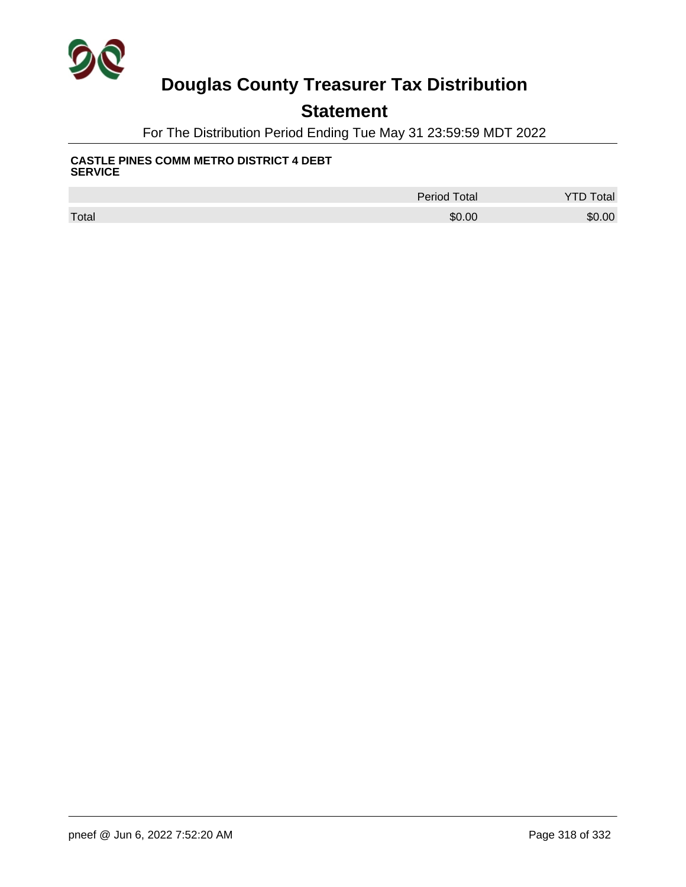# Douglas County Treasurer Tax Distribution

## Statement

For The Distribution Period Ending Tue May 31 23:59:59 MDT 2022

**CASTLE PINES COMM METRO DISTRICT 4 DEBT SERVICE**

| | Period Total | YTD Total |
|---|---|---|
| Total | $0.00 | $0.00 |

pneef @ Jun 6, 2022 7:52:20 AM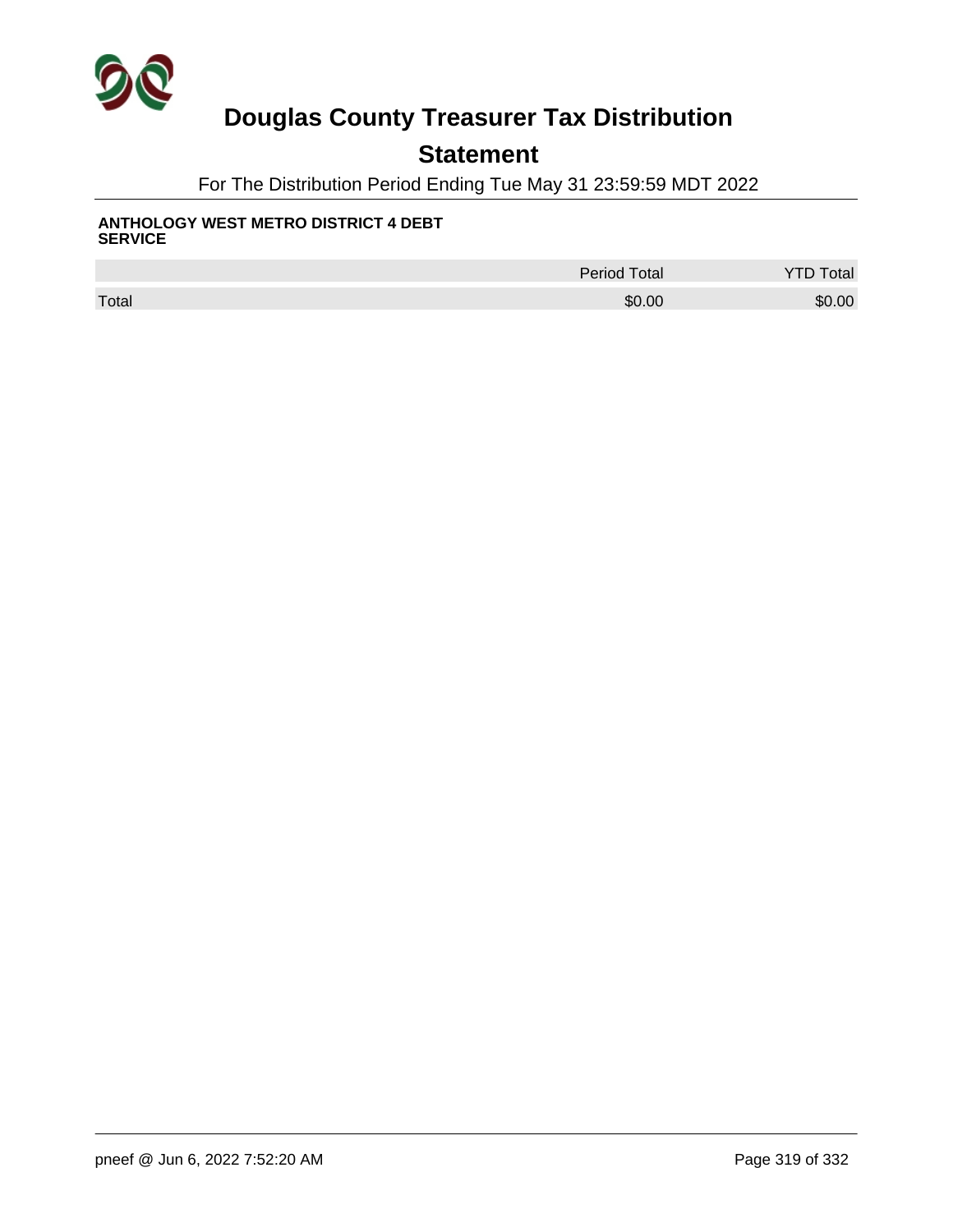# Douglas County Treasurer Tax Distribution

## Statement

For The Distribution Period Ending Tue May 31 23:59:59 MDT 2022

**ANTHOLOGY WEST METRO DISTRICT 4 DEBT SERVICE**

| | Period Total | YTD Total |
|---|---|---|
| Total | $0.00 | $0.00 |

pneef @ Jun 6, 2022 7:52:20 AM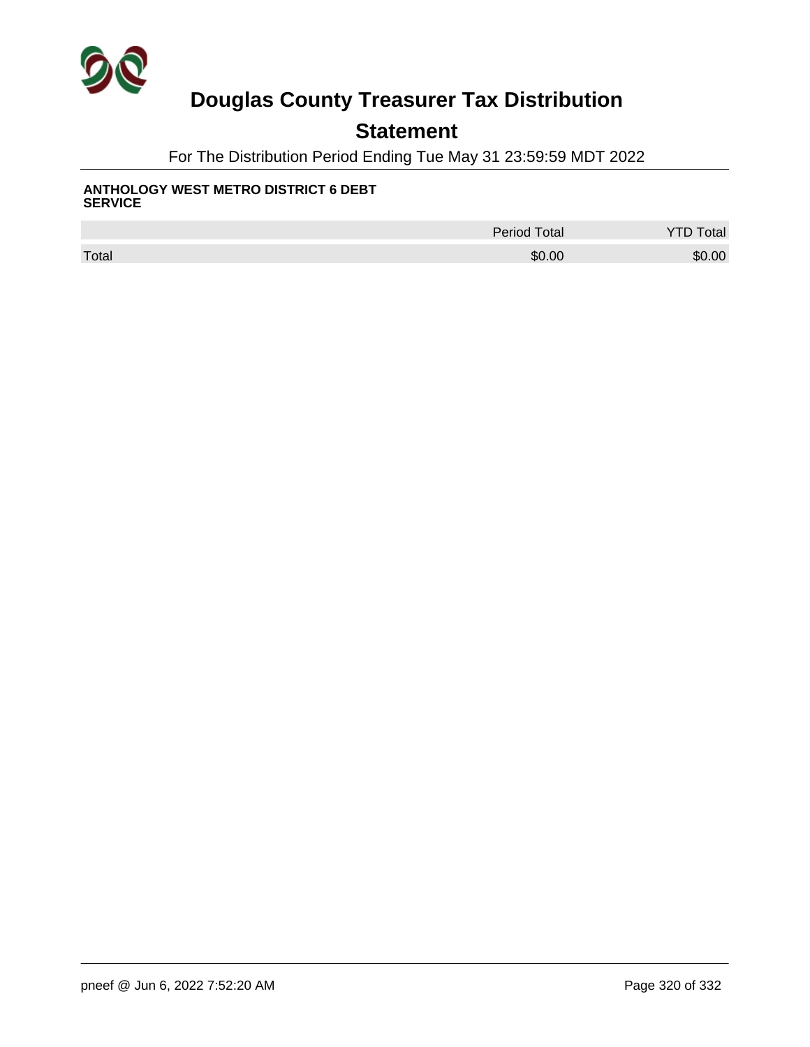# Douglas County Treasurer Tax Distribution

## Statement

For The Distribution Period Ending Tue May 31 23:59:59 MDT 2022

**ANTHOLOGY WEST METRO DISTRICT 6 DEBT SERVICE**

| | Period Total | YTD Total |
|---|---|---|
| Total | $0.00 | $0.00 |

pneef @ Jun 6, 2022 7:52:20 AM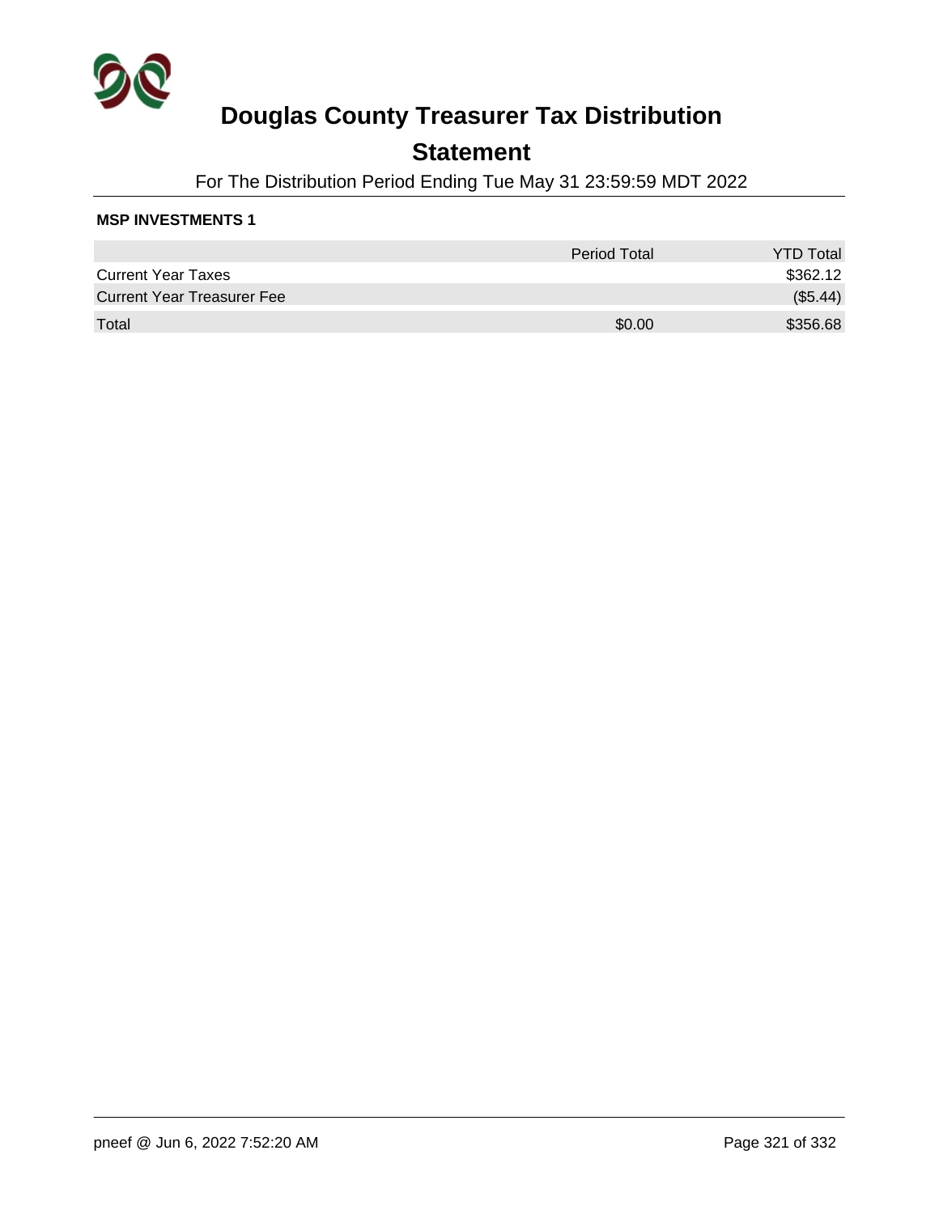# Douglas County Treasurer Tax Distribution

## Statement

For The Distribution Period Ending Tue May 31 23:59:59 MDT 2022

**MSP INVESTMENTS 1**

| | Period Total | YTD Total |
|---|---|---|
| Current Year Taxes | | $362.12 |
| Current Year Treasurer Fee | | ($5.44) |
| Total | $0.00 | $356.68 |

pneef @ Jun 6, 2022 7:52:20 AM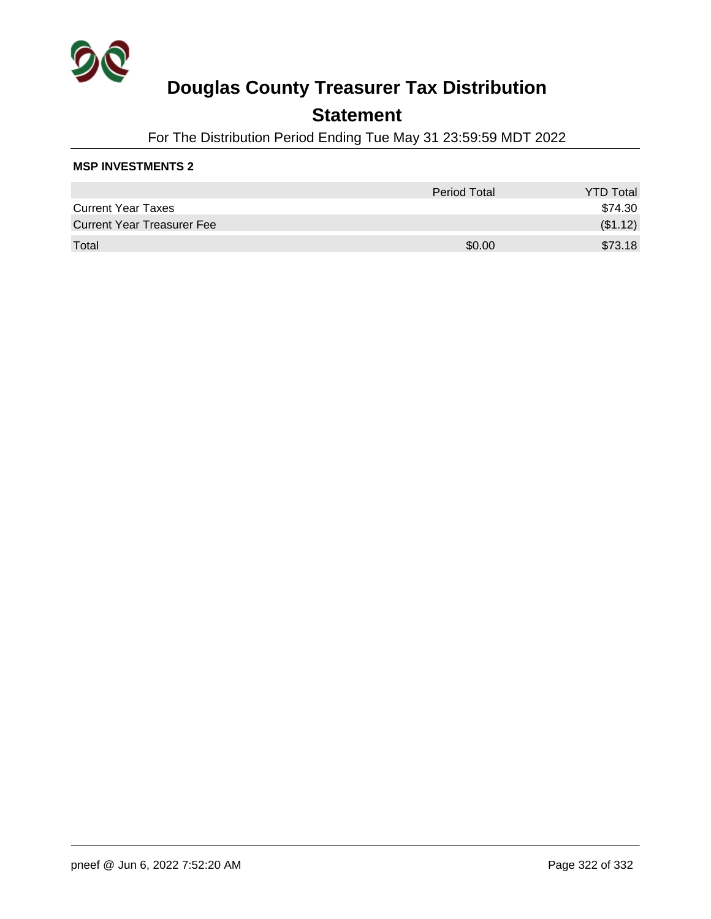# Douglas County Treasurer Tax Distribution

## Statement

For The Distribution Period Ending Tue May 31 23:59:59 MDT 2022

**MSP INVESTMENTS 2**

| | Period Total | YTD Total |
|---|---|---|
| Current Year Taxes | | $74.30 |
| Current Year Treasurer Fee | | ($1.12) |
| Total | $0.00 | $73.18 |

pneef @ Jun 6, 2022 7:52:20 AM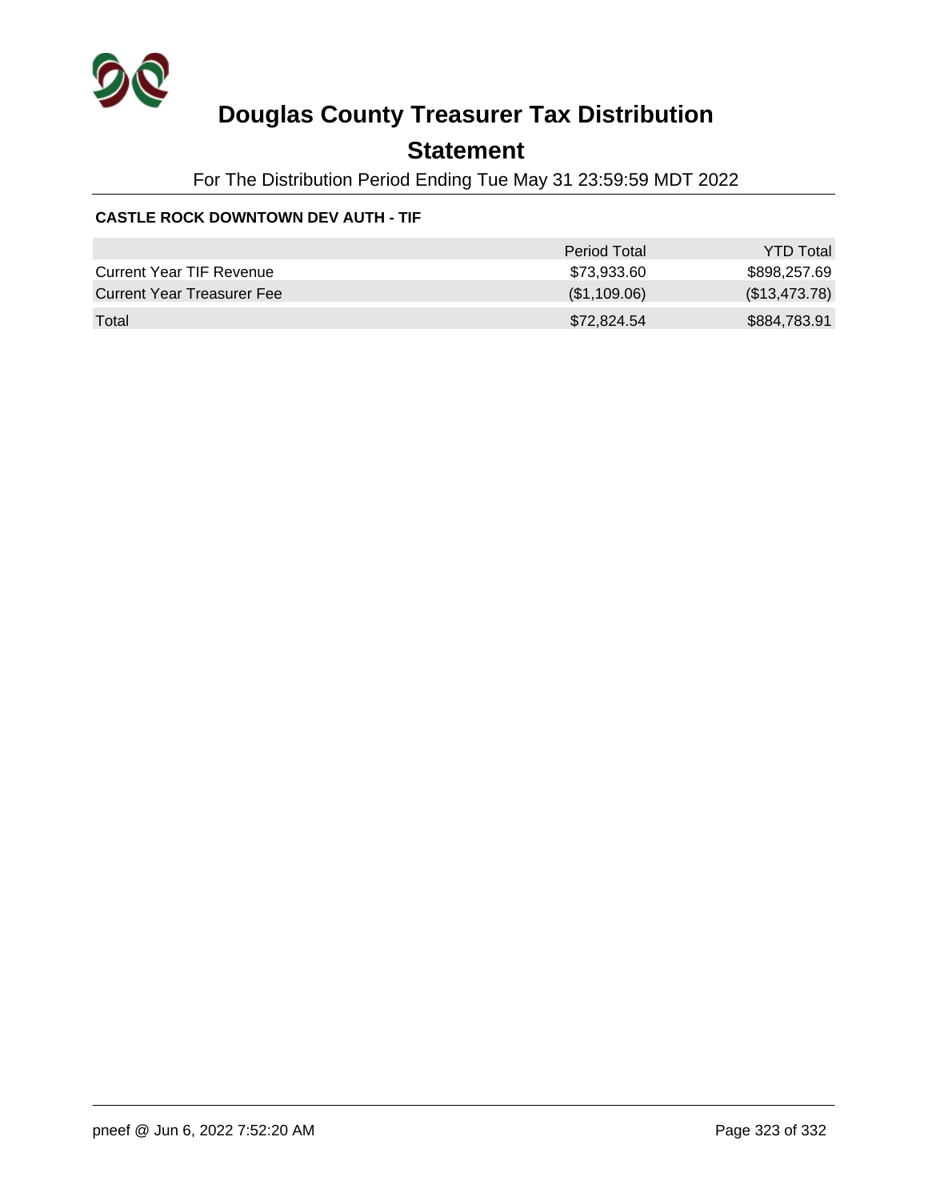# Douglas County Treasurer Tax Distribution

## Statement

For The Distribution Period Ending Tue May 31 23:59:59 MDT 2022

**CASTLE ROCK DOWNTOWN DEV AUTH - TIF**

| | Period Total | YTD Total |
|---|---|---|
| Current Year TIF Revenue | $73,933.60 | $898,257.69 |
| Current Year Treasurer Fee | ($1,109.06) | ($13,473.78) |
| Total | $72,824.54 | $884,783.91 |

pneef @ Jun 6, 2022 7:52:20 AM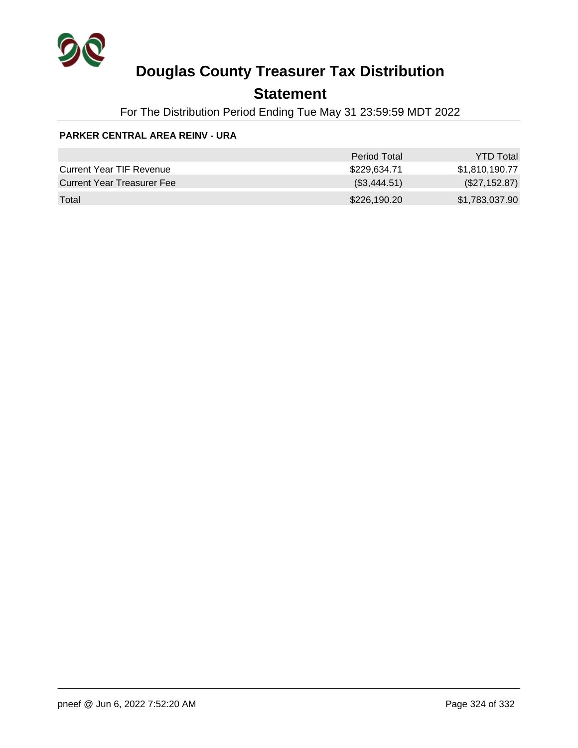# Douglas County Treasurer Tax Distribution

## Statement

For The Distribution Period Ending Tue May 31 23:59:59 MDT 2022

**PARKER CENTRAL AREA REINV - URA**

| | Period Total | YTD Total |
|---|---|---|
| Current Year TIF Revenue | $229,634.71 | $1,810,190.77 |
| Current Year Treasurer Fee | ($3,444.51) | ($27,152.87) |
| Total | $226,190.20 | $1,783,037.90 |

pneef @ Jun 6, 2022 7:52:20 AM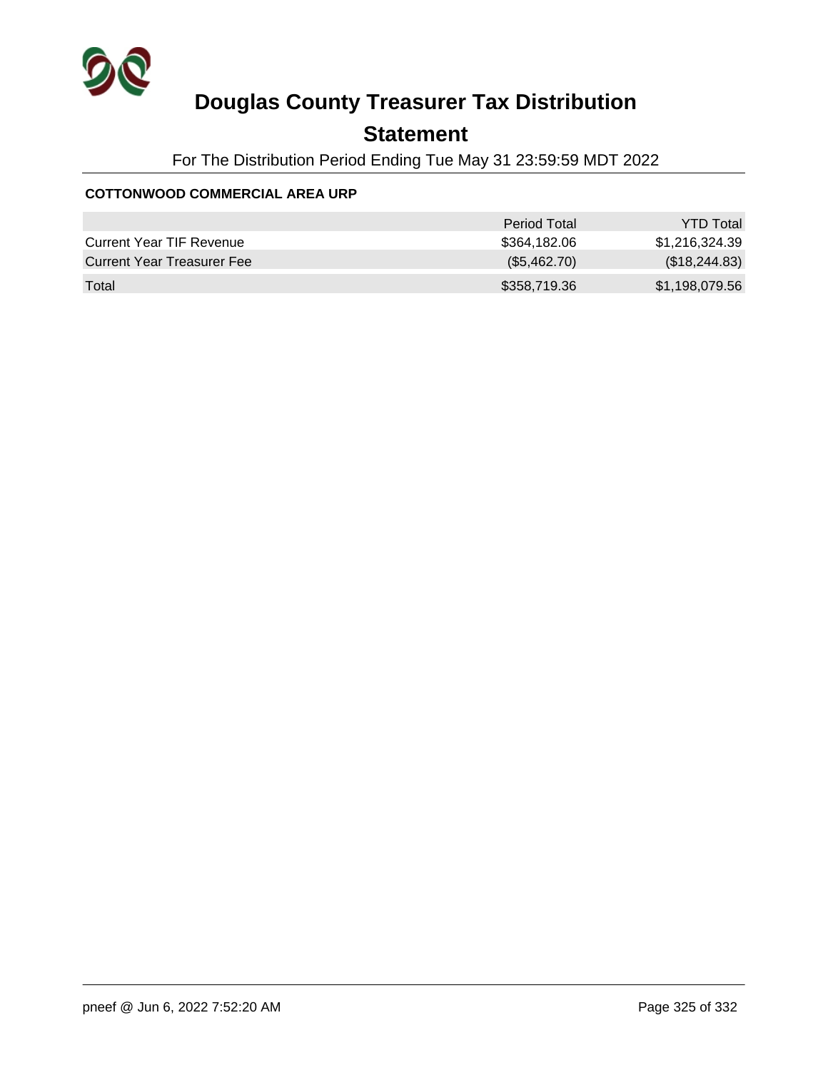# Douglas County Treasurer Tax Distribution

## Statement

For The Distribution Period Ending Tue May 31 23:59:59 MDT 2022

### COTTONWOOD COMMERCIAL AREA URP

| | Period Total | YTD Total |
|---|---|---|
| Current Year TIF Revenue | $364,182.06 | $1,216,324.39 |
| Current Year Treasurer Fee | ($5,462.70) | ($18,244.83) |
| Total | $358,719.36 | $1,198,079.56 |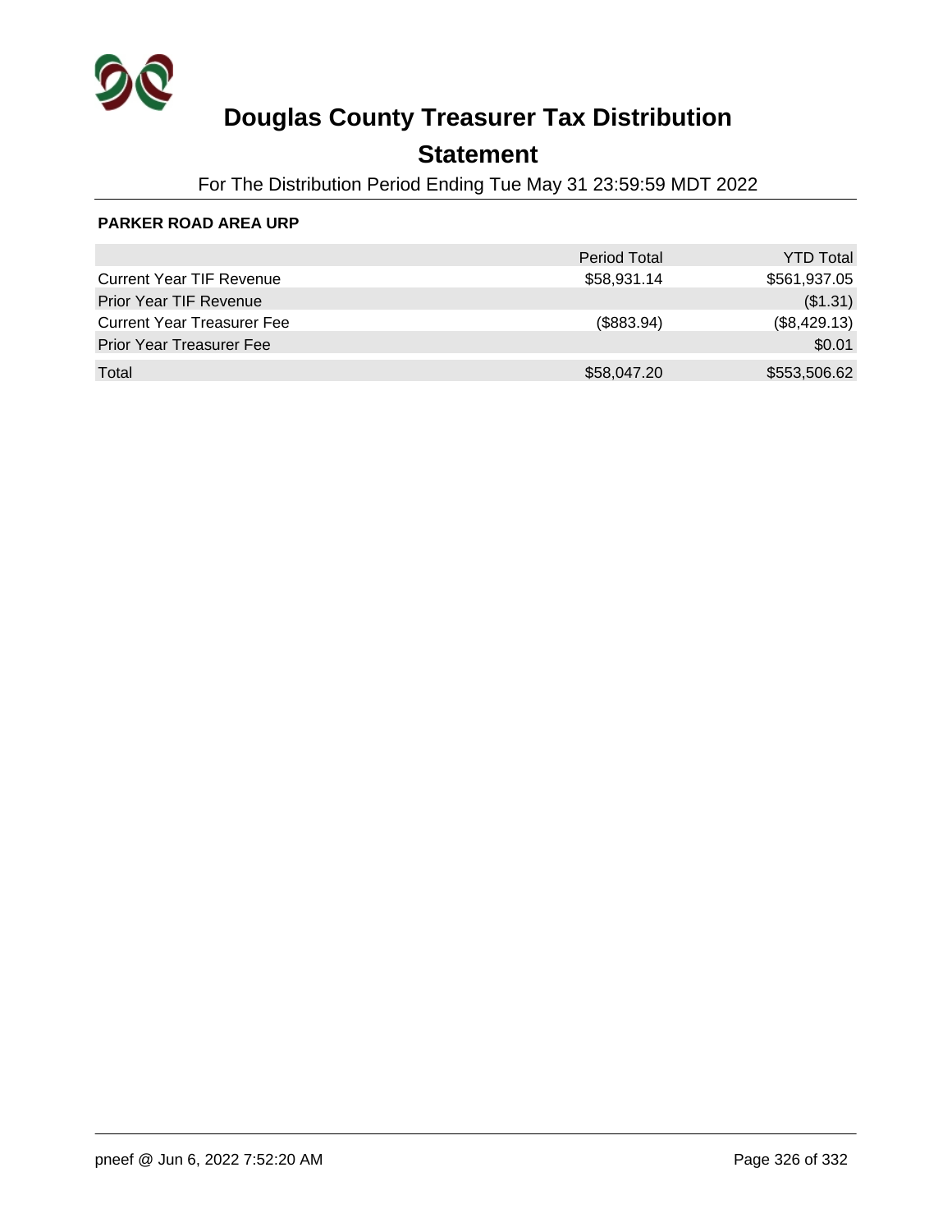# Douglas County Treasurer Tax Distribution

## Statement

For The Distribution Period Ending Tue May 31 23:59:59 MDT 2022

**PARKER ROAD AREA URP**

| | Period Total | YTD Total |
|---|---|---|
| Current Year TIF Revenue | $58,931.14 | $561,937.05 |
| Prior Year TIF Revenue | | ($1.31) |
| Current Year Treasurer Fee | ($883.94) | ($8,429.13) |
| Prior Year Treasurer Fee | | $0.01 |
| Total | $58,047.20 | $553,506.62 |

pneef @ Jun 6, 2022 7:52:20 AM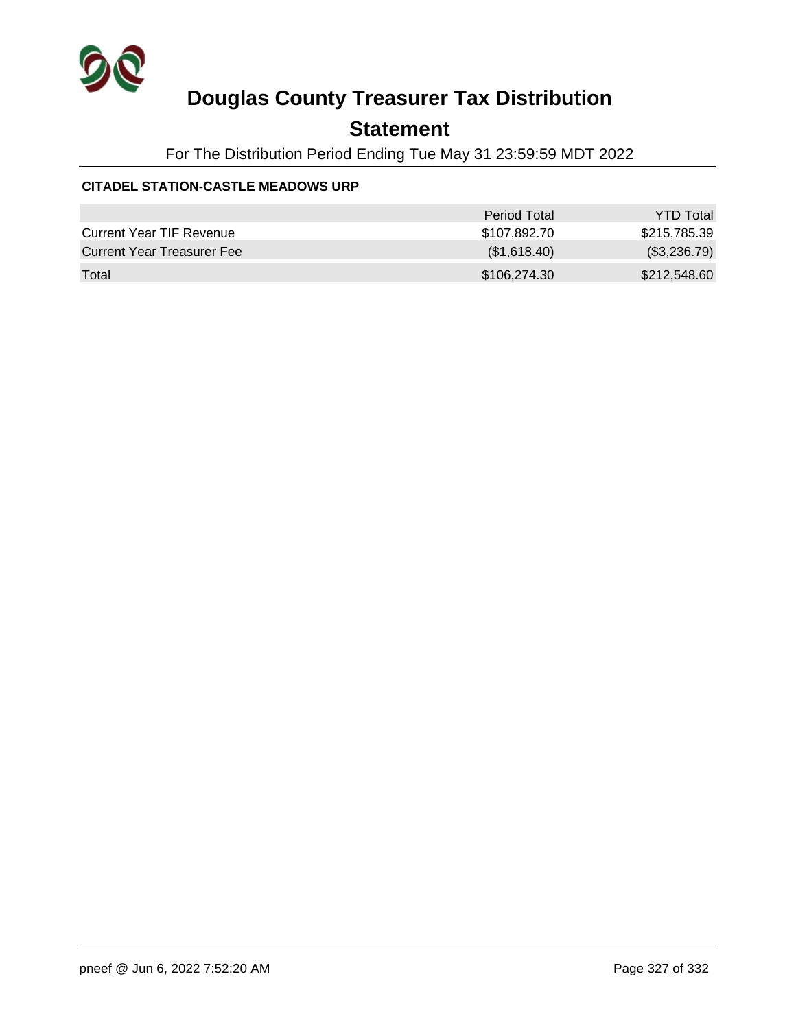# Douglas County Treasurer Tax Distribution

## Statement

For The Distribution Period Ending Tue May 31 23:59:59 MDT 2022

**CITADEL STATION-CASTLE MEADOWS URP**

| | Period Total | YTD Total |
|---|---|---|
| Current Year TIF Revenue | $107,892.70 | $215,785.39 |
| Current Year Treasurer Fee | ($1,618.40) | ($3,236.79) |
| Total | $106,274.30 | $212,548.60 |

pneef @ Jun 6, 2022 7:52:20 AM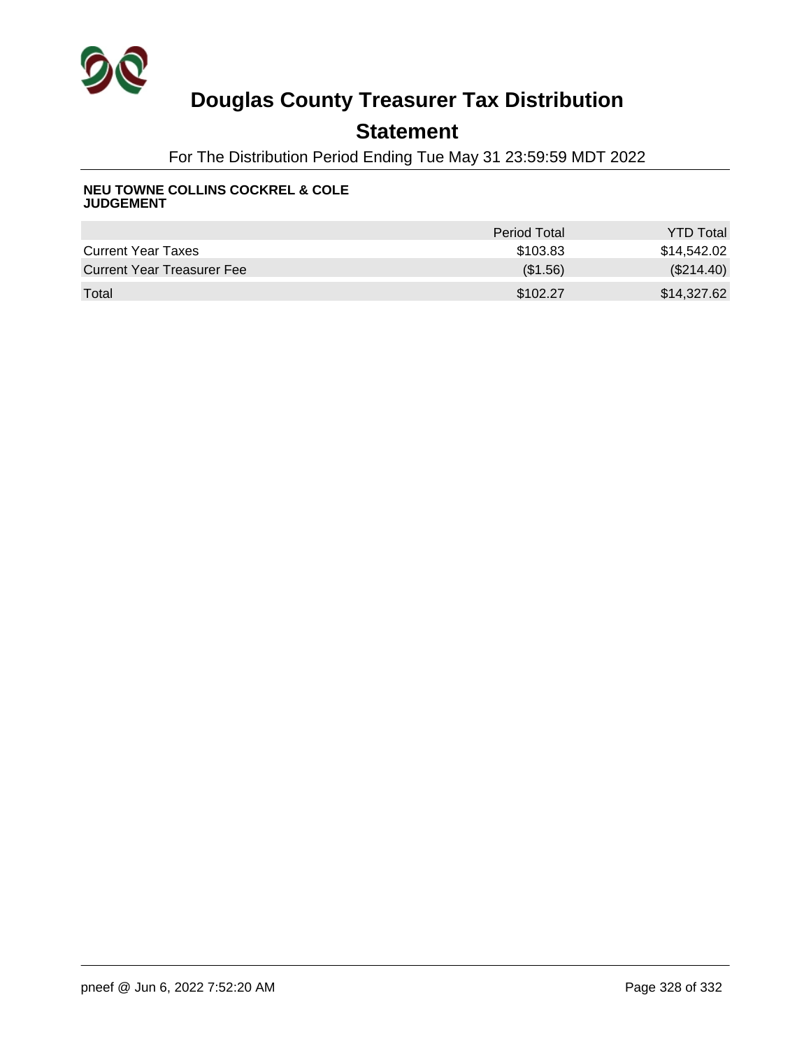# Douglas County Treasurer Tax Distribution

## Statement

For The Distribution Period Ending Tue May 31 23:59:59 MDT 2022

**NEU TOWNE COLLINS COCKREL & COLE JUDGEMENT**

| | Period Total | YTD Total |
|---|---|---|
| Current Year Taxes | $103.83 | $14,542.02 |
| Current Year Treasurer Fee | ($1.56) | ($214.40) |
| Total | $102.27 | $14,327.62 |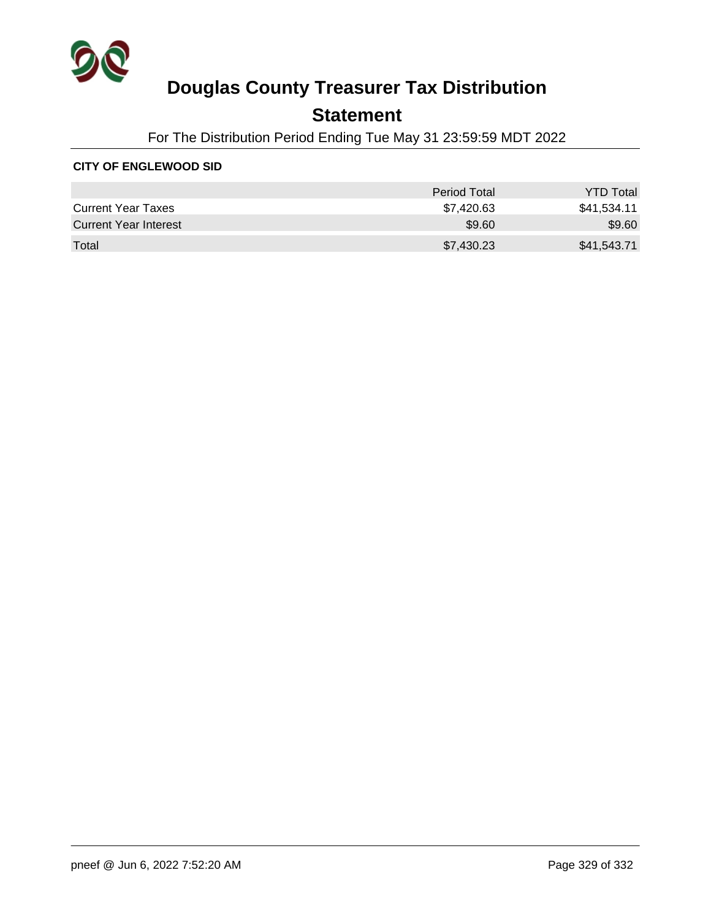# Douglas County Treasurer Tax Distribution

## Statement

For The Distribution Period Ending Tue May 31 23:59:59 MDT 2022

**CITY OF ENGLEWOOD SID**

| | Period Total | YTD Total |
|---|---|---|
| Current Year Taxes | $7,420.63 | $41,534.11 |
| Current Year Interest | $9.60 | $9.60 |
| Total | $7,430.23 | $41,543.71 |

pneef @ Jun 6, 2022 7:52:20 AM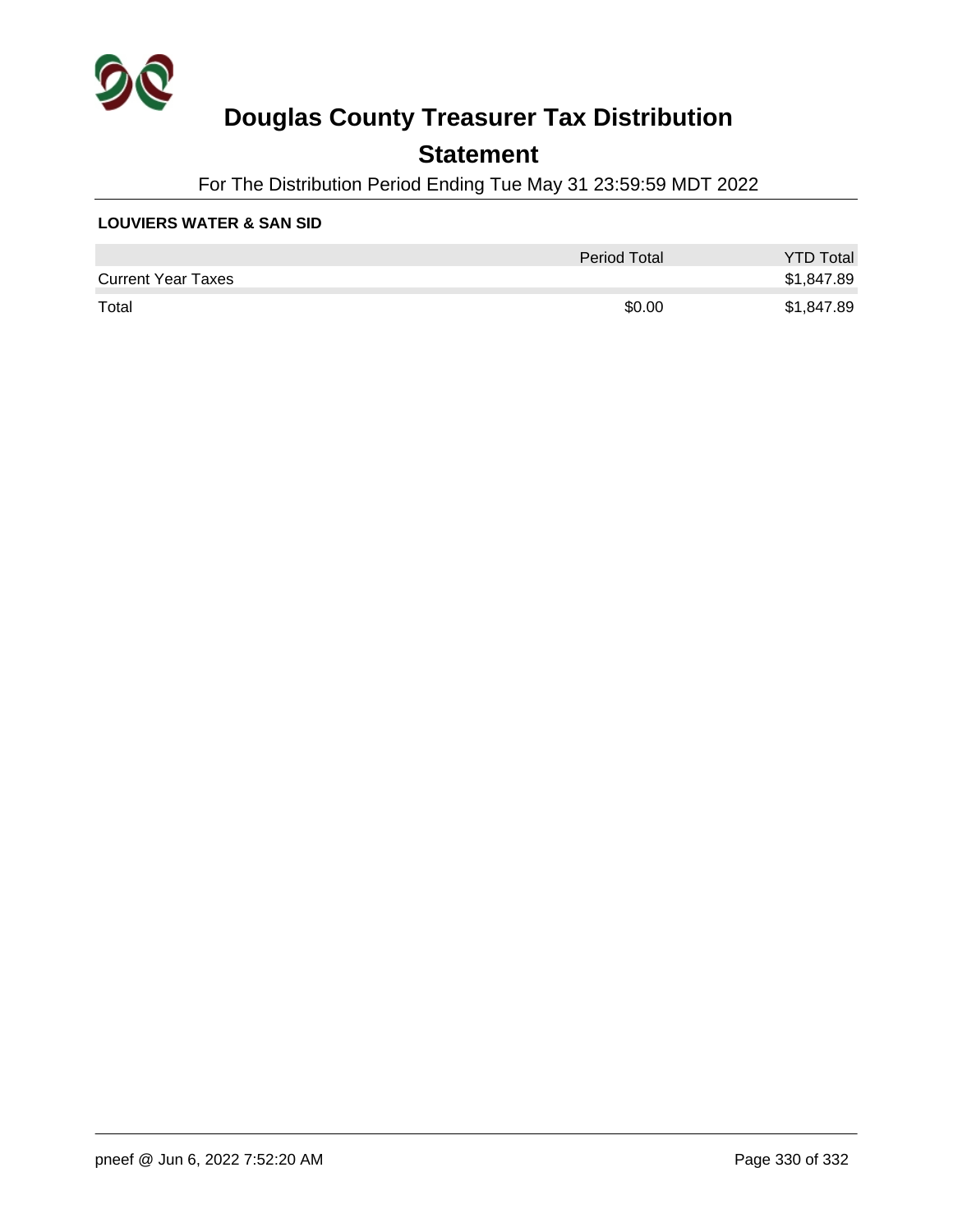# Douglas County Treasurer Tax Distribution

## Statement

For The Distribution Period Ending Tue May 31 23:59:59 MDT 2022

**LOUVIERS WATER & SAN SID**

| | Period Total | YTD Total |
|---|---|---|
| Current Year Taxes | | $1,847.89 |
| Total | $0.00 | $1,847.89 |

pneef @ Jun 6, 2022 7:52:20 AM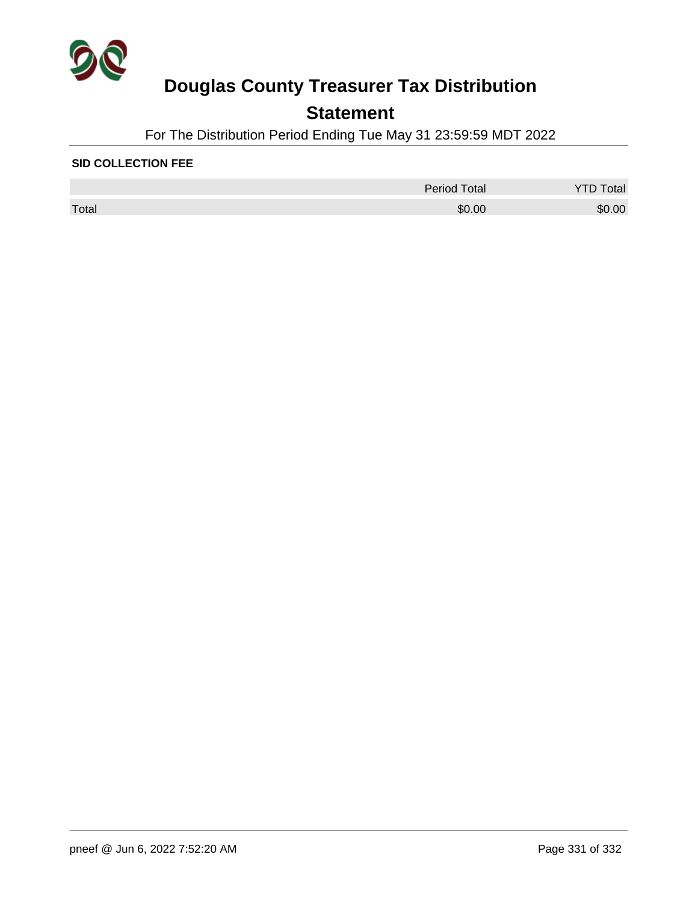# Douglas County Treasurer Tax Distribution

## Statement

For The Distribution Period Ending Tue May 31 23:59:59 MDT 2022

**SID COLLECTION FEE**

| | Period Total | YTD Total |
|---|---|---|
| Total | $0.00 | $0.00 |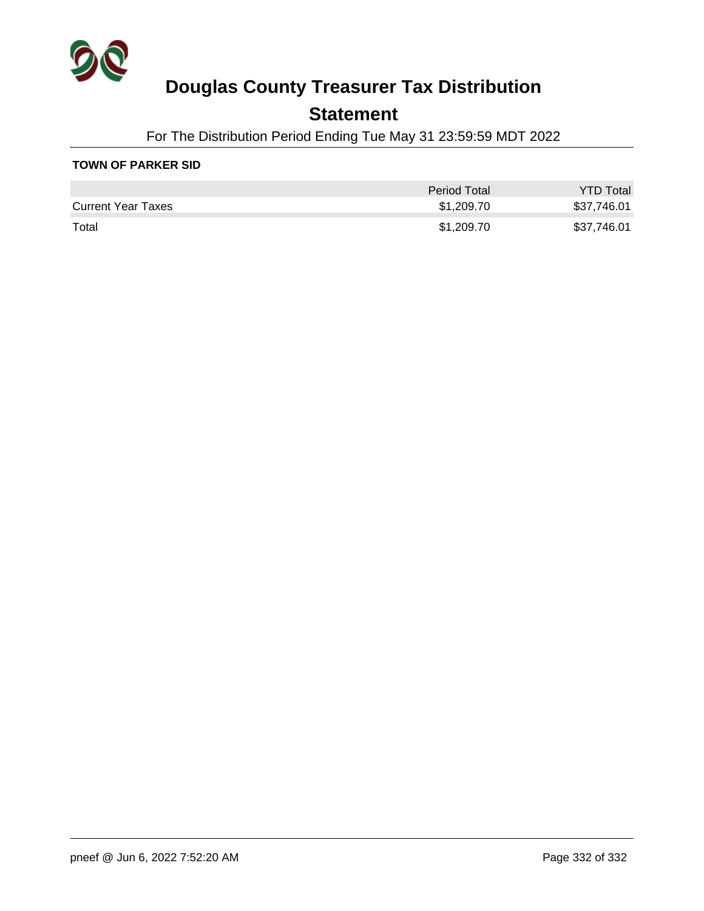# Douglas County Treasurer Tax Distribution

## Statement

For The Distribution Period Ending Tue May 31 23:59:59 MDT 2022

**TOWN OF PARKER SID**

| | Period Total | YTD Total |
|---|---|---|
| Current Year Taxes | $1,209.70 | $37,746.01 |
| Total | $1,209.70 | $37,746.01 |